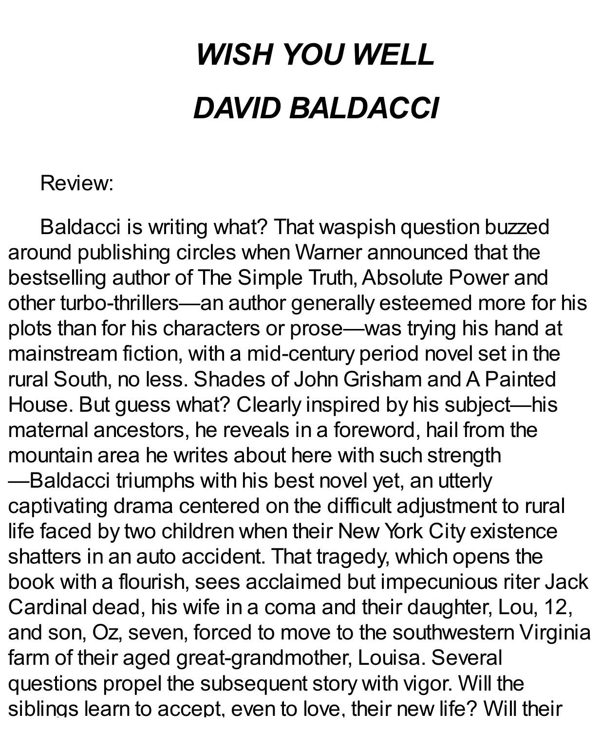# *WISH YOU WELL*

# *DAVID BALDACCI*

Review:

Baldacci is writing what? That waspish question buzzed around publishing circles when Warner announced that the bestselling author of The Simple Truth, Absolute Power and other turbo-thrillers—an author generally esteemed more for his plots than for his characters or prose—was trying his hand at mainstream fiction, with a mid-century period novel set in the rural South, no less. Shades of John Grisham and A Painted House. But guess what? Clearly inspired by his subject—his maternal ancestors, he reveals in a foreword, hail from the mountain area he writes about here with such strength—Baldacci triumphs with his best novel yet, an utterly captivating drama centered on the difficult adjustment to rural life faced by two children when their New York City existence shatters in an auto accident. That tragedy, which opens the book with a flourish, sees acclaimed but impecunious riter Jack Cardinal dead, his wife in a coma and their daughter, Lou, 12, and son, Oz, seven, forced to move to the southwestern Virginia farm of their aged great-grandmother, Louisa. Several questions propel the subsequent story with vigor. Will the siblings learn to accept, even to love, their new life? Will their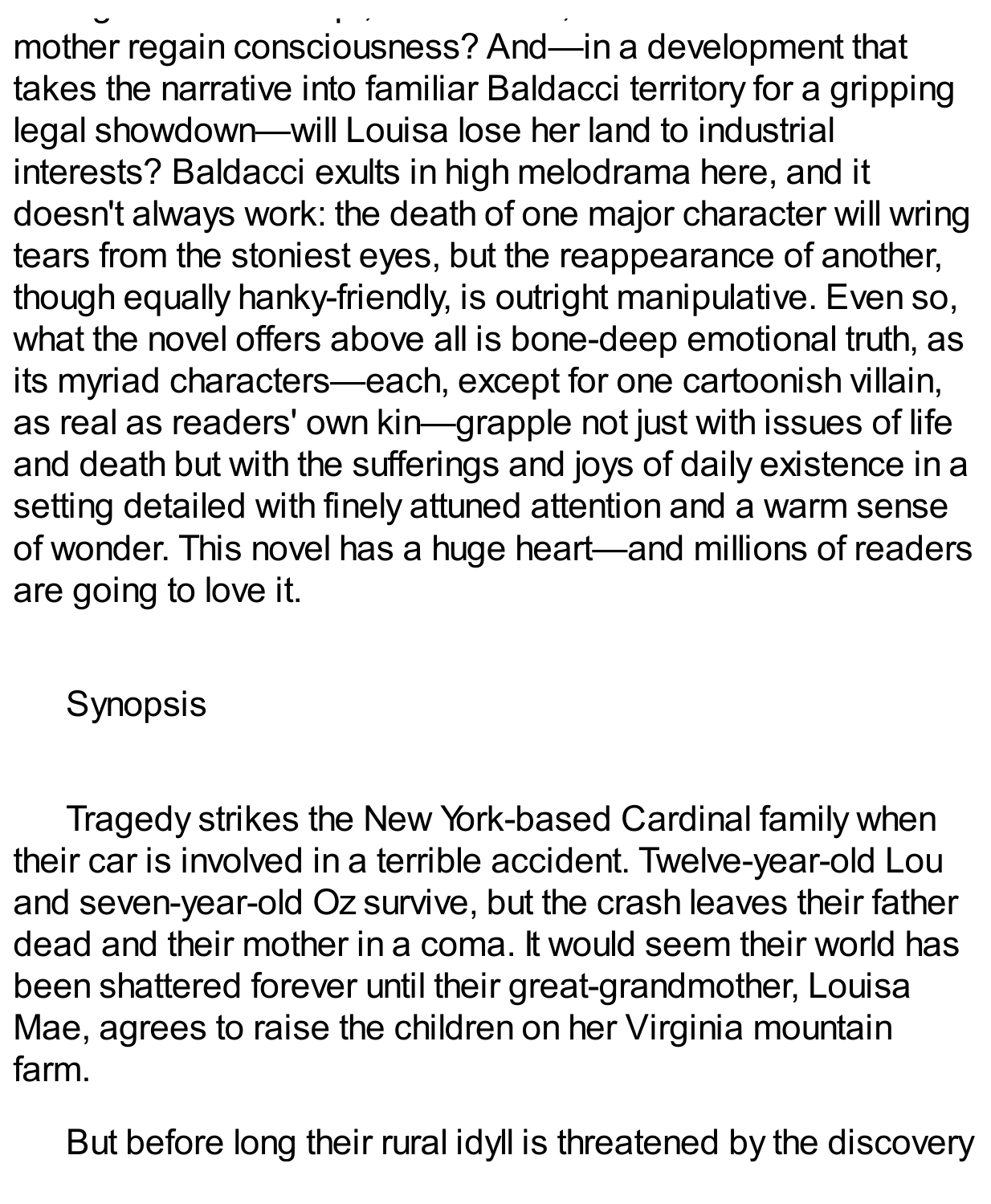mother regain consciousness? And—in a development that takes the narrative into familiar Baldacci territory for a gripping legal showdown—will Louisa lose her land to industrial interests? Baldacci exults in high melodrama here, and it doesn't always work: the death of one major character will wring tears from the stoniest eyes, but the reappearance of another, though equally hanky-friendly, is outright manipulative. Even so, what the novel offers above all is bone-deep emotional truth, as its myriad characters—each, except for one cartoonish villain, as real as readers' own kin—grapple not just with issues of life and death but with the sufferings and joys of daily existence in a setting detailed with finely attuned attention and a warm sense of wonder. This novel has a huge heart—and millions of readers are going to love it.

## Synopsis

Tragedy strikes the New York-based Cardinal family when their car is involved in a terrible accident. Twelve-year-old Lou and seven-year-old Oz survive, but the crash leaves their father dead and their mother in a coma. It would seem their world has been shattered forever until their great-grandmother, Louisa Mae, agrees to raise the children on her Virginia mountain farm.

But before long their rural idyll is threatened by the discovery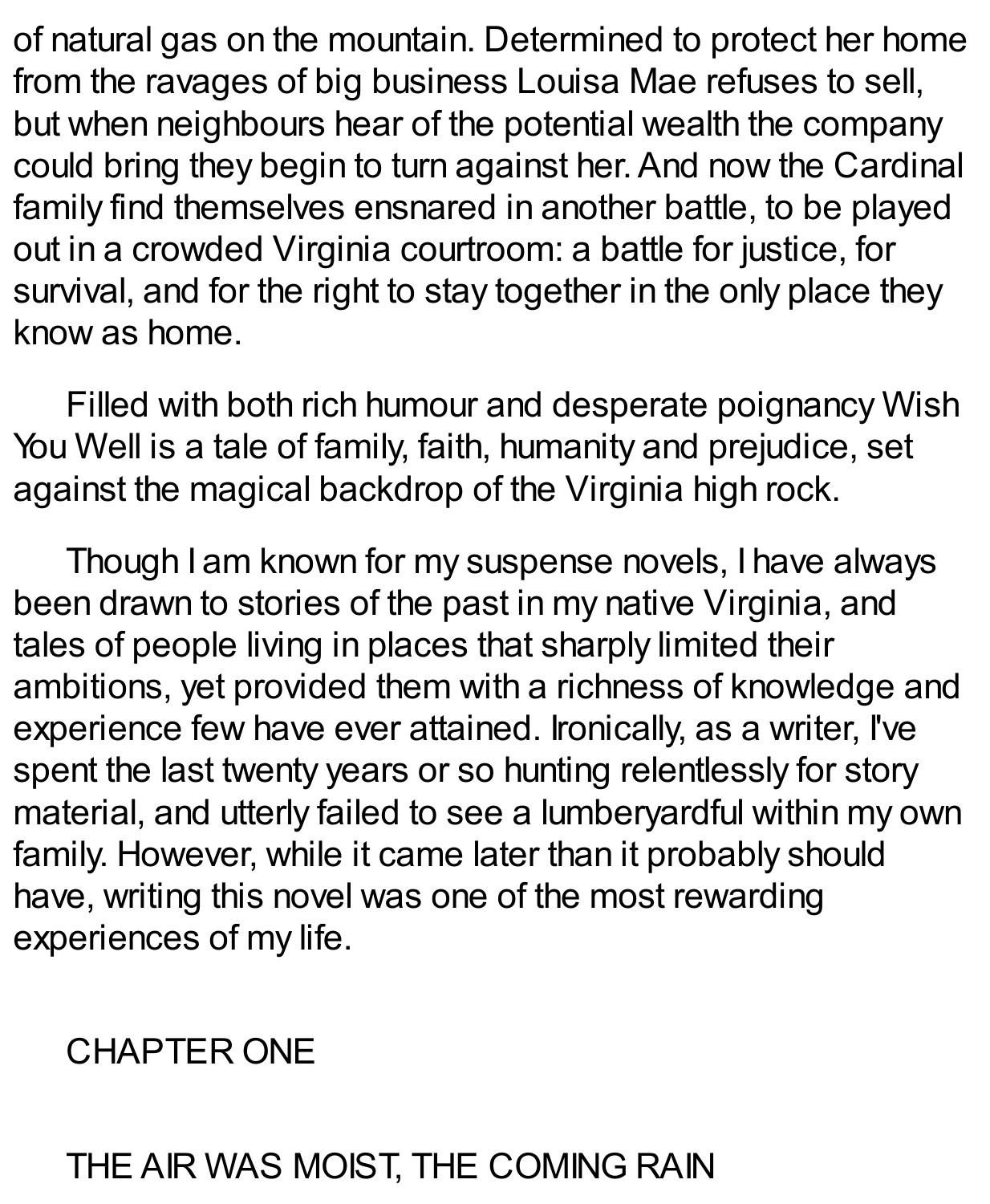of natural gas on the mountain. Determined to protect her home from the ravages of big business Louisa Mae refuses to sell, but when neighbours hear of the potential wealth the company could bring they begin to turn against her. And now the Cardinal family find themselves ensnared in another battle, to be played out in a crowded Virginia courtroom: a battle for justice, for survival, and for the right to stay together in the only place they know as home.

Filled with both rich humour and desperate poignancy Wish You Well is a tale of family, faith, humanity and prejudice, set against the magical backdrop of the Virginia high rock.

Though I am known for my suspense novels, I have always been drawn to stories of the past in my native Virginia, and tales of people living in places that sharply limited their ambitions, yet provided them with a richness of knowledge and experience few have ever attained. Ironically, as a writer, I've spent the last twenty years or so hunting relentlessly for story material, and utterly failed to see a lumberyardful within my own family. However, while it came later than it probably should have, writing this novel was one of the most rewarding experiences of my life.

## CHAPTER ONE

THE AIR WAS MOIST, THE COMING RAIN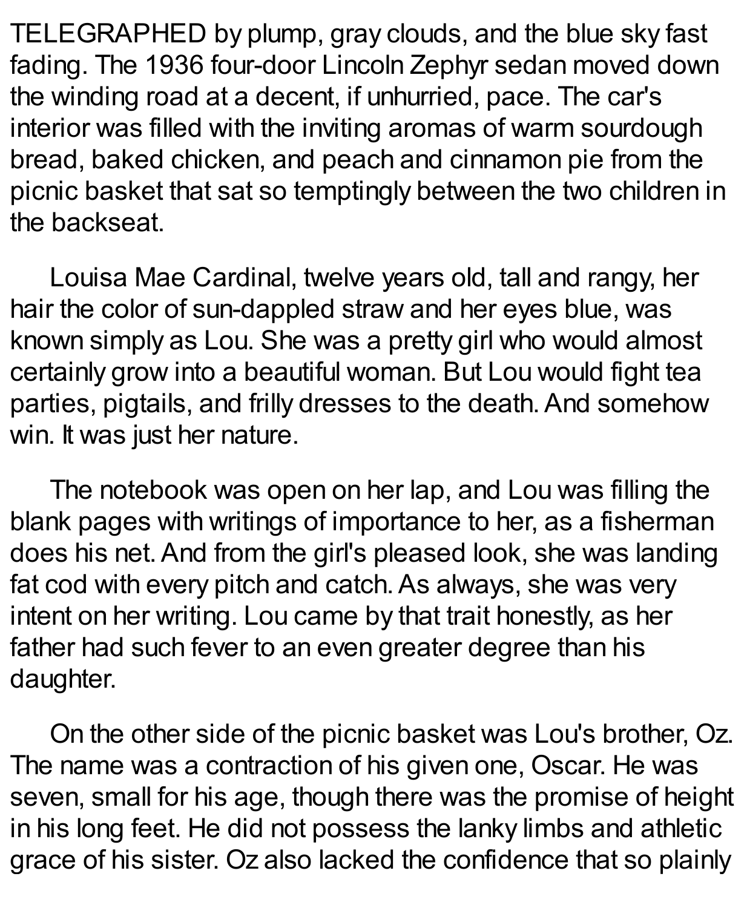TELEGRAPHED by plump, gray clouds, and the blue sky fast fading. The 1936 four-door Lincoln Zephyr sedan moved down the winding road at a decent, if unhurried, pace. The car's interior was filled with the inviting aromas of warm sourdough bread, baked chicken, and peach and cinnamon pie from the picnic basket that sat so temptingly between the two children in the backseat.

Louisa Mae Cardinal, twelve years old, tall and rangy, her hair the color of sun-dappled straw and her eyes blue, was known simply as Lou. She was a pretty girl who would almost certainly grow into a beautiful woman. But Lou would fight tea parties, pigtails, and frilly dresses to the death. And somehow win. It was just her nature.

The notebook was open on her lap, and Lou was filling the blank pages with writings of importance to her, as a fisherman does his net. And from the girl's pleased look, she was landing fat cod with every pitch and catch. As always, she was very intent on her writing. Lou came by that trait honestly, as her father had such fever to an even greater degree than his daughter.

On the other side of the picnic basket was Lou's brother, Oz. The name was a contraction of his given one, Oscar. He was seven, small for his age, though there was the promise of height in his long feet. He did not possess the lanky limbs and athletic grace of his sister. Oz also lacked the confidence that so plainly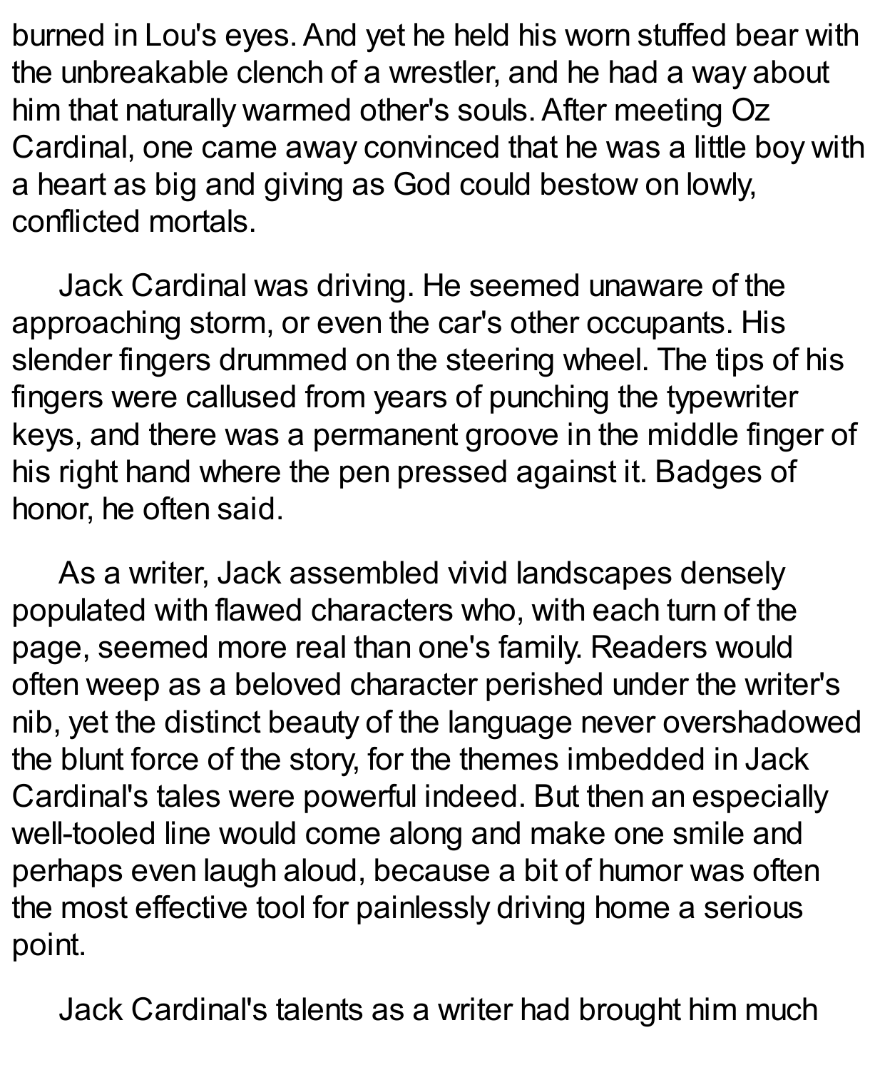burned in Lou's eyes. And yet he held his worn stuffed bear with the unbreakable clench of a wrestler, and he had a way about him that naturally warmed other's souls. After meeting Oz Cardinal, one came away convinced that he was a little boy with a heart as big and giving as God could bestow on lowly, conflicted mortals.

Jack Cardinal was driving. He seemed unaware of the approaching storm, or even the car's other occupants. His slender fingers drummed on the steering wheel. The tips of his fingers were callused from years of punching the typewriter keys, and there was a permanent groove in the middle finger of his right hand where the pen pressed against it. Badges of honor, he often said.

As a writer, Jack assembled vivid landscapes densely populated with flawed characters who, with each turn of the page, seemed more real than one's family. Readers would often weep as a beloved character perished under the writer's nib, yet the distinct beauty of the language never overshadowed the blunt force of the story, for the themes imbedded in Jack Cardinal's tales were powerful indeed. But then an especially well-tooled line would come along and make one smile and perhaps even laugh aloud, because a bit of humor was often the most effective tool for painlessly driving home a serious point.

Jack Cardinal's talents as a writer had brought him much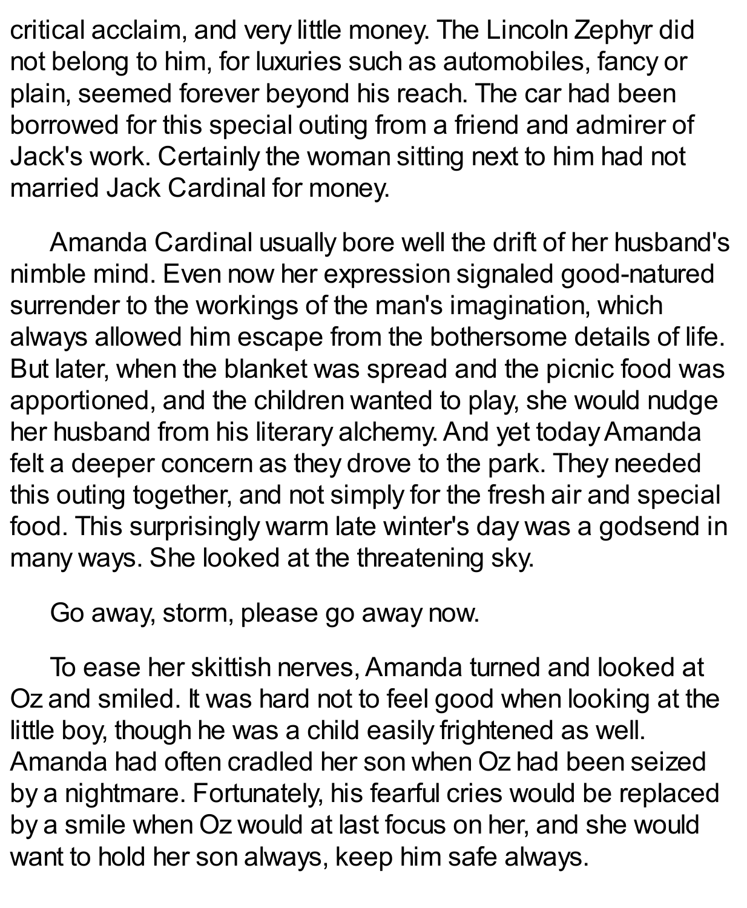critical acclaim, and very little money. The Lincoln Zephyr did not belong to him, for luxuries such as automobiles, fancy or plain, seemed forever beyond his reach. The car had been borrowed for this special outing from a friend and admirer of Jack's work. Certainly the woman sitting next to him had not married Jack Cardinal for money.

Amanda Cardinal usually bore well the drift of her husband's nimble mind. Even now her expression signaled good-natured surrender to the workings of the man's imagination, which always allowed him escape from the bothersome details of life. But later, when the blanket was spread and the picnic food was apportioned, and the children wanted to play, she would nudge her husband from his literary alchemy. And yet today Amanda felt a deeper concern as they drove to the park. They needed this outing together, and not simply for the fresh air and special food. This surprisingly warm late winter's day was a godsend in many ways. She looked at the threatening sky.

Go away, storm, please go away now.

To ease her skittish nerves, Amanda turned and looked at Oz and smiled. It was hard not to feel good when looking at the little boy, though he was a child easily frightened as well. Amanda had often cradled her son when Oz had been seized by a nightmare. Fortunately, his fearful cries would be replaced by a smile when Oz would at last focus on her, and she would want to hold her son always, keep him safe always.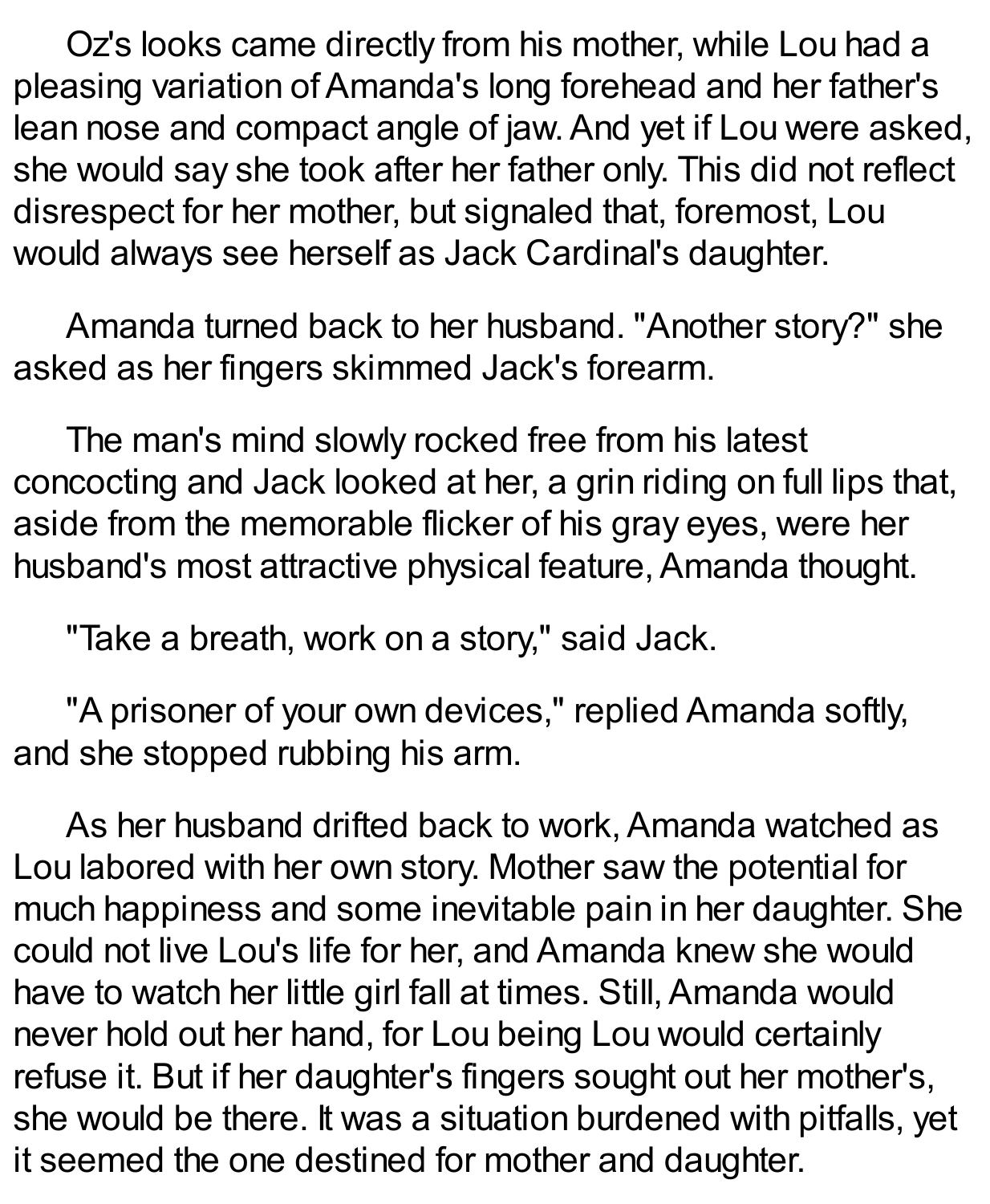Oz's looks came directly from his mother, while Lou had a pleasing variation of Amanda's long forehead and her father's lean nose and compact angle of jaw. And yet if Lou were asked, she would say she took after her father only. This did not reflect disrespect for her mother, but signaled that, foremost, Lou would always see herself as Jack Cardinal's daughter.

Amanda turned back to her husband. "Another story?" she asked as her fingers skimmed Jack's forearm.

The man's mind slowly rocked free from his latest concocting and Jack looked at her, a grin riding on full lips that, aside from the memorable flicker of his gray eyes, were her husband's most attractive physical feature, Amanda thought.

"Take a breath, work on a story," said Jack.

"A prisoner of your own devices," replied Amanda softly, and she stopped rubbing his arm.

As her husband drifted back to work, Amanda watched as Lou labored with her own story. Mother saw the potential for much happiness and some inevitable pain in her daughter. She could not live Lou's life for her, and Amanda knew she would have to watch her little girl fall at times. Still, Amanda would never hold out her hand, for Lou being Lou would certainly refuse it. But if her daughter's fingers sought out her mother's, she would be there. It was a situation burdened with pitfalls, yet it seemed the one destined for mother and daughter.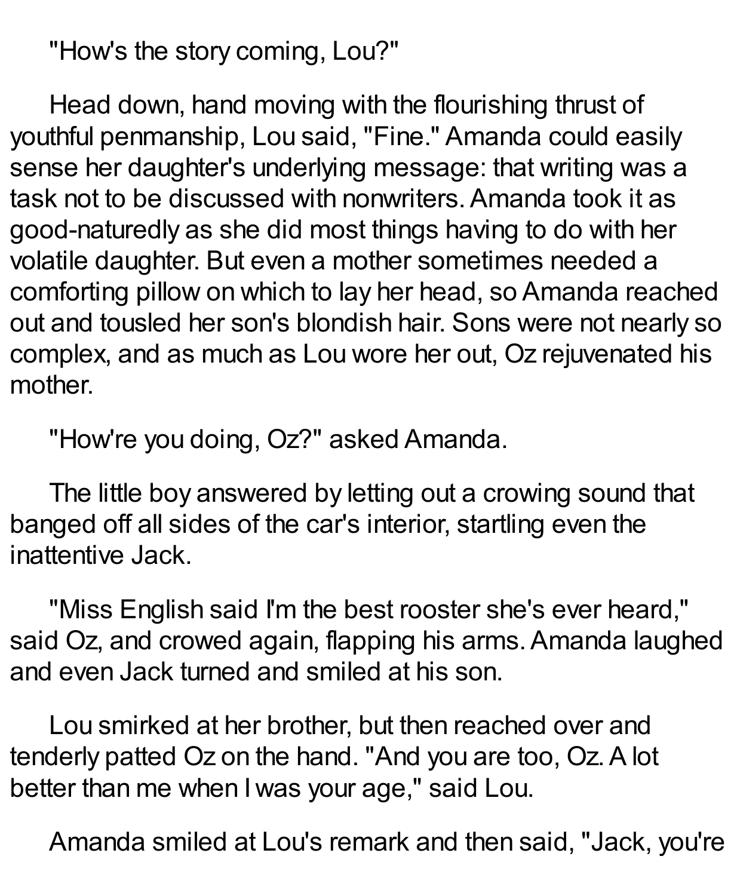"How's the story coming, Lou?"

Head down, hand moving with the flourishing thrust of youthful penmanship, Lou said, "Fine." Amanda could easily sense her daughter's underlying message: that writing was a task not to be discussed with nonwriters. Amanda took it as good-naturedly as she did most things having to do with her volatile daughter. But even a mother sometimes needed a comforting pillow on which to lay her head, so Amanda reached out and tousled her son's blondish hair. Sons were not nearly so complex, and as much as Lou wore her out, Oz rejuvenated his mother.

"How're you doing, Oz?" asked Amanda.

The little boy answered by letting out a crowing sound that banged off all sides of the car's interior, startling even the inattentive Jack.

"Miss English said I'm the best rooster she's ever heard," said Oz, and crowed again, flapping his arms. Amanda laughed and even Jack turned and smiled at his son.

Lou smirked at her brother, but then reached over and tenderly patted Oz on the hand. "And you are too, Oz. A lot better than me when I was your age," said Lou.

Amanda smiled at Lou's remark and then said, "Jack, you're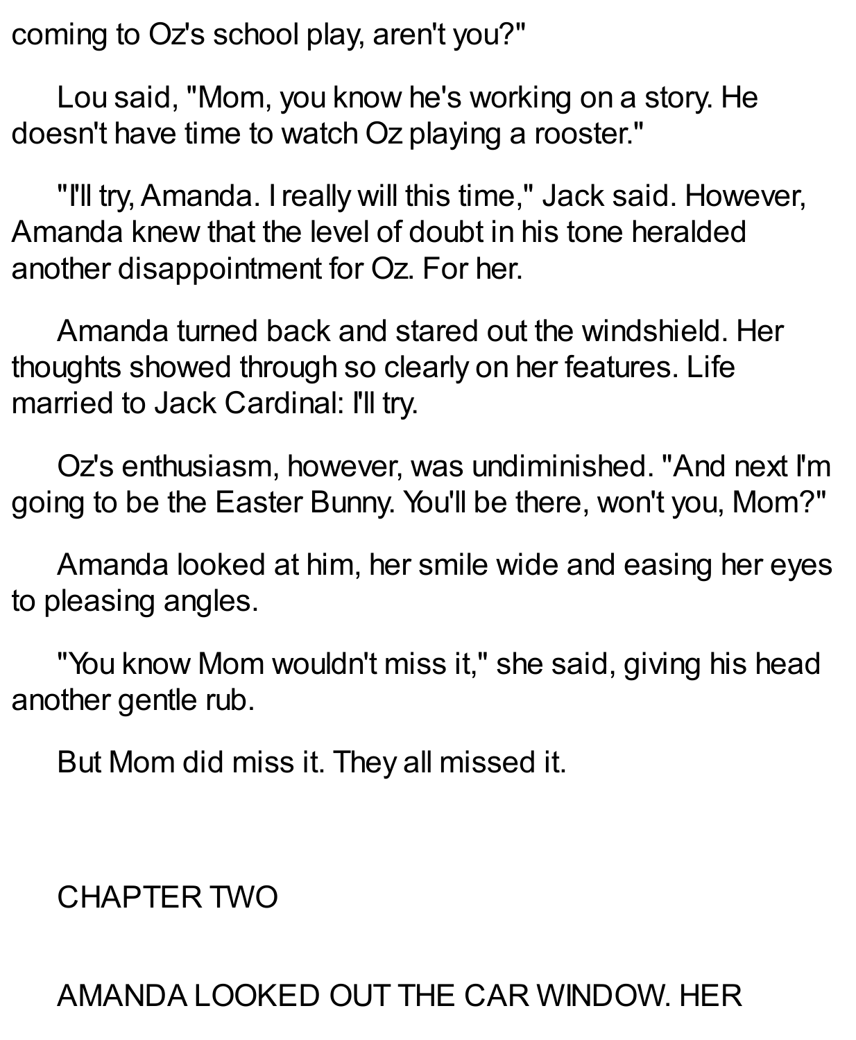coming to Oz's school play, aren't you?"

Lou said, "Mom, you know he's working on a story. He doesn't have time to watch Oz playing a rooster."

"I'll try, Amanda. I really will this time," Jack said. However, Amanda knew that the level of doubt in his tone heralded another disappointment for Oz. For her.

Amanda turned back and stared out the windshield. Her thoughts showed through so clearly on her features. Life married to Jack Cardinal: I'll try.

Oz's enthusiasm, however, was undiminished. "And next I'm going to be the Easter Bunny. You'll be there, won't you, Mom?"

Amanda looked at him, her smile wide and easing her eyes to pleasing angles.

"You know Mom wouldn't miss it," she said, giving his head another gentle rub.

But Mom did miss it. They all missed it.

## CHAPTER TWO

AMANDA LOOKED OUT THE CAR WINDOW. HER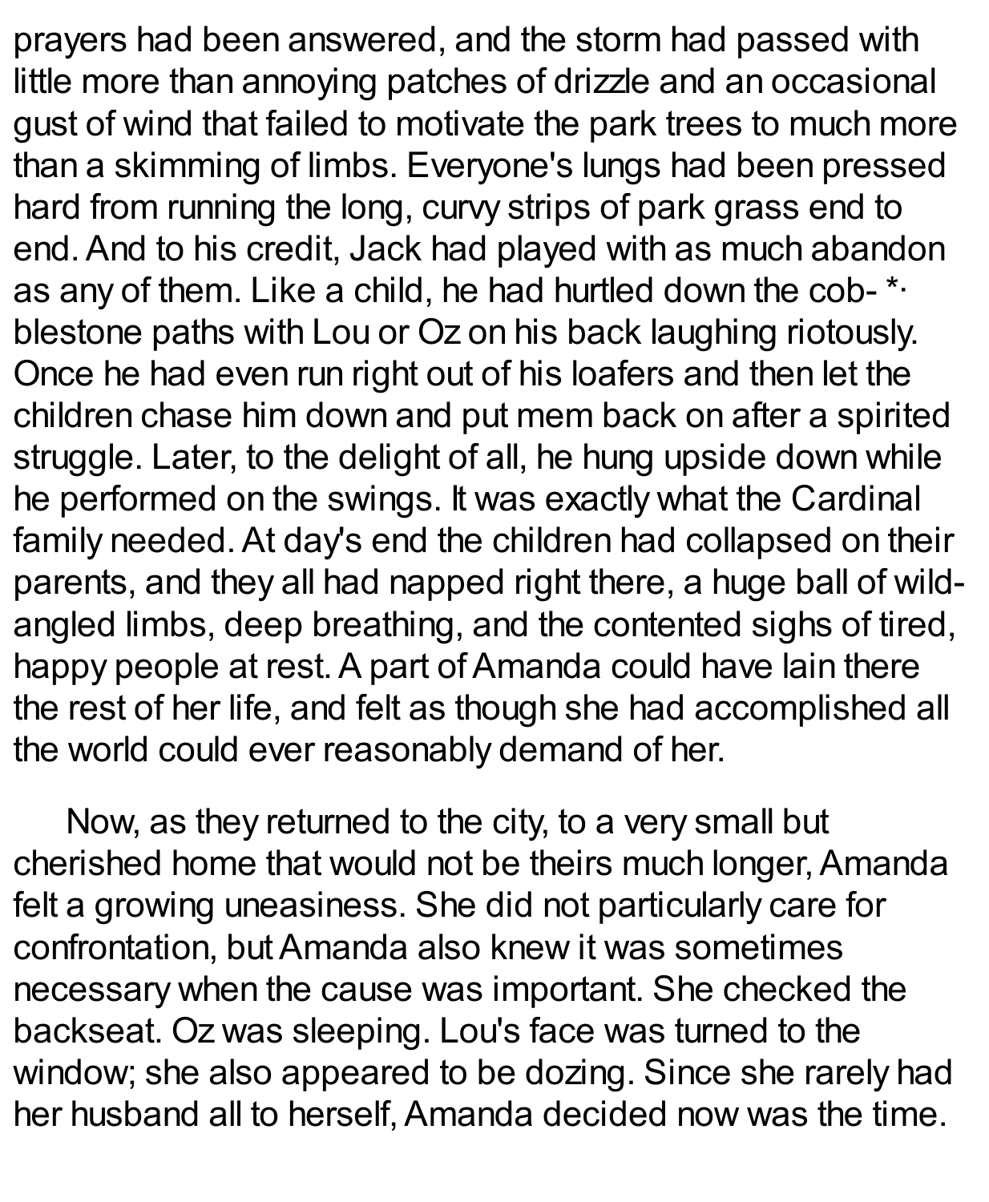prayers had been answered, and the storm had passed with little more than annoying patches of drizzle and an occasional gust of wind that failed to motivate the park trees to much more than a skimming of limbs. Everyone's lungs had been pressed hard from running the long, curvy strips of park grass end to end. And to his credit, Jack had played with as much abandon as any of them. Like a child, he had hurtled down the cob- *· blestone paths with Lou or Oz on his back laughing riotously. Once he had even run right out of his loafers and then let the children chase him down and put mem back on after a spirited struggle. Later, to the delight of all, he hung upside down while he performed on the swings. It was exactly what the Cardinal family needed. At day's end the children had collapsed on their parents, and they all had napped right there, a huge ball of wild-angled limbs, deep breathing, and the contented sighs of tired, happy people at rest. A part of Amanda could have lain there the rest of her life, and felt as though she had accomplished all the world could ever reasonably demand of her.

Now, as they returned to the city, to a very small but cherished home that would not be theirs much longer, Amanda felt a growing uneasiness. She did not particularly care for confrontation, but Amanda also knew it was sometimes necessary when the cause was important. She checked the backseat. Oz was sleeping. Lou's face was turned to the window; she also appeared to be dozing. Since she rarely had her husband all to herself, Amanda decided now was the time.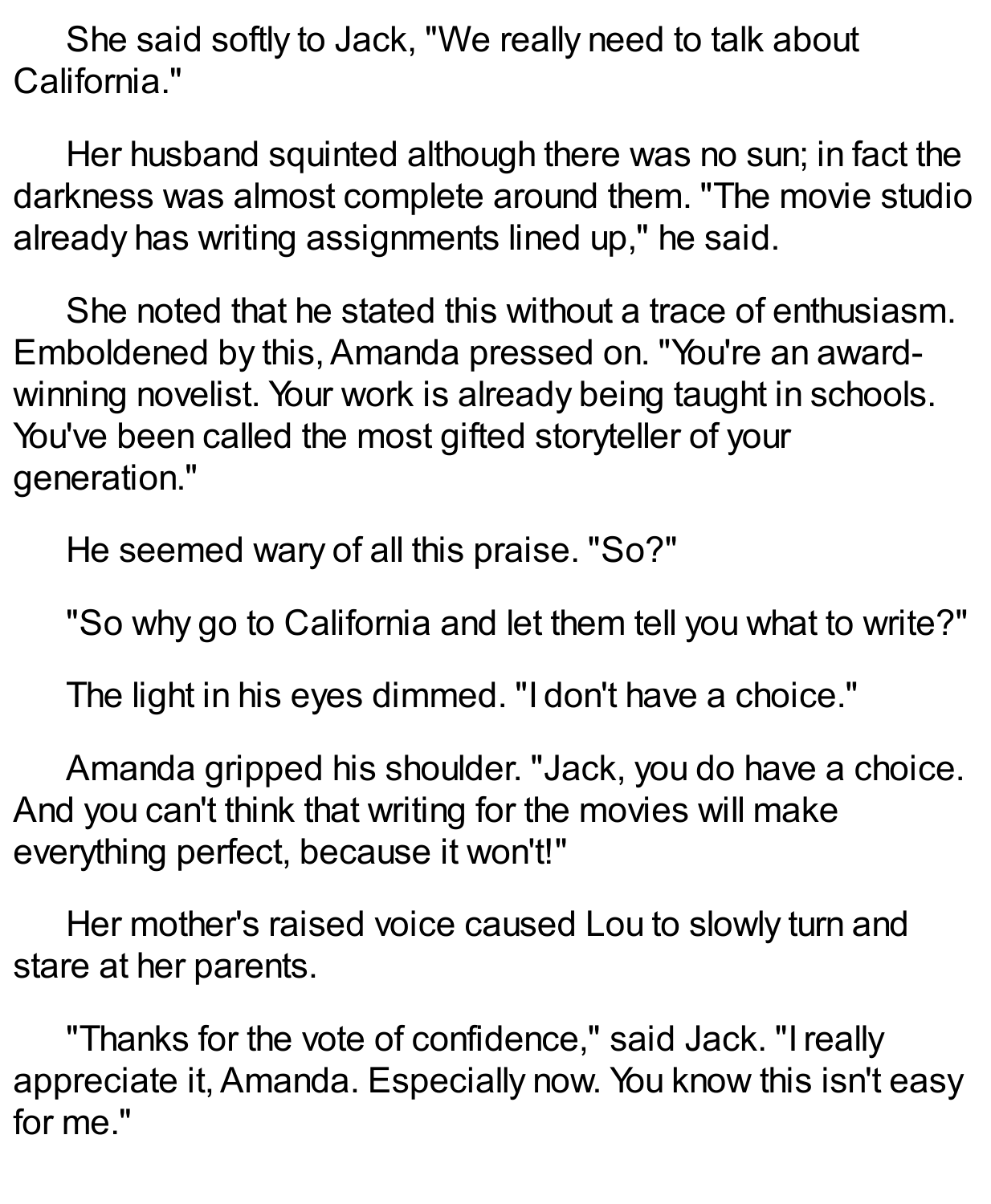She said softly to Jack, "We really need to talk about California."

Her husband squinted although there was no sun; in fact the darkness was almost complete around them. "The movie studio already has writing assignments lined up," he said.

She noted that he stated this without a trace of enthusiasm. Emboldened by this, Amanda pressed on. "You're an award-winning novelist. Your work is already being taught in schools. You've been called the most gifted storyteller of your generation."

He seemed wary of all this praise. "So?"

"So why go to California and let them tell you what to write?"

The light in his eyes dimmed. "I don't have a choice."

Amanda gripped his shoulder. "Jack, you do have a choice. And you can't think that writing for the movies will make everything perfect, because it won't!"

Her mother's raised voice caused Lou to slowly turn and stare at her parents.

"Thanks for the vote of confidence," said Jack. "I really appreciate it, Amanda. Especially now. You know this isn't easy for me."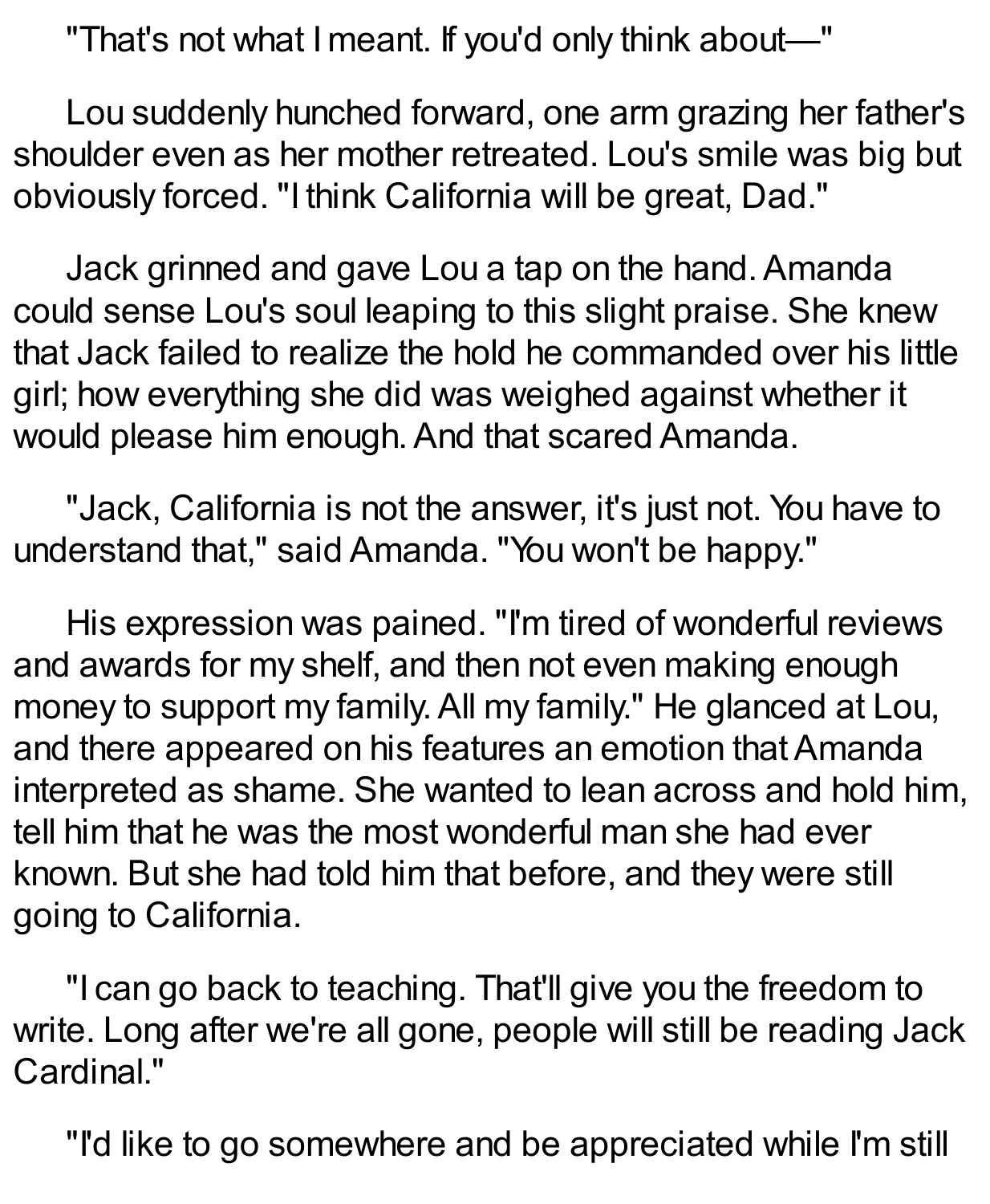"That's not what I meant. If you'd only think about—"

Lou suddenly hunched forward, one arm grazing her father's shoulder even as her mother retreated. Lou's smile was big but obviously forced. "I think California will be great, Dad."

Jack grinned and gave Lou a tap on the hand. Amanda could sense Lou's soul leaping to this slight praise. She knew that Jack failed to realize the hold he commanded over his little girl; how everything she did was weighed against whether it would please him enough. And that scared Amanda.

"Jack, California is not the answer, it's just not. You have to understand that," said Amanda. "You won't be happy."

His expression was pained. "I'm tired of wonderful reviews and awards for my shelf, and then not even making enough money to support my family. All my family." He glanced at Lou, and there appeared on his features an emotion that Amanda interpreted as shame. She wanted to lean across and hold him, tell him that he was the most wonderful man she had ever known. But she had told him that before, and they were still going to California.

"I can go back to teaching. That'll give you the freedom to write. Long after we're all gone, people will still be reading Jack Cardinal."

"I'd like to go somewhere and be appreciated while I'm still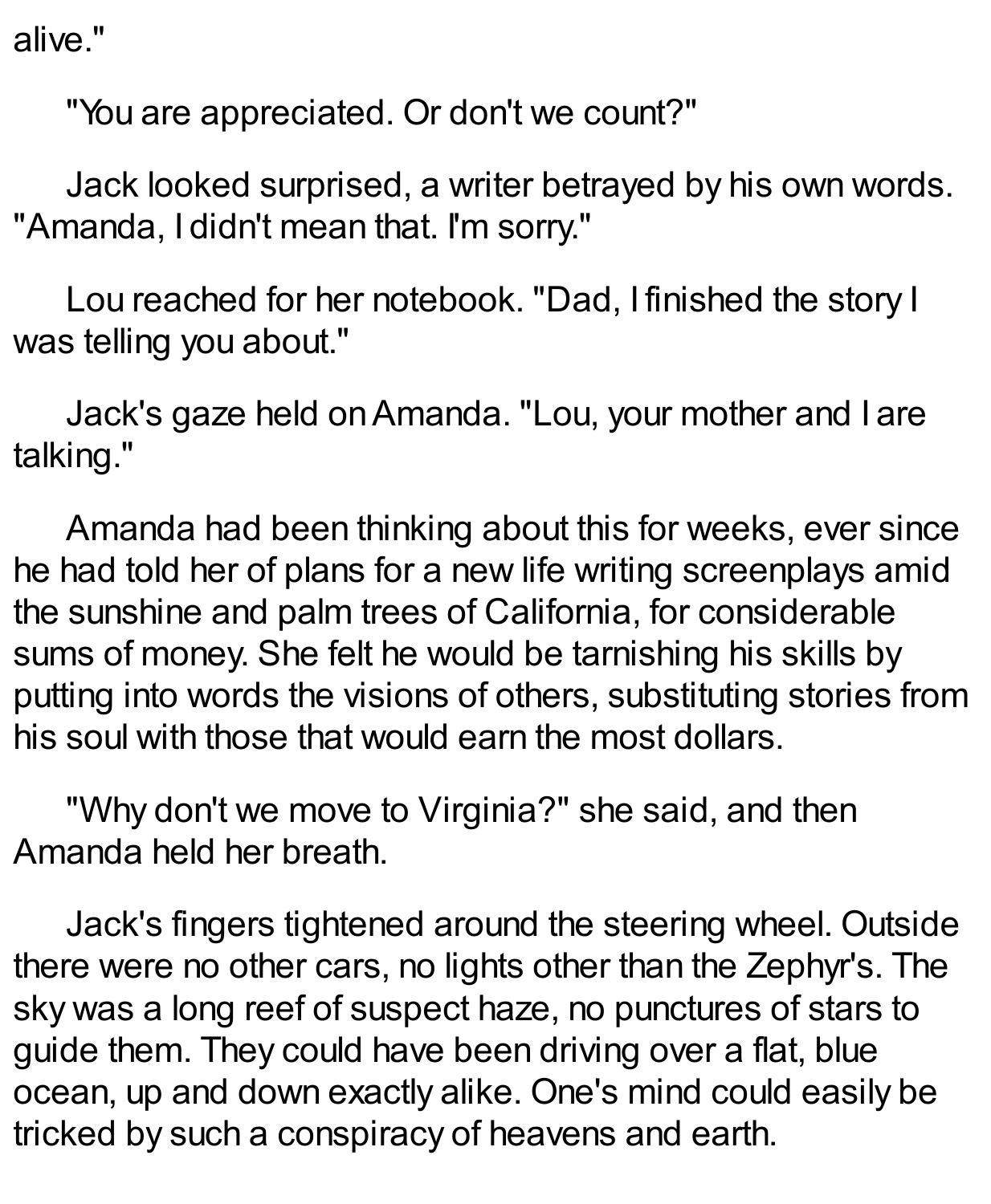alive."

"You are appreciated. Or don't we count?"

Jack looked surprised, a writer betrayed by his own words. "Amanda, I didn't mean that. I'm sorry."

Lou reached for her notebook. "Dad, I finished the story I was telling you about."

Jack's gaze held on Amanda. "Lou, your mother and I are talking."

Amanda had been thinking about this for weeks, ever since he had told her of plans for a new life writing screenplays amid the sunshine and palm trees of California, for considerable sums of money. She felt he would be tarnishing his skills by putting into words the visions of others, substituting stories from his soul with those that would earn the most dollars.

"Why don't we move to Virginia?" she said, and then Amanda held her breath.

Jack's fingers tightened around the steering wheel. Outside there were no other cars, no lights other than the Zephyr's. The sky was a long reef of suspect haze, no punctures of stars to guide them. They could have been driving over a flat, blue ocean, up and down exactly alike. One's mind could easily be tricked by such a conspiracy of heavens and earth.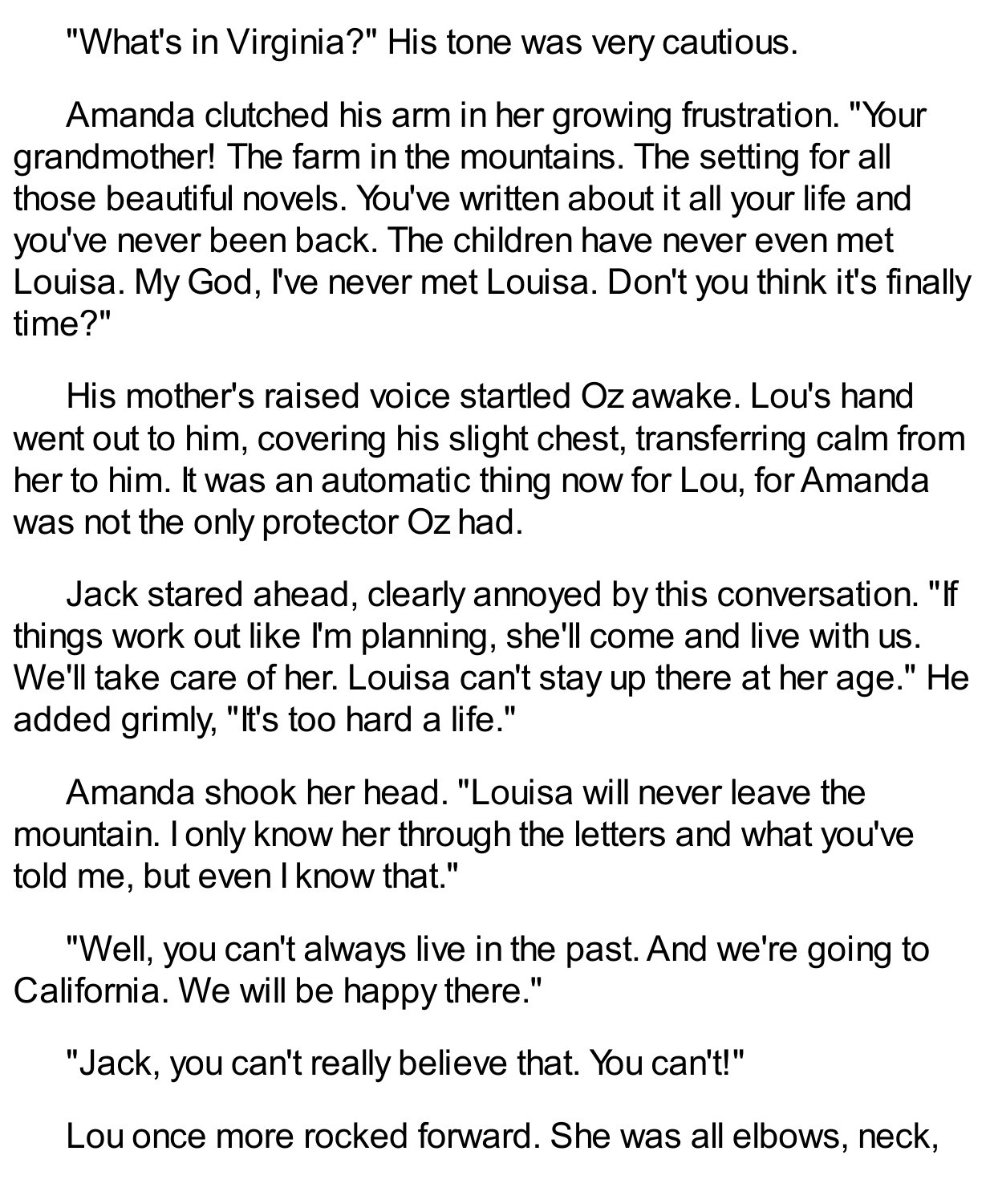"What's in Virginia?" His tone was very cautious.

Amanda clutched his arm in her growing frustration. "Your grandmother! The farm in the mountains. The setting for all those beautiful novels. You've written about it all your life and you've never been back. The children have never even met Louisa. My God, I've never met Louisa. Don't you think it's finally time?"

His mother's raised voice startled Oz awake. Lou's hand went out to him, covering his slight chest, transferring calm from her to him. It was an automatic thing now for Lou, for Amanda was not the only protector Oz had.

Jack stared ahead, clearly annoyed by this conversation. "If things work out like I'm planning, she'll come and live with us. We'll take care of her. Louisa can't stay up there at her age." He added grimly, "It's too hard a life."

Amanda shook her head. "Louisa will never leave the mountain. I only know her through the letters and what you've told me, but even I know that."

"Well, you can't always live in the past. And we're going to California. We will be happy there."

"Jack, you can't really believe that. You can't!"

Lou once more rocked forward. She was all elbows, neck,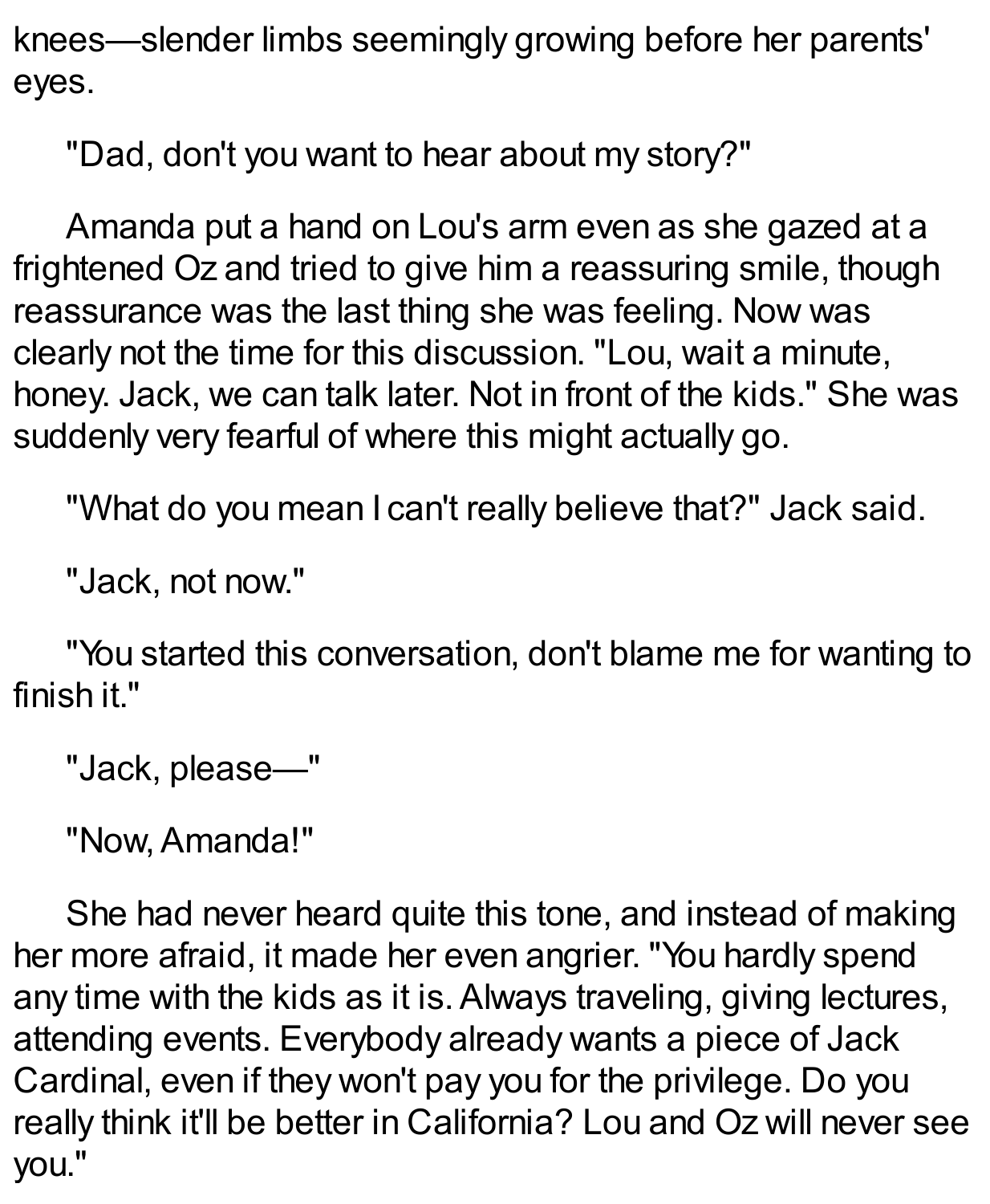knees—slender limbs seemingly growing before her parents' eyes.

"Dad, don't you want to hear about my story?"

Amanda put a hand on Lou's arm even as she gazed at a frightened Oz and tried to give him a reassuring smile, though reassurance was the last thing she was feeling. Now was clearly not the time for this discussion. "Lou, wait a minute, honey. Jack, we can talk later. Not in front of the kids." She was suddenly very fearful of where this might actually go.

"What do you mean I can't really believe that?" Jack said.

"Jack, not now."

"You started this conversation, don't blame me for wanting to finish it."

"Jack, please—"

"Now, Amanda!"

She had never heard quite this tone, and instead of making her more afraid, it made her even angrier. "You hardly spend any time with the kids as it is. Always traveling, giving lectures, attending events. Everybody already wants a piece of Jack Cardinal, even if they won't pay you for the privilege. Do you really think it'll be better in California? Lou and Oz will never see you."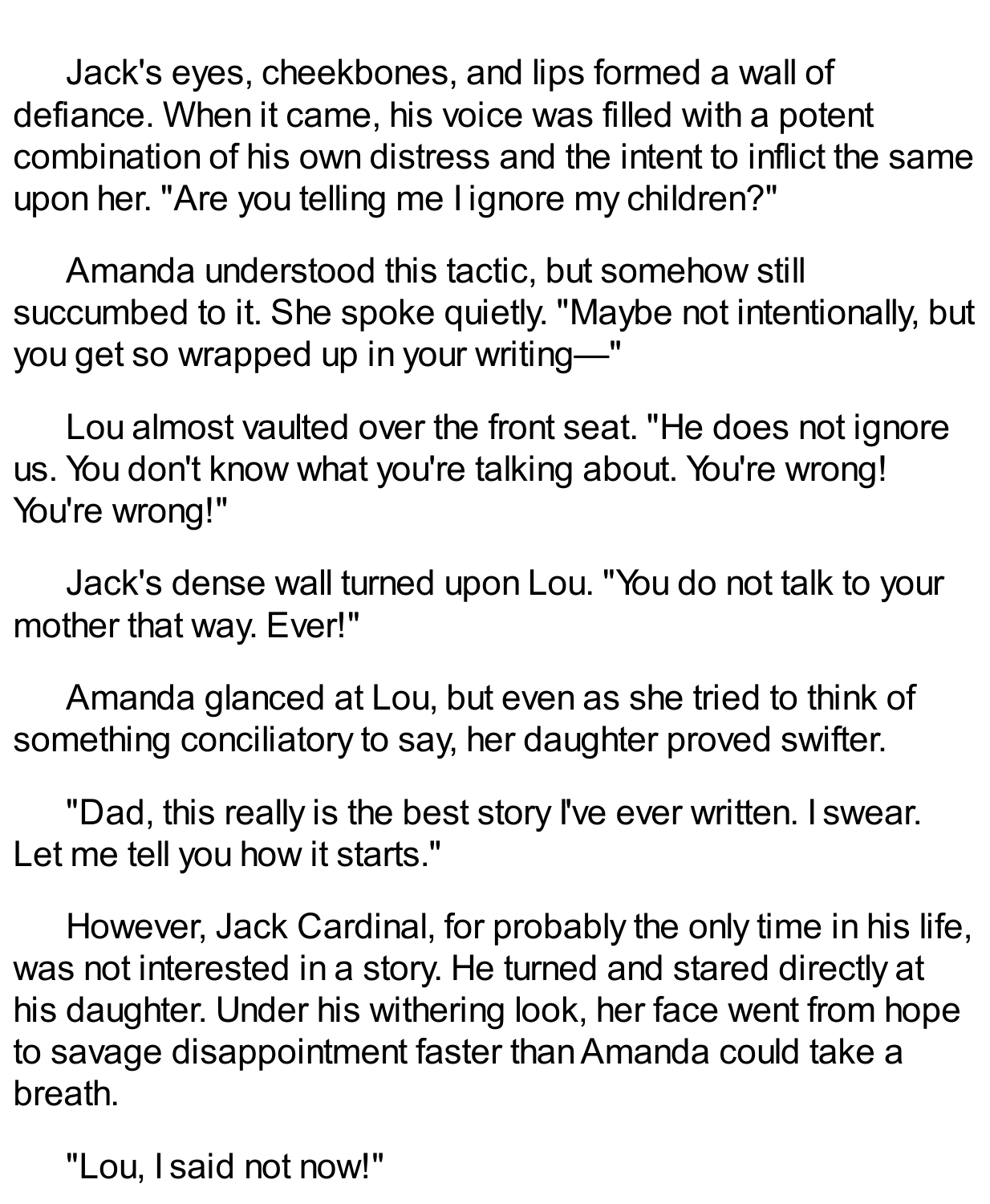Jack's eyes, cheekbones, and lips formed a wall of defiance. When it came, his voice was filled with a potent combination of his own distress and the intent to inflict the same upon her. "Are you telling me I ignore my children?"

Amanda understood this tactic, but somehow still succumbed to it. She spoke quietly. "Maybe not intentionally, but you get so wrapped up in your writing—"

Lou almost vaulted over the front seat. "He does not ignore us. You don't know what you're talking about. You're wrong! You're wrong!"

Jack's dense wall turned upon Lou. "You do not talk to your mother that way. Ever!"

Amanda glanced at Lou, but even as she tried to think of something conciliatory to say, her daughter proved swifter.

"Dad, this really is the best story I've ever written. I swear. Let me tell you how it starts."

However, Jack Cardinal, for probably the only time in his life, was not interested in a story. He turned and stared directly at his daughter. Under his withering look, her face went from hope to savage disappointment faster than Amanda could take a breath.

"Lou, I said not now!"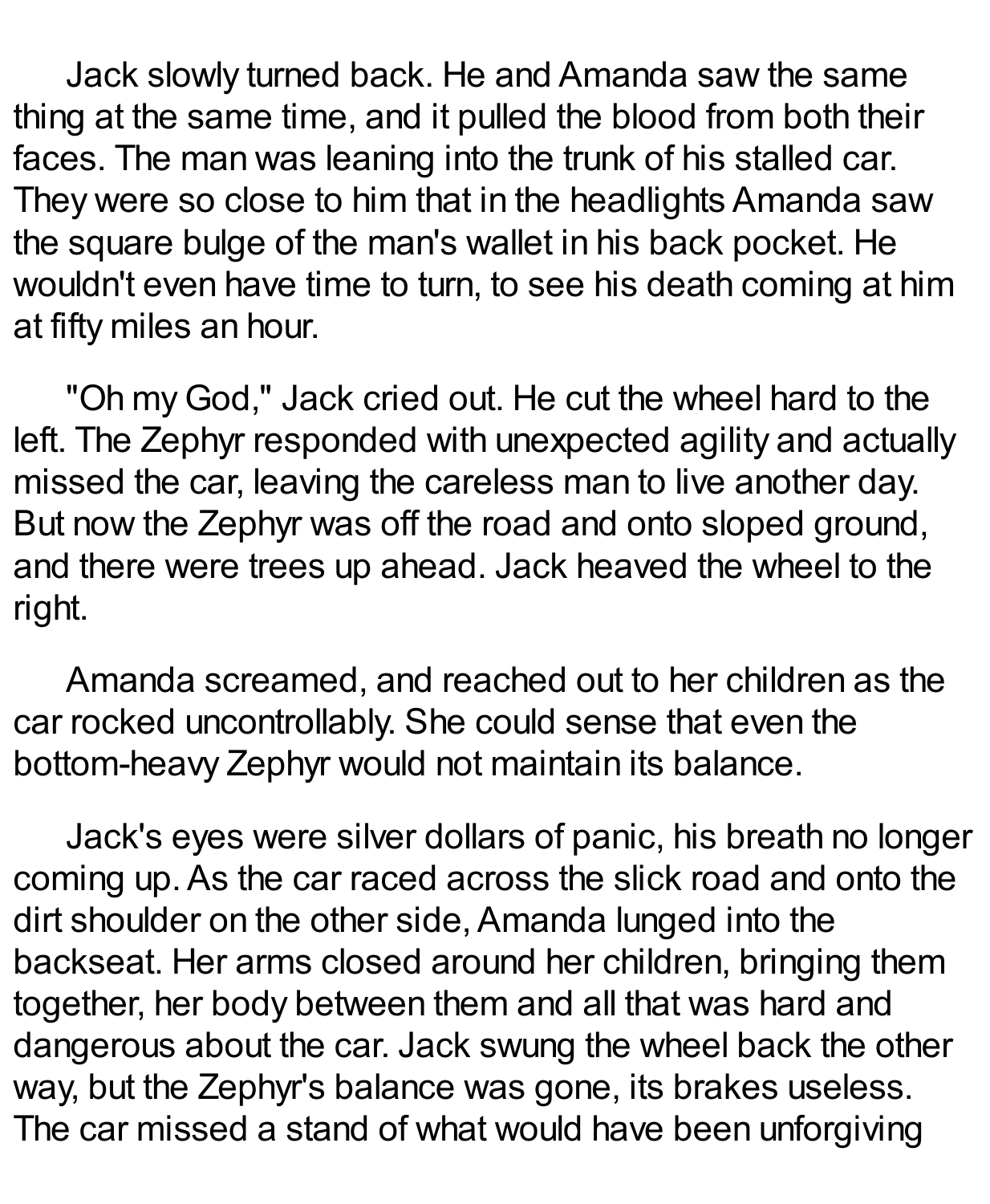Jack slowly turned back. He and Amanda saw the same thing at the same time, and it pulled the blood from both their faces. The man was leaning into the trunk of his stalled car. They were so close to him that in the headlights Amanda saw the square bulge of the man's wallet in his back pocket. He wouldn't even have time to turn, to see his death coming at him at fifty miles an hour.

"Oh my God," Jack cried out. He cut the wheel hard to the left. The Zephyr responded with unexpected agility and actually missed the car, leaving the careless man to live another day. But now the Zephyr was off the road and onto sloped ground, and there were trees up ahead. Jack heaved the wheel to the right.

Amanda screamed, and reached out to her children as the car rocked uncontrollably. She could sense that even the bottom-heavy Zephyr would not maintain its balance.

Jack's eyes were silver dollars of panic, his breath no longer coming up. As the car raced across the slick road and onto the dirt shoulder on the other side, Amanda lunged into the backseat. Her arms closed around her children, bringing them together, her body between them and all that was hard and dangerous about the car. Jack swung the wheel back the other way, but the Zephyr's balance was gone, its brakes useless. The car missed a stand of what would have been unforgiving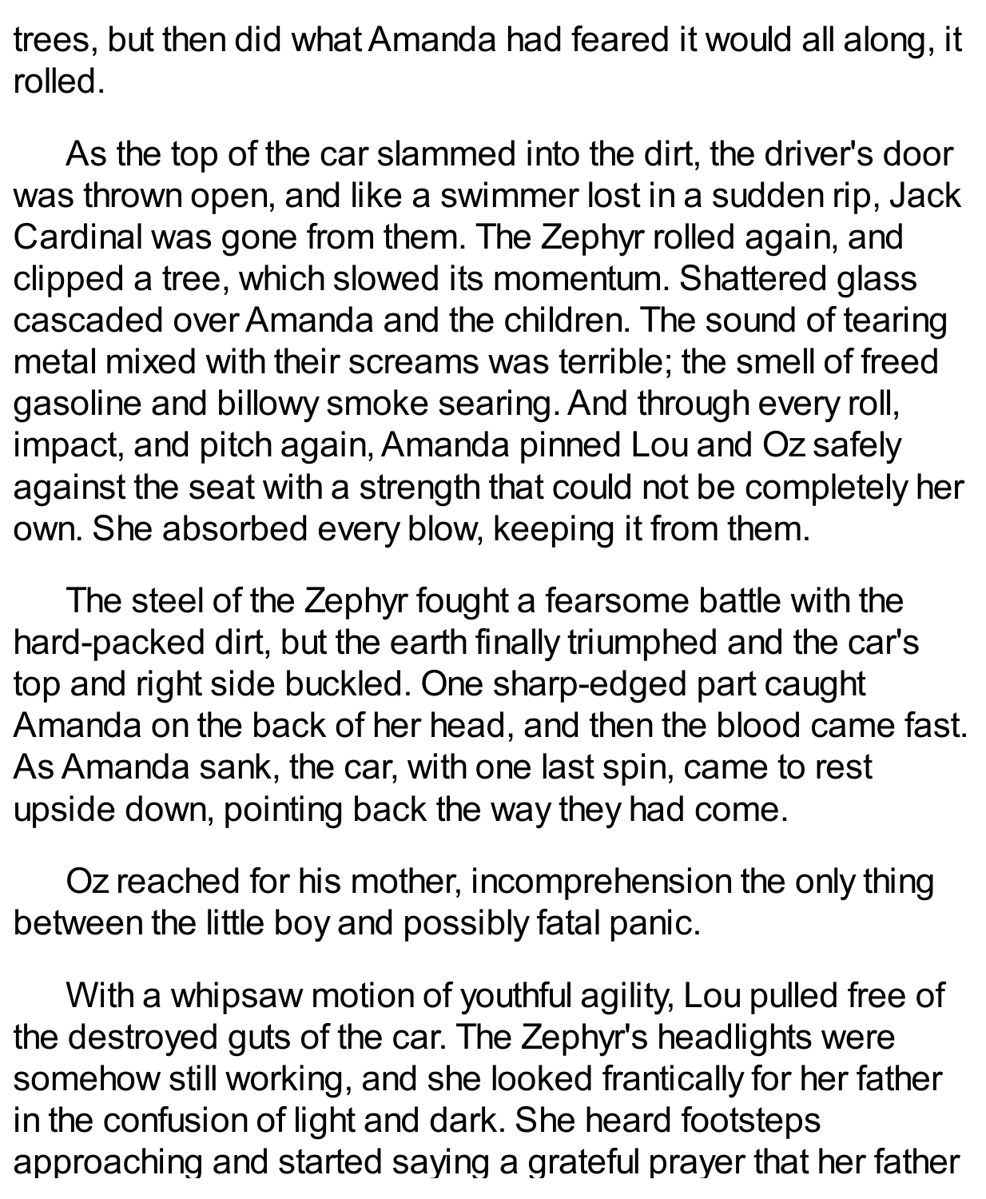trees, but then did what Amanda had feared it would all along, it rolled.

As the top of the car slammed into the dirt, the driver's door was thrown open, and like a swimmer lost in a sudden rip, Jack Cardinal was gone from them. The Zephyr rolled again, and clipped a tree, which slowed its momentum. Shattered glass cascaded over Amanda and the children. The sound of tearing metal mixed with their screams was terrible; the smell of freed gasoline and billowy smoke searing. And through every roll, impact, and pitch again, Amanda pinned Lou and Oz safely against the seat with a strength that could not be completely her own. She absorbed every blow, keeping it from them.

The steel of the Zephyr fought a fearsome battle with the hard-packed dirt, but the earth finally triumphed and the car's top and right side buckled. One sharp-edged part caught Amanda on the back of her head, and then the blood came fast. As Amanda sank, the car, with one last spin, came to rest upside down, pointing back the way they had come.

Oz reached for his mother, incomprehension the only thing between the little boy and possibly fatal panic.

With a whipsaw motion of youthful agility, Lou pulled free of the destroyed guts of the car. The Zephyr's headlights were somehow still working, and she looked frantically for her father in the confusion of light and dark. She heard footsteps approaching and started saying a grateful prayer that her father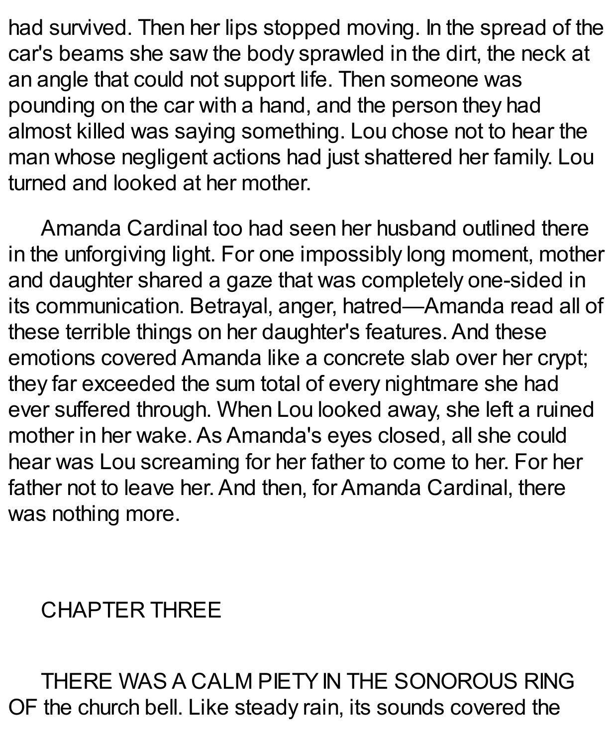had survived. Then her lips stopped moving. In the spread of the car's beams she saw the body sprawled in the dirt, the neck at an angle that could not support life. Then someone was pounding on the car with a hand, and the person they had almost killed was saying something. Lou chose not to hear the man whose negligent actions had just shattered her family. Lou turned and looked at her mother.

Amanda Cardinal too had seen her husband outlined there in the unforgiving light. For one impossibly long moment, mother and daughter shared a gaze that was completely one-sided in its communication. Betrayal, anger, hatred—Amanda read all of these terrible things on her daughter's features. And these emotions covered Amanda like a concrete slab over her crypt; they far exceeded the sum total of every nightmare she had ever suffered through. When Lou looked away, she left a ruined mother in her wake. As Amanda's eyes closed, all she could hear was Lou screaming for her father to come to her. For her father not to leave her. And then, for Amanda Cardinal, there was nothing more.

## CHAPTER THREE

THERE WAS A CALM PIETY IN THE SONOROUS RING OF the church bell. Like steady rain, its sounds covered the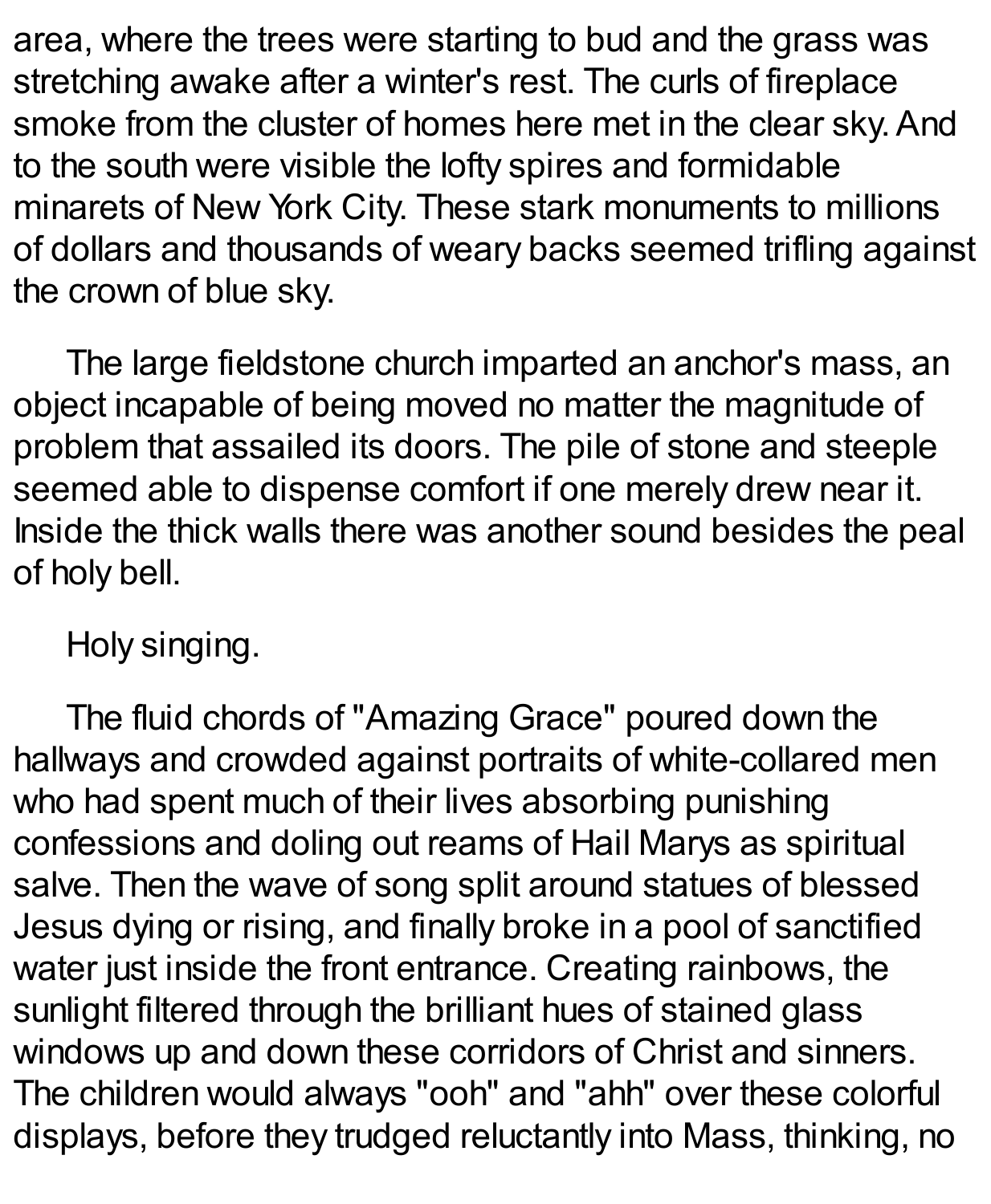area, where the trees were starting to bud and the grass was stretching awake after a winter's rest. The curls of fireplace smoke from the cluster of homes here met in the clear sky. And to the south were visible the lofty spires and formidable minarets of New York City. These stark monuments to millions of dollars and thousands of weary backs seemed trifling against the crown of blue sky.

The large fieldstone church imparted an anchor's mass, an object incapable of being moved no matter the magnitude of problem that assailed its doors. The pile of stone and steeple seemed able to dispense comfort if one merely drew near it. Inside the thick walls there was another sound besides the peal of holy bell.

Holy singing.

The fluid chords of "Amazing Grace" poured down the hallways and crowded against portraits of white-collared men who had spent much of their lives absorbing punishing confessions and doling out reams of Hail Marys as spiritual salve. Then the wave of song split around statues of blessed Jesus dying or rising, and finally broke in a pool of sanctified water just inside the front entrance. Creating rainbows, the sunlight filtered through the brilliant hues of stained glass windows up and down these corridors of Christ and sinners. The children would always "ooh" and "ahh" over these colorful displays, before they trudged reluctantly into Mass, thinking, no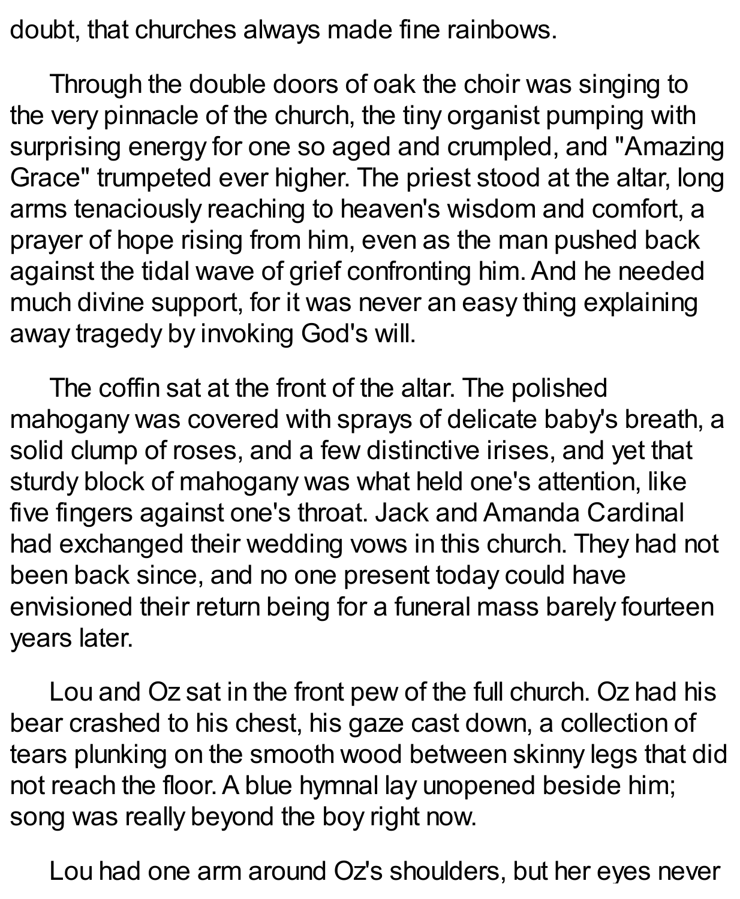doubt, that churches always made fine rainbows.

Through the double doors of oak the choir was singing to the very pinnacle of the church, the tiny organist pumping with surprising energy for one so aged and crumpled, and "Amazing Grace" trumpeted ever higher. The priest stood at the altar, long arms tenaciously reaching to heaven's wisdom and comfort, a prayer of hope rising from him, even as the man pushed back against the tidal wave of grief confronting him. And he needed much divine support, for it was never an easy thing explaining away tragedy by invoking God's will.

The coffin sat at the front of the altar. The polished mahogany was covered with sprays of delicate baby's breath, a solid clump of roses, and a few distinctive irises, and yet that sturdy block of mahogany was what held one's attention, like five fingers against one's throat. Jack and Amanda Cardinal had exchanged their wedding vows in this church. They had not been back since, and no one present today could have envisioned their return being for a funeral mass barely fourteen years later.

Lou and Oz sat in the front pew of the full church. Oz had his bear crashed to his chest, his gaze cast down, a collection of tears plunking on the smooth wood between skinny legs that did not reach the floor. A blue hymnal lay unopened beside him; song was really beyond the boy right now.

Lou had one arm around Oz's shoulders, but her eyes never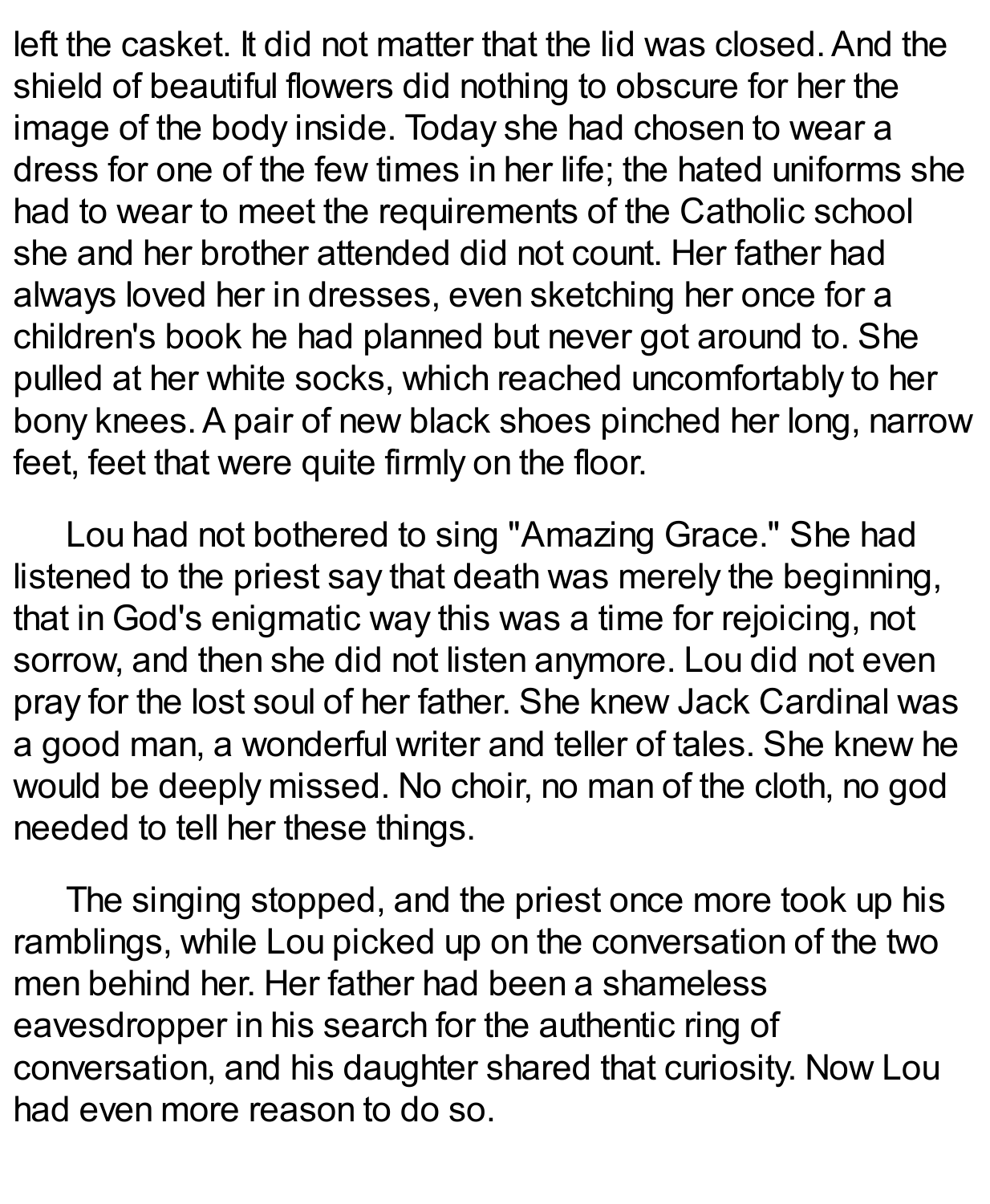left the casket. It did not matter that the lid was closed. And the shield of beautiful flowers did nothing to obscure for her the image of the body inside. Today she had chosen to wear a dress for one of the few times in her life; the hated uniforms she had to wear to meet the requirements of the Catholic school she and her brother attended did not count. Her father had always loved her in dresses, even sketching her once for a children's book he had planned but never got around to. She pulled at her white socks, which reached uncomfortably to her bony knees. A pair of new black shoes pinched her long, narrow feet, feet that were quite firmly on the floor.

Lou had not bothered to sing "Amazing Grace." She had listened to the priest say that death was merely the beginning, that in God's enigmatic way this was a time for rejoicing, not sorrow, and then she did not listen anymore. Lou did not even pray for the lost soul of her father. She knew Jack Cardinal was a good man, a wonderful writer and teller of tales. She knew he would be deeply missed. No choir, no man of the cloth, no god needed to tell her these things.

The singing stopped, and the priest once more took up his ramblings, while Lou picked up on the conversation of the two men behind her. Her father had been a shameless eavesdropper in his search for the authentic ring of conversation, and his daughter shared that curiosity. Now Lou had even more reason to do so.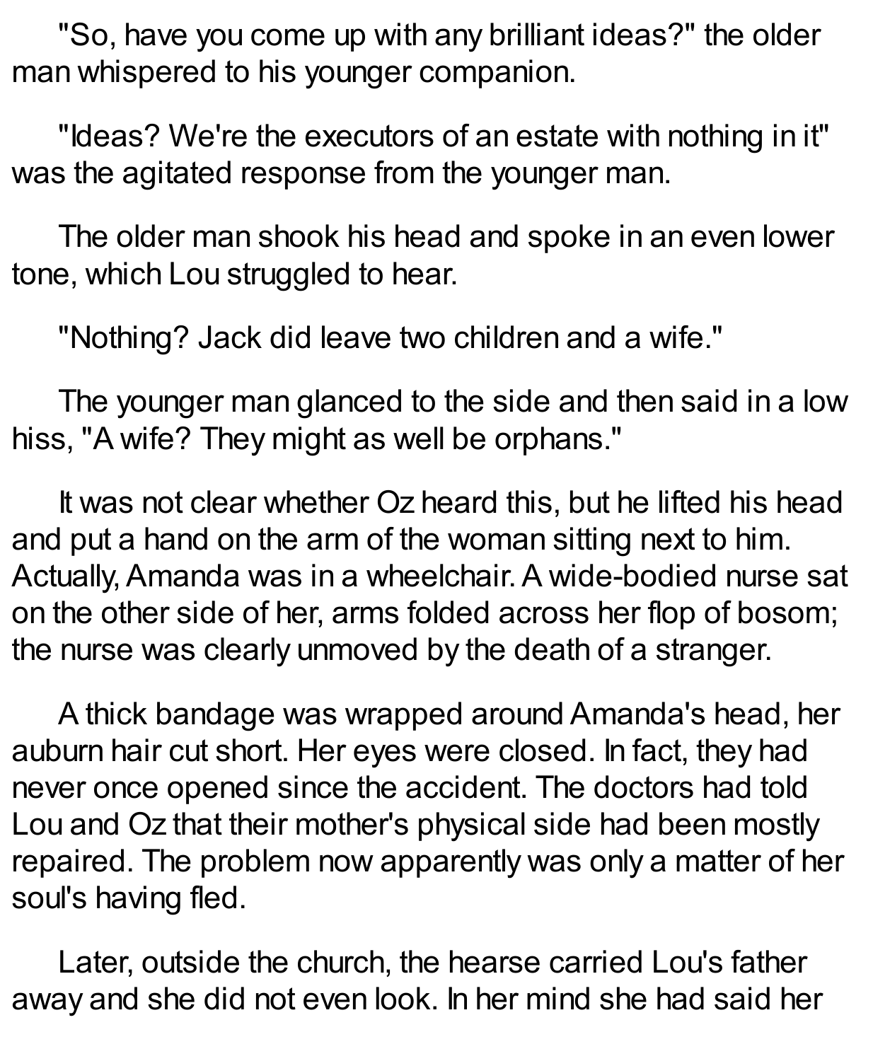"So, have you come up with any brilliant ideas?" the older man whispered to his younger companion.

"Ideas? We're the executors of an estate with nothing in it" was the agitated response from the younger man.

The older man shook his head and spoke in an even lower tone, which Lou struggled to hear.

"Nothing? Jack did leave two children and a wife."

The younger man glanced to the side and then said in a low hiss, "A wife? They might as well be orphans."

It was not clear whether Oz heard this, but he lifted his head and put a hand on the arm of the woman sitting next to him. Actually, Amanda was in a wheelchair. A wide-bodied nurse sat on the other side of her, arms folded across her flop of bosom; the nurse was clearly unmoved by the death of a stranger.

A thick bandage was wrapped around Amanda's head, her auburn hair cut short. Her eyes were closed. In fact, they had never once opened since the accident. The doctors had told Lou and Oz that their mother's physical side had been mostly repaired. The problem now apparently was only a matter of her soul's having fled.

Later, outside the church, the hearse carried Lou's father away and she did not even look. In her mind she had said her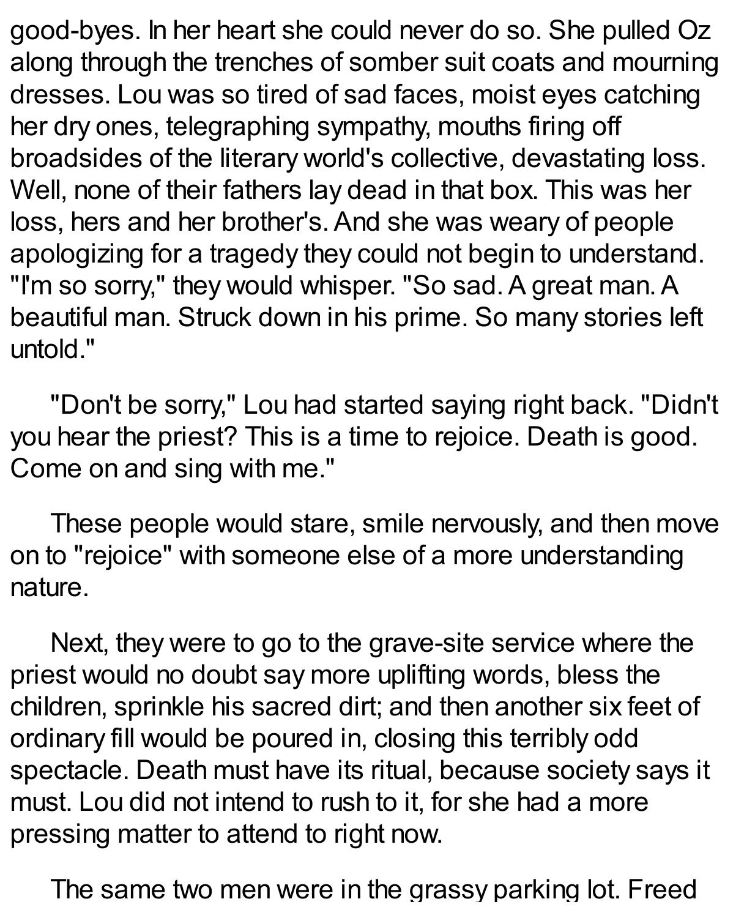good-byes. In her heart she could never do so. She pulled Oz along through the trenches of somber suit coats and mourning dresses. Lou was so tired of sad faces, moist eyes catching her dry ones, telegraphing sympathy, mouths firing off broadsides of the literary world's collective, devastating loss. Well, none of their fathers lay dead in that box. This was her loss, hers and her brother's. And she was weary of people apologizing for a tragedy they could not begin to understand. "I'm so sorry," they would whisper. "So sad. A great man. A beautiful man. Struck down in his prime. So many stories left untold."

"Don't be sorry," Lou had started saying right back. "Didn't you hear the priest? This is a time to rejoice. Death is good. Come on and sing with me."

These people would stare, smile nervously, and then move on to "rejoice" with someone else of a more understanding nature.

Next, they were to go to the grave-site service where the priest would no doubt say more uplifting words, bless the children, sprinkle his sacred dirt; and then another six feet of ordinary fill would be poured in, closing this terribly odd spectacle. Death must have its ritual, because society says it must. Lou did not intend to rush to it, for she had a more pressing matter to attend to right now.

The same two men were in the grassy parking lot. Freed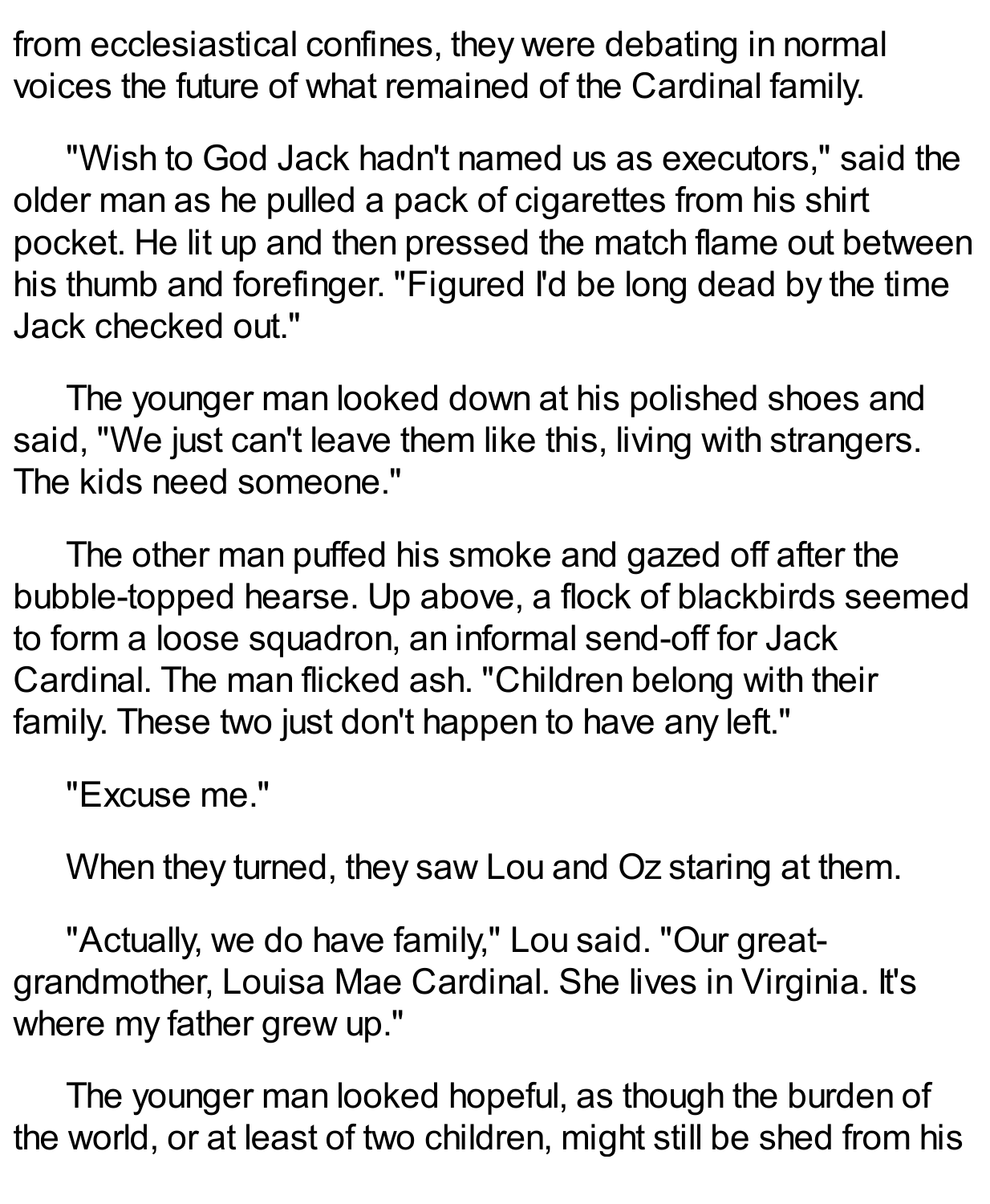from ecclesiastical confines, they were debating in normal voices the future of what remained of the Cardinal family.

"Wish to God Jack hadn't named us as executors," said the older man as he pulled a pack of cigarettes from his shirt pocket. He lit up and then pressed the match flame out between his thumb and forefinger. "Figured I'd be long dead by the time Jack checked out."

The younger man looked down at his polished shoes and said, "We just can't leave them like this, living with strangers. The kids need someone."

The other man puffed his smoke and gazed off after the bubble-topped hearse. Up above, a flock of blackbirds seemed to form a loose squadron, an informal send-off for Jack Cardinal. The man flicked ash. "Children belong with their family. These two just don't happen to have any left."

"Excuse me."

When they turned, they saw Lou and Oz staring at them.

"Actually, we do have family," Lou said. "Our great-grandmother, Louisa Mae Cardinal. She lives in Virginia. It's where my father grew up."

The younger man looked hopeful, as though the burden of the world, or at least of two children, might still be shed from his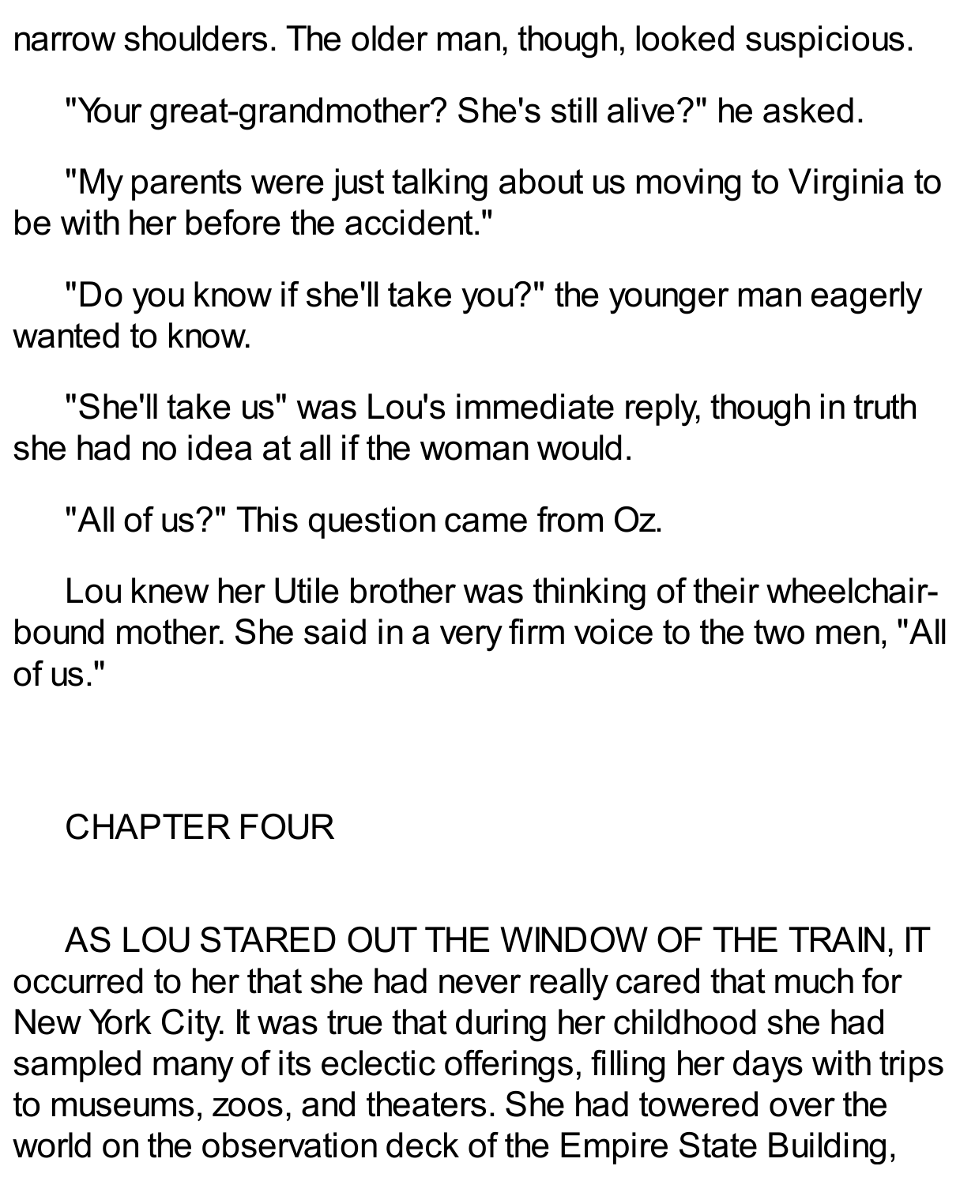narrow shoulders. The older man, though, looked suspicious.

"Your great-grandmother? She's still alive?" he asked.

"My parents were just talking about us moving to Virginia to be with her before the accident."

"Do you know if she'll take you?" the younger man eagerly wanted to know.

"She'll take us" was Lou's immediate reply, though in truth she had no idea at all if the woman would.

"All of us?" This question came from Oz.

Lou knew her Utile brother was thinking of their wheelchair-bound mother. She said in a very firm voice to the two men, "All of us."

## CHAPTER FOUR

AS LOU STARED OUT THE WINDOW OF THE TRAIN, IT occurred to her that she had never really cared that much for New York City. It was true that during her childhood she had sampled many of its eclectic offerings, filling her days with trips to museums, zoos, and theaters. She had towered over the world on the observation deck of the Empire State Building,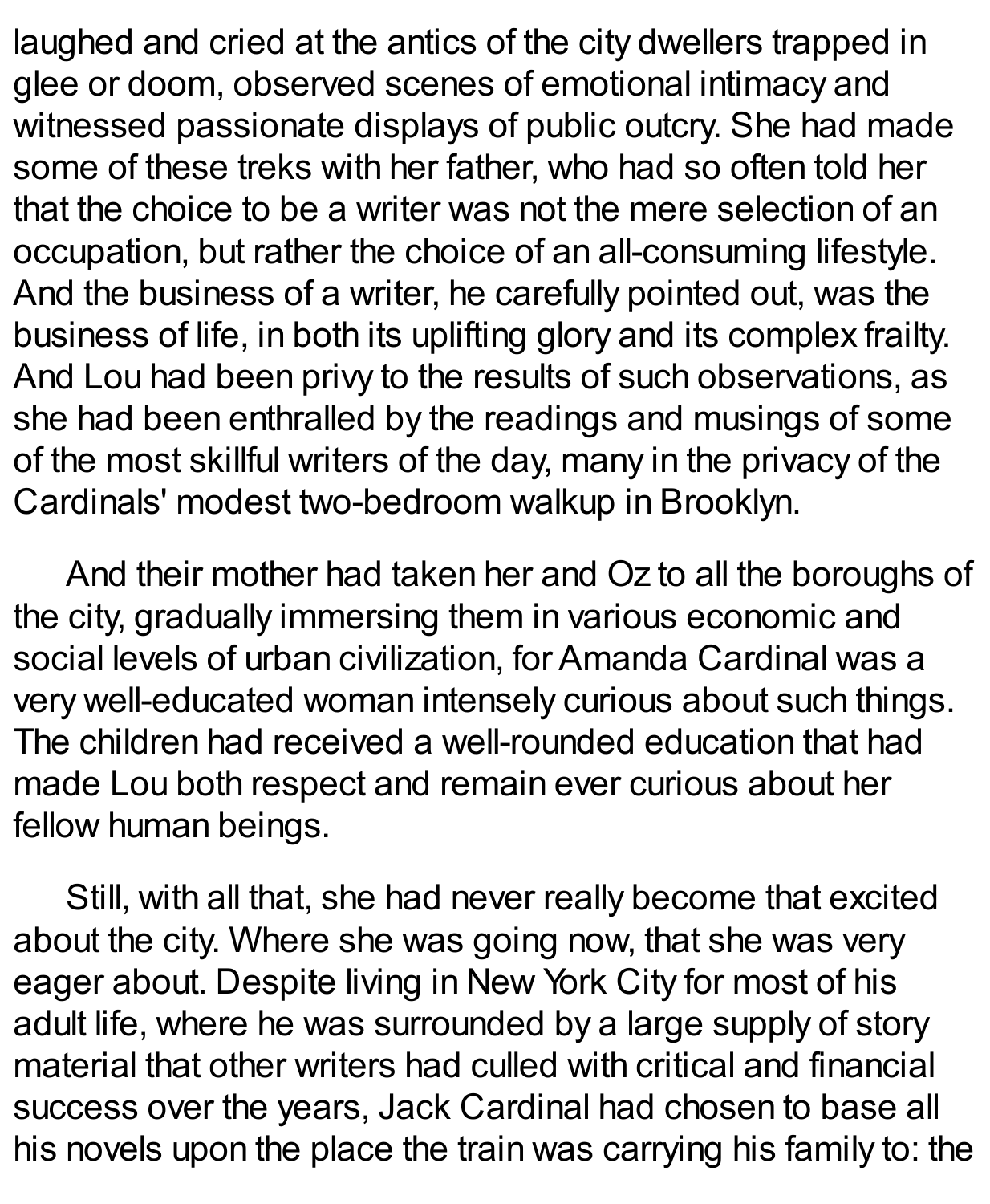laughed and cried at the antics of the city dwellers trapped in glee or doom, observed scenes of emotional intimacy and witnessed passionate displays of public outcry. She had made some of these treks with her father, who had so often told her that the choice to be a writer was not the mere selection of an occupation, but rather the choice of an all-consuming lifestyle. And the business of a writer, he carefully pointed out, was the business of life, in both its uplifting glory and its complex frailty. And Lou had been privy to the results of such observations, as she had been enthralled by the readings and musings of some of the most skillful writers of the day, many in the privacy of the Cardinals' modest two-bedroom walkup in Brooklyn.

And their mother had taken her and Oz to all the boroughs of the city, gradually immersing them in various economic and social levels of urban civilization, for Amanda Cardinal was a very well-educated woman intensely curious about such things. The children had received a well-rounded education that had made Lou both respect and remain ever curious about her fellow human beings.

Still, with all that, she had never really become that excited about the city. Where she was going now, that she was very eager about. Despite living in New York City for most of his adult life, where he was surrounded by a large supply of story material that other writers had culled with critical and financial success over the years, Jack Cardinal had chosen to base all his novels upon the place the train was carrying his family to: the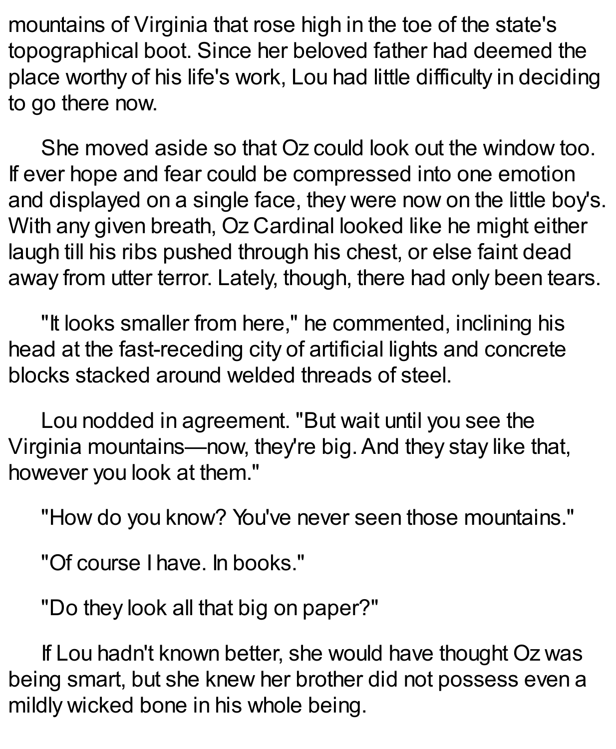mountains of Virginia that rose high in the toe of the state's topographical boot. Since her beloved father had deemed the place worthy of his life's work, Lou had little difficulty in deciding to go there now.

She moved aside so that Oz could look out the window too. If ever hope and fear could be compressed into one emotion and displayed on a single face, they were now on the little boy's. With any given breath, Oz Cardinal looked like he might either laugh till his ribs pushed through his chest, or else faint dead away from utter terror. Lately, though, there had only been tears.

"It looks smaller from here," he commented, inclining his head at the fast-receding city of artificial lights and concrete blocks stacked around welded threads of steel.

Lou nodded in agreement. "But wait until you see the Virginia mountains—now, they're big. And they stay like that, however you look at them."

"How do you know? You've never seen those mountains."

"Of course I have. In books."

"Do they look all that big on paper?"

If Lou hadn't known better, she would have thought Oz was being smart, but she knew her brother did not possess even a mildly wicked bone in his whole being.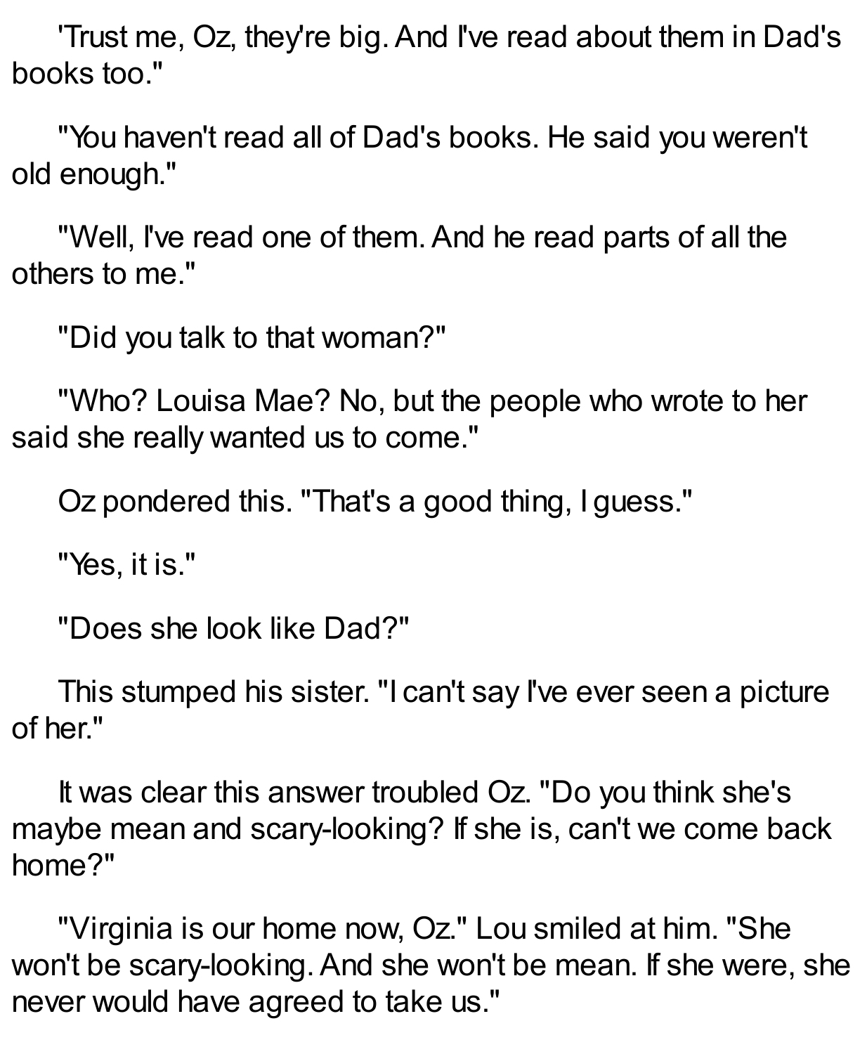'Trust me, Oz, they're big. And I've read about them in Dad's books too."

"You haven't read all of Dad's books. He said you weren't old enough."

"Well, I've read one of them. And he read parts of all the others to me."

"Did you talk to that woman?"

"Who? Louisa Mae? No, but the people who wrote to her said she really wanted us to come."

Oz pondered this. "That's a good thing, I guess."

"Yes, it is."

"Does she look like Dad?"

This stumped his sister. "I can't say I've ever seen a picture of her."

It was clear this answer troubled Oz. "Do you think she's maybe mean and scary-looking? If she is, can't we come back home?"

"Virginia is our home now, Oz." Lou smiled at him. "She won't be scary-looking. And she won't be mean. If she were, she never would have agreed to take us."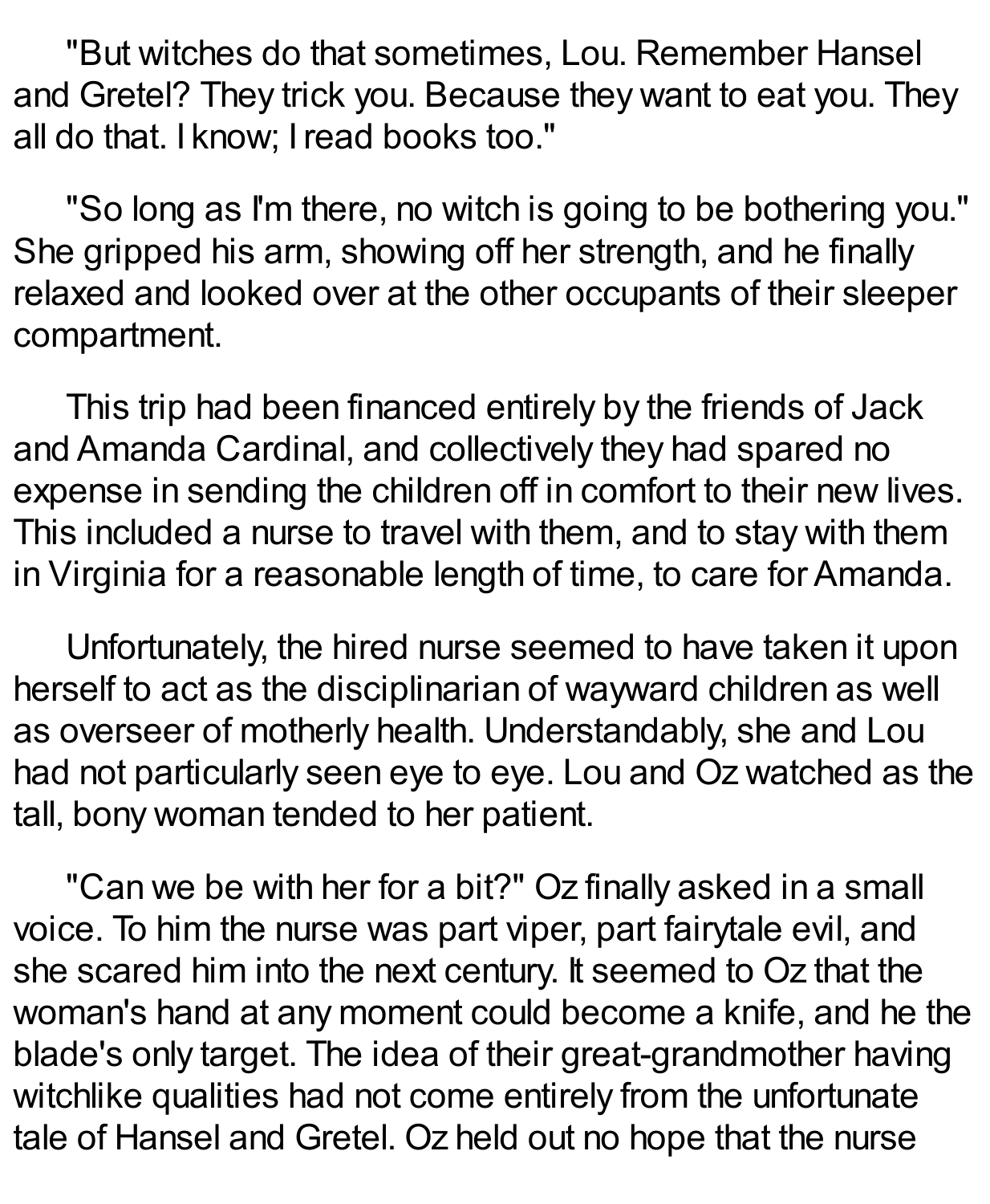"But witches do that sometimes, Lou. Remember Hansel and Gretel? They trick you. Because they want to eat you. They all do that. I know; I read books too."

"So long as I'm there, no witch is going to be bothering you." She gripped his arm, showing off her strength, and he finally relaxed and looked over at the other occupants of their sleeper compartment.

This trip had been financed entirely by the friends of Jack and Amanda Cardinal, and collectively they had spared no expense in sending the children off in comfort to their new lives. This included a nurse to travel with them, and to stay with them in Virginia for a reasonable length of time, to care for Amanda.

Unfortunately, the hired nurse seemed to have taken it upon herself to act as the disciplinarian of wayward children as well as overseer of motherly health. Understandably, she and Lou had not particularly seen eye to eye. Lou and Oz watched as the tall, bony woman tended to her patient.

"Can we be with her for a bit?" Oz finally asked in a small voice. To him the nurse was part viper, part fairytale evil, and she scared him into the next century. It seemed to Oz that the woman's hand at any moment could become a knife, and he the blade's only target. The idea of their great-grandmother having witchlike qualities had not come entirely from the unfortunate tale of Hansel and Gretel. Oz held out no hope that the nurse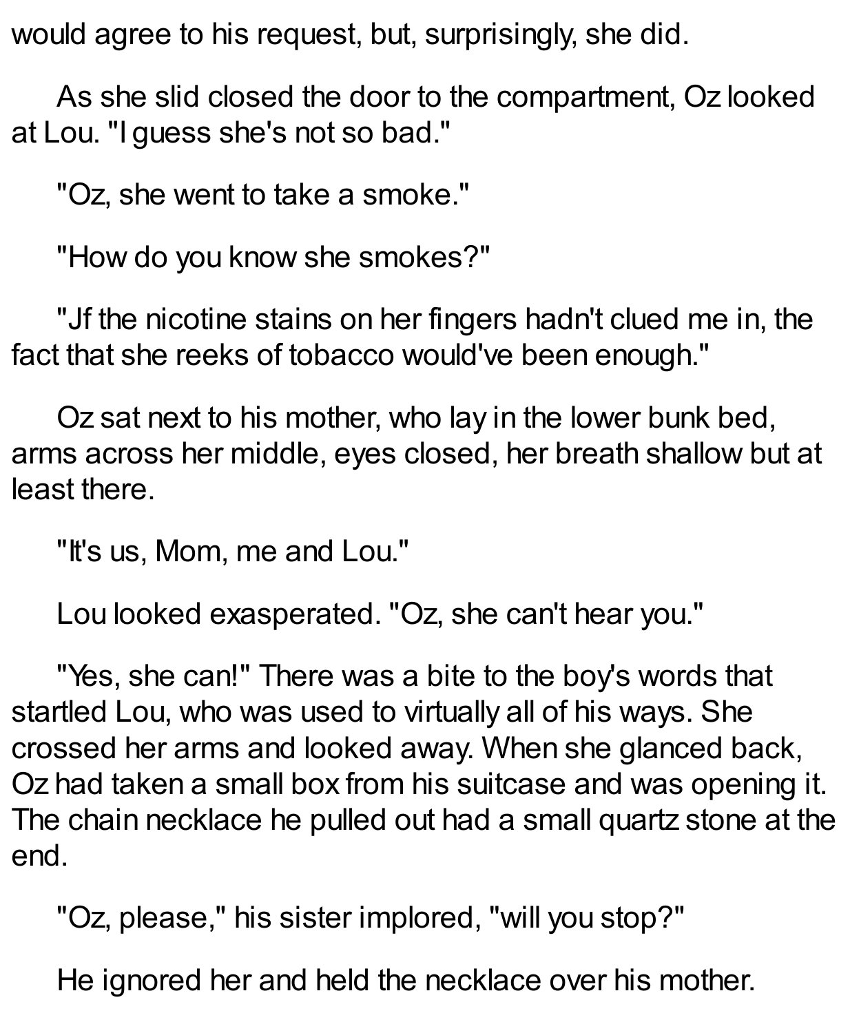would agree to his request, but, surprisingly, she did.

As she slid closed the door to the compartment, Oz looked at Lou. "I guess she's not so bad."

"Oz, she went to take a smoke."

"How do you know she smokes?"

"Jf the nicotine stains on her fingers hadn't clued me in, the fact that she reeks of tobacco would've been enough."

Oz sat next to his mother, who lay in the lower bunk bed, arms across her middle, eyes closed, her breath shallow but at least there.

"It's us, Mom, me and Lou."

Lou looked exasperated. "Oz, she can't hear you."

"Yes, she can!" There was a bite to the boy's words that startled Lou, who was used to virtually all of his ways. She crossed her arms and looked away. When she glanced back, Oz had taken a small box from his suitcase and was opening it. The chain necklace he pulled out had a small quartz stone at the end.

"Oz, please," his sister implored, "will you stop?"

He ignored her and held the necklace over his mother.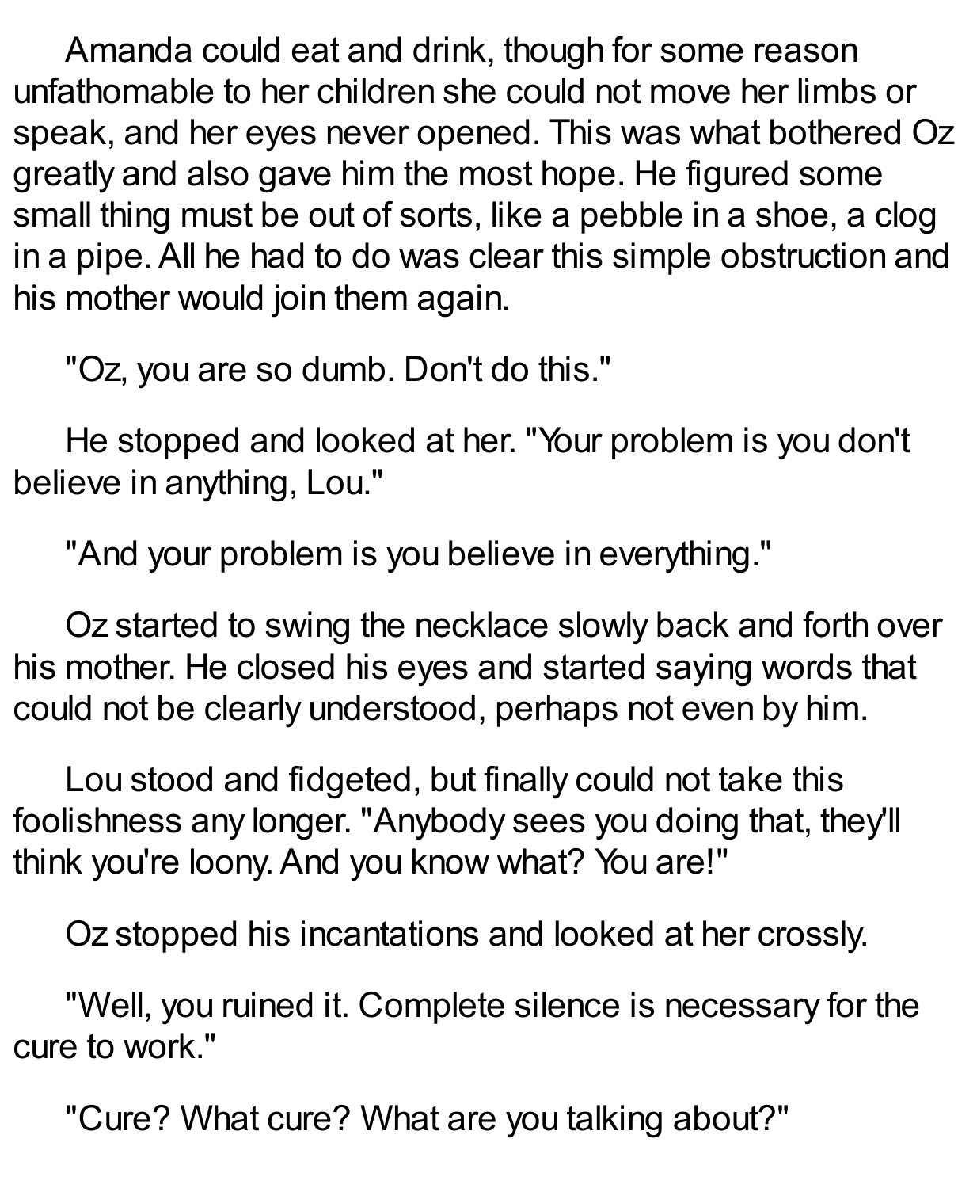Amanda could eat and drink, though for some reason unfathomable to her children she could not move her limbs or speak, and her eyes never opened. This was what bothered Oz greatly and also gave him the most hope. He figured some small thing must be out of sorts, like a pebble in a shoe, a clog in a pipe. All he had to do was clear this simple obstruction and his mother would join them again.

"Oz, you are so dumb. Don't do this."

He stopped and looked at her. "Your problem is you don't believe in anything, Lou."

"And your problem is you believe in everything."

Oz started to swing the necklace slowly back and forth over his mother. He closed his eyes and started saying words that could not be clearly understood, perhaps not even by him.

Lou stood and fidgeted, but finally could not take this foolishness any longer. "Anybody sees you doing that, they'll think you're loony. And you know what? You are!"

Oz stopped his incantations and looked at her crossly.

"Well, you ruined it. Complete silence is necessary for the cure to work."

"Cure? What cure? What are you talking about?"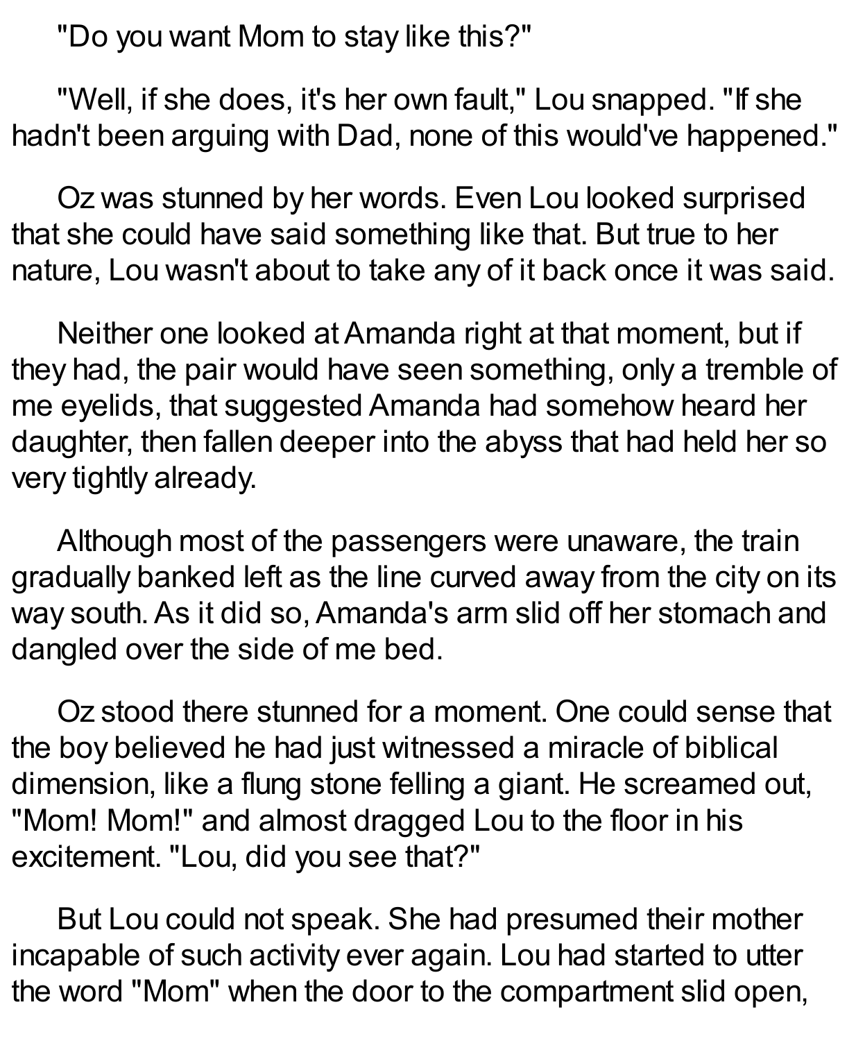"Do you want Mom to stay like this?"

"Well, if she does, it's her own fault," Lou snapped. "If she hadn't been arguing with Dad, none of this would've happened."

Oz was stunned by her words. Even Lou looked surprised that she could have said something like that. But true to her nature, Lou wasn't about to take any of it back once it was said.

Neither one looked at Amanda right at that moment, but if they had, the pair would have seen something, only a tremble of me eyelids, that suggested Amanda had somehow heard her daughter, then fallen deeper into the abyss that had held her so very tightly already.

Although most of the passengers were unaware, the train gradually banked left as the line curved away from the city on its way south. As it did so, Amanda's arm slid off her stomach and dangled over the side of me bed.

Oz stood there stunned for a moment. One could sense that the boy believed he had just witnessed a miracle of biblical dimension, like a flung stone felling a giant. He screamed out, "Mom! Mom!" and almost dragged Lou to the floor in his excitement. "Lou, did you see that?"

But Lou could not speak. She had presumed their mother incapable of such activity ever again. Lou had started to utter the word "Mom" when the door to the compartment slid open,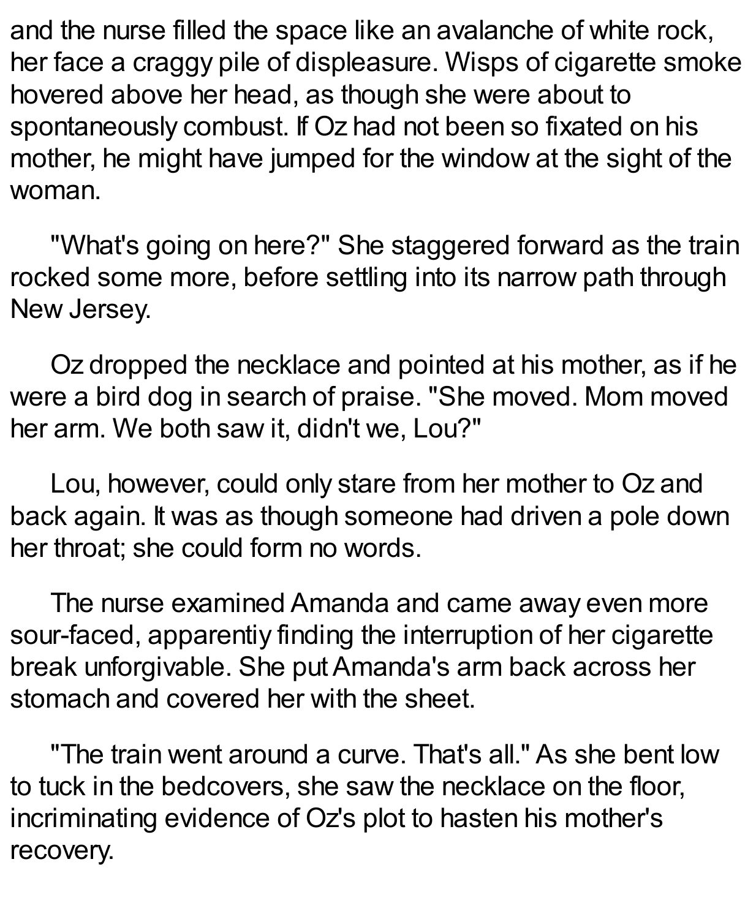and the nurse filled the space like an avalanche of white rock, her face a craggy pile of displeasure. Wisps of cigarette smoke hovered above her head, as though she were about to spontaneously combust. If Oz had not been so fixated on his mother, he might have jumped for the window at the sight of the woman.

"What's going on here?" She staggered forward as the train rocked some more, before settling into its narrow path through New Jersey.

Oz dropped the necklace and pointed at his mother, as if he were a bird dog in search of praise. "She moved. Mom moved her arm. We both saw it, didn't we, Lou?"

Lou, however, could only stare from her mother to Oz and back again. It was as though someone had driven a pole down her throat; she could form no words.

The nurse examined Amanda and came away even more sour-faced, apparentiy finding the interruption of her cigarette break unforgivable. She put Amanda's arm back across her stomach and covered her with the sheet.

"The train went around a curve. That's all." As she bent low to tuck in the bedcovers, she saw the necklace on the floor, incriminating evidence of Oz's plot to hasten his mother's recovery.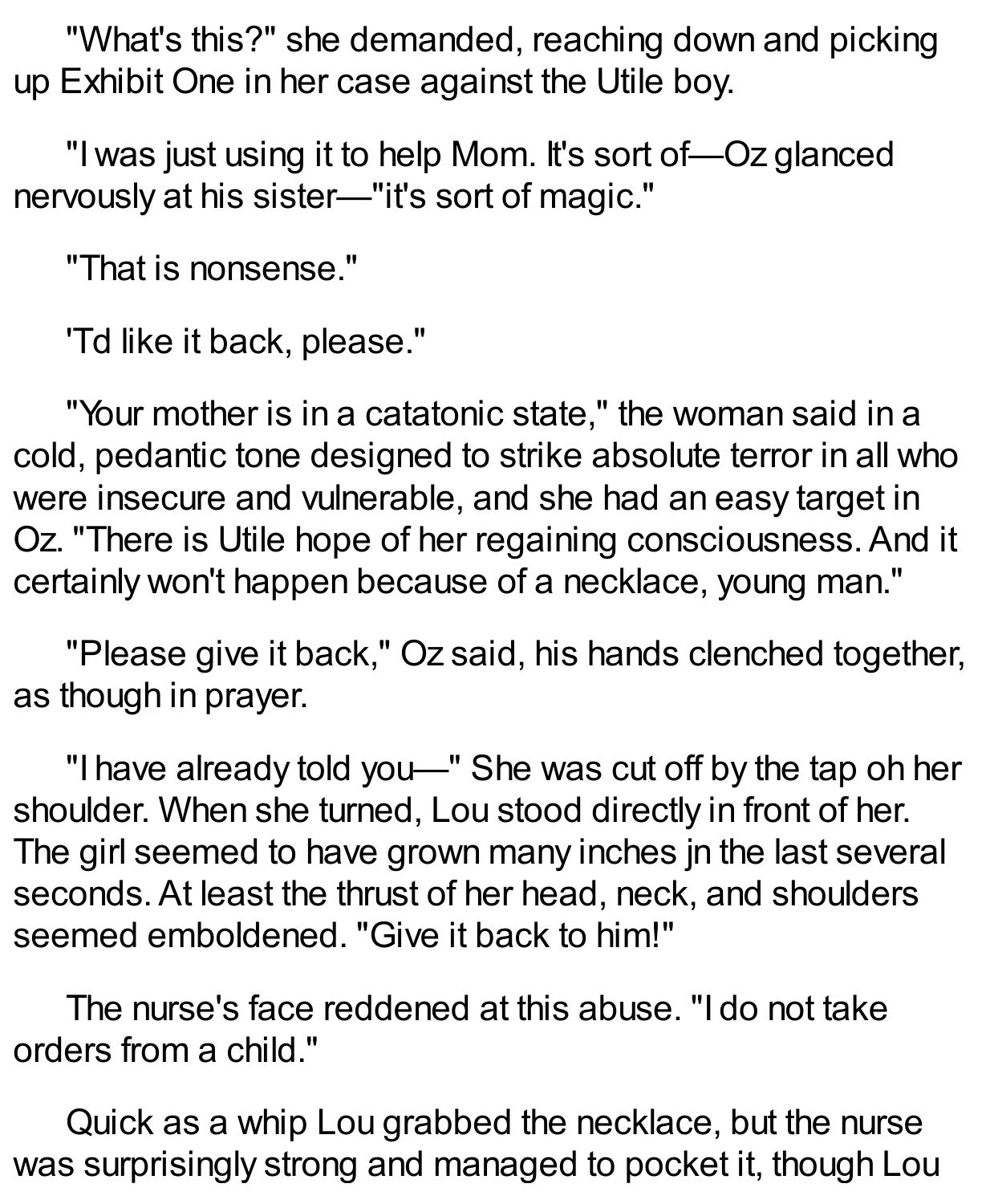"What's this?" she demanded, reaching down and picking up Exhibit One in her case against the Utile boy.

"I was just using it to help Mom. It's sort of—Oz glanced nervously at his sister—"it's sort of magic."

"That is nonsense."

'Td like it back, please."

"Your mother is in a catatonic state," the woman said in a cold, pedantic tone designed to strike absolute terror in all who were insecure and vulnerable, and she had an easy target in Oz. "There is Utile hope of her regaining consciousness. And it certainly won't happen because of a necklace, young man."

"Please give it back," Oz said, his hands clenched together, as though in prayer.

"I have already told you—" She was cut off by the tap oh her shoulder. When she turned, Lou stood directly in front of her. The girl seemed to have grown many inches jn the last several seconds. At least the thrust of her head, neck, and shoulders seemed emboldened. "Give it back to him!"

The nurse's face reddened at this abuse. "I do not take orders from a child."

Quick as a whip Lou grabbed the necklace, but the nurse was surprisingly strong and managed to pocket it, though Lou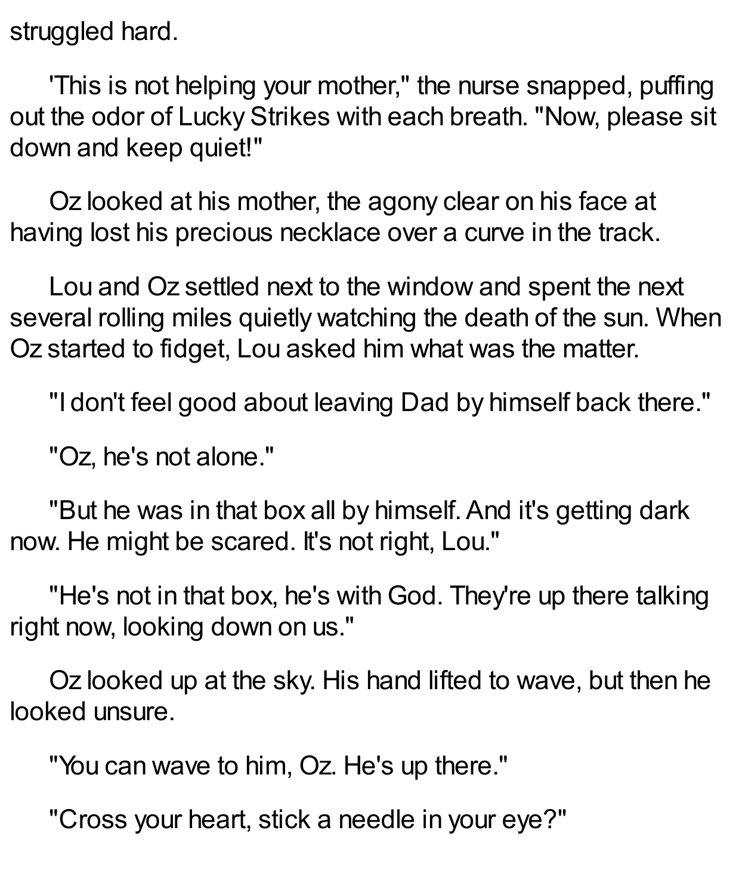struggled hard.

'This is not helping your mother," the nurse snapped, puffing out the odor of Lucky Strikes with each breath. "Now, please sit down and keep quiet!"

Oz looked at his mother, the agony clear on his face at having lost his precious necklace over a curve in the track.

Lou and Oz settled next to the window and spent the next several rolling miles quietly watching the death of the sun. When Oz started to fidget, Lou asked him what was the matter.

"I don't feel good about leaving Dad by himself back there."

"Oz, he's not alone."

"But he was in that box all by himself. And it's getting dark now. He might be scared. It's not right, Lou."

"He's not in that box, he's with God. They're up there talking right now, looking down on us."

Oz looked up at the sky. His hand lifted to wave, but then he looked unsure.

"You can wave to him, Oz. He's up there."

"Cross your heart, stick a needle in your eye?"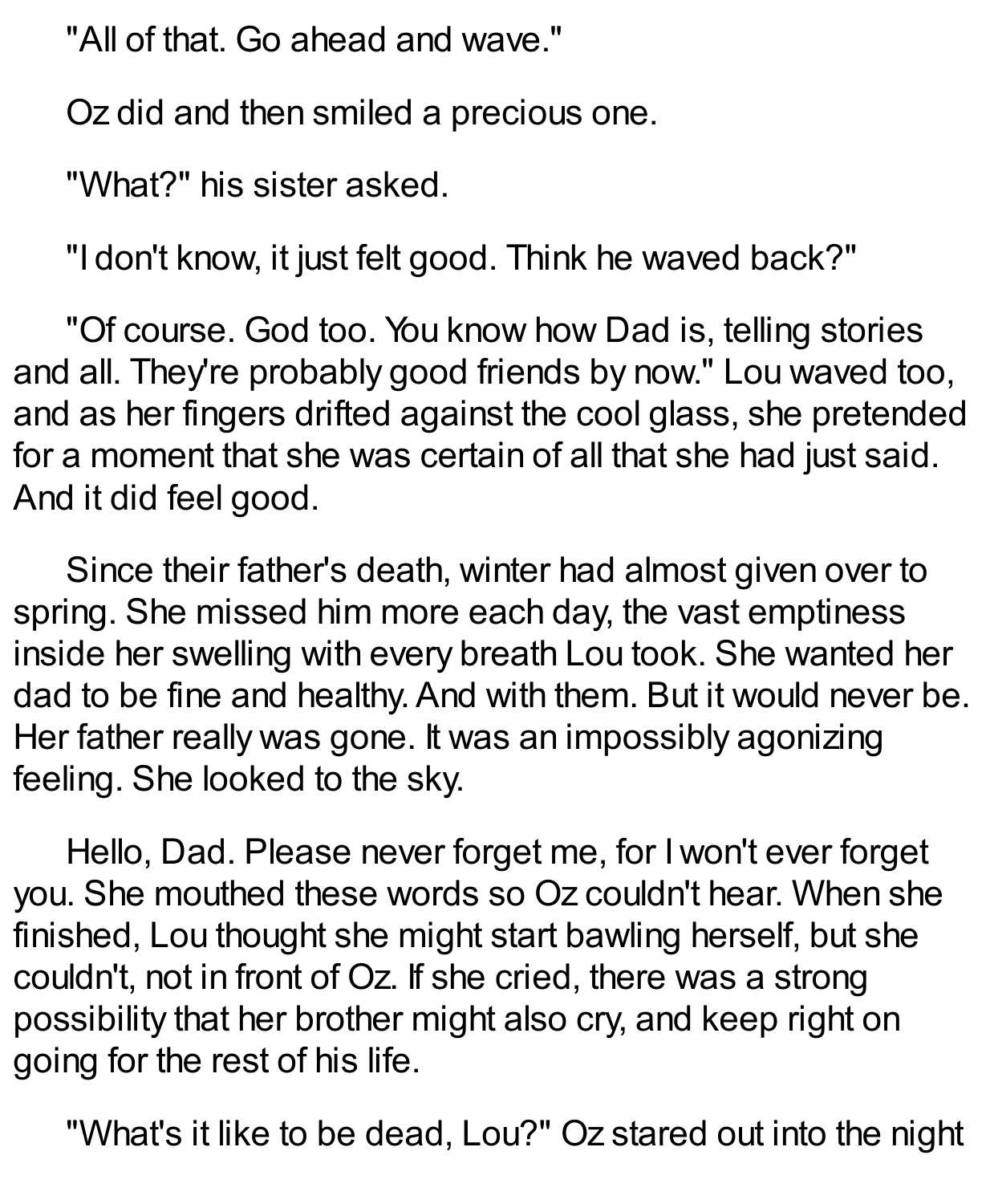"All of that. Go ahead and wave."

Oz did and then smiled a precious one.

"What?" his sister asked.

"I don't know, it just felt good. Think he waved back?"

"Of course. God too. You know how Dad is, telling stories and all. They're probably good friends by now." Lou waved too, and as her fingers drifted against the cool glass, she pretended for a moment that she was certain of all that she had just said. And it did feel good.

Since their father's death, winter had almost given over to spring. She missed him more each day, the vast emptiness inside her swelling with every breath Lou took. She wanted her dad to be fine and healthy. And with them. But it would never be. Her father really was gone. It was an impossibly agonizing feeling. She looked to the sky.

Hello, Dad. Please never forget me, for I won't ever forget you. She mouthed these words so Oz couldn't hear. When she finished, Lou thought she might start bawling herself, but she couldn't, not in front of Oz. If she cried, there was a strong possibility that her brother might also cry, and keep right on going for the rest of his life.

"What's it like to be dead, Lou?" Oz stared out into the night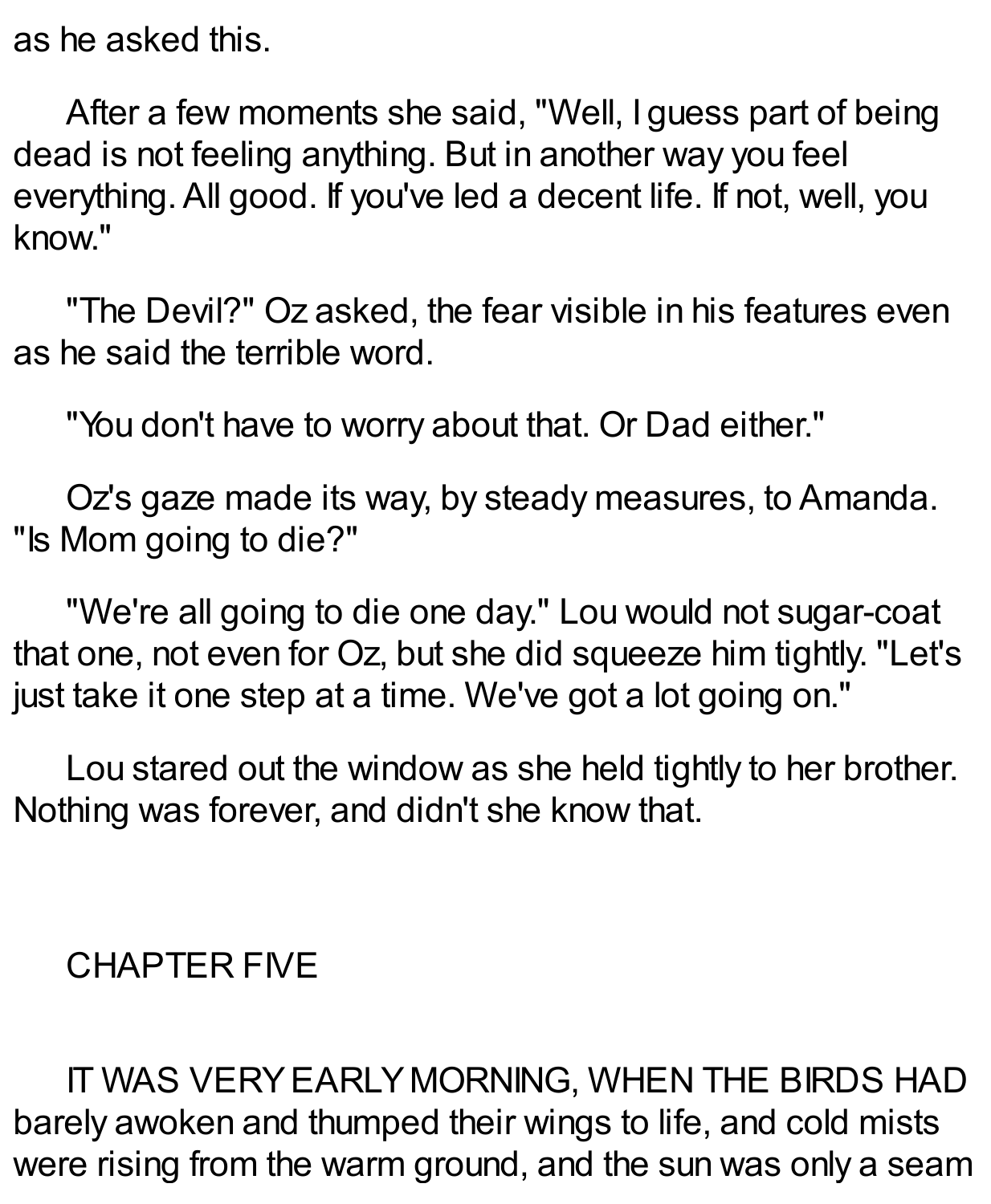as he asked this.

After a few moments she said, "Well, I guess part of being dead is not feeling anything. But in another way you feel everything. All good. If you've led a decent life. If not, well, you know."

"The Devil?" Oz asked, the fear visible in his features even as he said the terrible word.

"You don't have to worry about that. Or Dad either."

Oz's gaze made its way, by steady measures, to Amanda. "Is Mom going to die?"

"We're all going to die one day." Lou would not sugar-coat that one, not even for Oz, but she did squeeze him tightly. "Let's just take it one step at a time. We've got a lot going on."

Lou stared out the window as she held tightly to her brother. Nothing was forever, and didn't she know that.

## CHAPTER FIVE

IT WAS VERY EARLY MORNING, WHEN THE BIRDS HAD barely awoken and thumped their wings to life, and cold mists were rising from the warm ground, and the sun was only a seam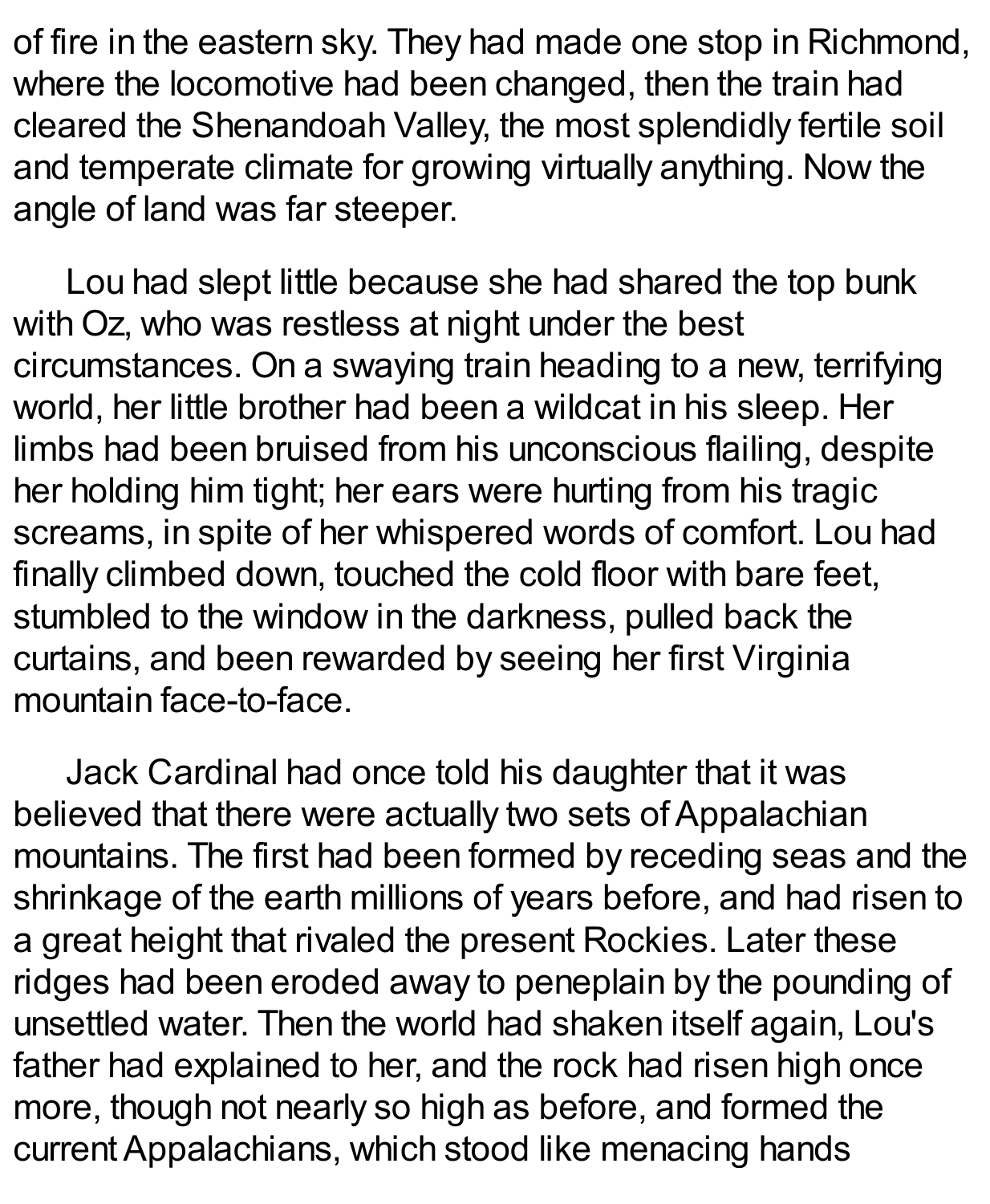of fire in the eastern sky. They had made one stop in Richmond, where the locomotive had been changed, then the train had cleared the Shenandoah Valley, the most splendidly fertile soil and temperate climate for growing virtually anything. Now the angle of land was far steeper.

Lou had slept little because she had shared the top bunk with Oz, who was restless at night under the best circumstances. On a swaying train heading to a new, terrifying world, her little brother had been a wildcat in his sleep. Her limbs had been bruised from his unconscious flailing, despite her holding him tight; her ears were hurting from his tragic screams, in spite of her whispered words of comfort. Lou had finally climbed down, touched the cold floor with bare feet, stumbled to the window in the darkness, pulled back the curtains, and been rewarded by seeing her first Virginia mountain face-to-face.

Jack Cardinal had once told his daughter that it was believed that there were actually two sets of Appalachian mountains. The first had been formed by receding seas and the shrinkage of the earth millions of years before, and had risen to a great height that rivaled the present Rockies. Later these ridges had been eroded away to peneplain by the pounding of unsettled water. Then the world had shaken itself again, Lou's father had explained to her, and the rock had risen high once more, though not nearly so high as before, and formed the current Appalachians, which stood like menacing hands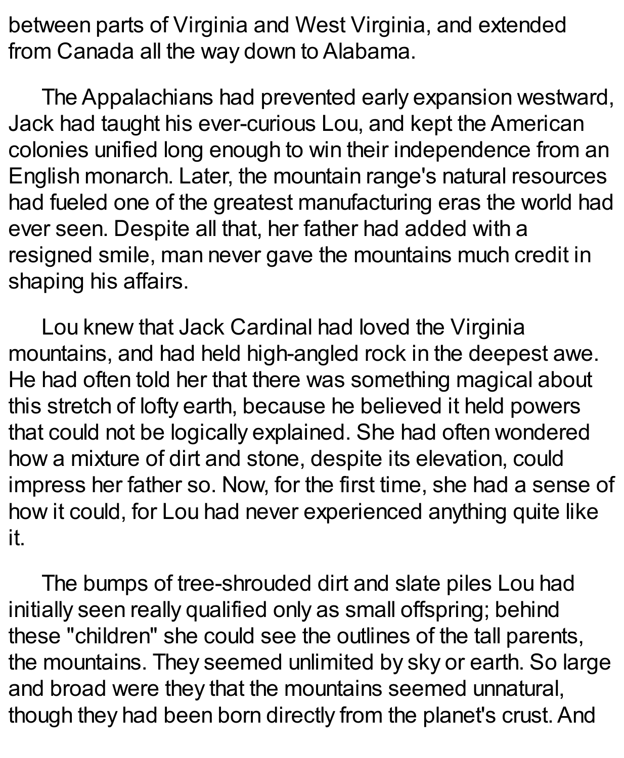between parts of Virginia and West Virginia, and extended from Canada all the way down to Alabama.

The Appalachians had prevented early expansion westward, Jack had taught his ever-curious Lou, and kept the American colonies unified long enough to win their independence from an English monarch. Later, the mountain range's natural resources had fueled one of the greatest manufacturing eras the world had ever seen. Despite all that, her father had added with a resigned smile, man never gave the mountains much credit in shaping his affairs.

Lou knew that Jack Cardinal had loved the Virginia mountains, and had held high-angled rock in the deepest awe. He had often told her that there was something magical about this stretch of lofty earth, because he believed it held powers that could not be logically explained. She had often wondered how a mixture of dirt and stone, despite its elevation, could impress her father so. Now, for the first time, she had a sense of how it could, for Lou had never experienced anything quite like it.

The bumps of tree-shrouded dirt and slate piles Lou had initially seen really qualified only as small offspring; behind these "children" she could see the outlines of the tall parents, the mountains. They seemed unlimited by sky or earth. So large and broad were they that the mountains seemed unnatural, though they had been born directly from the planet's crust. And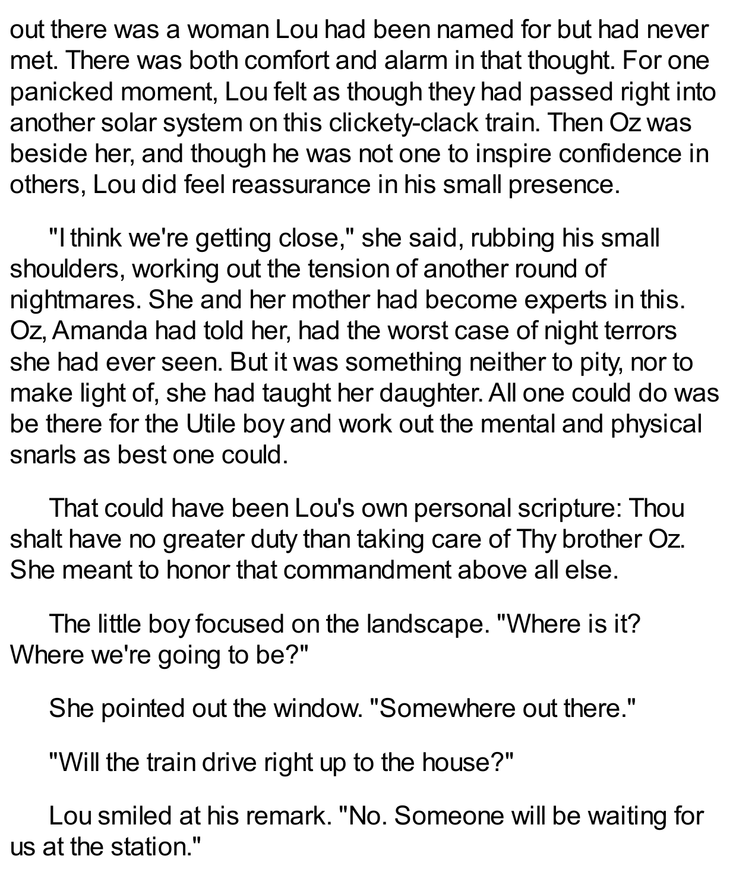out there was a woman Lou had been named for but had never met. There was both comfort and alarm in that thought. For one panicked moment, Lou felt as though they had passed right into another solar system on this clickety-clack train. Then Oz was beside her, and though he was not one to inspire confidence in others, Lou did feel reassurance in his small presence.

"I think we're getting close," she said, rubbing his small shoulders, working out the tension of another round of nightmares. She and her mother had become experts in this. Oz, Amanda had told her, had the worst case of night terrors she had ever seen. But it was something neither to pity, nor to make light of, she had taught her daughter. All one could do was be there for the Utile boy and work out the mental and physical snarls as best one could.

That could have been Lou's own personal scripture: Thou shalt have no greater duty than taking care of Thy brother Oz. She meant to honor that commandment above all else.

The little boy focused on the landscape. "Where is it? Where we're going to be?"

She pointed out the window. "Somewhere out there."

"Will the train drive right up to the house?"

Lou smiled at his remark. "No. Someone will be waiting for us at the station."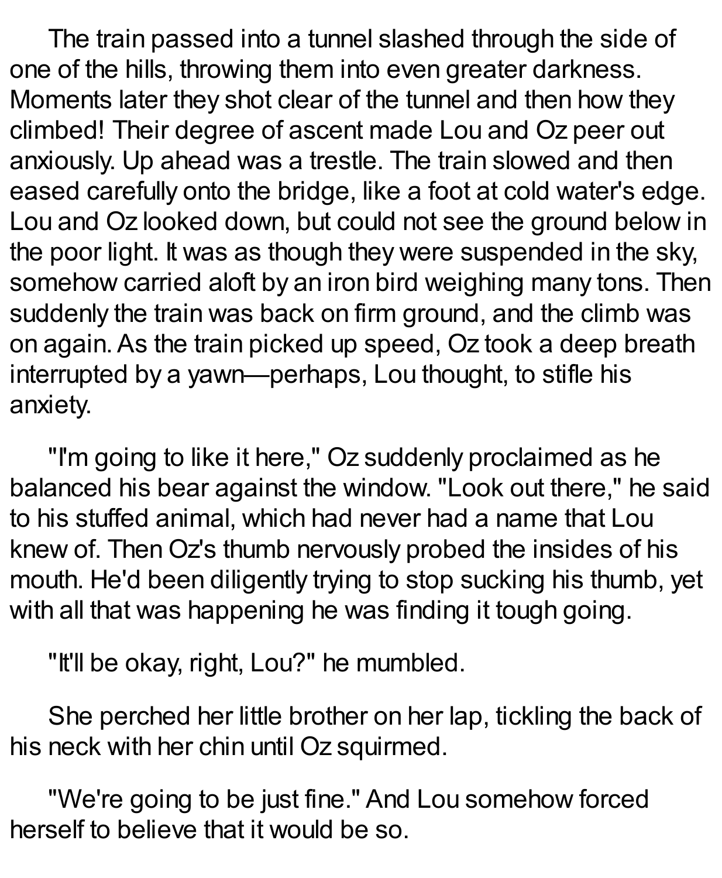The train passed into a tunnel slashed through the side of one of the hills, throwing them into even greater darkness. Moments later they shot clear of the tunnel and then how they climbed! Their degree of ascent made Lou and Oz peer out anxiously. Up ahead was a trestle. The train slowed and then eased carefully onto the bridge, like a foot at cold water's edge. Lou and Oz looked down, but could not see the ground below in the poor light. It was as though they were suspended in the sky, somehow carried aloft by an iron bird weighing many tons. Then suddenly the train was back on firm ground, and the climb was on again. As the train picked up speed, Oz took a deep breath interrupted by a yawn—perhaps, Lou thought, to stifle his anxiety.

"I'm going to like it here," Oz suddenly proclaimed as he balanced his bear against the window. "Look out there," he said to his stuffed animal, which had never had a name that Lou knew of. Then Oz's thumb nervously probed the insides of his mouth. He'd been diligently trying to stop sucking his thumb, yet with all that was happening he was finding it tough going.

"It'll be okay, right, Lou?" he mumbled.

She perched her little brother on her lap, tickling the back of his neck with her chin until Oz squirmed.

"We're going to be just fine." And Lou somehow forced herself to believe that it would be so.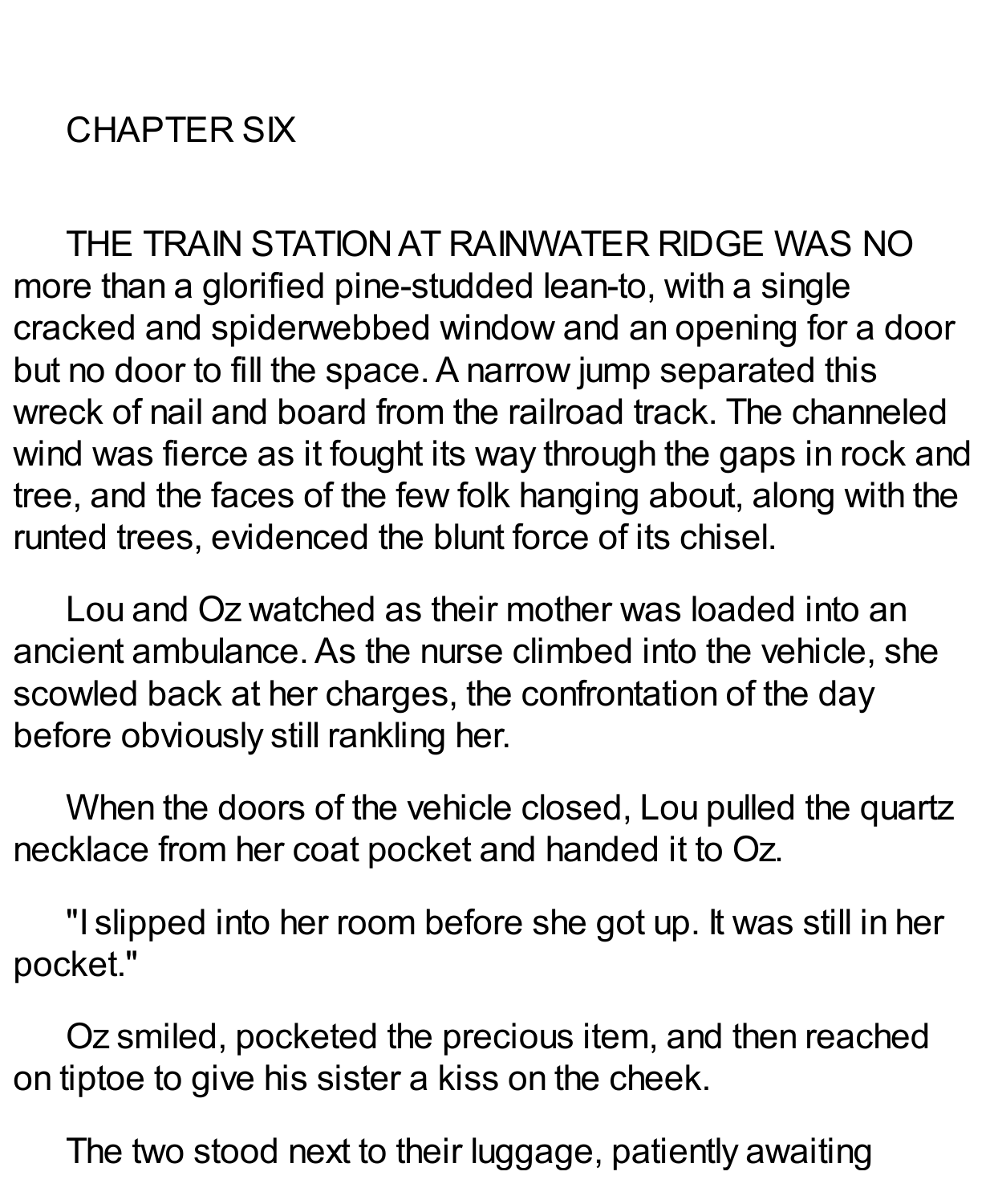# CHAPTER SIX

THE TRAIN STATION AT RAINWATER RIDGE WAS NO more than a glorified pine-studded lean-to, with a single cracked and spiderwebbed window and an opening for a door but no door to fill the space. A narrow jump separated this wreck of nail and board from the railroad track. The channeled wind was fierce as it fought its way through the gaps in rock and tree, and the faces of the few folk hanging about, along with the runted trees, evidenced the blunt force of its chisel.

Lou and Oz watched as their mother was loaded into an ancient ambulance. As the nurse climbed into the vehicle, she scowled back at her charges, the confrontation of the day before obviously still rankling her.

When the doors of the vehicle closed, Lou pulled the quartz necklace from her coat pocket and handed it to Oz.

"I slipped into her room before she got up. It was still in her pocket."

Oz smiled, pocketed the precious item, and then reached on tiptoe to give his sister a kiss on the cheek.

The two stood next to their luggage, patiently awaiting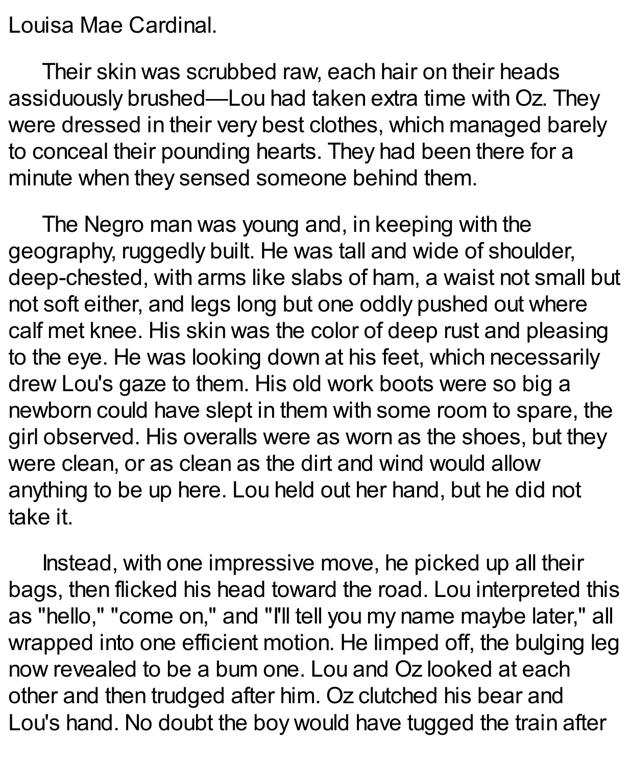Louisa Mae Cardinal.

Their skin was scrubbed raw, each hair on their heads assiduously brushed—Lou had taken extra time with Oz. They were dressed in their very best clothes, which managed barely to conceal their pounding hearts. They had been there for a minute when they sensed someone behind them.

The Negro man was young and, in keeping with the geography, ruggedly built. He was tall and wide of shoulder, deep-chested, with arms like slabs of ham, a waist not small but not soft either, and legs long but one oddly pushed out where calf met knee. His skin was the color of deep rust and pleasing to the eye. He was looking down at his feet, which necessarily drew Lou's gaze to them. His old work boots were so big a newborn could have slept in them with some room to spare, the girl observed. His overalls were as worn as the shoes, but they were clean, or as clean as the dirt and wind would allow anything to be up here. Lou held out her hand, but he did not take it.

Instead, with one impressive move, he picked up all their bags, then flicked his head toward the road. Lou interpreted this as "hello," "come on," and "I'll tell you my name maybe later," all wrapped into one efficient motion. He limped off, the bulging leg now revealed to be a bum one. Lou and Oz looked at each other and then trudged after him. Oz clutched his bear and Lou's hand. No doubt the boy would have tugged the train after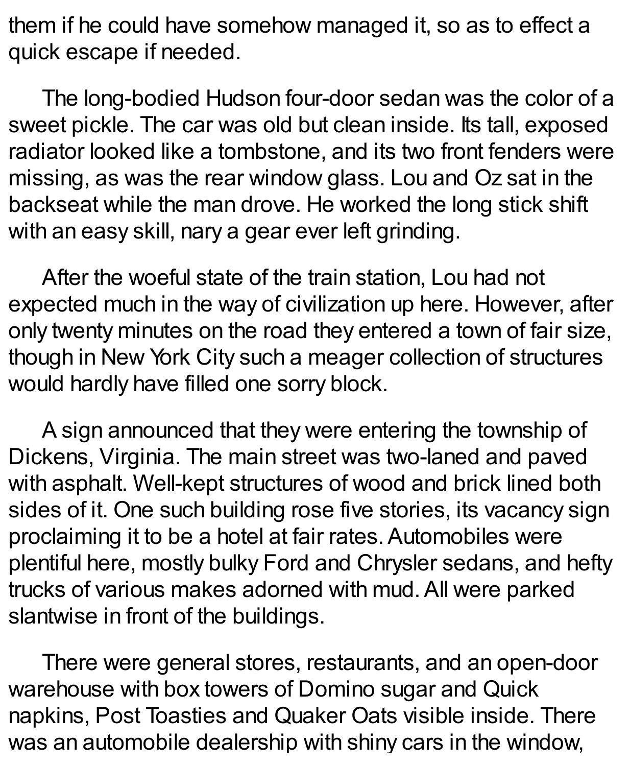them if he could have somehow managed it, so as to effect a quick escape if needed.

The long-bodied Hudson four-door sedan was the color of a sweet pickle. The car was old but clean inside. Its tall, exposed radiator looked like a tombstone, and its two front fenders were missing, as was the rear window glass. Lou and Oz sat in the backseat while the man drove. He worked the long stick shift with an easy skill, nary a gear ever left grinding.

After the woeful state of the train station, Lou had not expected much in the way of civilization up here. However, after only twenty minutes on the road they entered a town of fair size, though in New York City such a meager collection of structures would hardly have filled one sorry block.

A sign announced that they were entering the township of Dickens, Virginia. The main street was two-laned and paved with asphalt. Well-kept structures of wood and brick lined both sides of it. One such building rose five stories, its vacancy sign proclaiming it to be a hotel at fair rates. Automobiles were plentiful here, mostly bulky Ford and Chrysler sedans, and hefty trucks of various makes adorned with mud. All were parked slantwise in front of the buildings.

There were general stores, restaurants, and an open-door warehouse with box towers of Domino sugar and Quick napkins, Post Toasties and Quaker Oats visible inside. There was an automobile dealership with shiny cars in the window,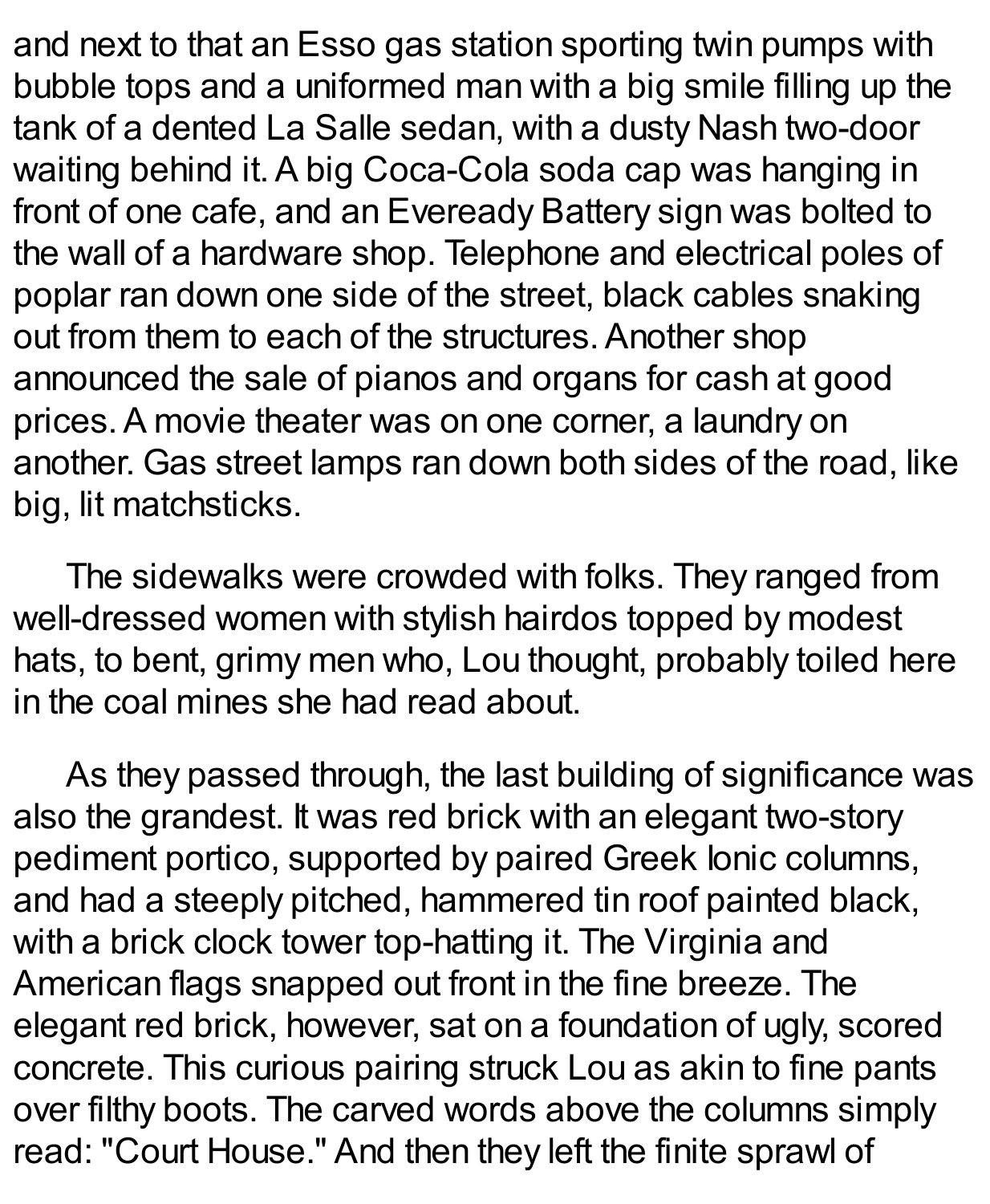and next to that an Esso gas station sporting twin pumps with bubble tops and a uniformed man with a big smile filling up the tank of a dented La Salle sedan, with a dusty Nash two-door waiting behind it. A big Coca-Cola soda cap was hanging in front of one cafe, and an Eveready Battery sign was bolted to the wall of a hardware shop. Telephone and electrical poles of poplar ran down one side of the street, black cables snaking out from them to each of the structures. Another shop announced the sale of pianos and organs for cash at good prices. A movie theater was on one corner, a laundry on another. Gas street lamps ran down both sides of the road, like big, lit matchsticks.

The sidewalks were crowded with folks. They ranged from well-dressed women with stylish hairdos topped by modest hats, to bent, grimy men who, Lou thought, probably toiled here in the coal mines she had read about.

As they passed through, the last building of significance was also the grandest. It was red brick with an elegant two-story pediment portico, supported by paired Greek Ionic columns, and had a steeply pitched, hammered tin roof painted black, with a brick clock tower top-hatting it. The Virginia and American flags snapped out front in the fine breeze. The elegant red brick, however, sat on a foundation of ugly, scored concrete. This curious pairing struck Lou as akin to fine pants over filthy boots. The carved words above the columns simply read: "Court House." And then they left the finite sprawl of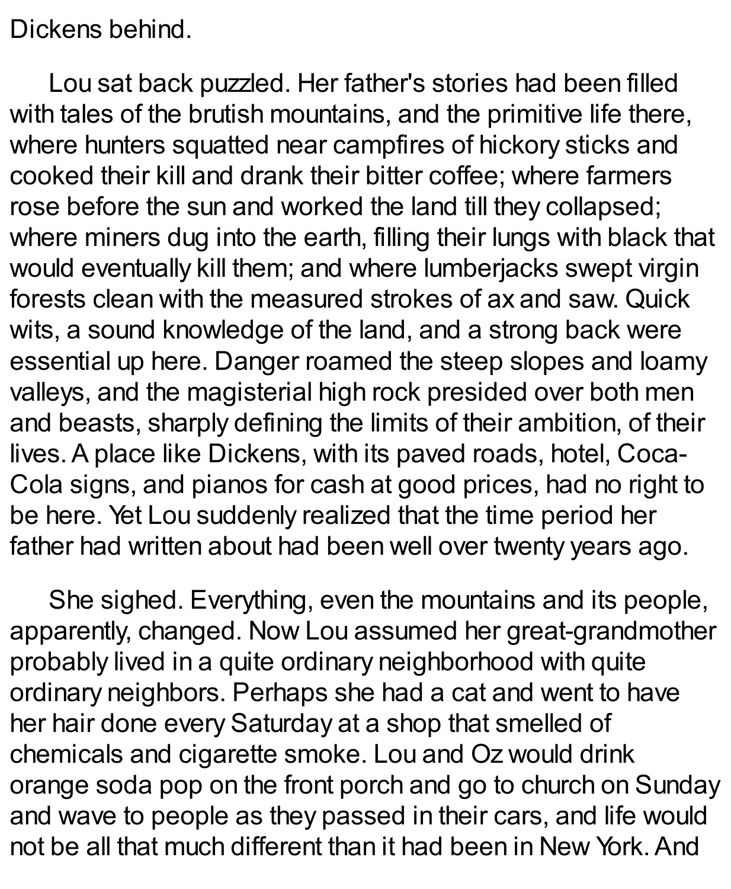Dickens behind.

Lou sat back puzzled. Her father's stories had been filled with tales of the brutish mountains, and the primitive life there, where hunters squatted near campfires of hickory sticks and cooked their kill and drank their bitter coffee; where farmers rose before the sun and worked the land till they collapsed; where miners dug into the earth, filling their lungs with black that would eventually kill them; and where lumberjacks swept virgin forests clean with the measured strokes of ax and saw. Quick wits, a sound knowledge of the land, and a strong back were essential up here. Danger roamed the steep slopes and loamy valleys, and the magisterial high rock presided over both men and beasts, sharply defining the limits of their ambition, of their lives. A place like Dickens, with its paved roads, hotel, Coca-Cola signs, and pianos for cash at good prices, had no right to be here. Yet Lou suddenly realized that the time period her father had written about had been well over twenty years ago.

She sighed. Everything, even the mountains and its people, apparently, changed. Now Lou assumed her great-grandmother probably lived in a quite ordinary neighborhood with quite ordinary neighbors. Perhaps she had a cat and went to have her hair done every Saturday at a shop that smelled of chemicals and cigarette smoke. Lou and Oz would drink orange soda pop on the front porch and go to church on Sunday and wave to people as they passed in their cars, and life would not be all that much different than it had been in New York. And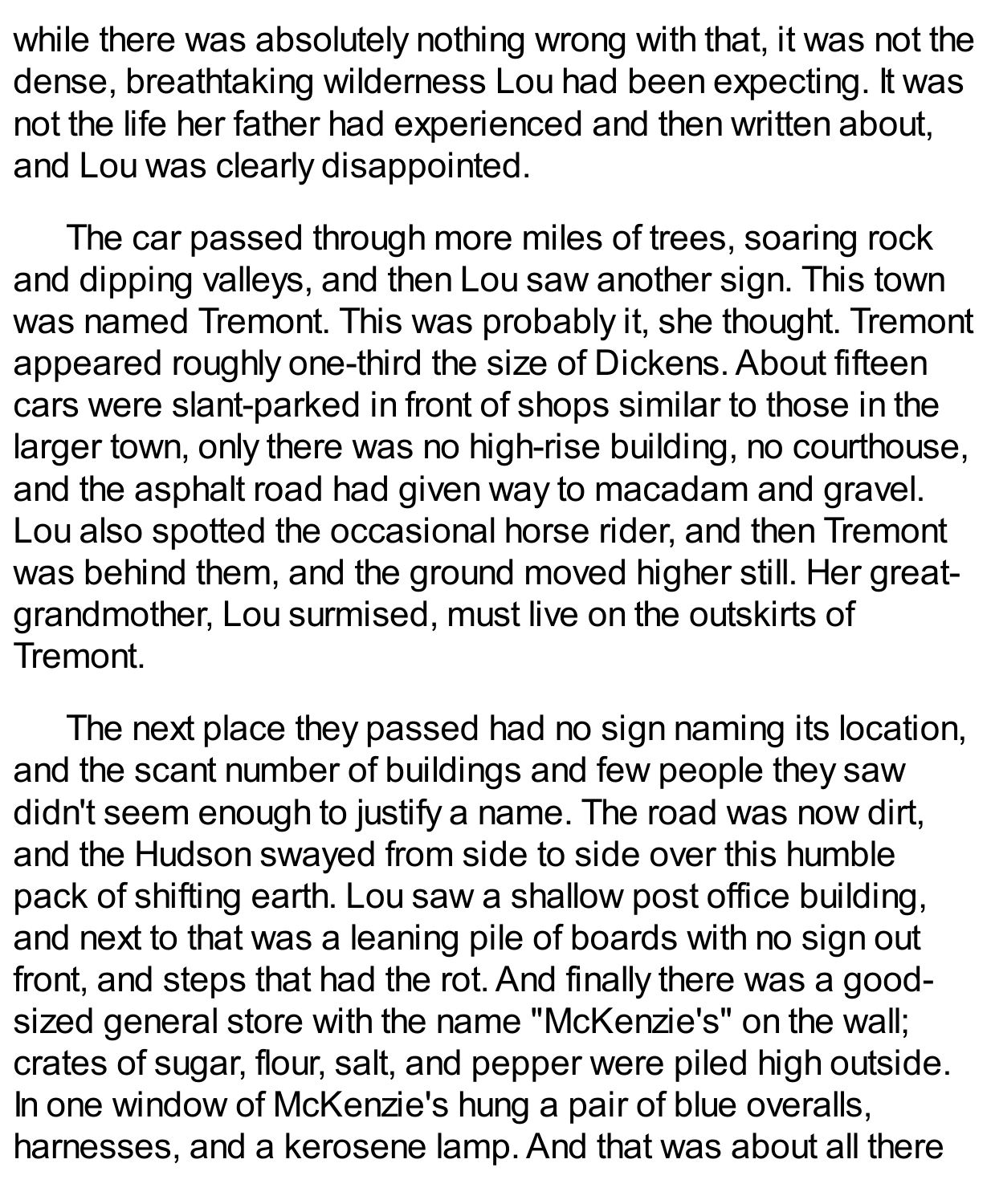while there was absolutely nothing wrong with that, it was not the dense, breathtaking wilderness Lou had been expecting. It was not the life her father had experienced and then written about, and Lou was clearly disappointed.

The car passed through more miles of trees, soaring rock and dipping valleys, and then Lou saw another sign. This town was named Tremont. This was probably it, she thought. Tremont appeared roughly one-third the size of Dickens. About fifteen cars were slant-parked in front of shops similar to those in the larger town, only there was no high-rise building, no courthouse, and the asphalt road had given way to macadam and gravel. Lou also spotted the occasional horse rider, and then Tremont was behind them, and the ground moved higher still. Her great-grandmother, Lou surmised, must live on the outskirts of Tremont.

The next place they passed had no sign naming its location, and the scant number of buildings and few people they saw didn't seem enough to justify a name. The road was now dirt, and the Hudson swayed from side to side over this humble pack of shifting earth. Lou saw a shallow post office building, and next to that was a leaning pile of boards with no sign out front, and steps that had the rot. And finally there was a good-sized general store with the name "McKenzie's" on the wall; crates of sugar, flour, salt, and pepper were piled high outside. In one window of McKenzie's hung a pair of blue overalls, harnesses, and a kerosene lamp. And that was about all there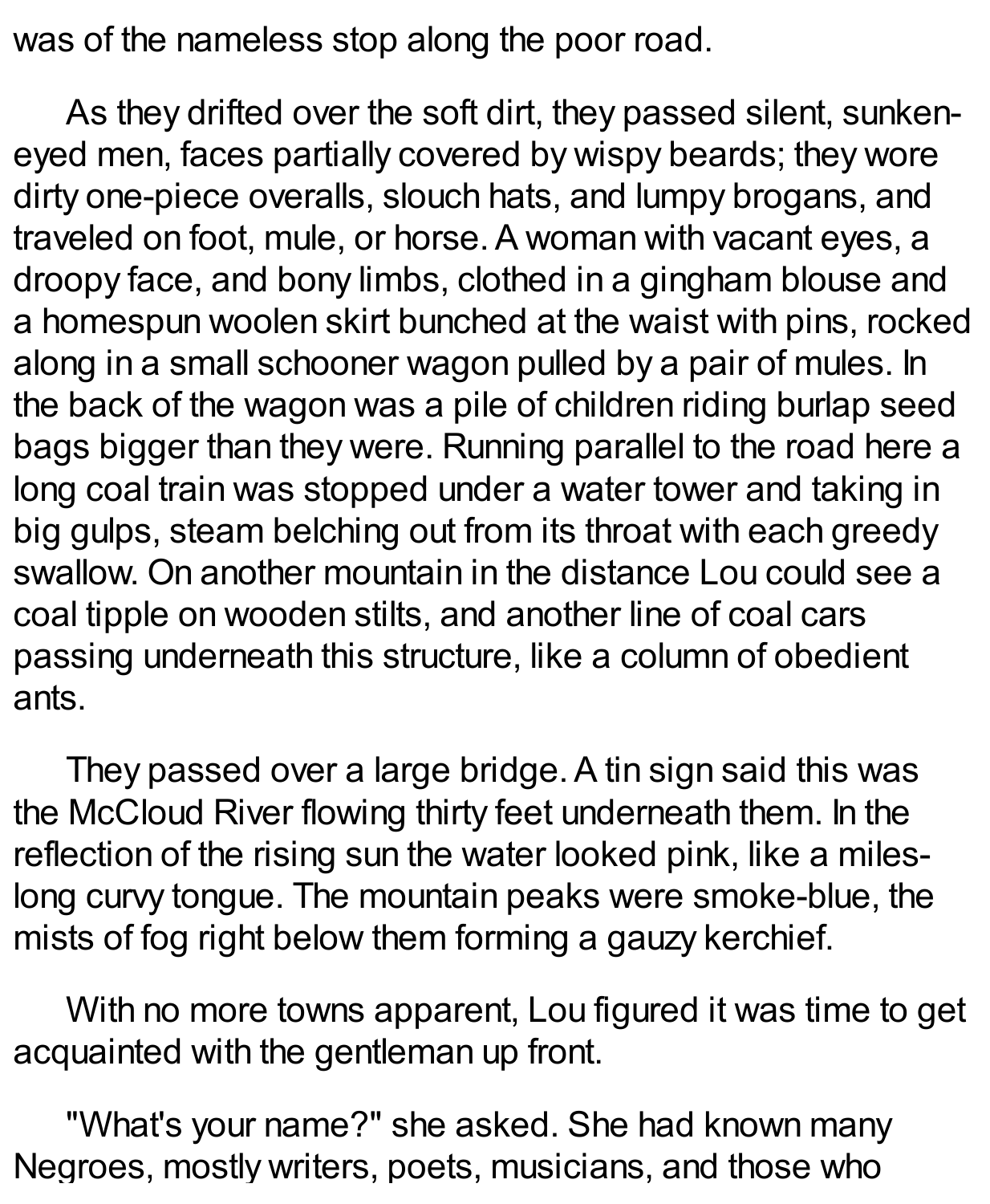was of the nameless stop along the poor road.

As they drifted over the soft dirt, they passed silent, sunken-eyed men, faces partially covered by wispy beards; they wore dirty one-piece overalls, slouch hats, and lumpy brogans, and traveled on foot, mule, or horse. A woman with vacant eyes, a droopy face, and bony limbs, clothed in a gingham blouse and a homespun woolen skirt bunched at the waist with pins, rocked along in a small schooner wagon pulled by a pair of mules. In the back of the wagon was a pile of children riding burlap seed bags bigger than they were. Running parallel to the road here a long coal train was stopped under a water tower and taking in big gulps, steam belching out from its throat with each greedy swallow. On another mountain in the distance Lou could see a coal tipple on wooden stilts, and another line of coal cars passing underneath this structure, like a column of obedient ants.

They passed over a large bridge. A tin sign said this was the McCloud River flowing thirty feet underneath them. In the reflection of the rising sun the water looked pink, like a miles-long curvy tongue. The mountain peaks were smoke-blue, the mists of fog right below them forming a gauzy kerchief.

With no more towns apparent, Lou figured it was time to get acquainted with the gentleman up front.

"What's your name?" she asked. She had known many Negroes, mostly writers, poets, musicians, and those who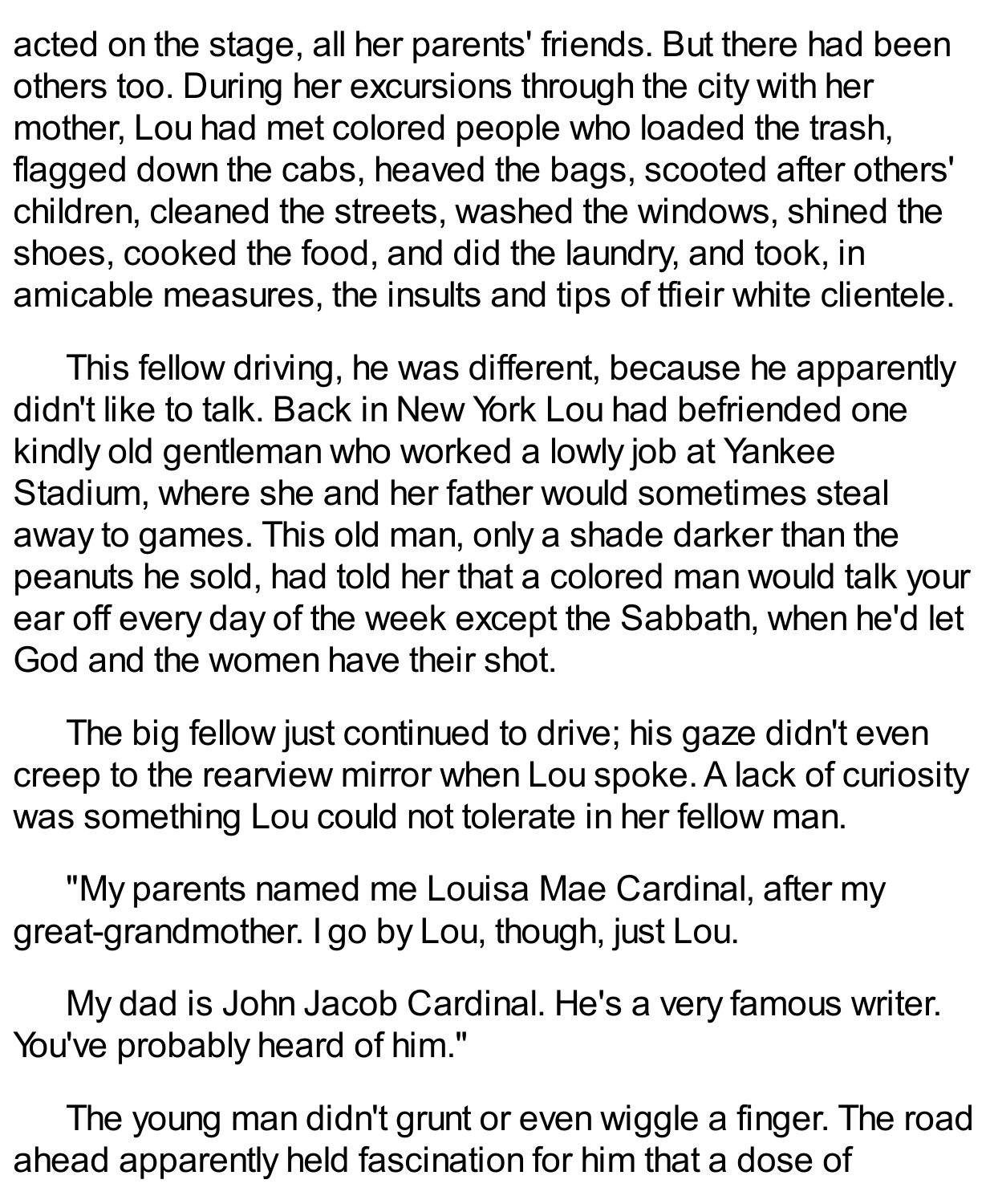acted on the stage, all her parents' friends. But there had been others too. During her excursions through the city with her mother, Lou had met colored people who loaded the trash, flagged down the cabs, heaved the bags, scooted after others' children, cleaned the streets, washed the windows, shined the shoes, cooked the food, and did the laundry, and took, in amicable measures, the insults and tips of tfieir white clientele.

This fellow driving, he was different, because he apparently didn't like to talk. Back in New York Lou had befriended one kindly old gentleman who worked a lowly job at Yankee Stadium, where she and her father would sometimes steal away to games. This old man, only a shade darker than the peanuts he sold, had told her that a colored man would talk your ear off every day of the week except the Sabbath, when he'd let God and the women have their shot.

The big fellow just continued to drive; his gaze didn't even creep to the rearview mirror when Lou spoke. A lack of curiosity was something Lou could not tolerate in her fellow man.

"My parents named me Louisa Mae Cardinal, after my great-grandmother. I go by Lou, though, just Lou.

My dad is John Jacob Cardinal. He's a very famous writer. You've probably heard of him."

The young man didn't grunt or even wiggle a finger. The road ahead apparently held fascination for him that a dose of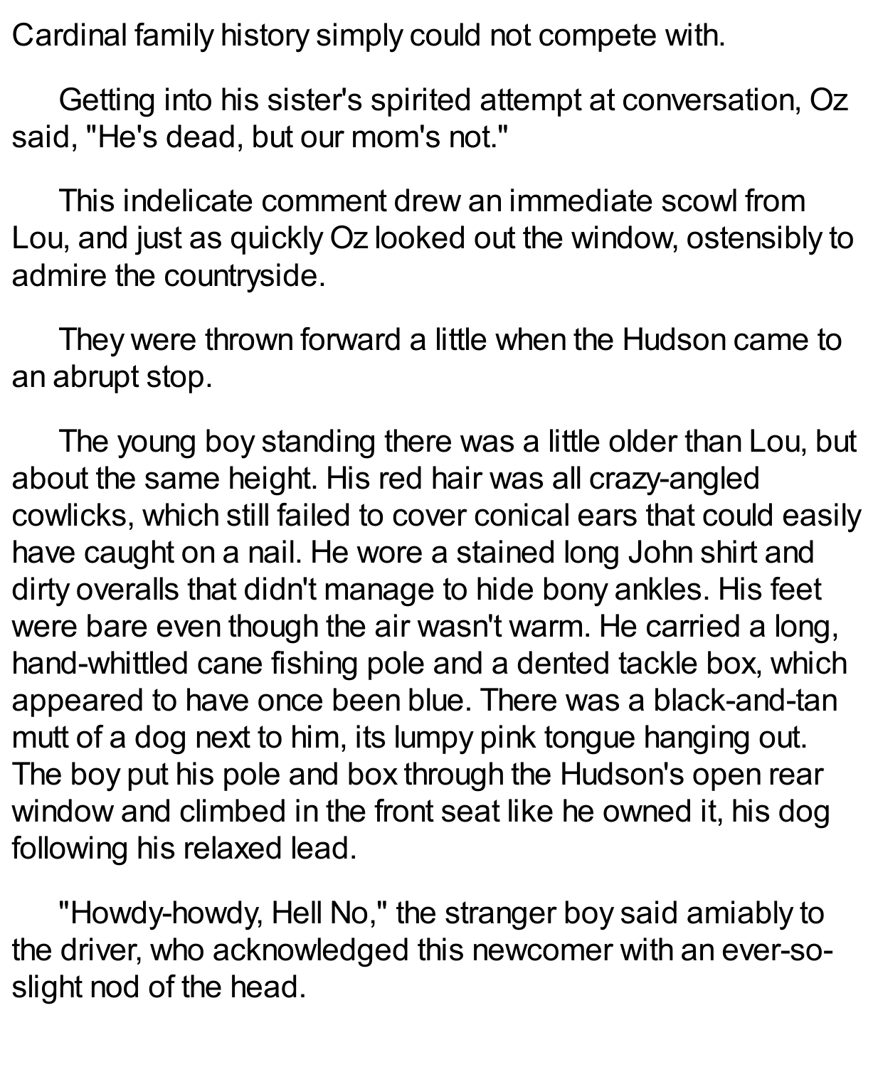Cardinal family history simply could not compete with.

Getting into his sister's spirited attempt at conversation, Oz said, "He's dead, but our mom's not."

This indelicate comment drew an immediate scowl from Lou, and just as quickly Oz looked out the window, ostensibly to admire the countryside.

They were thrown forward a little when the Hudson came to an abrupt stop.

The young boy standing there was a little older than Lou, but about the same height. His red hair was all crazy-angled cowlicks, which still failed to cover conical ears that could easily have caught on a nail. He wore a stained long John shirt and dirty overalls that didn't manage to hide bony ankles. His feet were bare even though the air wasn't warm. He carried a long, hand-whittled cane fishing pole and a dented tackle box, which appeared to have once been blue. There was a black-and-tan mutt of a dog next to him, its lumpy pink tongue hanging out. The boy put his pole and box through the Hudson's open rear window and climbed in the front seat like he owned it, his dog following his relaxed lead.

"Howdy-howdy, Hell No," the stranger boy said amiably to the driver, who acknowledged this newcomer with an ever-so-slight nod of the head.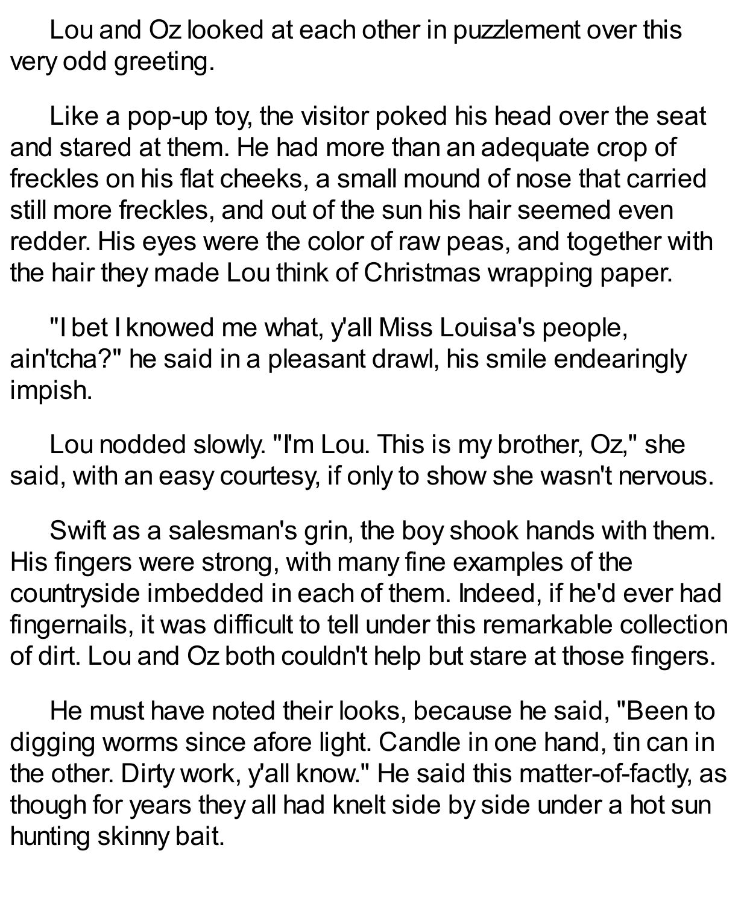Lou and Oz looked at each other in puzzlement over this very odd greeting.

Like a pop-up toy, the visitor poked his head over the seat and stared at them. He had more than an adequate crop of freckles on his flat cheeks, a small mound of nose that carried still more freckles, and out of the sun his hair seemed even redder. His eyes were the color of raw peas, and together with the hair they made Lou think of Christmas wrapping paper.

"I bet I knowed me what, y'all Miss Louisa's people, ain'tcha?" he said in a pleasant drawl, his smile endearingly impish.

Lou nodded slowly. "I'm Lou. This is my brother, Oz," she said, with an easy courtesy, if only to show she wasn't nervous.

Swift as a salesman's grin, the boy shook hands with them. His fingers were strong, with many fine examples of the countryside imbedded in each of them. Indeed, if he'd ever had fingernails, it was difficult to tell under this remarkable collection of dirt. Lou and Oz both couldn't help but stare at those fingers.

He must have noted their looks, because he said, "Been to digging worms since afore light. Candle in one hand, tin can in the other. Dirty work, y'all know." He said this matter-of-factly, as though for years they all had knelt side by side under a hot sun hunting skinny bait.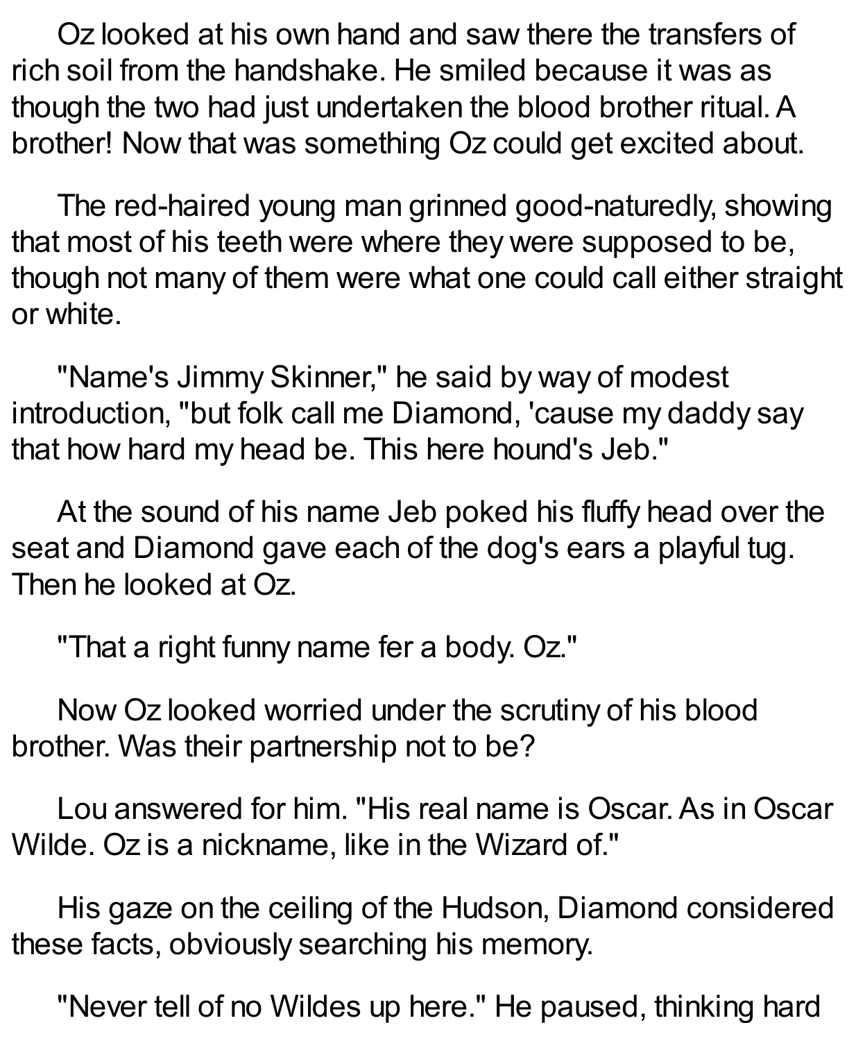Oz looked at his own hand and saw there the transfers of rich soil from the handshake. He smiled because it was as though the two had just undertaken the blood brother ritual. A brother! Now that was something Oz could get excited about.

The red-haired young man grinned good-naturedly, showing that most of his teeth were where they were supposed to be, though not many of them were what one could call either straight or white.

"Name's Jimmy Skinner," he said by way of modest introduction, "but folk call me Diamond, 'cause my daddy say that how hard my head be. This here hound's Jeb."

At the sound of his name Jeb poked his fluffy head over the seat and Diamond gave each of the dog's ears a playful tug. Then he looked at Oz.

"That a right funny name fer a body. Oz."

Now Oz looked worried under the scrutiny of his blood brother. Was their partnership not to be?

Lou answered for him. "His real name is Oscar. As in Oscar Wilde. Oz is a nickname, like in the Wizard of."

His gaze on the ceiling of the Hudson, Diamond considered these facts, obviously searching his memory.

"Never tell of no Wildes up here." He paused, thinking hard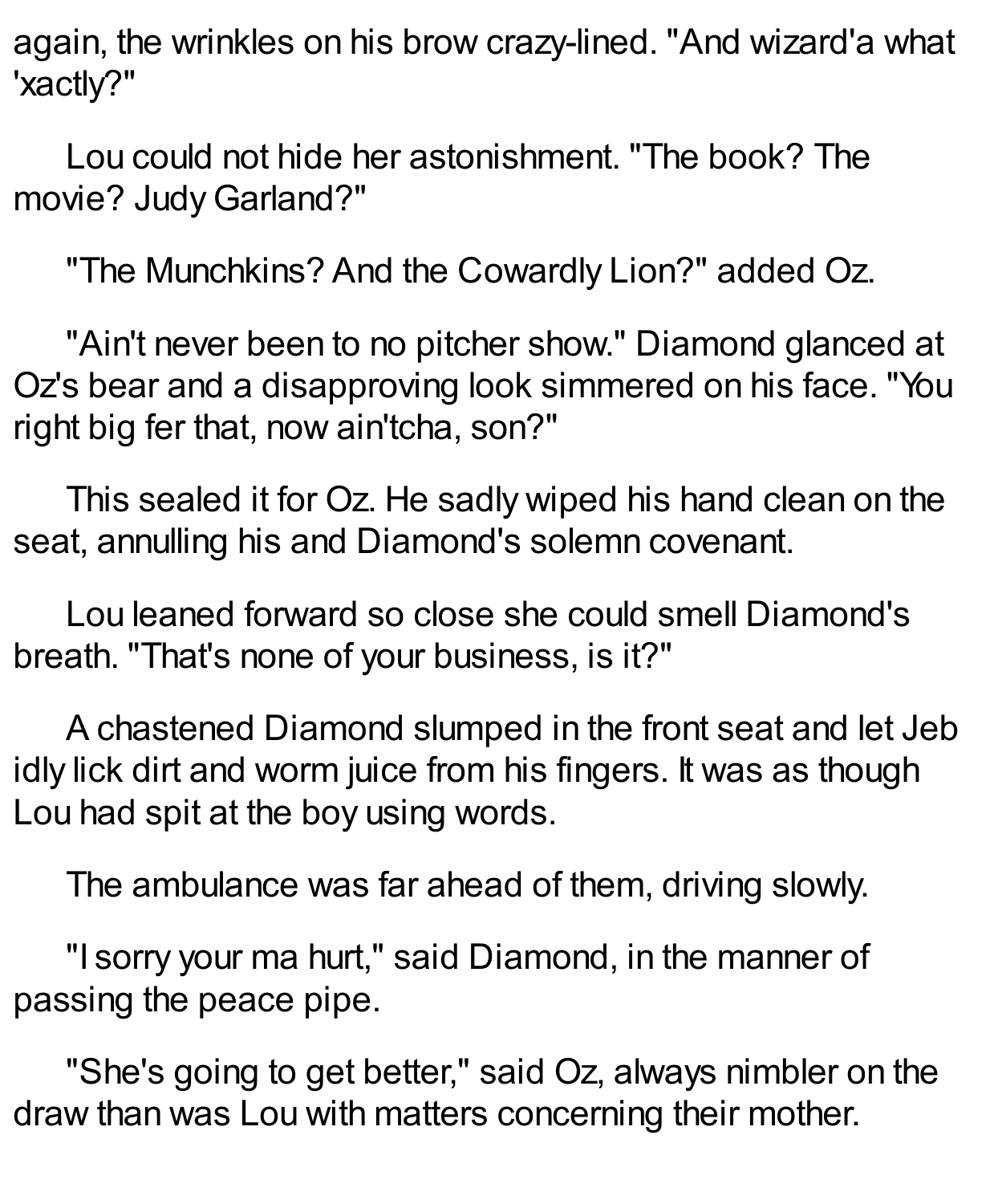again, the wrinkles on his brow crazy-lined. "And wizard'a what 'xactly?"

Lou could not hide her astonishment. "The book? The movie? Judy Garland?"

"The Munchkins? And the Cowardly Lion?" added Oz.

"Ain't never been to no pitcher show." Diamond glanced at Oz's bear and a disapproving look simmered on his face. "You right big fer that, now ain'tcha, son?"

This sealed it for Oz. He sadly wiped his hand clean on the seat, annulling his and Diamond's solemn covenant.

Lou leaned forward so close she could smell Diamond's breath. "That's none of your business, is it?"

A chastened Diamond slumped in the front seat and let Jeb idly lick dirt and worm juice from his fingers. It was as though Lou had spit at the boy using words.

The ambulance was far ahead of them, driving slowly.

"I sorry your ma hurt," said Diamond, in the manner of passing the peace pipe.

"She's going to get better," said Oz, always nimbler on the draw than was Lou with matters concerning their mother.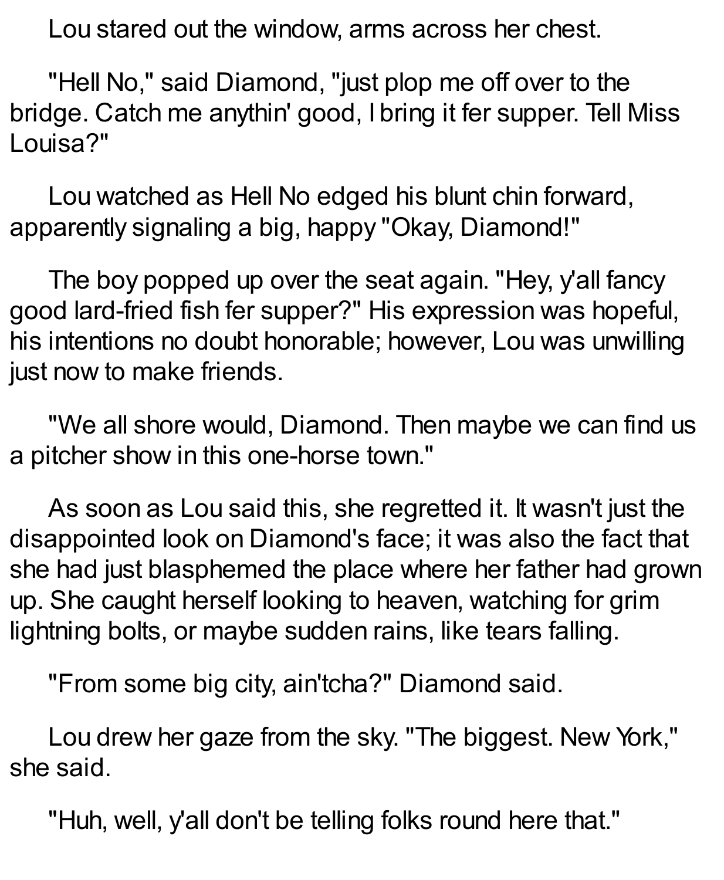Lou stared out the window, arms across her chest.

"Hell No," said Diamond, "just plop me off over to the bridge. Catch me anythin' good, I bring it fer supper. Tell Miss Louisa?"

Lou watched as Hell No edged his blunt chin forward, apparently signaling a big, happy "Okay, Diamond!"

The boy popped up over the seat again. "Hey, y'all fancy good lard-fried fish fer supper?" His expression was hopeful, his intentions no doubt honorable; however, Lou was unwilling just now to make friends.

"We all shore would, Diamond. Then maybe we can find us a pitcher show in this one-horse town."

As soon as Lou said this, she regretted it. It wasn't just the disappointed look on Diamond's face; it was also the fact that she had just blasphemed the place where her father had grown up. She caught herself looking to heaven, watching for grim lightning bolts, or maybe sudden rains, like tears falling.

"From some big city, ain'tcha?" Diamond said.

Lou drew her gaze from the sky. "The biggest. New York," she said.

"Huh, well, y'all don't be telling folks round here that."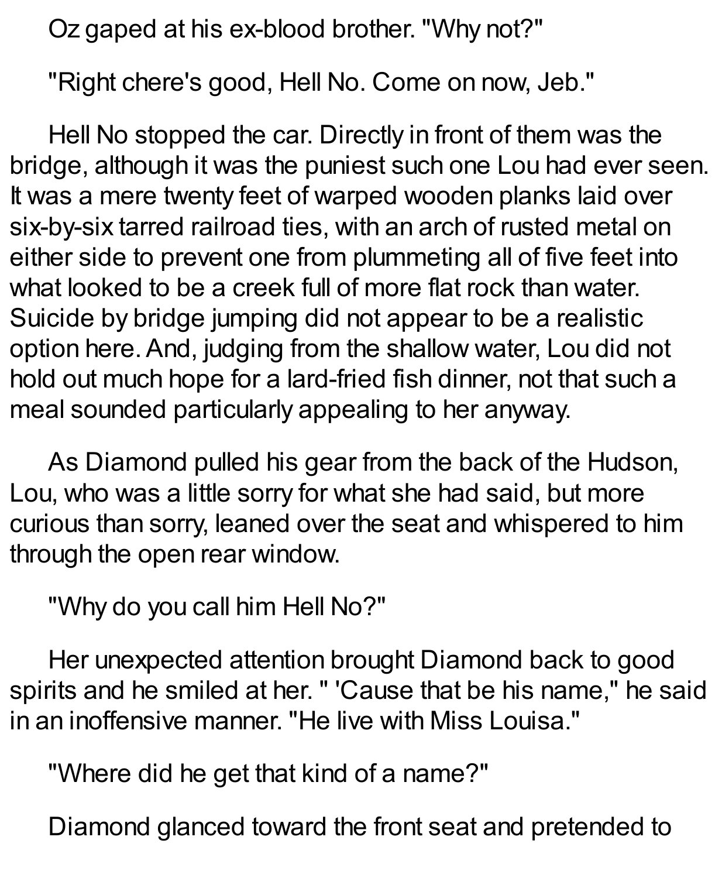Oz gaped at his ex-blood brother. "Why not?"

"Right chere's good, Hell No. Come on now, Jeb."

Hell No stopped the car. Directly in front of them was the bridge, although it was the puniest such one Lou had ever seen. It was a mere twenty feet of warped wooden planks laid over six-by-six tarred railroad ties, with an arch of rusted metal on either side to prevent one from plummeting all of five feet into what looked to be a creek full of more flat rock than water. Suicide by bridge jumping did not appear to be a realistic option here. And, judging from the shallow water, Lou did not hold out much hope for a lard-fried fish dinner, not that such a meal sounded particularly appealing to her anyway.

As Diamond pulled his gear from the back of the Hudson, Lou, who was a little sorry for what she had said, but more curious than sorry, leaned over the seat and whispered to him through the open rear window.

"Why do you call him Hell No?"

Her unexpected attention brought Diamond back to good spirits and he smiled at her. " 'Cause that be his name," he said in an inoffensive manner. "He live with Miss Louisa."

"Where did he get that kind of a name?"

Diamond glanced toward the front seat and pretended to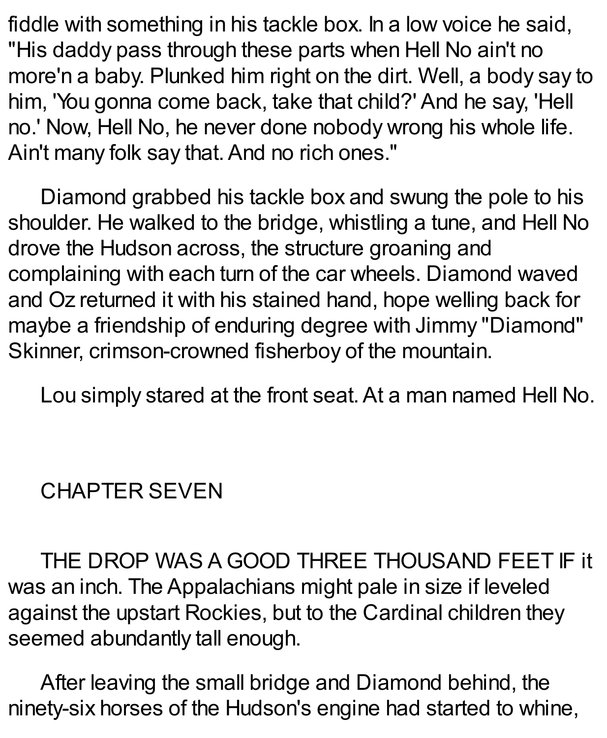fiddle with something in his tackle box. In a low voice he said, "His daddy pass through these parts when Hell No ain't no more'n a baby. Plunked him right on the dirt. Well, a body say to him, 'You gonna come back, take that child?' And he say, 'Hell no.' Now, Hell No, he never done nobody wrong his whole life. Ain't many folk say that. And no rich ones."

Diamond grabbed his tackle box and swung the pole to his shoulder. He walked to the bridge, whistling a tune, and Hell No drove the Hudson across, the structure groaning and complaining with each turn of the car wheels. Diamond waved and Oz returned it with his stained hand, hope welling back for maybe a friendship of enduring degree with Jimmy "Diamond" Skinner, crimson-crowned fisherboy of the mountain.

Lou simply stared at the front seat. At a man named Hell No.

## CHAPTER SEVEN

THE DROP WAS A GOOD THREE THOUSAND FEET IF it was an inch. The Appalachians might pale in size if leveled against the upstart Rockies, but to the Cardinal children they seemed abundantly tall enough.

After leaving the small bridge and Diamond behind, the ninety-six horses of the Hudson's engine had started to whine,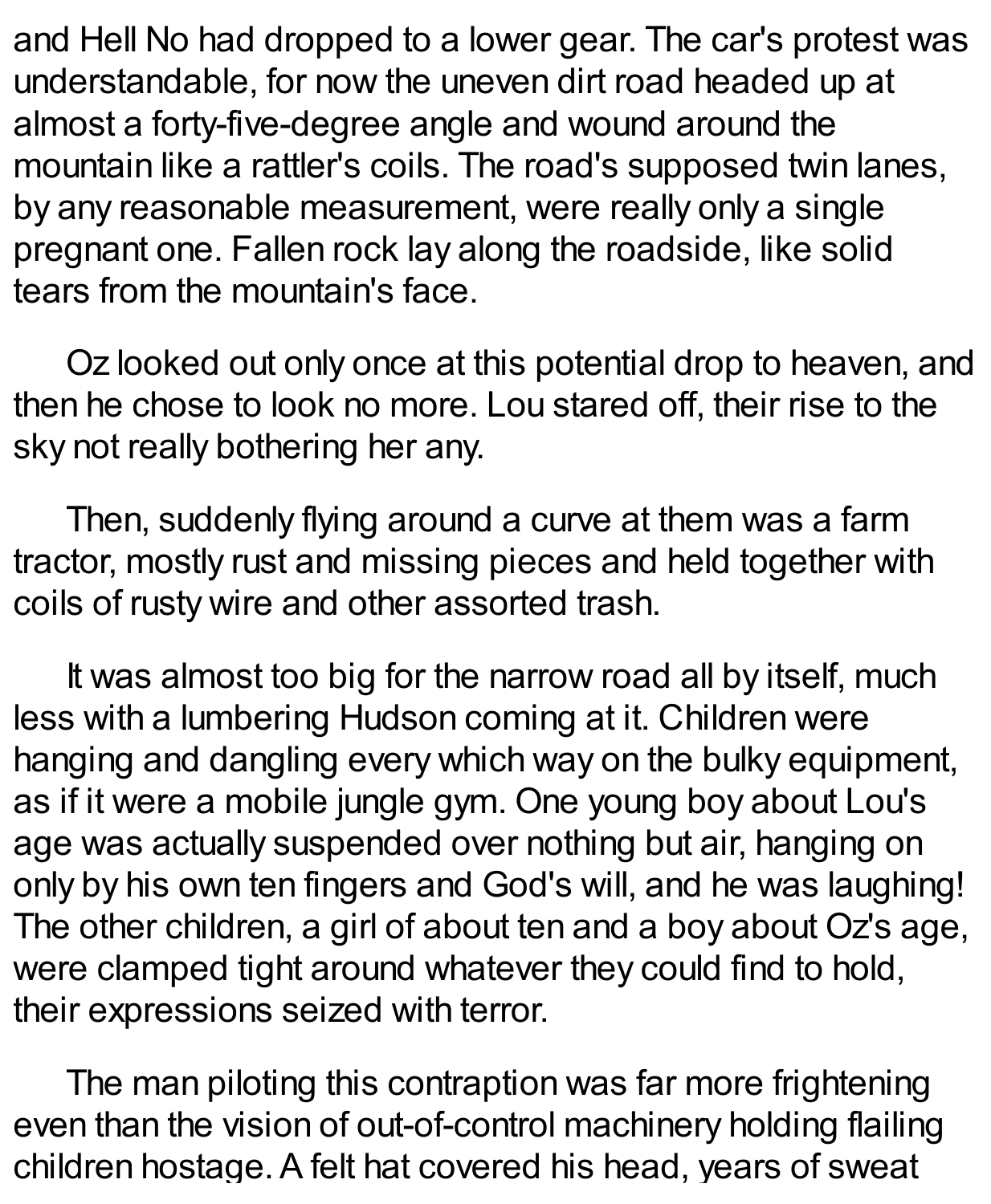and Hell No had dropped to a lower gear. The car's protest was understandable, for now the uneven dirt road headed up at almost a forty-five-degree angle and wound around the mountain like a rattler's coils. The road's supposed twin lanes, by any reasonable measurement, were really only a single pregnant one. Fallen rock lay along the roadside, like solid tears from the mountain's face.

Oz looked out only once at this potential drop to heaven, and then he chose to look no more. Lou stared off, their rise to the sky not really bothering her any.

Then, suddenly flying around a curve at them was a farm tractor, mostly rust and missing pieces and held together with coils of rusty wire and other assorted trash.

It was almost too big for the narrow road all by itself, much less with a lumbering Hudson coming at it. Children were hanging and dangling every which way on the bulky equipment, as if it were a mobile jungle gym. One young boy about Lou's age was actually suspended over nothing but air, hanging on only by his own ten fingers and God's will, and he was laughing! The other children, a girl of about ten and a boy about Oz's age, were clamped tight around whatever they could find to hold, their expressions seized with terror.

The man piloting this contraption was far more frightening even than the vision of out-of-control machinery holding flailing children hostage. A felt hat covered his head, years of sweat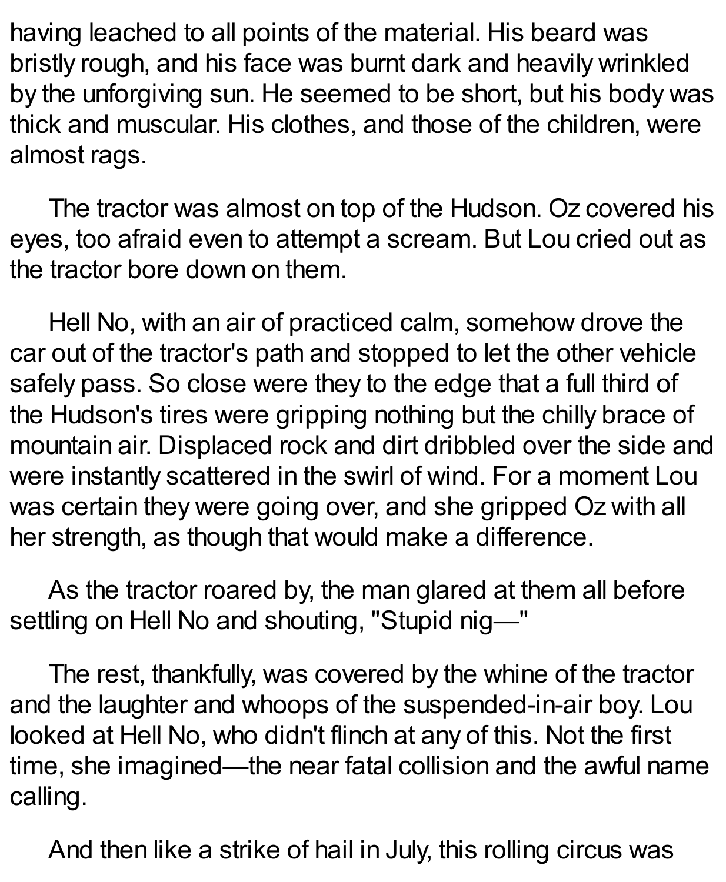having leached to all points of the material. His beard was bristly rough, and his face was burnt dark and heavily wrinkled by the unforgiving sun. He seemed to be short, but his body was thick and muscular. His clothes, and those of the children, were almost rags.

The tractor was almost on top of the Hudson. Oz covered his eyes, too afraid even to attempt a scream. But Lou cried out as the tractor bore down on them.

Hell No, with an air of practiced calm, somehow drove the car out of the tractor's path and stopped to let the other vehicle safely pass. So close were they to the edge that a full third of the Hudson's tires were gripping nothing but the chilly brace of mountain air. Displaced rock and dirt dribbled over the side and were instantly scattered in the swirl of wind. For a moment Lou was certain they were going over, and she gripped Oz with all her strength, as though that would make a difference.

As the tractor roared by, the man glared at them all before settling on Hell No and shouting, "Stupid nig—"

The rest, thankfully, was covered by the whine of the tractor and the laughter and whoops of the suspended-in-air boy. Lou looked at Hell No, who didn't flinch at any of this. Not the first time, she imagined—the near fatal collision and the awful name calling.

And then like a strike of hail in July, this rolling circus was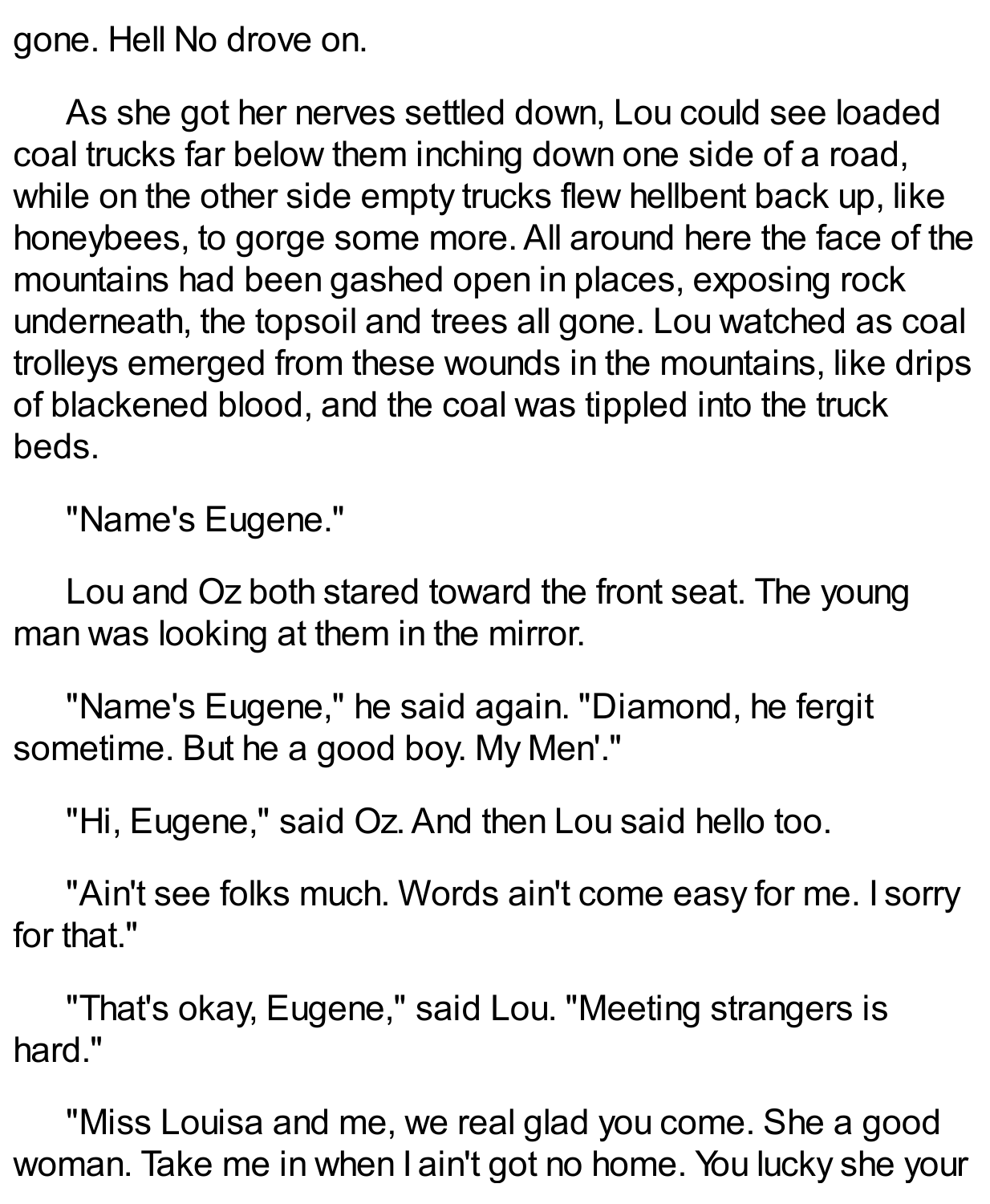gone. Hell No drove on.

As she got her nerves settled down, Lou could see loaded coal trucks far below them inching down one side of a road, while on the other side empty trucks flew hellbent back up, like honeybees, to gorge some more. All around here the face of the mountains had been gashed open in places, exposing rock underneath, the topsoil and trees all gone. Lou watched as coal trolleys emerged from these wounds in the mountains, like drips of blackened blood, and the coal was tippled into the truck beds.

"Name's Eugene."

Lou and Oz both stared toward the front seat. The young man was looking at them in the mirror.

"Name's Eugene," he said again. "Diamond, he fergit sometime. But he a good boy. My Men'."

"Hi, Eugene," said Oz. And then Lou said hello too.

"Ain't see folks much. Words ain't come easy for me. I sorry for that."

"That's okay, Eugene," said Lou. "Meeting strangers is hard."

"Miss Louisa and me, we real glad you come. She a good woman. Take me in when I ain't got no home. You lucky she your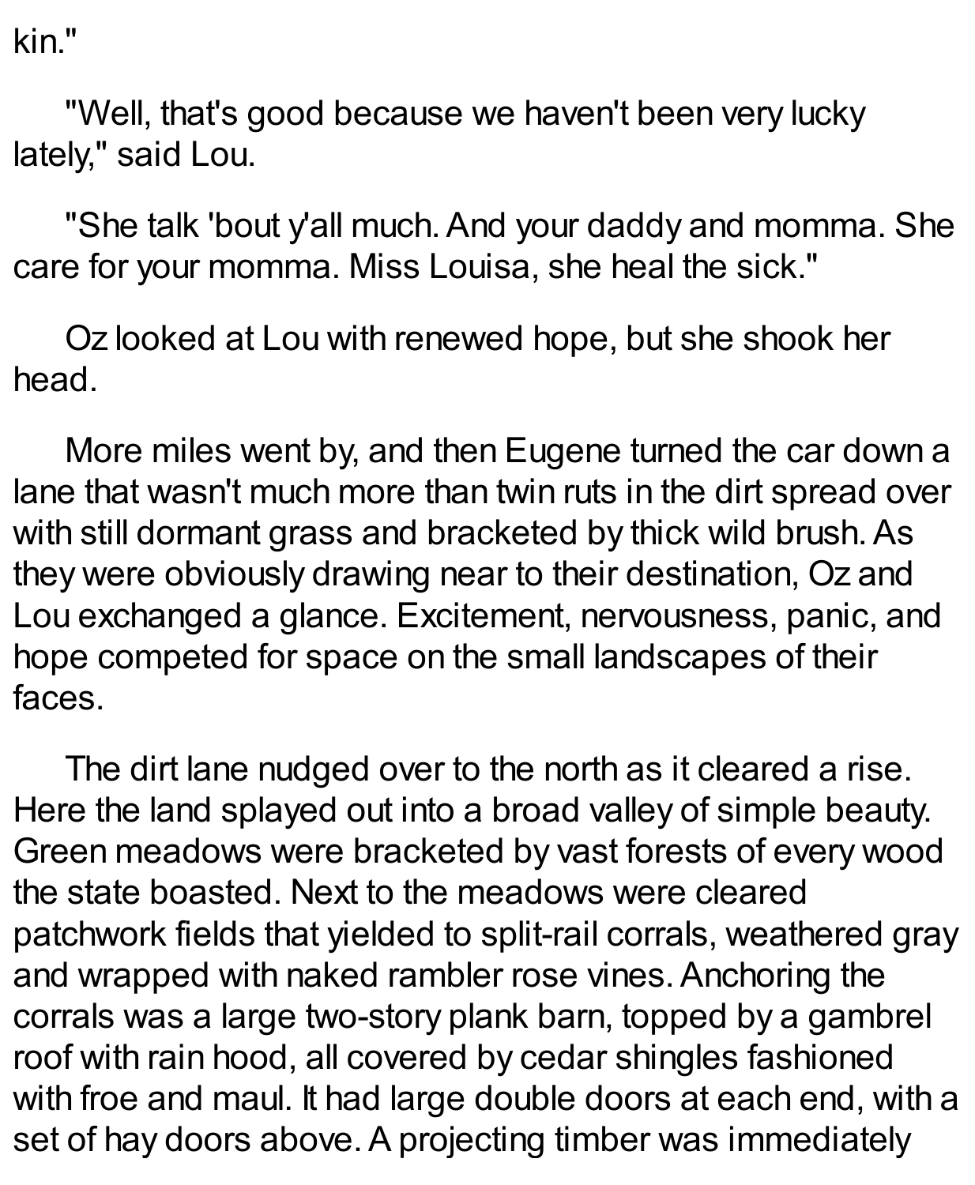kin."

"Well, that's good because we haven't been very lucky lately," said Lou.

"She talk 'bout y'all much. And your daddy and momma. She care for your momma. Miss Louisa, she heal the sick."

Oz looked at Lou with renewed hope, but she shook her head.

More miles went by, and then Eugene turned the car down a lane that wasn't much more than twin ruts in the dirt spread over with still dormant grass and bracketed by thick wild brush. As they were obviously drawing near to their destination, Oz and Lou exchanged a glance. Excitement, nervousness, panic, and hope competed for space on the small landscapes of their faces.

The dirt lane nudged over to the north as it cleared a rise. Here the land splayed out into a broad valley of simple beauty. Green meadows were bracketed by vast forests of every wood the state boasted. Next to the meadows were cleared patchwork fields that yielded to split-rail corrals, weathered gray and wrapped with naked rambler rose vines. Anchoring the corrals was a large two-story plank barn, topped by a gambrel roof with rain hood, all covered by cedar shingles fashioned with froe and maul. It had large double doors at each end, with a set of hay doors above. A projecting timber was immediately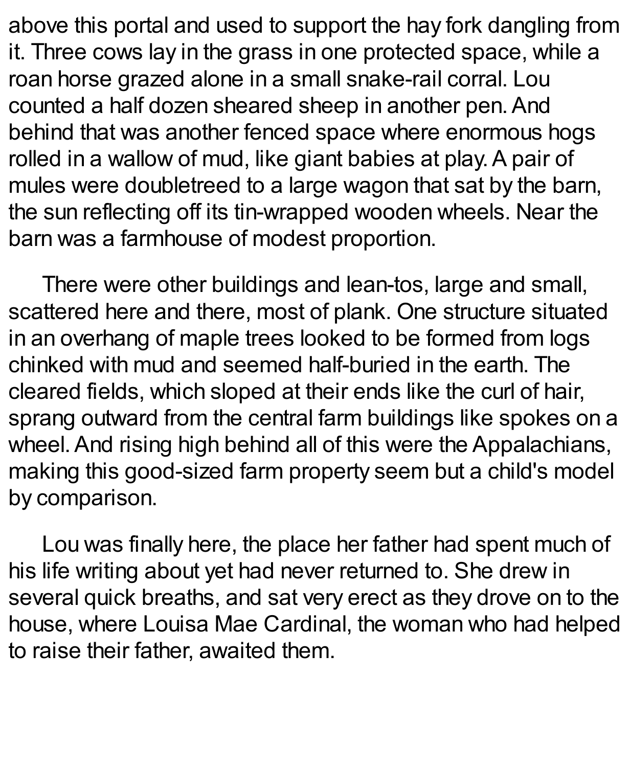above this portal and used to support the hay fork dangling from it. Three cows lay in the grass in one protected space, while a roan horse grazed alone in a small snake-rail corral. Lou counted a half dozen sheared sheep in another pen. And behind that was another fenced space where enormous hogs rolled in a wallow of mud, like giant babies at play. A pair of mules were doubletreed to a large wagon that sat by the barn, the sun reflecting off its tin-wrapped wooden wheels. Near the barn was a farmhouse of modest proportion.

There were other buildings and lean-tos, large and small, scattered here and there, most of plank. One structure situated in an overhang of maple trees looked to be formed from logs chinked with mud and seemed half-buried in the earth. The cleared fields, which sloped at their ends like the curl of hair, sprang outward from the central farm buildings like spokes on a wheel. And rising high behind all of this were the Appalachians, making this good-sized farm property seem but a child's model by comparison.

Lou was finally here, the place her father had spent much of his life writing about yet had never returned to. She drew in several quick breaths, and sat very erect as they drove on to the house, where Louisa Mae Cardinal, the woman who had helped to raise their father, awaited them.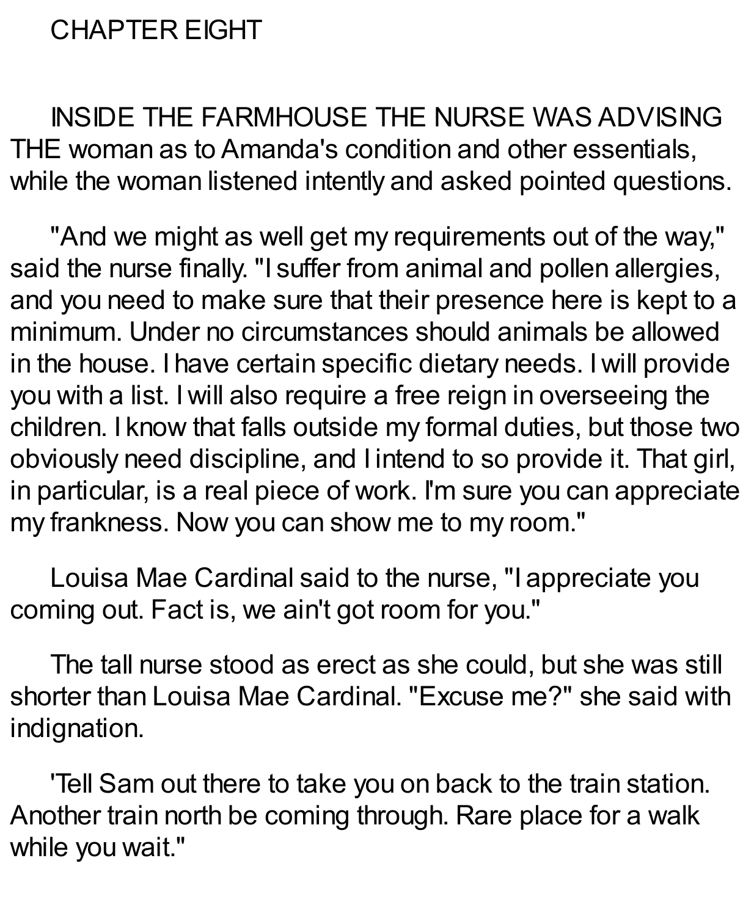# CHAPTER EIGHT

INSIDE THE FARMHOUSE THE NURSE WAS ADVISING THE woman as to Amanda's condition and other essentials, while the woman listened intently and asked pointed questions.

"And we might as well get my requirements out of the way," said the nurse finally. "I suffer from animal and pollen allergies, and you need to make sure that their presence here is kept to a minimum. Under no circumstances should animals be allowed in the house. I have certain specific dietary needs. I will provide you with a list. I will also require a free reign in overseeing the children. I know that falls outside my formal duties, but those two obviously need discipline, and I intend to so provide it. That girl, in particular, is a real piece of work. I'm sure you can appreciate my frankness. Now you can show me to my room."

Louisa Mae Cardinal said to the nurse, "I appreciate you coming out. Fact is, we ain't got room for you."

The tall nurse stood as erect as she could, but she was still shorter than Louisa Mae Cardinal. "Excuse me?" she said with indignation.

'Tell Sam out there to take you on back to the train station. Another train north be coming through. Rare place for a walk while you wait."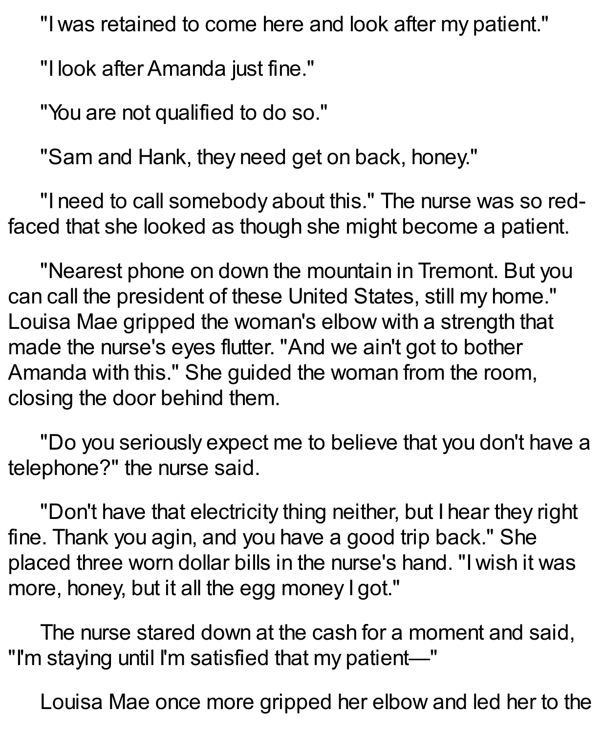"I was retained to come here and look after my patient."

"I look after Amanda just fine."

"You are not qualified to do so."

"Sam and Hank, they need get on back, honey."

"I need to call somebody about this." The nurse was so red-faced that she looked as though she might become a patient.

"Nearest phone on down the mountain in Tremont. But you can call the president of these United States, still my home." Louisa Mae gripped the woman's elbow with a strength that made the nurse's eyes flutter. "And we ain't got to bother Amanda with this." She guided the woman from the room, closing the door behind them.

"Do you seriously expect me to believe that you don't have a telephone?" the nurse said.

"Don't have that electricity thing neither, but I hear they right fine. Thank you agin, and you have a good trip back." She placed three worn dollar bills in the nurse's hand. "I wish it was more, honey, but it all the egg money I got."

The nurse stared down at the cash for a moment and said, "I'm staying until I'm satisfied that my patient—"

Louisa Mae once more gripped her elbow and led her to the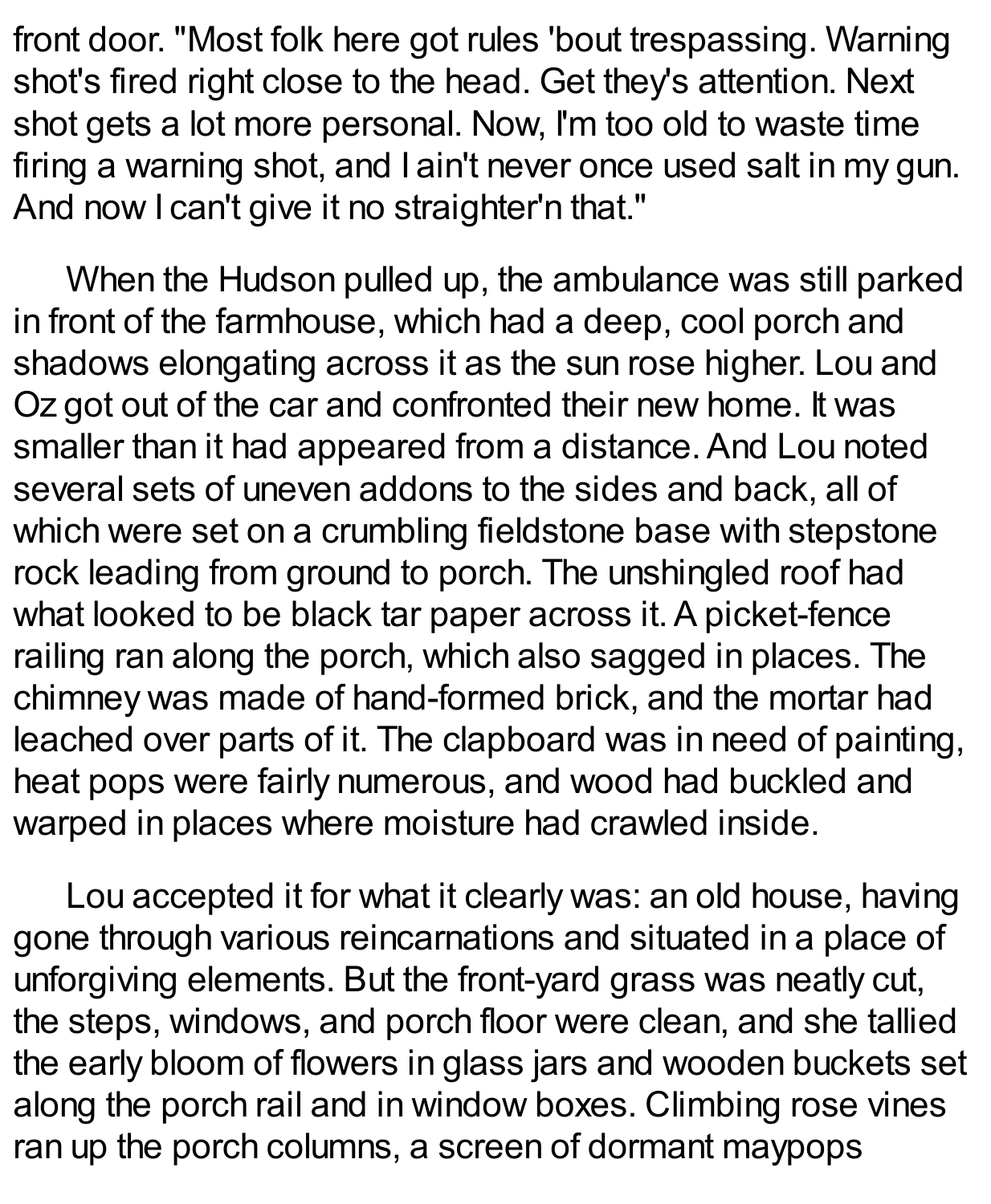front door. "Most folk here got rules 'bout trespassing. Warning shot's fired right close to the head. Get they's attention. Next shot gets a lot more personal. Now, I'm too old to waste time firing a warning shot, and I ain't never once used salt in my gun. And now I can't give it no straighter'n that."

When the Hudson pulled up, the ambulance was still parked in front of the farmhouse, which had a deep, cool porch and shadows elongating across it as the sun rose higher. Lou and Oz got out of the car and confronted their new home. It was smaller than it had appeared from a distance. And Lou noted several sets of uneven addons to the sides and back, all of which were set on a crumbling fieldstone base with stepstone rock leading from ground to porch. The unshingled roof had what looked to be black tar paper across it. A picket-fence railing ran along the porch, which also sagged in places. The chimney was made of hand-formed brick, and the mortar had leached over parts of it. The clapboard was in need of painting, heat pops were fairly numerous, and wood had buckled and warped in places where moisture had crawled inside.

Lou accepted it for what it clearly was: an old house, having gone through various reincarnations and situated in a place of unforgiving elements. But the front-yard grass was neatly cut, the steps, windows, and porch floor were clean, and she tallied the early bloom of flowers in glass jars and wooden buckets set along the porch rail and in window boxes. Climbing rose vines ran up the porch columns, a screen of dormant maypops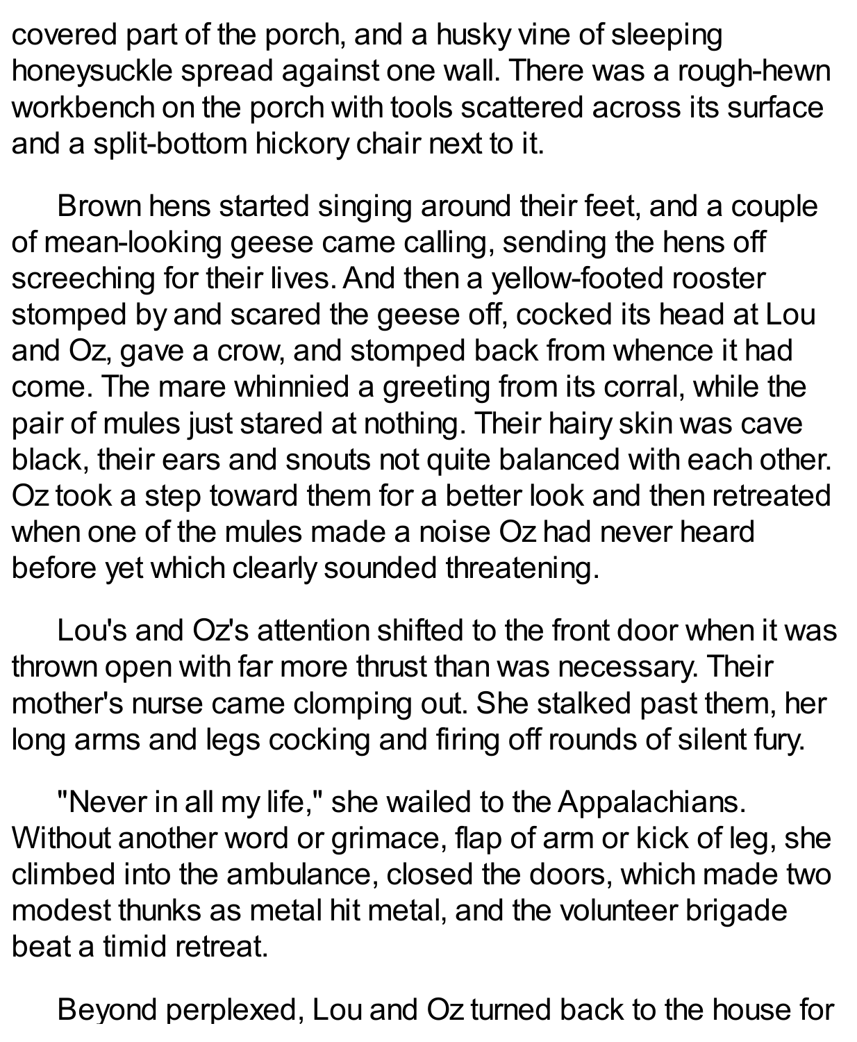covered part of the porch, and a husky vine of sleeping honeysuckle spread against one wall. There was a rough-hewn workbench on the porch with tools scattered across its surface and a split-bottom hickory chair next to it.

Brown hens started singing around their feet, and a couple of mean-looking geese came calling, sending the hens off screeching for their lives. And then a yellow-footed rooster stomped by and scared the geese off, cocked its head at Lou and Oz, gave a crow, and stomped back from whence it had come. The mare whinnied a greeting from its corral, while the pair of mules just stared at nothing. Their hairy skin was cave black, their ears and snouts not quite balanced with each other. Oz took a step toward them for a better look and then retreated when one of the mules made a noise Oz had never heard before yet which clearly sounded threatening.

Lou's and Oz's attention shifted to the front door when it was thrown open with far more thrust than was necessary. Their mother's nurse came clomping out. She stalked past them, her long arms and legs cocking and firing off rounds of silent fury.

"Never in all my life," she wailed to the Appalachians. Without another word or grimace, flap of arm or kick of leg, she climbed into the ambulance, closed the doors, which made two modest thunks as metal hit metal, and the volunteer brigade beat a timid retreat.

Beyond perplexed, Lou and Oz turned back to the house for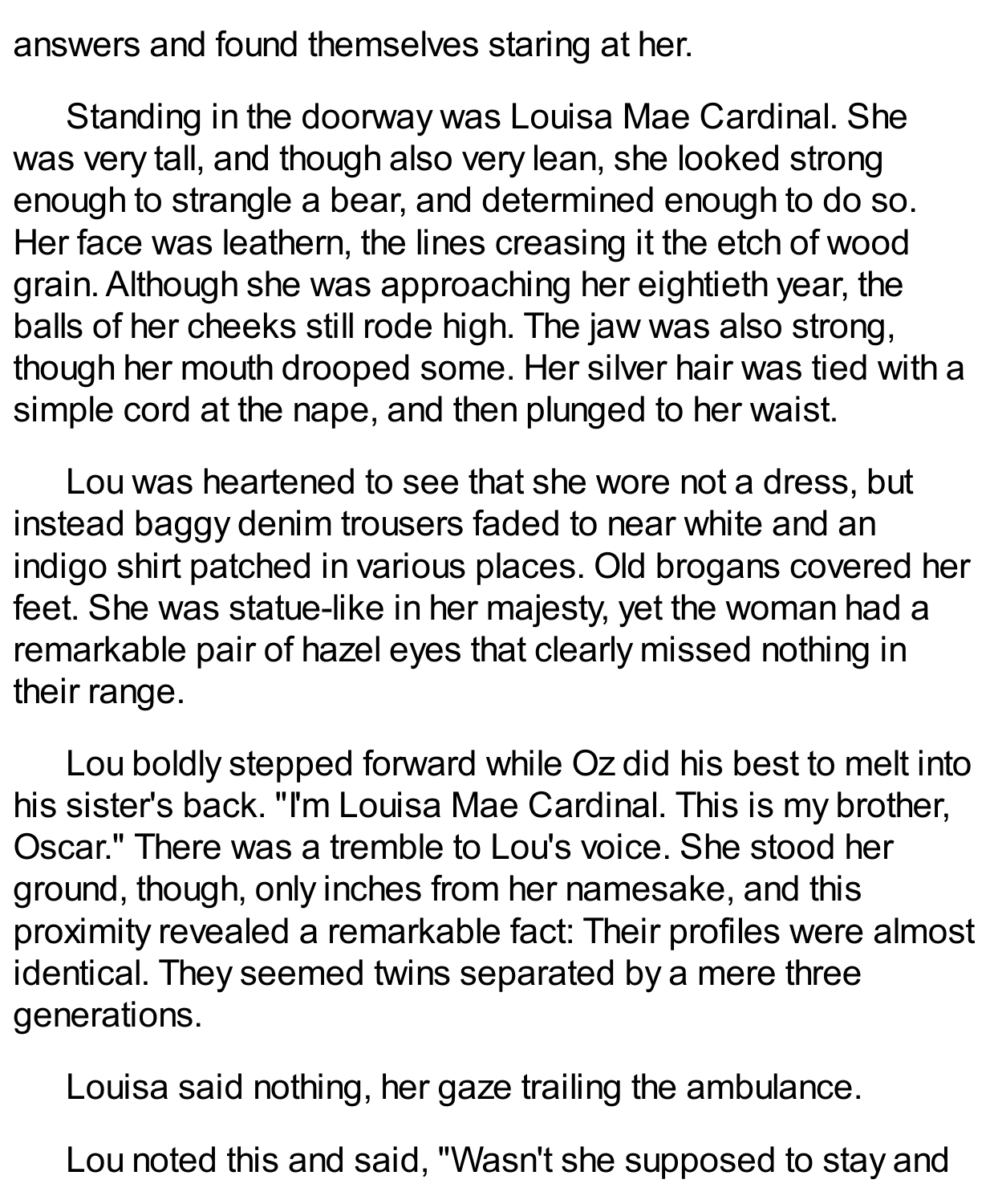answers and found themselves staring at her.

Standing in the doorway was Louisa Mae Cardinal. She was very tall, and though also very lean, she looked strong enough to strangle a bear, and determined enough to do so. Her face was leathern, the lines creasing it the etch of wood grain. Although she was approaching her eightieth year, the balls of her cheeks still rode high. The jaw was also strong, though her mouth drooped some. Her silver hair was tied with a simple cord at the nape, and then plunged to her waist.

Lou was heartened to see that she wore not a dress, but instead baggy denim trousers faded to near white and an indigo shirt patched in various places. Old brogans covered her feet. She was statue-like in her majesty, yet the woman had a remarkable pair of hazel eyes that clearly missed nothing in their range.

Lou boldly stepped forward while Oz did his best to melt into his sister's back. "I'm Louisa Mae Cardinal. This is my brother, Oscar." There was a tremble to Lou's voice. She stood her ground, though, only inches from her namesake, and this proximity revealed a remarkable fact: Their profiles were almost identical. They seemed twins separated by a mere three generations.

Louisa said nothing, her gaze trailing the ambulance.

Lou noted this and said, "Wasn't she supposed to stay and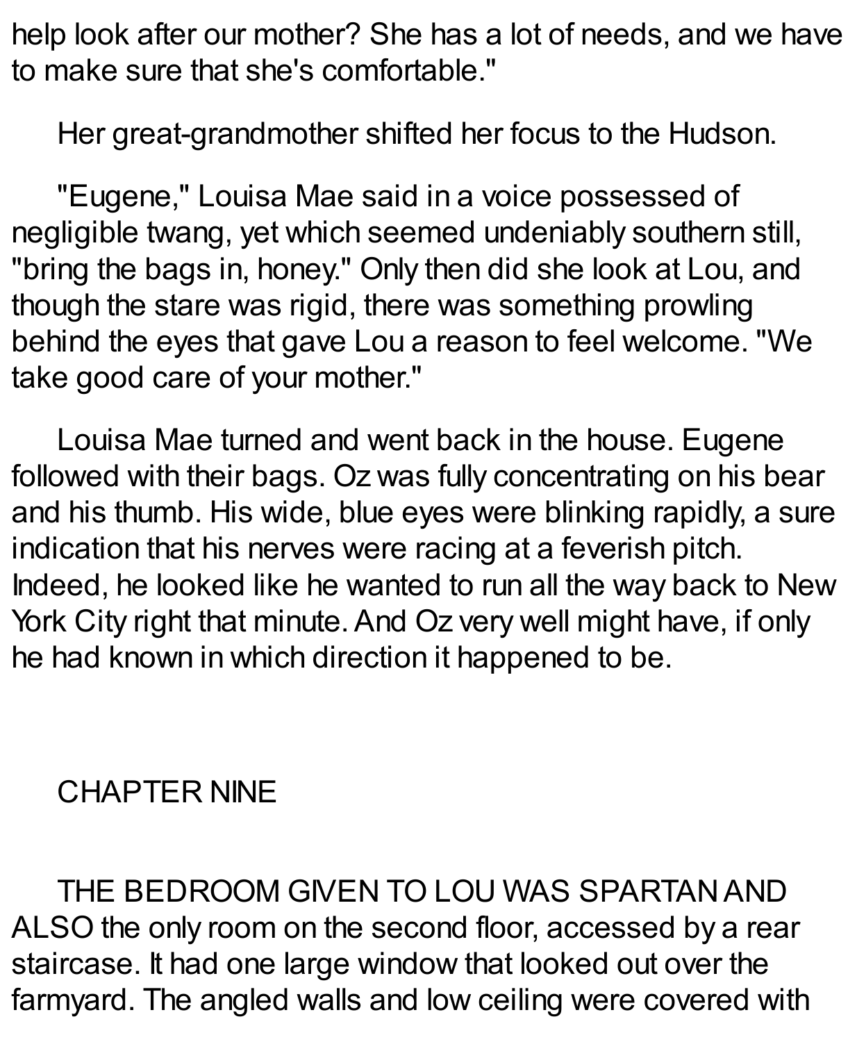help look after our mother? She has a lot of needs, and we have to make sure that she's comfortable."

Her great-grandmother shifted her focus to the Hudson.

"Eugene," Louisa Mae said in a voice possessed of negligible twang, yet which seemed undeniably southern still, "bring the bags in, honey." Only then did she look at Lou, and though the stare was rigid, there was something prowling behind the eyes that gave Lou a reason to feel welcome. "We take good care of your mother."

Louisa Mae turned and went back in the house. Eugene followed with their bags. Oz was fully concentrating on his bear and his thumb. His wide, blue eyes were blinking rapidly, a sure indication that his nerves were racing at a feverish pitch. Indeed, he looked like he wanted to run all the way back to New York City right that minute. And Oz very well might have, if only he had known in which direction it happened to be.

## CHAPTER NINE

THE BEDROOM GIVEN TO LOU WAS SPARTAN AND ALSO the only room on the second floor, accessed by a rear staircase. It had one large window that looked out over the farmyard. The angled walls and low ceiling were covered with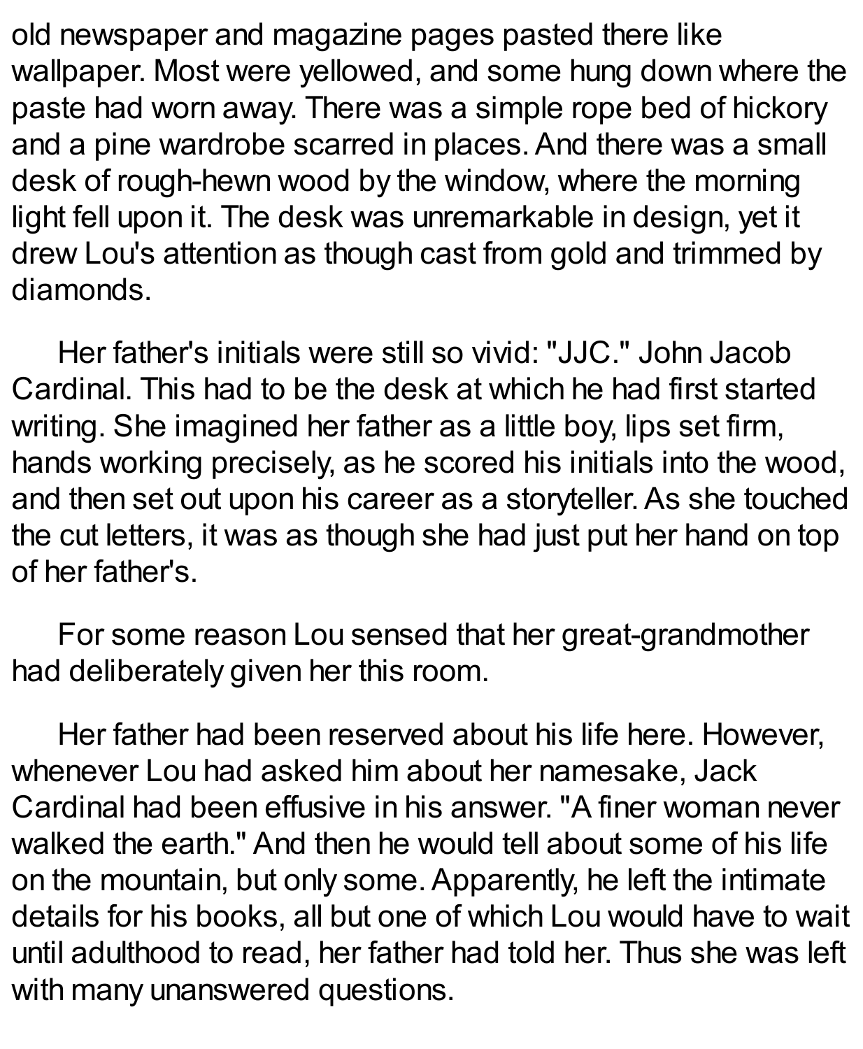old newspaper and magazine pages pasted there like wallpaper. Most were yellowed, and some hung down where the paste had worn away. There was a simple rope bed of hickory and a pine wardrobe scarred in places. And there was a small desk of rough-hewn wood by the window, where the morning light fell upon it. The desk was unremarkable in design, yet it drew Lou's attention as though cast from gold and trimmed by diamonds.

Her father's initials were still so vivid: "JJC." John Jacob Cardinal. This had to be the desk at which he had first started writing. She imagined her father as a little boy, lips set firm, hands working precisely, as he scored his initials into the wood, and then set out upon his career as a storyteller. As she touched the cut letters, it was as though she had just put her hand on top of her father's.

For some reason Lou sensed that her great-grandmother had deliberately given her this room.

Her father had been reserved about his life here. However, whenever Lou had asked him about her namesake, Jack Cardinal had been effusive in his answer. "A finer woman never walked the earth." And then he would tell about some of his life on the mountain, but only some. Apparently, he left the intimate details for his books, all but one of which Lou would have to wait until adulthood to read, her father had told her. Thus she was left with many unanswered questions.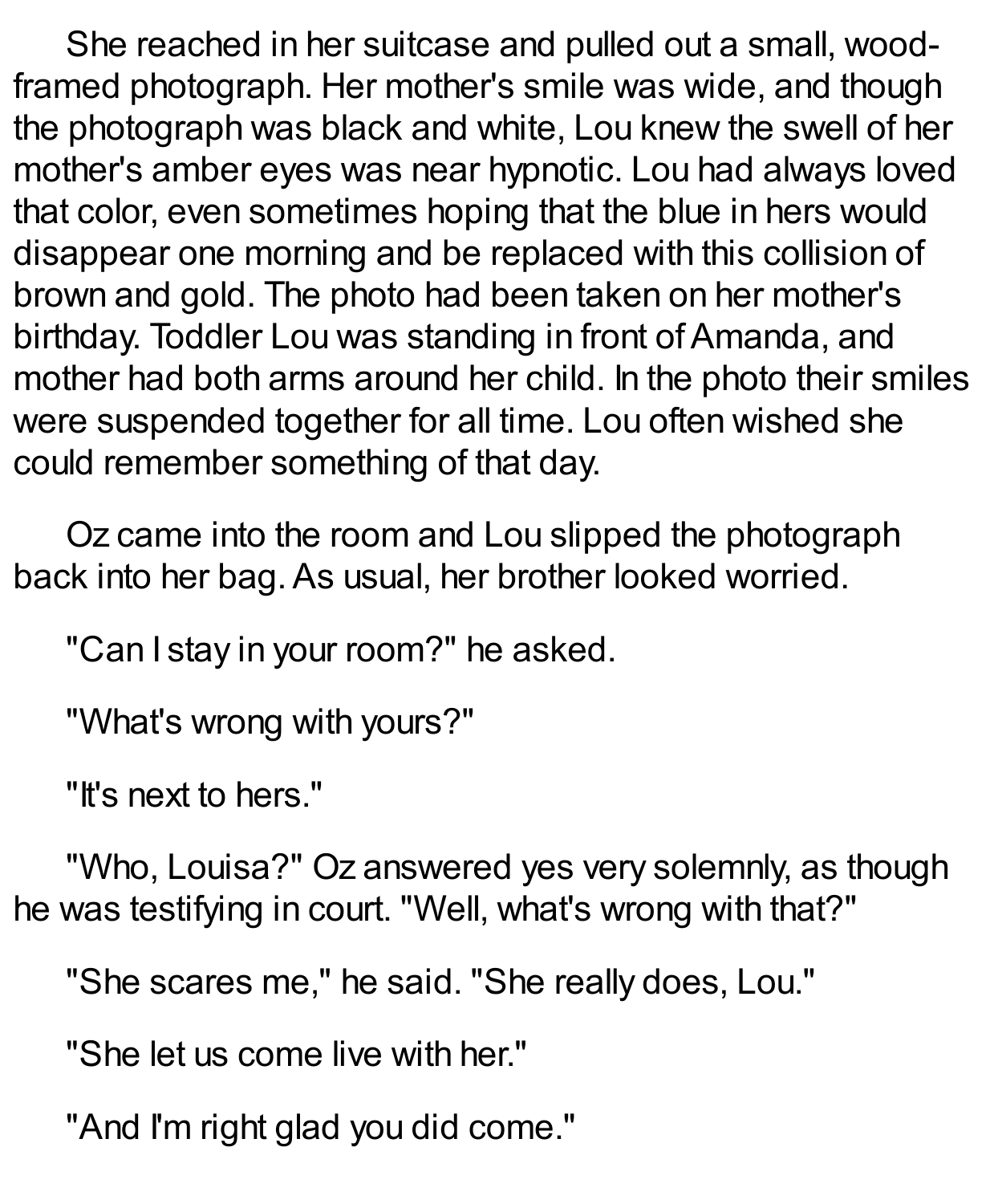She reached in her suitcase and pulled out a small, wood-framed photograph. Her mother's smile was wide, and though the photograph was black and white, Lou knew the swell of her mother's amber eyes was near hypnotic. Lou had always loved that color, even sometimes hoping that the blue in hers would disappear one morning and be replaced with this collision of brown and gold. The photo had been taken on her mother's birthday. Toddler Lou was standing in front of Amanda, and mother had both arms around her child. In the photo their smiles were suspended together for all time. Lou often wished she could remember something of that day.

Oz came into the room and Lou slipped the photograph back into her bag. As usual, her brother looked worried.

"Can I stay in your room?" he asked.

"What's wrong with yours?"

"It's next to hers."

"Who, Louisa?" Oz answered yes very solemnly, as though he was testifying in court. "Well, what's wrong with that?"

"She scares me," he said. "She really does, Lou."

"She let us come live with her."

"And I'm right glad you did come."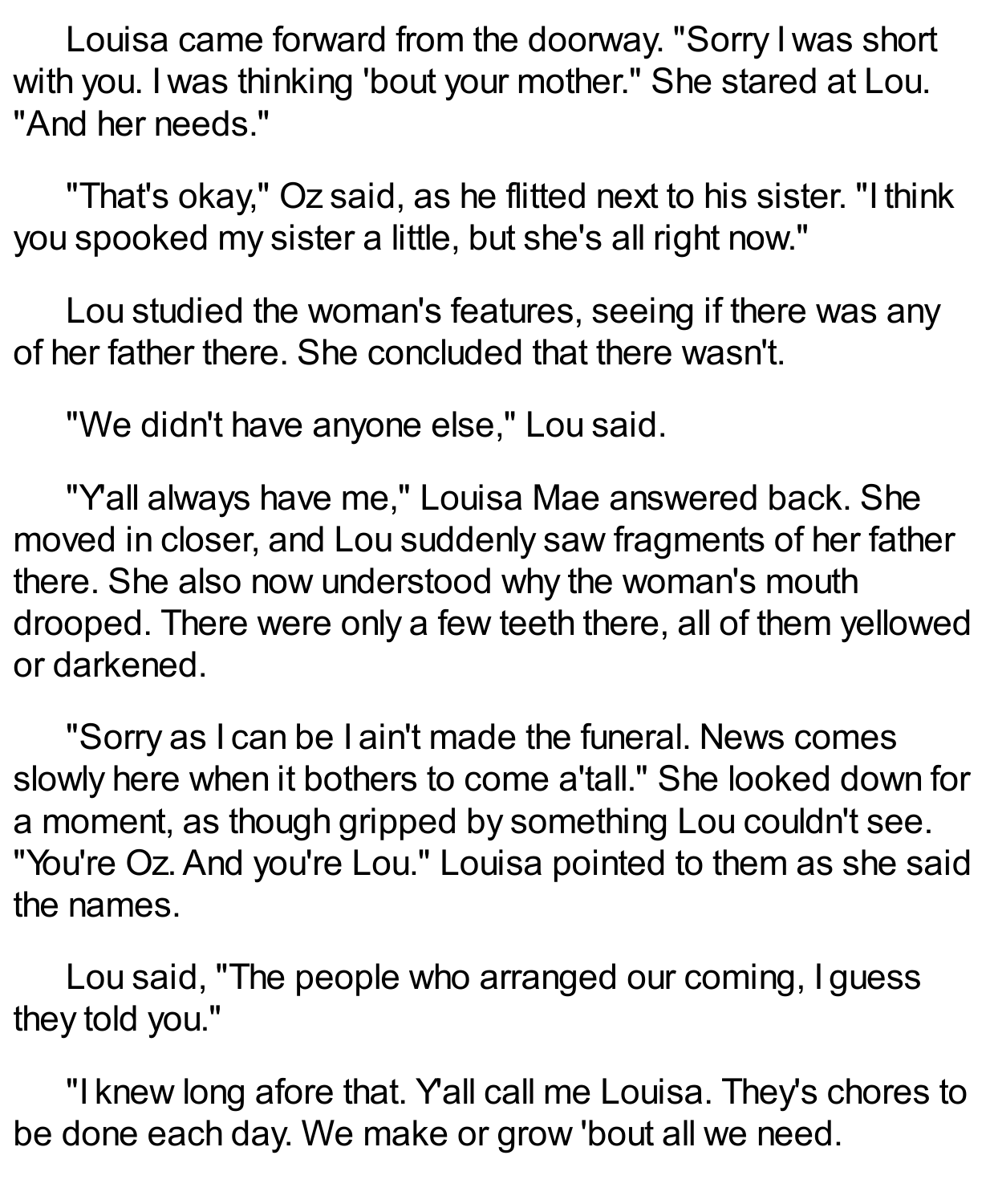Louisa came forward from the doorway. "Sorry I was short with you. I was thinking 'bout your mother." She stared at Lou. "And her needs."

"That's okay," Oz said, as he flitted next to his sister. "I think you spooked my sister a little, but she's all right now."

Lou studied the woman's features, seeing if there was any of her father there. She concluded that there wasn't.

"We didn't have anyone else," Lou said.

"Y'all always have me," Louisa Mae answered back. She moved in closer, and Lou suddenly saw fragments of her father there. She also now understood why the woman's mouth drooped. There were only a few teeth there, all of them yellowed or darkened.

"Sorry as I can be I ain't made the funeral. News comes slowly here when it bothers to come a'tall." She looked down for a moment, as though gripped by something Lou couldn't see. "You're Oz. And you're Lou." Louisa pointed to them as she said the names.

Lou said, "The people who arranged our coming, I guess they told you."

"I knew long afore that. Y'all call me Louisa. They's chores to be done each day. We make or grow 'bout all we need.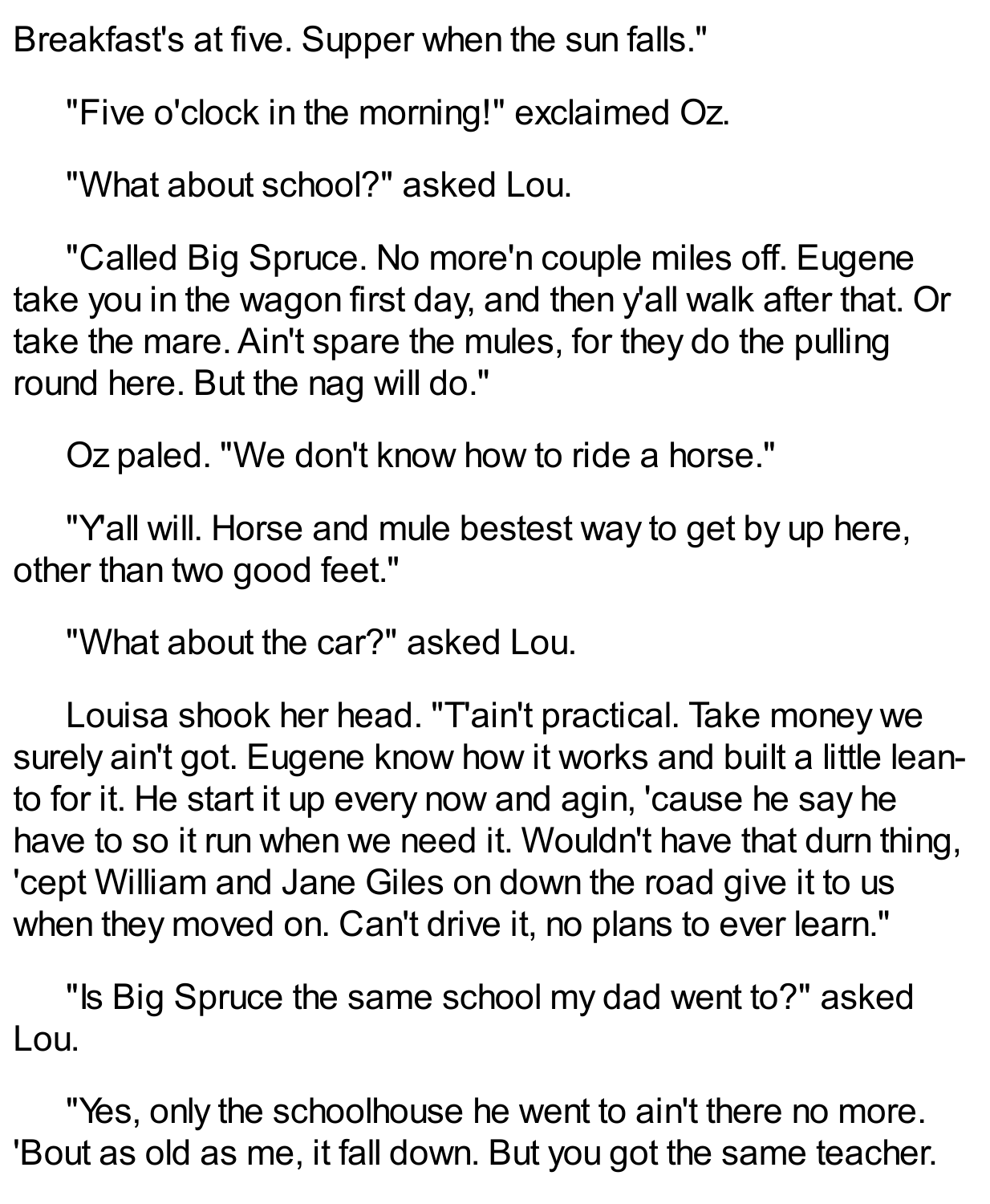Breakfast's at five. Supper when the sun falls."

"Five o'clock in the morning!" exclaimed Oz.

"What about school?" asked Lou.

"Called Big Spruce. No more'n couple miles off. Eugene take you in the wagon first day, and then y'all walk after that. Or take the mare. Ain't spare the mules, for they do the pulling round here. But the nag will do."

Oz paled. "We don't know how to ride a horse."

"Y'all will. Horse and mule bestest way to get by up here, other than two good feet."

"What about the car?" asked Lou.

Louisa shook her head. "T'ain't practical. Take money we surely ain't got. Eugene know how it works and built a little lean-to for it. He start it up every now and agin, 'cause he say he have to so it run when we need it. Wouldn't have that durn thing, 'cept William and Jane Giles on down the road give it to us when they moved on. Can't drive it, no plans to ever learn."

"Is Big Spruce the same school my dad went to?" asked Lou.

"Yes, only the schoolhouse he went to ain't there no more. 'Bout as old as me, it fall down. But you got the same teacher.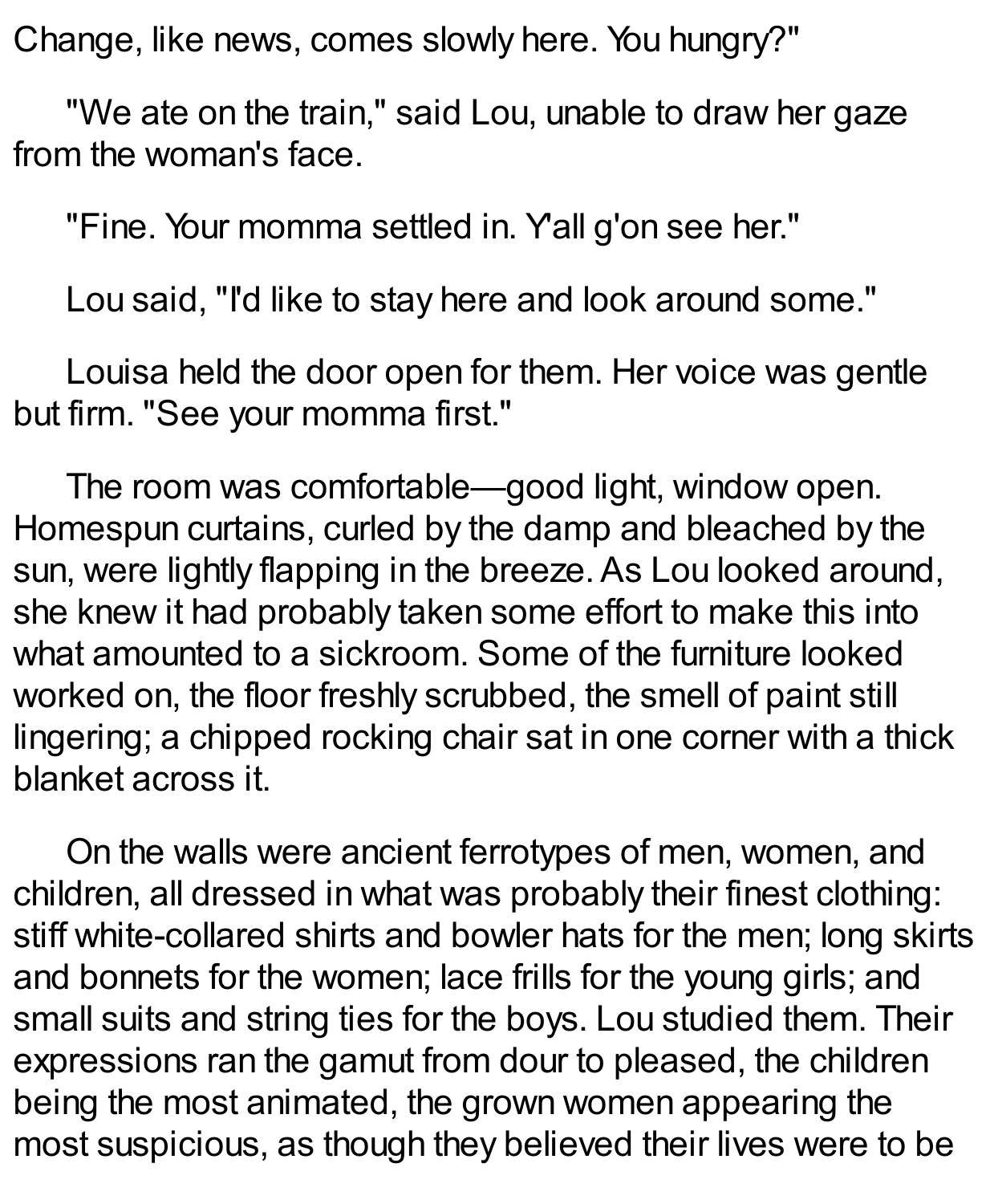Change, like news, comes slowly here. You hungry?"

"We ate on the train," said Lou, unable to draw her gaze from the woman's face.

"Fine. Your momma settled in. Y'all g'on see her."

Lou said, "I'd like to stay here and look around some."

Louisa held the door open for them. Her voice was gentle but firm. "See your momma first."

The room was comfortable—good light, window open. Homespun curtains, curled by the damp and bleached by the sun, were lightly flapping in the breeze. As Lou looked around, she knew it had probably taken some effort to make this into what amounted to a sickroom. Some of the furniture looked worked on, the floor freshly scrubbed, the smell of paint still lingering; a chipped rocking chair sat in one corner with a thick blanket across it.

On the walls were ancient ferrotypes of men, women, and children, all dressed in what was probably their finest clothing: stiff white-collared shirts and bowler hats for the men; long skirts and bonnets for the women; lace frills for the young girls; and small suits and string ties for the boys. Lou studied them. Their expressions ran the gamut from dour to pleased, the children being the most animated, the grown women appearing the most suspicious, as though they believed their lives were to be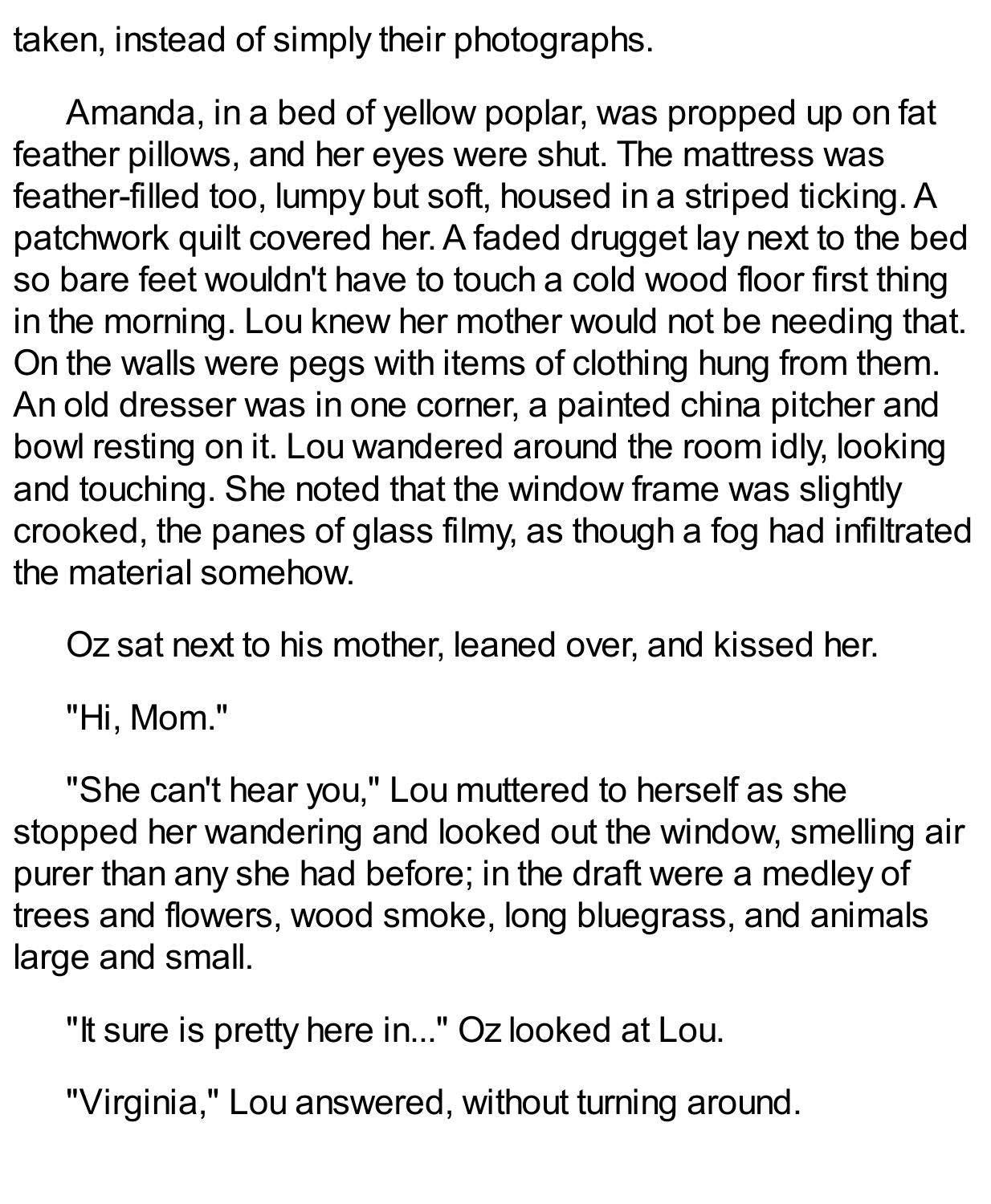taken, instead of simply their photographs.

Amanda, in a bed of yellow poplar, was propped up on fat feather pillows, and her eyes were shut. The mattress was feather-filled too, lumpy but soft, housed in a striped ticking. A patchwork quilt covered her. A faded drugget lay next to the bed so bare feet wouldn't have to touch a cold wood floor first thing in the morning. Lou knew her mother would not be needing that. On the walls were pegs with items of clothing hung from them. An old dresser was in one corner, a painted china pitcher and bowl resting on it. Lou wandered around the room idly, looking and touching. She noted that the window frame was slightly crooked, the panes of glass filmy, as though a fog had infiltrated the material somehow.

Oz sat next to his mother, leaned over, and kissed her.

"Hi, Mom."

"She can't hear you," Lou muttered to herself as she stopped her wandering and looked out the window, smelling air purer than any she had before; in the draft were a medley of trees and flowers, wood smoke, long bluegrass, and animals large and small.

"It sure is pretty here in..." Oz looked at Lou.

"Virginia," Lou answered, without turning around.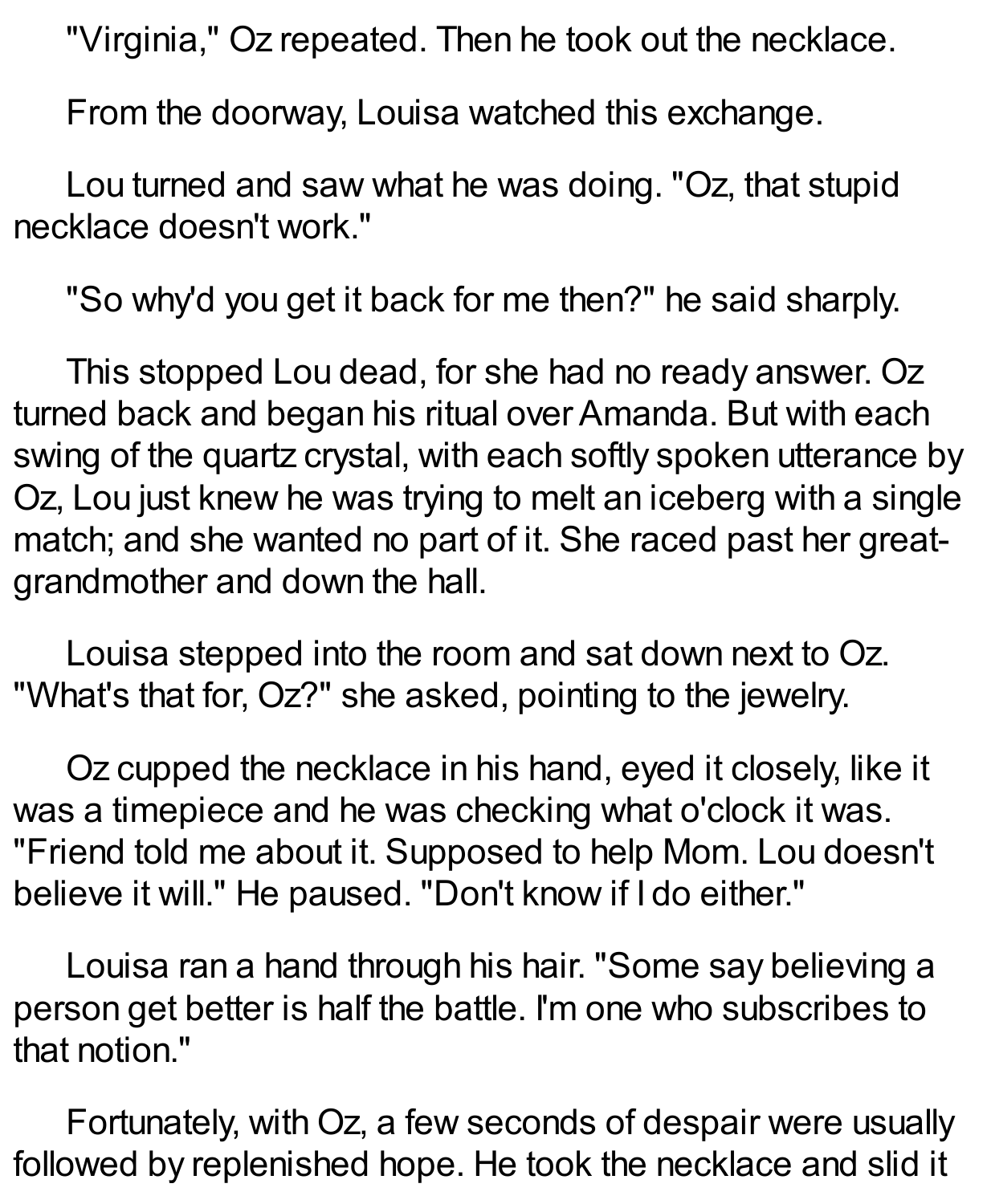"Virginia," Oz repeated. Then he took out the necklace.

From the doorway, Louisa watched this exchange.

Lou turned and saw what he was doing. "Oz, that stupid necklace doesn't work."

"So why'd you get it back for me then?" he said sharply.

This stopped Lou dead, for she had no ready answer. Oz turned back and began his ritual over Amanda. But with each swing of the quartz crystal, with each softly spoken utterance by Oz, Lou just knew he was trying to melt an iceberg with a single match; and she wanted no part of it. She raced past her great-grandmother and down the hall.

Louisa stepped into the room and sat down next to Oz. "What's that for, Oz?" she asked, pointing to the jewelry.

Oz cupped the necklace in his hand, eyed it closely, like it was a timepiece and he was checking what o'clock it was. "Friend told me about it. Supposed to help Mom. Lou doesn't believe it will." He paused. "Don't know if I do either."

Louisa ran a hand through his hair. "Some say believing a person get better is half the battle. I'm one who subscribes to that notion."

Fortunately, with Oz, a few seconds of despair were usually followed by replenished hope. He took the necklace and slid it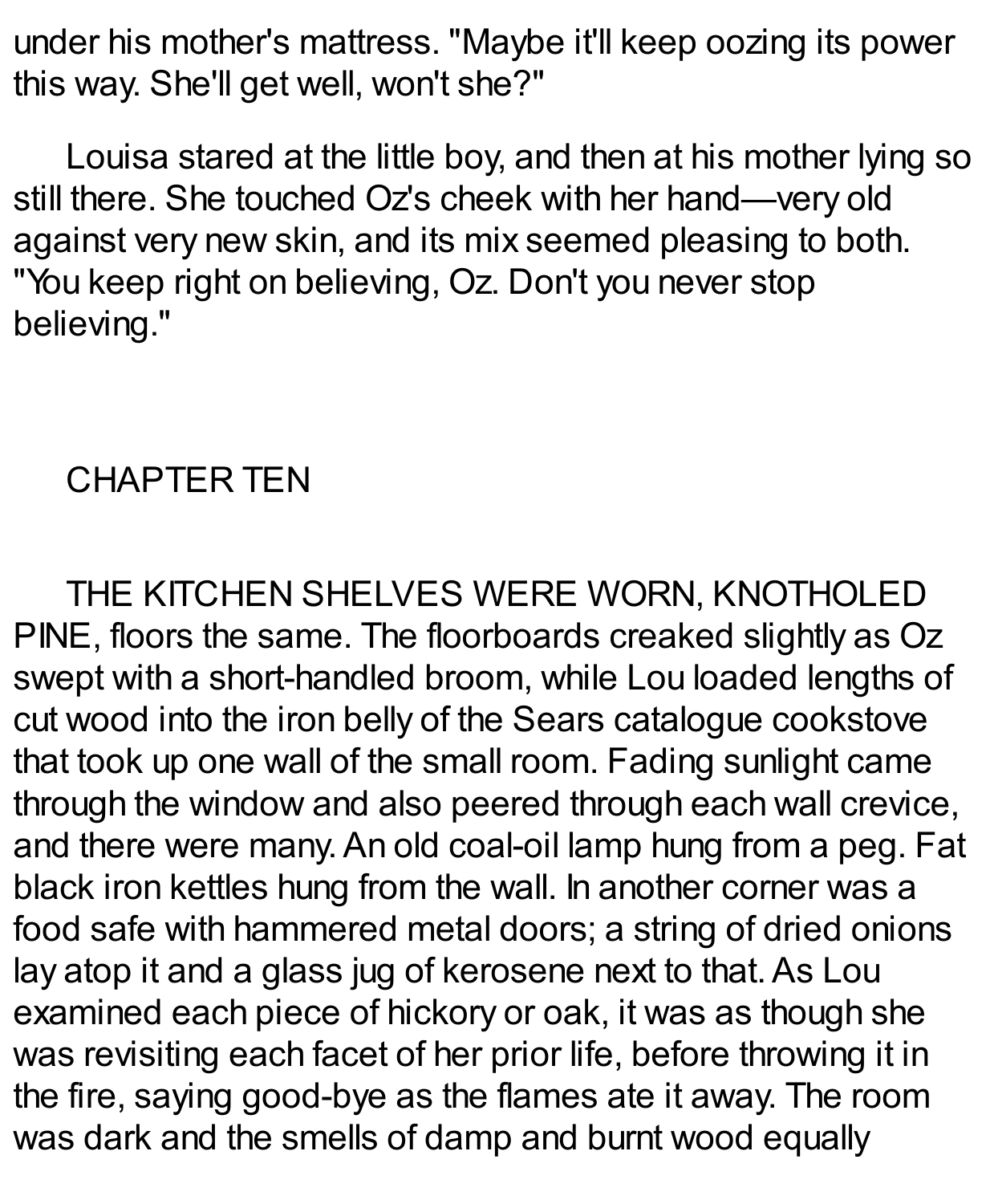under his mother's mattress. "Maybe it'll keep oozing its power this way. She'll get well, won't she?"

Louisa stared at the little boy, and then at his mother lying so still there. She touched Oz's cheek with her hand—very old against very new skin, and its mix seemed pleasing to both. "You keep right on believing, Oz. Don't you never stop believing."

## CHAPTER TEN

THE KITCHEN SHELVES WERE WORN, KNOTHOLED PINE, floors the same. The floorboards creaked slightly as Oz swept with a short-handled broom, while Lou loaded lengths of cut wood into the iron belly of the Sears catalogue cookstove that took up one wall of the small room. Fading sunlight came through the window and also peered through each wall crevice, and there were many. An old coal-oil lamp hung from a peg. Fat black iron kettles hung from the wall. In another corner was a food safe with hammered metal doors; a string of dried onions lay atop it and a glass jug of kerosene next to that. As Lou examined each piece of hickory or oak, it was as though she was revisiting each facet of her prior life, before throwing it in the fire, saying good-bye as the flames ate it away. The room was dark and the smells of damp and burnt wood equally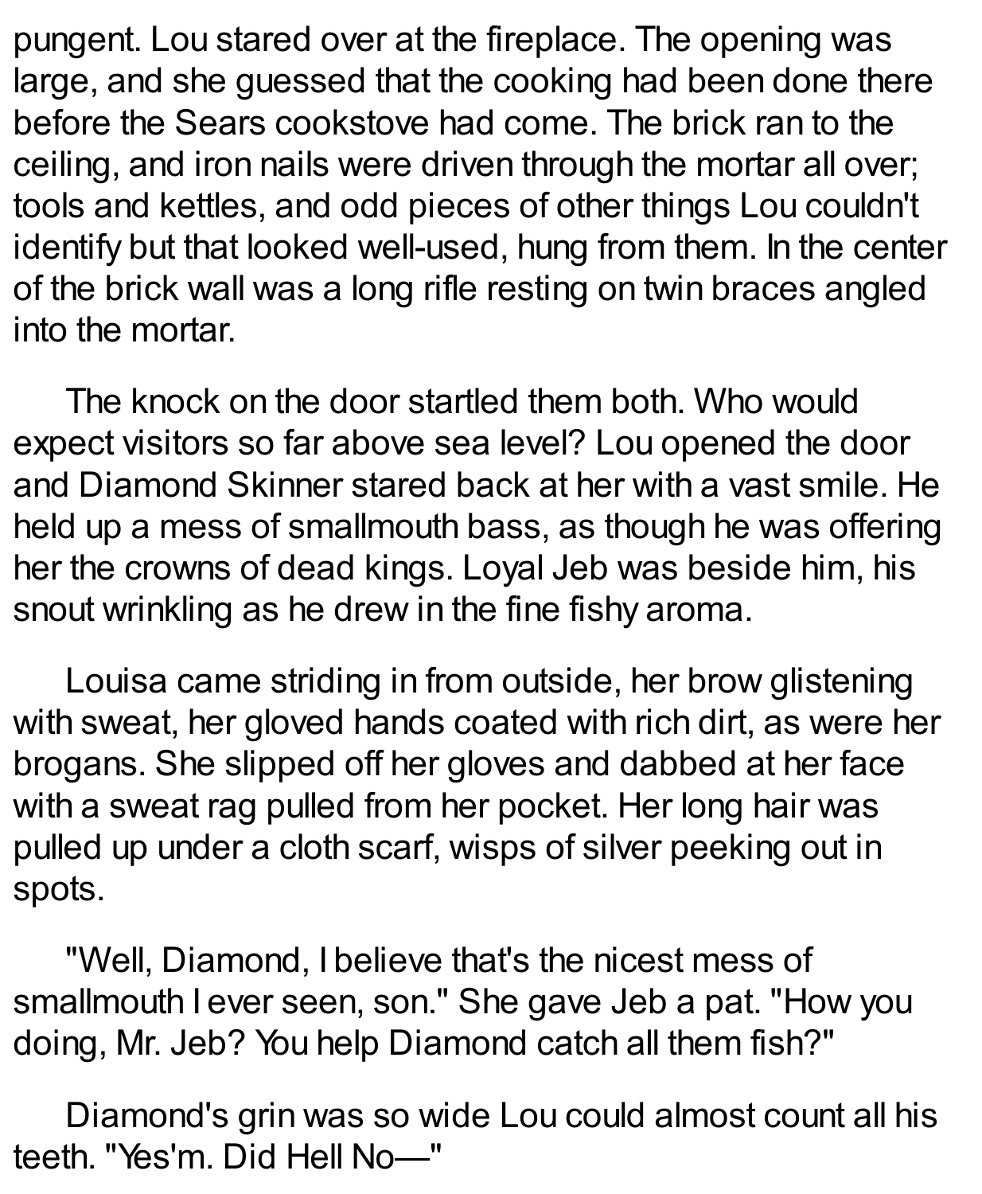pungent. Lou stared over at the fireplace. The opening was large, and she guessed that the cooking had been done there before the Sears cookstove had come. The brick ran to the ceiling, and iron nails were driven through the mortar all over; tools and kettles, and odd pieces of other things Lou couldn't identify but that looked well-used, hung from them. In the center of the brick wall was a long rifle resting on twin braces angled into the mortar.

The knock on the door startled them both. Who would expect visitors so far above sea level? Lou opened the door and Diamond Skinner stared back at her with a vast smile. He held up a mess of smallmouth bass, as though he was offering her the crowns of dead kings. Loyal Jeb was beside him, his snout wrinkling as he drew in the fine fishy aroma.

Louisa came striding in from outside, her brow glistening with sweat, her gloved hands coated with rich dirt, as were her brogans. She slipped off her gloves and dabbed at her face with a sweat rag pulled from her pocket. Her long hair was pulled up under a cloth scarf, wisps of silver peeking out in spots.

"Well, Diamond, I believe that's the nicest mess of smallmouth I ever seen, son." She gave Jeb a pat. "How you doing, Mr. Jeb? You help Diamond catch all them fish?"

Diamond's grin was so wide Lou could almost count all his teeth. "Yes'm. Did Hell No—"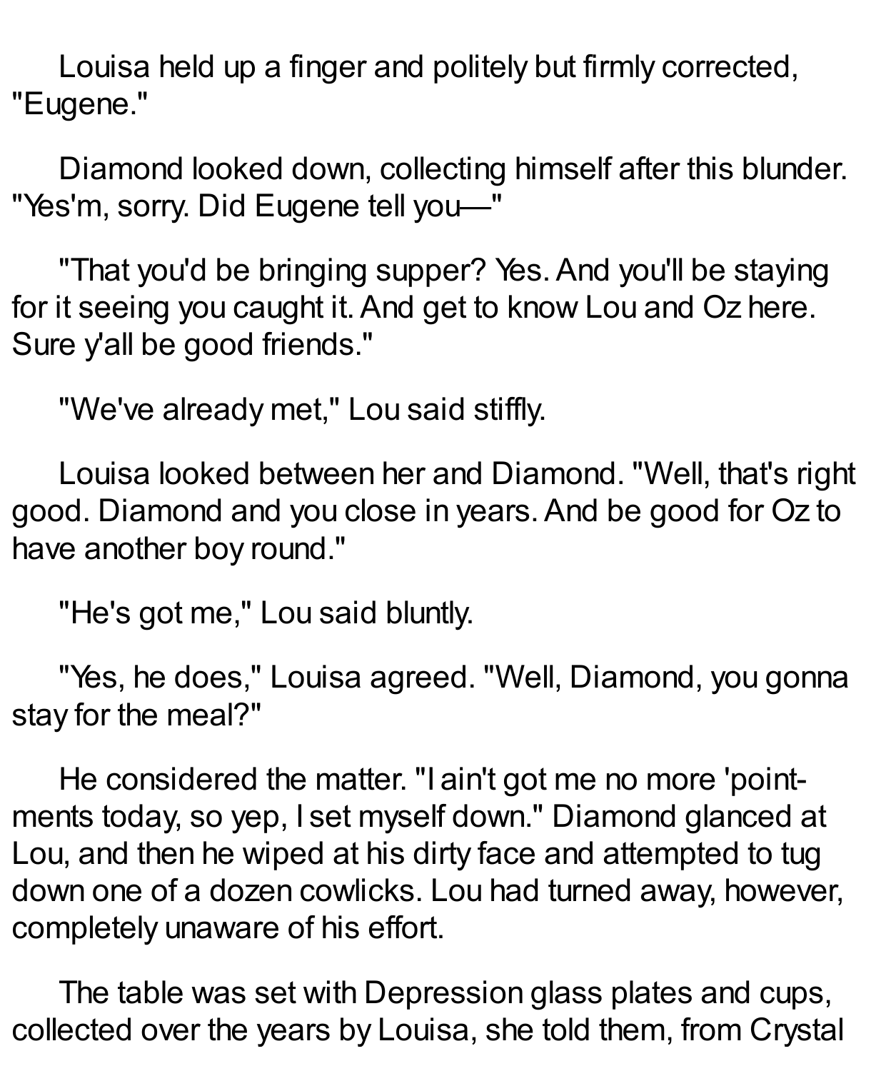Louisa held up a finger and politely but firmly corrected, "Eugene."

Diamond looked down, collecting himself after this blunder. "Yes'm, sorry. Did Eugene tell you—"

"That you'd be bringing supper? Yes. And you'll be staying for it seeing you caught it. And get to know Lou and Oz here. Sure y'all be good friends."

"We've already met," Lou said stiffly.

Louisa looked between her and Diamond. "Well, that's right good. Diamond and you close in years. And be good for Oz to have another boy round."

"He's got me," Lou said bluntly.

"Yes, he does," Louisa agreed. "Well, Diamond, you gonna stay for the meal?"

He considered the matter. "I ain't got me no more 'point-ments today, so yep, I set myself down." Diamond glanced at Lou, and then he wiped at his dirty face and attempted to tug down one of a dozen cowlicks. Lou had turned away, however, completely unaware of his effort.

The table was set with Depression glass plates and cups, collected over the years by Louisa, she told them, from Crystal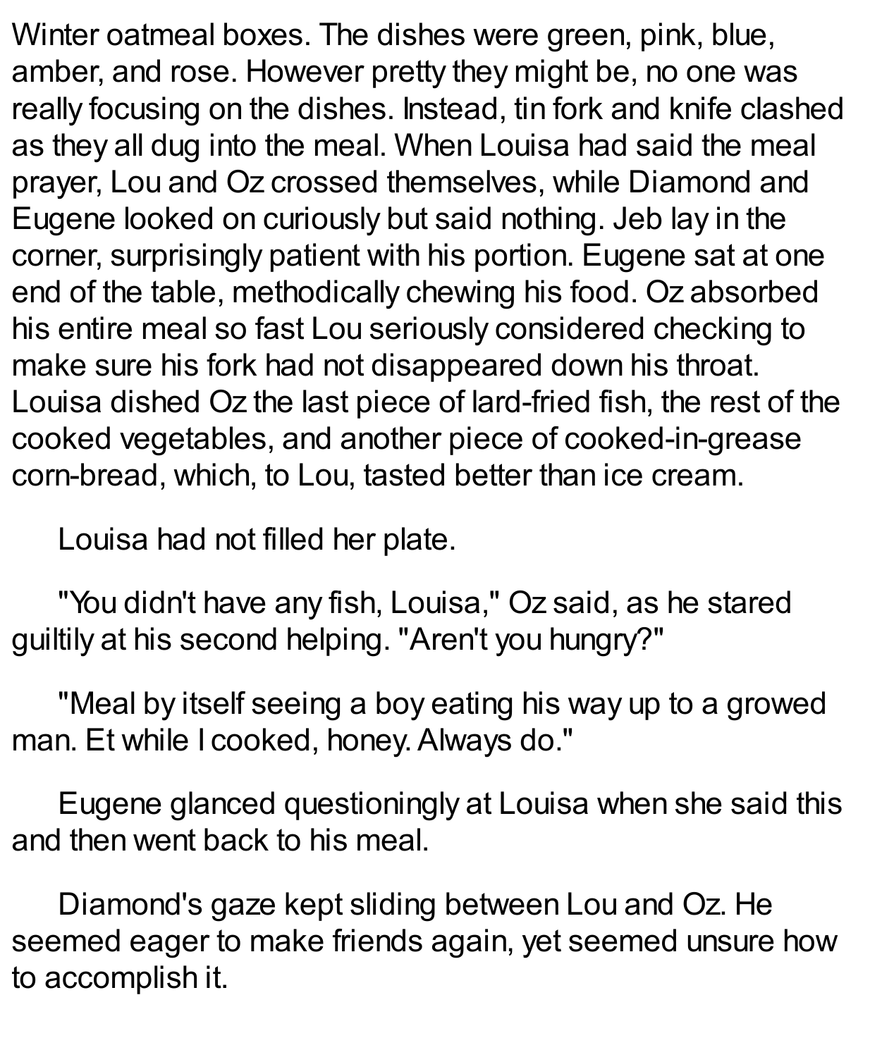Winter oatmeal boxes. The dishes were green, pink, blue, amber, and rose. However pretty they might be, no one was really focusing on the dishes. Instead, tin fork and knife clashed as they all dug into the meal. When Louisa had said the meal prayer, Lou and Oz crossed themselves, while Diamond and Eugene looked on curiously but said nothing. Jeb lay in the corner, surprisingly patient with his portion. Eugene sat at one end of the table, methodically chewing his food. Oz absorbed his entire meal so fast Lou seriously considered checking to make sure his fork had not disappeared down his throat. Louisa dished Oz the last piece of lard-fried fish, the rest of the cooked vegetables, and another piece of cooked-in-grease corn-bread, which, to Lou, tasted better than ice cream.

Louisa had not filled her plate.

"You didn't have any fish, Louisa," Oz said, as he stared guiltily at his second helping. "Aren't you hungry?"

"Meal by itself seeing a boy eating his way up to a growed man. Et while I cooked, honey. Always do."

Eugene glanced questioningly at Louisa when she said this and then went back to his meal.

Diamond's gaze kept sliding between Lou and Oz. He seemed eager to make friends again, yet seemed unsure how to accomplish it.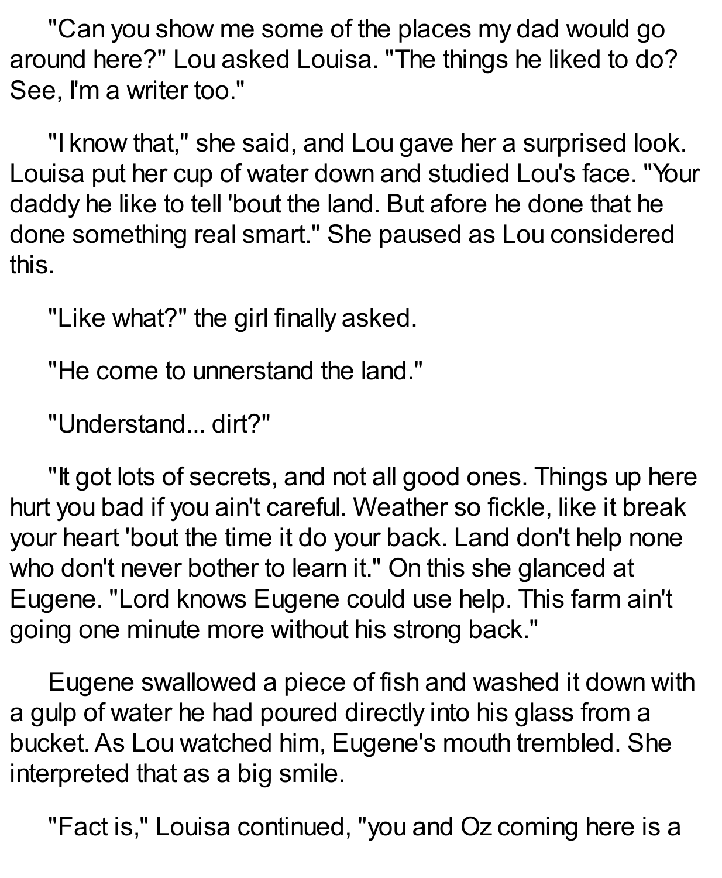"Can you show me some of the places my dad would go around here?" Lou asked Louisa. "The things he liked to do? See, I'm a writer too."

"I know that," she said, and Lou gave her a surprised look. Louisa put her cup of water down and studied Lou's face. "Your daddy he like to tell 'bout the land. But afore he done that he done something real smart." She paused as Lou considered this.

"Like what?" the girl finally asked.

"He come to unnerstand the land."

"Understand... dirt?"

"It got lots of secrets, and not all good ones. Things up here hurt you bad if you ain't careful. Weather so fickle, like it break your heart 'bout the time it do your back. Land don't help none who don't never bother to learn it." On this she glanced at Eugene. "Lord knows Eugene could use help. This farm ain't going one minute more without his strong back."

Eugene swallowed a piece of fish and washed it down with a gulp of water he had poured directly into his glass from a bucket. As Lou watched him, Eugene's mouth trembled. She interpreted that as a big smile.

"Fact is," Louisa continued, "you and Oz coming here is a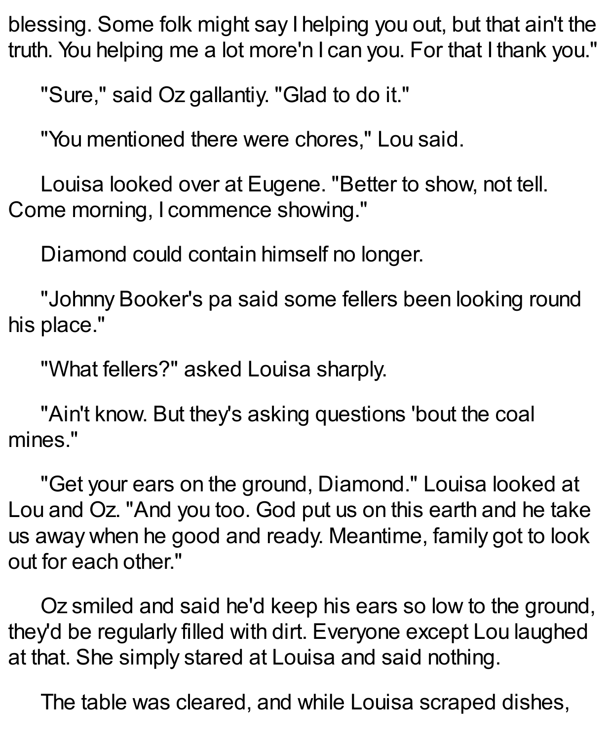blessing. Some folk might say I helping you out, but that ain't the truth. You helping me a lot more'n I can you. For that I thank you."

"Sure," said Oz gallantiy. "Glad to do it."

"You mentioned there were chores," Lou said.

Louisa looked over at Eugene. "Better to show, not tell. Come morning, I commence showing."

Diamond could contain himself no longer.

"Johnny Booker's pa said some fellers been looking round his place."

"What fellers?" asked Louisa sharply.

"Ain't know. But they's asking questions 'bout the coal mines."

"Get your ears on the ground, Diamond." Louisa looked at Lou and Oz. "And you too. God put us on this earth and he take us away when he good and ready. Meantime, family got to look out for each other."

Oz smiled and said he'd keep his ears so low to the ground, they'd be regularly filled with dirt. Everyone except Lou laughed at that. She simply stared at Louisa and said nothing.

The table was cleared, and while Louisa scraped dishes,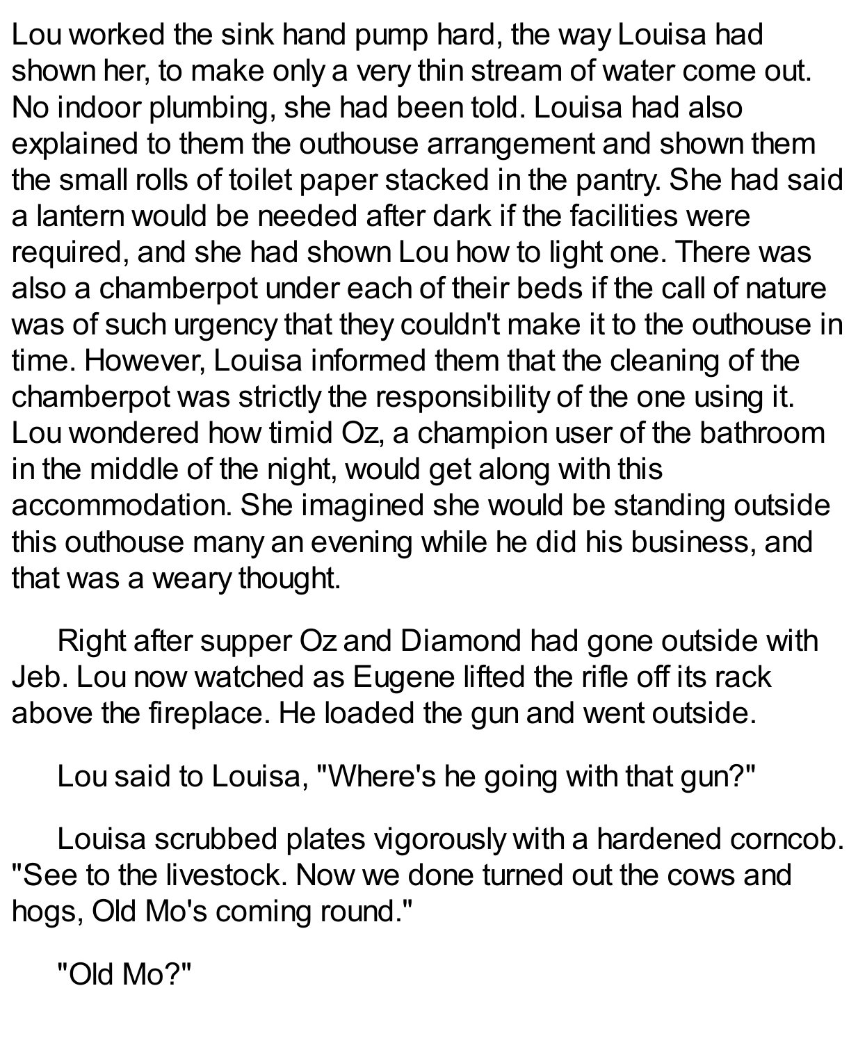Lou worked the sink hand pump hard, the way Louisa had shown her, to make only a very thin stream of water come out. No indoor plumbing, she had been told. Louisa had also explained to them the outhouse arrangement and shown them the small rolls of toilet paper stacked in the pantry. She had said a lantern would be needed after dark if the facilities were required, and she had shown Lou how to light one. There was also a chamberpot under each of their beds if the call of nature was of such urgency that they couldn't make it to the outhouse in time. However, Louisa informed them that the cleaning of the chamberpot was strictly the responsibility of the one using it. Lou wondered how timid Oz, a champion user of the bathroom in the middle of the night, would get along with this accommodation. She imagined she would be standing outside this outhouse many an evening while he did his business, and that was a weary thought.

Right after supper Oz and Diamond had gone outside with Jeb. Lou now watched as Eugene lifted the rifle off its rack above the fireplace. He loaded the gun and went outside.

Lou said to Louisa, "Where's he going with that gun?"

Louisa scrubbed plates vigorously with a hardened corncob. "See to the livestock. Now we done turned out the cows and hogs, Old Mo's coming round."

"Old Mo?"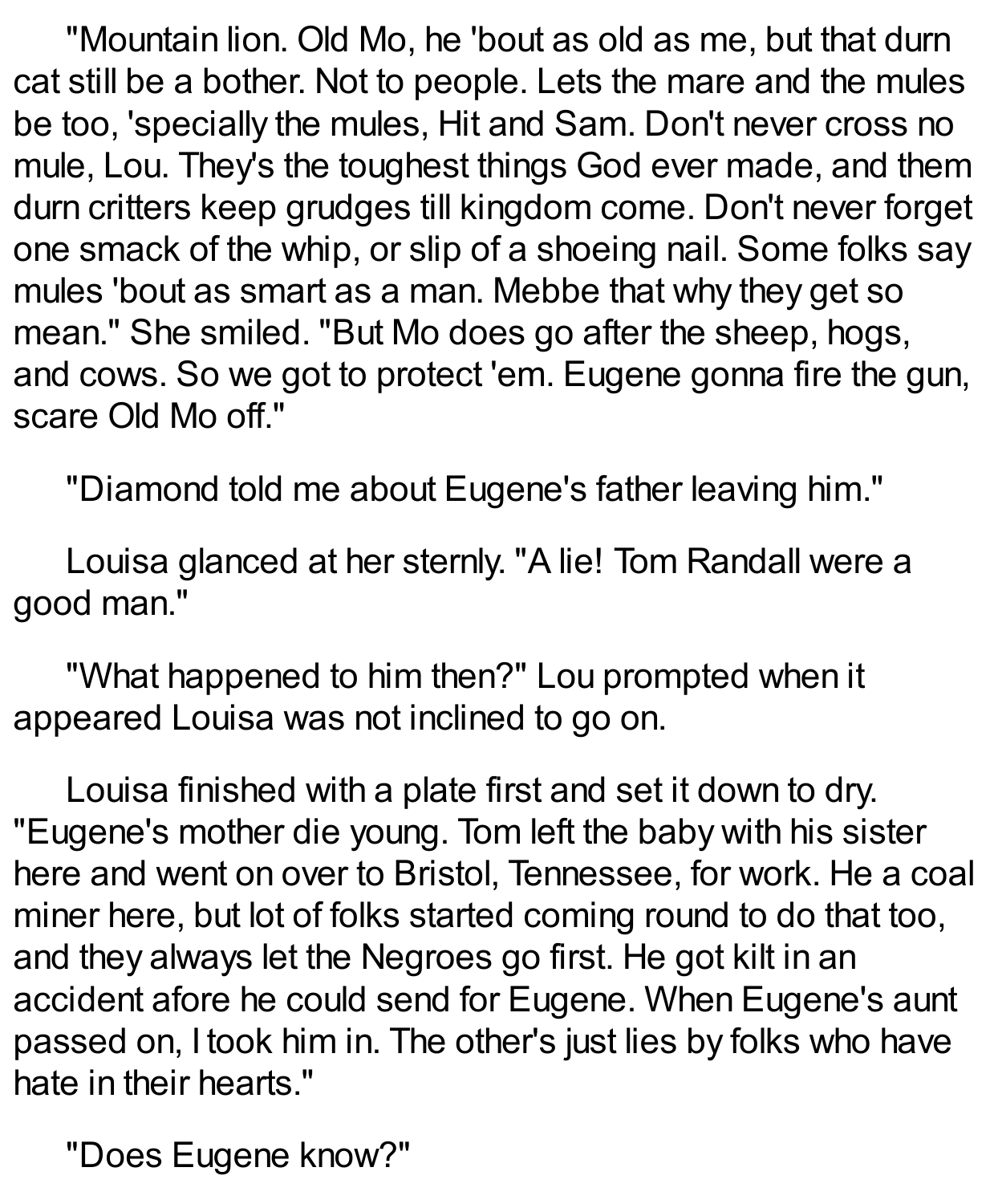"Mountain lion. Old Mo, he 'bout as old as me, but that durn cat still be a bother. Not to people. Lets the mare and the mules be too, 'specially the mules, Hit and Sam. Don't never cross no mule, Lou. They's the toughest things God ever made, and them durn critters keep grudges till kingdom come. Don't never forget one smack of the whip, or slip of a shoeing nail. Some folks say mules 'bout as smart as a man. Mebbe that why they get so mean." She smiled. "But Mo does go after the sheep, hogs, and cows. So we got to protect 'em. Eugene gonna fire the gun, scare Old Mo off."

"Diamond told me about Eugene's father leaving him."

Louisa glanced at her sternly. "A lie! Tom Randall were a good man."

"What happened to him then?" Lou prompted when it appeared Louisa was not inclined to go on.

Louisa finished with a plate first and set it down to dry. "Eugene's mother die young. Tom left the baby with his sister here and went on over to Bristol, Tennessee, for work. He a coal miner here, but lot of folks started coming round to do that too, and they always let the Negroes go first. He got kilt in an accident afore he could send for Eugene. When Eugene's aunt passed on, I took him in. The other's just lies by folks who have hate in their hearts."

"Does Eugene know?"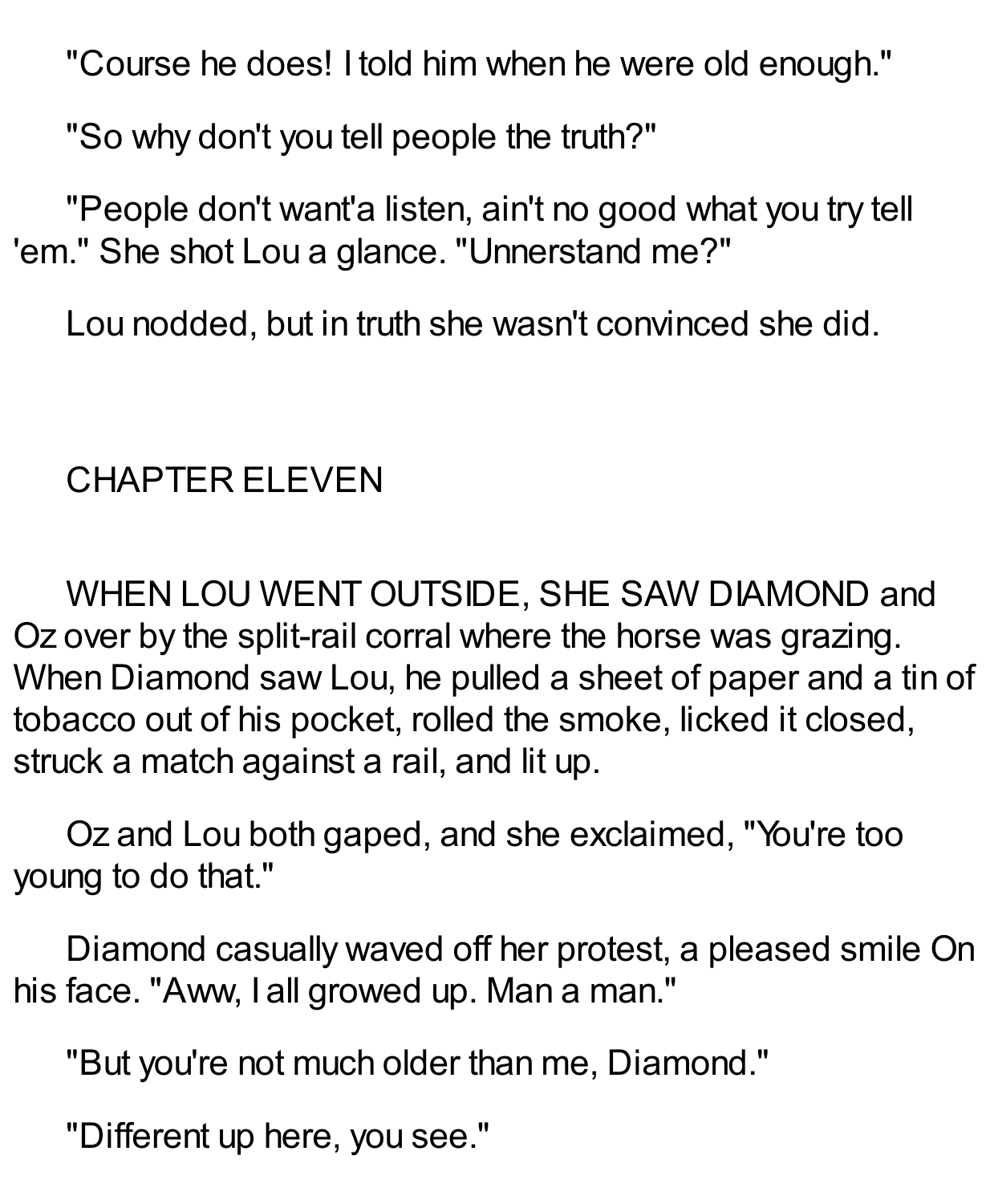"Course he does! I told him when he were old enough."

"So why don't you tell people the truth?"

"People don't want'a listen, ain't no good what you try tell 'em." She shot Lou a glance. "Unnerstand me?"

Lou nodded, but in truth she wasn't convinced she did.

## CHAPTER ELEVEN

WHEN LOU WENT OUTSIDE, SHE SAW DIAMOND and Oz over by the split-rail corral where the horse was grazing. When Diamond saw Lou, he pulled a sheet of paper and a tin of tobacco out of his pocket, rolled the smoke, licked it closed, struck a match against a rail, and lit up.

Oz and Lou both gaped, and she exclaimed, "You're too young to do that."

Diamond casually waved off her protest, a pleased smile On his face. "Aww, I all growed up. Man a man."

"But you're not much older than me, Diamond."

"Different up here, you see."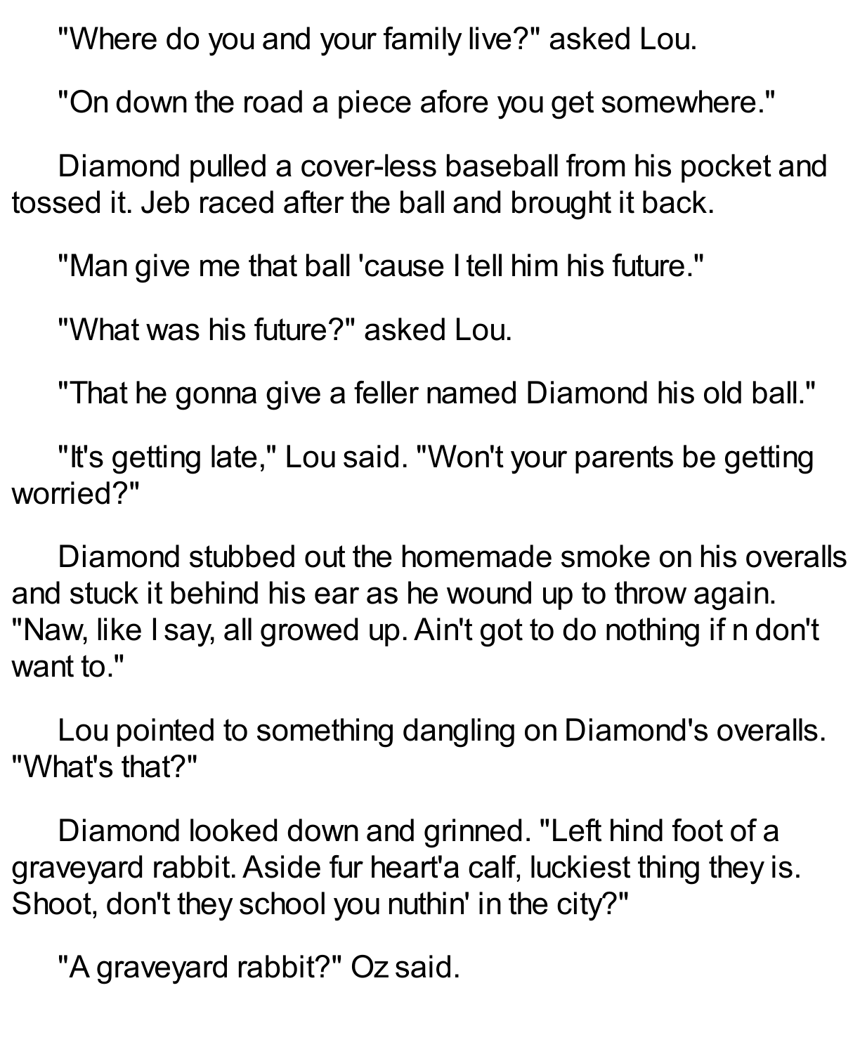"Where do you and your family live?" asked Lou.

"On down the road a piece afore you get somewhere."

Diamond pulled a cover-less baseball from his pocket and tossed it. Jeb raced after the ball and brought it back.

"Man give me that ball 'cause I tell him his future."

"What was his future?" asked Lou.

"That he gonna give a feller named Diamond his old ball."

"It's getting late," Lou said. "Won't your parents be getting worried?"

Diamond stubbed out the homemade smoke on his overalls and stuck it behind his ear as he wound up to throw again. "Naw, like I say, all growed up. Ain't got to do nothing if n don't want to."

Lou pointed to something dangling on Diamond's overalls. "What's that?"

Diamond looked down and grinned. "Left hind foot of a graveyard rabbit. Aside fur heart'a calf, luckiest thing they is. Shoot, don't they school you nuthin' in the city?"

"A graveyard rabbit?" Oz said.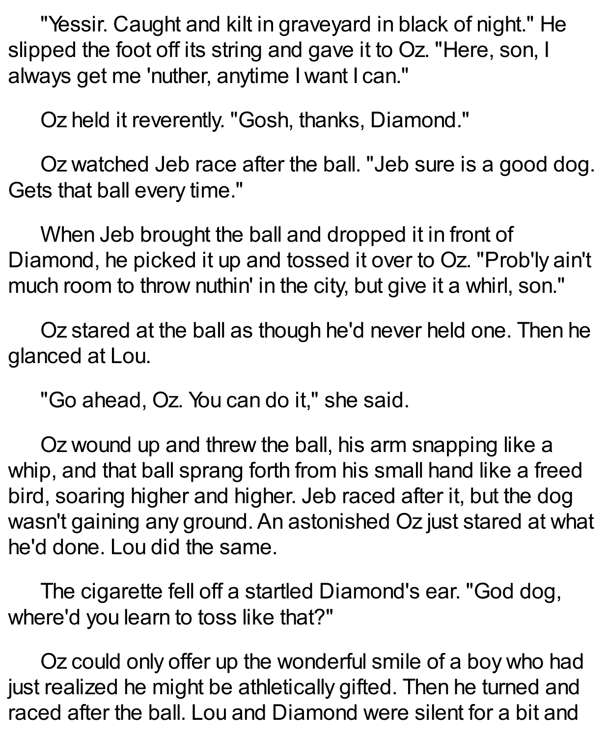"Yessir. Caught and kilt in graveyard in black of night." He slipped the foot off its string and gave it to Oz. "Here, son, I always get me 'nuther, anytime I want I can."

Oz held it reverently. "Gosh, thanks, Diamond."

Oz watched Jeb race after the ball. "Jeb sure is a good dog. Gets that ball every time."

When Jeb brought the ball and dropped it in front of Diamond, he picked it up and tossed it over to Oz. "Prob'ly ain't much room to throw nuthin' in the city, but give it a whirl, son."

Oz stared at the ball as though he'd never held one. Then he glanced at Lou.

"Go ahead, Oz. You can do it," she said.

Oz wound up and threw the ball, his arm snapping like a whip, and that ball sprang forth from his small hand like a freed bird, soaring higher and higher. Jeb raced after it, but the dog wasn't gaining any ground. An astonished Oz just stared at what he'd done. Lou did the same.

The cigarette fell off a startled Diamond's ear. "God dog, where'd you learn to toss like that?"

Oz could only offer up the wonderful smile of a boy who had just realized he might be athletically gifted. Then he turned and raced after the ball. Lou and Diamond were silent for a bit and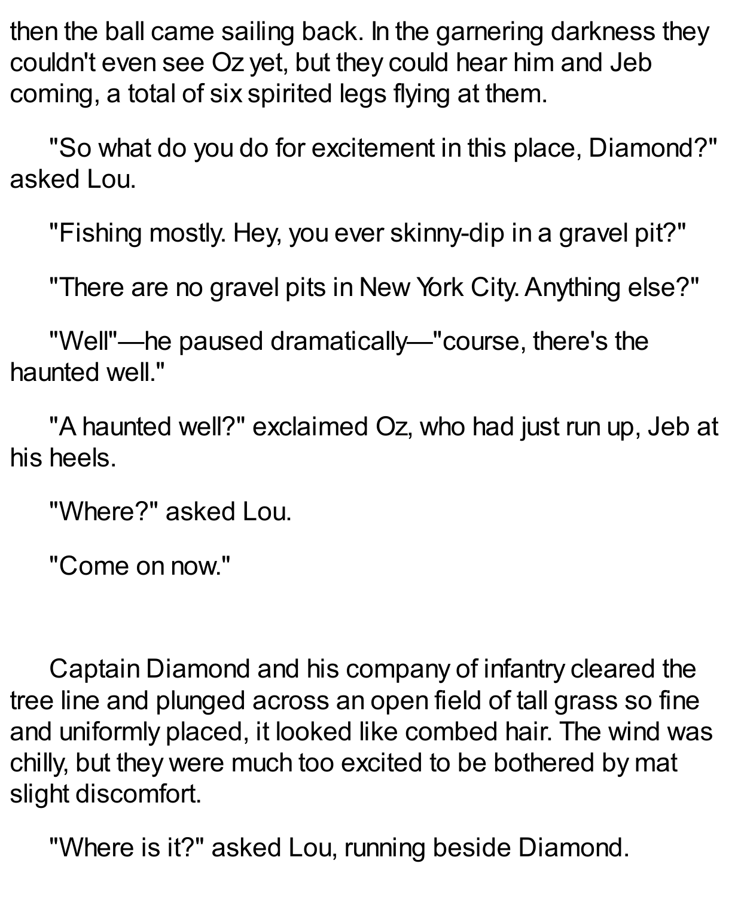then the ball came sailing back. In the garnering darkness they couldn't even see Oz yet, but they could hear him and Jeb coming, a total of six spirited legs flying at them.

"So what do you do for excitement in this place, Diamond?" asked Lou.

"Fishing mostly. Hey, you ever skinny-dip in a gravel pit?"

"There are no gravel pits in New York City. Anything else?"

"Well"—he paused dramatically—"course, there's the haunted well."

"A haunted well?" exclaimed Oz, who had just run up, Jeb at his heels.

"Where?" asked Lou.

"Come on now."

Captain Diamond and his company of infantry cleared the tree line and plunged across an open field of tall grass so fine and uniformly placed, it looked like combed hair. The wind was chilly, but they were much too excited to be bothered by mat slight discomfort.

"Where is it?" asked Lou, running beside Diamond.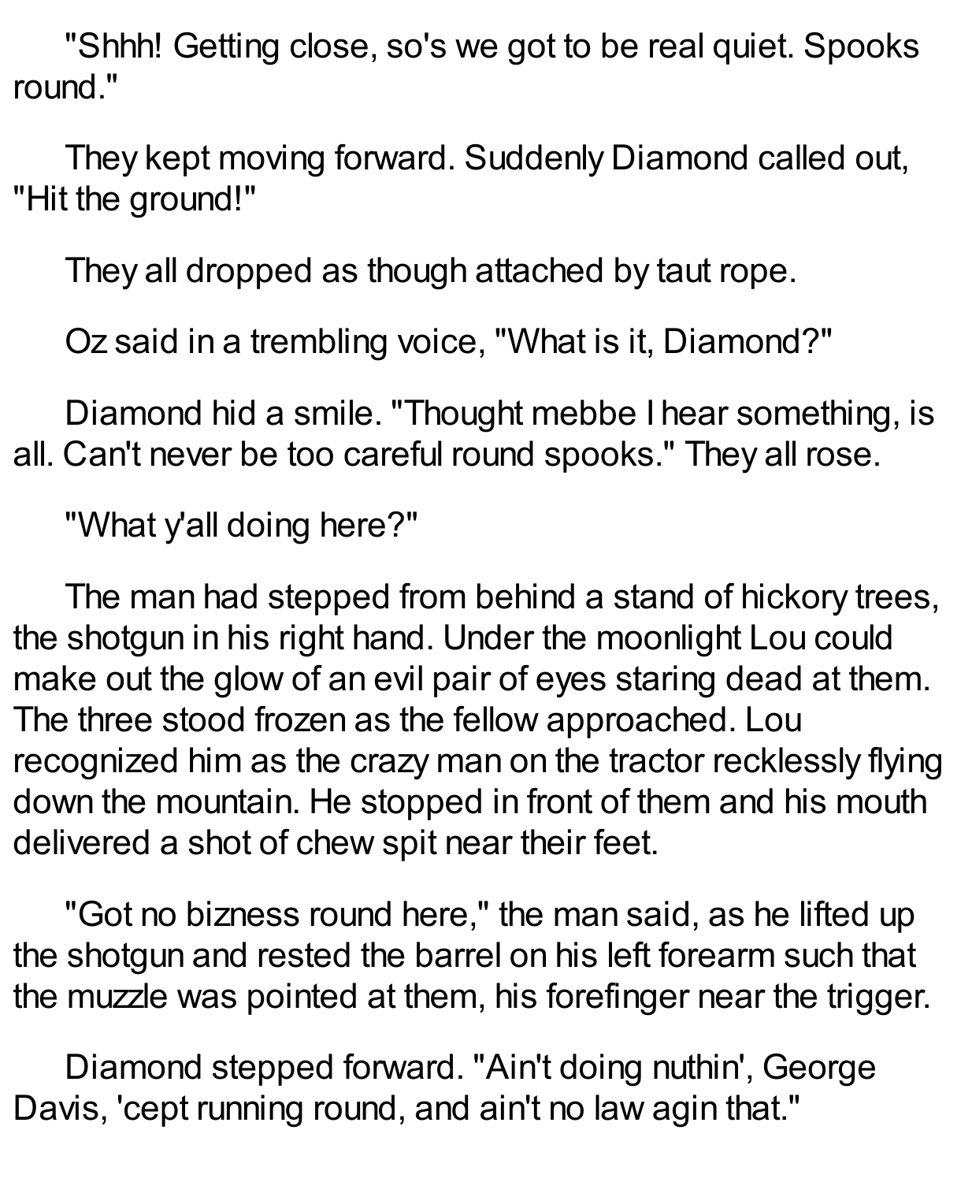"Shhh! Getting close, so's we got to be real quiet. Spooks round."

They kept moving forward. Suddenly Diamond called out, "Hit the ground!"

They all dropped as though attached by taut rope.

Oz said in a trembling voice, "What is it, Diamond?"

Diamond hid a smile. "Thought mebbe I hear something, is all. Can't never be too careful round spooks." They all rose.

"What y'all doing here?"

The man had stepped from behind a stand of hickory trees, the shotgun in his right hand. Under the moonlight Lou could make out the glow of an evil pair of eyes staring dead at them. The three stood frozen as the fellow approached. Lou recognized him as the crazy man on the tractor recklessly flying down the mountain. He stopped in front of them and his mouth delivered a shot of chew spit near their feet.

"Got no bizness round here," the man said, as he lifted up the shotgun and rested the barrel on his left forearm such that the muzzle was pointed at them, his forefinger near the trigger.

Diamond stepped forward. "Ain't doing nuthin', George Davis, 'cept running round, and ain't no law agin that."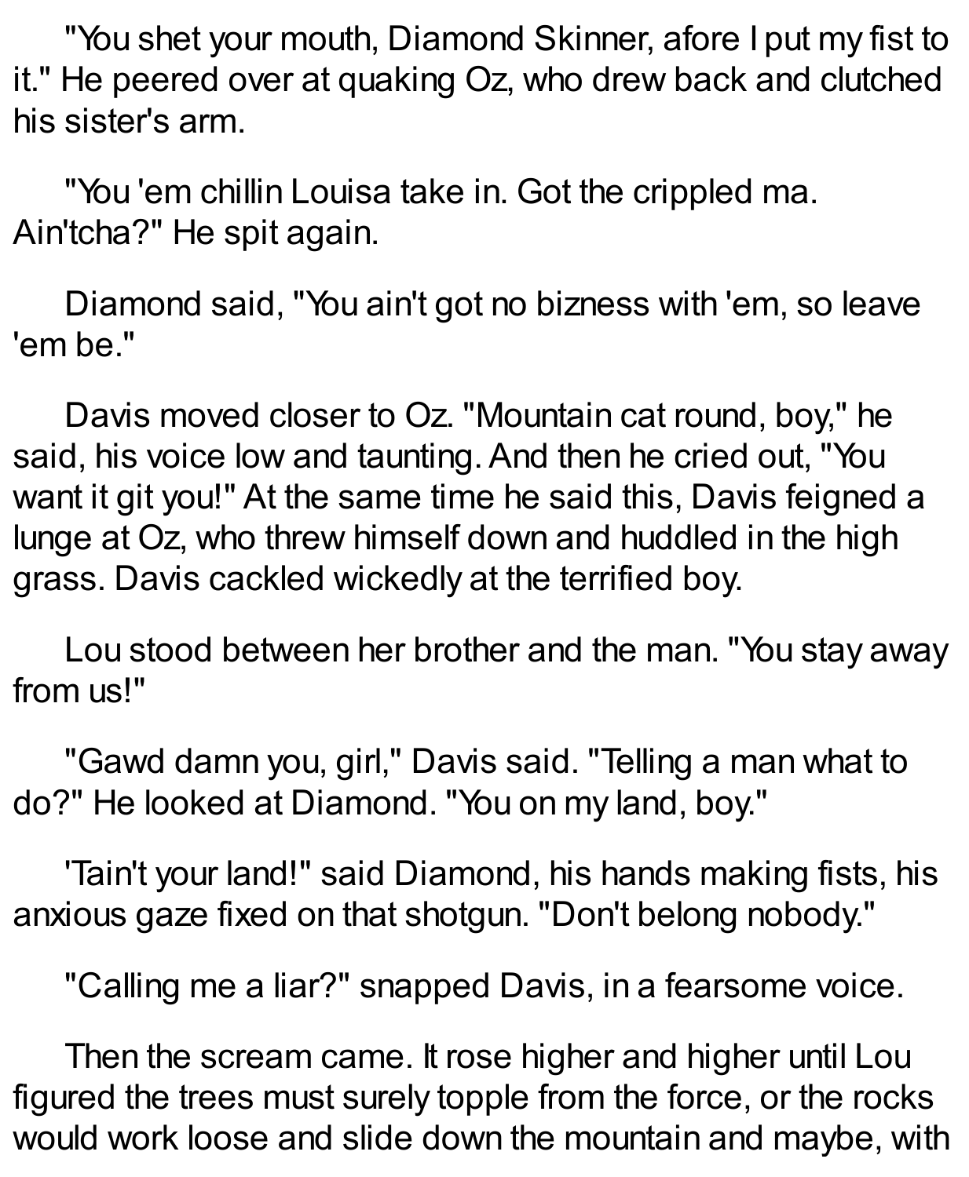"You shet your mouth, Diamond Skinner, afore I put my fist to it." He peered over at quaking Oz, who drew back and clutched his sister's arm.

"You 'em chillin Louisa take in. Got the crippled ma. Ain'tcha?" He spit again.

Diamond said, "You ain't got no bizness with 'em, so leave 'em be."

Davis moved closer to Oz. "Mountain cat round, boy," he said, his voice low and taunting. And then he cried out, "You want it git you!" At the same time he said this, Davis feigned a lunge at Oz, who threw himself down and huddled in the high grass. Davis cackled wickedly at the terrified boy.

Lou stood between her brother and the man. "You stay away from us!"

"Gawd damn you, girl," Davis said. "Telling a man what to do?" He looked at Diamond. "You on my land, boy."

'Tain't your land!" said Diamond, his hands making fists, his anxious gaze fixed on that shotgun. "Don't belong nobody."

"Calling me a liar?" snapped Davis, in a fearsome voice.

Then the scream came. It rose higher and higher until Lou figured the trees must surely topple from the force, or the rocks would work loose and slide down the mountain and maybe, with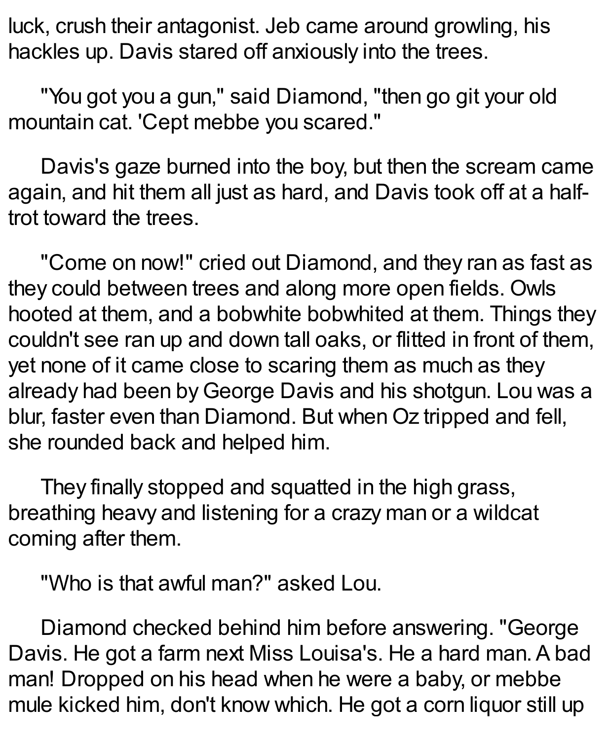luck, crush their antagonist. Jeb came around growling, his hackles up. Davis stared off anxiously into the trees.

"You got you a gun," said Diamond, "then go git your old mountain cat. 'Cept mebbe you scared."

Davis's gaze burned into the boy, but then the scream came again, and hit them all just as hard, and Davis took off at a half-trot toward the trees.

"Come on now!" cried out Diamond, and they ran as fast as they could between trees and along more open fields. Owls hooted at them, and a bobwhite bobwhited at them. Things they couldn't see ran up and down tall oaks, or flitted in front of them, yet none of it came close to scaring them as much as they already had been by George Davis and his shotgun. Lou was a blur, faster even than Diamond. But when Oz tripped and fell, she rounded back and helped him.

They finally stopped and squatted in the high grass, breathing heavy and listening for a crazy man or a wildcat coming after them.

"Who is that awful man?" asked Lou.

Diamond checked behind him before answering. "George Davis. He got a farm next Miss Louisa's. He a hard man. A bad man! Dropped on his head when he were a baby, or mebbe mule kicked him, don't know which. He got a corn liquor still up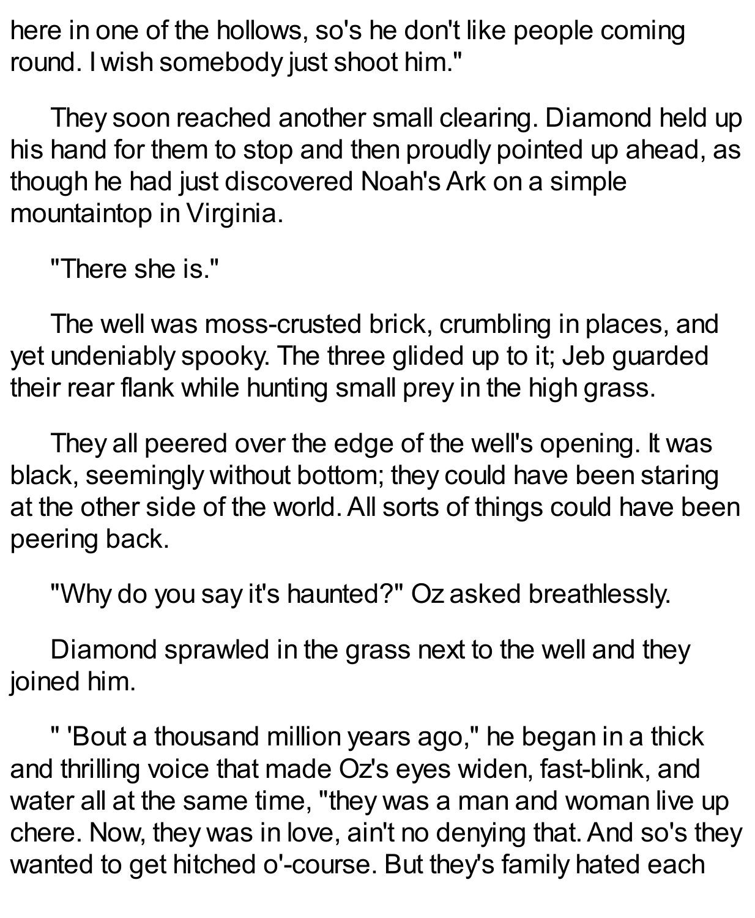here in one of the hollows, so's he don't like people coming round. I wish somebody just shoot him."

They soon reached another small clearing. Diamond held up his hand for them to stop and then proudly pointed up ahead, as though he had just discovered Noah's Ark on a simple mountaintop in Virginia.

"There she is."

The well was moss-crusted brick, crumbling in places, and yet undeniably spooky. The three glided up to it; Jeb guarded their rear flank while hunting small prey in the high grass.

They all peered over the edge of the well's opening. It was black, seemingly without bottom; they could have been staring at the other side of the world. All sorts of things could have been peering back.

"Why do you say it's haunted?" Oz asked breathlessly.

Diamond sprawled in the grass next to the well and they joined him.

" 'Bout a thousand million years ago," he began in a thick and thrilling voice that made Oz's eyes widen, fast-blink, and water all at the same time, "they was a man and woman live up chere. Now, they was in love, ain't no denying that. And so's they wanted to get hitched o'-course. But they's family hated each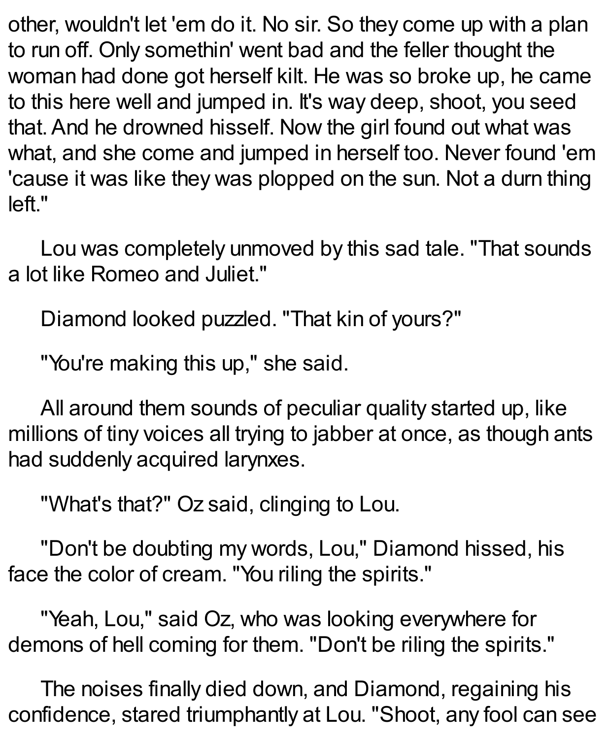other, wouldn't let 'em do it. No sir. So they come up with a plan to run off. Only somethin' went bad and the feller thought the woman had done got herself kilt. He was so broke up, he came to this here well and jumped in. It's way deep, shoot, you seed that. And he drowned hisself. Now the girl found out what was what, and she come and jumped in herself too. Never found 'em 'cause it was like they was plopped on the sun. Not a durn thing left."

Lou was completely unmoved by this sad tale. "That sounds a lot like Romeo and Juliet."

Diamond looked puzzled. "That kin of yours?"

"You're making this up," she said.

All around them sounds of peculiar quality started up, like millions of tiny voices all trying to jabber at once, as though ants had suddenly acquired larynxes.

"What's that?" Oz said, clinging to Lou.

"Don't be doubting my words, Lou," Diamond hissed, his face the color of cream. "You riling the spirits."

"Yeah, Lou," said Oz, who was looking everywhere for demons of hell coming for them. "Don't be riling the spirits."

The noises finally died down, and Diamond, regaining his confidence, stared triumphantly at Lou. "Shoot, any fool can see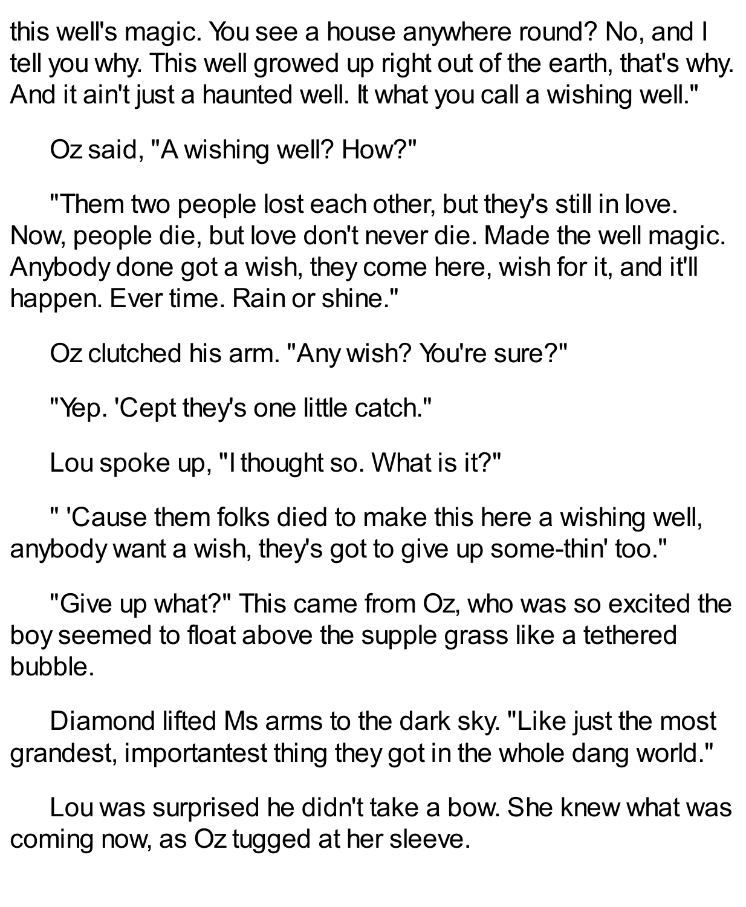this well's magic. You see a house anywhere round? No, and I tell you why. This well growed up right out of the earth, that's why. And it ain't just a haunted well. It what you call a wishing well."

Oz said, "A wishing well? How?"

"Them two people lost each other, but they's still in love. Now, people die, but love don't never die. Made the well magic. Anybody done got a wish, they come here, wish for it, and it'll happen. Ever time. Rain or shine."

Oz clutched his arm. "Any wish? You're sure?"

"Yep. 'Cept they's one little catch."

Lou spoke up, "I thought so. What is it?"

" 'Cause them folks died to make this here a wishing well, anybody want a wish, they's got to give up some-thin' too."

"Give up what?" This came from Oz, who was so excited the boy seemed to float above the supple grass like a tethered bubble.

Diamond lifted Ms arms to the dark sky. "Like just the most grandest, importantest thing they got in the whole dang world."

Lou was surprised he didn't take a bow. She knew what was coming now, as Oz tugged at her sleeve.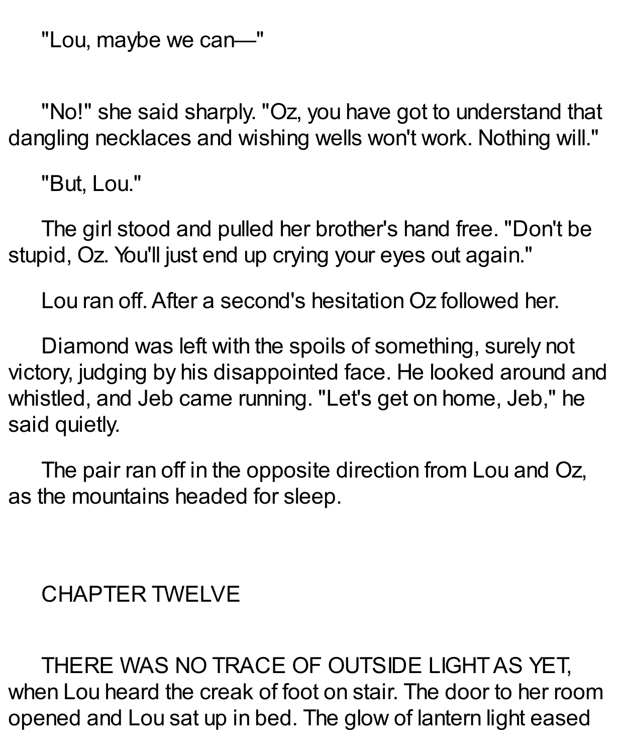"Lou, maybe we can—"

"No!" she said sharply. "Oz, you have got to understand that dangling necklaces and wishing wells won't work. Nothing will."

"But, Lou."

The girl stood and pulled her brother's hand free. "Don't be stupid, Oz. You'll just end up crying your eyes out again."

Lou ran off. After a second's hesitation Oz followed her.

Diamond was left with the spoils of something, surely not victory, judging by his disappointed face. He looked around and whistled, and Jeb came running. "Let's get on home, Jeb," he said quietly.

The pair ran off in the opposite direction from Lou and Oz, as the mountains headed for sleep.

## CHAPTER TWELVE

THERE WAS NO TRACE OF OUTSIDE LIGHT AS YET, when Lou heard the creak of foot on stair. The door to her room opened and Lou sat up in bed. The glow of lantern light eased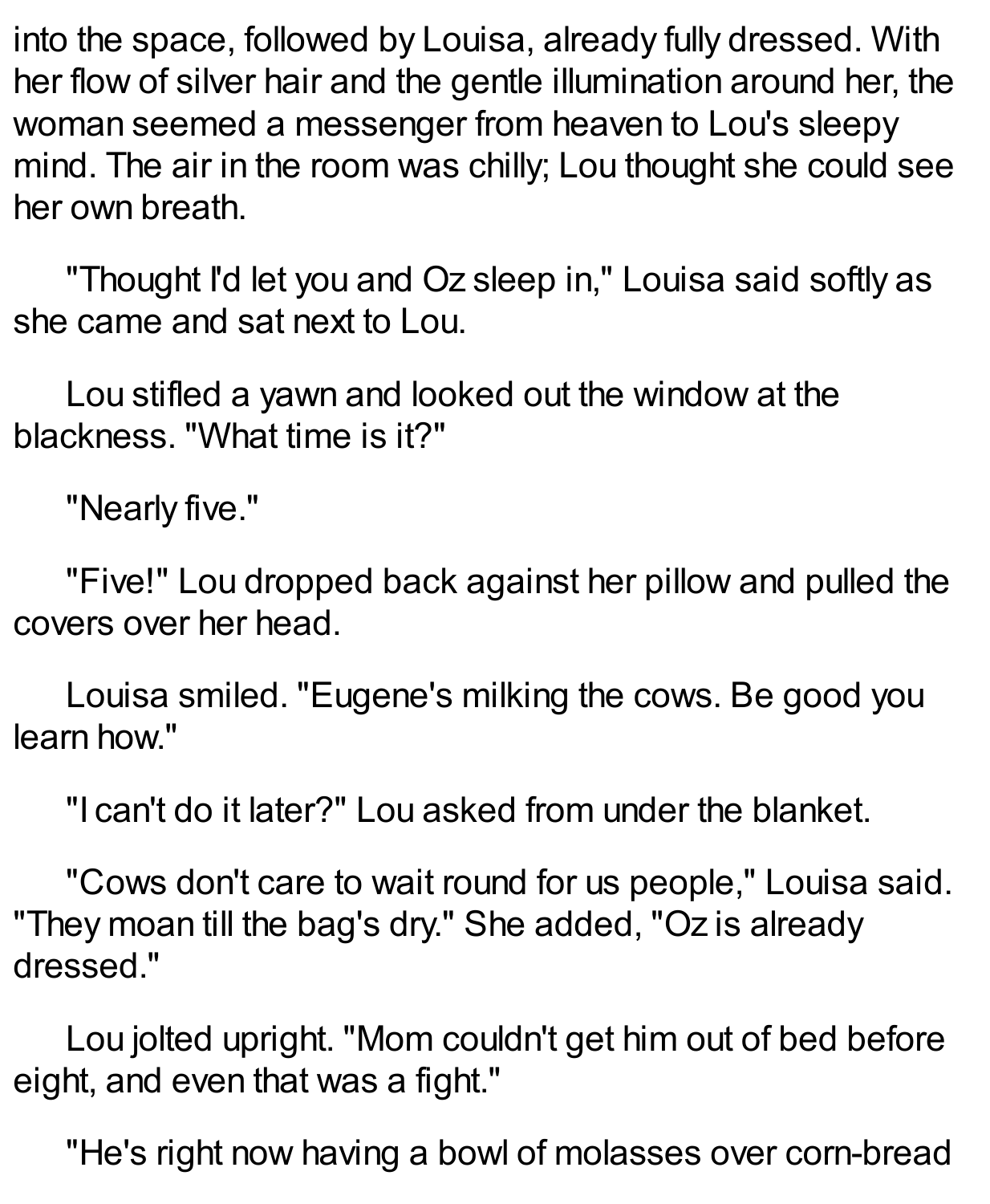into the space, followed by Louisa, already fully dressed. With her flow of silver hair and the gentle illumination around her, the woman seemed a messenger from heaven to Lou's sleepy mind. The air in the room was chilly; Lou thought she could see her own breath.

"Thought I'd let you and Oz sleep in," Louisa said softly as she came and sat next to Lou.

Lou stifled a yawn and looked out the window at the blackness. "What time is it?"

"Nearly five."

"Five!" Lou dropped back against her pillow and pulled the covers over her head.

Louisa smiled. "Eugene's milking the cows. Be good you learn how."

"I can't do it later?" Lou asked from under the blanket.

"Cows don't care to wait round for us people," Louisa said. "They moan till the bag's dry." She added, "Oz is already dressed."

Lou jolted upright. "Mom couldn't get him out of bed before eight, and even that was a fight."

"He's right now having a bowl of molasses over corn-bread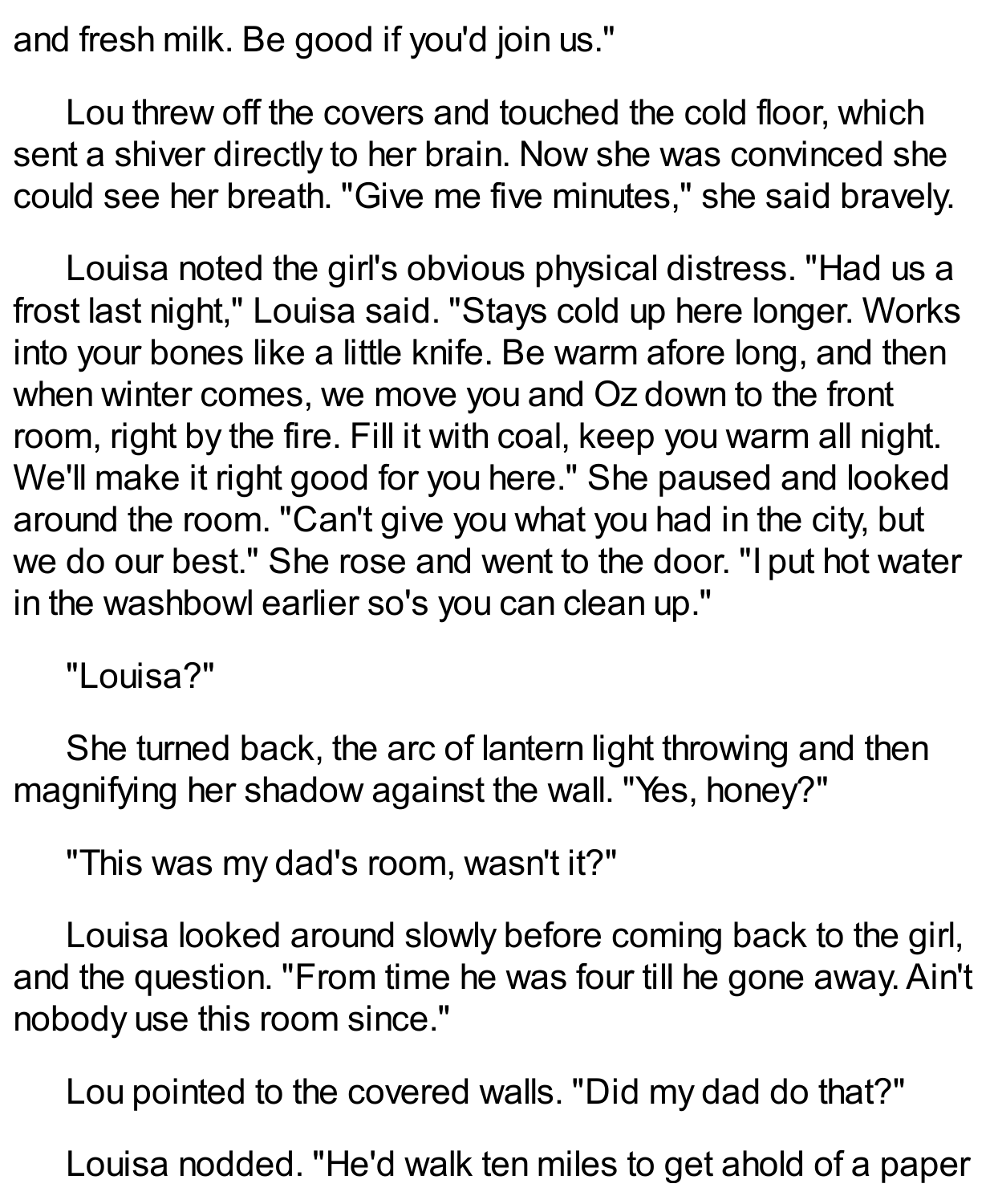and fresh milk. Be good if you'd join us."

Lou threw off the covers and touched the cold floor, which sent a shiver directly to her brain. Now she was convinced she could see her breath. "Give me five minutes," she said bravely.

Louisa noted the girl's obvious physical distress. "Had us a frost last night," Louisa said. "Stays cold up here longer. Works into your bones like a little knife. Be warm afore long, and then when winter comes, we move you and Oz down to the front room, right by the fire. Fill it with coal, keep you warm all night. We'll make it right good for you here." She paused and looked around the room. "Can't give you what you had in the city, but we do our best." She rose and went to the door. "I put hot water in the washbowl earlier so's you can clean up."

"Louisa?"

She turned back, the arc of lantern light throwing and then magnifying her shadow against the wall. "Yes, honey?"

"This was my dad's room, wasn't it?"

Louisa looked around slowly before coming back to the girl, and the question. "From time he was four till he gone away. Ain't nobody use this room since."

Lou pointed to the covered walls. "Did my dad do that?"

Louisa nodded. "He'd walk ten miles to get ahold of a paper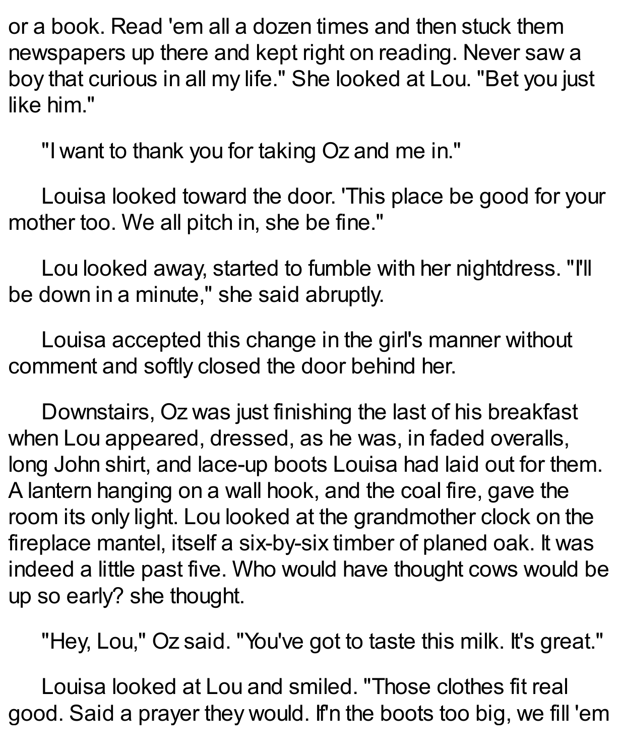or a book. Read 'em all a dozen times and then stuck them newspapers up there and kept right on reading. Never saw a boy that curious in all my life." She looked at Lou. "Bet you just like him."

"I want to thank you for taking Oz and me in."

Louisa looked toward the door. 'This place be good for your mother too. We all pitch in, she be fine."

Lou looked away, started to fumble with her nightdress. "I'll be down in a minute," she said abruptly.

Louisa accepted this change in the girl's manner without comment and softly closed the door behind her.

Downstairs, Oz was just finishing the last of his breakfast when Lou appeared, dressed, as he was, in faded overalls, long John shirt, and lace-up boots Louisa had laid out for them. A lantern hanging on a wall hook, and the coal fire, gave the room its only light. Lou looked at the grandmother clock on the fireplace mantel, itself a six-by-six timber of planed oak. It was indeed a little past five. Who would have thought cows would be up so early? she thought.

"Hey, Lou," Oz said. "You've got to taste this milk. It's great."

Louisa looked at Lou and smiled. "Those clothes fit real good. Said a prayer they would. If'n the boots too big, we fill 'em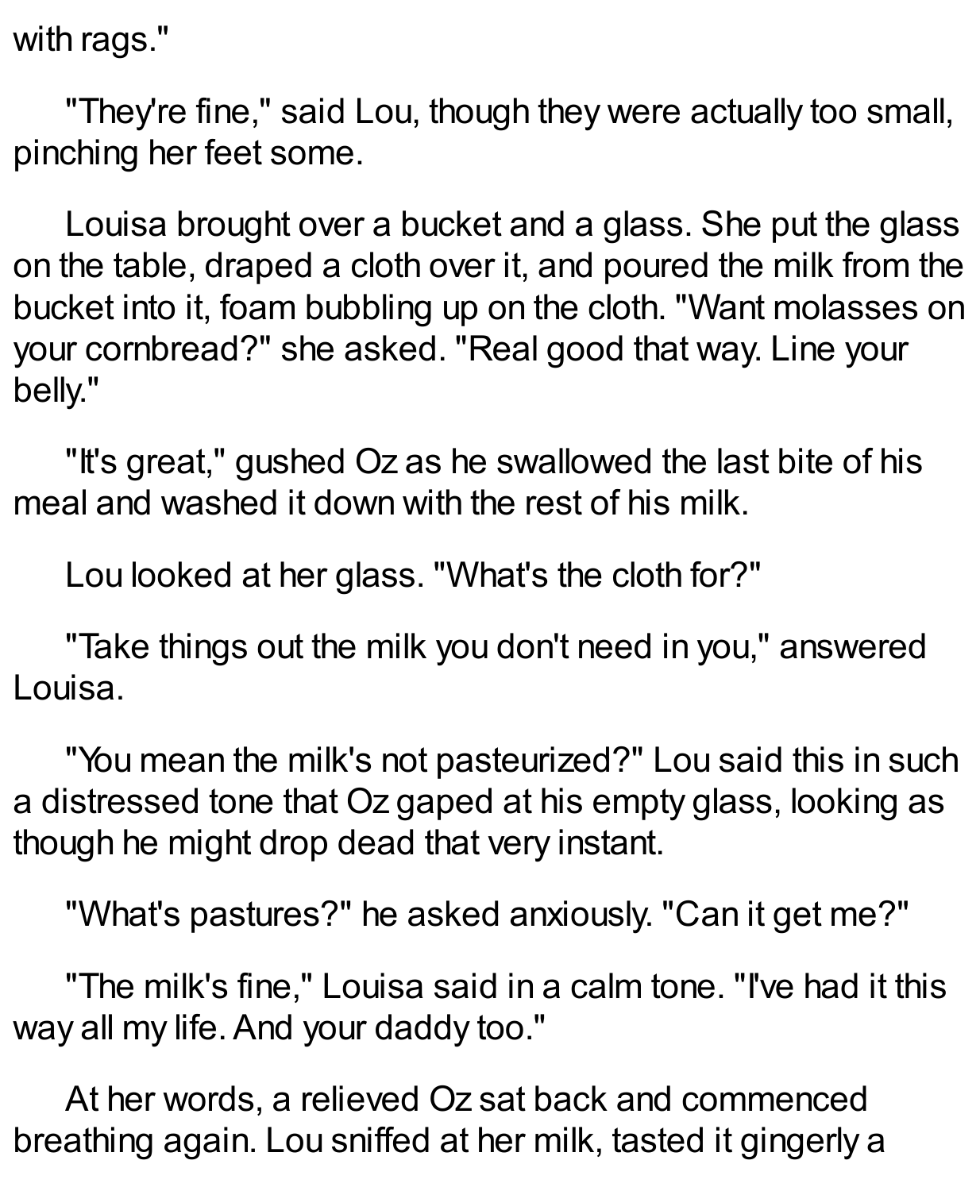with rags."

"They're fine," said Lou, though they were actually too small, pinching her feet some.

Louisa brought over a bucket and a glass. She put the glass on the table, draped a cloth over it, and poured the milk from the bucket into it, foam bubbling up on the cloth. "Want molasses on your cornbread?" she asked. "Real good that way. Line your belly."

"It's great," gushed Oz as he swallowed the last bite of his meal and washed it down with the rest of his milk.

Lou looked at her glass. "What's the cloth for?"

"Take things out the milk you don't need in you," answered Louisa.

"You mean the milk's not pasteurized?" Lou said this in such a distressed tone that Oz gaped at his empty glass, looking as though he might drop dead that very instant.

"What's pastures?" he asked anxiously. "Can it get me?"

"The milk's fine," Louisa said in a calm tone. "I've had it this way all my life. And your daddy too."

At her words, a relieved Oz sat back and commenced breathing again. Lou sniffed at her milk, tasted it gingerly a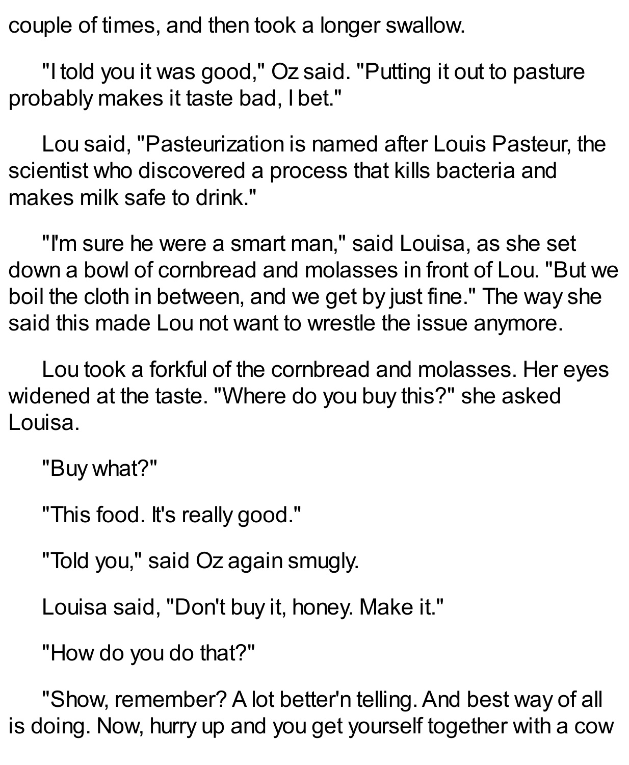couple of times, and then took a longer swallow.

"I told you it was good," Oz said. "Putting it out to pasture probably makes it taste bad, I bet."

Lou said, "Pasteurization is named after Louis Pasteur, the scientist who discovered a process that kills bacteria and makes milk safe to drink."

"I'm sure he were a smart man," said Louisa, as she set down a bowl of cornbread and molasses in front of Lou. "But we boil the cloth in between, and we get by just fine." The way she said this made Lou not want to wrestle the issue anymore.

Lou took a forkful of the cornbread and molasses. Her eyes widened at the taste. "Where do you buy this?" she asked Louisa.

"Buy what?"

"This food. It's really good."

"Told you," said Oz again smugly.

Louisa said, "Don't buy it, honey. Make it."

"How do you do that?"

"Show, remember? A lot better'n telling. And best way of all is doing. Now, hurry up and you get yourself together with a cow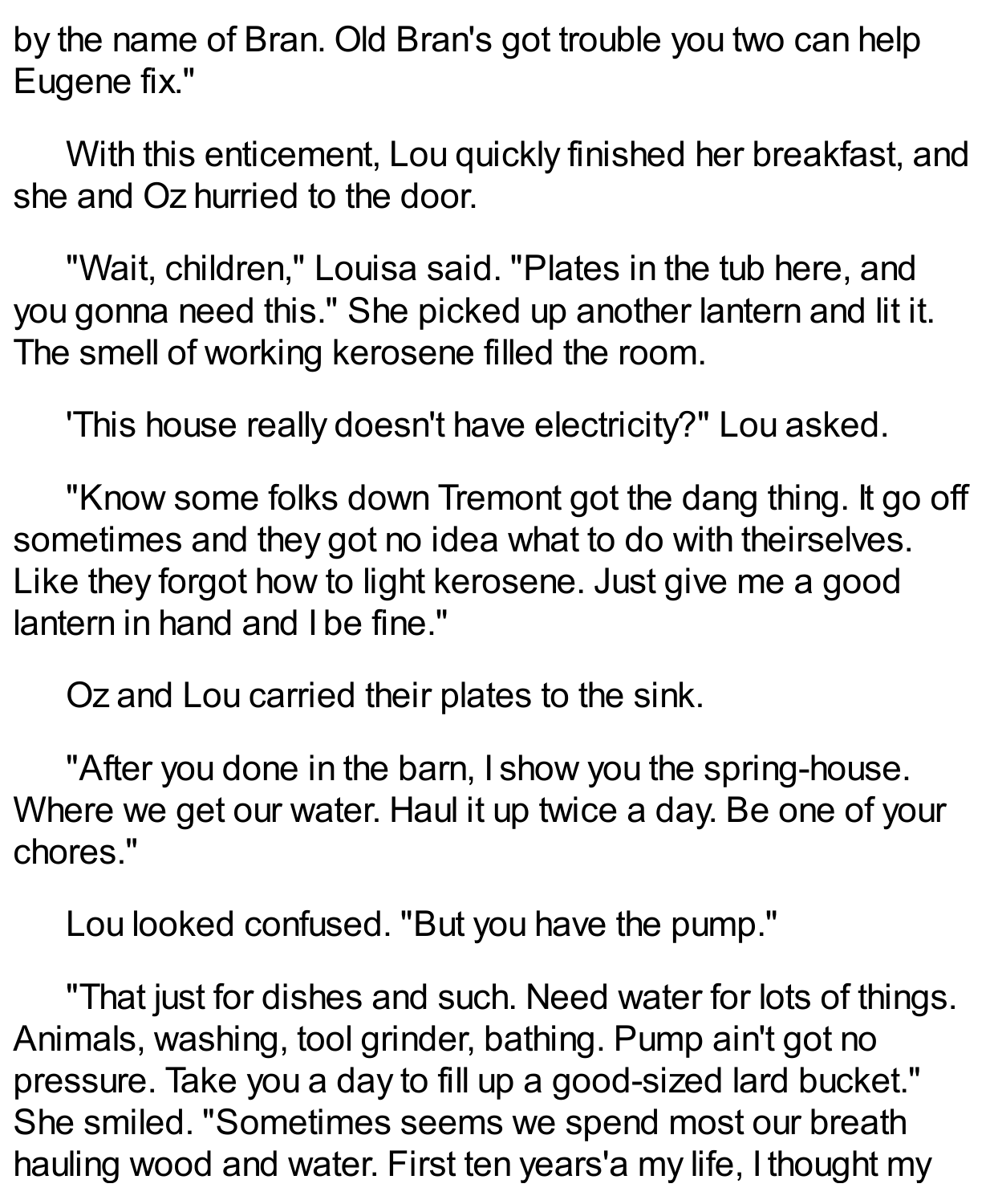by the name of Bran. Old Bran's got trouble you two can help Eugene fix."

With this enticement, Lou quickly finished her breakfast, and she and Oz hurried to the door.

"Wait, children," Louisa said. "Plates in the tub here, and you gonna need this." She picked up another lantern and lit it. The smell of working kerosene filled the room.

'This house really doesn't have electricity?" Lou asked.

"Know some folks down Tremont got the dang thing. It go off sometimes and they got no idea what to do with theirselves. Like they forgot how to light kerosene. Just give me a good lantern in hand and I be fine."

Oz and Lou carried their plates to the sink.

"After you done in the barn, I show you the spring-house. Where we get our water. Haul it up twice a day. Be one of your chores."

Lou looked confused. "But you have the pump."

"That just for dishes and such. Need water for lots of things. Animals, washing, tool grinder, bathing. Pump ain't got no pressure. Take you a day to fill up a good-sized lard bucket." She smiled. "Sometimes seems we spend most our breath hauling wood and water. First ten years'a my life, I thought my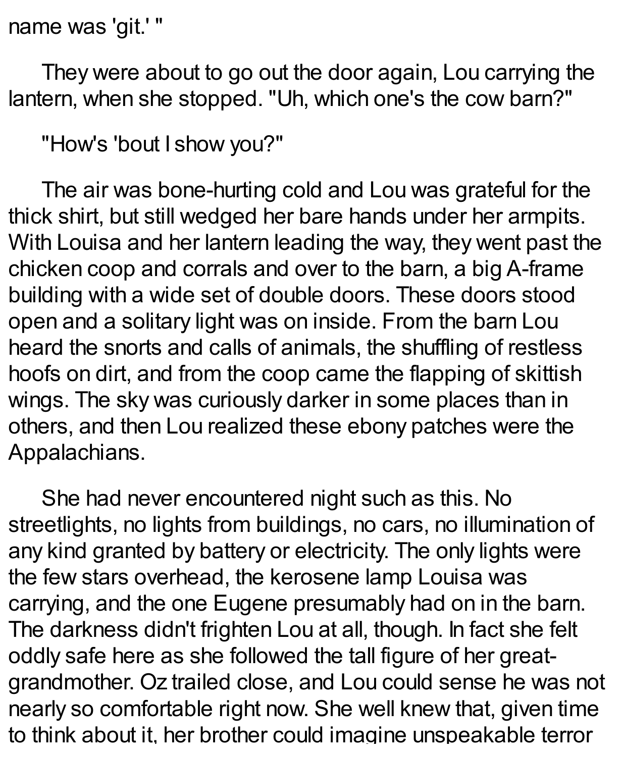name was 'git.' "

They were about to go out the door again, Lou carrying the lantern, when she stopped. "Uh, which one's the cow barn?"

"How's 'bout I show you?"

The air was bone-hurting cold and Lou was grateful for the thick shirt, but still wedged her bare hands under her armpits. With Louisa and her lantern leading the way, they went past the chicken coop and corrals and over to the barn, a big A-frame building with a wide set of double doors. These doors stood open and a solitary light was on inside. From the barn Lou heard the snorts and calls of animals, the shuffling of restless hoofs on dirt, and from the coop came the flapping of skittish wings. The sky was curiously darker in some places than in others, and then Lou realized these ebony patches were the Appalachians.

She had never encountered night such as this. No streetlights, no lights from buildings, no cars, no illumination of any kind granted by battery or electricity. The only lights were the few stars overhead, the kerosene lamp Louisa was carrying, and the one Eugene presumably had on in the barn. The darkness didn't frighten Lou at all, though. In fact she felt oddly safe here as she followed the tall figure of her great-grandmother. Oz trailed close, and Lou could sense he was not nearly so comfortable right now. She well knew that, given time to think about it, her brother could imagine unspeakable terror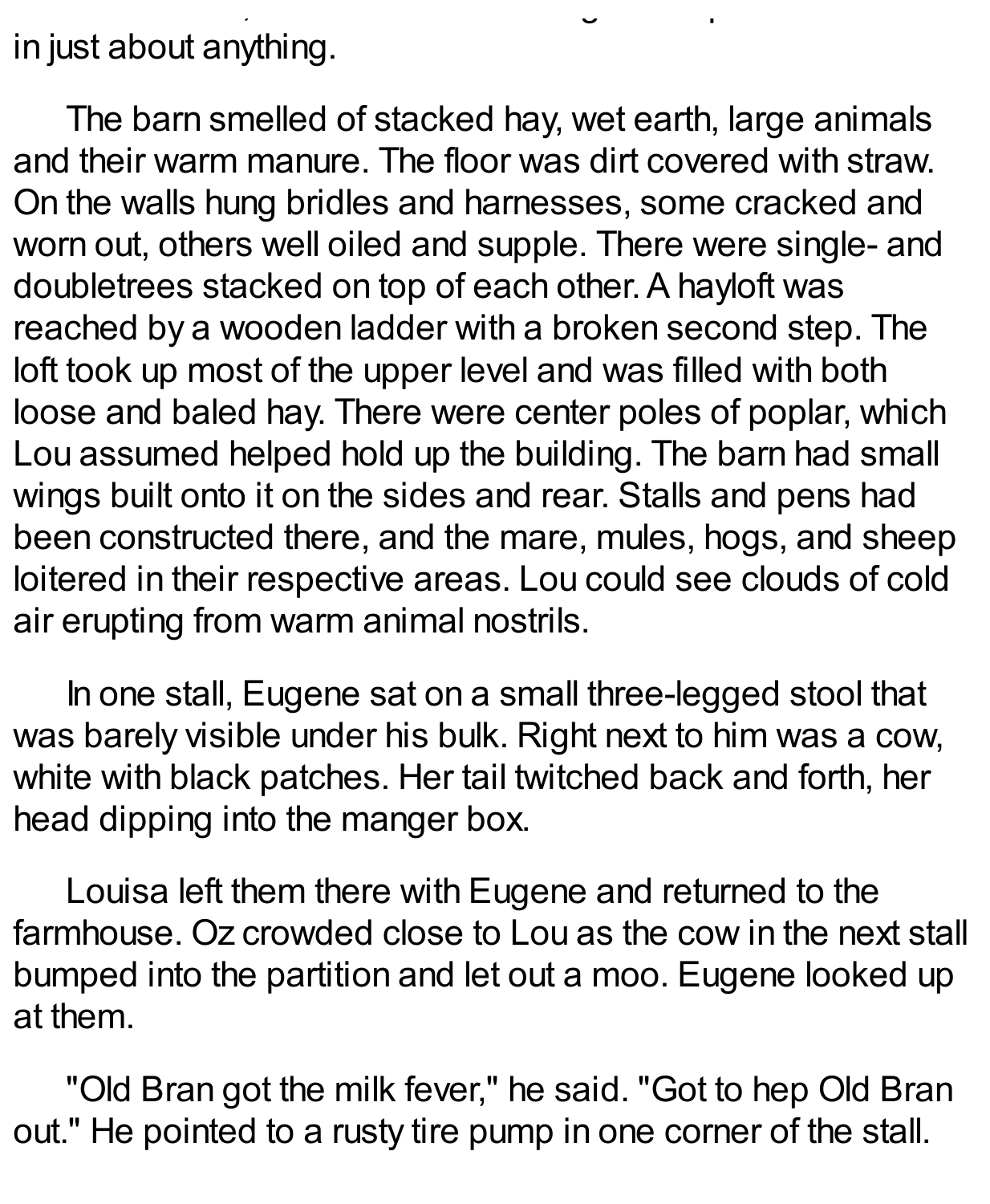in just about anything.

The barn smelled of stacked hay, wet earth, large animals and their warm manure. The floor was dirt covered with straw. On the walls hung bridles and harnesses, some cracked and worn out, others well oiled and supple. There were single- and doubletrees stacked on top of each other. A hayloft was reached by a wooden ladder with a broken second step. The loft took up most of the upper level and was filled with both loose and baled hay. There were center poles of poplar, which Lou assumed helped hold up the building. The barn had small wings built onto it on the sides and rear. Stalls and pens had been constructed there, and the mare, mules, hogs, and sheep loitered in their respective areas. Lou could see clouds of cold air erupting from warm animal nostrils.

In one stall, Eugene sat on a small three-legged stool that was barely visible under his bulk. Right next to him was a cow, white with black patches. Her tail twitched back and forth, her head dipping into the manger box.

Louisa left them there with Eugene and returned to the farmhouse. Oz crowded close to Lou as the cow in the next stall bumped into the partition and let out a moo. Eugene looked up at them.

"Old Bran got the milk fever," he said. "Got to hep Old Bran out." He pointed to a rusty tire pump in one corner of the stall.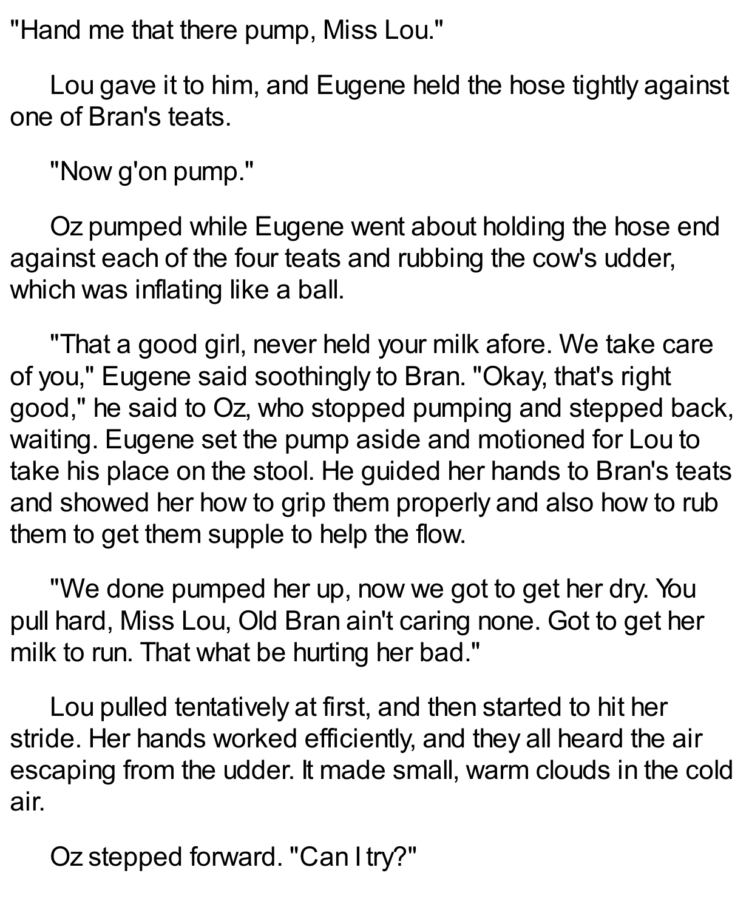"Hand me that there pump, Miss Lou."

Lou gave it to him, and Eugene held the hose tightly against one of Bran's teats.

"Now g'on pump."

Oz pumped while Eugene went about holding the hose end against each of the four teats and rubbing the cow's udder, which was inflating like a ball.

"That a good girl, never held your milk afore. We take care of you," Eugene said soothingly to Bran. "Okay, that's right good," he said to Oz, who stopped pumping and stepped back, waiting. Eugene set the pump aside and motioned for Lou to take his place on the stool. He guided her hands to Bran's teats and showed her how to grip them properly and also how to rub them to get them supple to help the flow.

"We done pumped her up, now we got to get her dry. You pull hard, Miss Lou, Old Bran ain't caring none. Got to get her milk to run. That what be hurting her bad."

Lou pulled tentatively at first, and then started to hit her stride. Her hands worked efficiently, and they all heard the air escaping from the udder. It made small, warm clouds in the cold air.

Oz stepped forward. "Can I try?"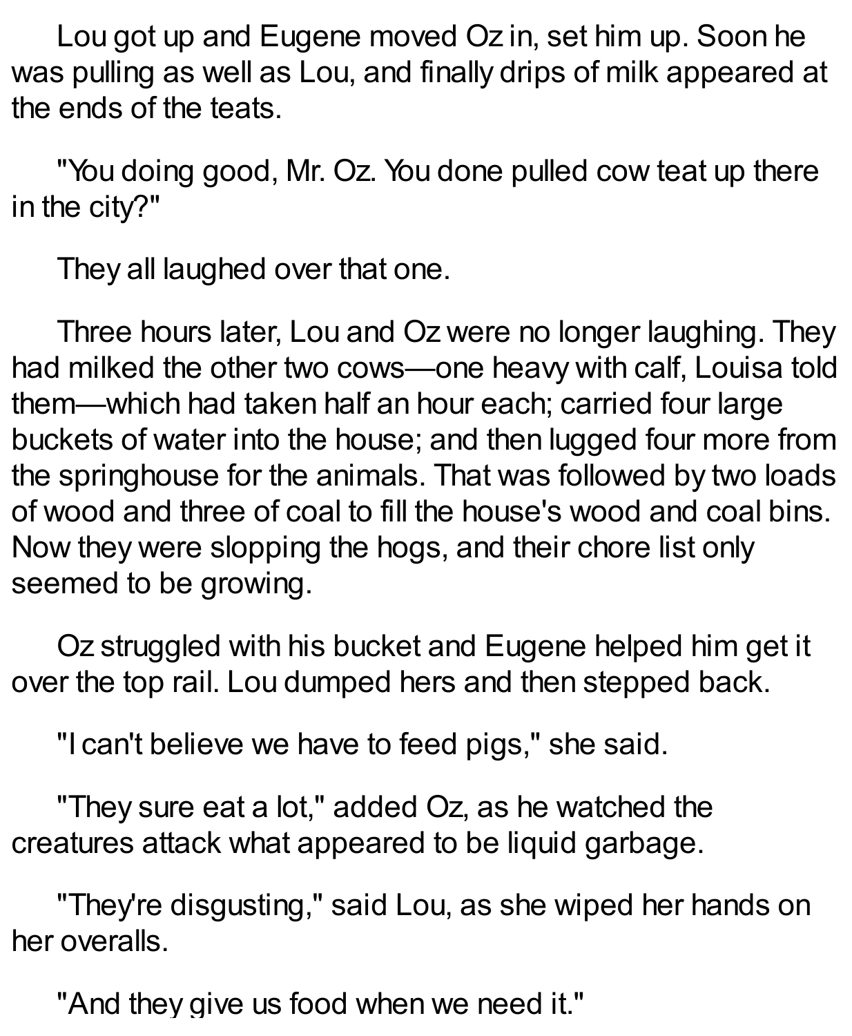Lou got up and Eugene moved Oz in, set him up. Soon he was pulling as well as Lou, and finally drips of milk appeared at the ends of the teats.

"You doing good, Mr. Oz. You done pulled cow teat up there in the city?"

They all laughed over that one.

Three hours later, Lou and Oz were no longer laughing. They had milked the other two cows—one heavy with calf, Louisa told them—which had taken half an hour each; carried four large buckets of water into the house; and then lugged four more from the springhouse for the animals. That was followed by two loads of wood and three of coal to fill the house's wood and coal bins. Now they were slopping the hogs, and their chore list only seemed to be growing.

Oz struggled with his bucket and Eugene helped him get it over the top rail. Lou dumped hers and then stepped back.

"I can't believe we have to feed pigs," she said.

"They sure eat a lot," added Oz, as he watched the creatures attack what appeared to be liquid garbage.

"They're disgusting," said Lou, as she wiped her hands on her overalls.

"And they give us food when we need it."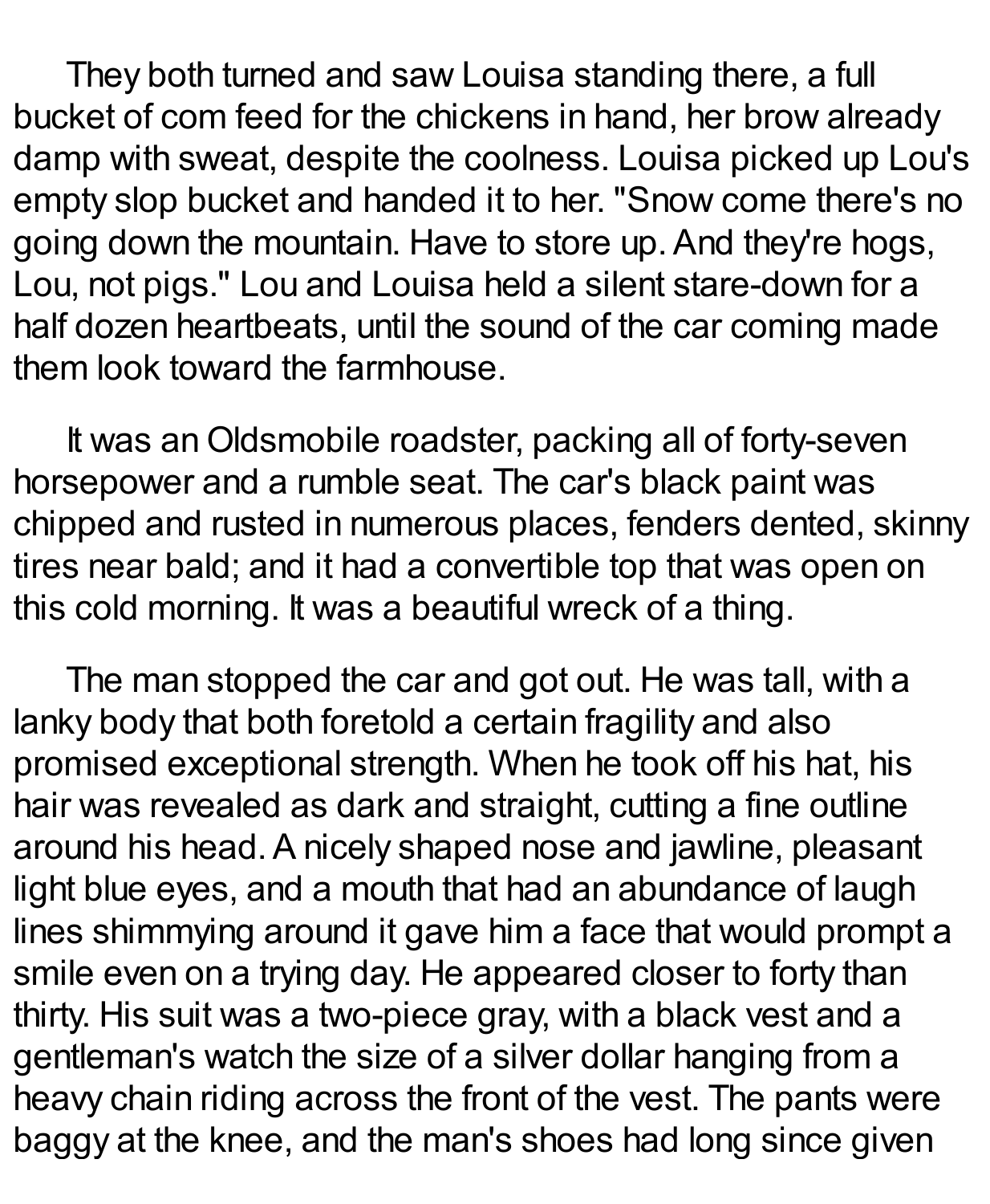They both turned and saw Louisa standing there, a full bucket of com feed for the chickens in hand, her brow already damp with sweat, despite the coolness. Louisa picked up Lou's empty slop bucket and handed it to her. "Snow come there's no going down the mountain. Have to store up. And they're hogs, Lou, not pigs." Lou and Louisa held a silent stare-down for a half dozen heartbeats, until the sound of the car coming made them look toward the farmhouse.

It was an Oldsmobile roadster, packing all of forty-seven horsepower and a rumble seat. The car's black paint was chipped and rusted in numerous places, fenders dented, skinny tires near bald; and it had a convertible top that was open on this cold morning. It was a beautiful wreck of a thing.

The man stopped the car and got out. He was tall, with a lanky body that both foretold a certain fragility and also promised exceptional strength. When he took off his hat, his hair was revealed as dark and straight, cutting a fine outline around his head. A nicely shaped nose and jawline, pleasant light blue eyes, and a mouth that had an abundance of laugh lines shimmying around it gave him a face that would prompt a smile even on a trying day. He appeared closer to forty than thirty. His suit was a two-piece gray, with a black vest and a gentleman's watch the size of a silver dollar hanging from a heavy chain riding across the front of the vest. The pants were baggy at the knee, and the man's shoes had long since given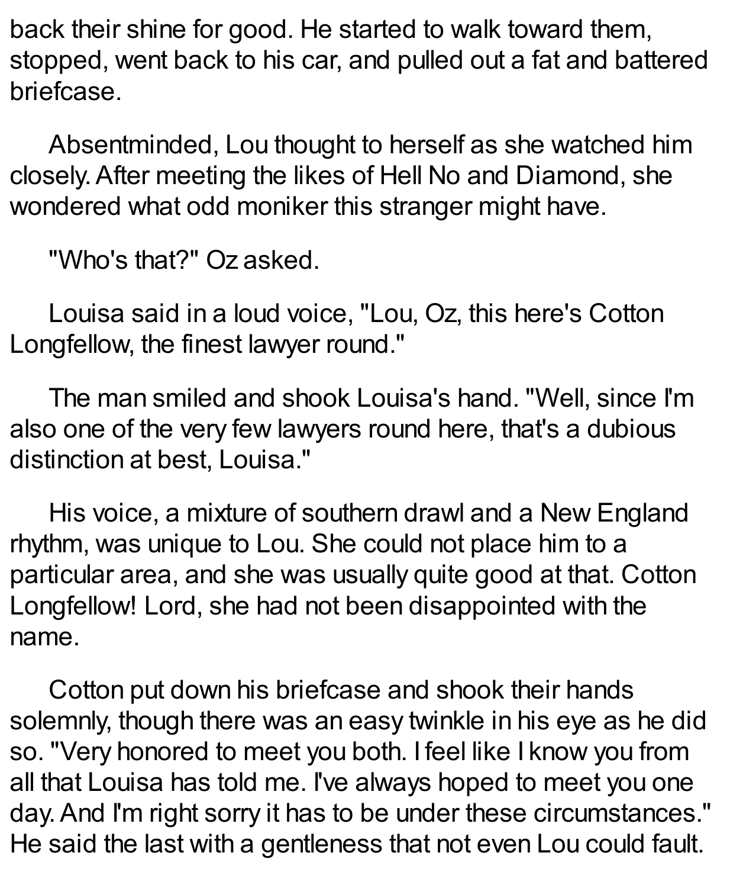back their shine for good. He started to walk toward them, stopped, went back to his car, and pulled out a fat and battered briefcase.

Absentminded, Lou thought to herself as she watched him closely. After meeting the likes of Hell No and Diamond, she wondered what odd moniker this stranger might have.

"Who's that?" Oz asked.

Louisa said in a loud voice, "Lou, Oz, this here's Cotton Longfellow, the finest lawyer round."

The man smiled and shook Louisa's hand. "Well, since I'm also one of the very few lawyers round here, that's a dubious distinction at best, Louisa."

His voice, a mixture of southern drawl and a New England rhythm, was unique to Lou. She could not place him to a particular area, and she was usually quite good at that. Cotton Longfellow! Lord, she had not been disappointed with the name.

Cotton put down his briefcase and shook their hands solemnly, though there was an easy twinkle in his eye as he did so. "Very honored to meet you both. I feel like I know you from all that Louisa has told me. I've always hoped to meet you one day. And I'm right sorry it has to be under these circumstances." He said the last with a gentleness that not even Lou could fault.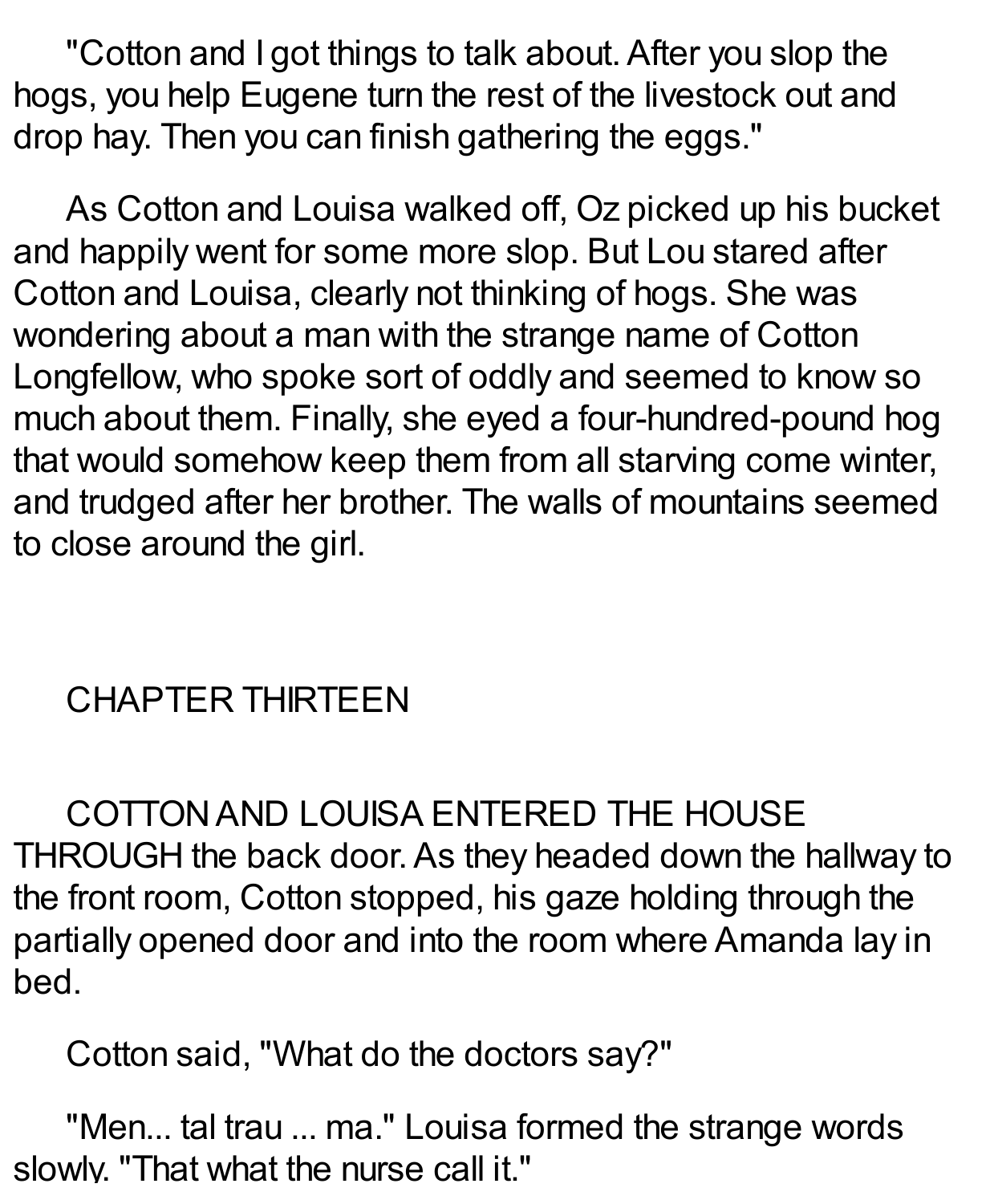"Cotton and I got things to talk about. After you slop the hogs, you help Eugene turn the rest of the livestock out and drop hay. Then you can finish gathering the eggs."

As Cotton and Louisa walked off, Oz picked up his bucket and happily went for some more slop. But Lou stared after Cotton and Louisa, clearly not thinking of hogs. She was wondering about a man with the strange name of Cotton Longfellow, who spoke sort of oddly and seemed to know so much about them. Finally, she eyed a four-hundred-pound hog that would somehow keep them from all starving come winter, and trudged after her brother. The walls of mountains seemed to close around the girl.

## CHAPTER THIRTEEN

COTTON AND LOUISA ENTERED THE HOUSE THROUGH the back door. As they headed down the hallway to the front room, Cotton stopped, his gaze holding through the partially opened door and into the room where Amanda lay in bed.

Cotton said, "What do the doctors say?"

"Men... tal trau ... ma." Louisa formed the strange words slowly. "That what the nurse call it."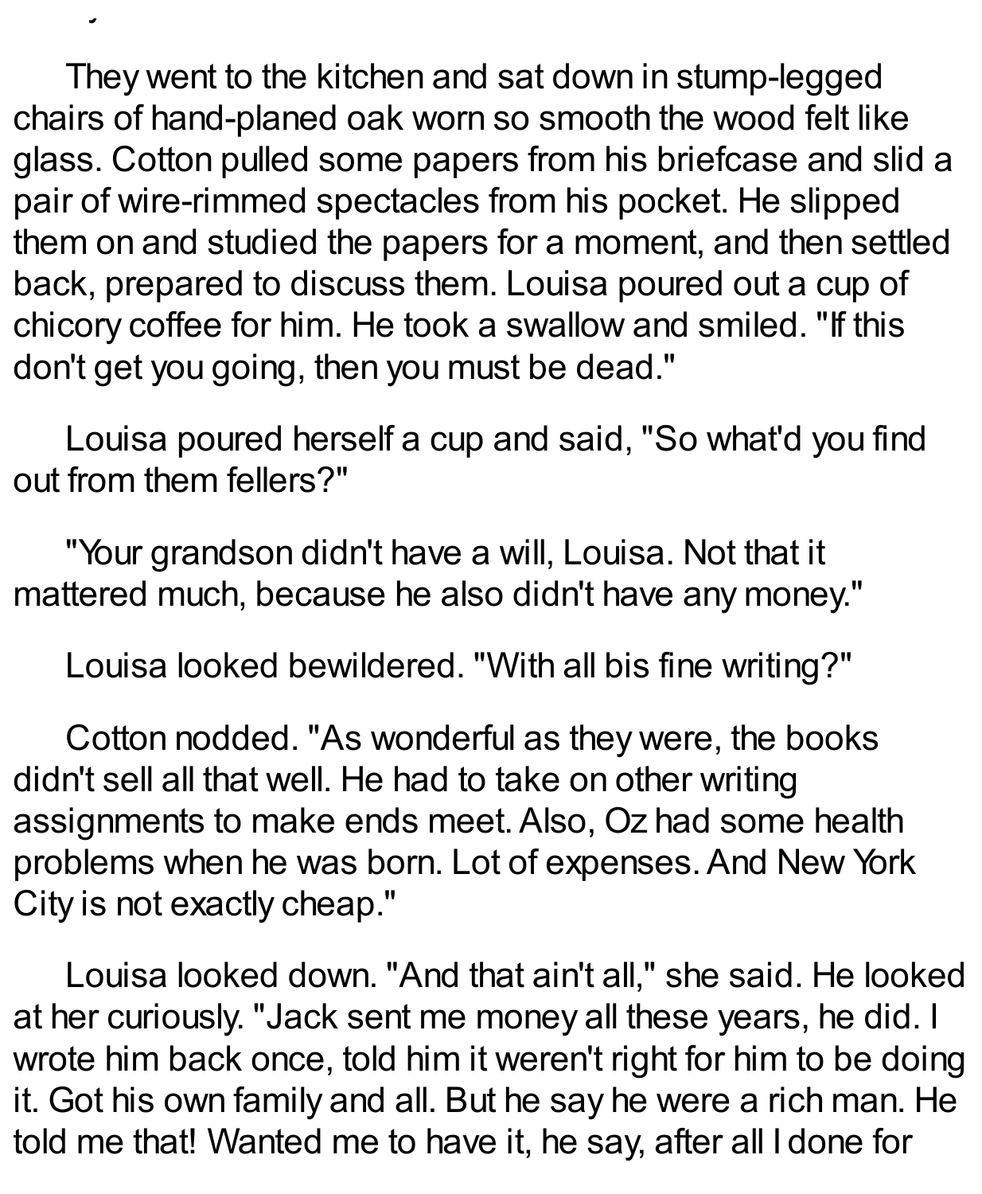They went to the kitchen and sat down in stump-legged chairs of hand-planed oak worn so smooth the wood felt like glass. Cotton pulled some papers from his briefcase and slid a pair of wire-rimmed spectacles from his pocket. He slipped them on and studied the papers for a moment, and then settled back, prepared to discuss them. Louisa poured out a cup of chicory coffee for him. He took a swallow and smiled. "If this don't get you going, then you must be dead."

Louisa poured herself a cup and said, "So what'd you find out from them fellers?"

"Your grandson didn't have a will, Louisa. Not that it mattered much, because he also didn't have any money."

Louisa looked bewildered. "With all bis fine writing?"

Cotton nodded. "As wonderful as they were, the books didn't sell all that well. He had to take on other writing assignments to make ends meet. Also, Oz had some health problems when he was born. Lot of expenses. And New York City is not exactly cheap."

Louisa looked down. "And that ain't all," she said. He looked at her curiously. "Jack sent me money all these years, he did. I wrote him back once, told him it weren't right for him to be doing it. Got his own family and all. But he say he were a rich man. He told me that! Wanted me to have it, he say, after all I done for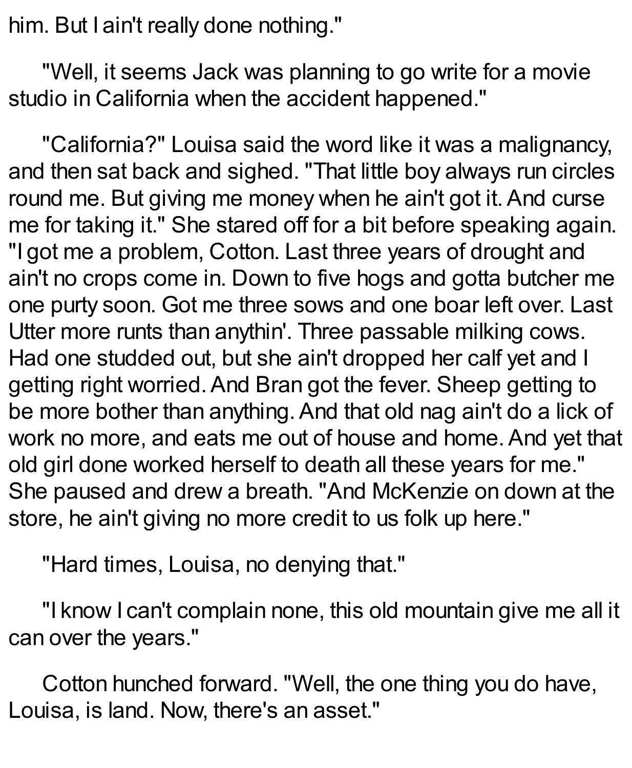him. But I ain't really done nothing."

"Well, it seems Jack was planning to go write for a movie studio in California when the accident happened."

"California?" Louisa said the word like it was a malignancy, and then sat back and sighed. "That little boy always run circles round me. But giving me money when he ain't got it. And curse me for taking it." She stared off for a bit before speaking again. "I got me a problem, Cotton. Last three years of drought and ain't no crops come in. Down to five hogs and gotta butcher me one purty soon. Got me three sows and one boar left over. Last Utter more runts than anythin'. Three passable milking cows. Had one studded out, but she ain't dropped her calf yet and I getting right worried. And Bran got the fever. Sheep getting to be more bother than anything. And that old nag ain't do a lick of work no more, and eats me out of house and home. And yet that old girl done worked herself to death all these years for me." She paused and drew a breath. "And McKenzie on down at the store, he ain't giving no more credit to us folk up here."

"Hard times, Louisa, no denying that."

"I know I can't complain none, this old mountain give me all it can over the years."

Cotton hunched forward. "Well, the one thing you do have, Louisa, is land. Now, there's an asset."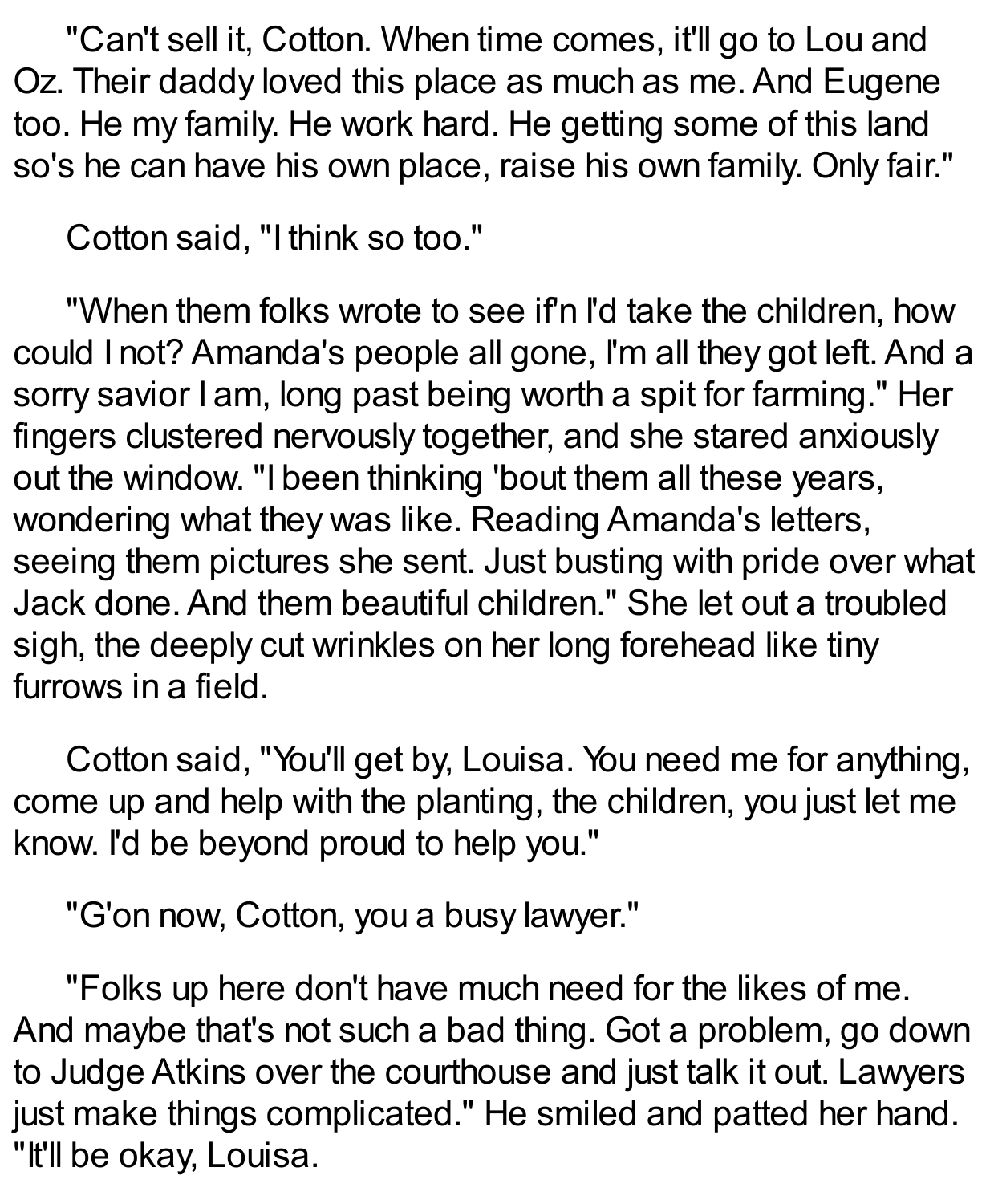"Can't sell it, Cotton. When time comes, it'll go to Lou and Oz. Their daddy loved this place as much as me. And Eugene too. He my family. He work hard. He getting some of this land so's he can have his own place, raise his own family. Only fair."

Cotton said, "I think so too."

"When them folks wrote to see if'n I'd take the children, how could I not? Amanda's people all gone, I'm all they got left. And a sorry savior I am, long past being worth a spit for farming." Her fingers clustered nervously together, and she stared anxiously out the window. "I been thinking 'bout them all these years, wondering what they was like. Reading Amanda's letters, seeing them pictures she sent. Just busting with pride over what Jack done. And them beautiful children." She let out a troubled sigh, the deeply cut wrinkles on her long forehead like tiny furrows in a field.

Cotton said, "You'll get by, Louisa. You need me for anything, come up and help with the planting, the children, you just let me know. I'd be beyond proud to help you."

"G'on now, Cotton, you a busy lawyer."

"Folks up here don't have much need for the likes of me. And maybe that's not such a bad thing. Got a problem, go down to Judge Atkins over the courthouse and just talk it out. Lawyers just make things complicated." He smiled and patted her hand. "It'll be okay, Louisa.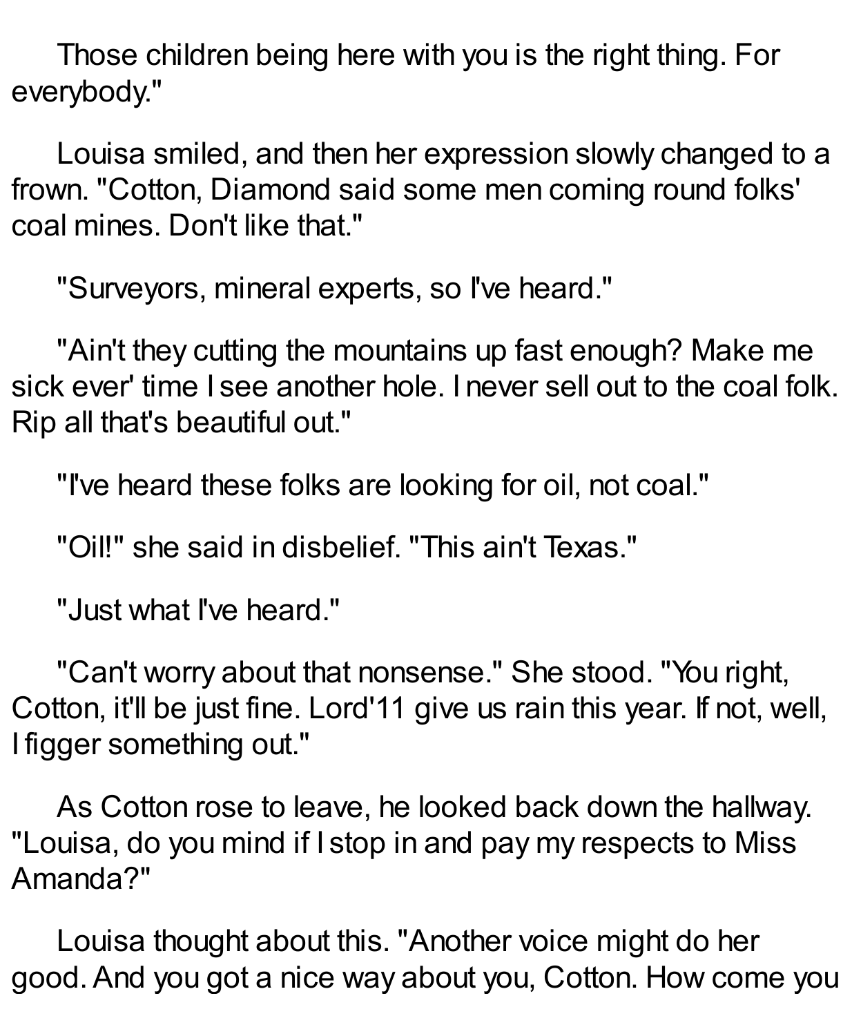Those children being here with you is the right thing. For everybody."

Louisa smiled, and then her expression slowly changed to a frown. "Cotton, Diamond said some men coming round folks' coal mines. Don't like that."

"Surveyors, mineral experts, so I've heard."

"Ain't they cutting the mountains up fast enough? Make me sick ever' time I see another hole. I never sell out to the coal folk. Rip all that's beautiful out."

"I've heard these folks are looking for oil, not coal."

"Oil!" she said in disbelief. "This ain't Texas."

"Just what I've heard."

"Can't worry about that nonsense." She stood. "You right, Cotton, it'll be just fine. Lord'11 give us rain this year. If not, well, I figger something out."

As Cotton rose to leave, he looked back down the hallway. "Louisa, do you mind if I stop in and pay my respects to Miss Amanda?"

Louisa thought about this. "Another voice might do her good. And you got a nice way about you, Cotton. How come you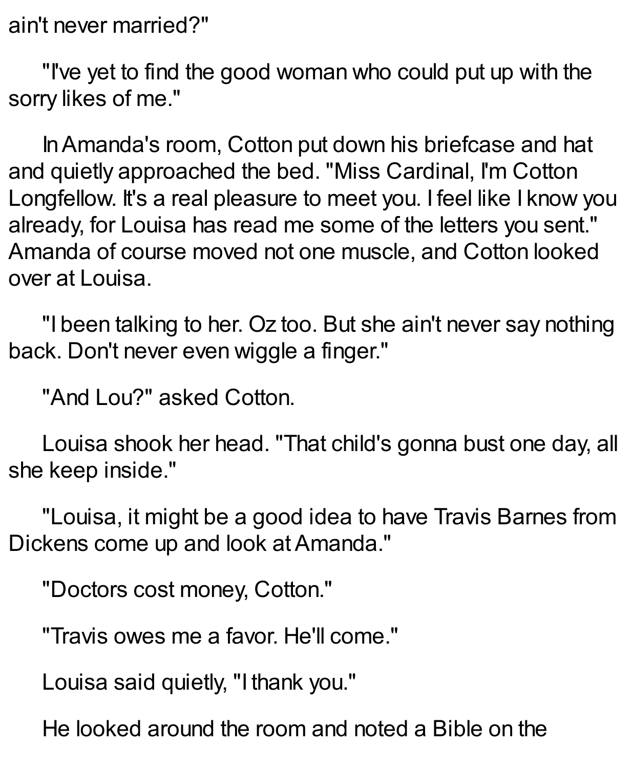ain't never married?"

"I've yet to find the good woman who could put up with the sorry likes of me."

In Amanda's room, Cotton put down his briefcase and hat and quietly approached the bed. "Miss Cardinal, I'm Cotton Longfellow. It's a real pleasure to meet you. I feel like I know you already, for Louisa has read me some of the letters you sent." Amanda of course moved not one muscle, and Cotton looked over at Louisa.

"I been talking to her. Oz too. But she ain't never say nothing back. Don't never even wiggle a finger."

"And Lou?" asked Cotton.

Louisa shook her head. "That child's gonna bust one day, all she keep inside."

"Louisa, it might be a good idea to have Travis Barnes from Dickens come up and look at Amanda."

"Doctors cost money, Cotton."

"Travis owes me a favor. He'll come."

Louisa said quietly, "I thank you."

He looked around the room and noted a Bible on the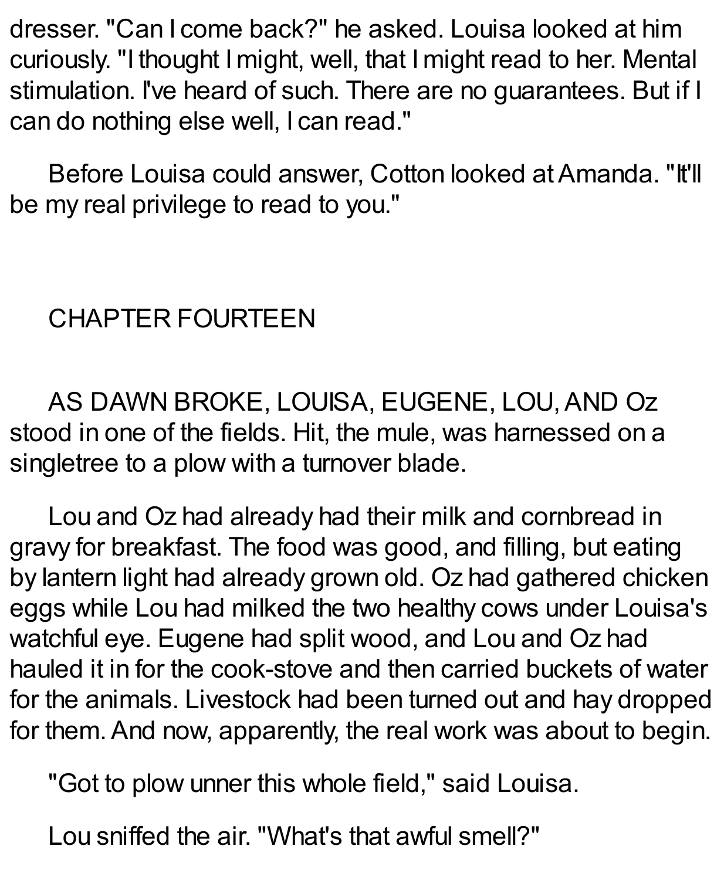dresser. "Can I come back?" he asked. Louisa looked at him curiously. "I thought I might, well, that I might read to her. Mental stimulation. I've heard of such. There are no guarantees. But if I can do nothing else well, I can read."

Before Louisa could answer, Cotton looked at Amanda. "It'll be my real privilege to read to you."

## CHAPTER FOURTEEN

AS DAWN BROKE, LOUISA, EUGENE, LOU, AND Oz stood in one of the fields. Hit, the mule, was harnessed on a singletree to a plow with a turnover blade.

Lou and Oz had already had their milk and cornbread in gravy for breakfast. The food was good, and filling, but eating by lantern light had already grown old. Oz had gathered chicken eggs while Lou had milked the two healthy cows under Louisa's watchful eye. Eugene had split wood, and Lou and Oz had hauled it in for the cook-stove and then carried buckets of water for the animals. Livestock had been turned out and hay dropped for them. And now, apparently, the real work was about to begin.

"Got to plow unner this whole field," said Louisa.

Lou sniffed the air. "What's that awful smell?"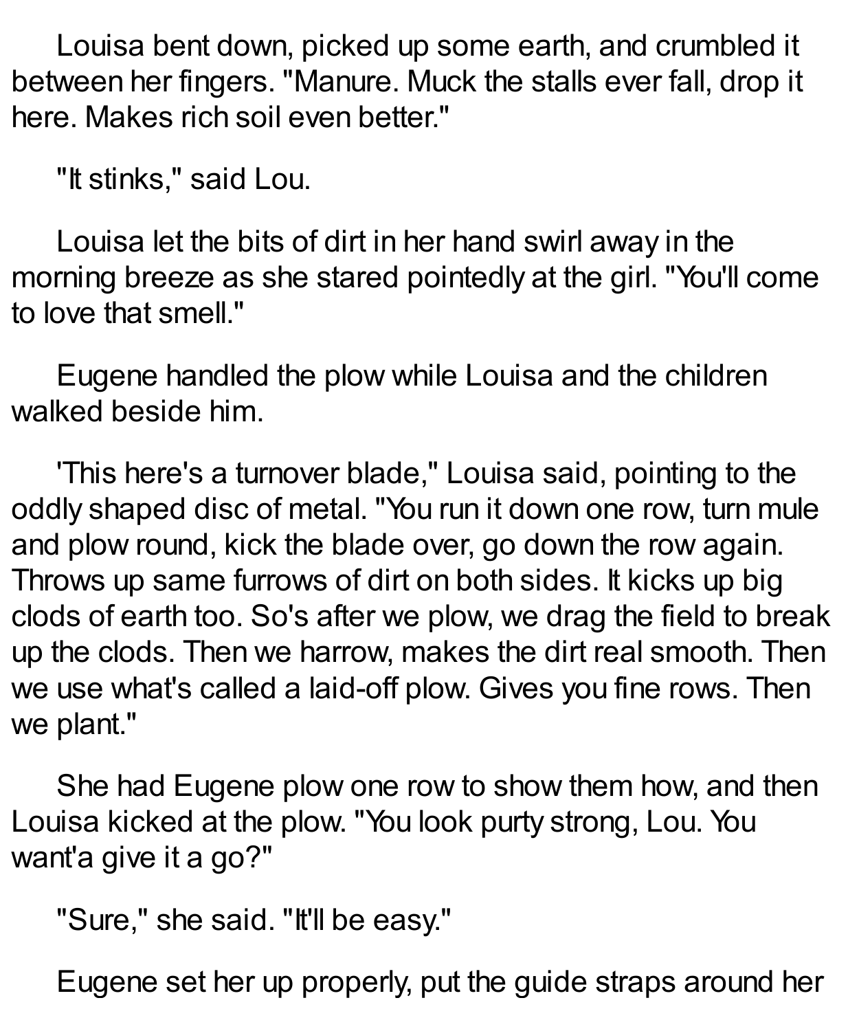Louisa bent down, picked up some earth, and crumbled it between her fingers. "Manure. Muck the stalls ever fall, drop it here. Makes rich soil even better."

"It stinks," said Lou.

Louisa let the bits of dirt in her hand swirl away in the morning breeze as she stared pointedly at the girl. "You'll come to love that smell."

Eugene handled the plow while Louisa and the children walked beside him.

'This here's a turnover blade," Louisa said, pointing to the oddly shaped disc of metal. "You run it down one row, turn mule and plow round, kick the blade over, go down the row again. Throws up same furrows of dirt on both sides. It kicks up big clods of earth too. So's after we plow, we drag the field to break up the clods. Then we harrow, makes the dirt real smooth. Then we use what's called a laid-off plow. Gives you fine rows. Then we plant."

She had Eugene plow one row to show them how, and then Louisa kicked at the plow. "You look purty strong, Lou. You want'a give it a go?"

"Sure," she said. "It'll be easy."

Eugene set her up properly, put the guide straps around her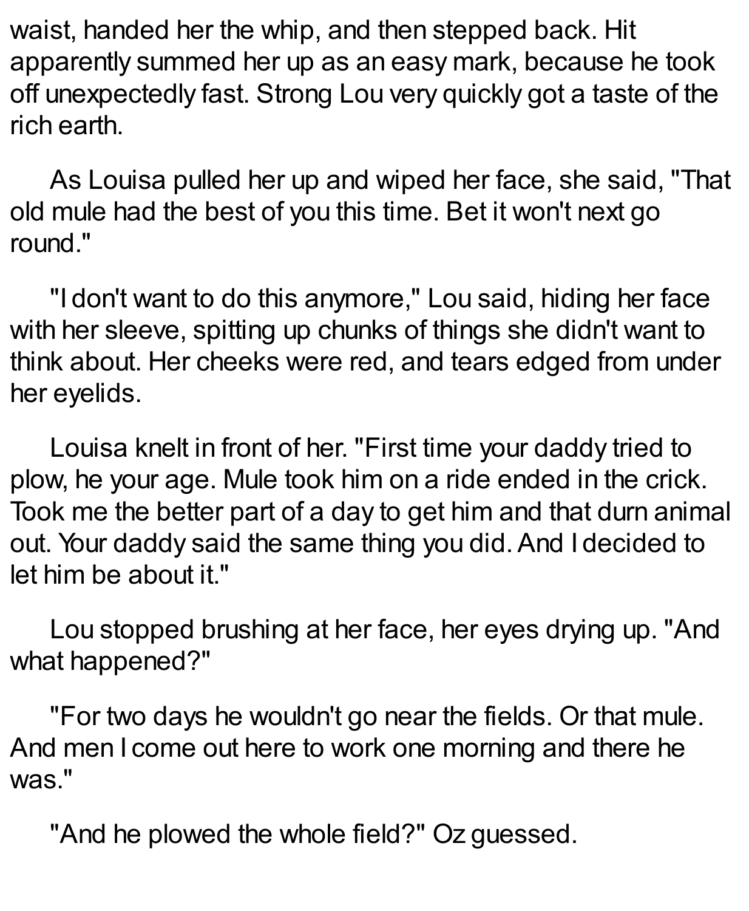waist, handed her the whip, and then stepped back. Hit apparently summed her up as an easy mark, because he took off unexpectedly fast. Strong Lou very quickly got a taste of the rich earth.

As Louisa pulled her up and wiped her face, she said, "That old mule had the best of you this time. Bet it won't next go round."

"I don't want to do this anymore," Lou said, hiding her face with her sleeve, spitting up chunks of things she didn't want to think about. Her cheeks were red, and tears edged from under her eyelids.

Louisa knelt in front of her. "First time your daddy tried to plow, he your age. Mule took him on a ride ended in the crick. Took me the better part of a day to get him and that durn animal out. Your daddy said the same thing you did. And I decided to let him be about it."

Lou stopped brushing at her face, her eyes drying up. "And what happened?"

"For two days he wouldn't go near the fields. Or that mule. And men I come out here to work one morning and there he was."

"And he plowed the whole field?" Oz guessed.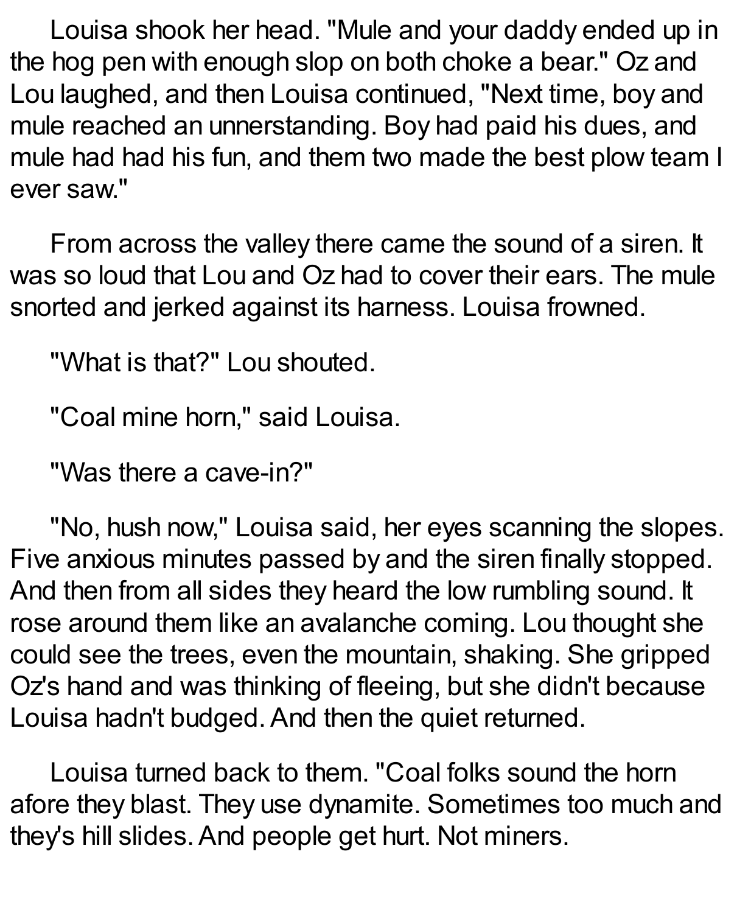Louisa shook her head. "Mule and your daddy ended up in the hog pen with enough slop on both choke a bear." Oz and Lou laughed, and then Louisa continued, "Next time, boy and mule reached an unnerstanding. Boy had paid his dues, and mule had had his fun, and them two made the best plow team I ever saw."

From across the valley there came the sound of a siren. It was so loud that Lou and Oz had to cover their ears. The mule snorted and jerked against its harness. Louisa frowned.

"What is that?" Lou shouted.

"Coal mine horn," said Louisa.

"Was there a cave-in?"

"No, hush now," Louisa said, her eyes scanning the slopes. Five anxious minutes passed by and the siren finally stopped. And then from all sides they heard the low rumbling sound. It rose around them like an avalanche coming. Lou thought she could see the trees, even the mountain, shaking. She gripped Oz's hand and was thinking of fleeing, but she didn't because Louisa hadn't budged. And then the quiet returned.

Louisa turned back to them. "Coal folks sound the horn afore they blast. They use dynamite. Sometimes too much and they's hill slides. And people get hurt. Not miners.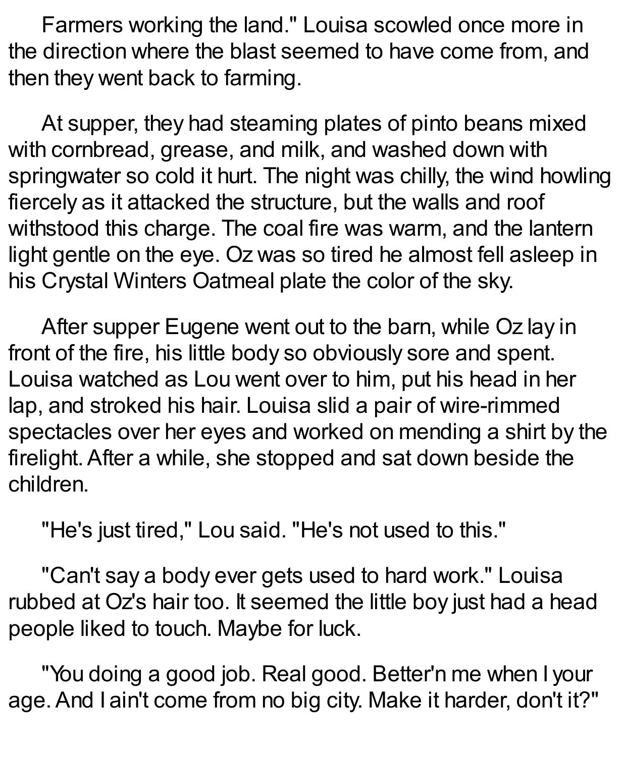Farmers working the land." Louisa scowled once more in the direction where the blast seemed to have come from, and then they went back to farming.

At supper, they had steaming plates of pinto beans mixed with cornbread, grease, and milk, and washed down with springwater so cold it hurt. The night was chilly, the wind howling fiercely as it attacked the structure, but the walls and roof withstood this charge. The coal fire was warm, and the lantern light gentle on the eye. Oz was so tired he almost fell asleep in his Crystal Winters Oatmeal plate the color of the sky.

After supper Eugene went out to the barn, while Oz lay in front of the fire, his little body so obviously sore and spent. Louisa watched as Lou went over to him, put his head in her lap, and stroked his hair. Louisa slid a pair of wire-rimmed spectacles over her eyes and worked on mending a shirt by the firelight. After a while, she stopped and sat down beside the children.

"He's just tired," Lou said. "He's not used to this."

"Can't say a body ever gets used to hard work." Louisa rubbed at Oz's hair too. It seemed the little boy just had a head people liked to touch. Maybe for luck.

"You doing a good job. Real good. Better'n me when I your age. And I ain't come from no big city. Make it harder, don't it?"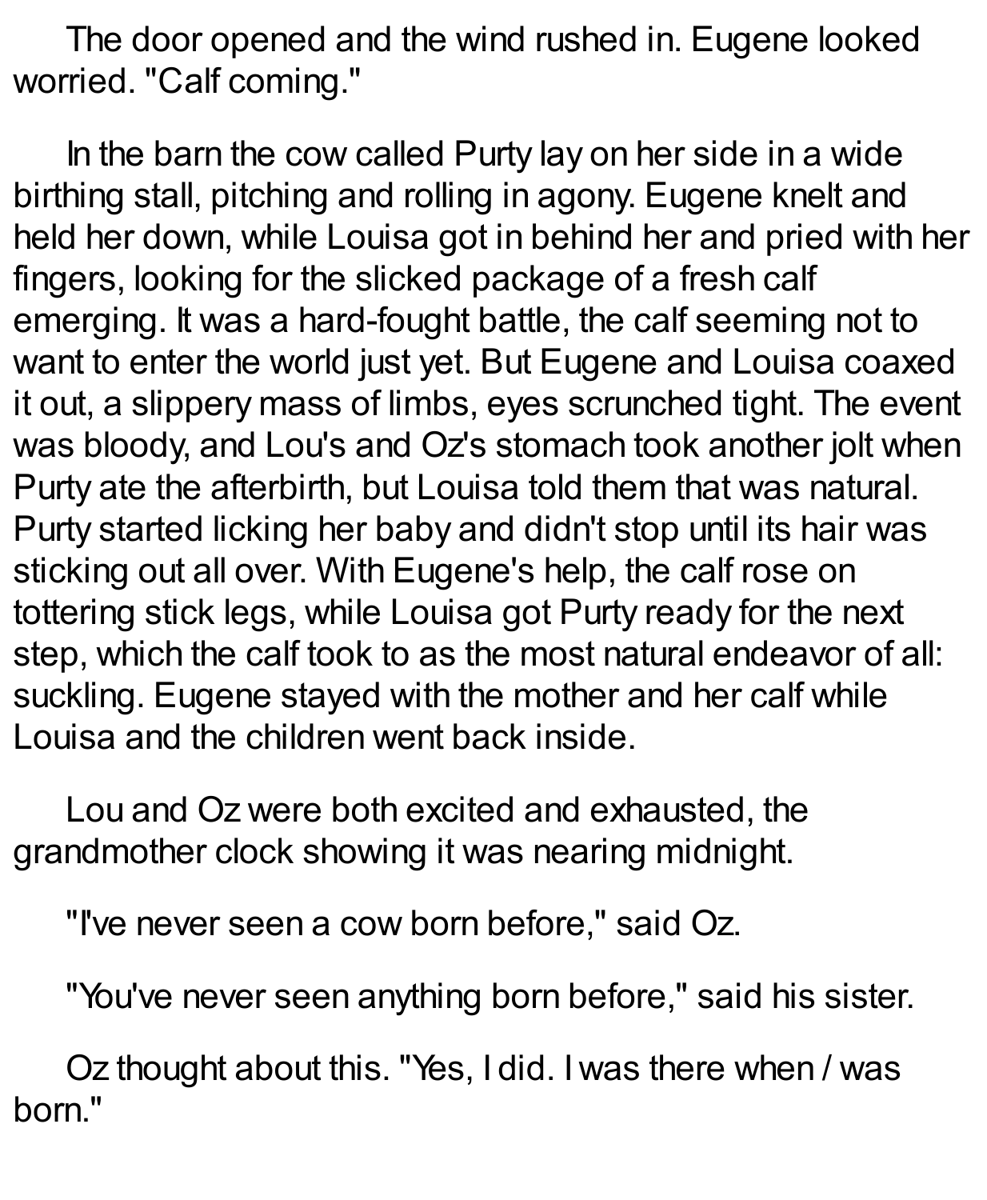The door opened and the wind rushed in. Eugene looked worried. "Calf coming."

In the barn the cow called Purty lay on her side in a wide birthing stall, pitching and rolling in agony. Eugene knelt and held her down, while Louisa got in behind her and pried with her fingers, looking for the slicked package of a fresh calf emerging. It was a hard-fought battle, the calf seeming not to want to enter the world just yet. But Eugene and Louisa coaxed it out, a slippery mass of limbs, eyes scrunched tight. The event was bloody, and Lou's and Oz's stomach took another jolt when Purty ate the afterbirth, but Louisa told them that was natural. Purty started licking her baby and didn't stop until its hair was sticking out all over. With Eugene's help, the calf rose on tottering stick legs, while Louisa got Purty ready for the next step, which the calf took to as the most natural endeavor of all: suckling. Eugene stayed with the mother and her calf while Louisa and the children went back inside.

Lou and Oz were both excited and exhausted, the grandmother clock showing it was nearing midnight.

"I've never seen a cow born before," said Oz.

"You've never seen anything born before," said his sister.

Oz thought about this. "Yes, I did. I was there when *I* was born."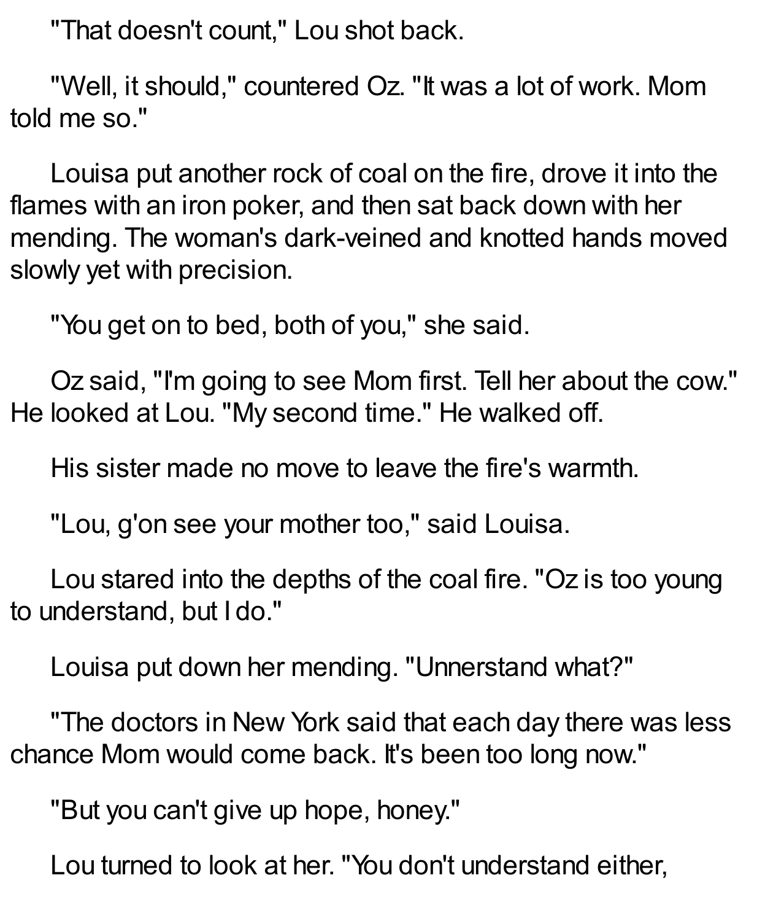"That doesn't count," Lou shot back.

"Well, it should," countered Oz. "It was a lot of work. Mom told me so."

Louisa put another rock of coal on the fire, drove it into the flames with an iron poker, and then sat back down with her mending. The woman's dark-veined and knotted hands moved slowly yet with precision.

"You get on to bed, both of you," she said.

Oz said, "I'm going to see Mom first. Tell her about the cow." He looked at Lou. "My second time." He walked off.

His sister made no move to leave the fire's warmth.

"Lou, g'on see your mother too," said Louisa.

Lou stared into the depths of the coal fire. "Oz is too young to understand, but I do."

Louisa put down her mending. "Unnerstand what?"

"The doctors in New York said that each day there was less chance Mom would come back. It's been too long now."

"But you can't give up hope, honey."

Lou turned to look at her. "You don't understand either,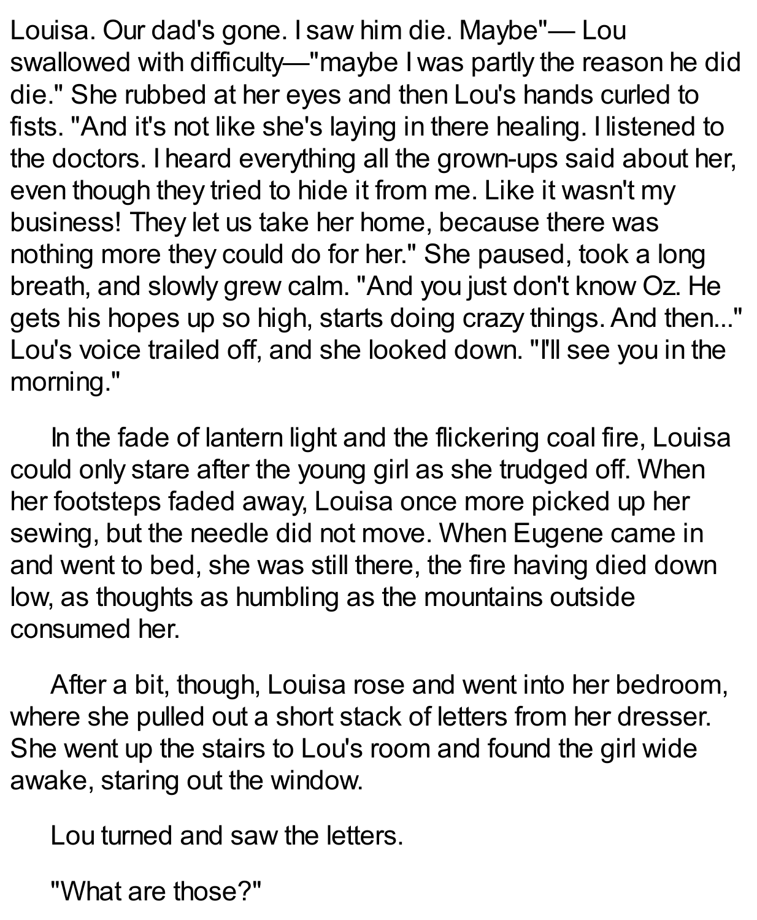Louisa. Our dad's gone. I saw him die. Maybe"— Lou swallowed with difficulty—"maybe I was partly the reason he did die." She rubbed at her eyes and then Lou's hands curled to fists. "And it's not like she's laying in there healing. I listened to the doctors. I heard everything all the grown-ups said about her, even though they tried to hide it from me. Like it wasn't my business! They let us take her home, because there was nothing more they could do for her." She paused, took a long breath, and slowly grew calm. "And you just don't know Oz. He gets his hopes up so high, starts doing crazy things. And then..." Lou's voice trailed off, and she looked down. "I'll see you in the morning."

In the fade of lantern light and the flickering coal fire, Louisa could only stare after the young girl as she trudged off. When her footsteps faded away, Louisa once more picked up her sewing, but the needle did not move. When Eugene came in and went to bed, she was still there, the fire having died down low, as thoughts as humbling as the mountains outside consumed her.

After a bit, though, Louisa rose and went into her bedroom, where she pulled out a short stack of letters from her dresser. She went up the stairs to Lou's room and found the girl wide awake, staring out the window.

Lou turned and saw the letters.

"What are those?"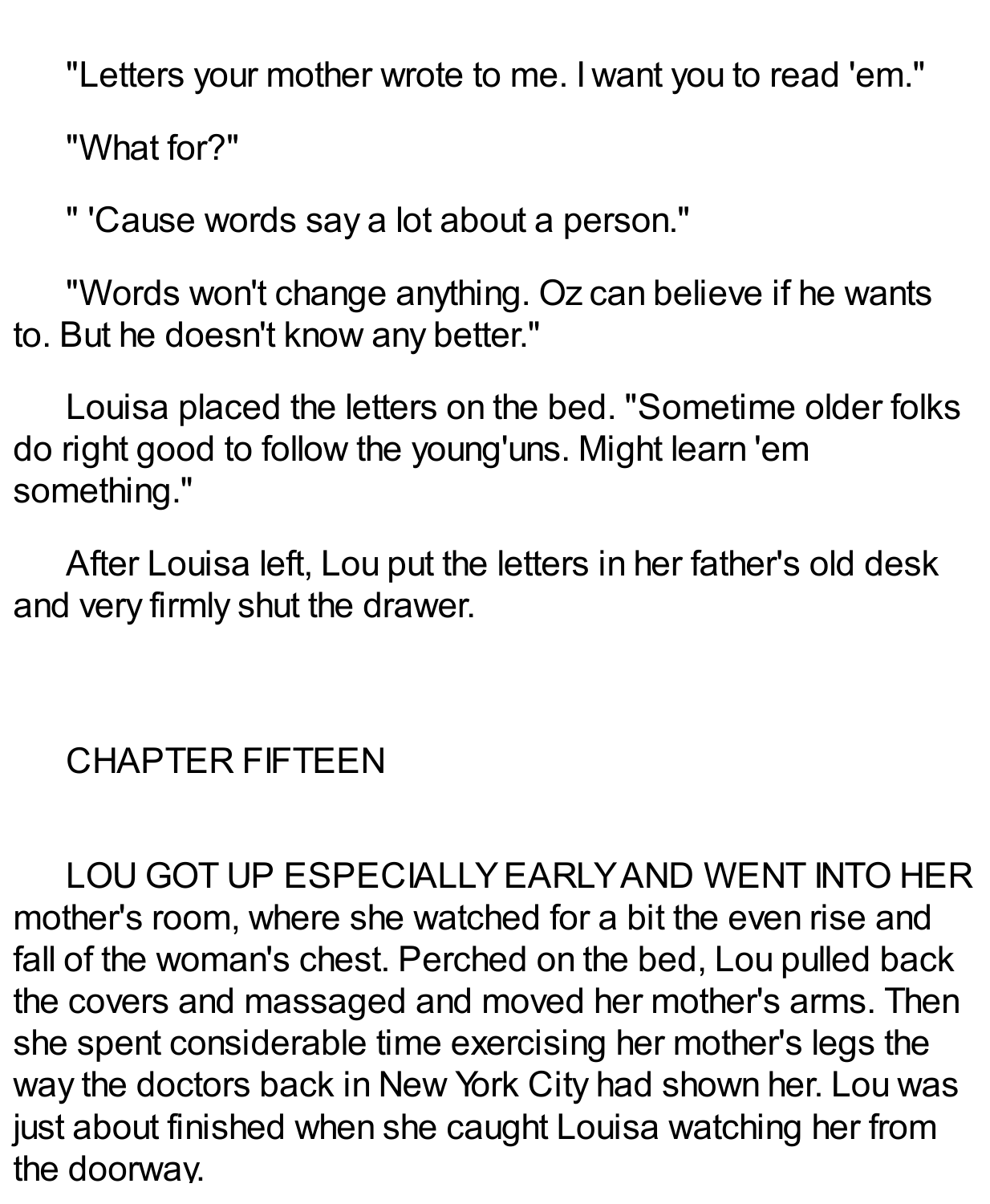"Letters your mother wrote to me. I want you to read 'em."

"What for?"

" 'Cause words say a lot about a person."

"Words won't change anything. Oz can believe if he wants to. But he doesn't know any better."

Louisa placed the letters on the bed. "Sometime older folks do right good to follow the young'uns. Might learn 'em something."

After Louisa left, Lou put the letters in her father's old desk and very firmly shut the drawer.

## CHAPTER FIFTEEN

LOU GOT UP ESPECIALLY EARLY AND WENT INTO HER mother's room, where she watched for a bit the even rise and fall of the woman's chest. Perched on the bed, Lou pulled back the covers and massaged and moved her mother's arms. Then she spent considerable time exercising her mother's legs the way the doctors back in New York City had shown her. Lou was just about finished when she caught Louisa watching her from the doorway.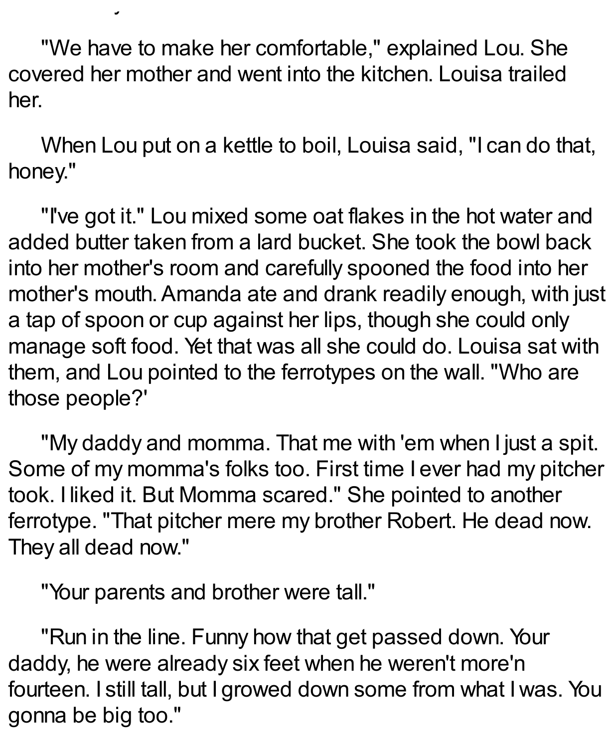"We have to make her comfortable," explained Lou. She covered her mother and went into the kitchen. Louisa trailed her.

When Lou put on a kettle to boil, Louisa said, "I can do that, honey."

"I've got it." Lou mixed some oat flakes in the hot water and added butter taken from a lard bucket. She took the bowl back into her mother's room and carefully spooned the food into her mother's mouth. Amanda ate and drank readily enough, with just a tap of spoon or cup against her lips, though she could only manage soft food. Yet that was all she could do. Louisa sat with them, and Lou pointed to the ferrotypes on the wall. "Who are those people?'

"My daddy and momma. That me with 'em when I just a spit. Some of my momma's folks too. First time I ever had my pitcher took. I liked it. But Momma scared." She pointed to another ferrotype. "That pitcher mere my brother Robert. He dead now. They all dead now."

"Your parents and brother were tall."

"Run in the line. Funny how that get passed down. Your daddy, he were already six feet when he weren't more'n fourteen. I still tall, but I growed down some from what I was. You gonna be big too."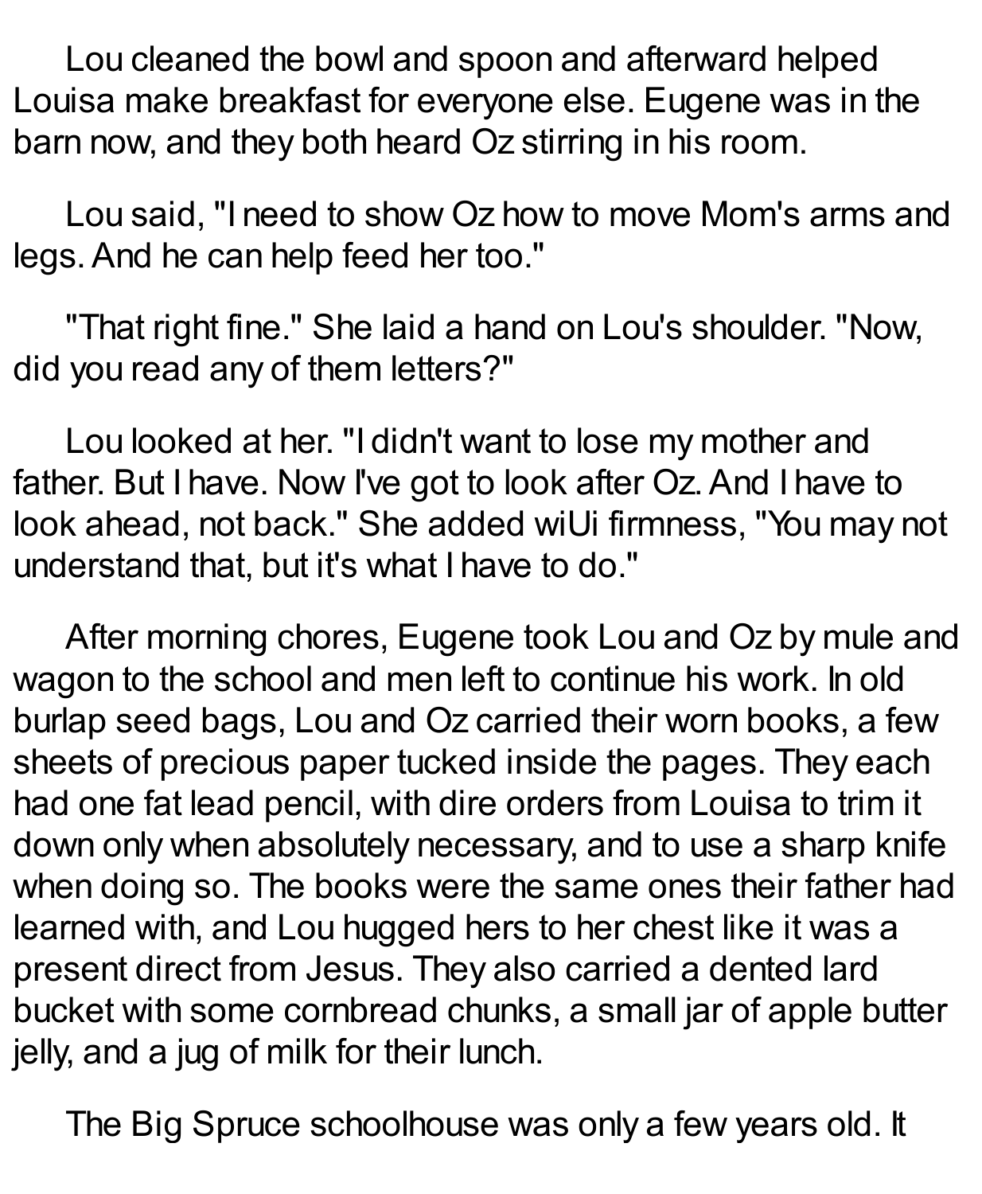Lou cleaned the bowl and spoon and afterward helped Louisa make breakfast for everyone else. Eugene was in the barn now, and they both heard Oz stirring in his room.

Lou said, "I need to show Oz how to move Mom's arms and legs. And he can help feed her too."

"That right fine." She laid a hand on Lou's shoulder. "Now, did you read any of them letters?"

Lou looked at her. "I didn't want to lose my mother and father. But I have. Now I've got to look after Oz. And I have to look ahead, not back." She added wiUi firmness, "You may not understand that, but it's what I have to do."

After morning chores, Eugene took Lou and Oz by mule and wagon to the school and men left to continue his work. In old burlap seed bags, Lou and Oz carried their worn books, a few sheets of precious paper tucked inside the pages. They each had one fat lead pencil, with dire orders from Louisa to trim it down only when absolutely necessary, and to use a sharp knife when doing so. The books were the same ones their father had learned with, and Lou hugged hers to her chest like it was a present direct from Jesus. They also carried a dented lard bucket with some cornbread chunks, a small jar of apple butter jelly, and a jug of milk for their lunch.

The Big Spruce schoolhouse was only a few years old. It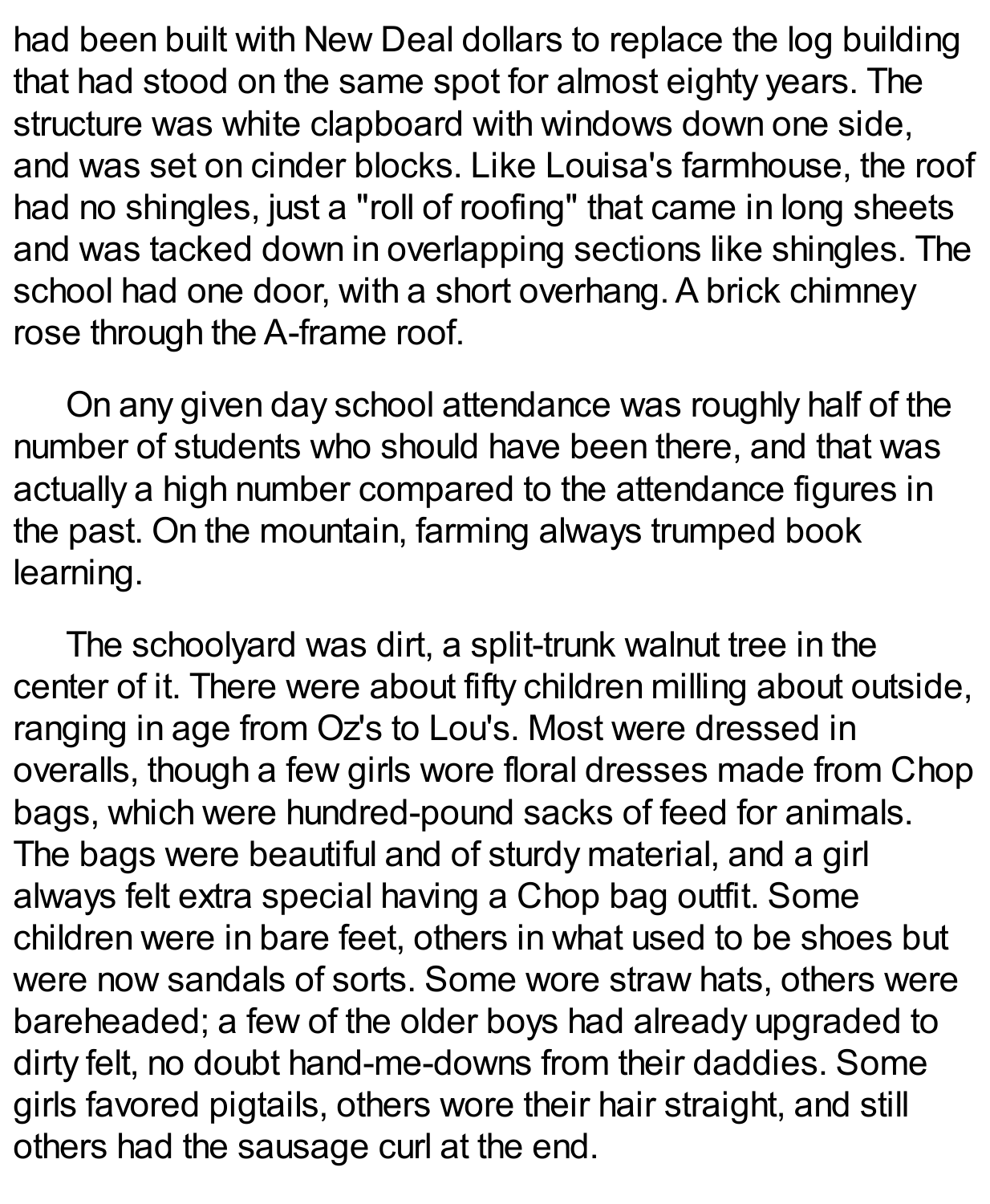had been built with New Deal dollars to replace the log building that had stood on the same spot for almost eighty years. The structure was white clapboard with windows down one side, and was set on cinder blocks. Like Louisa's farmhouse, the roof had no shingles, just a "roll of roofing" that came in long sheets and was tacked down in overlapping sections like shingles. The school had one door, with a short overhang. A brick chimney rose through the A-frame roof.

On any given day school attendance was roughly half of the number of students who should have been there, and that was actually a high number compared to the attendance figures in the past. On the mountain, farming always trumped book learning.

The schoolyard was dirt, a split-trunk walnut tree in the center of it. There were about fifty children milling about outside, ranging in age from Oz's to Lou's. Most were dressed in overalls, though a few girls wore floral dresses made from Chop bags, which were hundred-pound sacks of feed for animals. The bags were beautiful and of sturdy material, and a girl always felt extra special having a Chop bag outfit. Some children were in bare feet, others in what used to be shoes but were now sandals of sorts. Some wore straw hats, others were bareheaded; a few of the older boys had already upgraded to dirty felt, no doubt hand-me-downs from their daddies. Some girls favored pigtails, others wore their hair straight, and still others had the sausage curl at the end.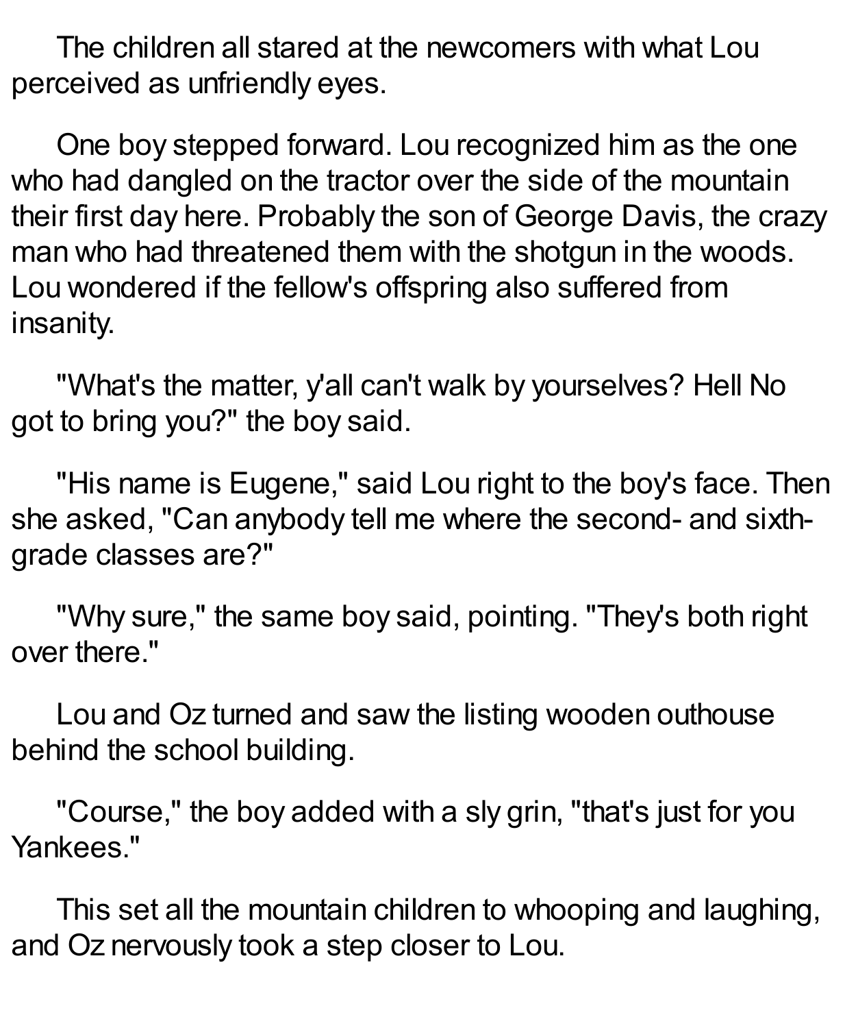The children all stared at the newcomers with what Lou perceived as unfriendly eyes.

One boy stepped forward. Lou recognized him as the one who had dangled on the tractor over the side of the mountain their first day here. Probably the son of George Davis, the crazy man who had threatened them with the shotgun in the woods. Lou wondered if the fellow's offspring also suffered from insanity.

"What's the matter, y'all can't walk by yourselves? Hell No got to bring you?" the boy said.

"His name is Eugene," said Lou right to the boy's face. Then she asked, "Can anybody tell me where the second- and sixth-grade classes are?"

"Why sure," the same boy said, pointing. "They's both right over there."

Lou and Oz turned and saw the listing wooden outhouse behind the school building.

"Course," the boy added with a sly grin, "that's just for you Yankees."

This set all the mountain children to whooping and laughing, and Oz nervously took a step closer to Lou.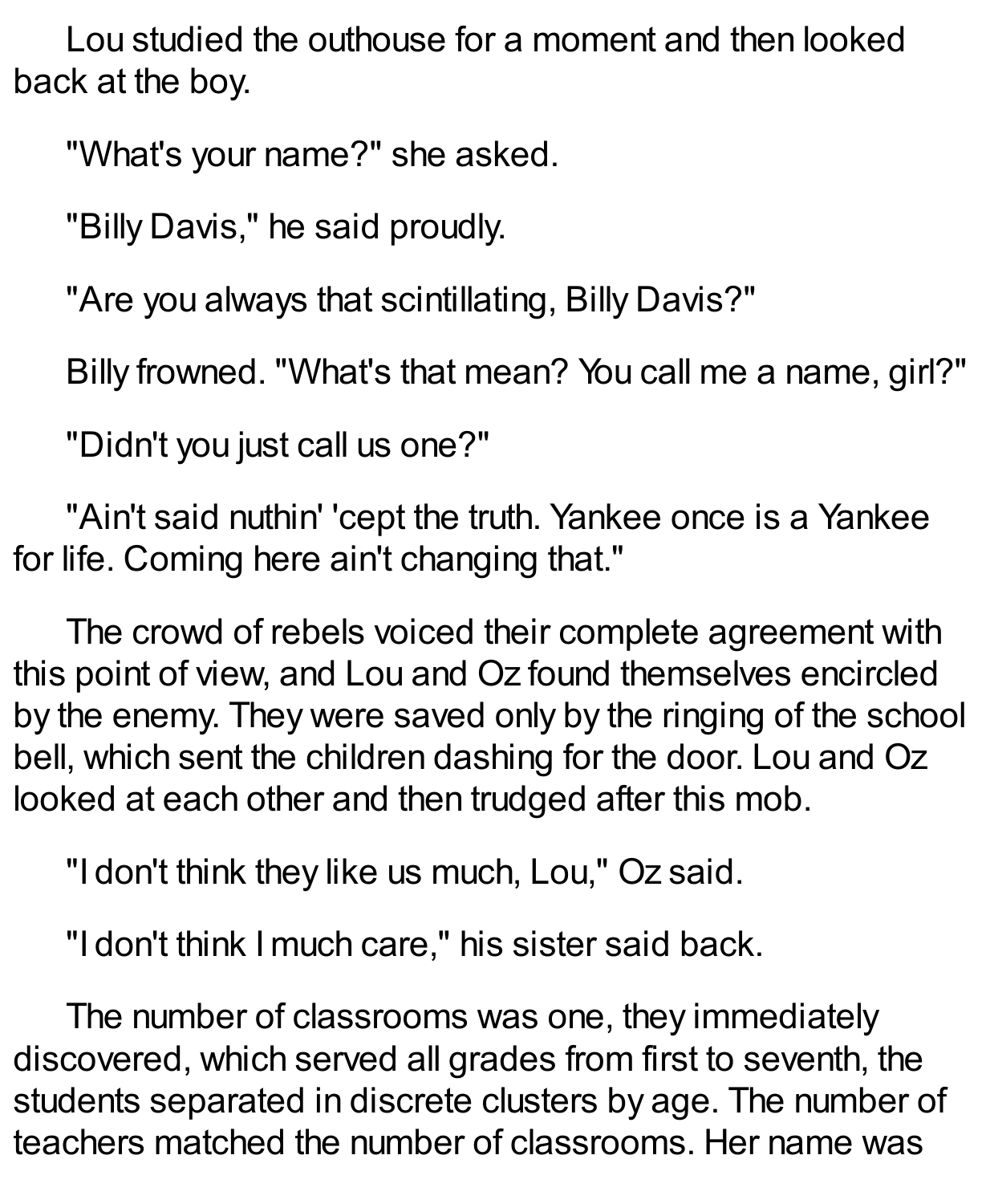Lou studied the outhouse for a moment and then looked back at the boy.

"What's your name?" she asked.

"Billy Davis," he said proudly.

"Are you always that scintillating, Billy Davis?"

Billy frowned. "What's that mean? You call me a name, girl?"

"Didn't you just call us one?"

"Ain't said nuthin' 'cept the truth. Yankee once is a Yankee for life. Coming here ain't changing that."

The crowd of rebels voiced their complete agreement with this point of view, and Lou and Oz found themselves encircled by the enemy. They were saved only by the ringing of the school bell, which sent the children dashing for the door. Lou and Oz looked at each other and then trudged after this mob.

"I don't think they like us much, Lou," Oz said.

"I don't think I much care," his sister said back.

The number of classrooms was one, they immediately discovered, which served all grades from first to seventh, the students separated in discrete clusters by age. The number of teachers matched the number of classrooms. Her name was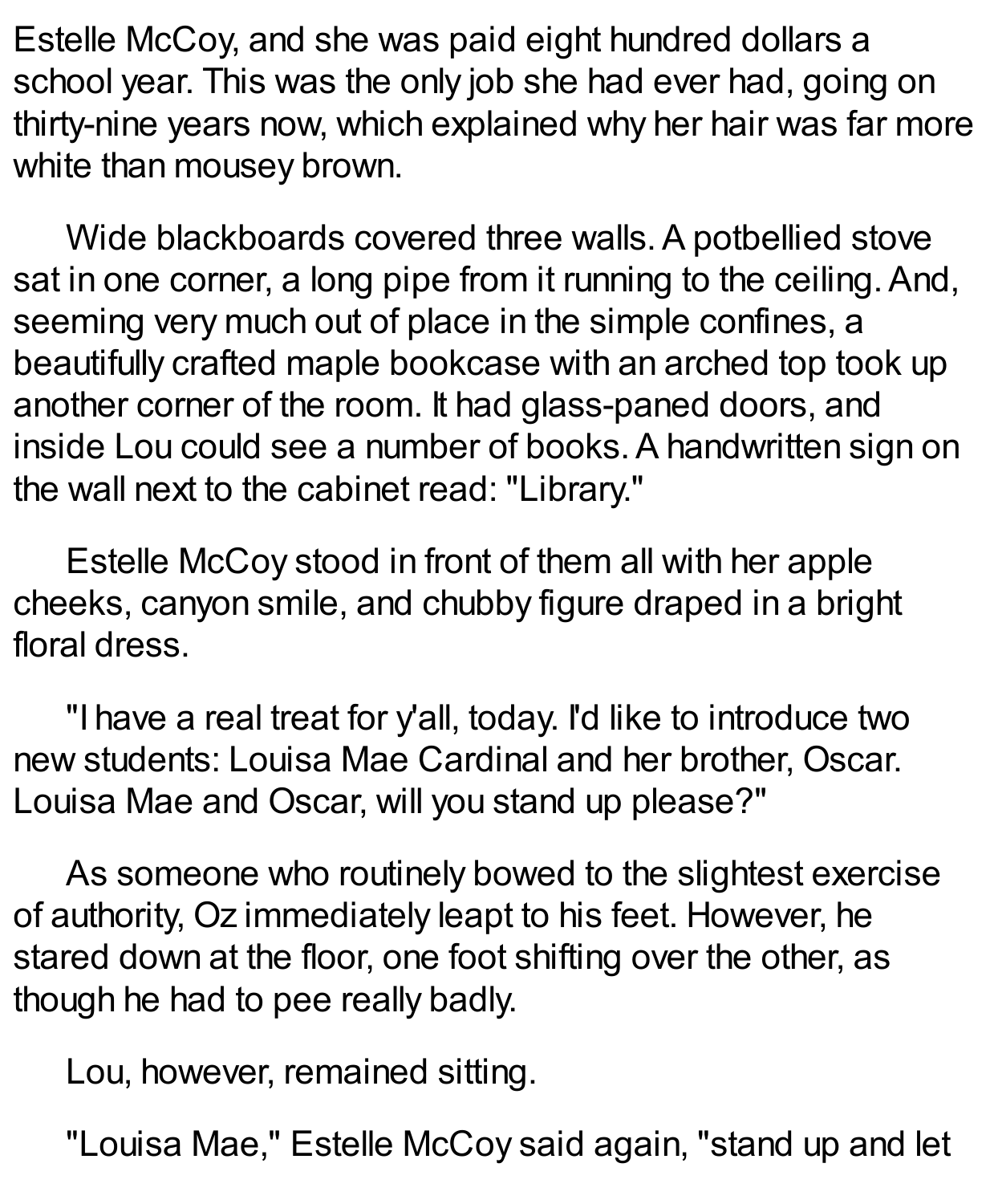Estelle McCoy, and she was paid eight hundred dollars a school year. This was the only job she had ever had, going on thirty-nine years now, which explained why her hair was far more white than mousey brown.

Wide blackboards covered three walls. A potbellied stove sat in one corner, a long pipe from it running to the ceiling. And, seeming very much out of place in the simple confines, a beautifully crafted maple bookcase with an arched top took up another corner of the room. It had glass-paned doors, and inside Lou could see a number of books. A handwritten sign on the wall next to the cabinet read: "Library."

Estelle McCoy stood in front of them all with her apple cheeks, canyon smile, and chubby figure draped in a bright floral dress.

"I have a real treat for y'all, today. I'd like to introduce two new students: Louisa Mae Cardinal and her brother, Oscar. Louisa Mae and Oscar, will you stand up please?"

As someone who routinely bowed to the slightest exercise of authority, Oz immediately leapt to his feet. However, he stared down at the floor, one foot shifting over the other, as though he had to pee really badly.

Lou, however, remained sitting.

"Louisa Mae," Estelle McCoy said again, "stand up and let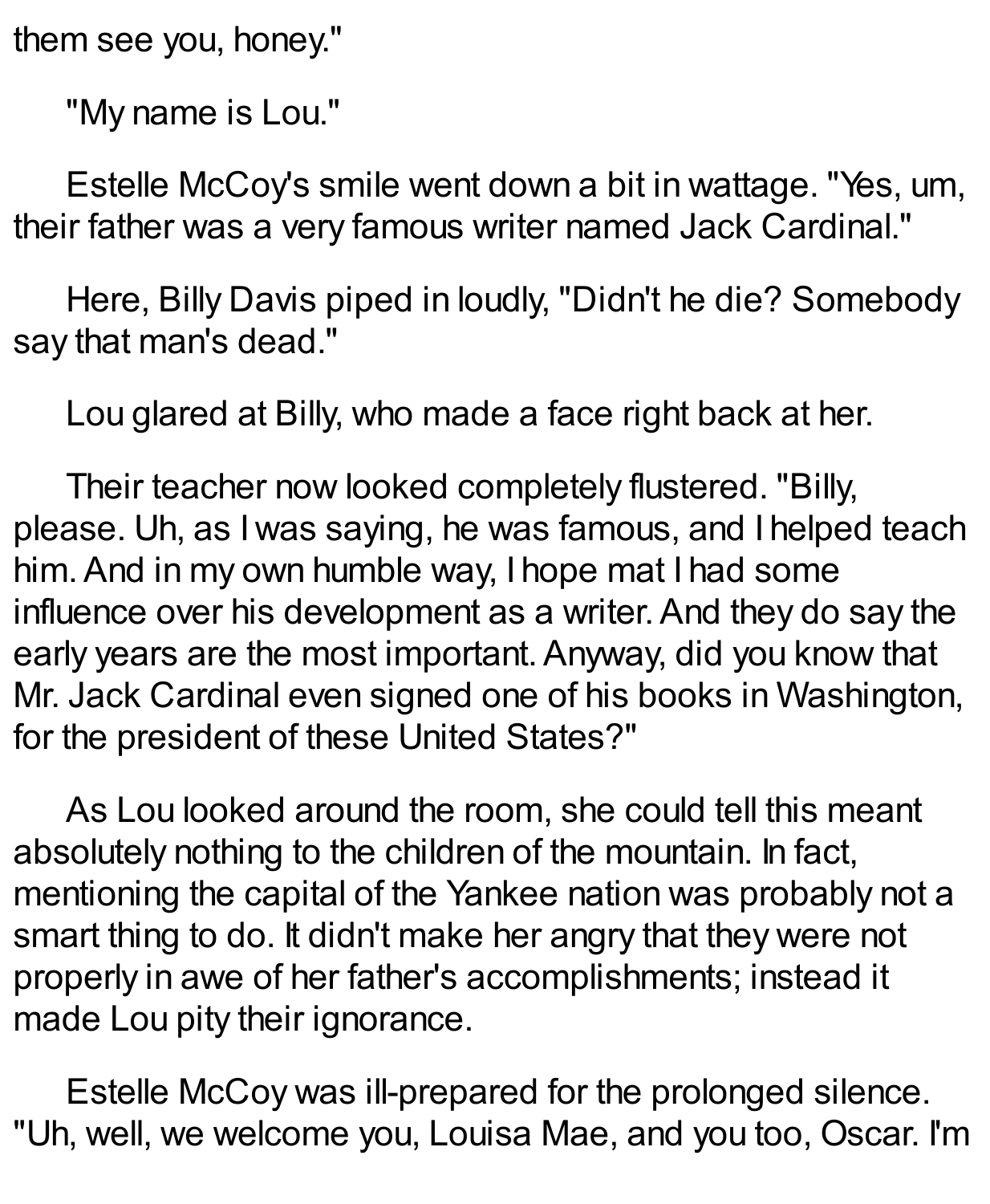them see you, honey."

"My name is Lou."

Estelle McCoy's smile went down a bit in wattage. "Yes, um, their father was a very famous writer named Jack Cardinal."

Here, Billy Davis piped in loudly, "Didn't he die? Somebody say that man's dead."

Lou glared at Billy, who made a face right back at her.

Their teacher now looked completely flustered. "Billy, please. Uh, as I was saying, he was famous, and I helped teach him. And in my own humble way, I hope mat I had some influence over his development as a writer. And they do say the early years are the most important. Anyway, did you know that Mr. Jack Cardinal even signed one of his books in Washington, for the president of these United States?"

As Lou looked around the room, she could tell this meant absolutely nothing to the children of the mountain. In fact, mentioning the capital of the Yankee nation was probably not a smart thing to do. It didn't make her angry that they were not properly in awe of her father's accomplishments; instead it made Lou pity their ignorance.

Estelle McCoy was ill-prepared for the prolonged silence. "Uh, well, we welcome you, Louisa Mae, and you too, Oscar. I'm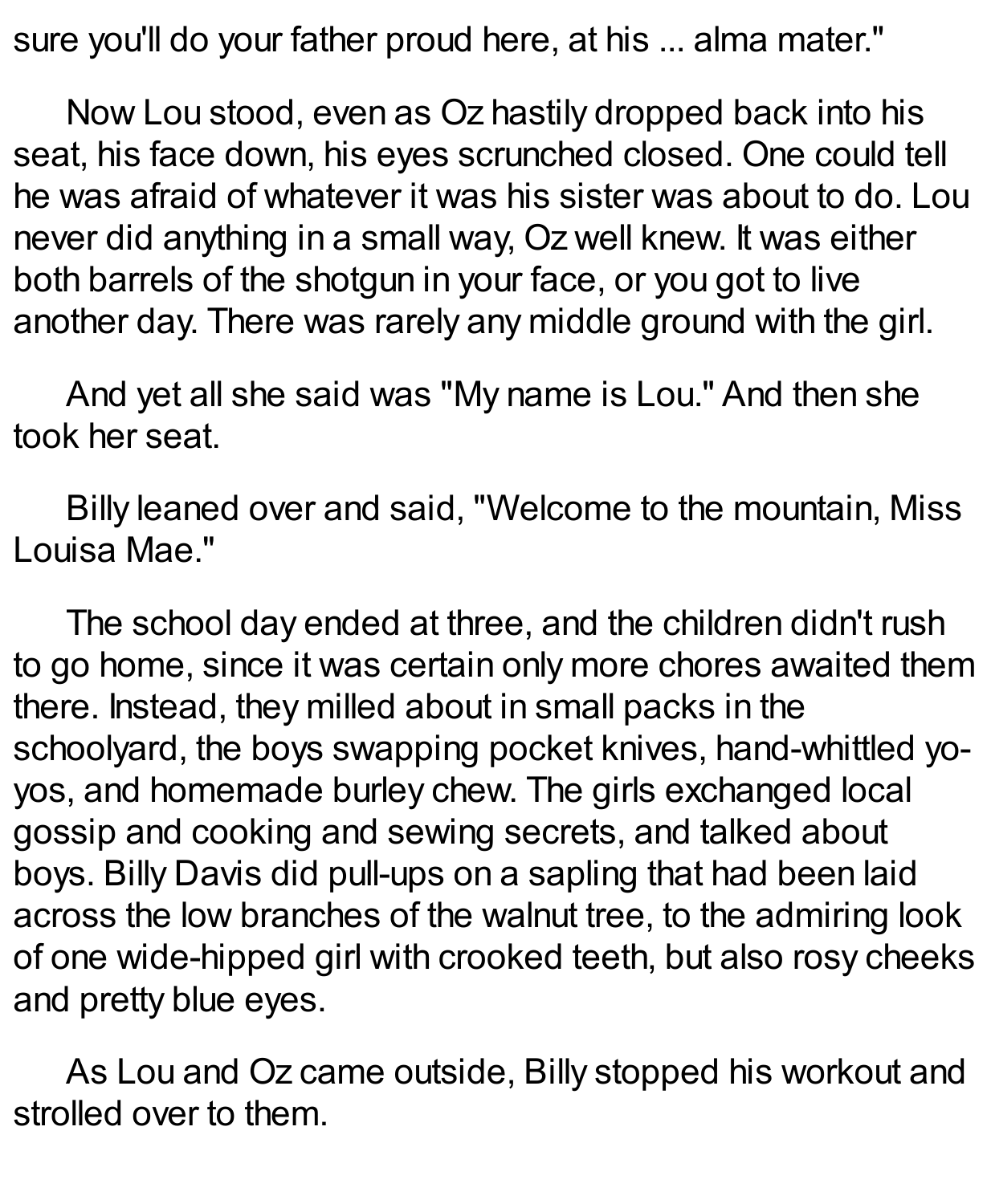sure you'll do your father proud here, at his ... alma mater."

Now Lou stood, even as Oz hastily dropped back into his seat, his face down, his eyes scrunched closed. One could tell he was afraid of whatever it was his sister was about to do. Lou never did anything in a small way, Oz well knew. It was either both barrels of the shotgun in your face, or you got to live another day. There was rarely any middle ground with the girl.

And yet all she said was "My name is Lou." And then she took her seat.

Billy leaned over and said, "Welcome to the mountain, Miss Louisa Mae."

The school day ended at three, and the children didn't rush to go home, since it was certain only more chores awaited them there. Instead, they milled about in small packs in the schoolyard, the boys swapping pocket knives, hand-whittled yo-yos, and homemade burley chew. The girls exchanged local gossip and cooking and sewing secrets, and talked about boys. Billy Davis did pull-ups on a sapling that had been laid across the low branches of the walnut tree, to the admiring look of one wide-hipped girl with crooked teeth, but also rosy cheeks and pretty blue eyes.

As Lou and Oz came outside, Billy stopped his workout and strolled over to them.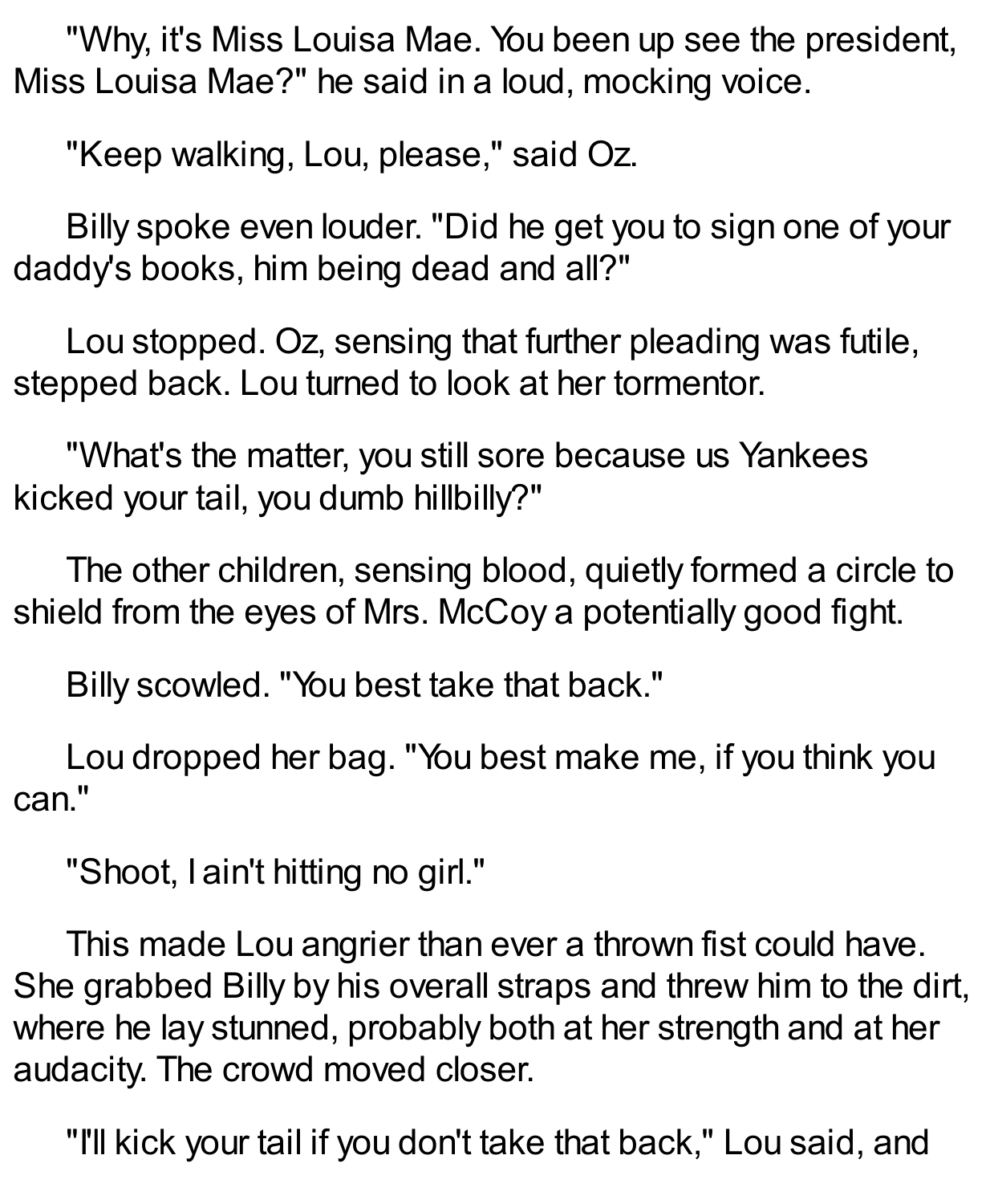"Why, it's Miss Louisa Mae. You been up see the president, Miss Louisa Mae?" he said in a loud, mocking voice.

"Keep walking, Lou, please," said Oz.

Billy spoke even louder. "Did he get you to sign one of your daddy's books, him being dead and all?"

Lou stopped. Oz, sensing that further pleading was futile, stepped back. Lou turned to look at her tormentor.

"What's the matter, you still sore because us Yankees kicked your tail, you dumb hillbilly?"

The other children, sensing blood, quietly formed a circle to shield from the eyes of Mrs. McCoy a potentially good fight.

Billy scowled. "You best take that back."

Lou dropped her bag. "You best make me, if you think you can."

"Shoot, I ain't hitting no girl."

This made Lou angrier than ever a thrown fist could have. She grabbed Billy by his overall straps and threw him to the dirt, where he lay stunned, probably both at her strength and at her audacity. The crowd moved closer.

"I'll kick your tail if you don't take that back," Lou said, and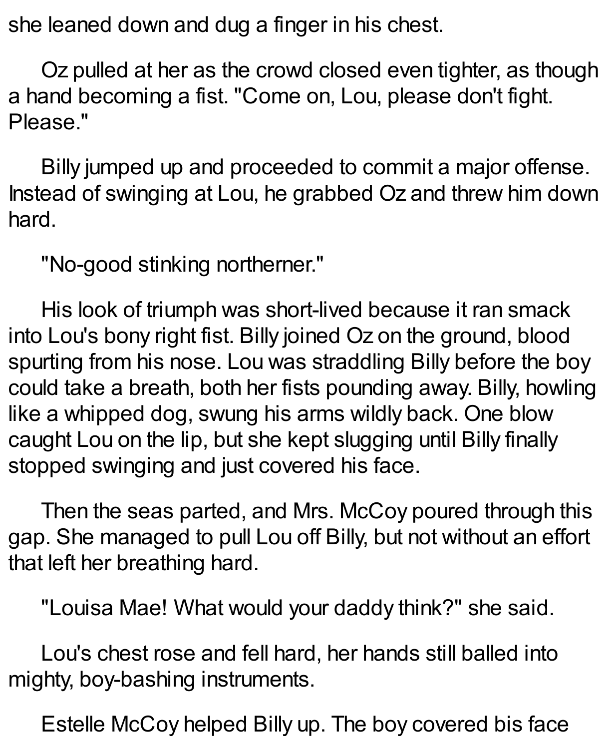she leaned down and dug a finger in his chest.

Oz pulled at her as the crowd closed even tighter, as though a hand becoming a fist. "Come on, Lou, please don't fight. Please."

Billy jumped up and proceeded to commit a major offense. Instead of swinging at Lou, he grabbed Oz and threw him down hard.

"No-good stinking northerner."

His look of triumph was short-lived because it ran smack into Lou's bony right fist. Billy joined Oz on the ground, blood spurting from his nose. Lou was straddling Billy before the boy could take a breath, both her fists pounding away. Billy, howling like a whipped dog, swung his arms wildly back. One blow caught Lou on the lip, but she kept slugging until Billy finally stopped swinging and just covered his face.

Then the seas parted, and Mrs. McCoy poured through this gap. She managed to pull Lou off Billy, but not without an effort that left her breathing hard.

"Louisa Mae! What would your daddy think?" she said.

Lou's chest rose and fell hard, her hands still balled into mighty, boy-bashing instruments.

Estelle McCoy helped Billy up. The boy covered bis face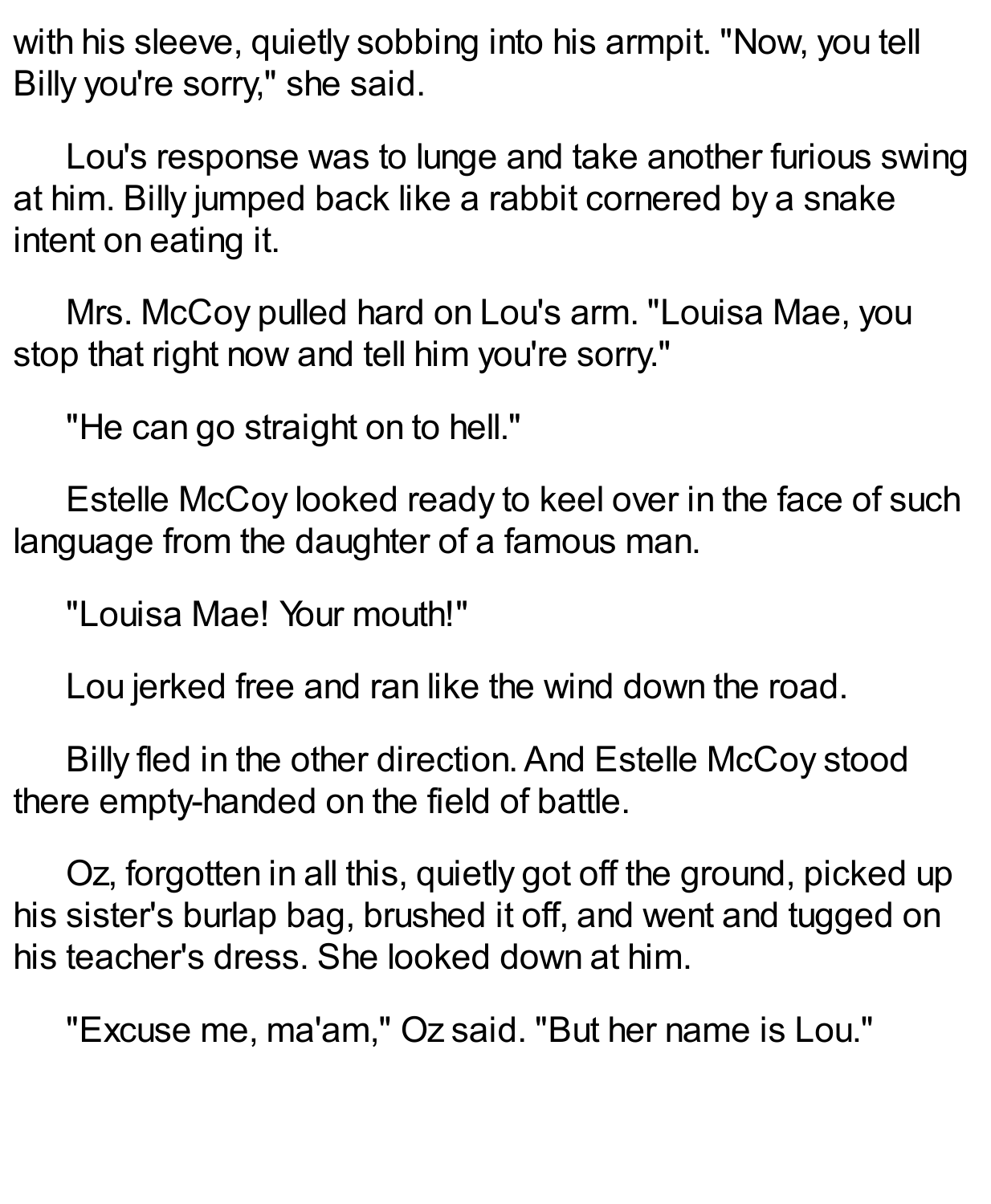with his sleeve, quietly sobbing into his armpit. "Now, you tell Billy you're sorry," she said.

Lou's response was to lunge and take another furious swing at him. Billy jumped back like a rabbit cornered by a snake intent on eating it.

Mrs. McCoy pulled hard on Lou's arm. "Louisa Mae, you stop that right now and tell him you're sorry."

"He can go straight on to hell."

Estelle McCoy looked ready to keel over in the face of such language from the daughter of a famous man.

"Louisa Mae! Your mouth!"

Lou jerked free and ran like the wind down the road.

Billy fled in the other direction. And Estelle McCoy stood there empty-handed on the field of battle.

Oz, forgotten in all this, quietly got off the ground, picked up his sister's burlap bag, brushed it off, and went and tugged on his teacher's dress. She looked down at him.

"Excuse me, ma'am," Oz said. "But her name is Lou."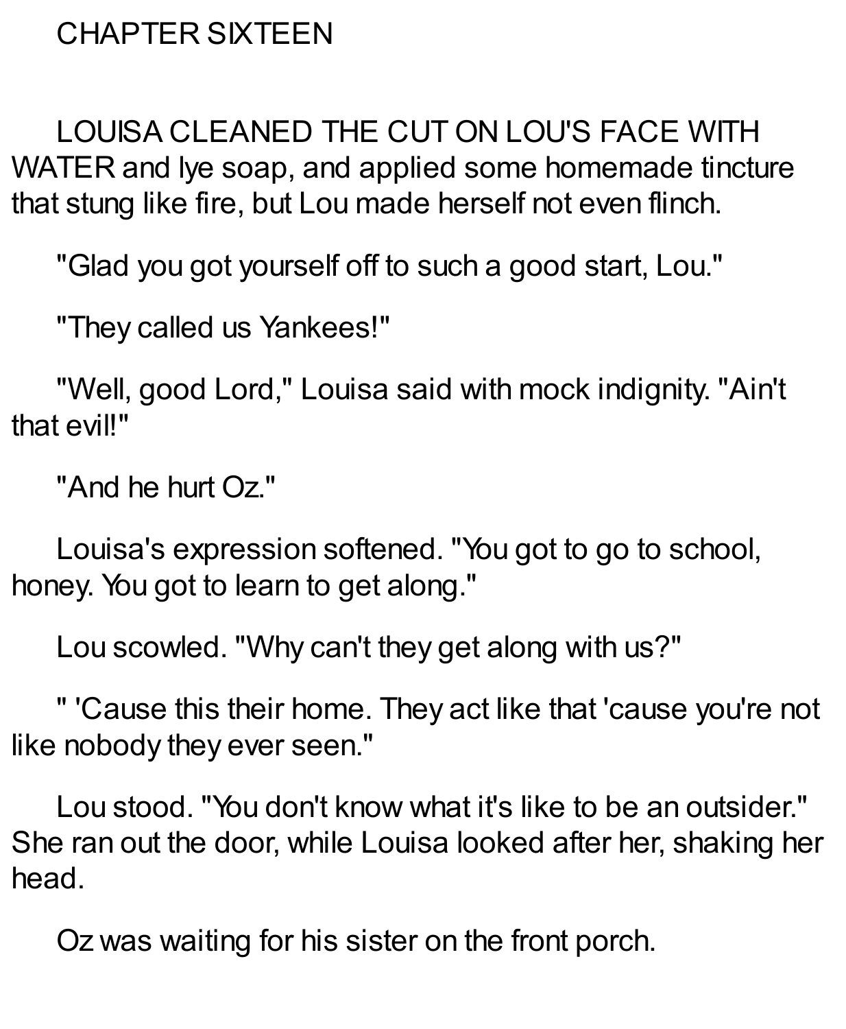# CHAPTER SIXTEEN

LOUISA CLEANED THE CUT ON LOU'S FACE WITH WATER and lye soap, and applied some homemade tincture that stung like fire, but Lou made herself not even flinch.

"Glad you got yourself off to such a good start, Lou."

"They called us Yankees!"

"Well, good Lord," Louisa said with mock indignity. "Ain't that evil!"

"And he hurt Oz."

Louisa's expression softened. "You got to go to school, honey. You got to learn to get along."

Lou scowled. "Why can't they get along with us?"

" 'Cause this their home. They act like that 'cause you're not like nobody they ever seen."

Lou stood. "You don't know what it's like to be an outsider." She ran out the door, while Louisa looked after her, shaking her head.

Oz was waiting for his sister on the front porch.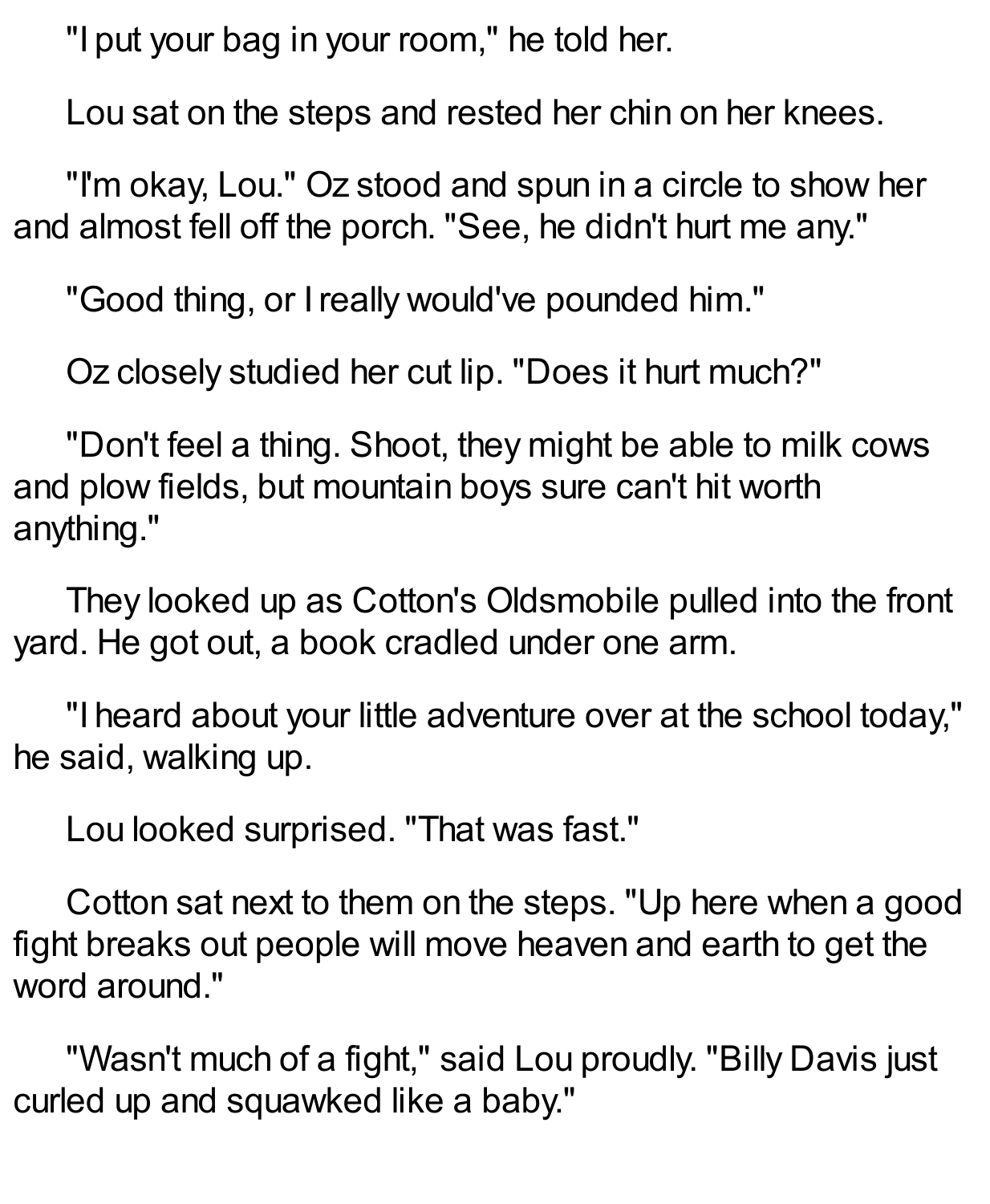"I put your bag in your room," he told her.

Lou sat on the steps and rested her chin on her knees.

"I'm okay, Lou." Oz stood and spun in a circle to show her and almost fell off the porch. "See, he didn't hurt me any."

"Good thing, or I really would've pounded him."

Oz closely studied her cut lip. "Does it hurt much?"

"Don't feel a thing. Shoot, they might be able to milk cows and plow fields, but mountain boys sure can't hit worth anything."

They looked up as Cotton's Oldsmobile pulled into the front yard. He got out, a book cradled under one arm.

"I heard about your little adventure over at the school today," he said, walking up.

Lou looked surprised. "That was fast."

Cotton sat next to them on the steps. "Up here when a good fight breaks out people will move heaven and earth to get the word around."

"Wasn't much of a fight," said Lou proudly. "Billy Davis just curled up and squawked like a baby."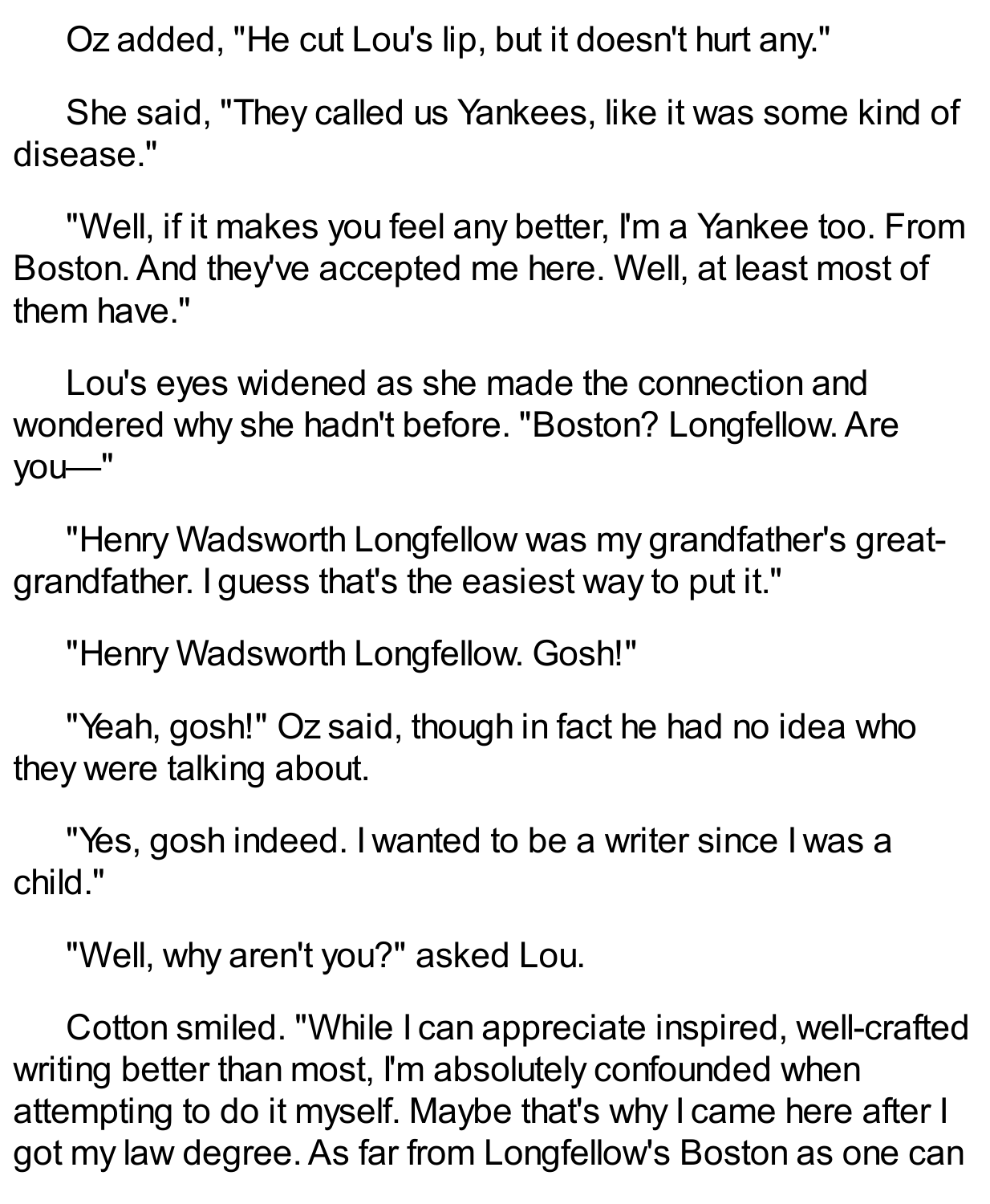Oz added, "He cut Lou's lip, but it doesn't hurt any."

She said, "They called us Yankees, like it was some kind of disease."

"Well, if it makes you feel any better, I'm a Yankee too. From Boston. And they've accepted me here. Well, at least most of them have."

Lou's eyes widened as she made the connection and wondered why she hadn't before. "Boston? Longfellow. Are you—"

"Henry Wadsworth Longfellow was my grandfather's great-grandfather. I guess that's the easiest way to put it."

"Henry Wadsworth Longfellow. Gosh!"

"Yeah, gosh!" Oz said, though in fact he had no idea who they were talking about.

"Yes, gosh indeed. I wanted to be a writer since I was a child."

"Well, why aren't you?" asked Lou.

Cotton smiled. "While I can appreciate inspired, well-crafted writing better than most, I'm absolutely confounded when attempting to do it myself. Maybe that's why I came here after I got my law degree. As far from Longfellow's Boston as one can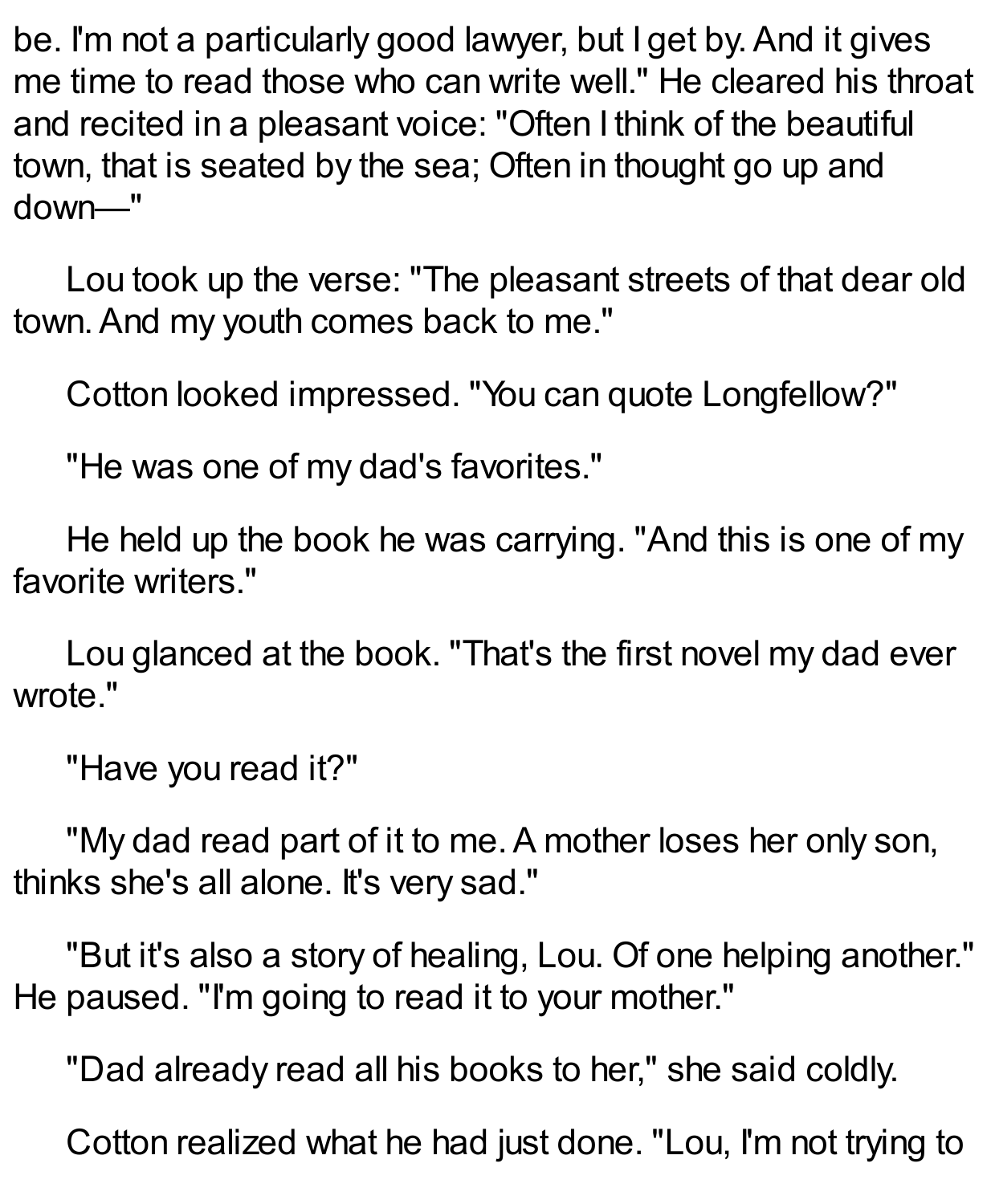be. I'm not a particularly good lawyer, but I get by. And it gives me time to read those who can write well." He cleared his throat and recited in a pleasant voice: "Often I think of the beautiful town, that is seated by the sea; Often in thought go up and down—"

Lou took up the verse: "The pleasant streets of that dear old town. And my youth comes back to me."

Cotton looked impressed. "You can quote Longfellow?"

"He was one of my dad's favorites."

He held up the book he was carrying. "And this is one of my favorite writers."

Lou glanced at the book. "That's the first novel my dad ever wrote."

"Have you read it?"

"My dad read part of it to me. A mother loses her only son, thinks she's all alone. It's very sad."

"But it's also a story of healing, Lou. Of one helping another." He paused. "I'm going to read it to your mother."

"Dad already read all his books to her," she said coldly.

Cotton realized what he had just done. "Lou, I'm not trying to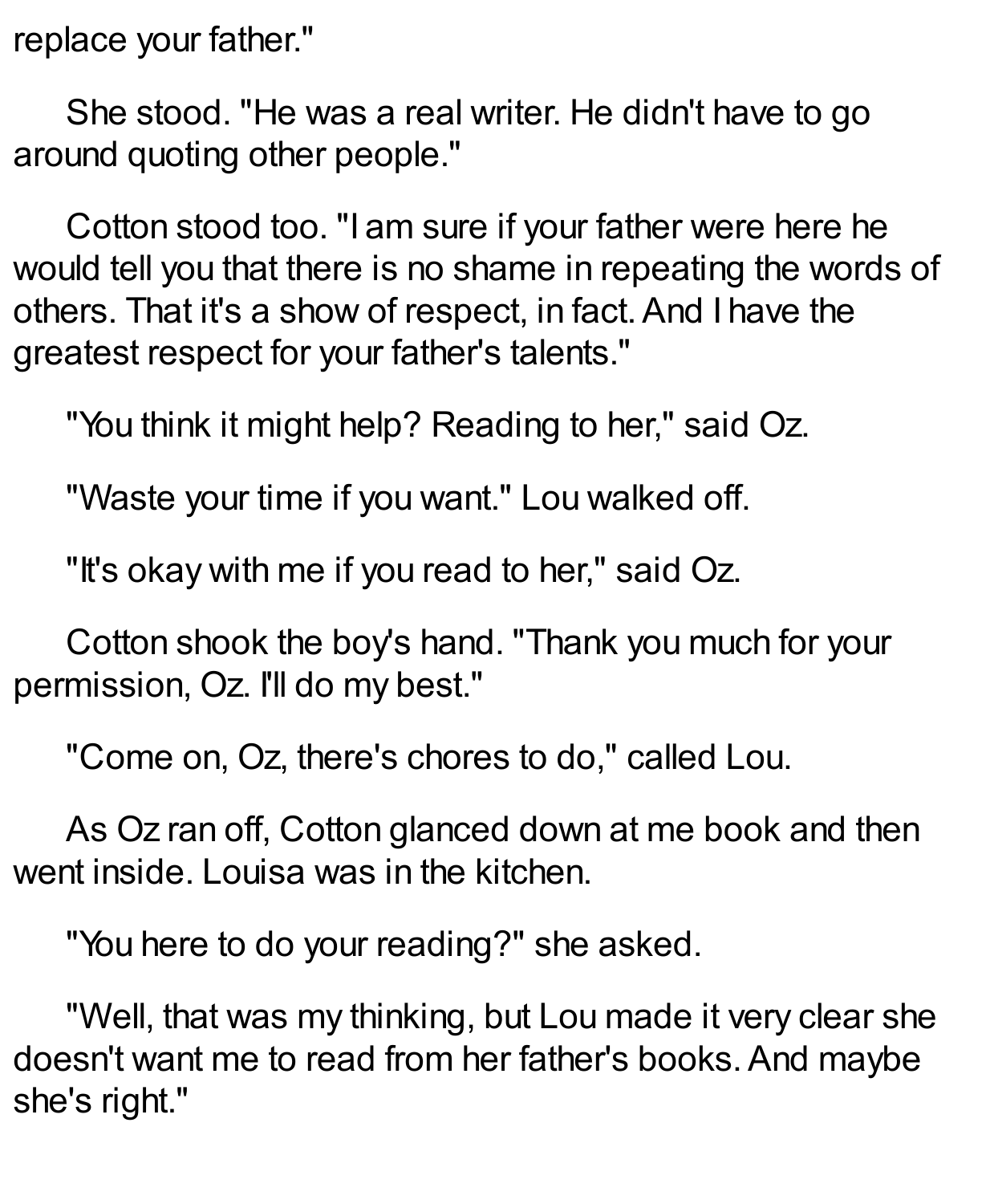replace your father."

She stood. "He was a real writer. He didn't have to go around quoting other people."

Cotton stood too. "I am sure if your father were here he would tell you that there is no shame in repeating the words of others. That it's a show of respect, in fact. And I have the greatest respect for your father's talents."

"You think it might help? Reading to her," said Oz.

"Waste your time if you want." Lou walked off.

"It's okay with me if you read to her," said Oz.

Cotton shook the boy's hand. "Thank you much for your permission, Oz. I'll do my best."

"Come on, Oz, there's chores to do," called Lou.

As Oz ran off, Cotton glanced down at me book and then went inside. Louisa was in the kitchen.

"You here to do your reading?" she asked.

"Well, that was my thinking, but Lou made it very clear she doesn't want me to read from her father's books. And maybe she's right."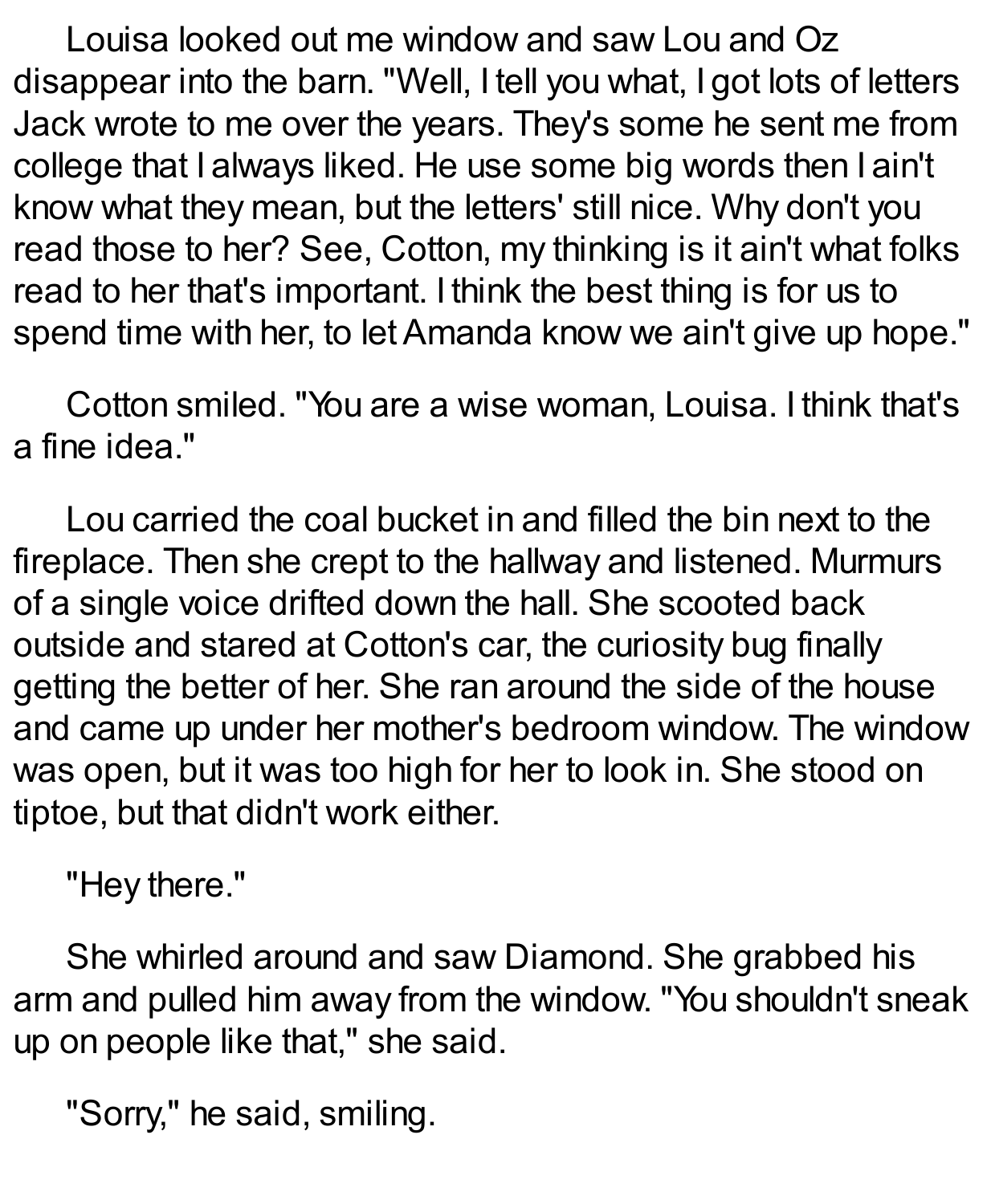Louisa looked out me window and saw Lou and Oz disappear into the barn. "Well, I tell you what, I got lots of letters Jack wrote to me over the years. They's some he sent me from college that I always liked. He use some big words then I ain't know what they mean, but the letters' still nice. Why don't you read those to her? See, Cotton, my thinking is it ain't what folks read to her that's important. I think the best thing is for us to spend time with her, to let Amanda know we ain't give up hope."

Cotton smiled. "You are a wise woman, Louisa. I think that's a fine idea."

Lou carried the coal bucket in and filled the bin next to the fireplace. Then she crept to the hallway and listened. Murmurs of a single voice drifted down the hall. She scooted back outside and stared at Cotton's car, the curiosity bug finally getting the better of her. She ran around the side of the house and came up under her mother's bedroom window. The window was open, but it was too high for her to look in. She stood on tiptoe, but that didn't work either.

"Hey there."

She whirled around and saw Diamond. She grabbed his arm and pulled him away from the window. "You shouldn't sneak up on people like that," she said.

"Sorry," he said, smiling.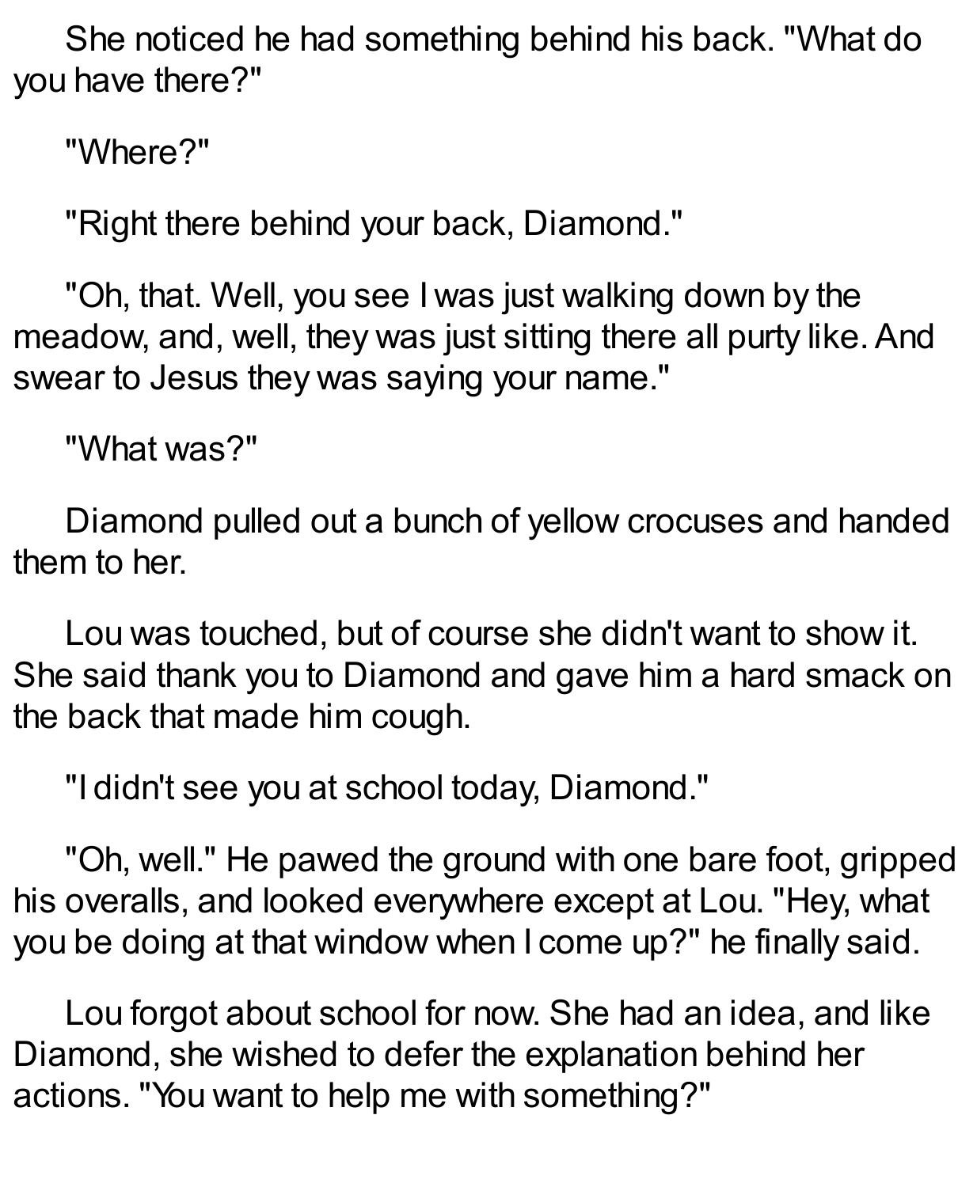She noticed he had something behind his back. "What do you have there?"

"Where?"

"Right there behind your back, Diamond."

"Oh, that. Well, you see I was just walking down by the meadow, and, well, they was just sitting there all purty like. And swear to Jesus they was saying your name."

"What was?"

Diamond pulled out a bunch of yellow crocuses and handed them to her.

Lou was touched, but of course she didn't want to show it. She said thank you to Diamond and gave him a hard smack on the back that made him cough.

"I didn't see you at school today, Diamond."

"Oh, well." He pawed the ground with one bare foot, gripped his overalls, and looked everywhere except at Lou. "Hey, what you be doing at that window when I come up?" he finally said.

Lou forgot about school for now. She had an idea, and like Diamond, she wished to defer the explanation behind her actions. "You want to help me with something?"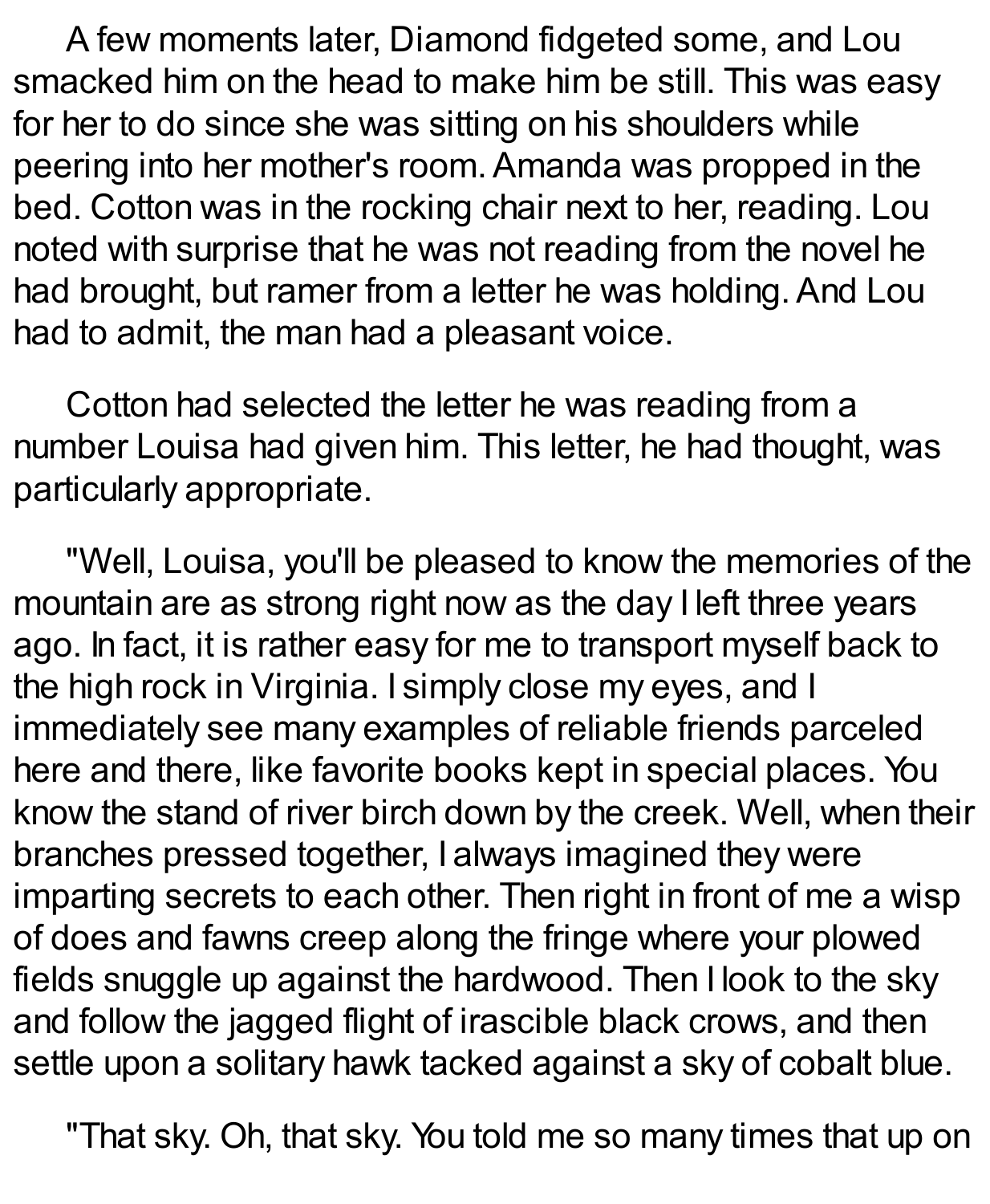A few moments later, Diamond fidgeted some, and Lou smacked him on the head to make him be still. This was easy for her to do since she was sitting on his shoulders while peering into her mother's room. Amanda was propped in the bed. Cotton was in the rocking chair next to her, reading. Lou noted with surprise that he was not reading from the novel he had brought, but ramer from a letter he was holding. And Lou had to admit, the man had a pleasant voice.

Cotton had selected the letter he was reading from a number Louisa had given him. This letter, he had thought, was particularly appropriate.

"Well, Louisa, you'll be pleased to know the memories of the mountain are as strong right now as the day I left three years ago. In fact, it is rather easy for me to transport myself back to the high rock in Virginia. I simply close my eyes, and I immediately see many examples of reliable friends parceled here and there, like favorite books kept in special places. You know the stand of river birch down by the creek. Well, when their branches pressed together, I always imagined they were imparting secrets to each other. Then right in front of me a wisp of does and fawns creep along the fringe where your plowed fields snuggle up against the hardwood. Then I look to the sky and follow the jagged flight of irascible black crows, and then settle upon a solitary hawk tacked against a sky of cobalt blue.

"That sky. Oh, that sky. You told me so many times that up on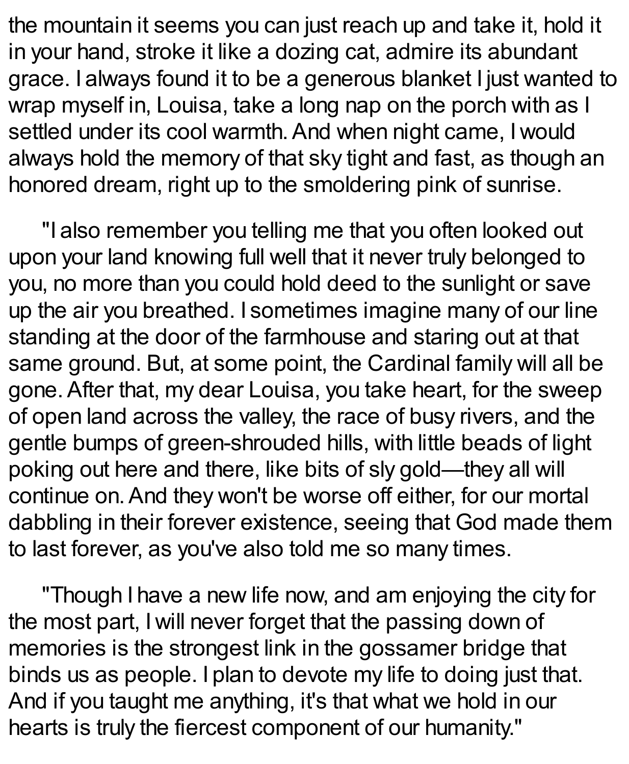the mountain it seems you can just reach up and take it, hold it in your hand, stroke it like a dozing cat, admire its abundant grace. I always found it to be a generous blanket I just wanted to wrap myself in, Louisa, take a long nap on the porch with as I settled under its cool warmth. And when night came, I would always hold the memory of that sky tight and fast, as though an honored dream, right up to the smoldering pink of sunrise.

"I also remember you telling me that you often looked out upon your land knowing full well that it never truly belonged to you, no more than you could hold deed to the sunlight or save up the air you breathed. I sometimes imagine many of our line standing at the door of the farmhouse and staring out at that same ground. But, at some point, the Cardinal family will all be gone. After that, my dear Louisa, you take heart, for the sweep of open land across the valley, the race of busy rivers, and the gentle bumps of green-shrouded hills, with little beads of light poking out here and there, like bits of sly gold—they all will continue on. And they won't be worse off either, for our mortal dabbling in their forever existence, seeing that God made them to last forever, as you've also told me so many times.

"Though I have a new life now, and am enjoying the city for the most part, I will never forget that the passing down of memories is the strongest link in the gossamer bridge that binds us as people. I plan to devote my life to doing just that. And if you taught me anything, it's that what we hold in our hearts is truly the fiercest component of our humanity."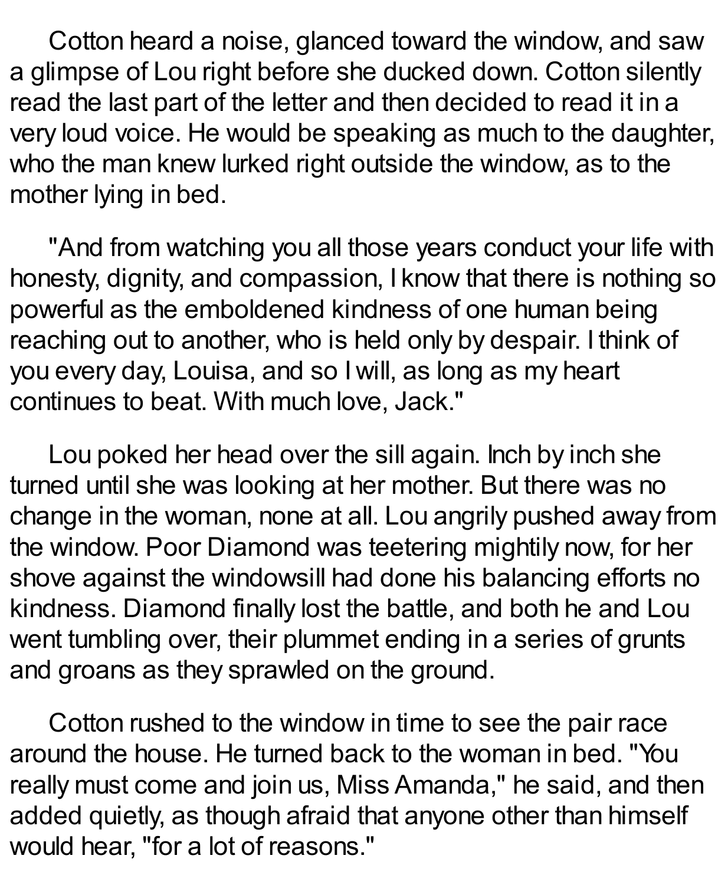Cotton heard a noise, glanced toward the window, and saw a glimpse of Lou right before she ducked down. Cotton silently read the last part of the letter and then decided to read it in a very loud voice. He would be speaking as much to the daughter, who the man knew lurked right outside the window, as to the mother lying in bed.

"And from watching you all those years conduct your life with honesty, dignity, and compassion, I know that there is nothing so powerful as the emboldened kindness of one human being reaching out to another, who is held only by despair. I think of you every day, Louisa, and so I will, as long as my heart continues to beat. With much love, Jack."

Lou poked her head over the sill again. Inch by inch she turned until she was looking at her mother. But there was no change in the woman, none at all. Lou angrily pushed away from the window. Poor Diamond was teetering mightily now, for her shove against the windowsill had done his balancing efforts no kindness. Diamond finally lost the battle, and both he and Lou went tumbling over, their plummet ending in a series of grunts and groans as they sprawled on the ground.

Cotton rushed to the window in time to see the pair race around the house. He turned back to the woman in bed. "You really must come and join us, Miss Amanda," he said, and then added quietly, as though afraid that anyone other than himself would hear, "for a lot of reasons."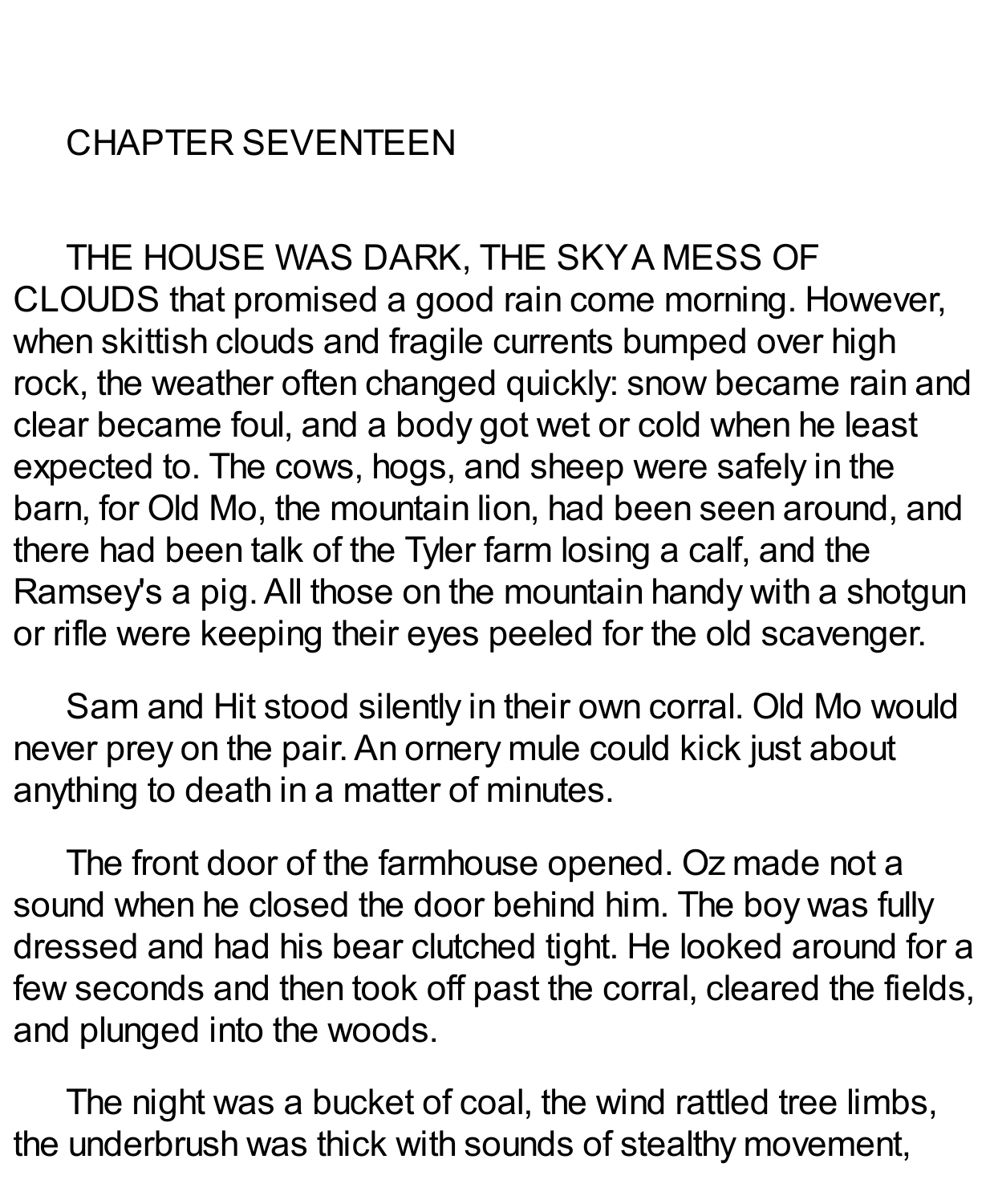# CHAPTER SEVENTEEN

THE HOUSE WAS DARK, THE SKY A MESS OF CLOUDS that promised a good rain come morning. However, when skittish clouds and fragile currents bumped over high rock, the weather often changed quickly: snow became rain and clear became foul, and a body got wet or cold when he least expected to. The cows, hogs, and sheep were safely in the barn, for Old Mo, the mountain lion, had been seen around, and there had been talk of the Tyler farm losing a calf, and the Ramsey's a pig. All those on the mountain handy with a shotgun or rifle were keeping their eyes peeled for the old scavenger.

Sam and Hit stood silently in their own corral. Old Mo would never prey on the pair. An ornery mule could kick just about anything to death in a matter of minutes.

The front door of the farmhouse opened. Oz made not a sound when he closed the door behind him. The boy was fully dressed and had his bear clutched tight. He looked around for a few seconds and then took off past the corral, cleared the fields, and plunged into the woods.

The night was a bucket of coal, the wind rattled tree limbs, the underbrush was thick with sounds of stealthy movement,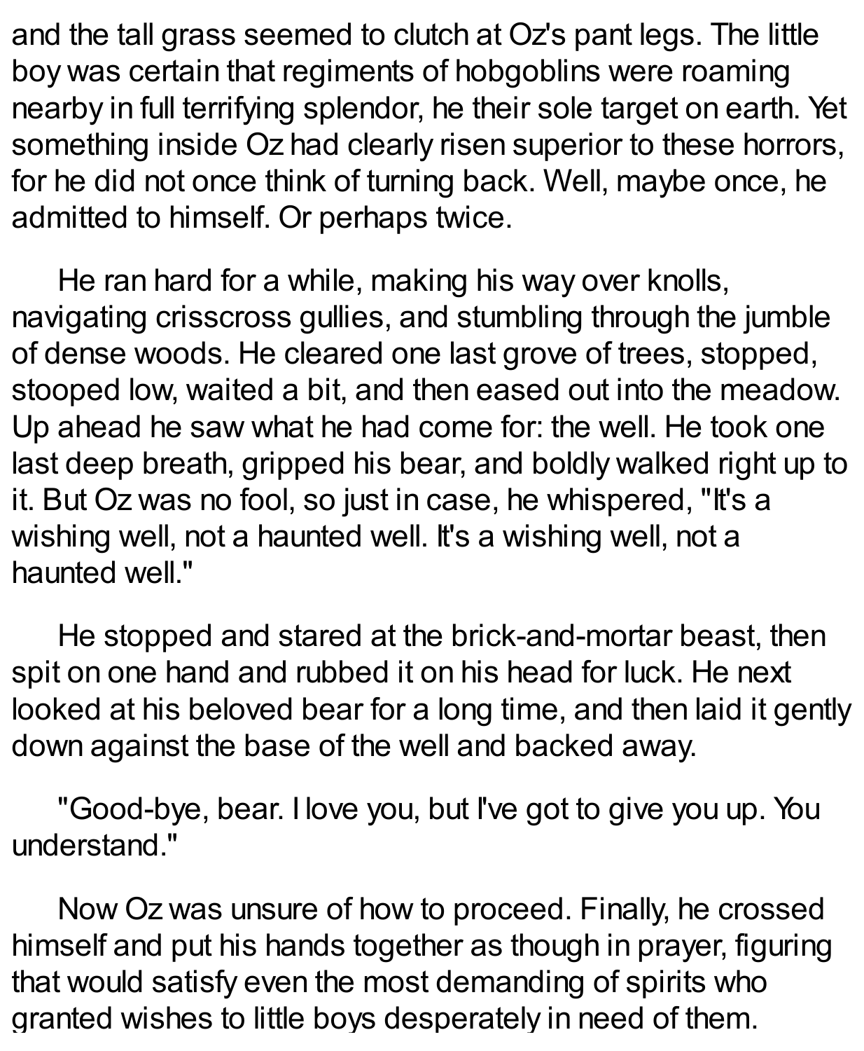and the tall grass seemed to clutch at Oz's pant legs. The little boy was certain that regiments of hobgoblins were roaming nearby in full terrifying splendor, he their sole target on earth. Yet something inside Oz had clearly risen superior to these horrors, for he did not once think of turning back. Well, maybe once, he admitted to himself. Or perhaps twice.

He ran hard for a while, making his way over knolls, navigating crisscross gullies, and stumbling through the jumble of dense woods. He cleared one last grove of trees, stopped, stooped low, waited a bit, and then eased out into the meadow. Up ahead he saw what he had come for: the well. He took one last deep breath, gripped his bear, and boldly walked right up to it. But Oz was no fool, so just in case, he whispered, "It's a wishing well, not a haunted well. It's a wishing well, not a haunted well."

He stopped and stared at the brick-and-mortar beast, then spit on one hand and rubbed it on his head for luck. He next looked at his beloved bear for a long time, and then laid it gently down against the base of the well and backed away.

"Good-bye, bear. I love you, but I've got to give you up. You understand."

Now Oz was unsure of how to proceed. Finally, he crossed himself and put his hands together as though in prayer, figuring that would satisfy even the most demanding of spirits who granted wishes to little boys desperately in need of them.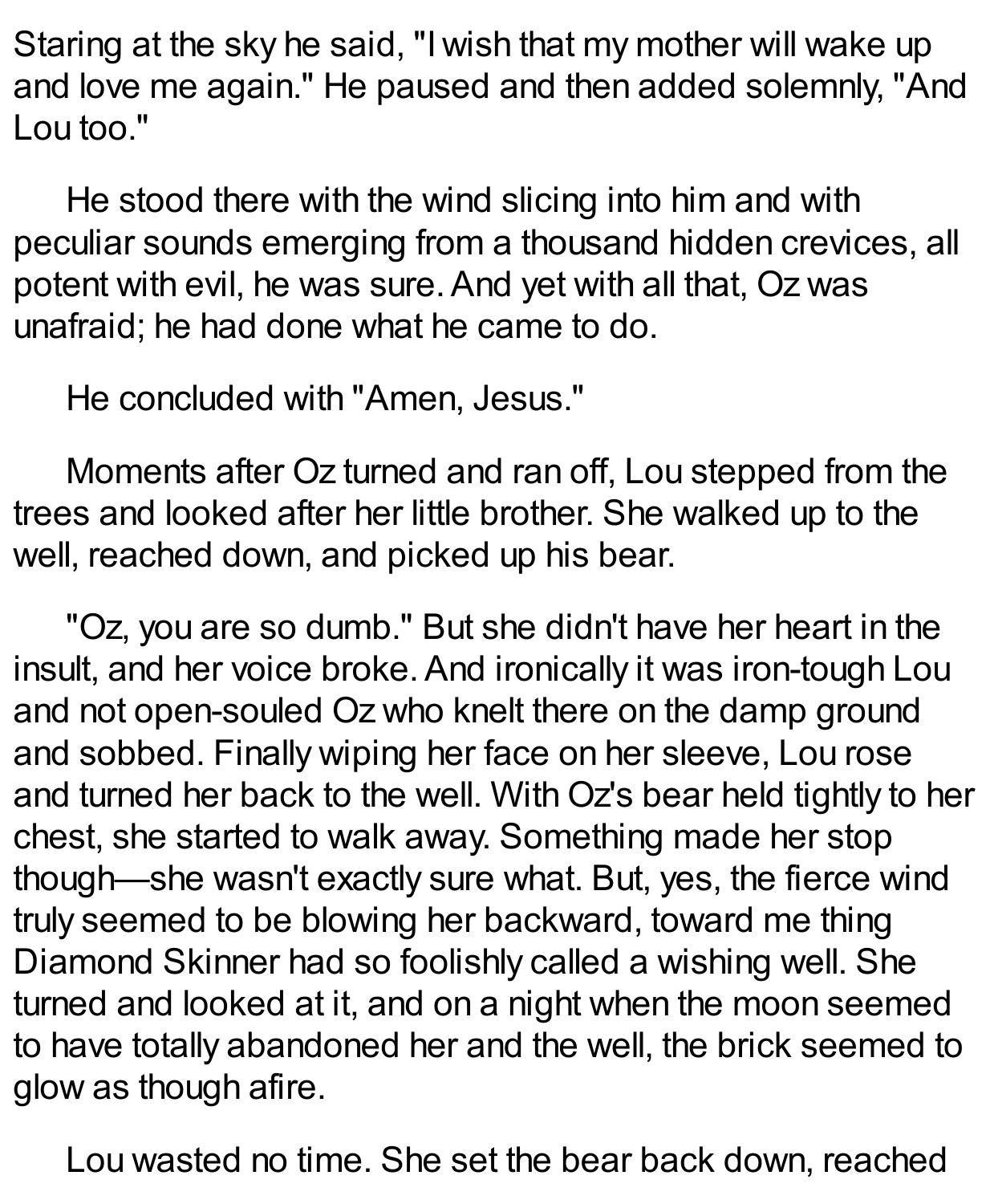Staring at the sky he said, "I wish that my mother will wake up and love me again." He paused and then added solemnly, "And Lou too."

He stood there with the wind slicing into him and with peculiar sounds emerging from a thousand hidden crevices, all potent with evil, he was sure. And yet with all that, Oz was unafraid; he had done what he came to do.

He concluded with "Amen, Jesus."

Moments after Oz turned and ran off, Lou stepped from the trees and looked after her little brother. She walked up to the well, reached down, and picked up his bear.

"Oz, you are so dumb." But she didn't have her heart in the insult, and her voice broke. And ironically it was iron-tough Lou and not open-souled Oz who knelt there on the damp ground and sobbed. Finally wiping her face on her sleeve, Lou rose and turned her back to the well. With Oz's bear held tightly to her chest, she started to walk away. Something made her stop though—she wasn't exactly sure what. But, yes, the fierce wind truly seemed to be blowing her backward, toward me thing Diamond Skinner had so foolishly called a wishing well. She turned and looked at it, and on a night when the moon seemed to have totally abandoned her and the well, the brick seemed to glow as though afire.

Lou wasted no time. She set the bear back down, reached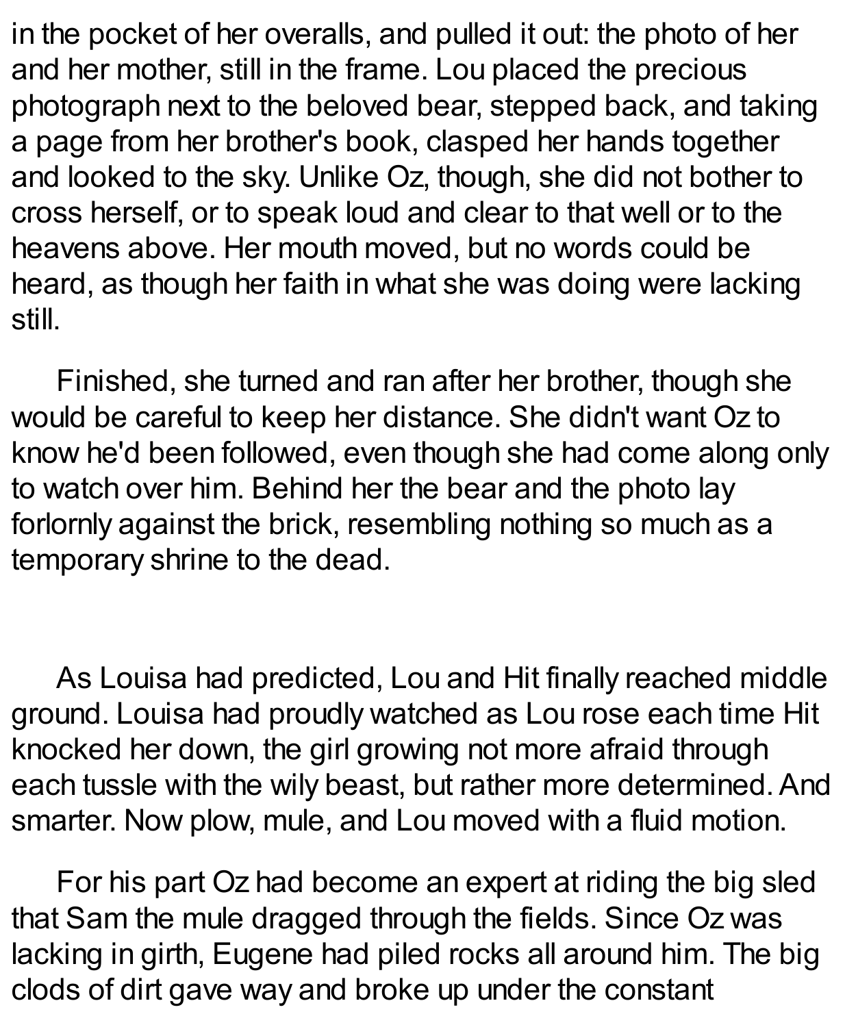in the pocket of her overalls, and pulled it out: the photo of her and her mother, still in the frame. Lou placed the precious photograph next to the beloved bear, stepped back, and taking a page from her brother's book, clasped her hands together and looked to the sky. Unlike Oz, though, she did not bother to cross herself, or to speak loud and clear to that well or to the heavens above. Her mouth moved, but no words could be heard, as though her faith in what she was doing were lacking still.

Finished, she turned and ran after her brother, though she would be careful to keep her distance. She didn't want Oz to know he'd been followed, even though she had come along only to watch over him. Behind her the bear and the photo lay forlornly against the brick, resembling nothing so much as a temporary shrine to the dead.

As Louisa had predicted, Lou and Hit finally reached middle ground. Louisa had proudly watched as Lou rose each time Hit knocked her down, the girl growing not more afraid through each tussle with the wily beast, but rather more determined. And smarter. Now plow, mule, and Lou moved with a fluid motion.

For his part Oz had become an expert at riding the big sled that Sam the mule dragged through the fields. Since Oz was lacking in girth, Eugene had piled rocks all around him. The big clods of dirt gave way and broke up under the constant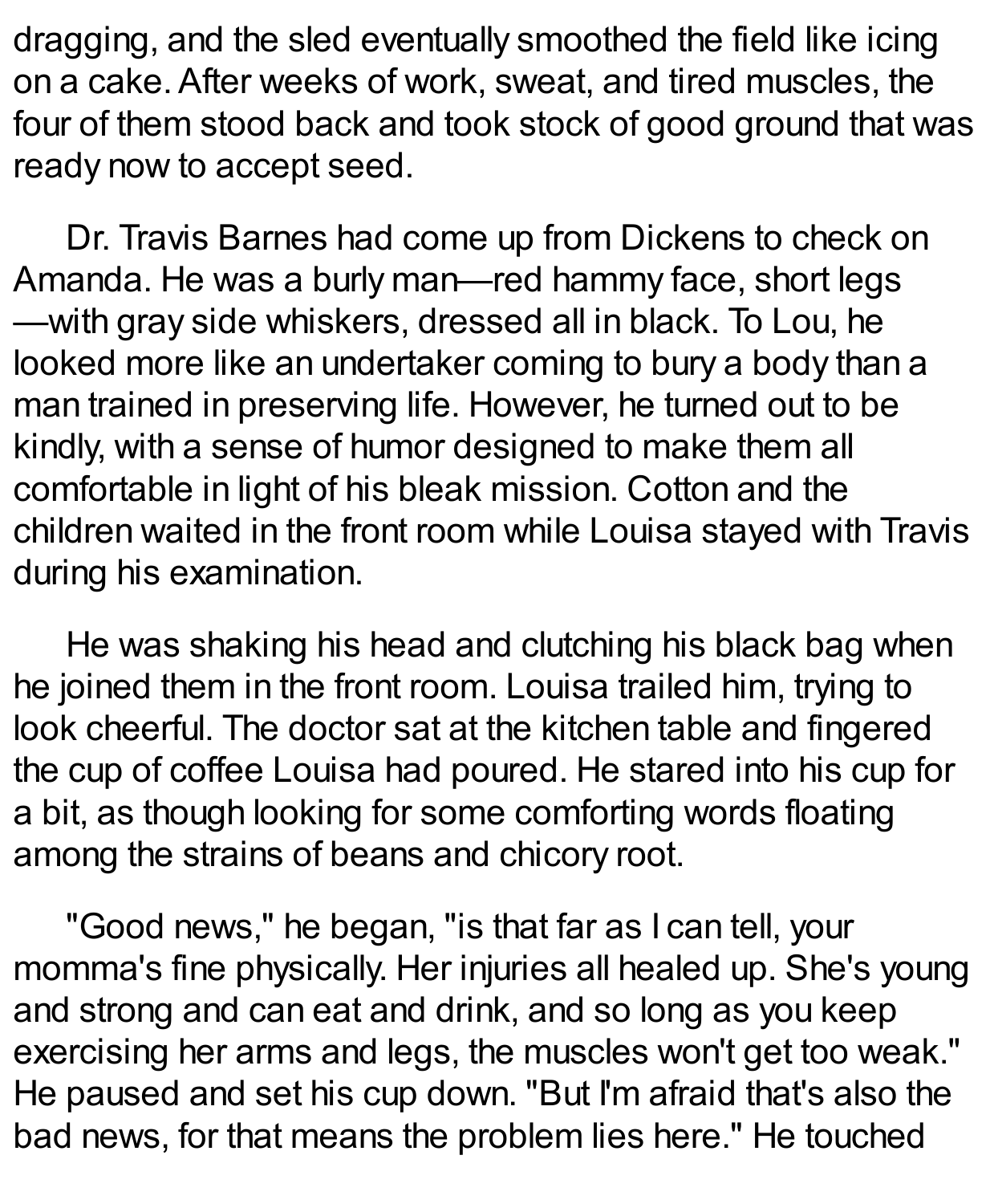dragging, and the sled eventually smoothed the field like icing on a cake. After weeks of work, sweat, and tired muscles, the four of them stood back and took stock of good ground that was ready now to accept seed.

Dr. Travis Barnes had come up from Dickens to check on Amanda. He was a burly man—red hammy face, short legs—with gray side whiskers, dressed all in black. To Lou, he looked more like an undertaker coming to bury a body than a man trained in preserving life. However, he turned out to be kindly, with a sense of humor designed to make them all comfortable in light of his bleak mission. Cotton and the children waited in the front room while Louisa stayed with Travis during his examination.

He was shaking his head and clutching his black bag when he joined them in the front room. Louisa trailed him, trying to look cheerful. The doctor sat at the kitchen table and fingered the cup of coffee Louisa had poured. He stared into his cup for a bit, as though looking for some comforting words floating among the strains of beans and chicory root.

"Good news," he began, "is that far as I can tell, your momma's fine physically. Her injuries all healed up. She's young and strong and can eat and drink, and so long as you keep exercising her arms and legs, the muscles won't get too weak." He paused and set his cup down. "But I'm afraid that's also the bad news, for that means the problem lies here." He touched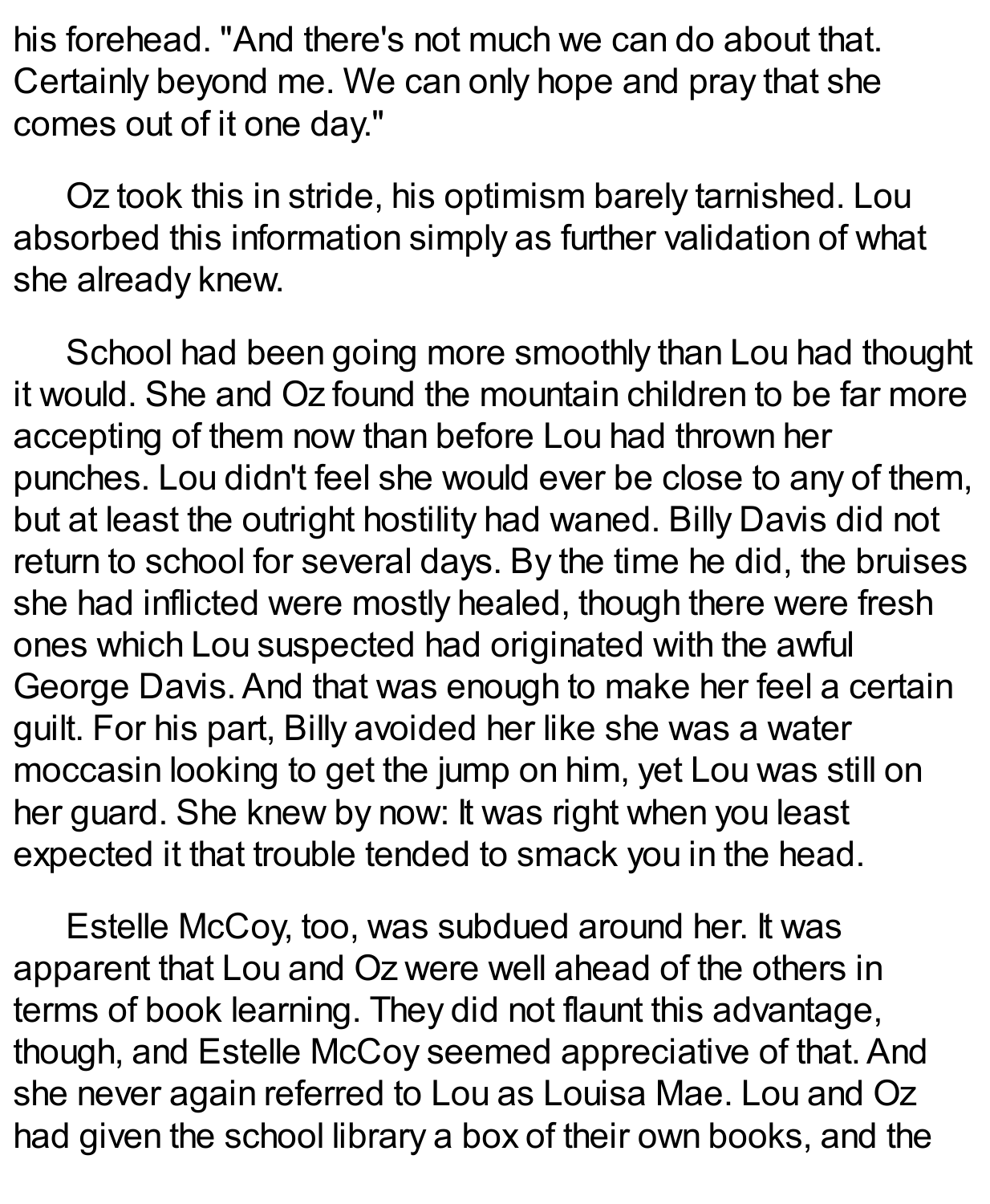his forehead. "And there's not much we can do about that. Certainly beyond me. We can only hope and pray that she comes out of it one day."

Oz took this in stride, his optimism barely tarnished. Lou absorbed this information simply as further validation of what she already knew.

School had been going more smoothly than Lou had thought it would. She and Oz found the mountain children to be far more accepting of them now than before Lou had thrown her punches. Lou didn't feel she would ever be close to any of them, but at least the outright hostility had waned. Billy Davis did not return to school for several days. By the time he did, the bruises she had inflicted were mostly healed, though there were fresh ones which Lou suspected had originated with the awful George Davis. And that was enough to make her feel a certain guilt. For his part, Billy avoided her like she was a water moccasin looking to get the jump on him, yet Lou was still on her guard. She knew by now: It was right when you least expected it that trouble tended to smack you in the head.

Estelle McCoy, too, was subdued around her. It was apparent that Lou and Oz were well ahead of the others in terms of book learning. They did not flaunt this advantage, though, and Estelle McCoy seemed appreciative of that. And she never again referred to Lou as Louisa Mae. Lou and Oz had given the school library a box of their own books, and the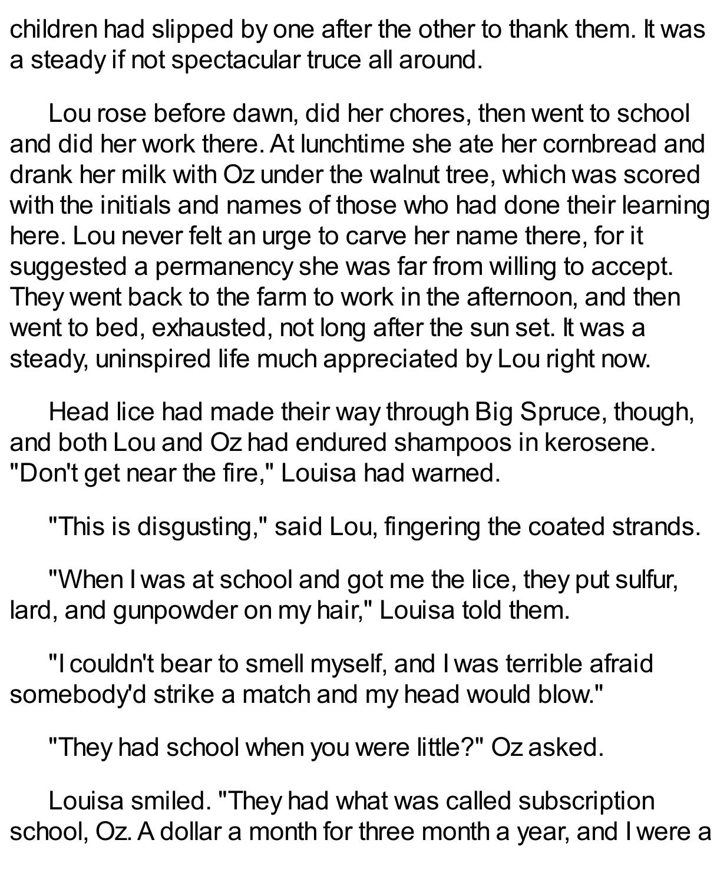children had slipped by one after the other to thank them. It was a steady if not spectacular truce all around.

Lou rose before dawn, did her chores, then went to school and did her work there. At lunchtime she ate her cornbread and drank her milk with Oz under the walnut tree, which was scored with the initials and names of those who had done their learning here. Lou never felt an urge to carve her name there, for it suggested a permanency she was far from willing to accept. They went back to the farm to work in the afternoon, and then went to bed, exhausted, not long after the sun set. It was a steady, uninspired life much appreciated by Lou right now.

Head lice had made their way through Big Spruce, though, and both Lou and Oz had endured shampoos in kerosene. "Don't get near the fire," Louisa had warned.

"This is disgusting," said Lou, fingering the coated strands.

"When I was at school and got me the lice, they put sulfur, lard, and gunpowder on my hair," Louisa told them.

"I couldn't bear to smell myself, and I was terrible afraid somebody'd strike a match and my head would blow."

"They had school when you were little?" Oz asked.

Louisa smiled. "They had what was called subscription school, Oz. A dollar a month for three month a year, and I were a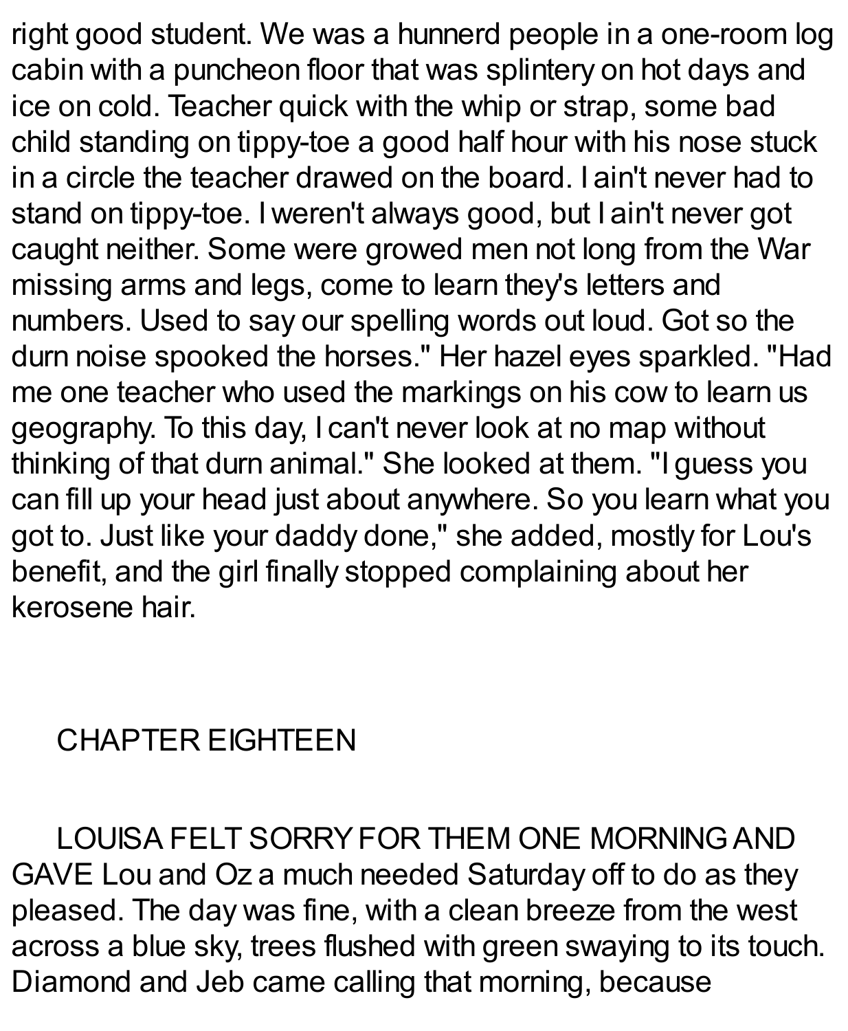right good student. We was a hunnerd people in a one-room log cabin with a puncheon floor that was splintery on hot days and ice on cold. Teacher quick with the whip or strap, some bad child standing on tippy-toe a good half hour with his nose stuck in a circle the teacher drawed on the board. I ain't never had to stand on tippy-toe. I weren't always good, but I ain't never got caught neither. Some were growed men not long from the War missing arms and legs, come to learn they's letters and numbers. Used to say our spelling words out loud. Got so the durn noise spooked the horses." Her hazel eyes sparkled. "Had me one teacher who used the markings on his cow to learn us geography. To this day, I can't never look at no map without thinking of that durn animal." She looked at them. "I guess you can fill up your head just about anywhere. So you learn what you got to. Just like your daddy done," she added, mostly for Lou's benefit, and the girl finally stopped complaining about her kerosene hair.

## CHAPTER EIGHTEEN

LOUISA FELT SORRY FOR THEM ONE MORNING AND GAVE Lou and Oz a much needed Saturday off to do as they pleased. The day was fine, with a clean breeze from the west across a blue sky, trees flushed with green swaying to its touch. Diamond and Jeb came calling that morning, because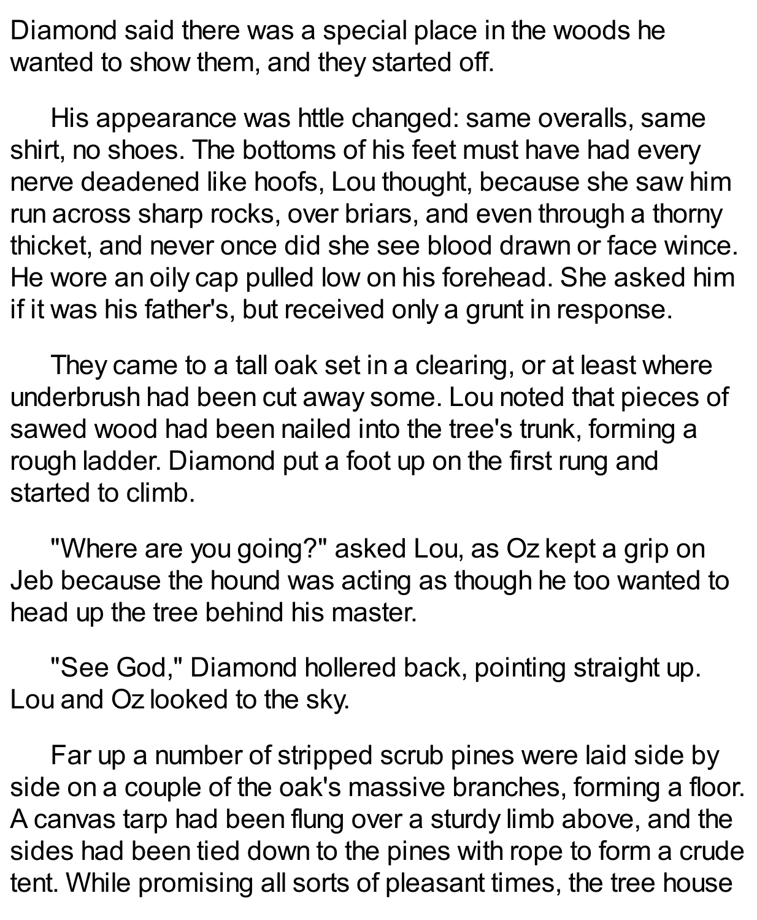Diamond said there was a special place in the woods he wanted to show them, and they started off.

His appearance was httle changed: same overalls, same shirt, no shoes. The bottoms of his feet must have had every nerve deadened like hoofs, Lou thought, because she saw him run across sharp rocks, over briars, and even through a thorny thicket, and never once did she see blood drawn or face wince. He wore an oily cap pulled low on his forehead. She asked him if it was his father's, but received only a grunt in response.

They came to a tall oak set in a clearing, or at least where underbrush had been cut away some. Lou noted that pieces of sawed wood had been nailed into the tree's trunk, forming a rough ladder. Diamond put a foot up on the first rung and started to climb.

"Where are you going?" asked Lou, as Oz kept a grip on Jeb because the hound was acting as though he too wanted to head up the tree behind his master.

"See God," Diamond hollered back, pointing straight up. Lou and Oz looked to the sky.

Far up a number of stripped scrub pines were laid side by side on a couple of the oak's massive branches, forming a floor. A canvas tarp had been flung over a sturdy limb above, and the sides had been tied down to the pines with rope to form a crude tent. While promising all sorts of pleasant times, the tree house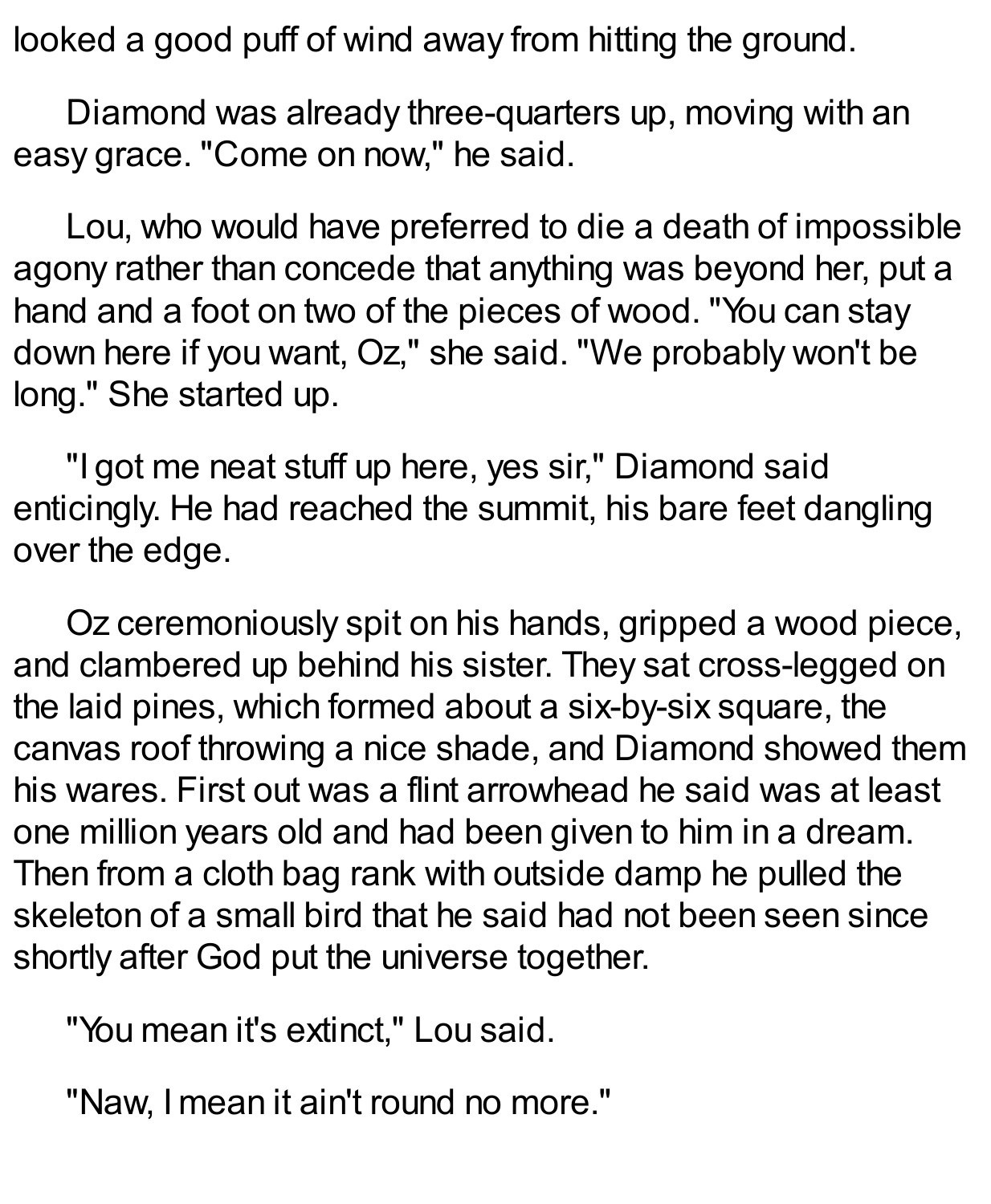looked a good puff of wind away from hitting the ground.

Diamond was already three-quarters up, moving with an easy grace. "Come on now," he said.

Lou, who would have preferred to die a death of impossible agony rather than concede that anything was beyond her, put a hand and a foot on two of the pieces of wood. "You can stay down here if you want, Oz," she said. "We probably won't be long." She started up.

"I got me neat stuff up here, yes sir," Diamond said enticingly. He had reached the summit, his bare feet dangling over the edge.

Oz ceremoniously spit on his hands, gripped a wood piece, and clambered up behind his sister. They sat cross-legged on the laid pines, which formed about a six-by-six square, the canvas roof throwing a nice shade, and Diamond showed them his wares. First out was a flint arrowhead he said was at least one million years old and had been given to him in a dream. Then from a cloth bag rank with outside damp he pulled the skeleton of a small bird that he said had not been seen since shortly after God put the universe together.

"You mean it's extinct," Lou said.

"Naw, I mean it ain't round no more."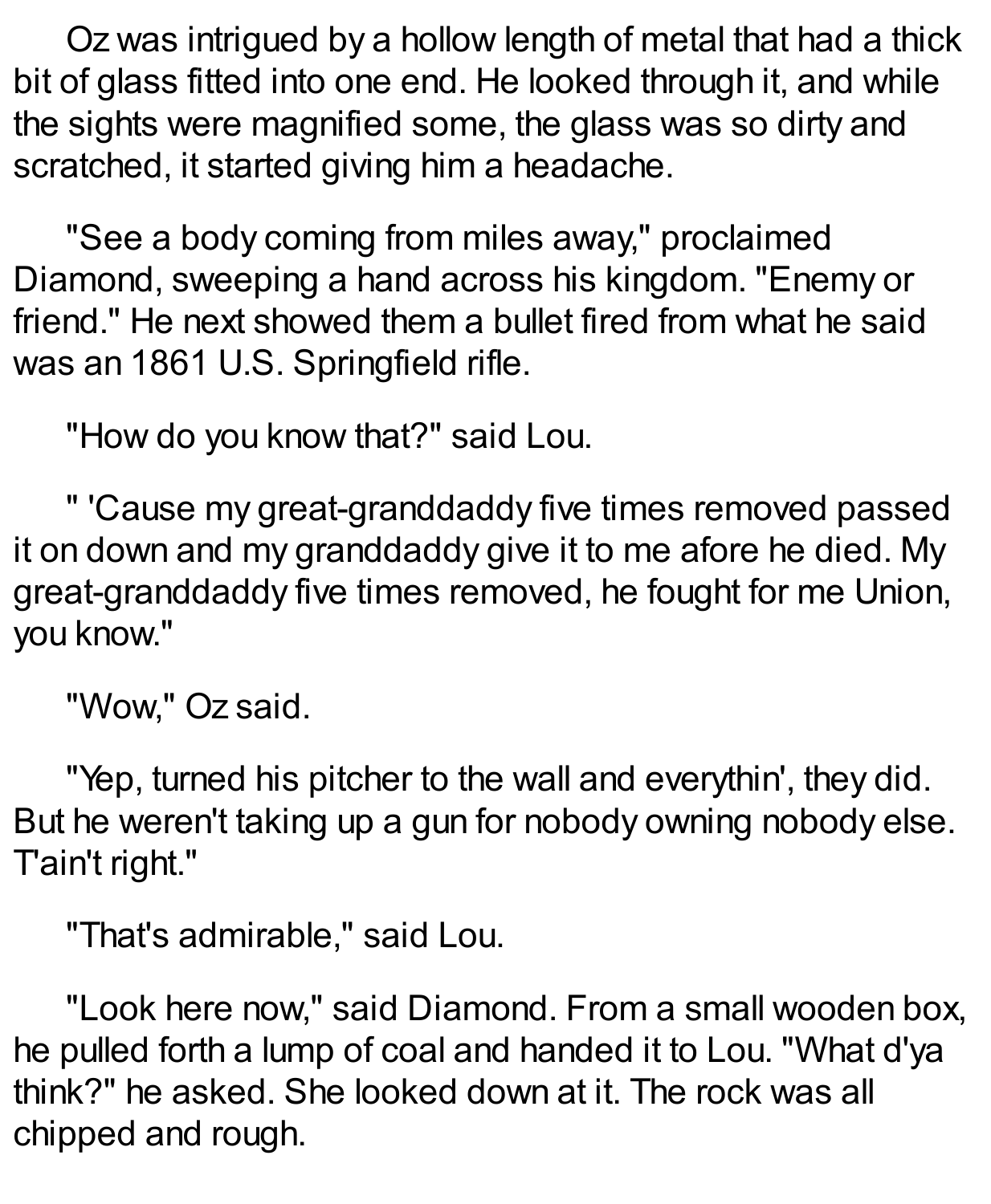Oz was intrigued by a hollow length of metal that had a thick bit of glass fitted into one end. He looked through it, and while the sights were magnified some, the glass was so dirty and scratched, it started giving him a headache.

"See a body coming from miles away," proclaimed Diamond, sweeping a hand across his kingdom. "Enemy or friend." He next showed them a bullet fired from what he said was an 1861 U.S. Springfield rifle.

"How do you know that?" said Lou.

" 'Cause my great-granddaddy five times removed passed it on down and my granddaddy give it to me afore he died. My great-granddaddy five times removed, he fought for me Union, you know."

"Wow," Oz said.

"Yep, turned his pitcher to the wall and everythin', they did. But he weren't taking up a gun for nobody owning nobody else. T'ain't right."

"That's admirable," said Lou.

"Look here now," said Diamond. From a small wooden box, he pulled forth a lump of coal and handed it to Lou. "What d'ya think?" he asked. She looked down at it. The rock was all chipped and rough.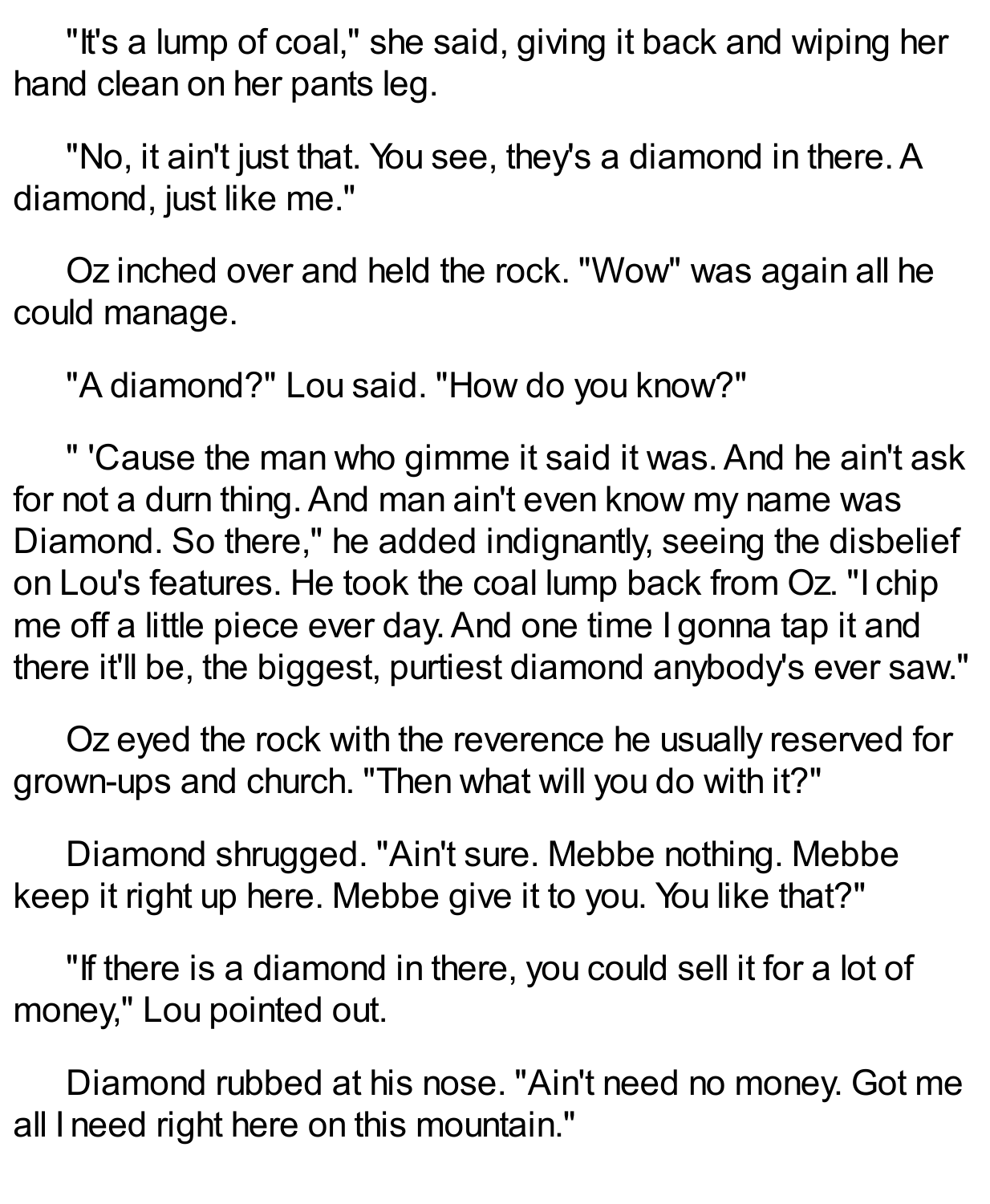"It's a lump of coal," she said, giving it back and wiping her hand clean on her pants leg.

"No, it ain't just that. You see, they's a diamond in there. A diamond, just like me."

Oz inched over and held the rock. "Wow" was again all he could manage.

"A diamond?" Lou said. "How do you know?"

" 'Cause the man who gimme it said it was. And he ain't ask for not a durn thing. And man ain't even know my name was Diamond. So there," he added indignantly, seeing the disbelief on Lou's features. He took the coal lump back from Oz. "I chip me off a little piece ever day. And one time I gonna tap it and there it'll be, the biggest, purtiest diamond anybody's ever saw."

Oz eyed the rock with the reverence he usually reserved for grown-ups and church. "Then what will you do with it?"

Diamond shrugged. "Ain't sure. Mebbe nothing. Mebbe keep it right up here. Mebbe give it to you. You like that?"

"If there is a diamond in there, you could sell it for a lot of money," Lou pointed out.

Diamond rubbed at his nose. "Ain't need no money. Got me all I need right here on this mountain."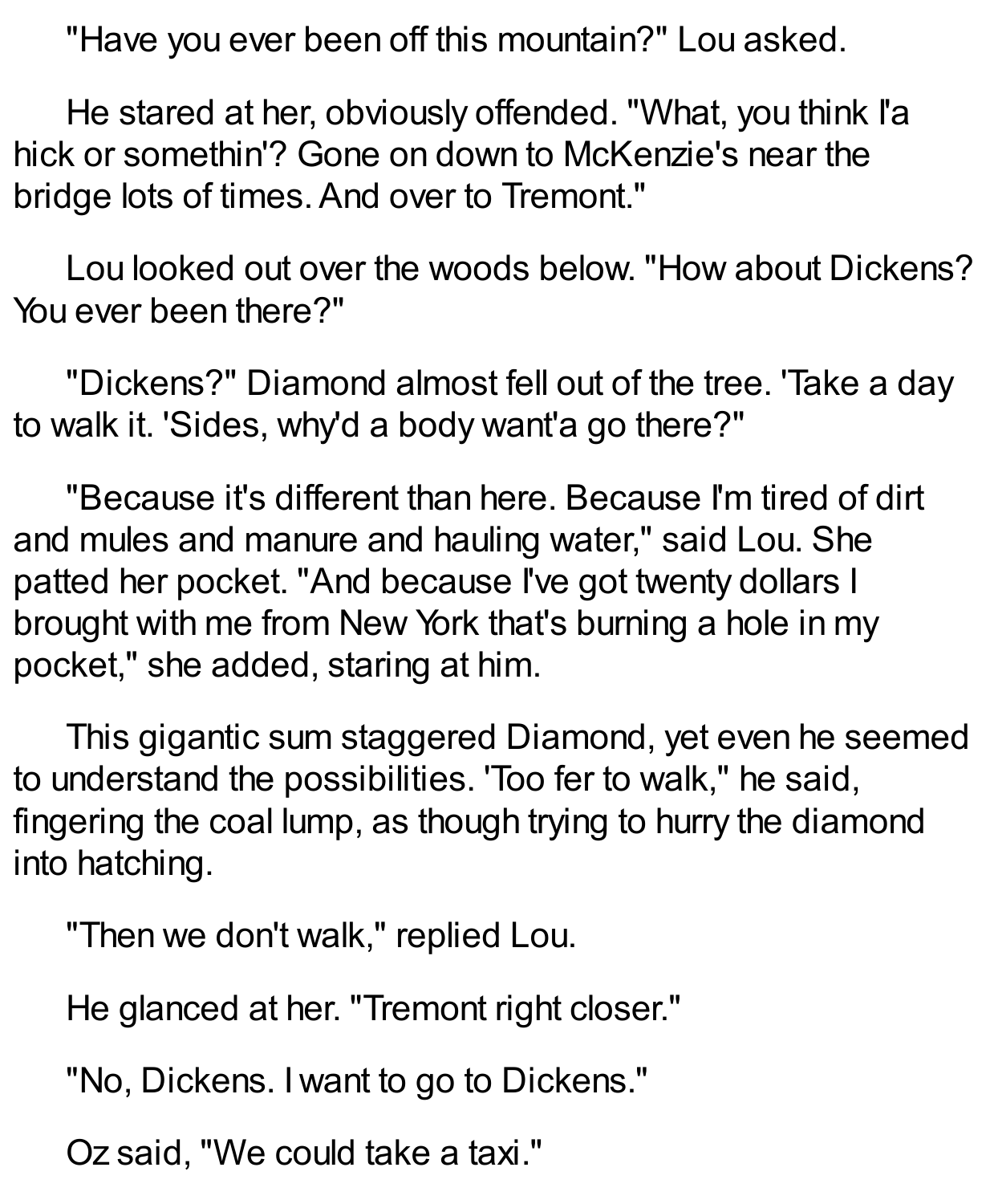"Have you ever been off this mountain?" Lou asked.

He stared at her, obviously offended. "What, you think I'a hick or somethin'? Gone on down to McKenzie's near the bridge lots of times. And over to Tremont."

Lou looked out over the woods below. "How about Dickens? You ever been there?"

"Dickens?" Diamond almost fell out of the tree. 'Take a day to walk it. 'Sides, why'd a body want'a go there?"

"Because it's different than here. Because I'm tired of dirt and mules and manure and hauling water," said Lou. She patted her pocket. "And because I've got twenty dollars I brought with me from New York that's burning a hole in my pocket," she added, staring at him.

This gigantic sum staggered Diamond, yet even he seemed to understand the possibilities. 'Too fer to walk," he said, fingering the coal lump, as though trying to hurry the diamond into hatching.

"Then we don't walk," replied Lou.

He glanced at her. "Tremont right closer."

"No, Dickens. I want to go to Dickens."

Oz said, "We could take a taxi."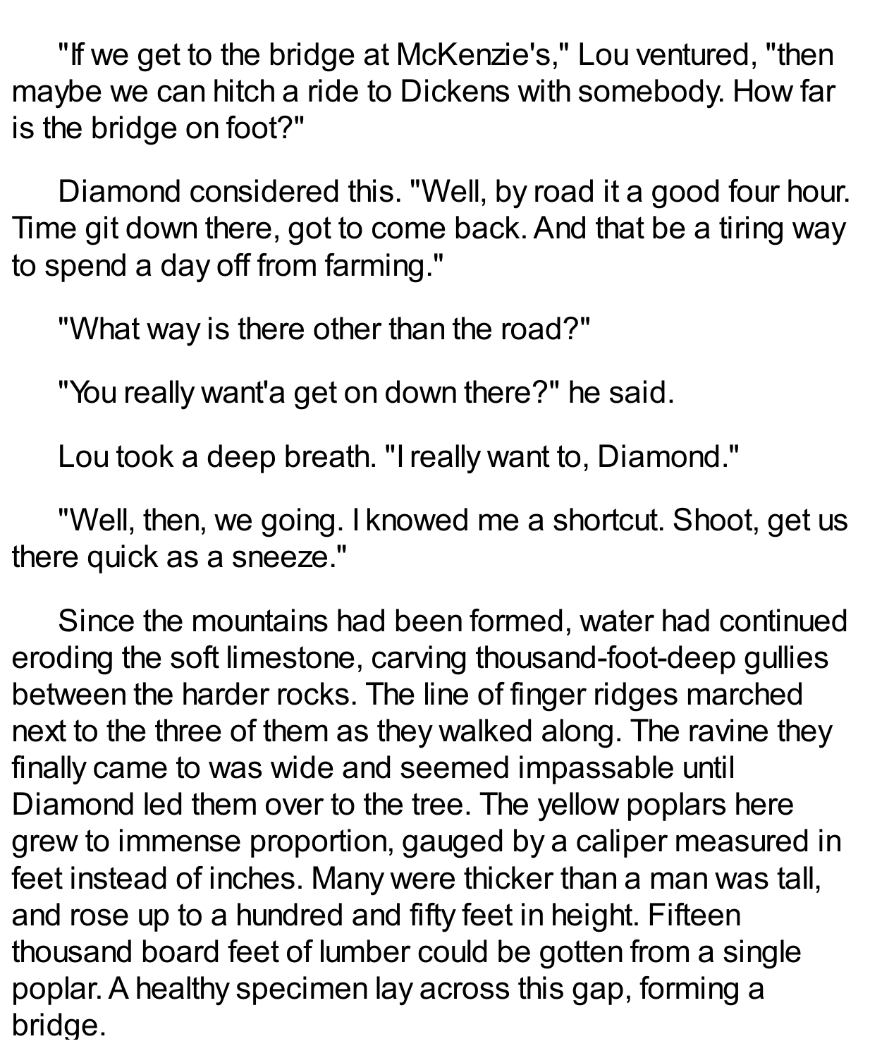"If we get to the bridge at McKenzie's," Lou ventured, "then maybe we can hitch a ride to Dickens with somebody. How far is the bridge on foot?"

Diamond considered this. "Well, by road it a good four hour. Time git down there, got to come back. And that be a tiring way to spend a day off from farming."

"What way is there other than the road?"

"You really want'a get on down there?" he said.

Lou took a deep breath. "I really want to, Diamond."

"Well, then, we going. I knowed me a shortcut. Shoot, get us there quick as a sneeze."

Since the mountains had been formed, water had continued eroding the soft limestone, carving thousand-foot-deep gullies between the harder rocks. The line of finger ridges marched next to the three of them as they walked along. The ravine they finally came to was wide and seemed impassable until Diamond led them over to the tree. The yellow poplars here grew to immense proportion, gauged by a caliper measured in feet instead of inches. Many were thicker than a man was tall, and rose up to a hundred and fifty feet in height. Fifteen thousand board feet of lumber could be gotten from a single poplar. A healthy specimen lay across this gap, forming a bridge.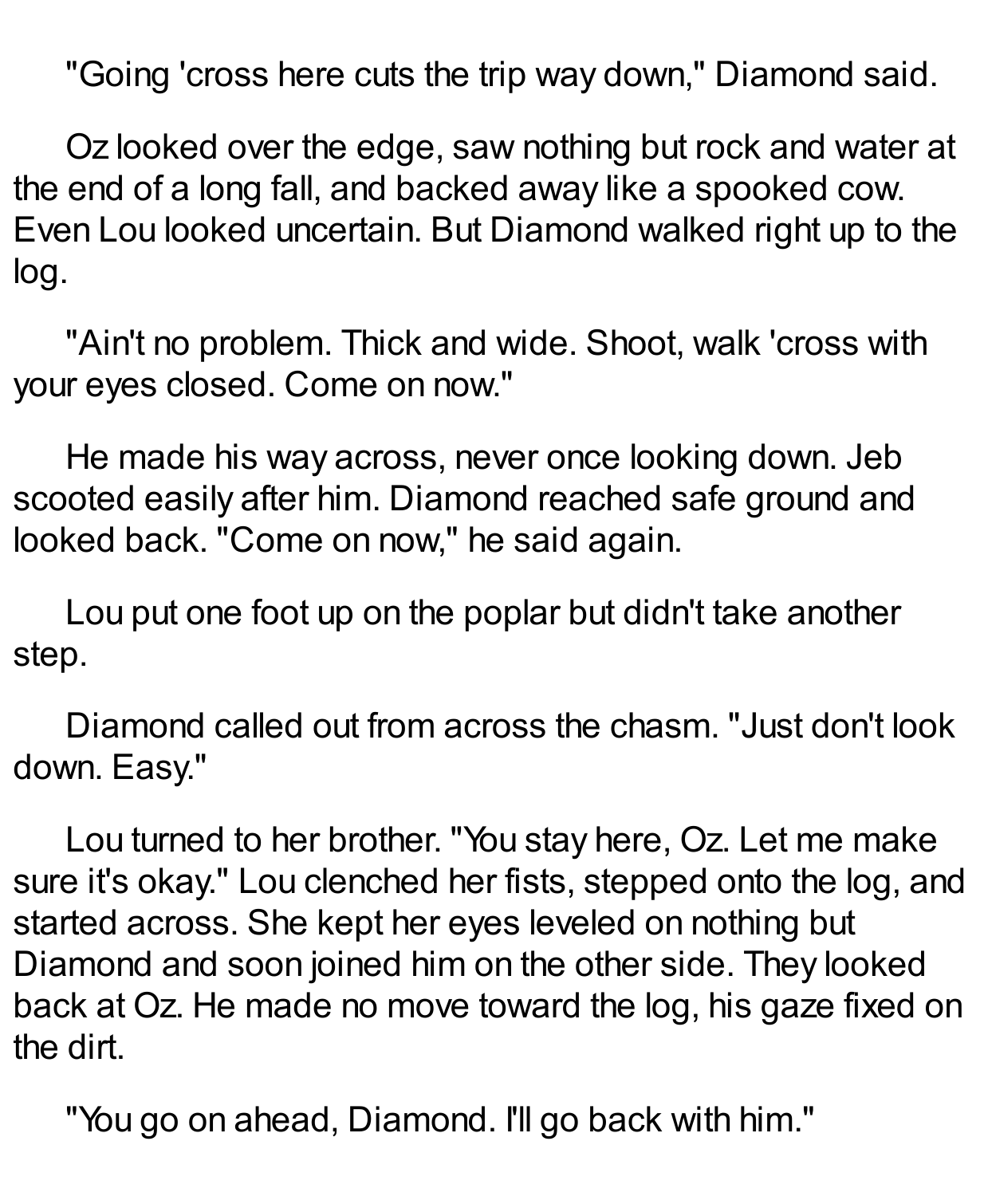"Going 'cross here cuts the trip way down," Diamond said.

Oz looked over the edge, saw nothing but rock and water at the end of a long fall, and backed away like a spooked cow. Even Lou looked uncertain. But Diamond walked right up to the log.

"Ain't no problem. Thick and wide. Shoot, walk 'cross with your eyes closed. Come on now."

He made his way across, never once looking down. Jeb scooted easily after him. Diamond reached safe ground and looked back. "Come on now," he said again.

Lou put one foot up on the poplar but didn't take another step.

Diamond called out from across the chasm. "Just don't look down. Easy."

Lou turned to her brother. "You stay here, Oz. Let me make sure it's okay." Lou clenched her fists, stepped onto the log, and started across. She kept her eyes leveled on nothing but Diamond and soon joined him on the other side. They looked back at Oz. He made no move toward the log, his gaze fixed on the dirt.

"You go on ahead, Diamond. I'll go back with him."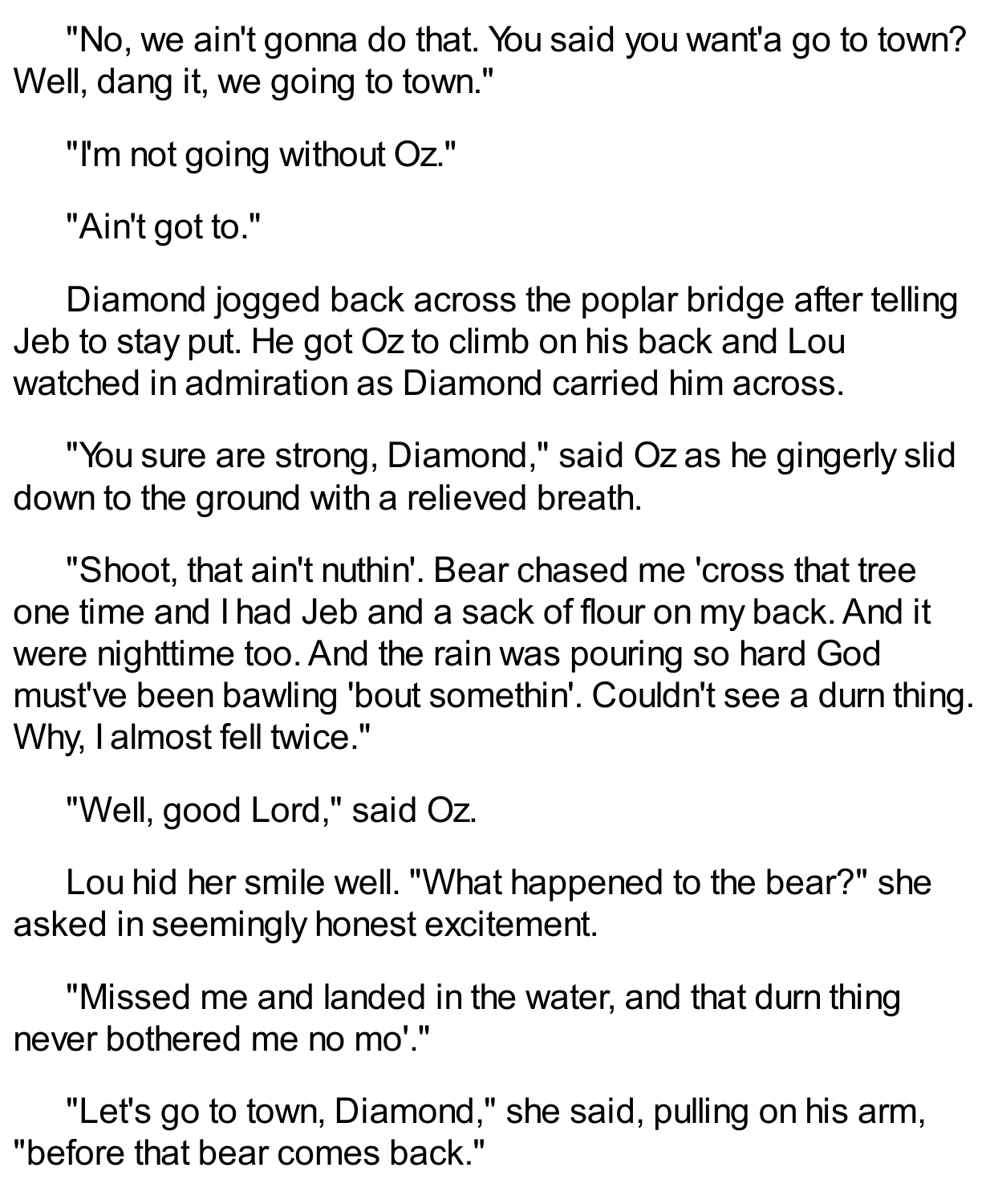"No, we ain't gonna do that. You said you want'a go to town? Well, dang it, we going to town."

"I'm not going without Oz."

"Ain't got to."

Diamond jogged back across the poplar bridge after telling Jeb to stay put. He got Oz to climb on his back and Lou watched in admiration as Diamond carried him across.

"You sure are strong, Diamond," said Oz as he gingerly slid down to the ground with a relieved breath.

"Shoot, that ain't nuthin'. Bear chased me 'cross that tree one time and I had Jeb and a sack of flour on my back. And it were nighttime too. And the rain was pouring so hard God must've been bawling 'bout somethin'. Couldn't see a durn thing. Why, I almost fell twice."

"Well, good Lord," said Oz.

Lou hid her smile well. "What happened to the bear?" she asked in seemingly honest excitement.

"Missed me and landed in the water, and that durn thing never bothered me no mo'."

"Let's go to town, Diamond," she said, pulling on his arm, "before that bear comes back."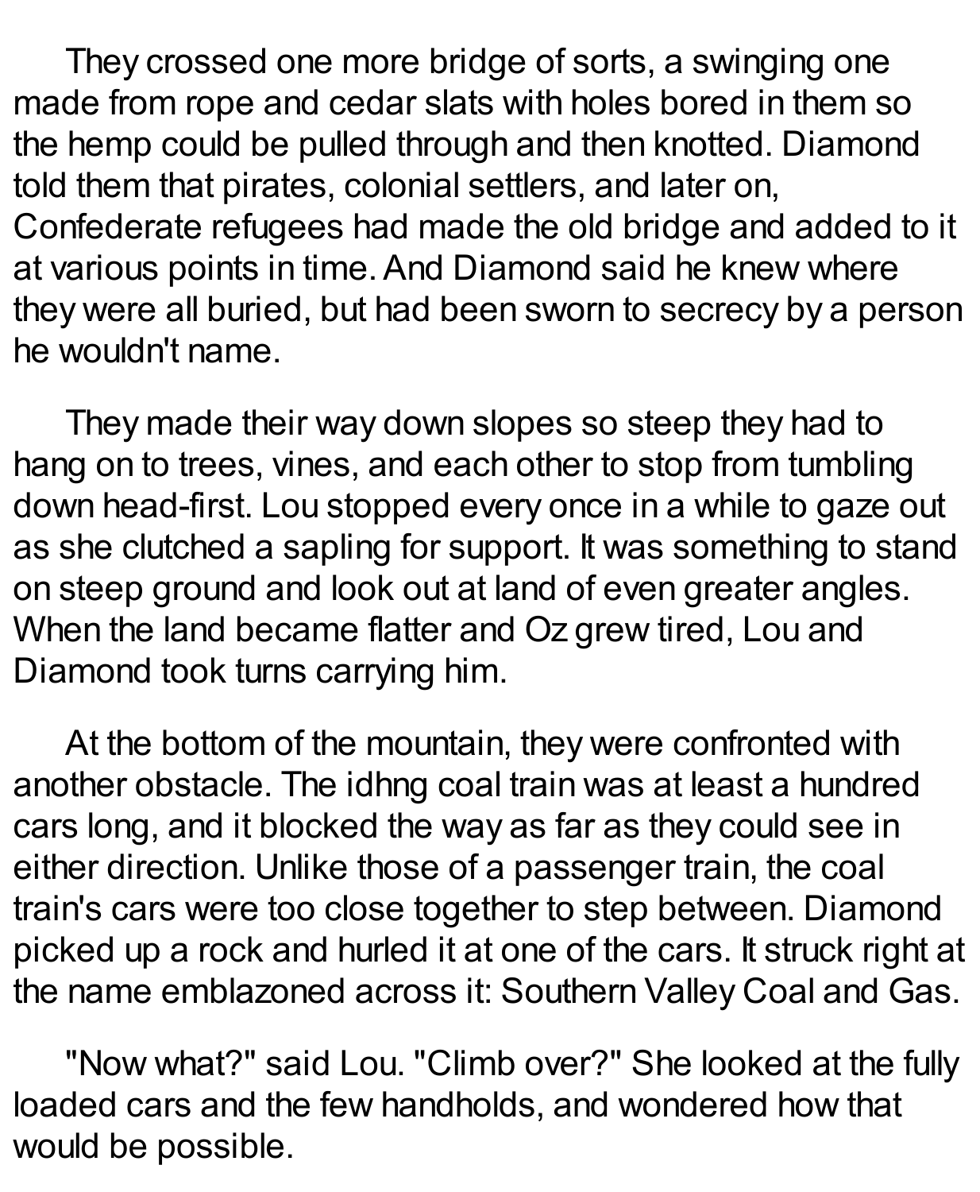They crossed one more bridge of sorts, a swinging one made from rope and cedar slats with holes bored in them so the hemp could be pulled through and then knotted. Diamond told them that pirates, colonial settlers, and later on, Confederate refugees had made the old bridge and added to it at various points in time. And Diamond said he knew where they were all buried, but had been sworn to secrecy by a person he wouldn't name.

They made their way down slopes so steep they had to hang on to trees, vines, and each other to stop from tumbling down head-first. Lou stopped every once in a while to gaze out as she clutched a sapling for support. It was something to stand on steep ground and look out at land of even greater angles. When the land became flatter and Oz grew tired, Lou and Diamond took turns carrying him.

At the bottom of the mountain, they were confronted with another obstacle. The idhng coal train was at least a hundred cars long, and it blocked the way as far as they could see in either direction. Unlike those of a passenger train, the coal train's cars were too close together to step between. Diamond picked up a rock and hurled it at one of the cars. It struck right at the name emblazoned across it: Southern Valley Coal and Gas.

"Now what?" said Lou. "Climb over?" She looked at the fully loaded cars and the few handholds, and wondered how that would be possible.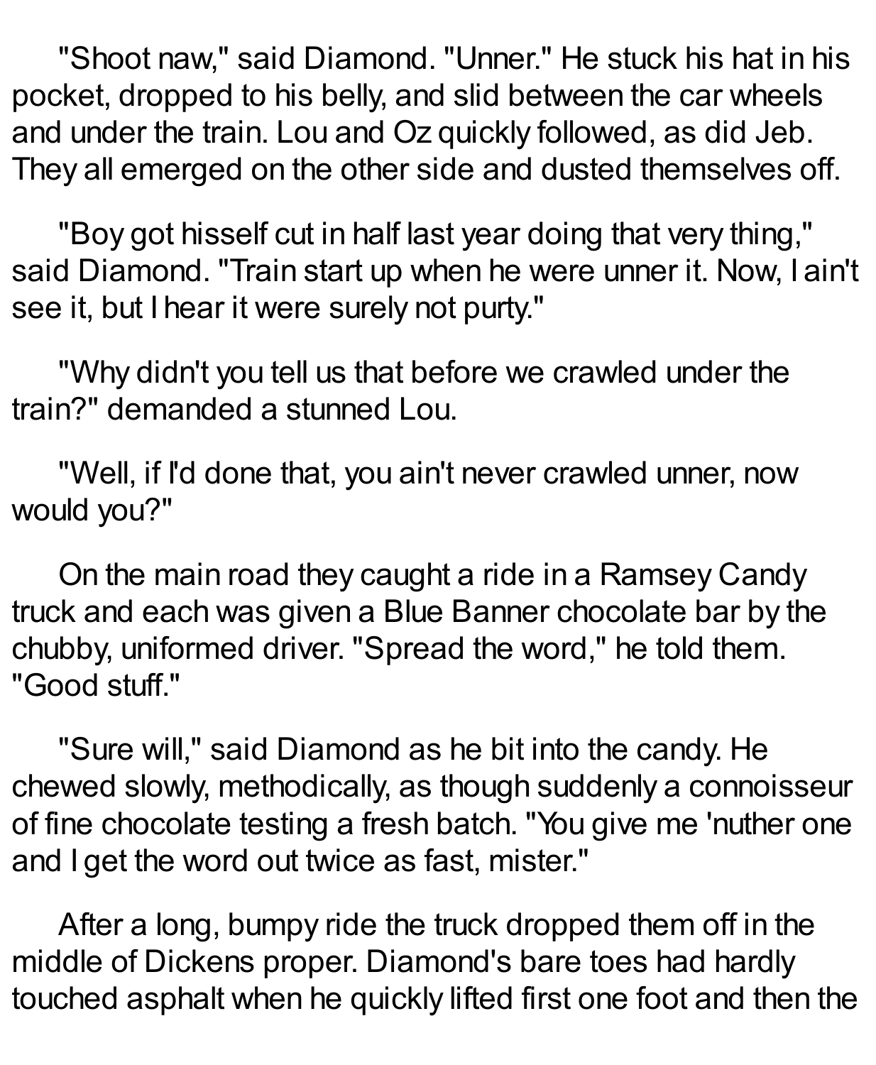"Shoot naw," said Diamond. "Unner." He stuck his hat in his pocket, dropped to his belly, and slid between the car wheels and under the train. Lou and Oz quickly followed, as did Jeb. They all emerged on the other side and dusted themselves off.

"Boy got hisself cut in half last year doing that very thing," said Diamond. "Train start up when he were unner it. Now, I ain't see it, but I hear it were surely not purty."

"Why didn't you tell us that before we crawled under the train?" demanded a stunned Lou.

"Well, if I'd done that, you ain't never crawled unner, now would you?"

On the main road they caught a ride in a Ramsey Candy truck and each was given a Blue Banner chocolate bar by the chubby, uniformed driver. "Spread the word," he told them. "Good stuff."

"Sure will," said Diamond as he bit into the candy. He chewed slowly, methodically, as though suddenly a connoisseur of fine chocolate testing a fresh batch. "You give me 'nuther one and I get the word out twice as fast, mister."

After a long, bumpy ride the truck dropped them off in the middle of Dickens proper. Diamond's bare toes had hardly touched asphalt when he quickly lifted first one foot and then the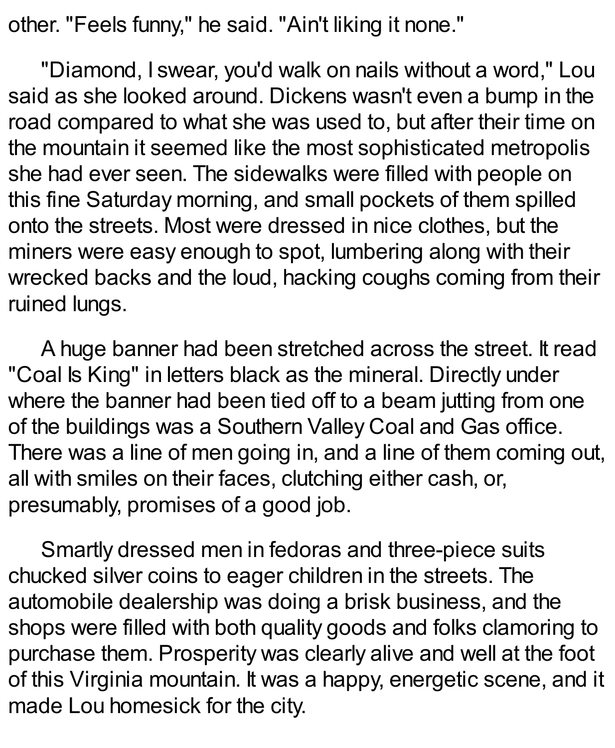other. "Feels funny," he said. "Ain't liking it none."

"Diamond, I swear, you'd walk on nails without a word," Lou said as she looked around. Dickens wasn't even a bump in the road compared to what she was used to, but after their time on the mountain it seemed like the most sophisticated metropolis she had ever seen. The sidewalks were filled with people on this fine Saturday morning, and small pockets of them spilled onto the streets. Most were dressed in nice clothes, but the miners were easy enough to spot, lumbering along with their wrecked backs and the loud, hacking coughs coming from their ruined lungs.

A huge banner had been stretched across the street. It read "Coal Is King" in letters black as the mineral. Directly under where the banner had been tied off to a beam jutting from one of the buildings was a Southern Valley Coal and Gas office. There was a line of men going in, and a line of them coming out, all with smiles on their faces, clutching either cash, or, presumably, promises of a good job.

Smartly dressed men in fedoras and three-piece suits chucked silver coins to eager children in the streets. The automobile dealership was doing a brisk business, and the shops were filled with both quality goods and folks clamoring to purchase them. Prosperity was clearly alive and well at the foot of this Virginia mountain. It was a happy, energetic scene, and it made Lou homesick for the city.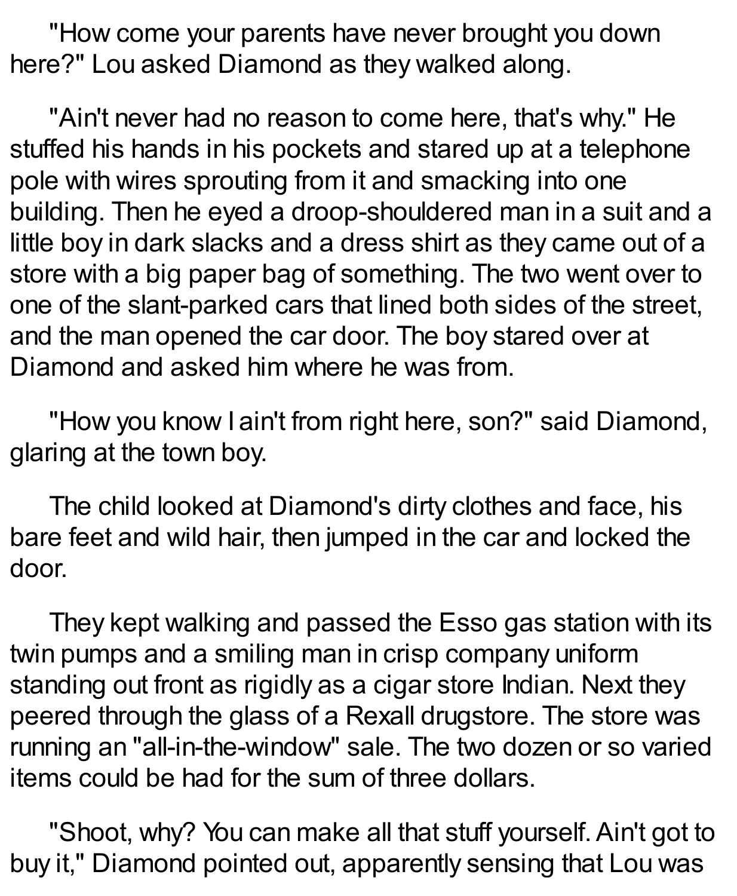"How come your parents have never brought you down here?" Lou asked Diamond as they walked along.

"Ain't never had no reason to come here, that's why." He stuffed his hands in his pockets and stared up at a telephone pole with wires sprouting from it and smacking into one building. Then he eyed a droop-shouldered man in a suit and a little boy in dark slacks and a dress shirt as they came out of a store with a big paper bag of something. The two went over to one of the slant-parked cars that lined both sides of the street, and the man opened the car door. The boy stared over at Diamond and asked him where he was from.

"How you know I ain't from right here, son?" said Diamond, glaring at the town boy.

The child looked at Diamond's dirty clothes and face, his bare feet and wild hair, then jumped in the car and locked the door.

They kept walking and passed the Esso gas station with its twin pumps and a smiling man in crisp company uniform standing out front as rigidly as a cigar store Indian. Next they peered through the glass of a Rexall drugstore. The store was running an "all-in-the-window" sale. The two dozen or so varied items could be had for the sum of three dollars.

"Shoot, why? You can make all that stuff yourself. Ain't got to buy it," Diamond pointed out, apparently sensing that Lou was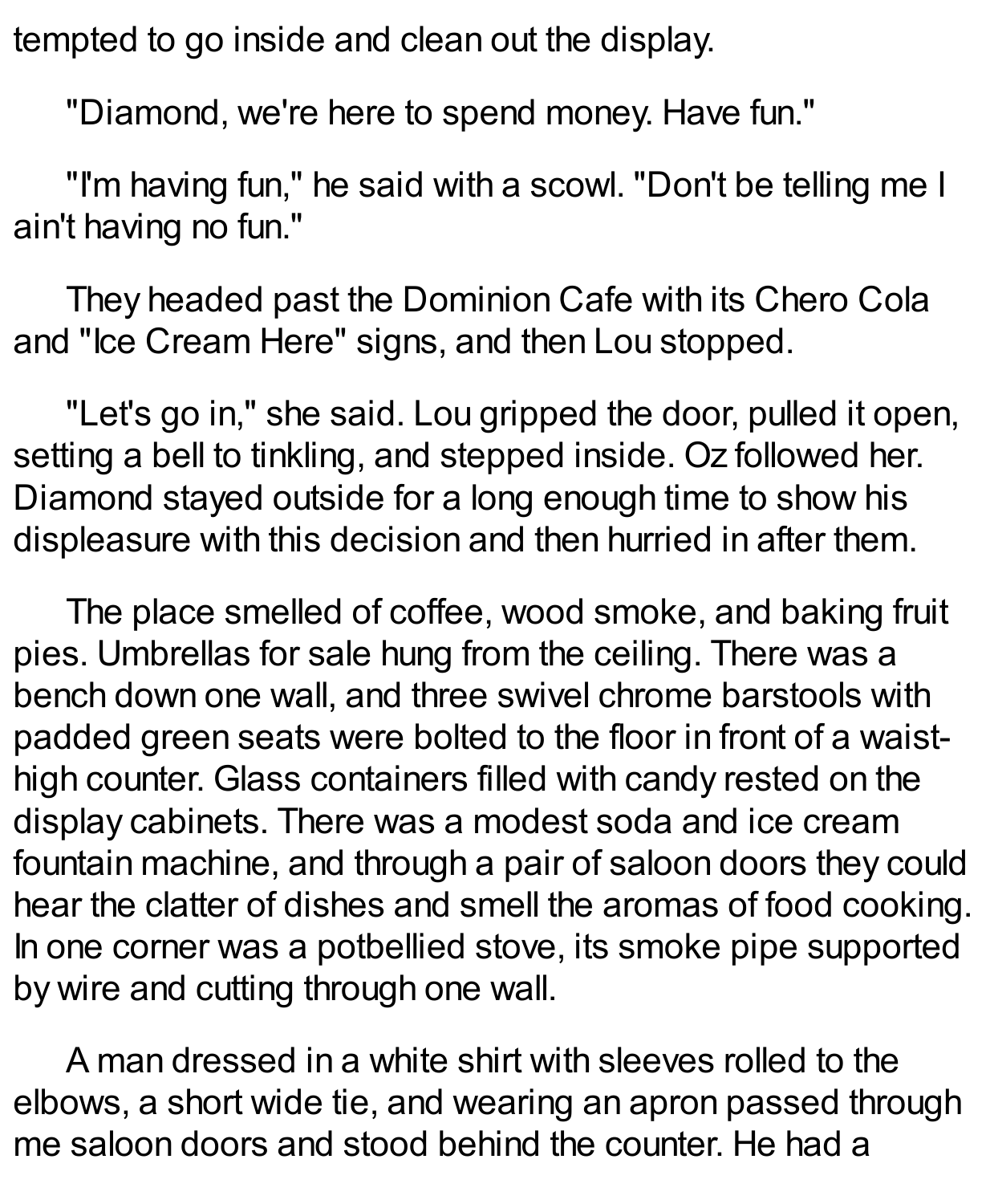tempted to go inside and clean out the display.

"Diamond, we're here to spend money. Have fun."

"I'm having fun," he said with a scowl. "Don't be telling me I ain't having no fun."

They headed past the Dominion Cafe with its Chero Cola and "Ice Cream Here" signs, and then Lou stopped.

"Let's go in," she said. Lou gripped the door, pulled it open, setting a bell to tinkling, and stepped inside. Oz followed her. Diamond stayed outside for a long enough time to show his displeasure with this decision and then hurried in after them.

The place smelled of coffee, wood smoke, and baking fruit pies. Umbrellas for sale hung from the ceiling. There was a bench down one wall, and three swivel chrome barstools with padded green seats were bolted to the floor in front of a waist-high counter. Glass containers filled with candy rested on the display cabinets. There was a modest soda and ice cream fountain machine, and through a pair of saloon doors they could hear the clatter of dishes and smell the aromas of food cooking. In one corner was a potbellied stove, its smoke pipe supported by wire and cutting through one wall.

A man dressed in a white shirt with sleeves rolled to the elbows, a short wide tie, and wearing an apron passed through me saloon doors and stood behind the counter. He had a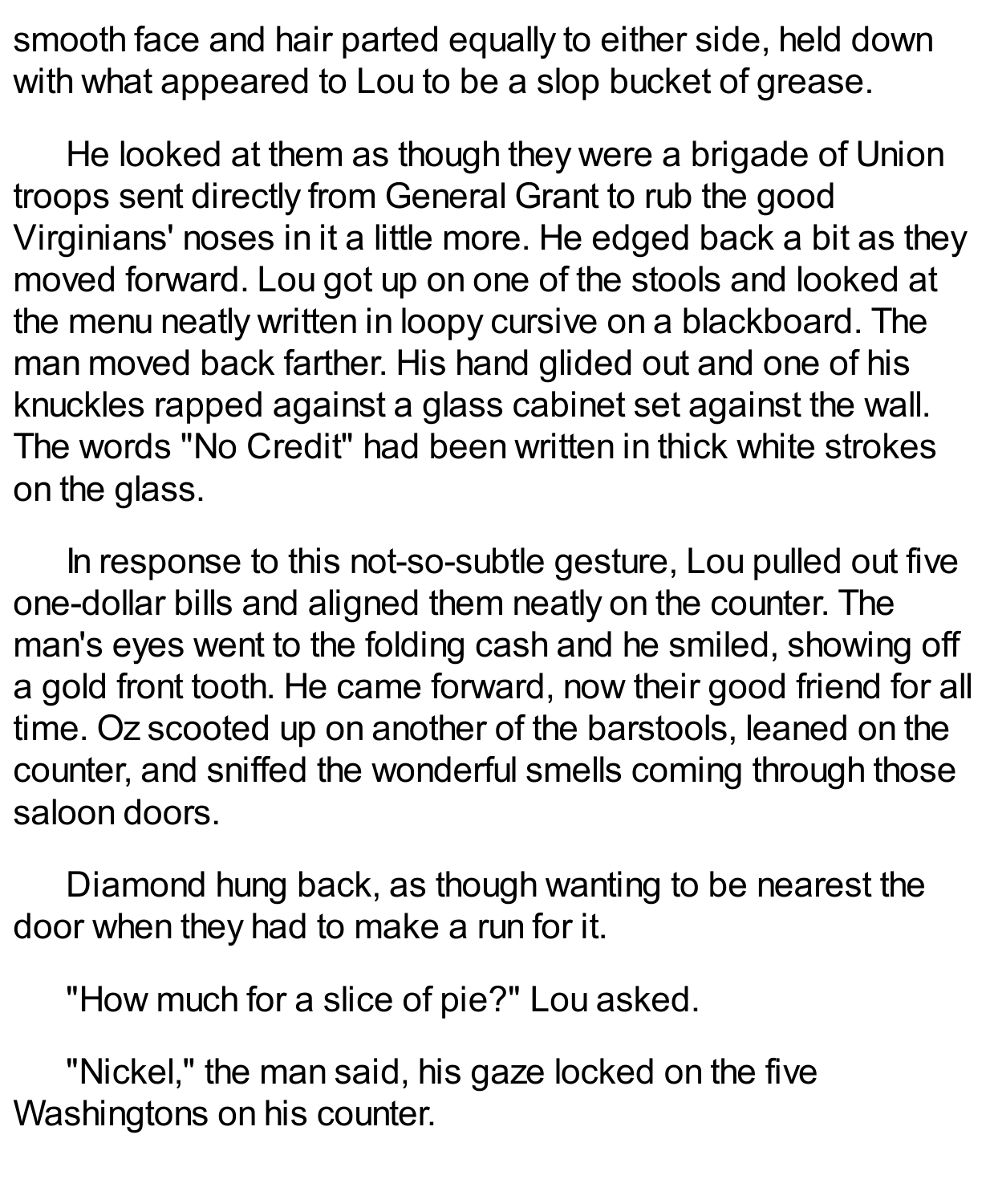smooth face and hair parted equally to either side, held down with what appeared to Lou to be a slop bucket of grease.

He looked at them as though they were a brigade of Union troops sent directly from General Grant to rub the good Virginians' noses in it a little more. He edged back a bit as they moved forward. Lou got up on one of the stools and looked at the menu neatly written in loopy cursive on a blackboard. The man moved back farther. His hand glided out and one of his knuckles rapped against a glass cabinet set against the wall. The words "No Credit" had been written in thick white strokes on the glass.

In response to this not-so-subtle gesture, Lou pulled out five one-dollar bills and aligned them neatly on the counter. The man's eyes went to the folding cash and he smiled, showing off a gold front tooth. He came forward, now their good friend for all time. Oz scooted up on another of the barstools, leaned on the counter, and sniffed the wonderful smells coming through those saloon doors.

Diamond hung back, as though wanting to be nearest the door when they had to make a run for it.

"How much for a slice of pie?" Lou asked.

"Nickel," the man said, his gaze locked on the five Washingtons on his counter.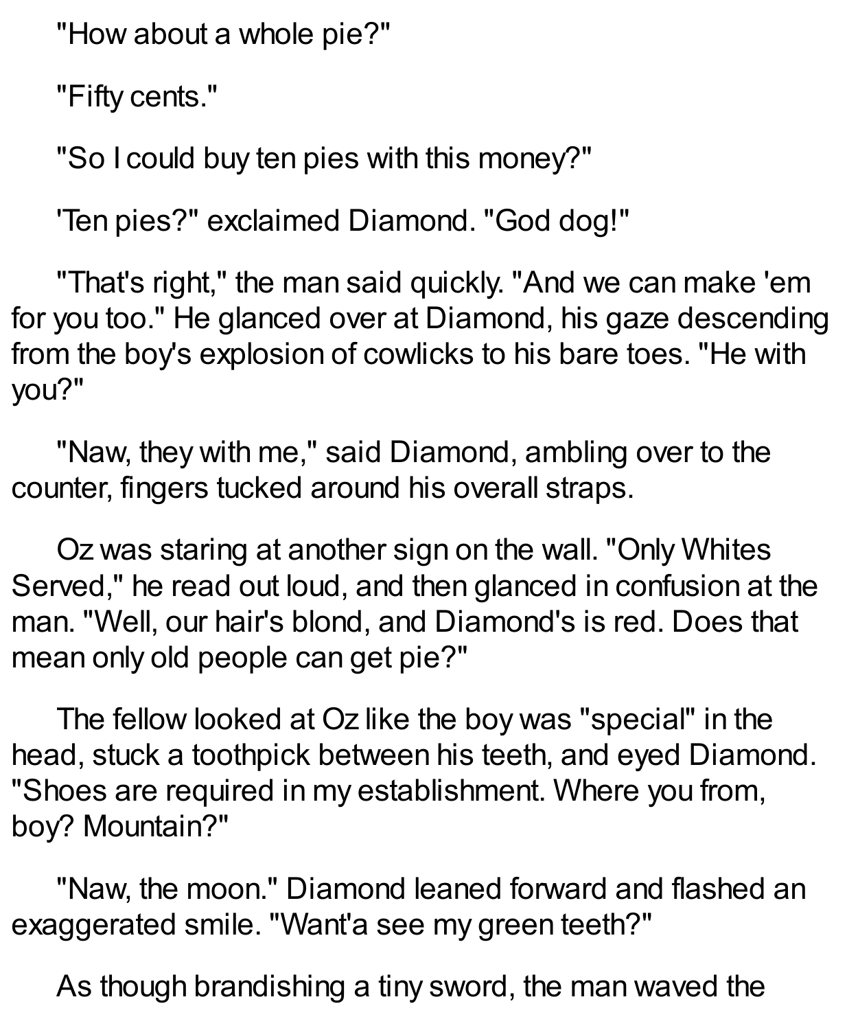"How about a whole pie?"

"Fifty cents."

"So I could buy ten pies with this money?"

'Ten pies?" exclaimed Diamond. "God dog!"

"That's right," the man said quickly. "And we can make 'em for you too." He glanced over at Diamond, his gaze descending from the boy's explosion of cowlicks to his bare toes. "He with you?"

"Naw, they with me," said Diamond, ambling over to the counter, fingers tucked around his overall straps.

Oz was staring at another sign on the wall. "Only Whites Served," he read out loud, and then glanced in confusion at the man. "Well, our hair's blond, and Diamond's is red. Does that mean only old people can get pie?"

The fellow looked at Oz like the boy was "special" in the head, stuck a toothpick between his teeth, and eyed Diamond. "Shoes are required in my establishment. Where you from, boy? Mountain?"

"Naw, the moon." Diamond leaned forward and flashed an exaggerated smile. "Want'a see my green teeth?"

As though brandishing a tiny sword, the man waved the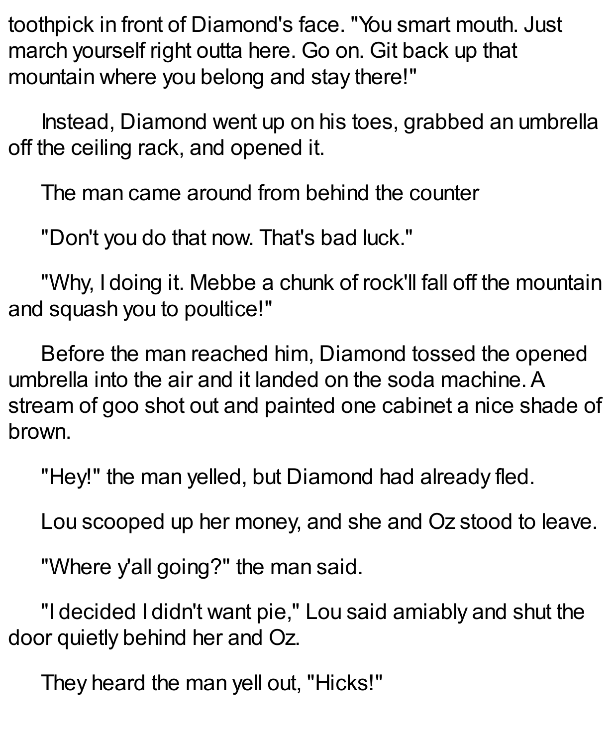toothpick in front of Diamond's face. "You smart mouth. Just march yourself right outta here. Go on. Git back up that mountain where you belong and stay there!"

Instead, Diamond went up on his toes, grabbed an umbrella off the ceiling rack, and opened it.

The man came around from behind the counter

"Don't you do that now. That's bad luck."

"Why, I doing it. Mebbe a chunk of rock'll fall off the mountain and squash you to poultice!"

Before the man reached him, Diamond tossed the opened umbrella into the air and it landed on the soda machine. A stream of goo shot out and painted one cabinet a nice shade of brown.

"Hey!" the man yelled, but Diamond had already fled.

Lou scooped up her money, and she and Oz stood to leave.

"Where y'all going?" the man said.

"I decided I didn't want pie," Lou said amiably and shut the door quietly behind her and Oz.

They heard the man yell out, "Hicks!"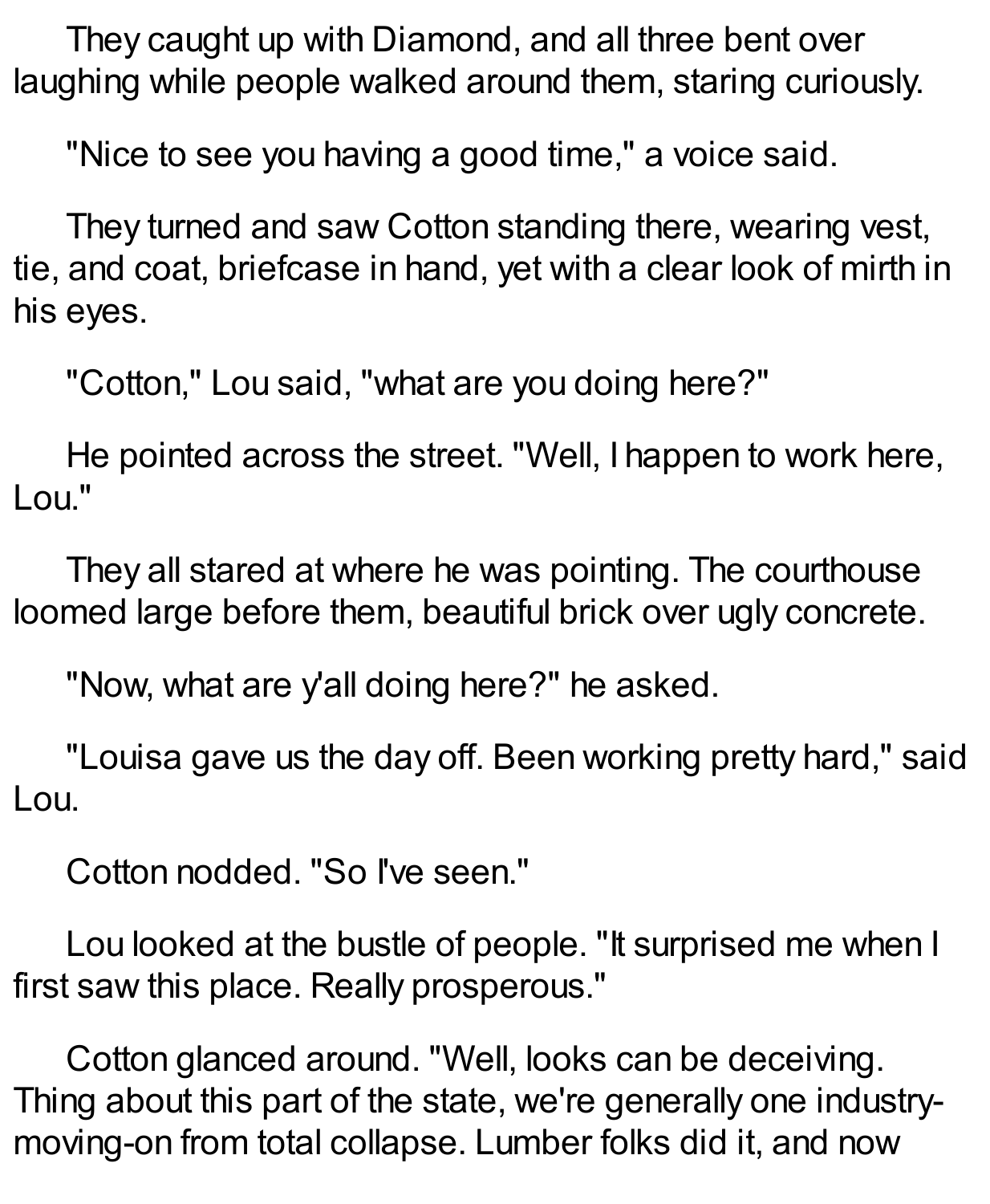They caught up with Diamond, and all three bent over laughing while people walked around them, staring curiously.

"Nice to see you having a good time," a voice said.

They turned and saw Cotton standing there, wearing vest, tie, and coat, briefcase in hand, yet with a clear look of mirth in his eyes.

"Cotton," Lou said, "what are you doing here?"

He pointed across the street. "Well, I happen to work here, Lou."

They all stared at where he was pointing. The courthouse loomed large before them, beautiful brick over ugly concrete.

"Now, what are y'all doing here?" he asked.

"Louisa gave us the day off. Been working pretty hard," said Lou.

Cotton nodded. "So I've seen."

Lou looked at the bustle of people. "It surprised me when I first saw this place. Really prosperous."

Cotton glanced around. "Well, looks can be deceiving. Thing about this part of the state, we're generally one industry-moving-on from total collapse. Lumber folks did it, and now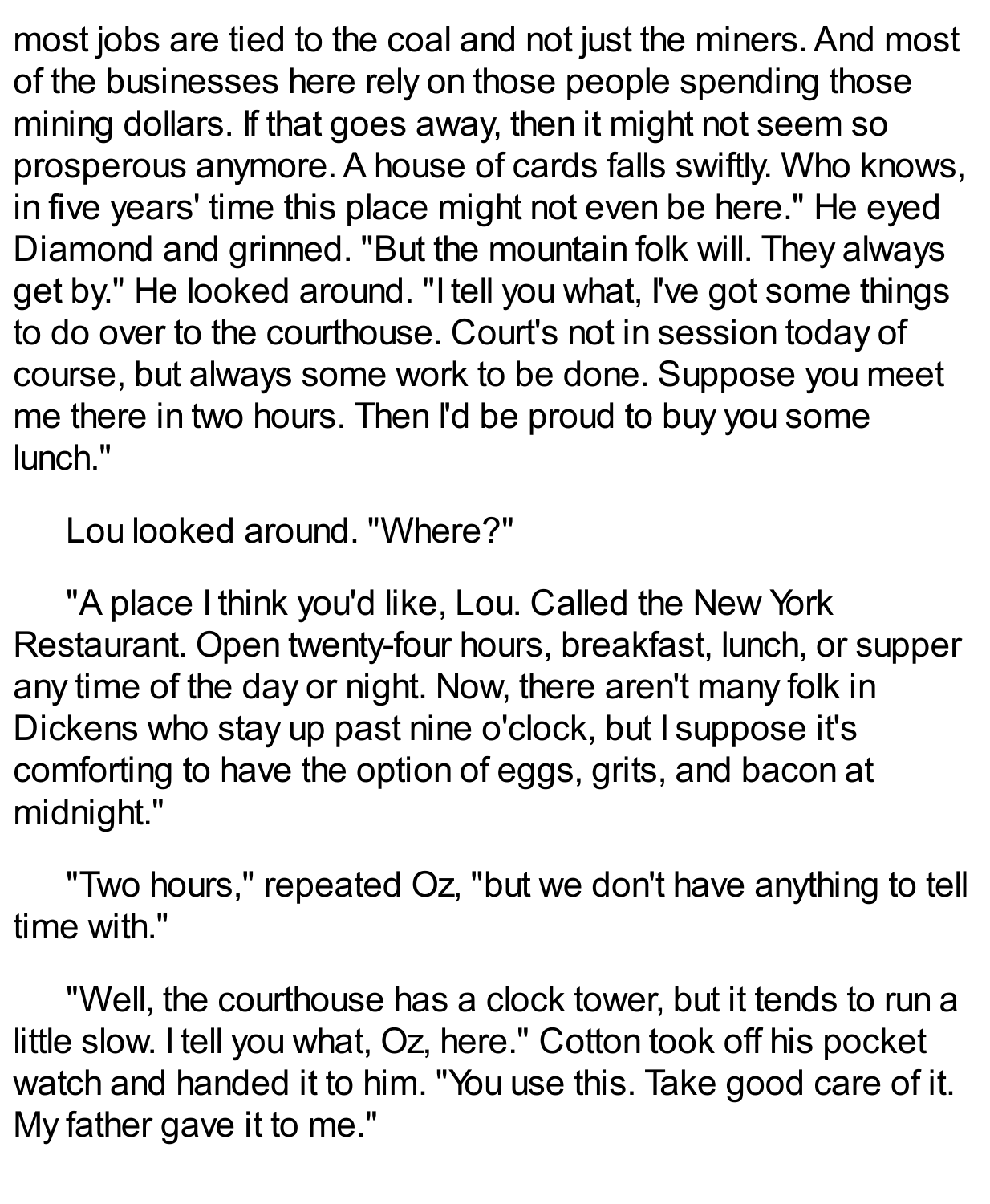most jobs are tied to the coal and not just the miners. And most of the businesses here rely on those people spending those mining dollars. If that goes away, then it might not seem so prosperous anymore. A house of cards falls swiftly. Who knows, in five years' time this place might not even be here." He eyed Diamond and grinned. "But the mountain folk will. They always get by." He looked around. "I tell you what, I've got some things to do over to the courthouse. Court's not in session today of course, but always some work to be done. Suppose you meet me there in two hours. Then I'd be proud to buy you some lunch."

Lou looked around. "Where?"

"A place I think you'd like, Lou. Called the New York Restaurant. Open twenty-four hours, breakfast, lunch, or supper any time of the day or night. Now, there aren't many folk in Dickens who stay up past nine o'clock, but I suppose it's comforting to have the option of eggs, grits, and bacon at midnight."

"Two hours," repeated Oz, "but we don't have anything to tell time with."

"Well, the courthouse has a clock tower, but it tends to run a little slow. I tell you what, Oz, here." Cotton took off his pocket watch and handed it to him. "You use this. Take good care of it. My father gave it to me."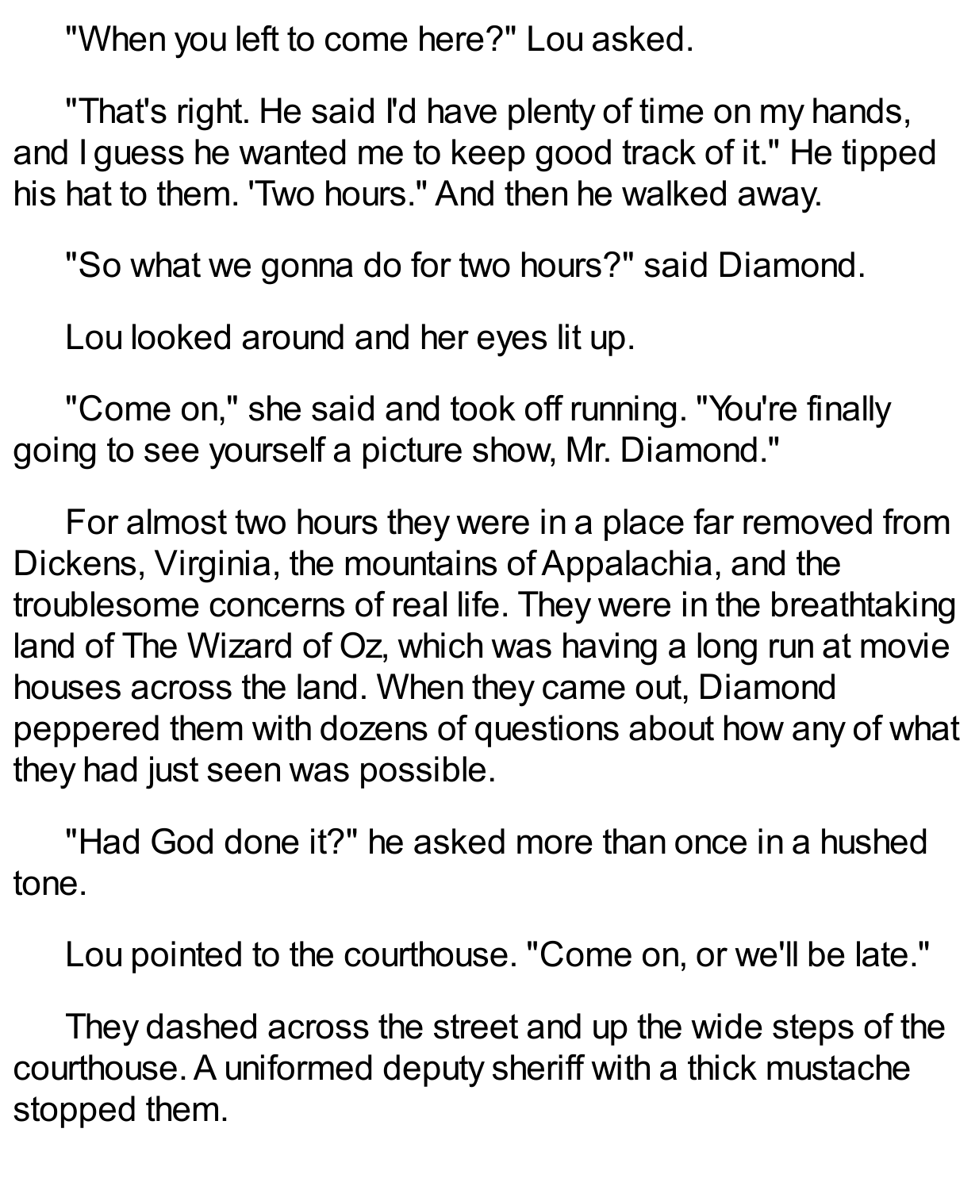"When you left to come here?" Lou asked.

"That's right. He said I'd have plenty of time on my hands, and I guess he wanted me to keep good track of it." He tipped his hat to them. 'Two hours." And then he walked away.

"So what we gonna do for two hours?" said Diamond.

Lou looked around and her eyes lit up.

"Come on," she said and took off running. "You're finally going to see yourself a picture show, Mr. Diamond."

For almost two hours they were in a place far removed from Dickens, Virginia, the mountains of Appalachia, and the troublesome concerns of real life. They were in the breathtaking land of The Wizard of Oz, which was having a long run at movie houses across the land. When they came out, Diamond peppered them with dozens of questions about how any of what they had just seen was possible.

"Had God done it?" he asked more than once in a hushed tone.

Lou pointed to the courthouse. "Come on, or we'll be late."

They dashed across the street and up the wide steps of the courthouse. A uniformed deputy sheriff with a thick mustache stopped them.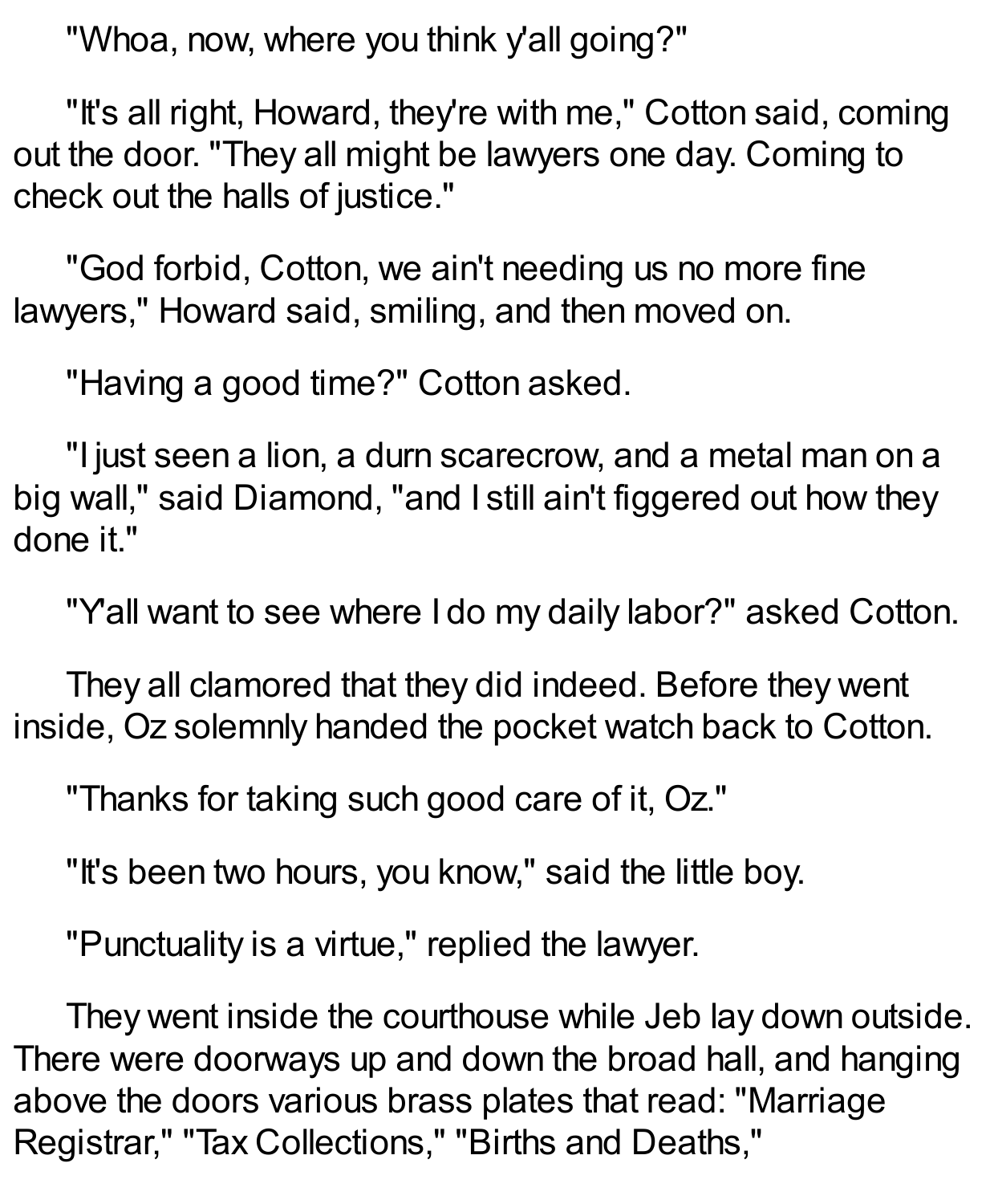"Whoa, now, where you think y'all going?"

"It's all right, Howard, they're with me," Cotton said, coming out the door. "They all might be lawyers one day. Coming to check out the halls of justice."

"God forbid, Cotton, we ain't needing us no more fine lawyers," Howard said, smiling, and then moved on.

"Having a good time?" Cotton asked.

"I just seen a lion, a durn scarecrow, and a metal man on a big wall," said Diamond, "and I still ain't figgered out how they done it."

"Y'all want to see where I do my daily labor?" asked Cotton.

They all clamored that they did indeed. Before they went inside, Oz solemnly handed the pocket watch back to Cotton.

"Thanks for taking such good care of it, Oz."

"It's been two hours, you know," said the little boy.

"Punctuality is a virtue," replied the lawyer.

They went inside the courthouse while Jeb lay down outside. There were doorways up and down the broad hall, and hanging above the doors various brass plates that read: "Marriage Registrar," "Tax Collections," "Births and Deaths,"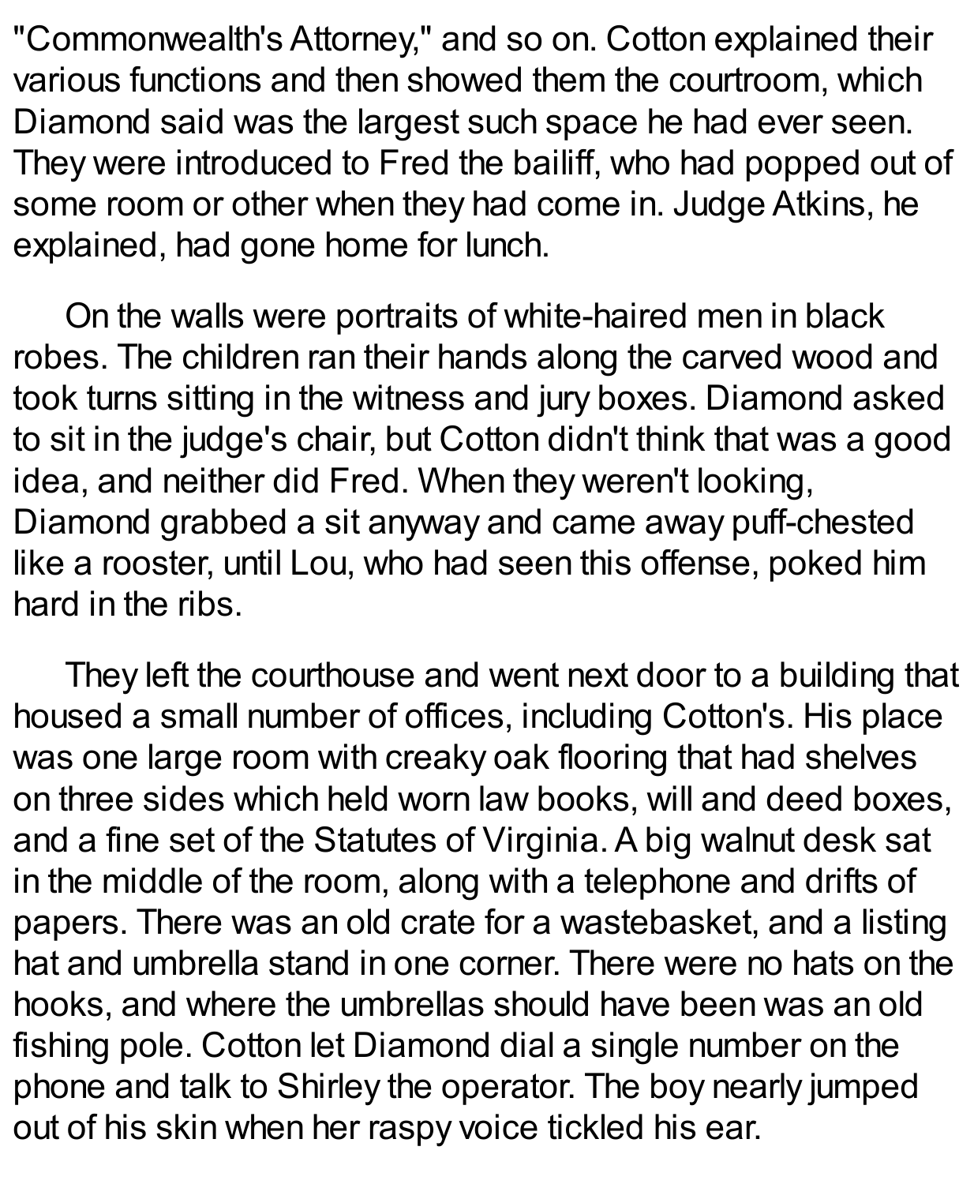"Commonwealth's Attorney," and so on. Cotton explained their various functions and then showed them the courtroom, which Diamond said was the largest such space he had ever seen. They were introduced to Fred the bailiff, who had popped out of some room or other when they had come in. Judge Atkins, he explained, had gone home for lunch.

On the walls were portraits of white-haired men in black robes. The children ran their hands along the carved wood and took turns sitting in the witness and jury boxes. Diamond asked to sit in the judge's chair, but Cotton didn't think that was a good idea, and neither did Fred. When they weren't looking, Diamond grabbed a sit anyway and came away puff-chested like a rooster, until Lou, who had seen this offense, poked him hard in the ribs.

They left the courthouse and went next door to a building that housed a small number of offices, including Cotton's. His place was one large room with creaky oak flooring that had shelves on three sides which held worn law books, will and deed boxes, and a fine set of the Statutes of Virginia. A big walnut desk sat in the middle of the room, along with a telephone and drifts of papers. There was an old crate for a wastebasket, and a listing hat and umbrella stand in one corner. There were no hats on the hooks, and where the umbrellas should have been was an old fishing pole. Cotton let Diamond dial a single number on the phone and talk to Shirley the operator. The boy nearly jumped out of his skin when her raspy voice tickled his ear.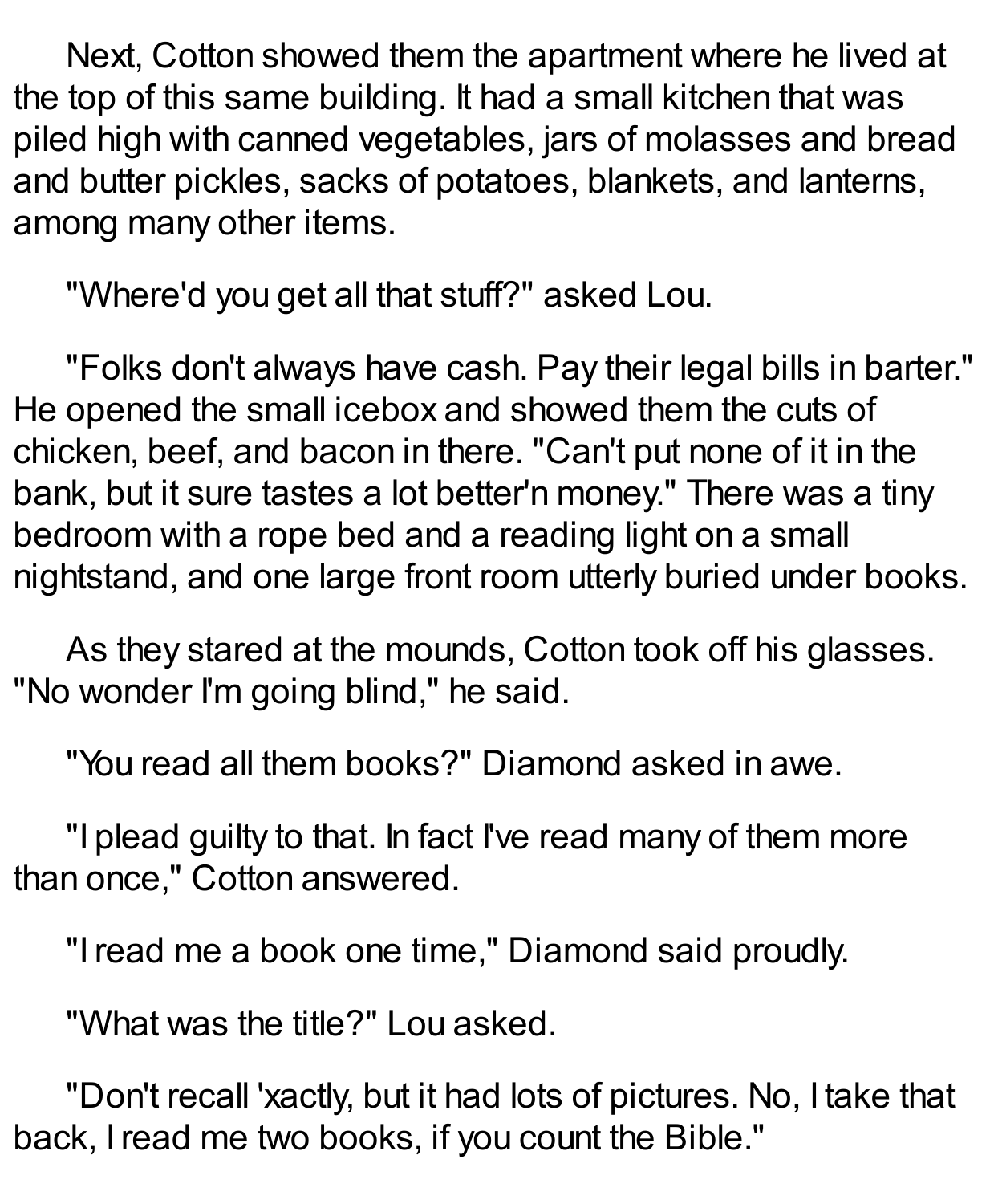Next, Cotton showed them the apartment where he lived at the top of this same building. It had a small kitchen that was piled high with canned vegetables, jars of molasses and bread and butter pickles, sacks of potatoes, blankets, and lanterns, among many other items.

"Where'd you get all that stuff?" asked Lou.

"Folks don't always have cash. Pay their legal bills in barter." He opened the small icebox and showed them the cuts of chicken, beef, and bacon in there. "Can't put none of it in the bank, but it sure tastes a lot better'n money." There was a tiny bedroom with a rope bed and a reading light on a small nightstand, and one large front room utterly buried under books.

As they stared at the mounds, Cotton took off his glasses. "No wonder I'm going blind," he said.

"You read all them books?" Diamond asked in awe.

"I plead guilty to that. In fact I've read many of them more than once," Cotton answered.

"I read me a book one time," Diamond said proudly.

"What was the title?" Lou asked.

"Don't recall 'xactly, but it had lots of pictures. No, I take that back, I read me two books, if you count the Bible."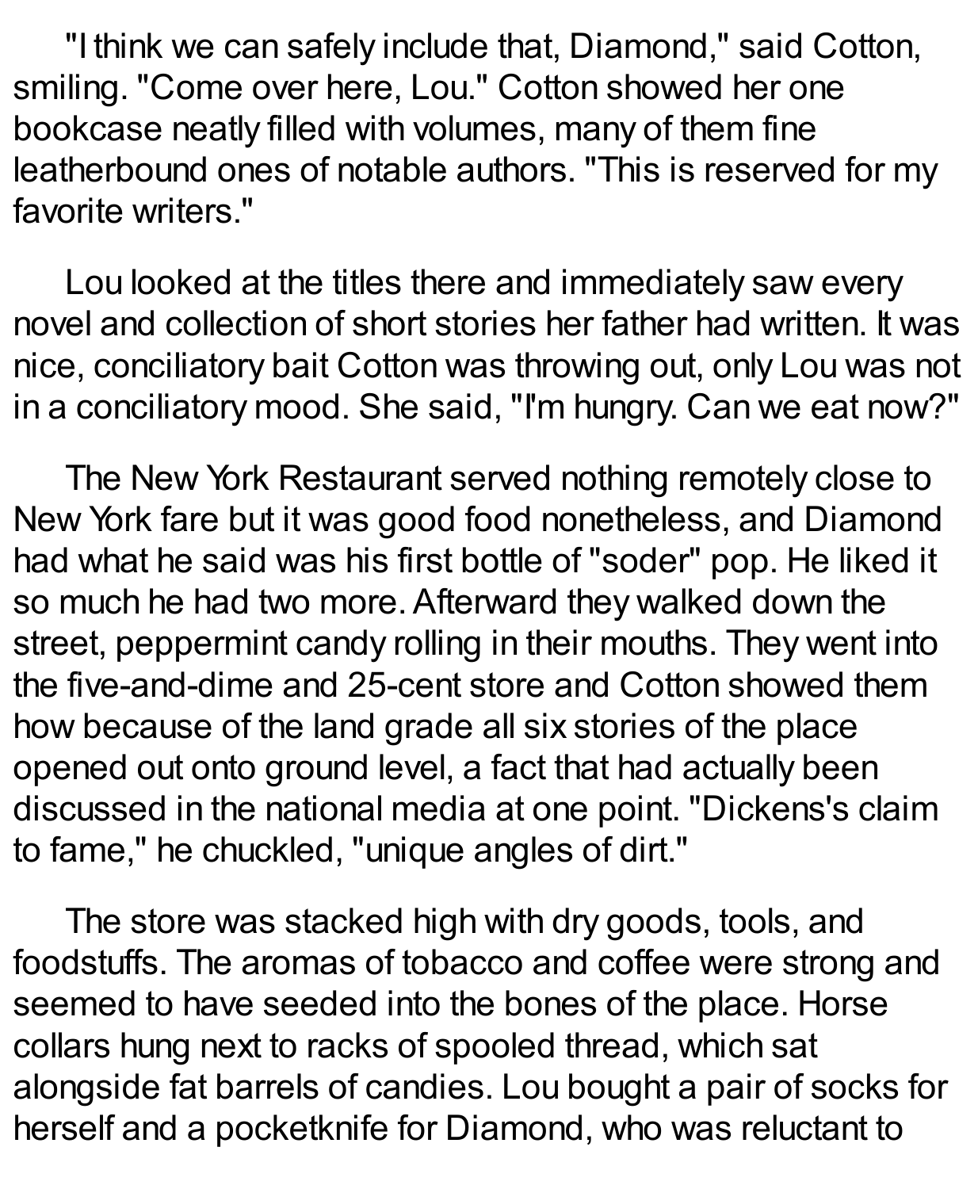"I think we can safely include that, Diamond," said Cotton, smiling. "Come over here, Lou." Cotton showed her one bookcase neatly filled with volumes, many of them fine leatherbound ones of notable authors. "This is reserved for my favorite writers."

Lou looked at the titles there and immediately saw every novel and collection of short stories her father had written. It was nice, conciliatory bait Cotton was throwing out, only Lou was not in a conciliatory mood. She said, "I'm hungry. Can we eat now?"

The New York Restaurant served nothing remotely close to New York fare but it was good food nonetheless, and Diamond had what he said was his first bottle of "soder" pop. He liked it so much he had two more. Afterward they walked down the street, peppermint candy rolling in their mouths. They went into the five-and-dime and 25-cent store and Cotton showed them how because of the land grade all six stories of the place opened out onto ground level, a fact that had actually been discussed in the national media at one point. "Dickens's claim to fame," he chuckled, "unique angles of dirt."

The store was stacked high with dry goods, tools, and foodstuffs. The aromas of tobacco and coffee were strong and seemed to have seeded into the bones of the place. Horse collars hung next to racks of spooled thread, which sat alongside fat barrels of candies. Lou bought a pair of socks for herself and a pocketknife for Diamond, who was reluctant to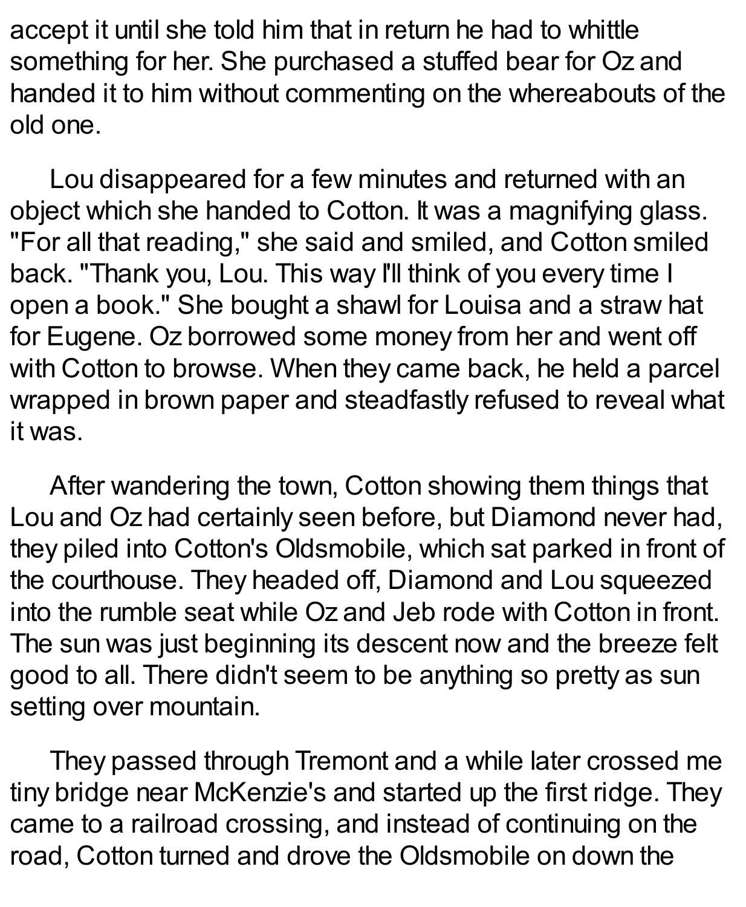accept it until she told him that in return he had to whittle something for her. She purchased a stuffed bear for Oz and handed it to him without commenting on the whereabouts of the old one.

Lou disappeared for a few minutes and returned with an object which she handed to Cotton. It was a magnifying glass. "For all that reading," she said and smiled, and Cotton smiled back. "Thank you, Lou. This way I'll think of you every time I open a book." She bought a shawl for Louisa and a straw hat for Eugene. Oz borrowed some money from her and went off with Cotton to browse. When they came back, he held a parcel wrapped in brown paper and steadfastly refused to reveal what it was.

After wandering the town, Cotton showing them things that Lou and Oz had certainly seen before, but Diamond never had, they piled into Cotton's Oldsmobile, which sat parked in front of the courthouse. They headed off, Diamond and Lou squeezed into the rumble seat while Oz and Jeb rode with Cotton in front. The sun was just beginning its descent now and the breeze felt good to all. There didn't seem to be anything so pretty as sun setting over mountain.

They passed through Tremont and a while later crossed me tiny bridge near McKenzie's and started up the first ridge. They came to a railroad crossing, and instead of continuing on the road, Cotton turned and drove the Oldsmobile on down the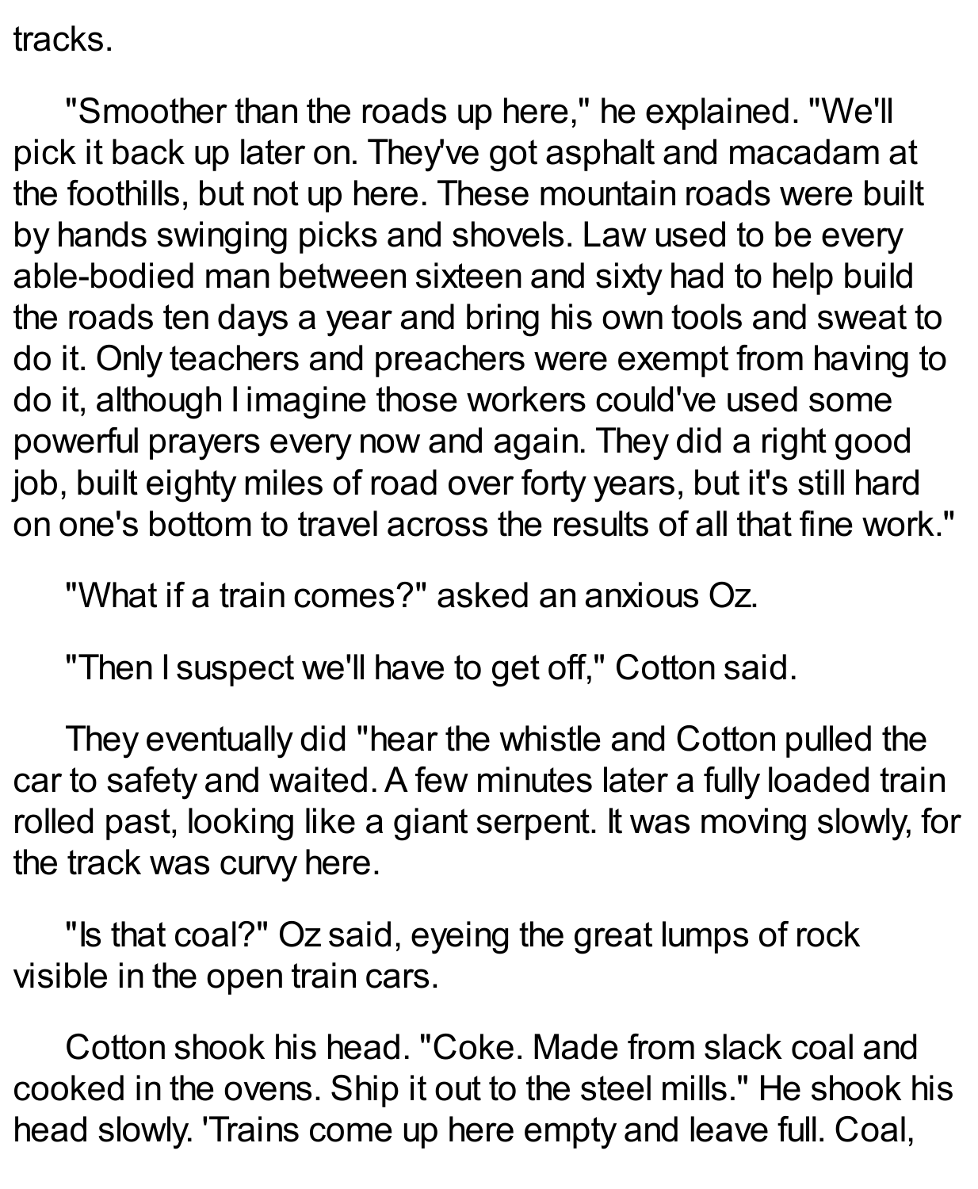tracks.

"Smoother than the roads up here," he explained. "We'll pick it back up later on. They've got asphalt and macadam at the foothills, but not up here. These mountain roads were built by hands swinging picks and shovels. Law used to be every able-bodied man between sixteen and sixty had to help build the roads ten days a year and bring his own tools and sweat to do it. Only teachers and preachers were exempt from having to do it, although I imagine those workers could've used some powerful prayers every now and again. They did a right good job, built eighty miles of road over forty years, but it's still hard on one's bottom to travel across the results of all that fine work."

"What if a train comes?" asked an anxious Oz.

"Then I suspect we'll have to get off," Cotton said.

They eventually did "hear the whistle and Cotton pulled the car to safety and waited. A few minutes later a fully loaded train rolled past, looking like a giant serpent. It was moving slowly, for the track was curvy here.

"Is that coal?" Oz said, eyeing the great lumps of rock visible in the open train cars.

Cotton shook his head. "Coke. Made from slack coal and cooked in the ovens. Ship it out to the steel mills." He shook his head slowly. 'Trains come up here empty and leave full. Coal,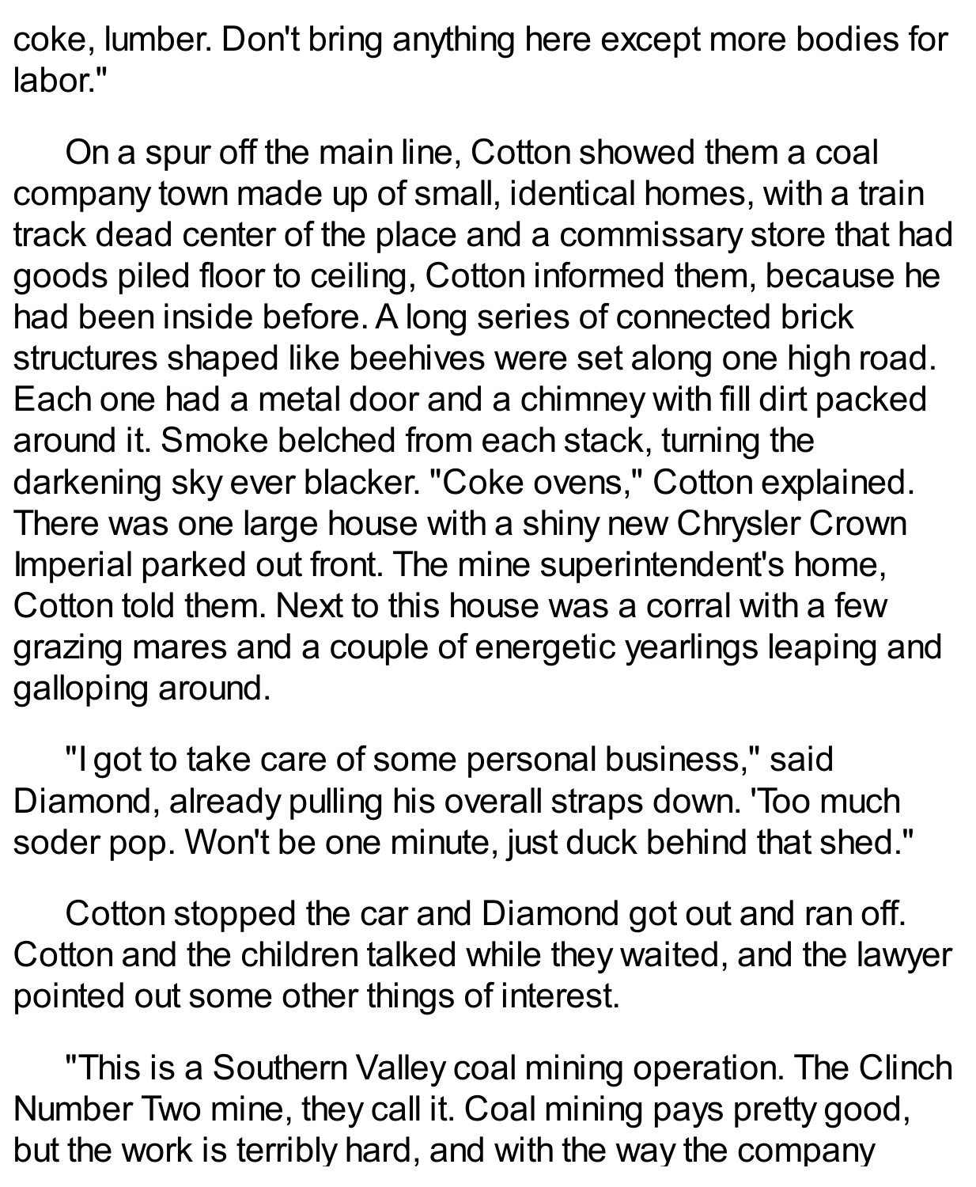coke, lumber. Don't bring anything here except more bodies for labor."

On a spur off the main line, Cotton showed them a coal company town made up of small, identical homes, with a train track dead center of the place and a commissary store that had goods piled floor to ceiling, Cotton informed them, because he had been inside before. A long series of connected brick structures shaped like beehives were set along one high road. Each one had a metal door and a chimney with fill dirt packed around it. Smoke belched from each stack, turning the darkening sky ever blacker. "Coke ovens," Cotton explained. There was one large house with a shiny new Chrysler Crown Imperial parked out front. The mine superintendent's home, Cotton told them. Next to this house was a corral with a few grazing mares and a couple of energetic yearlings leaping and galloping around.

"I got to take care of some personal business," said Diamond, already pulling his overall straps down. 'Too much soder pop. Won't be one minute, just duck behind that shed."

Cotton stopped the car and Diamond got out and ran off. Cotton and the children talked while they waited, and the lawyer pointed out some other things of interest.

"This is a Southern Valley coal mining operation. The Clinch Number Two mine, they call it. Coal mining pays pretty good, but the work is terribly hard, and with the way the company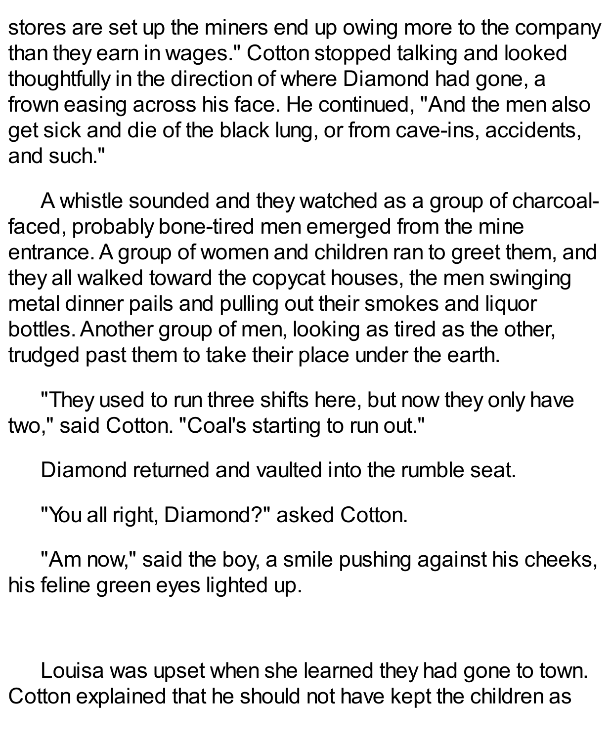stores are set up the miners end up owing more to the company than they earn in wages." Cotton stopped talking and looked thoughtfully in the direction of where Diamond had gone, a frown easing across his face. He continued, "And the men also get sick and die of the black lung, or from cave-ins, accidents, and such."

A whistle sounded and they watched as a group of charcoal-faced, probably bone-tired men emerged from the mine entrance. A group of women and children ran to greet them, and they all walked toward the copycat houses, the men swinging metal dinner pails and pulling out their smokes and liquor bottles. Another group of men, looking as tired as the other, trudged past them to take their place under the earth.

"They used to run three shifts here, but now they only have two," said Cotton. "Coal's starting to run out."

Diamond returned and vaulted into the rumble seat.

"You all right, Diamond?" asked Cotton.

"Am now," said the boy, a smile pushing against his cheeks, his feline green eyes lighted up.

Louisa was upset when she learned they had gone to town. Cotton explained that he should not have kept the children as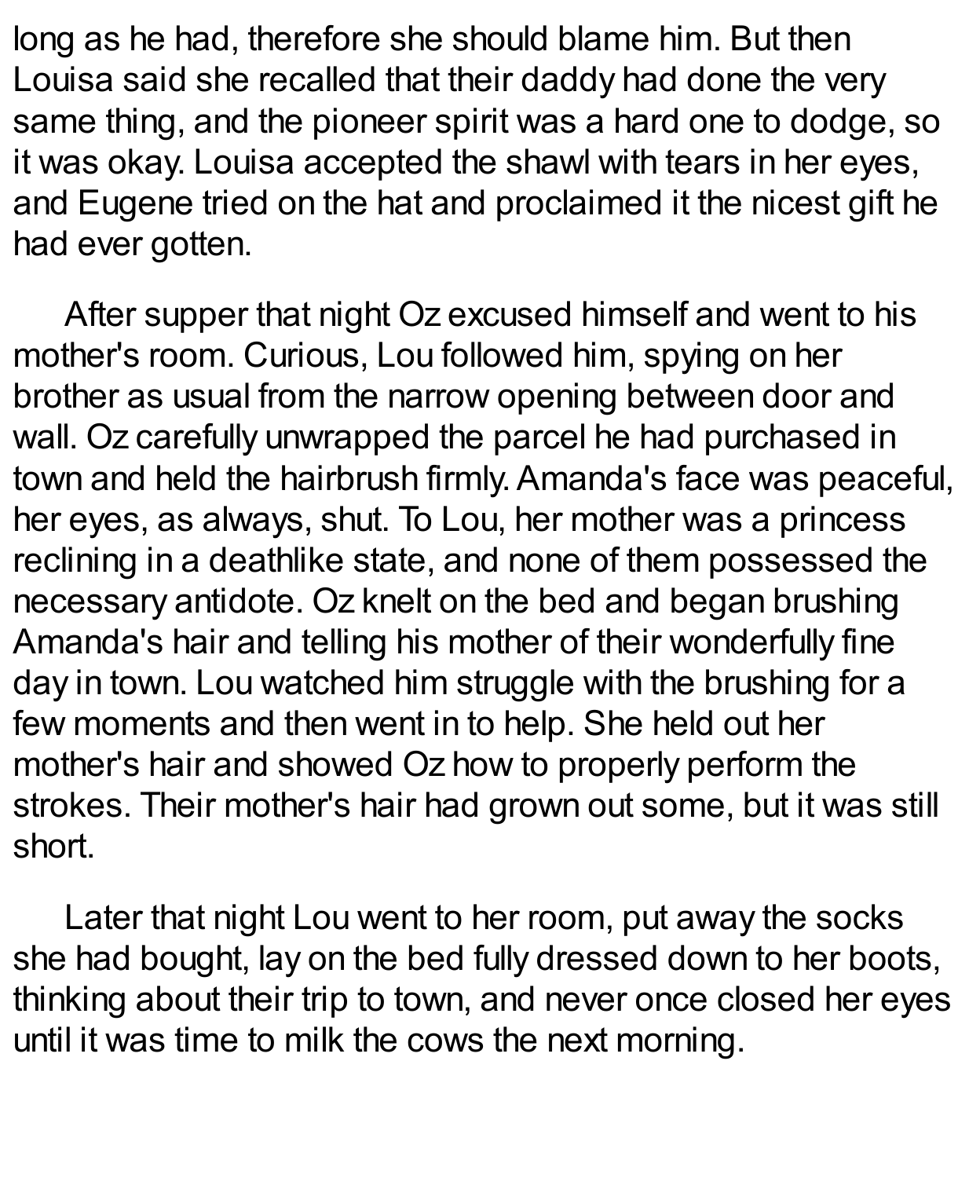long as he had, therefore she should blame him. But then Louisa said she recalled that their daddy had done the very same thing, and the pioneer spirit was a hard one to dodge, so it was okay. Louisa accepted the shawl with tears in her eyes, and Eugene tried on the hat and proclaimed it the nicest gift he had ever gotten.

After supper that night Oz excused himself and went to his mother's room. Curious, Lou followed him, spying on her brother as usual from the narrow opening between door and wall. Oz carefully unwrapped the parcel he had purchased in town and held the hairbrush firmly. Amanda's face was peaceful, her eyes, as always, shut. To Lou, her mother was a princess reclining in a deathlike state, and none of them possessed the necessary antidote. Oz knelt on the bed and began brushing Amanda's hair and telling his mother of their wonderfully fine day in town. Lou watched him struggle with the brushing for a few moments and then went in to help. She held out her mother's hair and showed Oz how to properly perform the strokes. Their mother's hair had grown out some, but it was still short.

Later that night Lou went to her room, put away the socks she had bought, lay on the bed fully dressed down to her boots, thinking about their trip to town, and never once closed her eyes until it was time to milk the cows the next morning.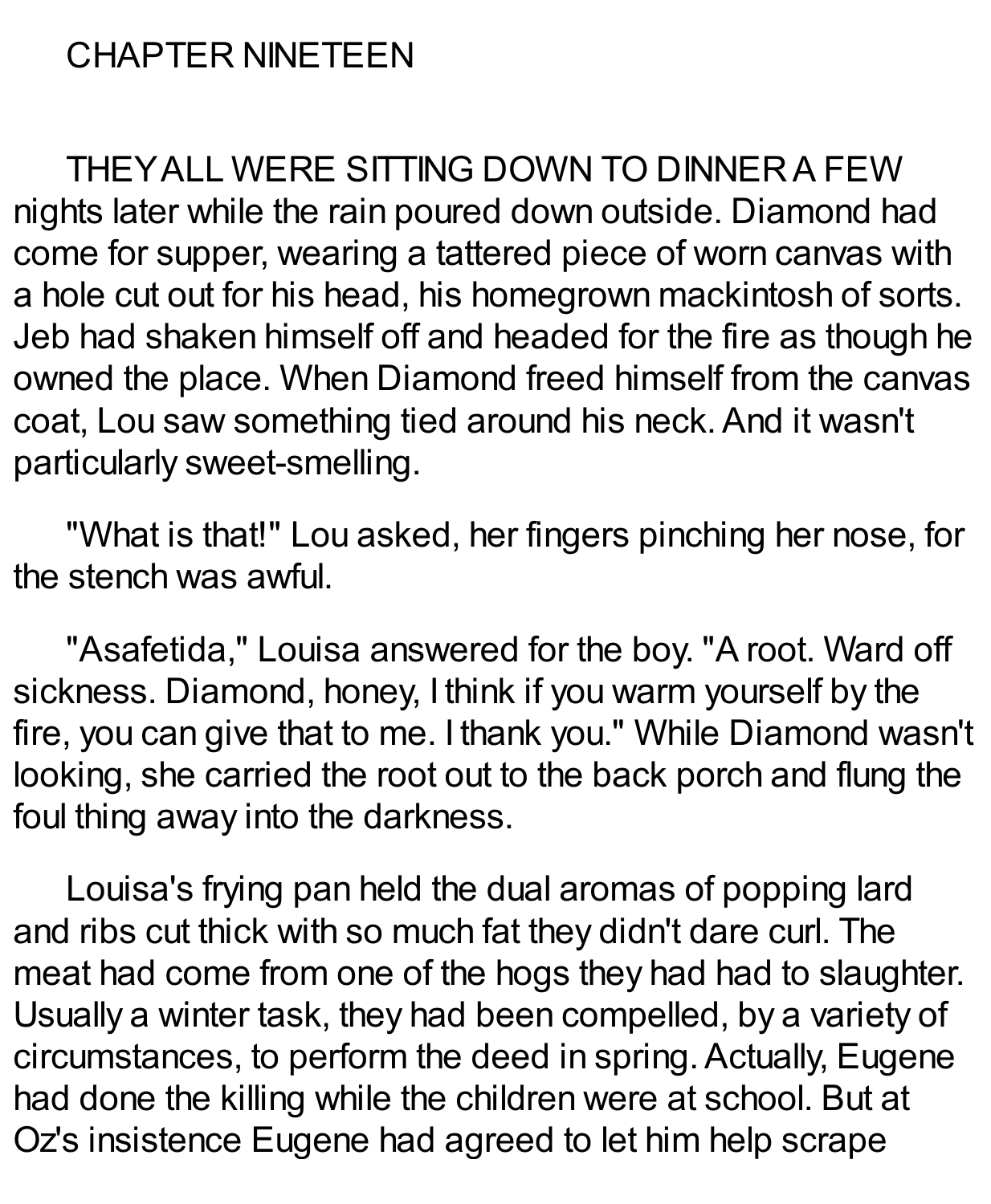# CHAPTER NINETEEN

THEY ALL WERE SITTING DOWN TO DINNER A FEW nights later while the rain poured down outside. Diamond had come for supper, wearing a tattered piece of worn canvas with a hole cut out for his head, his homegrown mackintosh of sorts. Jeb had shaken himself off and headed for the fire as though he owned the place. When Diamond freed himself from the canvas coat, Lou saw something tied around his neck. And it wasn't particularly sweet-smelling.

"What is that!" Lou asked, her fingers pinching her nose, for the stench was awful.

"Asafetida," Louisa answered for the boy. "A root. Ward off sickness. Diamond, honey, I think if you warm yourself by the fire, you can give that to me. I thank you." While Diamond wasn't looking, she carried the root out to the back porch and flung the foul thing away into the darkness.

Louisa's frying pan held the dual aromas of popping lard and ribs cut thick with so much fat they didn't dare curl. The meat had come from one of the hogs they had had to slaughter. Usually a winter task, they had been compelled, by a variety of circumstances, to perform the deed in spring. Actually, Eugene had done the killing while the children were at school. But at Oz's insistence Eugene had agreed to let him help scrape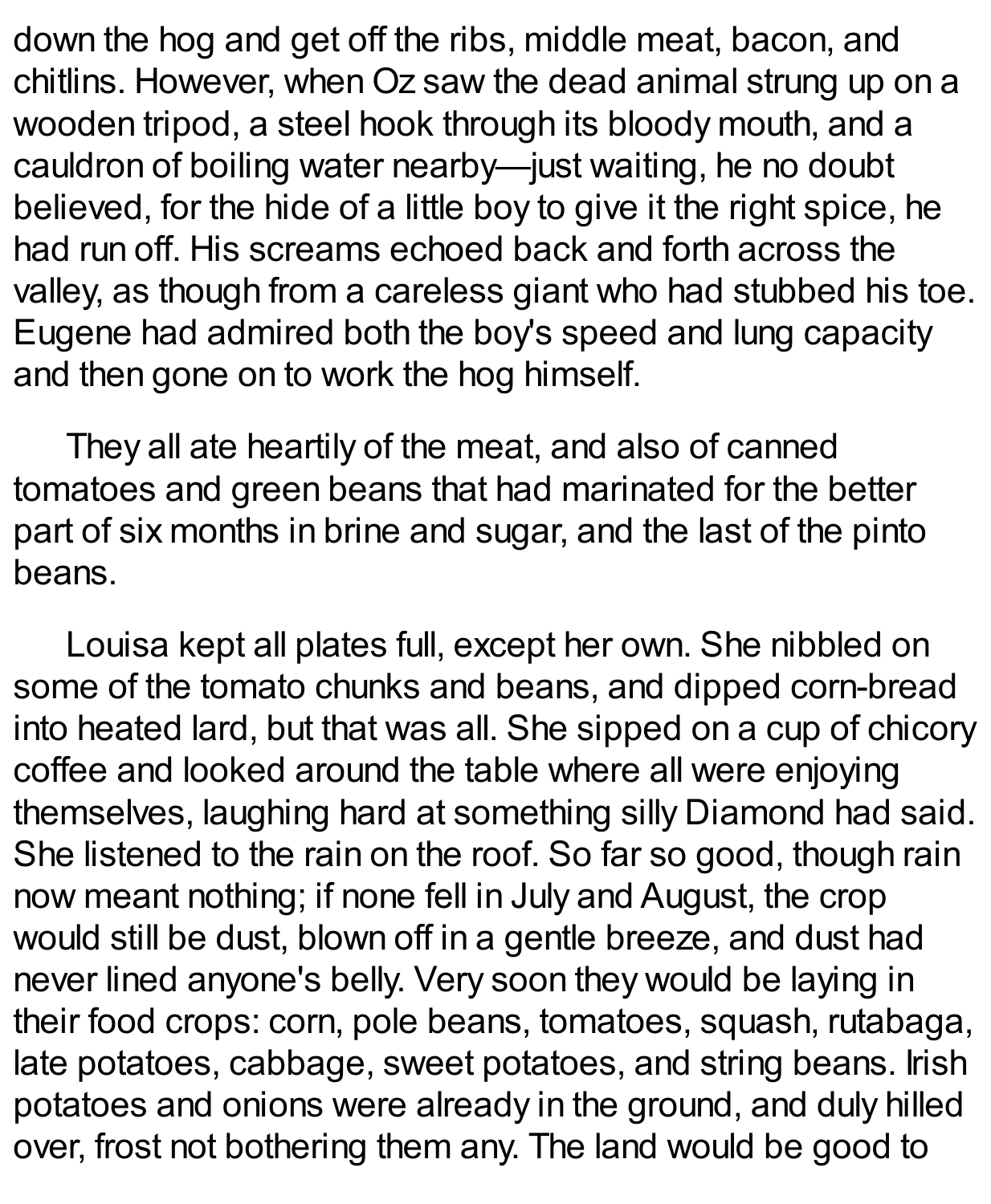down the hog and get off the ribs, middle meat, bacon, and chitlins. However, when Oz saw the dead animal strung up on a wooden tripod, a steel hook through its bloody mouth, and a cauldron of boiling water nearby—just waiting, he no doubt believed, for the hide of a little boy to give it the right spice, he had run off. His screams echoed back and forth across the valley, as though from a careless giant who had stubbed his toe. Eugene had admired both the boy's speed and lung capacity and then gone on to work the hog himself.

They all ate heartily of the meat, and also of canned tomatoes and green beans that had marinated for the better part of six months in brine and sugar, and the last of the pinto beans.

Louisa kept all plates full, except her own. She nibbled on some of the tomato chunks and beans, and dipped corn-bread into heated lard, but that was all. She sipped on a cup of chicory coffee and looked around the table where all were enjoying themselves, laughing hard at something silly Diamond had said. She listened to the rain on the roof. So far so good, though rain now meant nothing; if none fell in July and August, the crop would still be dust, blown off in a gentle breeze, and dust had never lined anyone's belly. Very soon they would be laying in their food crops: corn, pole beans, tomatoes, squash, rutabaga, late potatoes, cabbage, sweet potatoes, and string beans. Irish potatoes and onions were already in the ground, and duly hilled over, frost not bothering them any. The land would be good to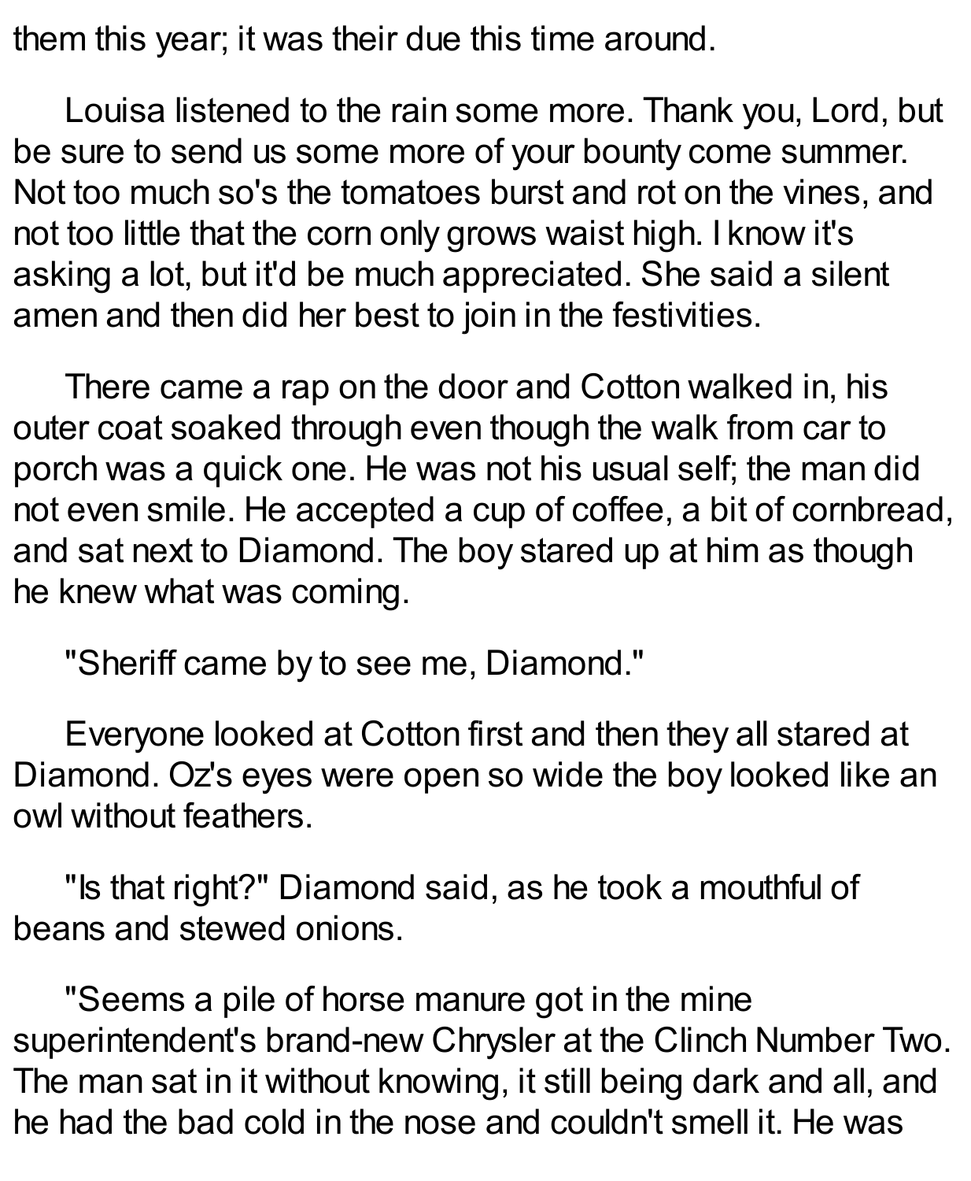them this year; it was their due this time around.

Louisa listened to the rain some more. Thank you, Lord, but be sure to send us some more of your bounty come summer. Not too much so's the tomatoes burst and rot on the vines, and not too little that the corn only grows waist high. I know it's asking a lot, but it'd be much appreciated. She said a silent amen and then did her best to join in the festivities.

There came a rap on the door and Cotton walked in, his outer coat soaked through even though the walk from car to porch was a quick one. He was not his usual self; the man did not even smile. He accepted a cup of coffee, a bit of cornbread, and sat next to Diamond. The boy stared up at him as though he knew what was coming.

"Sheriff came by to see me, Diamond."

Everyone looked at Cotton first and then they all stared at Diamond. Oz's eyes were open so wide the boy looked like an owl without feathers.

"Is that right?" Diamond said, as he took a mouthful of beans and stewed onions.

"Seems a pile of horse manure got in the mine superintendent's brand-new Chrysler at the Clinch Number Two. The man sat in it without knowing, it still being dark and all, and he had the bad cold in the nose and couldn't smell it. He was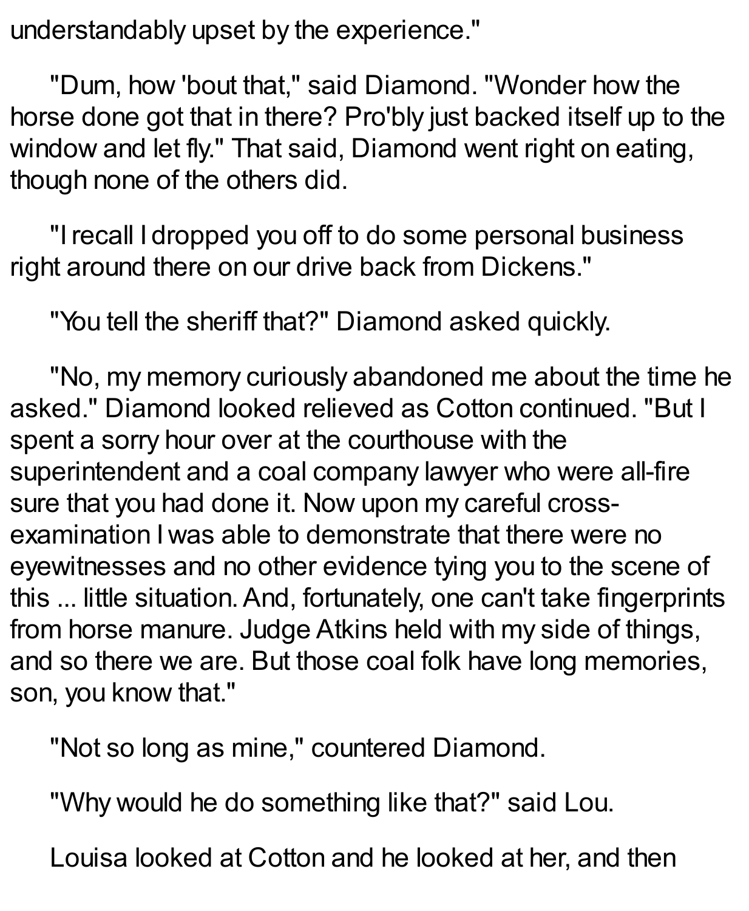understandably upset by the experience."

"Dum, how 'bout that," said Diamond. "Wonder how the horse done got that in there? Pro'bly just backed itself up to the window and let fly." That said, Diamond went right on eating, though none of the others did.

"I recall I dropped you off to do some personal business right around there on our drive back from Dickens."

"You tell the sheriff that?" Diamond asked quickly.

"No, my memory curiously abandoned me about the time he asked." Diamond looked relieved as Cotton continued. "But I spent a sorry hour over at the courthouse with the superintendent and a coal company lawyer who were all-fire sure that you had done it. Now upon my careful cross-examination I was able to demonstrate that there were no eyewitnesses and no other evidence tying you to the scene of this ... little situation. And, fortunately, one can't take fingerprints from horse manure. Judge Atkins held with my side of things, and so there we are. But those coal folk have long memories, son, you know that."

"Not so long as mine," countered Diamond.

"Why would he do something like that?" said Lou.

Louisa looked at Cotton and he looked at her, and then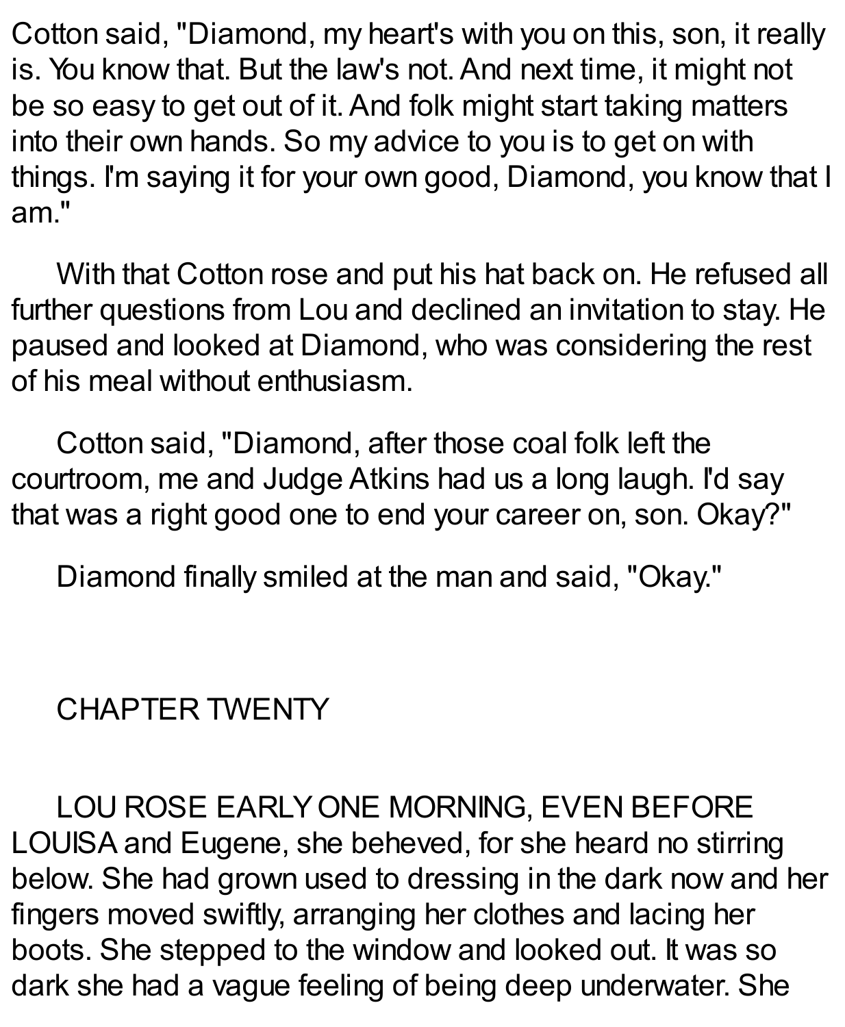Cotton said, "Diamond, my heart's with you on this, son, it really is. You know that. But the law's not. And next time, it might not be so easy to get out of it. And folk might start taking matters into their own hands. So my advice to you is to get on with things. I'm saying it for your own good, Diamond, you know that I am."

With that Cotton rose and put his hat back on. He refused all further questions from Lou and declined an invitation to stay. He paused and looked at Diamond, who was considering the rest of his meal without enthusiasm.

Cotton said, "Diamond, after those coal folk left the courtroom, me and Judge Atkins had us a long laugh. I'd say that was a right good one to end your career on, son. Okay?"

Diamond finally smiled at the man and said, "Okay."

## CHAPTER TWENTY

LOU ROSE EARLY ONE MORNING, EVEN BEFORE LOUISA and Eugene, she beheved, for she heard no stirring below. She had grown used to dressing in the dark now and her fingers moved swiftly, arranging her clothes and lacing her boots. She stepped to the window and looked out. It was so dark she had a vague feeling of being deep underwater. She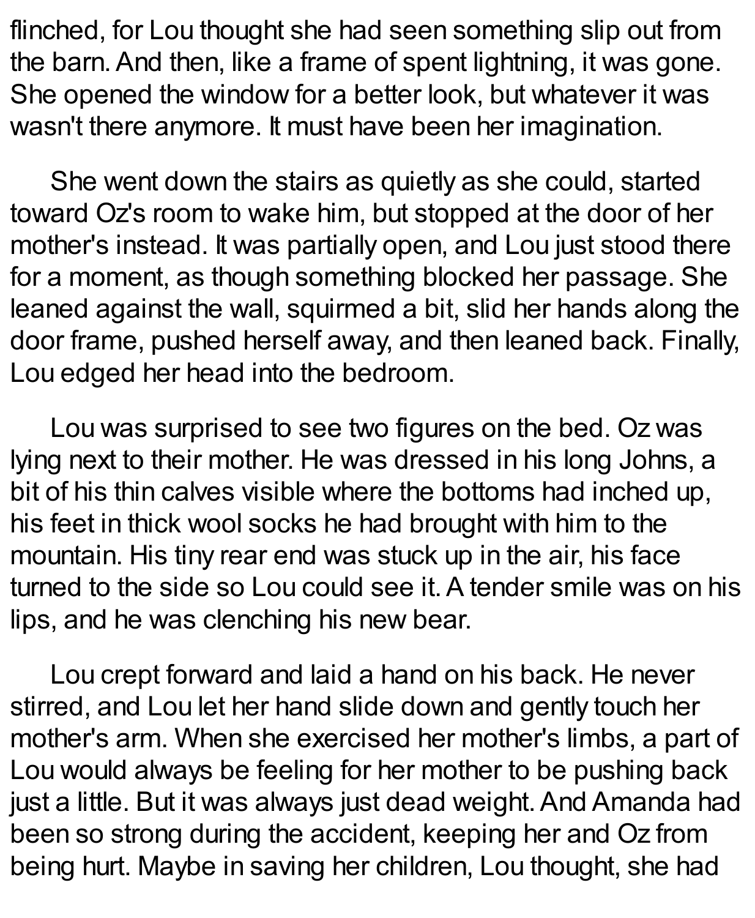flinched, for Lou thought she had seen something slip out from the barn. And then, like a frame of spent lightning, it was gone. She opened the window for a better look, but whatever it was wasn't there anymore. It must have been her imagination.

She went down the stairs as quietly as she could, started toward Oz's room to wake him, but stopped at the door of her mother's instead. It was partially open, and Lou just stood there for a moment, as though something blocked her passage. She leaned against the wall, squirmed a bit, slid her hands along the door frame, pushed herself away, and then leaned back. Finally, Lou edged her head into the bedroom.

Lou was surprised to see two figures on the bed. Oz was lying next to their mother. He was dressed in his long Johns, a bit of his thin calves visible where the bottoms had inched up, his feet in thick wool socks he had brought with him to the mountain. His tiny rear end was stuck up in the air, his face turned to the side so Lou could see it. A tender smile was on his lips, and he was clenching his new bear.

Lou crept forward and laid a hand on his back. He never stirred, and Lou let her hand slide down and gently touch her mother's arm. When she exercised her mother's limbs, a part of Lou would always be feeling for her mother to be pushing back just a little. But it was always just dead weight. And Amanda had been so strong during the accident, keeping her and Oz from being hurt. Maybe in saving her children, Lou thought, she had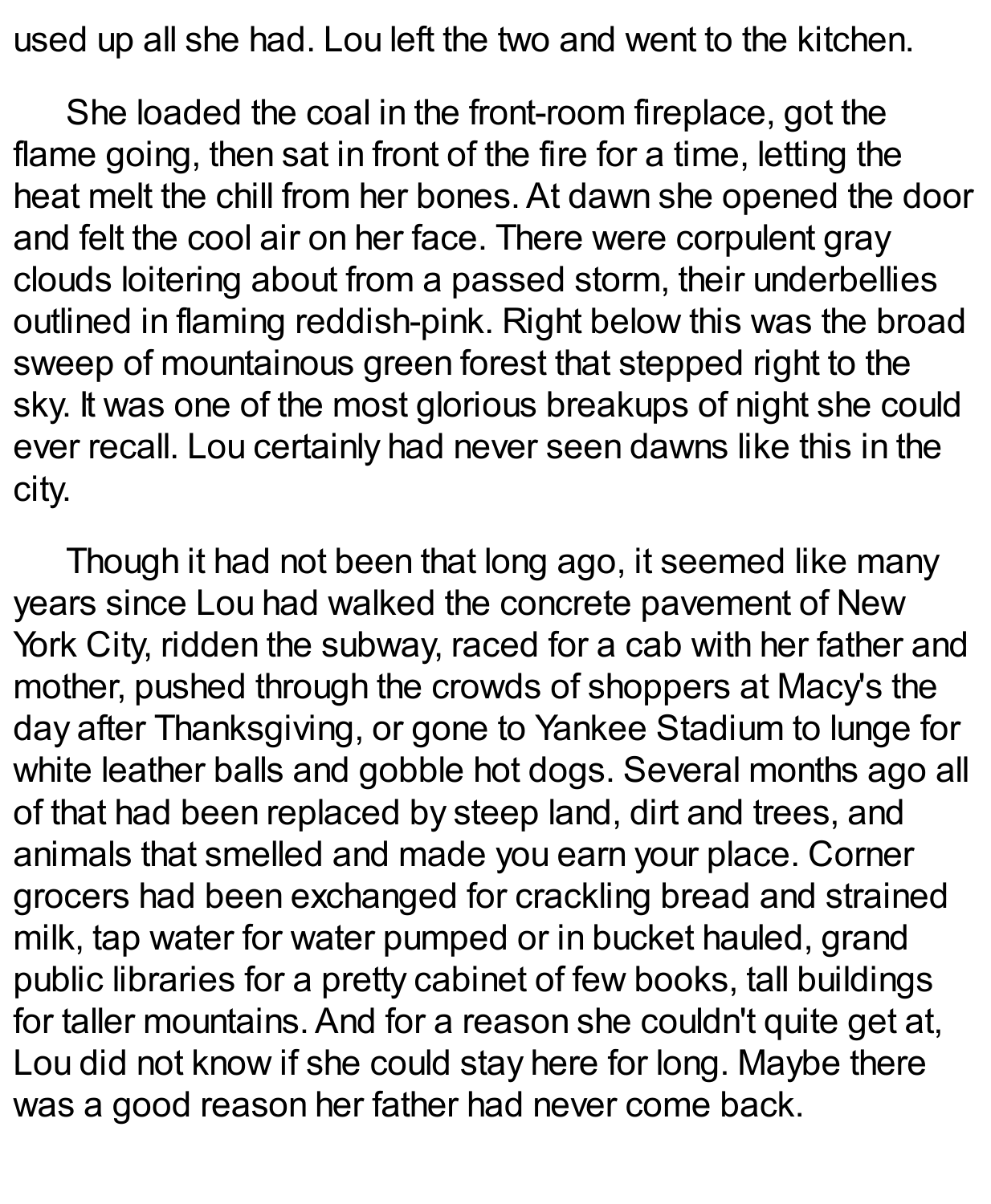used up all she had. Lou left the two and went to the kitchen.

She loaded the coal in the front-room fireplace, got the flame going, then sat in front of the fire for a time, letting the heat melt the chill from her bones. At dawn she opened the door and felt the cool air on her face. There were corpulent gray clouds loitering about from a passed storm, their underbellies outlined in flaming reddish-pink. Right below this was the broad sweep of mountainous green forest that stepped right to the sky. It was one of the most glorious breakups of night she could ever recall. Lou certainly had never seen dawns like this in the city.

Though it had not been that long ago, it seemed like many years since Lou had walked the concrete pavement of New York City, ridden the subway, raced for a cab with her father and mother, pushed through the crowds of shoppers at Macy's the day after Thanksgiving, or gone to Yankee Stadium to lunge for white leather balls and gobble hot dogs. Several months ago all of that had been replaced by steep land, dirt and trees, and animals that smelled and made you earn your place. Corner grocers had been exchanged for crackling bread and strained milk, tap water for water pumped or in bucket hauled, grand public libraries for a pretty cabinet of few books, tall buildings for taller mountains. And for a reason she couldn't quite get at, Lou did not know if she could stay here for long. Maybe there was a good reason her father had never come back.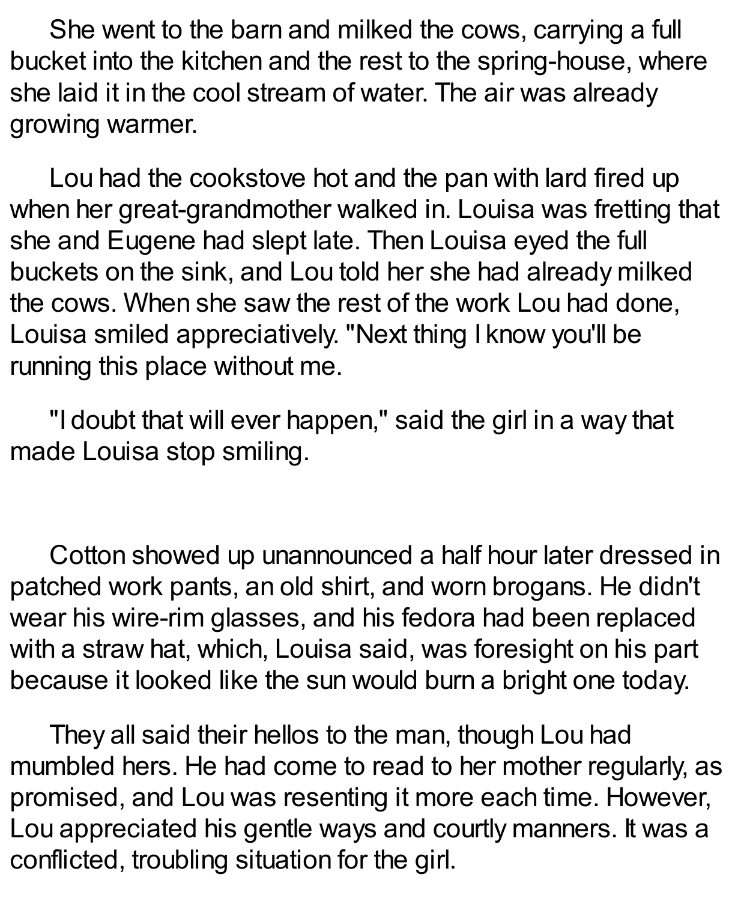She went to the barn and milked the cows, carrying a full bucket into the kitchen and the rest to the spring-house, where she laid it in the cool stream of water. The air was already growing warmer.

Lou had the cookstove hot and the pan with lard fired up when her great-grandmother walked in. Louisa was fretting that she and Eugene had slept late. Then Louisa eyed the full buckets on the sink, and Lou told her she had already milked the cows. When she saw the rest of the work Lou had done, Louisa smiled appreciatively. "Next thing I know you'll be running this place without me.

"I doubt that will ever happen," said the girl in a way that made Louisa stop smiling.

Cotton showed up unannounced a half hour later dressed in patched work pants, an old shirt, and worn brogans. He didn't wear his wire-rim glasses, and his fedora had been replaced with a straw hat, which, Louisa said, was foresight on his part because it looked like the sun would burn a bright one today.

They all said their hellos to the man, though Lou had mumbled hers. He had come to read to her mother regularly, as promised, and Lou was resenting it more each time. However, Lou appreciated his gentle ways and courtly manners. It was a conflicted, troubling situation for the girl.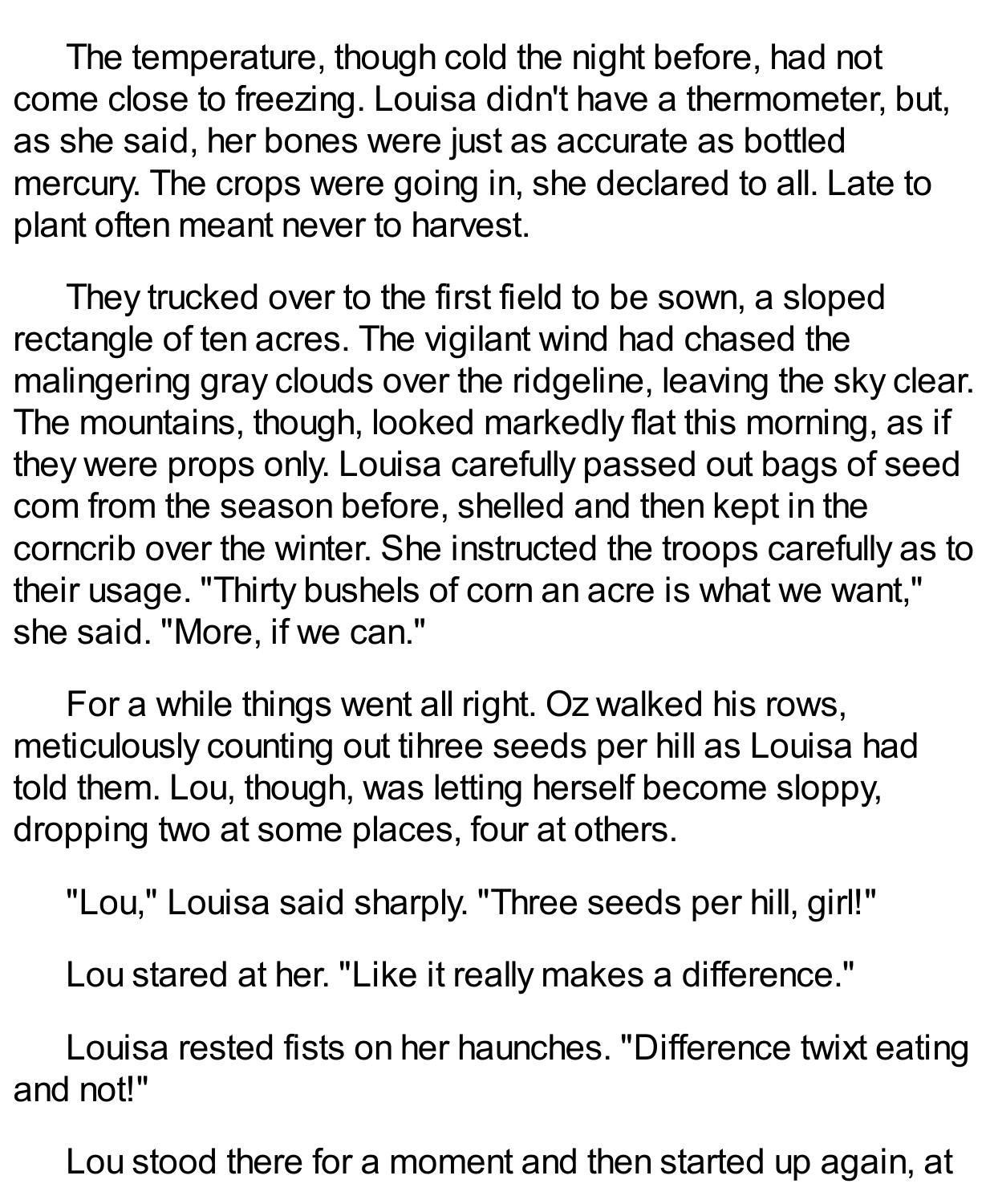The temperature, though cold the night before, had not come close to freezing. Louisa didn't have a thermometer, but, as she said, her bones were just as accurate as bottled mercury. The crops were going in, she declared to all. Late to plant often meant never to harvest.

They trucked over to the first field to be sown, a sloped rectangle of ten acres. The vigilant wind had chased the malingering gray clouds over the ridgeline, leaving the sky clear. The mountains, though, looked markedly flat this morning, as if they were props only. Louisa carefully passed out bags of seed com from the season before, shelled and then kept in the corncrib over the winter. She instructed the troops carefully as to their usage. "Thirty bushels of corn an acre is what we want," she said. "More, if we can."

For a while things went all right. Oz walked his rows, meticulously counting out tihree seeds per hill as Louisa had told them. Lou, though, was letting herself become sloppy, dropping two at some places, four at others.

"Lou," Louisa said sharply. "Three seeds per hill, girl!"

Lou stared at her. "Like it really makes a difference."

Louisa rested fists on her haunches. "Difference twixt eating and not!"

Lou stood there for a moment and then started up again, at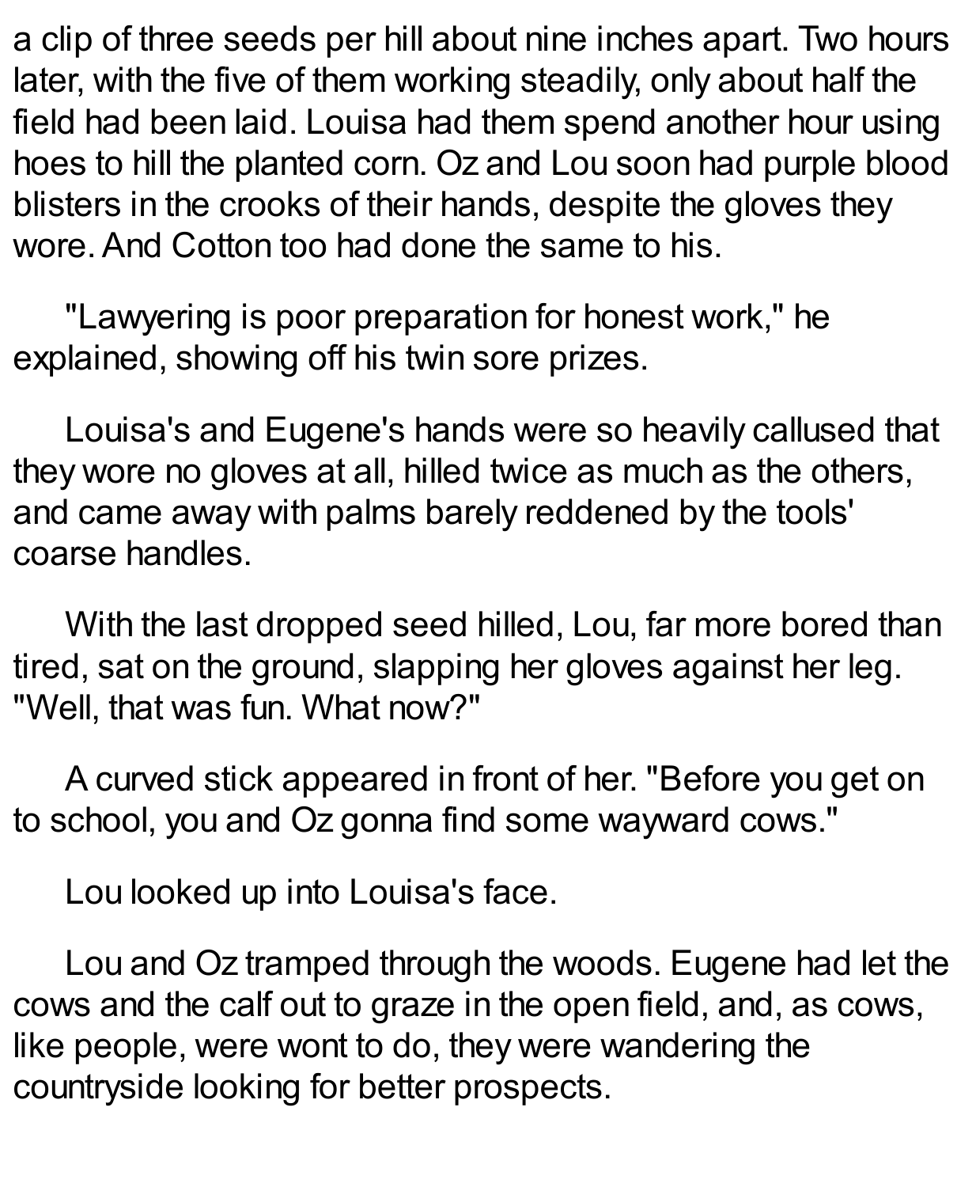a clip of three seeds per hill about nine inches apart. Two hours later, with the five of them working steadily, only about half the field had been laid. Louisa had them spend another hour using hoes to hill the planted corn. Oz and Lou soon had purple blood blisters in the crooks of their hands, despite the gloves they wore. And Cotton too had done the same to his.

"Lawyering is poor preparation for honest work," he explained, showing off his twin sore prizes.

Louisa's and Eugene's hands were so heavily callused that they wore no gloves at all, hilled twice as much as the others, and came away with palms barely reddened by the tools' coarse handles.

With the last dropped seed hilled, Lou, far more bored than tired, sat on the ground, slapping her gloves against her leg. "Well, that was fun. What now?"

A curved stick appeared in front of her. "Before you get on to school, you and Oz gonna find some wayward cows."

Lou looked up into Louisa's face.

Lou and Oz tramped through the woods. Eugene had let the cows and the calf out to graze in the open field, and, as cows, like people, were wont to do, they were wandering the countryside looking for better prospects.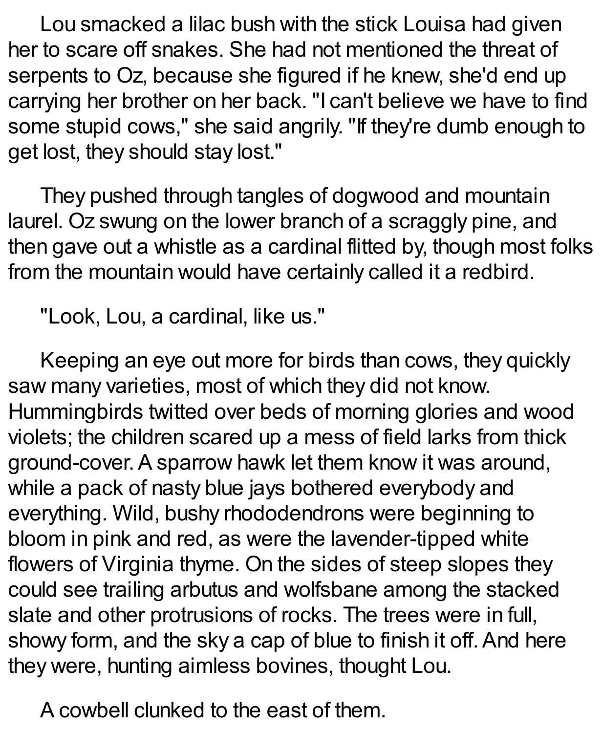Lou smacked a lilac bush with the stick Louisa had given her to scare off snakes. She had not mentioned the threat of serpents to Oz, because she figured if he knew, she'd end up carrying her brother on her back. "I can't believe we have to find some stupid cows," she said angrily. "If they're dumb enough to get lost, they should stay lost."

They pushed through tangles of dogwood and mountain laurel. Oz swung on the lower branch of a scraggly pine, and then gave out a whistle as a cardinal flitted by, though most folks from the mountain would have certainly called it a redbird.

"Look, Lou, a cardinal, like us."

Keeping an eye out more for birds than cows, they quickly saw many varieties, most of which they did not know. Hummingbirds twitted over beds of morning glories and wood violets; the children scared up a mess of field larks from thick ground-cover. A sparrow hawk let them know it was around, while a pack of nasty blue jays bothered everybody and everything. Wild, bushy rhododendrons were beginning to bloom in pink and red, as were the lavender-tipped white flowers of Virginia thyme. On the sides of steep slopes they could see trailing arbutus and wolfsbane among the stacked slate and other protrusions of rocks. The trees were in full, showy form, and the sky a cap of blue to finish it off. And here they were, hunting aimless bovines, thought Lou.

A cowbell clunked to the east of them.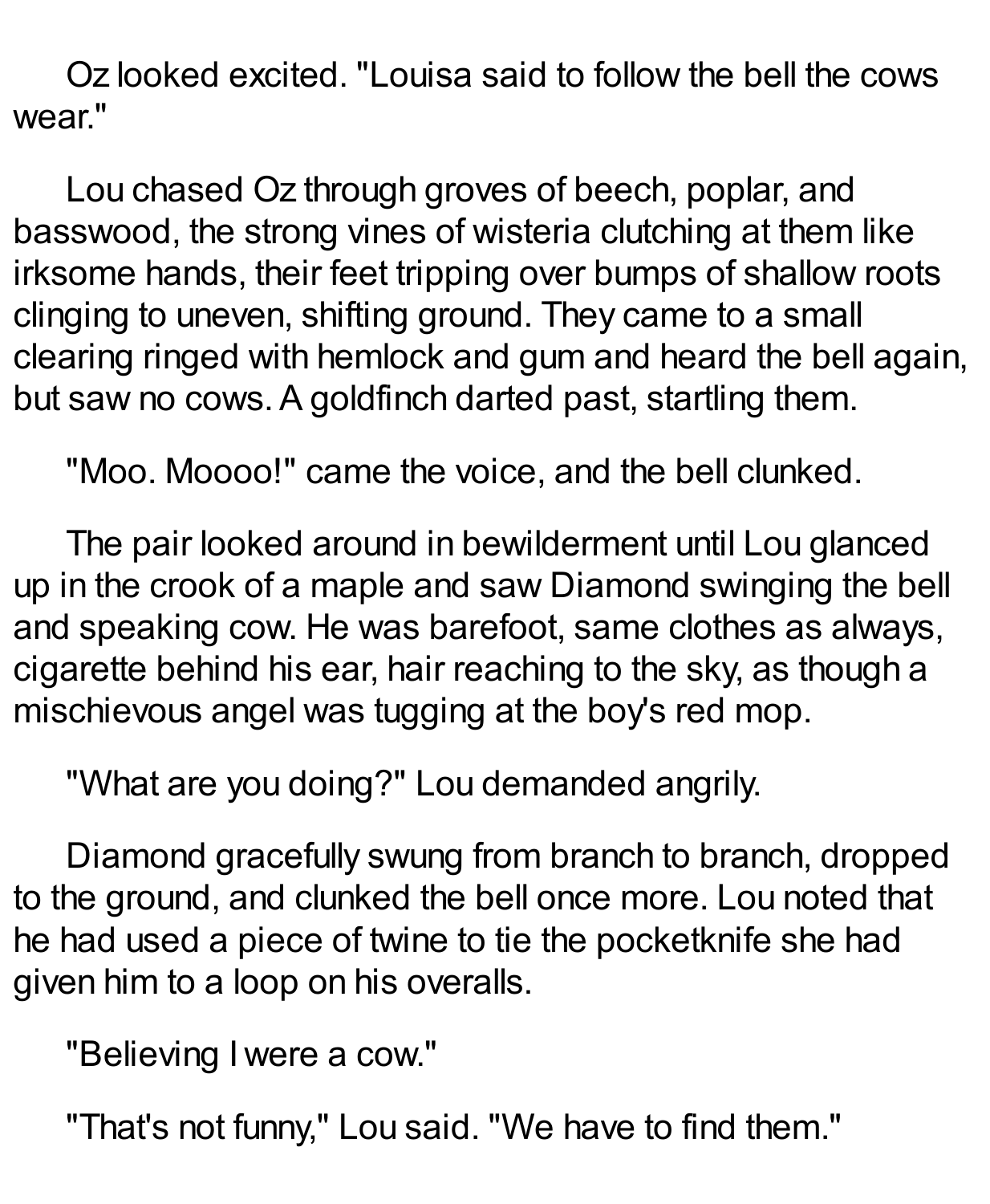Oz looked excited. "Louisa said to follow the bell the cows wear."

Lou chased Oz through groves of beech, poplar, and basswood, the strong vines of wisteria clutching at them like irksome hands, their feet tripping over bumps of shallow roots clinging to uneven, shifting ground. They came to a small clearing ringed with hemlock and gum and heard the bell again, but saw no cows. A goldfinch darted past, startling them.

"Moo. Moooo!" came the voice, and the bell clunked.

The pair looked around in bewilderment until Lou glanced up in the crook of a maple and saw Diamond swinging the bell and speaking cow. He was barefoot, same clothes as always, cigarette behind his ear, hair reaching to the sky, as though a mischievous angel was tugging at the boy's red mop.

"What are you doing?" Lou demanded angrily.

Diamond gracefully swung from branch to branch, dropped to the ground, and clunked the bell once more. Lou noted that he had used a piece of twine to tie the pocketknife she had given him to a loop on his overalls.

"Believing I were a cow."

"That's not funny," Lou said. "We have to find them."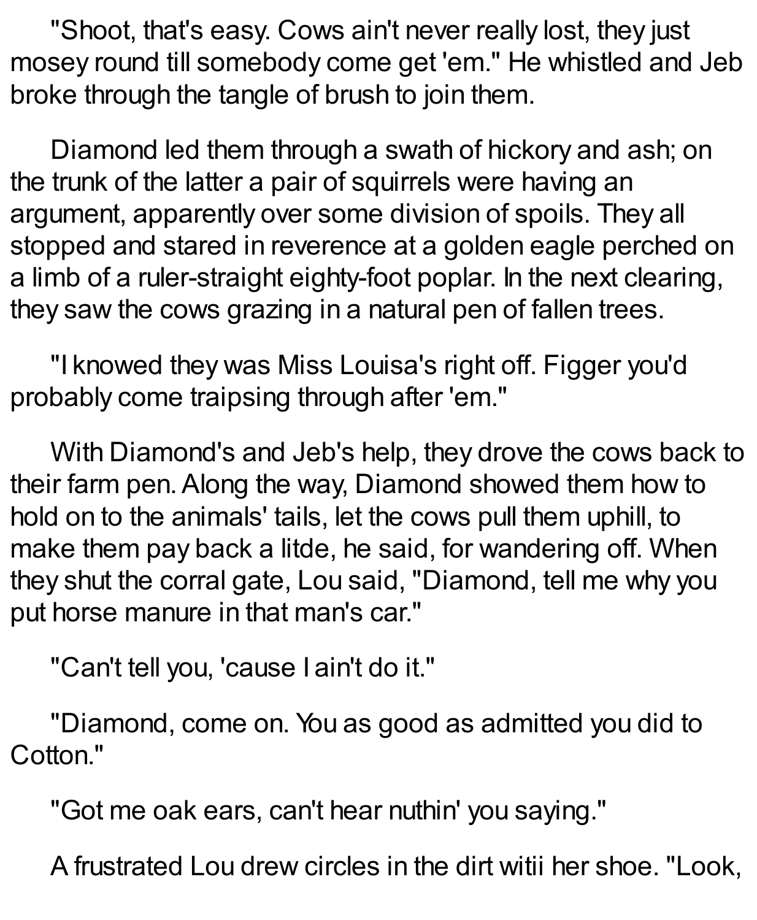"Shoot, that's easy. Cows ain't never really lost, they just mosey round till somebody come get 'em." He whistled and Jeb broke through the tangle of brush to join them.

Diamond led them through a swath of hickory and ash; on the trunk of the latter a pair of squirrels were having an argument, apparently over some division of spoils. They all stopped and stared in reverence at a golden eagle perched on a limb of a ruler-straight eighty-foot poplar. In the next clearing, they saw the cows grazing in a natural pen of fallen trees.

"I knowed they was Miss Louisa's right off. Figger you'd probably come traipsing through after 'em."

With Diamond's and Jeb's help, they drove the cows back to their farm pen. Along the way, Diamond showed them how to hold on to the animals' tails, let the cows pull them uphill, to make them pay back a litde, he said, for wandering off. When they shut the corral gate, Lou said, "Diamond, tell me why you put horse manure in that man's car."

"Can't tell you, 'cause I ain't do it."

"Diamond, come on. You as good as admitted you did to Cotton."

"Got me oak ears, can't hear nuthin' you saying."

A frustrated Lou drew circles in the dirt witii her shoe. "Look,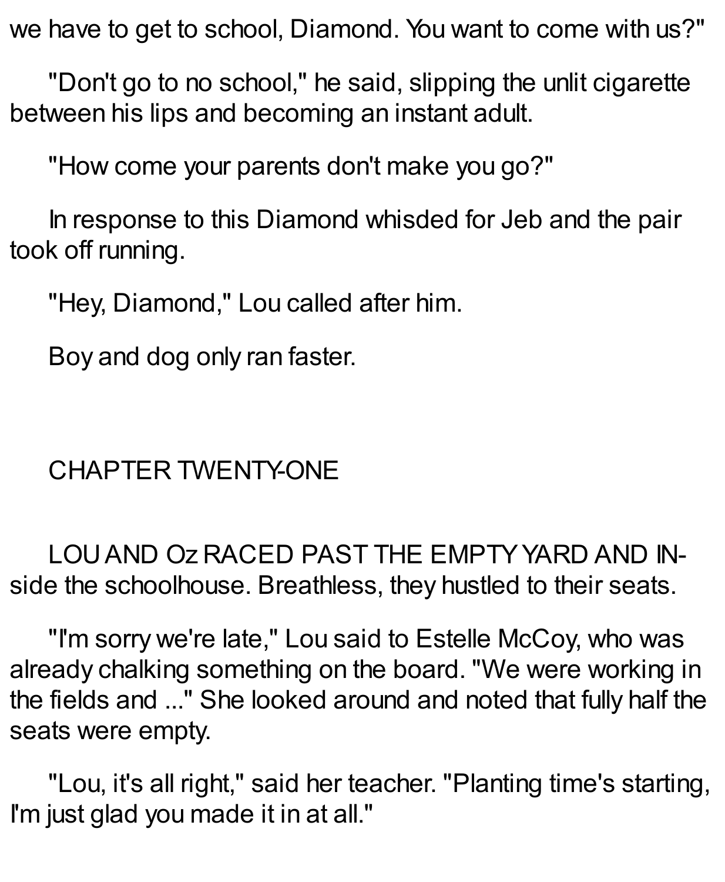we have to get to school, Diamond. You want to come with us?"

"Don't go to no school," he said, slipping the unlit cigarette between his lips and becoming an instant adult.

"How come your parents don't make you go?"

In response to this Diamond whisded for Jeb and the pair took off running.

"Hey, Diamond," Lou called after him.

Boy and dog only ran faster.

## CHAPTER TWENTY-ONE

LOU AND Oz RACED PAST THE EMPTY YARD AND INside the schoolhouse. Breathless, they hustled to their seats.

"I'm sorry we're late," Lou said to Estelle McCoy, who was already chalking something on the board. "We were working in the fields and ..." She looked around and noted that fully half the seats were empty.

"Lou, it's all right," said her teacher. "Planting time's starting, I'm just glad you made it in at all."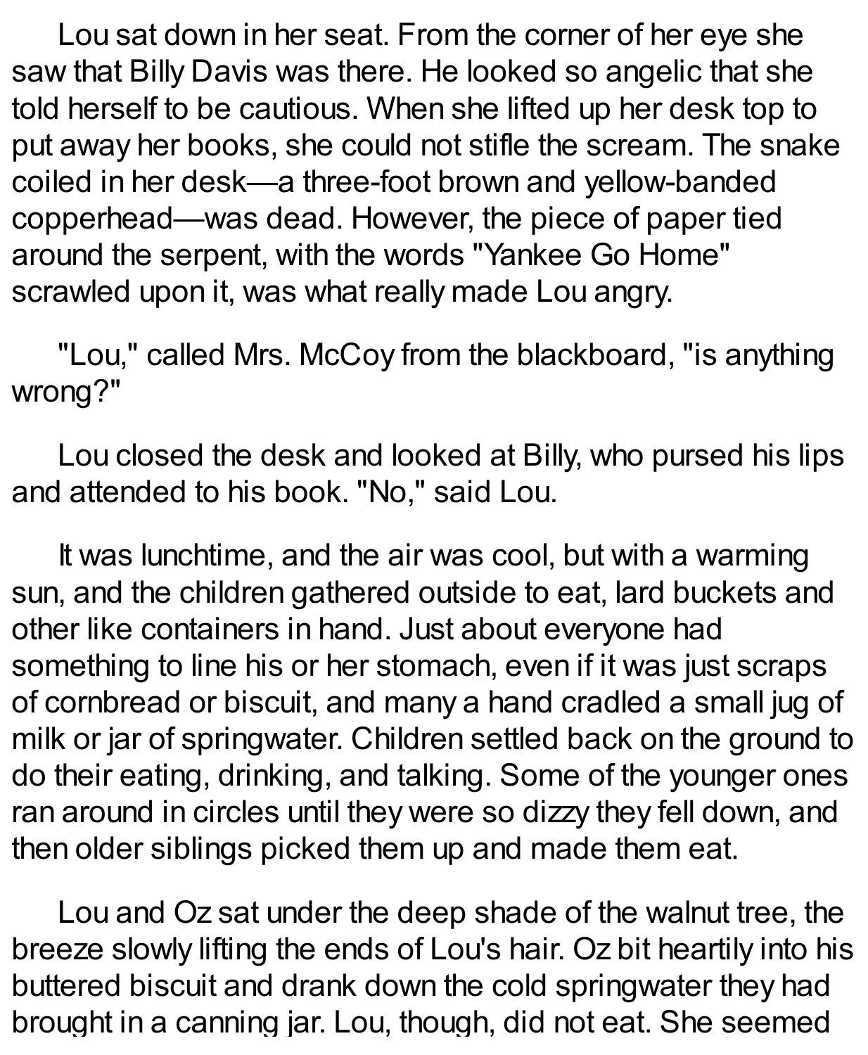Lou sat down in her seat. From the corner of her eye she saw that Billy Davis was there. He looked so angelic that she told herself to be cautious. When she lifted up her desk top to put away her books, she could not stifle the scream. The snake coiled in her desk—a three-foot brown and yellow-banded copperhead—was dead. However, the piece of paper tied around the serpent, with the words "Yankee Go Home" scrawled upon it, was what really made Lou angry.

"Lou," called Mrs. McCoy from the blackboard, "is anything wrong?"

Lou closed the desk and looked at Billy, who pursed his lips and attended to his book. "No," said Lou.

It was lunchtime, and the air was cool, but with a warming sun, and the children gathered outside to eat, lard buckets and other like containers in hand. Just about everyone had something to line his or her stomach, even if it was just scraps of cornbread or biscuit, and many a hand cradled a small jug of milk or jar of springwater. Children settled back on the ground to do their eating, drinking, and talking. Some of the younger ones ran around in circles until they were so dizzy they fell down, and then older siblings picked them up and made them eat.

Lou and Oz sat under the deep shade of the walnut tree, the breeze slowly lifting the ends of Lou's hair. Oz bit heartily into his buttered biscuit and drank down the cold springwater they had brought in a canning jar. Lou, though, did not eat. She seemed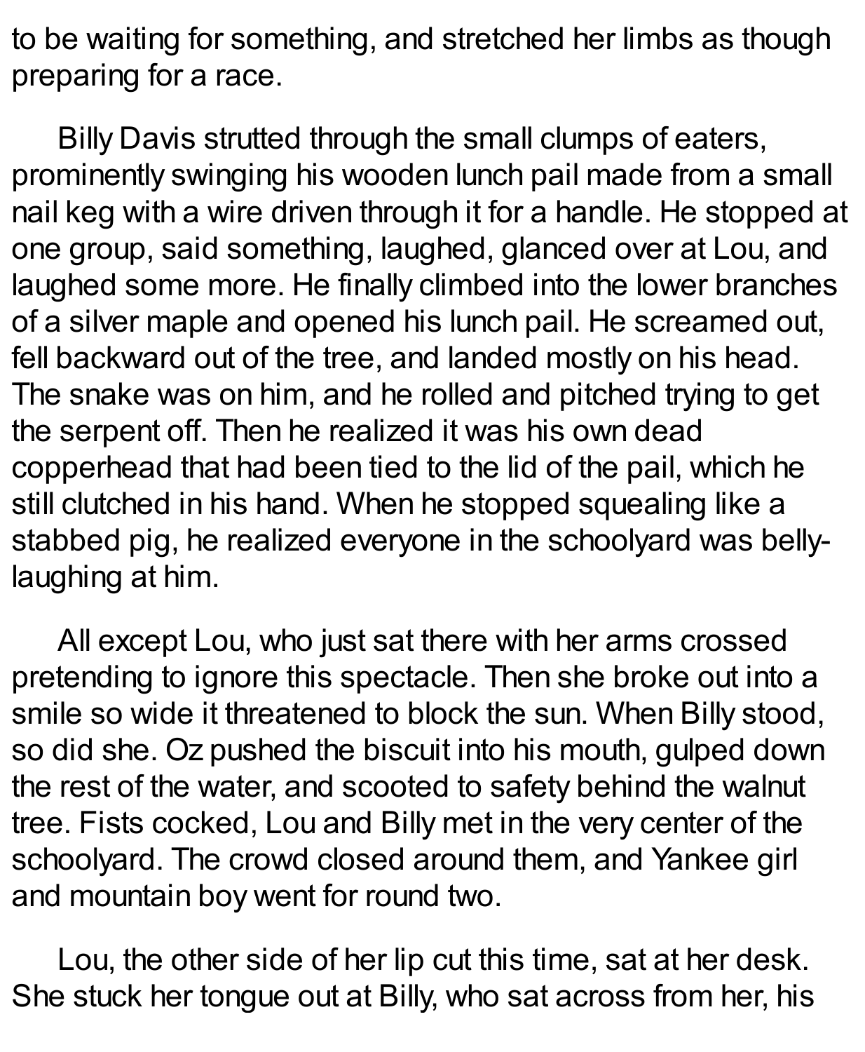to be waiting for something, and stretched her limbs as though preparing for a race.

Billy Davis strutted through the small clumps of eaters, prominently swinging his wooden lunch pail made from a small nail keg with a wire driven through it for a handle. He stopped at one group, said something, laughed, glanced over at Lou, and laughed some more. He finally climbed into the lower branches of a silver maple and opened his lunch pail. He screamed out, fell backward out of the tree, and landed mostly on his head. The snake was on him, and he rolled and pitched trying to get the serpent off. Then he realized it was his own dead copperhead that had been tied to the lid of the pail, which he still clutched in his hand. When he stopped squealing like a stabbed pig, he realized everyone in the schoolyard was belly-laughing at him.

All except Lou, who just sat there with her arms crossed pretending to ignore this spectacle. Then she broke out into a smile so wide it threatened to block the sun. When Billy stood, so did she. Oz pushed the biscuit into his mouth, gulped down the rest of the water, and scooted to safety behind the walnut tree. Fists cocked, Lou and Billy met in the very center of the schoolyard. The crowd closed around them, and Yankee girl and mountain boy went for round two.

Lou, the other side of her lip cut this time, sat at her desk. She stuck her tongue out at Billy, who sat across from her, his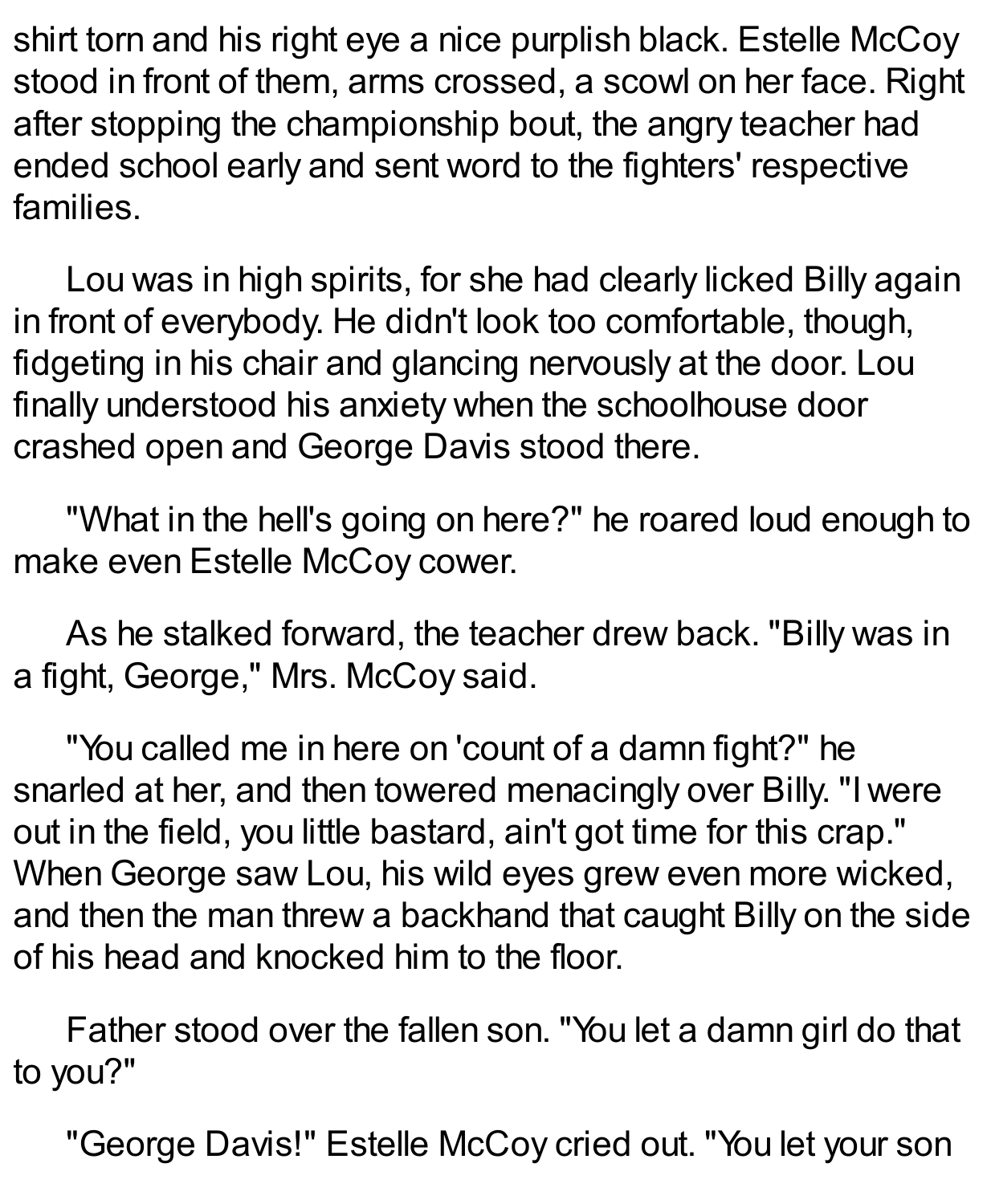shirt torn and his right eye a nice purplish black. Estelle McCoy stood in front of them, arms crossed, a scowl on her face. Right after stopping the championship bout, the angry teacher had ended school early and sent word to the fighters' respective families.

Lou was in high spirits, for she had clearly licked Billy again in front of everybody. He didn't look too comfortable, though, fidgeting in his chair and glancing nervously at the door. Lou finally understood his anxiety when the schoolhouse door crashed open and George Davis stood there.

"What in the hell's going on here?" he roared loud enough to make even Estelle McCoy cower.

As he stalked forward, the teacher drew back. "Billy was in a fight, George," Mrs. McCoy said.

"You called me in here on 'count of a damn fight?" he snarled at her, and then towered menacingly over Billy. "I were out in the field, you little bastard, ain't got time for this crap." When George saw Lou, his wild eyes grew even more wicked, and then the man threw a backhand that caught Billy on the side of his head and knocked him to the floor.

Father stood over the fallen son. "You let a damn girl do that to you?"

"George Davis!" Estelle McCoy cried out. "You let your son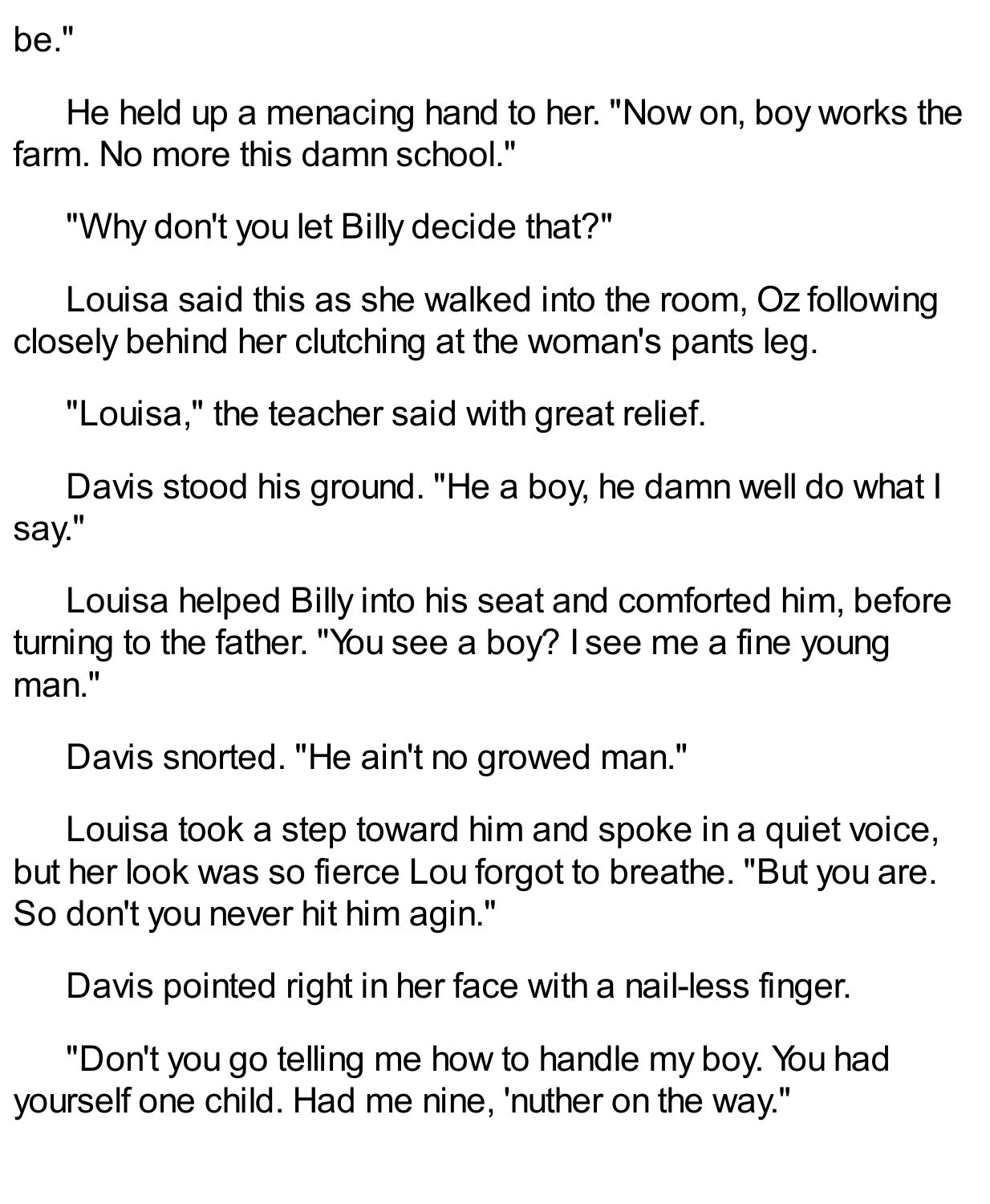be."

He held up a menacing hand to her. "Now on, boy works the farm. No more this damn school."

"Why don't you let Billy decide that?"

Louisa said this as she walked into the room, Oz following closely behind her clutching at the woman's pants leg.

"Louisa," the teacher said with great relief.

Davis stood his ground. "He a boy, he damn well do what I say."

Louisa helped Billy into his seat and comforted him, before turning to the father. "You see a boy? I see me a fine young man."

Davis snorted. "He ain't no growed man."

Louisa took a step toward him and spoke in a quiet voice, but her look was so fierce Lou forgot to breathe. "But you are. So don't you never hit him agin."

Davis pointed right in her face with a nail-less finger.

"Don't you go telling me how to handle my boy. You had yourself one child. Had me nine, 'nuther on the way."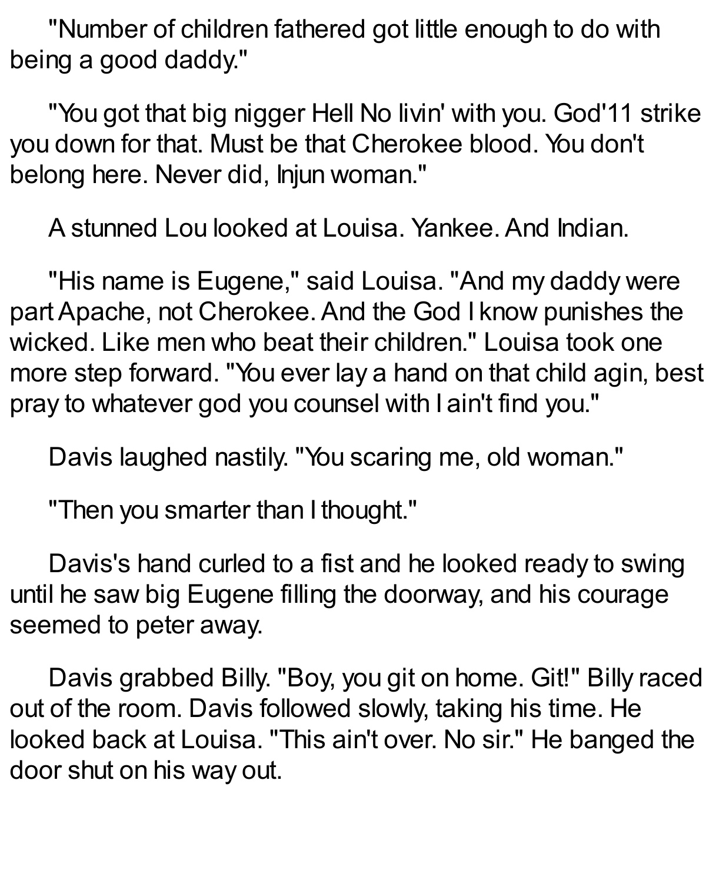"Number of children fathered got little enough to do with being a good daddy."

"You got that big nigger Hell No livin' with you. God'11 strike you down for that. Must be that Cherokee blood. You don't belong here. Never did, Injun woman."

A stunned Lou looked at Louisa. Yankee. And Indian.

"His name is Eugene," said Louisa. "And my daddy were part Apache, not Cherokee. And the God I know punishes the wicked. Like men who beat their children." Louisa took one more step forward. "You ever lay a hand on that child agin, best pray to whatever god you counsel with I ain't find you."

Davis laughed nastily. "You scaring me, old woman."

"Then you smarter than I thought."

Davis's hand curled to a fist and he looked ready to swing until he saw big Eugene filling the doorway, and his courage seemed to peter away.

Davis grabbed Billy. "Boy, you git on home. Git!" Billy raced out of the room. Davis followed slowly, taking his time. He looked back at Louisa. "This ain't over. No sir." He banged the door shut on his way out.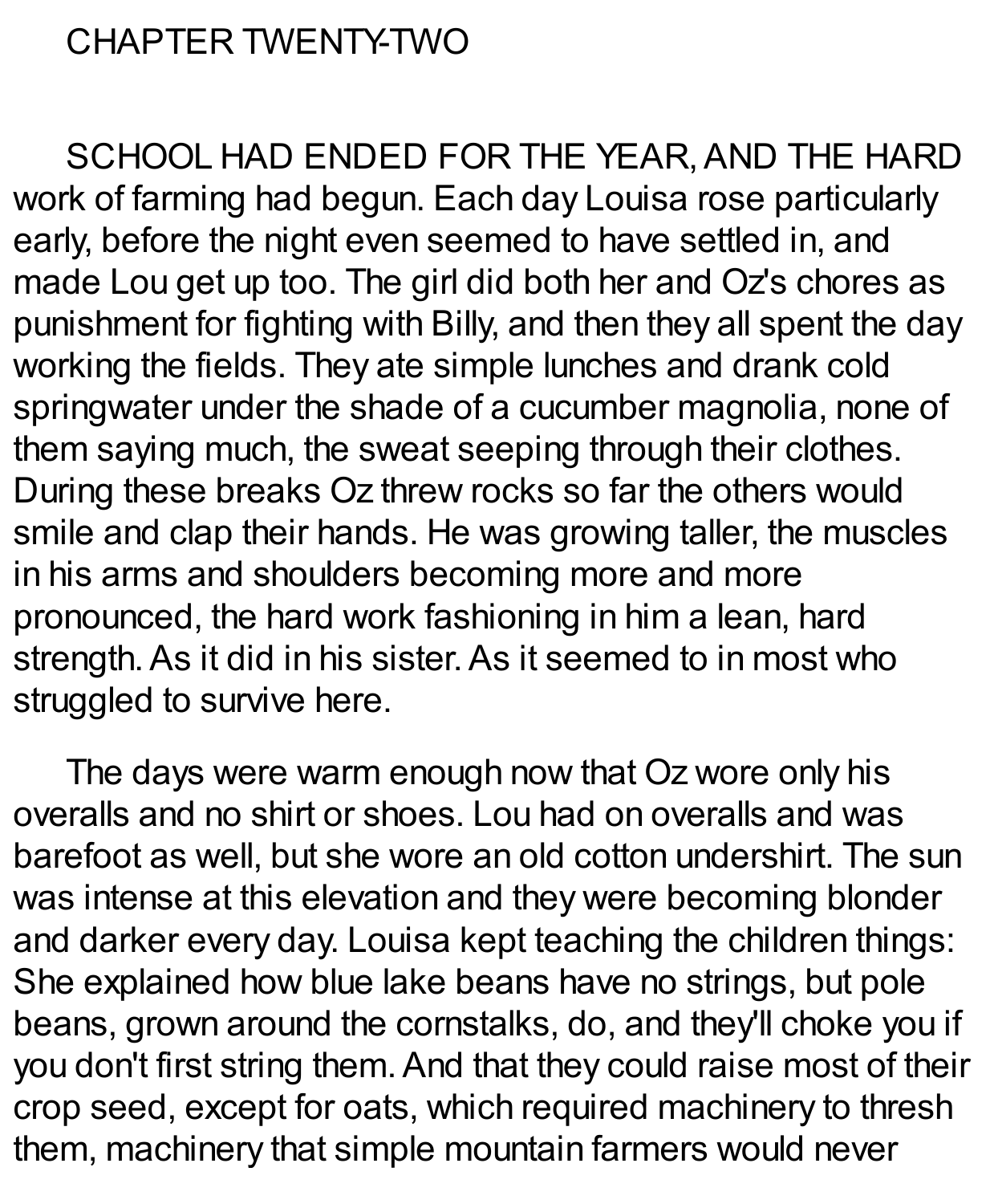# CHAPTER TWENTY-TWO

SCHOOL HAD ENDED FOR THE YEAR, AND THE HARD work of farming had begun. Each day Louisa rose particularly early, before the night even seemed to have settled in, and made Lou get up too. The girl did both her and Oz's chores as punishment for fighting with Billy, and then they all spent the day working the fields. They ate simple lunches and drank cold springwater under the shade of a cucumber magnolia, none of them saying much, the sweat seeping through their clothes. During these breaks Oz threw rocks so far the others would smile and clap their hands. He was growing taller, the muscles in his arms and shoulders becoming more and more pronounced, the hard work fashioning in him a lean, hard strength. As it did in his sister. As it seemed to in most who struggled to survive here.

The days were warm enough now that Oz wore only his overalls and no shirt or shoes. Lou had on overalls and was barefoot as well, but she wore an old cotton undershirt. The sun was intense at this elevation and they were becoming blonder and darker every day. Louisa kept teaching the children things: She explained how blue lake beans have no strings, but pole beans, grown around the cornstalks, do, and they'll choke you if you don't first string them. And that they could raise most of their crop seed, except for oats, which required machinery to thresh them, machinery that simple mountain farmers would never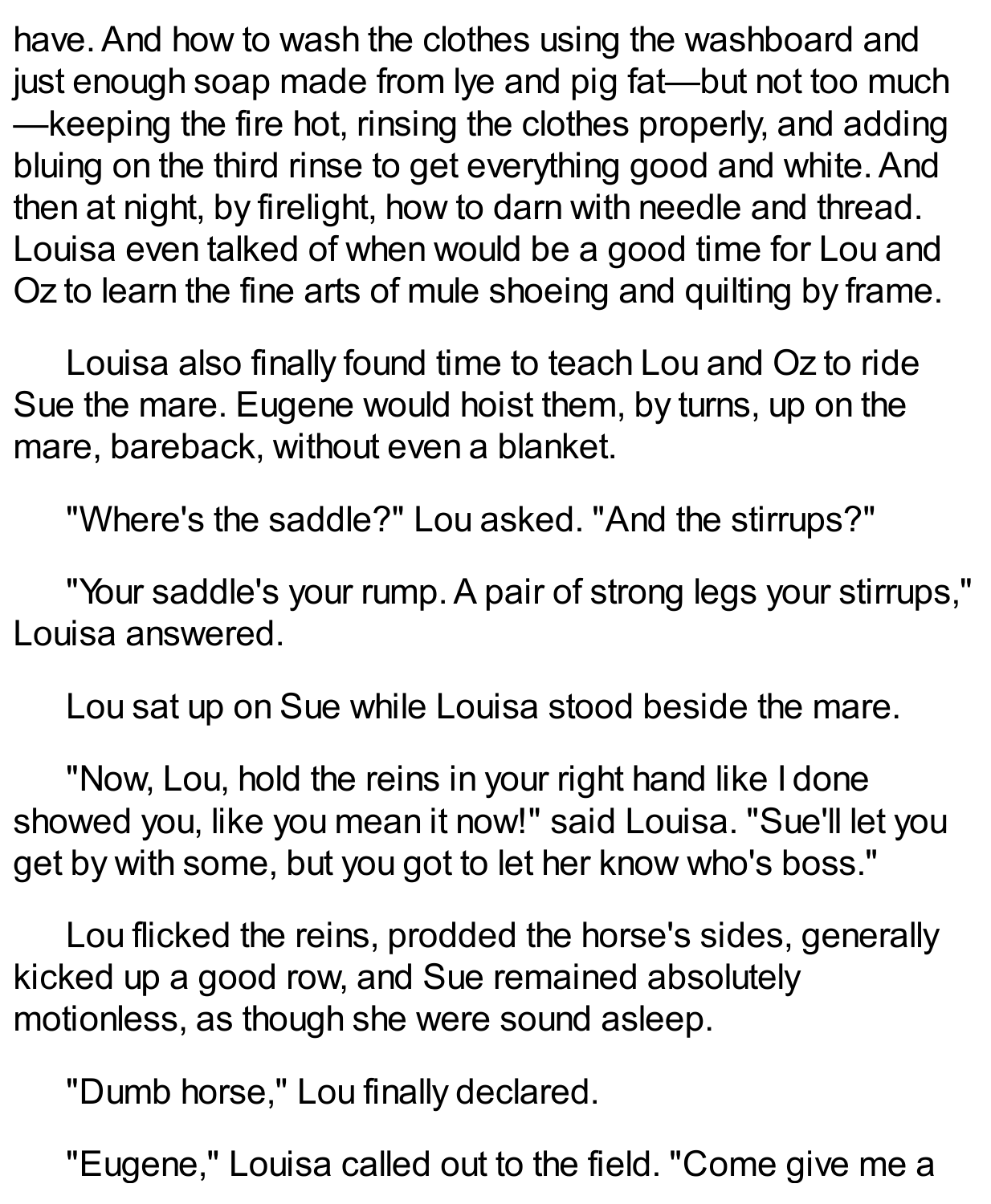have. And how to wash the clothes using the washboard and just enough soap made from lye and pig fat—but not too much—keeping the fire hot, rinsing the clothes properly, and adding bluing on the third rinse to get everything good and white. And then at night, by firelight, how to darn with needle and thread. Louisa even talked of when would be a good time for Lou and Oz to learn the fine arts of mule shoeing and quilting by frame.

Louisa also finally found time to teach Lou and Oz to ride Sue the mare. Eugene would hoist them, by turns, up on the mare, bareback, without even a blanket.

"Where's the saddle?" Lou asked. "And the stirrups?"

"Your saddle's your rump. A pair of strong legs your stirrups," Louisa answered.

Lou sat up on Sue while Louisa stood beside the mare.

"Now, Lou, hold the reins in your right hand like I done showed you, like you mean it now!" said Louisa. "Sue'll let you get by with some, but you got to let her know who's boss."

Lou flicked the reins, prodded the horse's sides, generally kicked up a good row, and Sue remained absolutely motionless, as though she were sound asleep.

"Dumb horse," Lou finally declared.

"Eugene," Louisa called out to the field. "Come give me a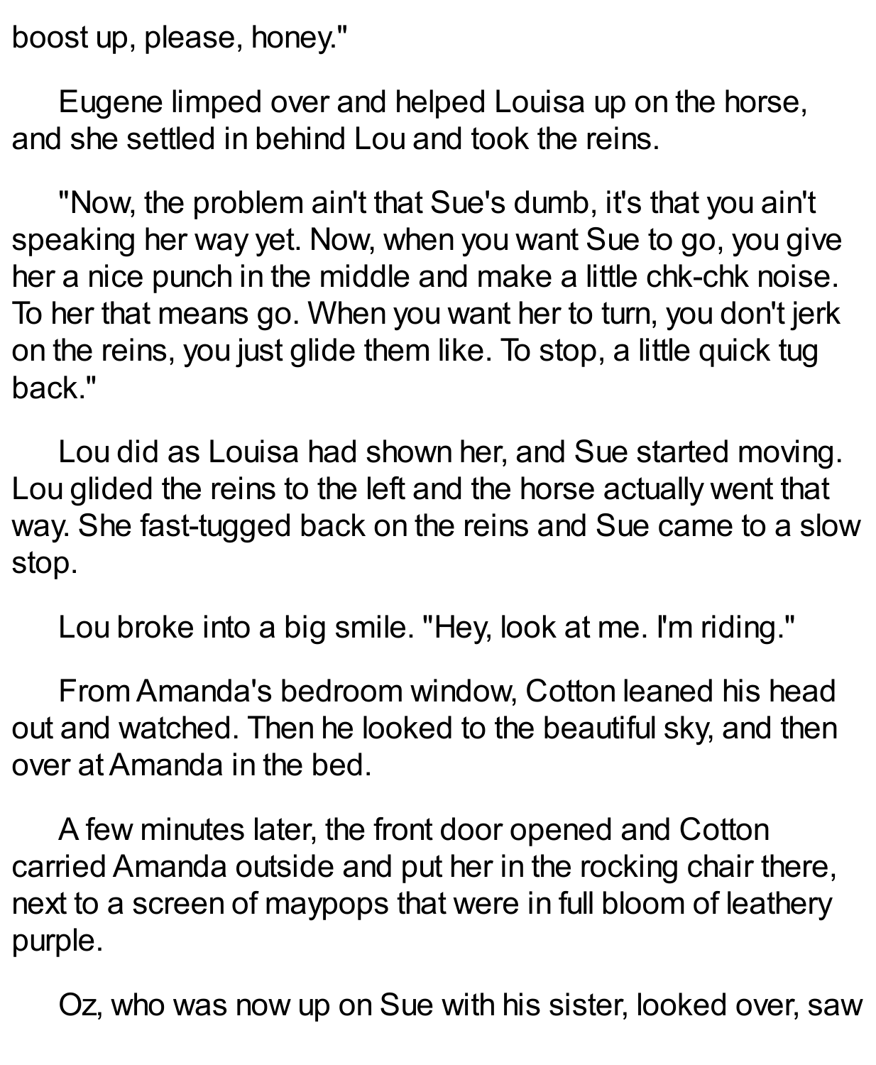boost up, please, honey."

Eugene limped over and helped Louisa up on the horse, and she settled in behind Lou and took the reins.

"Now, the problem ain't that Sue's dumb, it's that you ain't speaking her way yet. Now, when you want Sue to go, you give her a nice punch in the middle and make a little chk-chk noise. To her that means go. When you want her to turn, you don't jerk on the reins, you just glide them like. To stop, a little quick tug back."

Lou did as Louisa had shown her, and Sue started moving. Lou glided the reins to the left and the horse actually went that way. She fast-tugged back on the reins and Sue came to a slow stop.

Lou broke into a big smile. "Hey, look at me. I'm riding."

From Amanda's bedroom window, Cotton leaned his head out and watched. Then he looked to the beautiful sky, and then over at Amanda in the bed.

A few minutes later, the front door opened and Cotton carried Amanda outside and put her in the rocking chair there, next to a screen of maypops that were in full bloom of leathery purple.

Oz, who was now up on Sue with his sister, looked over, saw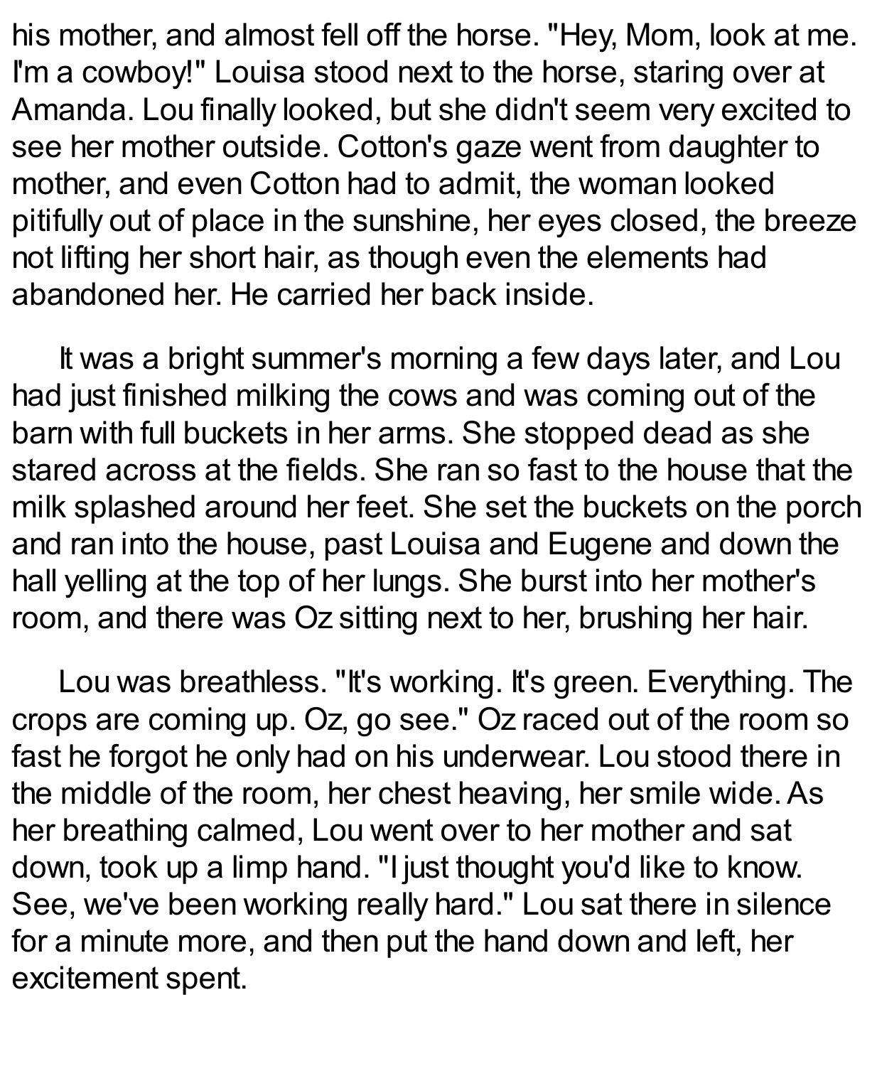his mother, and almost fell off the horse. "Hey, Mom, look at me. I'm a cowboy!" Louisa stood next to the horse, staring over at Amanda. Lou finally looked, but she didn't seem very excited to see her mother outside. Cotton's gaze went from daughter to mother, and even Cotton had to admit, the woman looked pitifully out of place in the sunshine, her eyes closed, the breeze not lifting her short hair, as though even the elements had abandoned her. He carried her back inside.

It was a bright summer's morning a few days later, and Lou had just finished milking the cows and was coming out of the barn with full buckets in her arms. She stopped dead as she stared across at the fields. She ran so fast to the house that the milk splashed around her feet. She set the buckets on the porch and ran into the house, past Louisa and Eugene and down the hall yelling at the top of her lungs. She burst into her mother's room, and there was Oz sitting next to her, brushing her hair.

Lou was breathless. "It's working. It's green. Everything. The crops are coming up. Oz, go see." Oz raced out of the room so fast he forgot he only had on his underwear. Lou stood there in the middle of the room, her chest heaving, her smile wide. As her breathing calmed, Lou went over to her mother and sat down, took up a limp hand. "I just thought you'd like to know. See, we've been working really hard." Lou sat there in silence for a minute more, and then put the hand down and left, her excitement spent.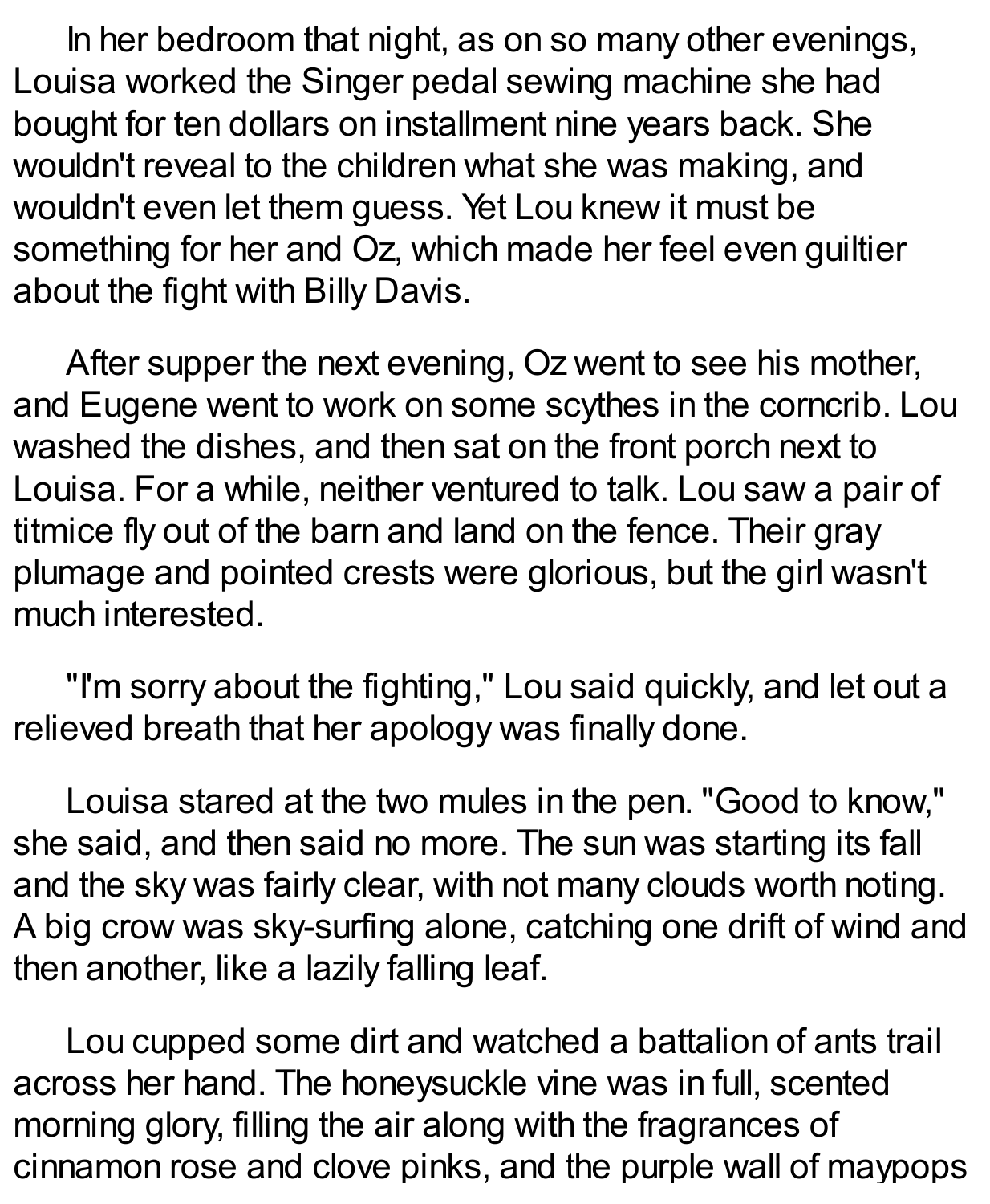In her bedroom that night, as on so many other evenings, Louisa worked the Singer pedal sewing machine she had bought for ten dollars on installment nine years back. She wouldn't reveal to the children what she was making, and wouldn't even let them guess. Yet Lou knew it must be something for her and Oz, which made her feel even guiltier about the fight with Billy Davis.

After supper the next evening, Oz went to see his mother, and Eugene went to work on some scythes in the corncrib. Lou washed the dishes, and then sat on the front porch next to Louisa. For a while, neither ventured to talk. Lou saw a pair of titmice fly out of the barn and land on the fence. Their gray plumage and pointed crests were glorious, but the girl wasn't much interested.

"I'm sorry about the fighting," Lou said quickly, and let out a relieved breath that her apology was finally done.

Louisa stared at the two mules in the pen. "Good to know," she said, and then said no more. The sun was starting its fall and the sky was fairly clear, with not many clouds worth noting. A big crow was sky-surfing alone, catching one drift of wind and then another, like a lazily falling leaf.

Lou cupped some dirt and watched a battalion of ants trail across her hand. The honeysuckle vine was in full, scented morning glory, filling the air along with the fragrances of cinnamon rose and clove pinks, and the purple wall of maypops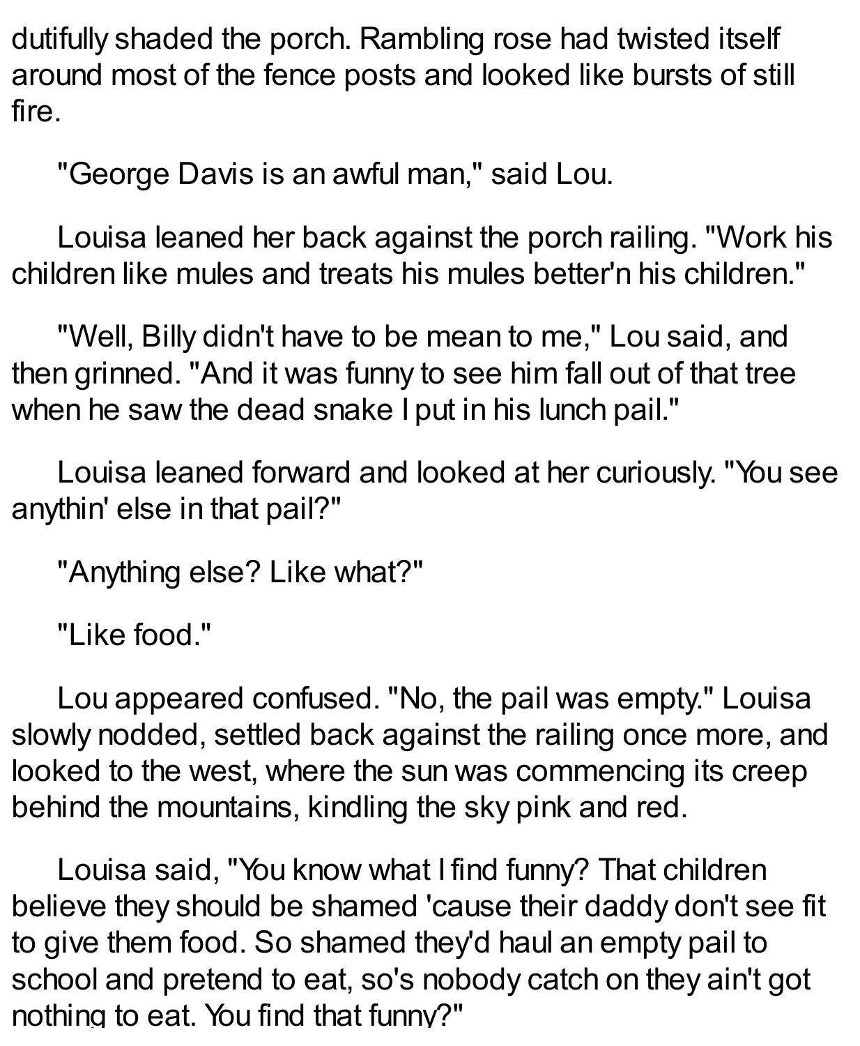dutifully shaded the porch. Rambling rose had twisted itself around most of the fence posts and looked like bursts of still fire.

"George Davis is an awful man," said Lou.

Louisa leaned her back against the porch railing. "Work his children like mules and treats his mules better'n his children."

"Well, Billy didn't have to be mean to me," Lou said, and then grinned. "And it was funny to see him fall out of that tree when he saw the dead snake I put in his lunch pail."

Louisa leaned forward and looked at her curiously. "You see anythin' else in that pail?"

"Anything else? Like what?"

"Like food."

Lou appeared confused. "No, the pail was empty." Louisa slowly nodded, settled back against the railing once more, and looked to the west, where the sun was commencing its creep behind the mountains, kindling the sky pink and red.

Louisa said, "You know what I find funny? That children believe they should be shamed 'cause their daddy don't see fit to give them food. So shamed they'd haul an empty pail to school and pretend to eat, so's nobody catch on they ain't got nothing to eat. You find that funny?"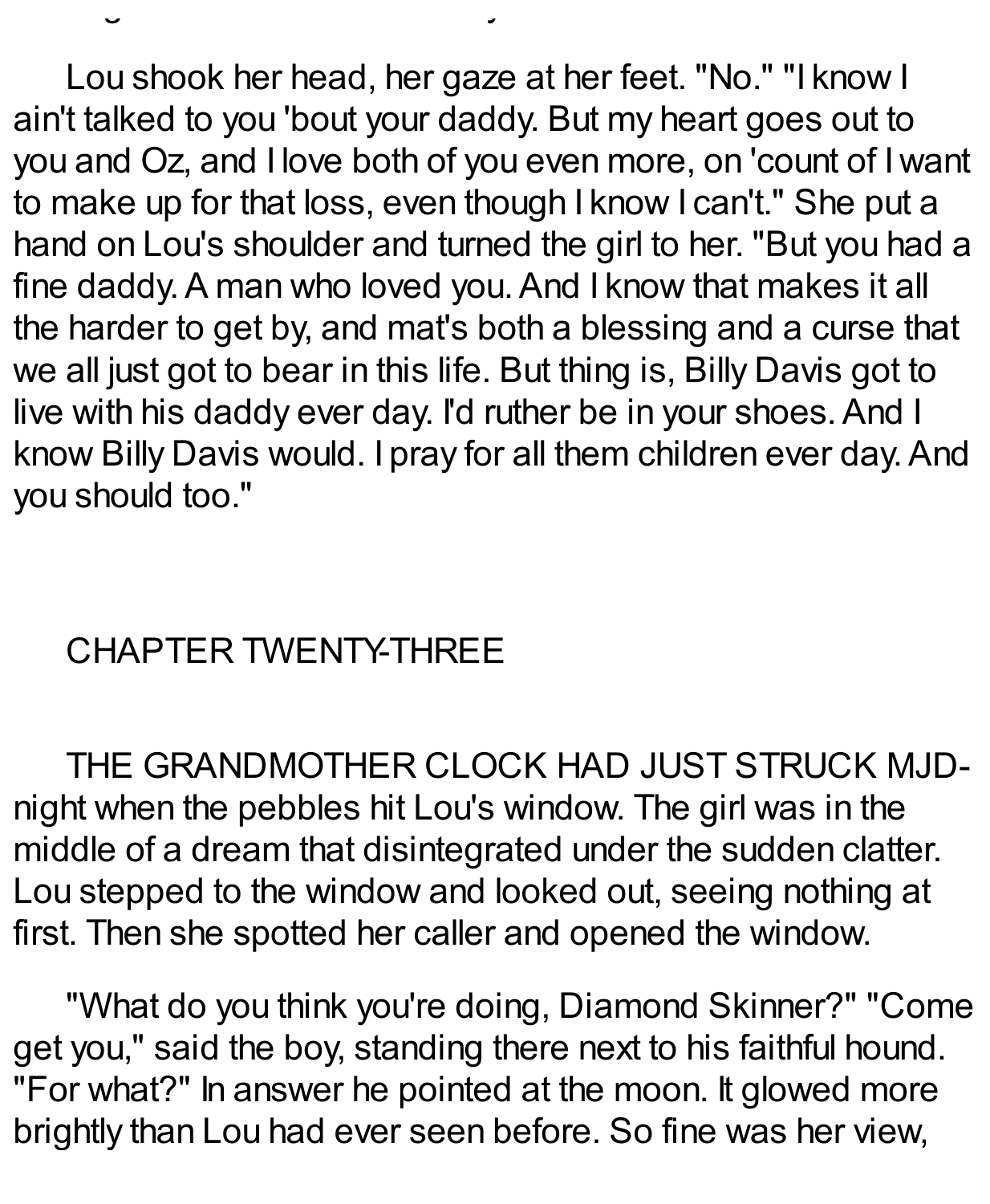Lou shook her head, her gaze at her feet. "No." "I know I ain't talked to you 'bout your daddy. But my heart goes out to you and Oz, and I love both of you even more, on 'count of I want to make up for that loss, even though I know I can't." She put a hand on Lou's shoulder and turned the girl to her. "But you had a fine daddy. A man who loved you. And I know that makes it all the harder to get by, and mat's both a blessing and a curse that we all just got to bear in this life. But thing is, Billy Davis got to live with his daddy ever day. I'd ruther be in your shoes. And I know Billy Davis would. I pray for all them children ever day. And you should too."

## CHAPTER TWENTY-THREE

THE GRANDMOTHER CLOCK HAD JUST STRUCK MJD-night when the pebbles hit Lou's window. The girl was in the middle of a dream that disintegrated under the sudden clatter. Lou stepped to the window and looked out, seeing nothing at first. Then she spotted her caller and opened the window.

"What do you think you're doing, Diamond Skinner?" "Come get you," said the boy, standing there next to his faithful hound. "For what?" In answer he pointed at the moon. It glowed more brightly than Lou had ever seen before. So fine was her view,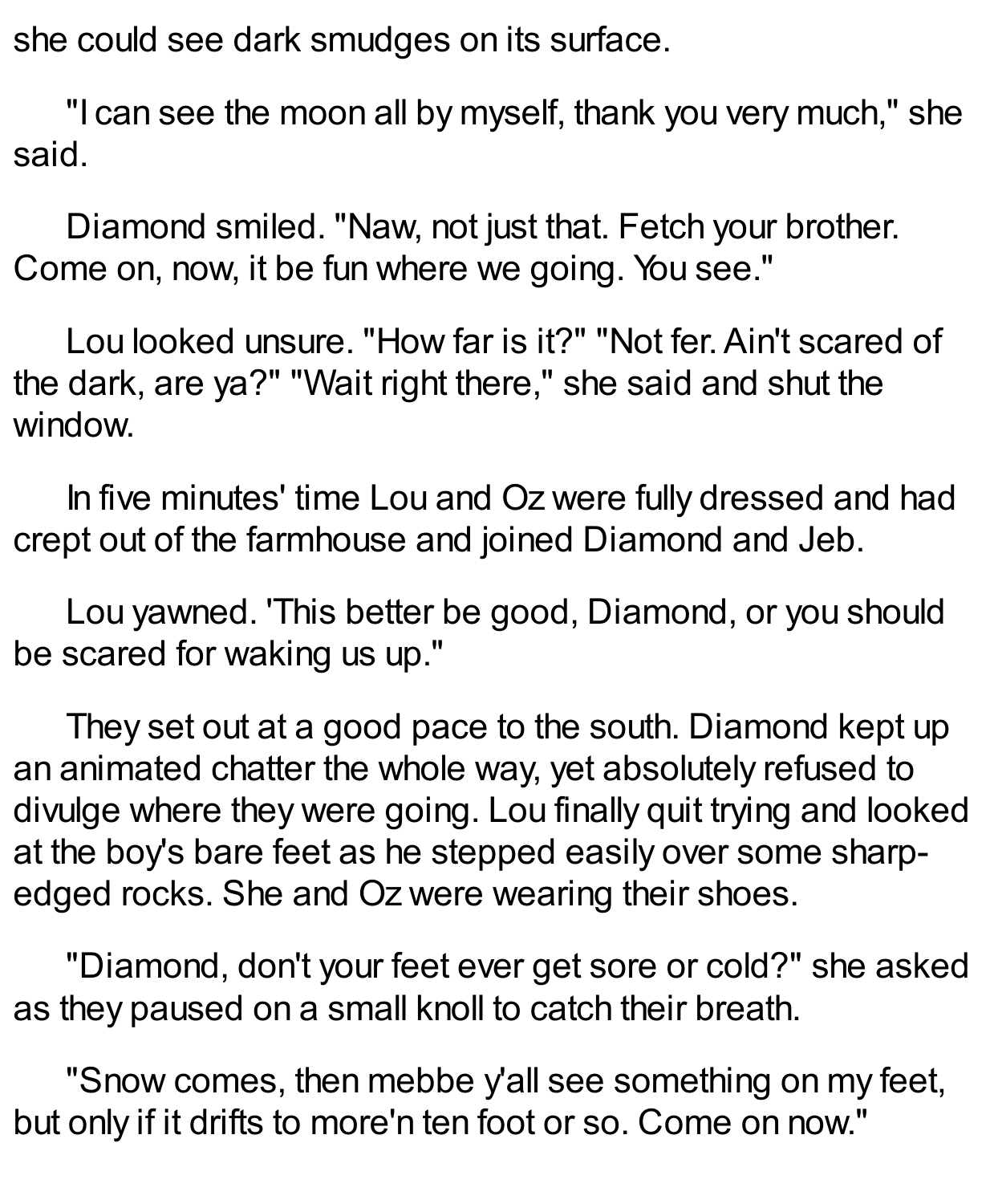she could see dark smudges on its surface.

"I can see the moon all by myself, thank you very much," she said.

Diamond smiled. "Naw, not just that. Fetch your brother. Come on, now, it be fun where we going. You see."

Lou looked unsure. "How far is it?" "Not fer. Ain't scared of the dark, are ya?" "Wait right there," she said and shut the window.

In five minutes' time Lou and Oz were fully dressed and had crept out of the farmhouse and joined Diamond and Jeb.

Lou yawned. 'This better be good, Diamond, or you should be scared for waking us up."

They set out at a good pace to the south. Diamond kept up an animated chatter the whole way, yet absolutely refused to divulge where they were going. Lou finally quit trying and looked at the boy's bare feet as he stepped easily over some sharp-edged rocks. She and Oz were wearing their shoes.

"Diamond, don't your feet ever get sore or cold?" she asked as they paused on a small knoll to catch their breath.

"Snow comes, then mebbe y'all see something on my feet, but only if it drifts to more'n ten foot or so. Come on now."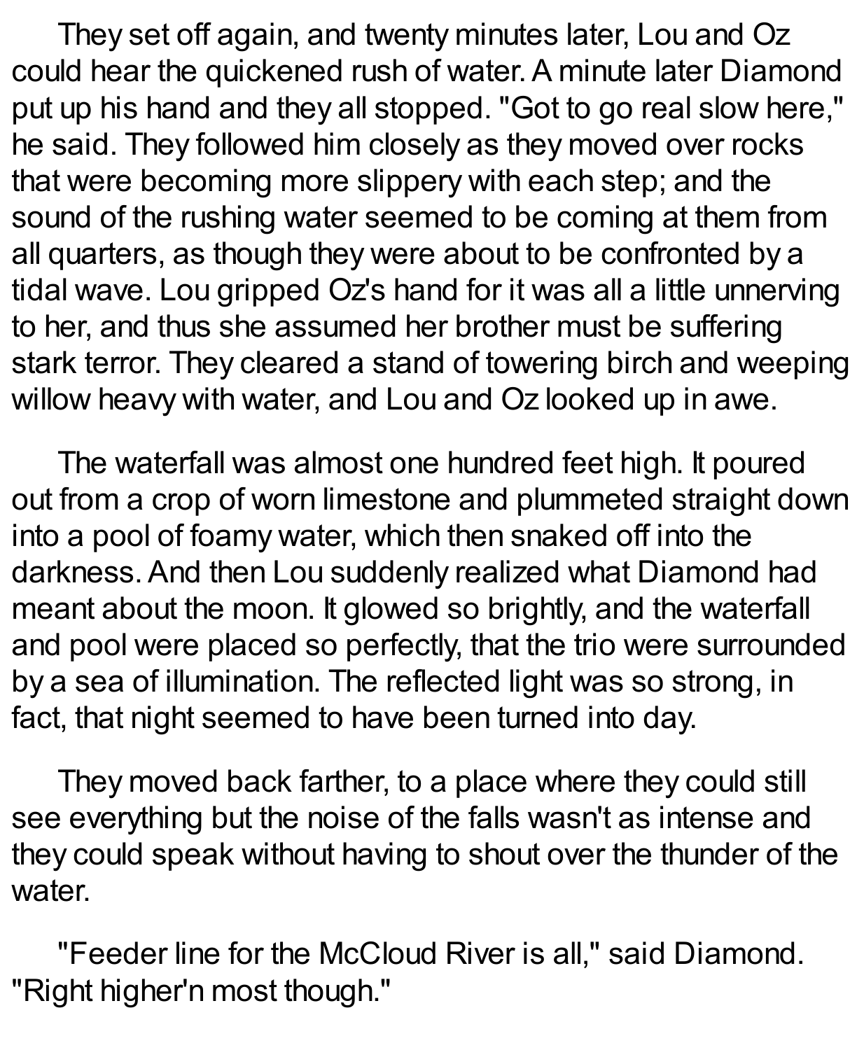They set off again, and twenty minutes later, Lou and Oz could hear the quickened rush of water. A minute later Diamond put up his hand and they all stopped. "Got to go real slow here," he said. They followed him closely as they moved over rocks that were becoming more slippery with each step; and the sound of the rushing water seemed to be coming at them from all quarters, as though they were about to be confronted by a tidal wave. Lou gripped Oz's hand for it was all a little unnerving to her, and thus she assumed her brother must be suffering stark terror. They cleared a stand of towering birch and weeping willow heavy with water, and Lou and Oz looked up in awe.

The waterfall was almost one hundred feet high. It poured out from a crop of worn limestone and plummeted straight down into a pool of foamy water, which then snaked off into the darkness. And then Lou suddenly realized what Diamond had meant about the moon. It glowed so brightly, and the waterfall and pool were placed so perfectly, that the trio were surrounded by a sea of illumination. The reflected light was so strong, in fact, that night seemed to have been turned into day.

They moved back farther, to a place where they could still see everything but the noise of the falls wasn't as intense and they could speak without having to shout over the thunder of the water.

"Feeder line for the McCloud River is all," said Diamond. "Right higher'n most though."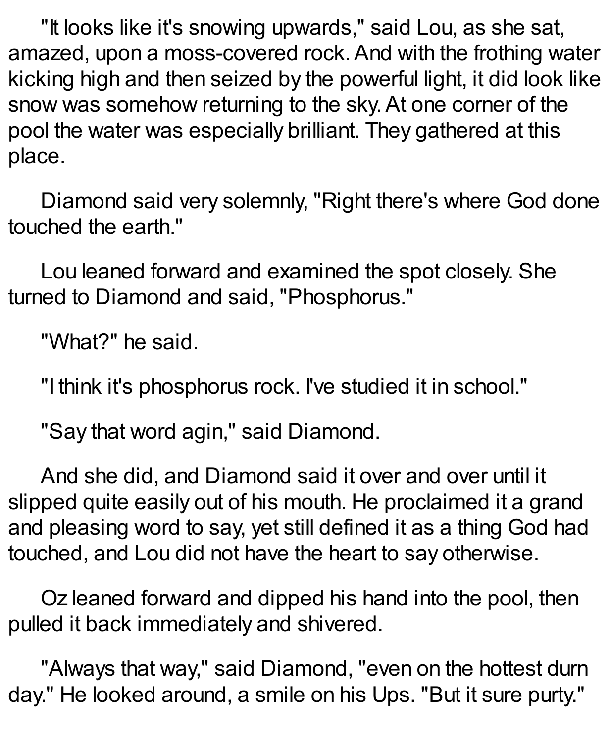"It looks like it's snowing upwards," said Lou, as she sat, amazed, upon a moss-covered rock. And with the frothing water kicking high and then seized by the powerful light, it did look like snow was somehow returning to the sky. At one corner of the pool the water was especially brilliant. They gathered at this place.

Diamond said very solemnly, "Right there's where God done touched the earth."

Lou leaned forward and examined the spot closely. She turned to Diamond and said, "Phosphorus."

"What?" he said.

"I think it's phosphorus rock. I've studied it in school."

"Say that word agin," said Diamond.

And she did, and Diamond said it over and over until it slipped quite easily out of his mouth. He proclaimed it a grand and pleasing word to say, yet still defined it as a thing God had touched, and Lou did not have the heart to say otherwise.

Oz leaned forward and dipped his hand into the pool, then pulled it back immediately and shivered.

"Always that way," said Diamond, "even on the hottest durn day." He looked around, a smile on his Ups. "But it sure purty."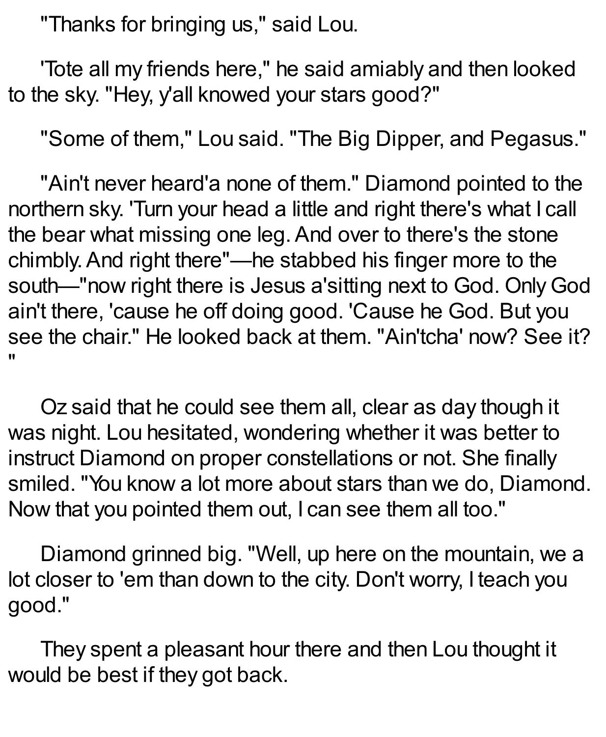"Thanks for bringing us," said Lou.

'Tote all my friends here," he said amiably and then looked to the sky. "Hey, y'all knowed your stars good?"

"Some of them," Lou said. "The Big Dipper, and Pegasus."

"Ain't never heard'a none of them." Diamond pointed to the northern sky. 'Turn your head a little and right there's what I call the bear what missing one leg. And over to there's the stone chimbly. And right there"—he stabbed his finger more to the south—"now right there is Jesus a'sitting next to God. Only God ain't there, 'cause he off doing good. 'Cause he God. But you see the chair." He looked back at them. "Ain'tcha' now? See it? "

Oz said that he could see them all, clear as day though it was night. Lou hesitated, wondering whether it was better to instruct Diamond on proper constellations or not. She finally smiled. "You know a lot more about stars than we do, Diamond. Now that you pointed them out, I can see them all too."

Diamond grinned big. "Well, up here on the mountain, we a lot closer to 'em than down to the city. Don't worry, I teach you good."

They spent a pleasant hour there and then Lou thought it would be best if they got back.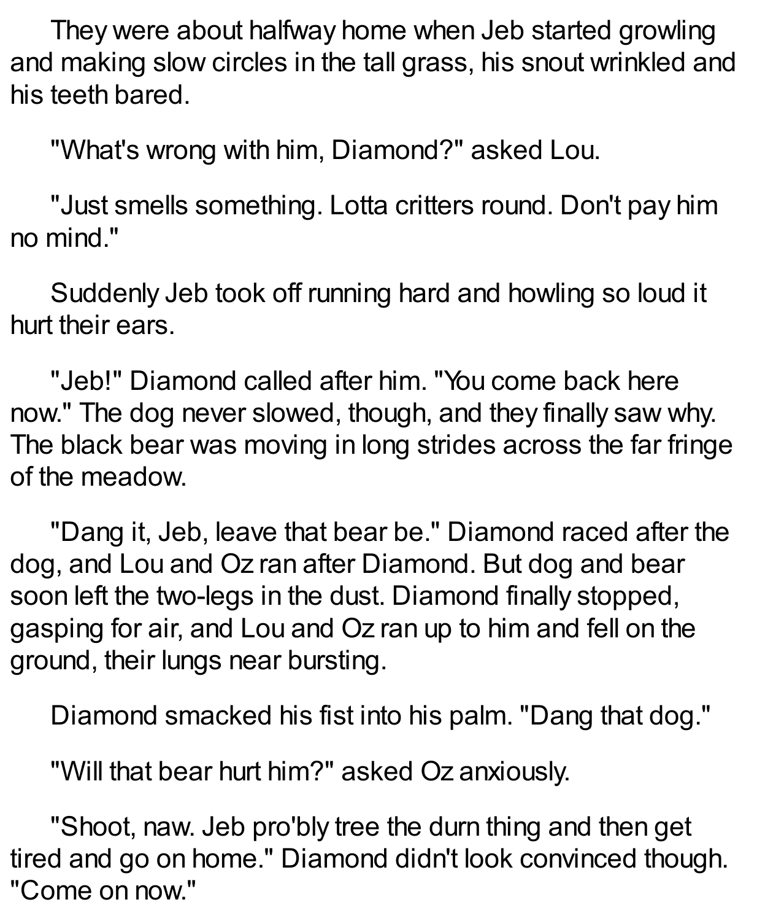They were about halfway home when Jeb started growling and making slow circles in the tall grass, his snout wrinkled and his teeth bared.

"What's wrong with him, Diamond?" asked Lou.

"Just smells something. Lotta critters round. Don't pay him no mind."

Suddenly Jeb took off running hard and howling so loud it hurt their ears.

"Jeb!" Diamond called after him. "You come back here now." The dog never slowed, though, and they finally saw why. The black bear was moving in long strides across the far fringe of the meadow.

"Dang it, Jeb, leave that bear be." Diamond raced after the dog, and Lou and Oz ran after Diamond. But dog and bear soon left the two-legs in the dust. Diamond finally stopped, gasping for air, and Lou and Oz ran up to him and fell on the ground, their lungs near bursting.

Diamond smacked his fist into his palm. "Dang that dog."

"Will that bear hurt him?" asked Oz anxiously.

"Shoot, naw. Jeb pro'bly tree the durn thing and then get tired and go on home." Diamond didn't look convinced though. "Come on now."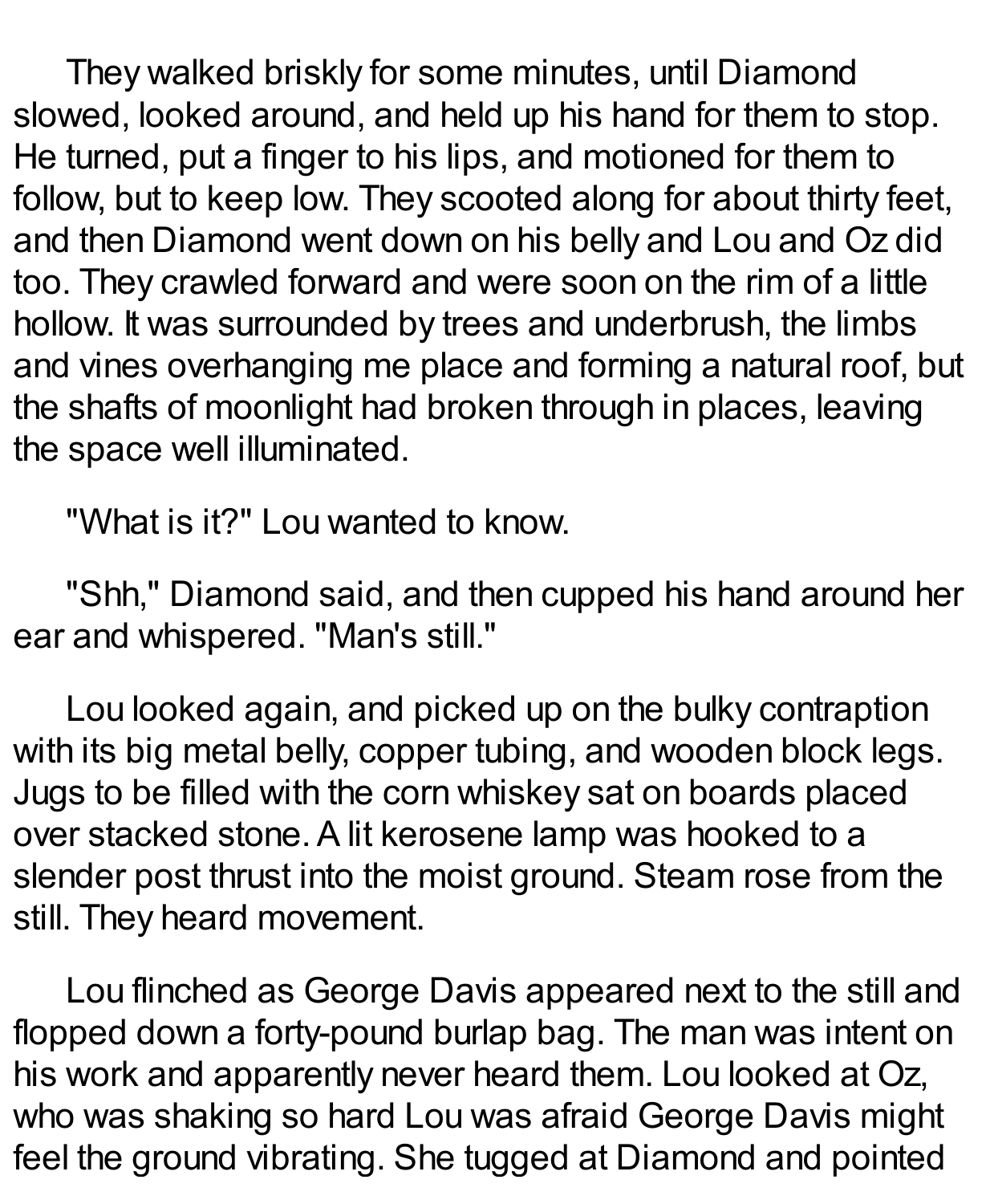They walked briskly for some minutes, until Diamond slowed, looked around, and held up his hand for them to stop. He turned, put a finger to his lips, and motioned for them to follow, but to keep low. They scooted along for about thirty feet, and then Diamond went down on his belly and Lou and Oz did too. They crawled forward and were soon on the rim of a little hollow. It was surrounded by trees and underbrush, the limbs and vines overhanging me place and forming a natural roof, but the shafts of moonlight had broken through in places, leaving the space well illuminated.

"What is it?" Lou wanted to know.

"Shh," Diamond said, and then cupped his hand around her ear and whispered. "Man's still."

Lou looked again, and picked up on the bulky contraption with its big metal belly, copper tubing, and wooden block legs. Jugs to be filled with the corn whiskey sat on boards placed over stacked stone. A lit kerosene lamp was hooked to a slender post thrust into the moist ground. Steam rose from the still. They heard movement.

Lou flinched as George Davis appeared next to the still and flopped down a forty-pound burlap bag. The man was intent on his work and apparently never heard them. Lou looked at Oz, who was shaking so hard Lou was afraid George Davis might feel the ground vibrating. She tugged at Diamond and pointed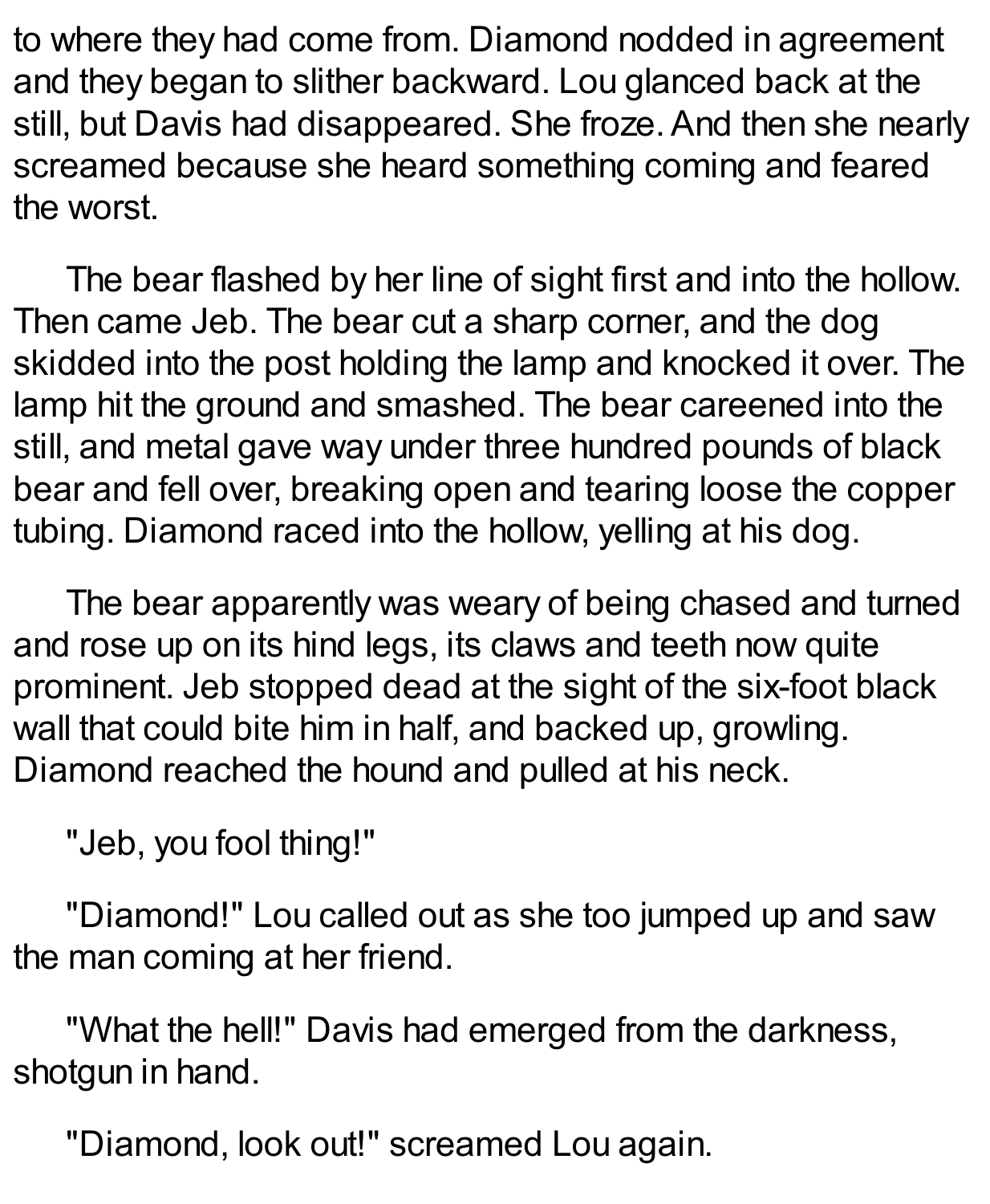to where they had come from. Diamond nodded in agreement and they began to slither backward. Lou glanced back at the still, but Davis had disappeared. She froze. And then she nearly screamed because she heard something coming and feared the worst.

The bear flashed by her line of sight first and into the hollow. Then came Jeb. The bear cut a sharp corner, and the dog skidded into the post holding the lamp and knocked it over. The lamp hit the ground and smashed. The bear careened into the still, and metal gave way under three hundred pounds of black bear and fell over, breaking open and tearing loose the copper tubing. Diamond raced into the hollow, yelling at his dog.

The bear apparently was weary of being chased and turned and rose up on its hind legs, its claws and teeth now quite prominent. Jeb stopped dead at the sight of the six-foot black wall that could bite him in half, and backed up, growling. Diamond reached the hound and pulled at his neck.

"Jeb, you fool thing!"

"Diamond!" Lou called out as she too jumped up and saw the man coming at her friend.

"What the hell!" Davis had emerged from the darkness, shotgun in hand.

"Diamond, look out!" screamed Lou again.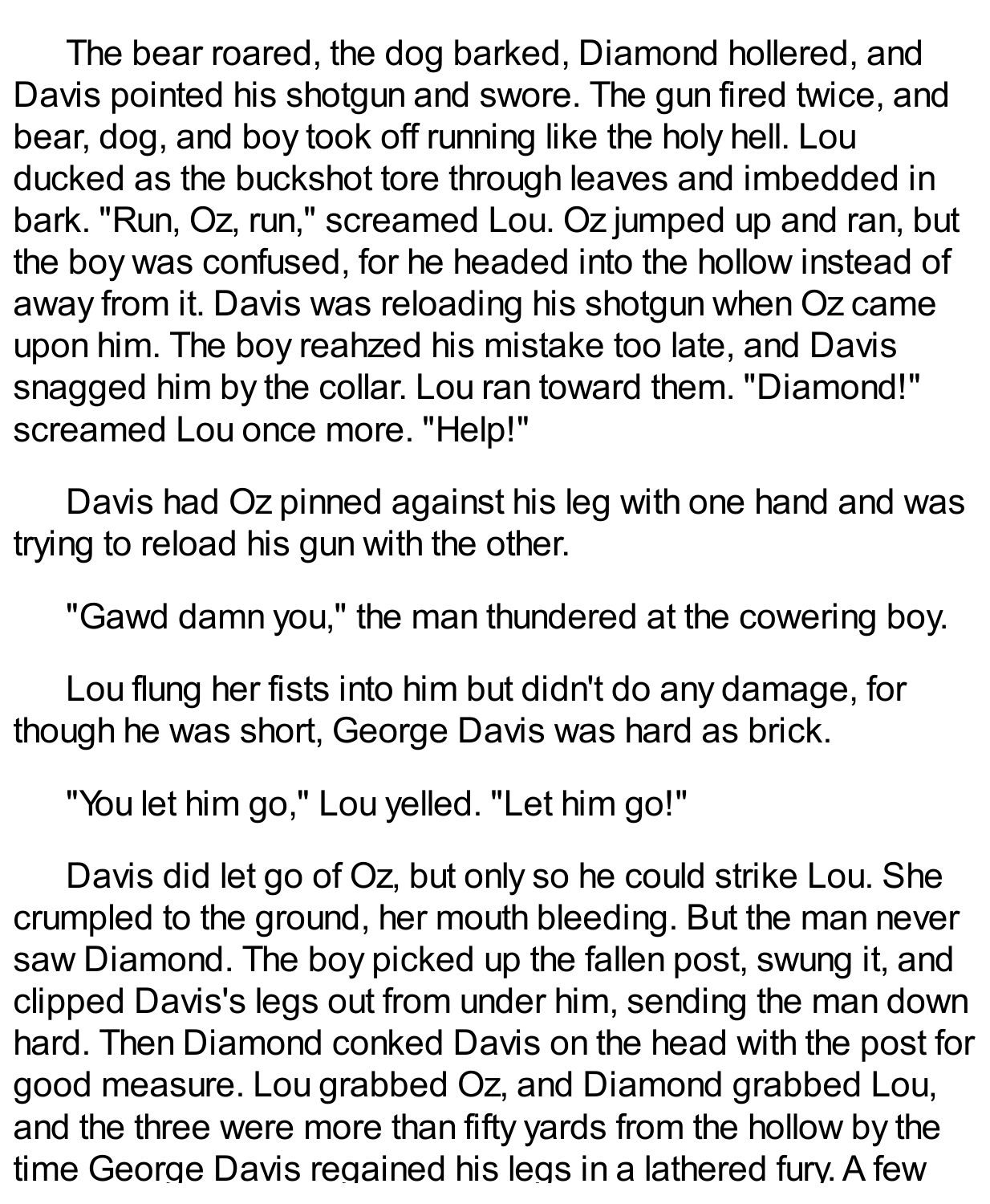The bear roared, the dog barked, Diamond hollered, and Davis pointed his shotgun and swore. The gun fired twice, and bear, dog, and boy took off running like the holy hell. Lou ducked as the buckshot tore through leaves and imbedded in bark. "Run, Oz, run," screamed Lou. Oz jumped up and ran, but the boy was confused, for he headed into the hollow instead of away from it. Davis was reloading his shotgun when Oz came upon him. The boy reahzed his mistake too late, and Davis snagged him by the collar. Lou ran toward them. "Diamond!" screamed Lou once more. "Help!"

Davis had Oz pinned against his leg with one hand and was trying to reload his gun with the other.

"Gawd damn you," the man thundered at the cowering boy.

Lou flung her fists into him but didn't do any damage, for though he was short, George Davis was hard as brick.

"You let him go," Lou yelled. "Let him go!"

Davis did let go of Oz, but only so he could strike Lou. She crumpled to the ground, her mouth bleeding. But the man never saw Diamond. The boy picked up the fallen post, swung it, and clipped Davis's legs out from under him, sending the man down hard. Then Diamond conked Davis on the head with the post for good measure. Lou grabbed Oz, and Diamond grabbed Lou, and the three were more than fifty yards from the hollow by the time George Davis regained his legs in a lathered fury. A few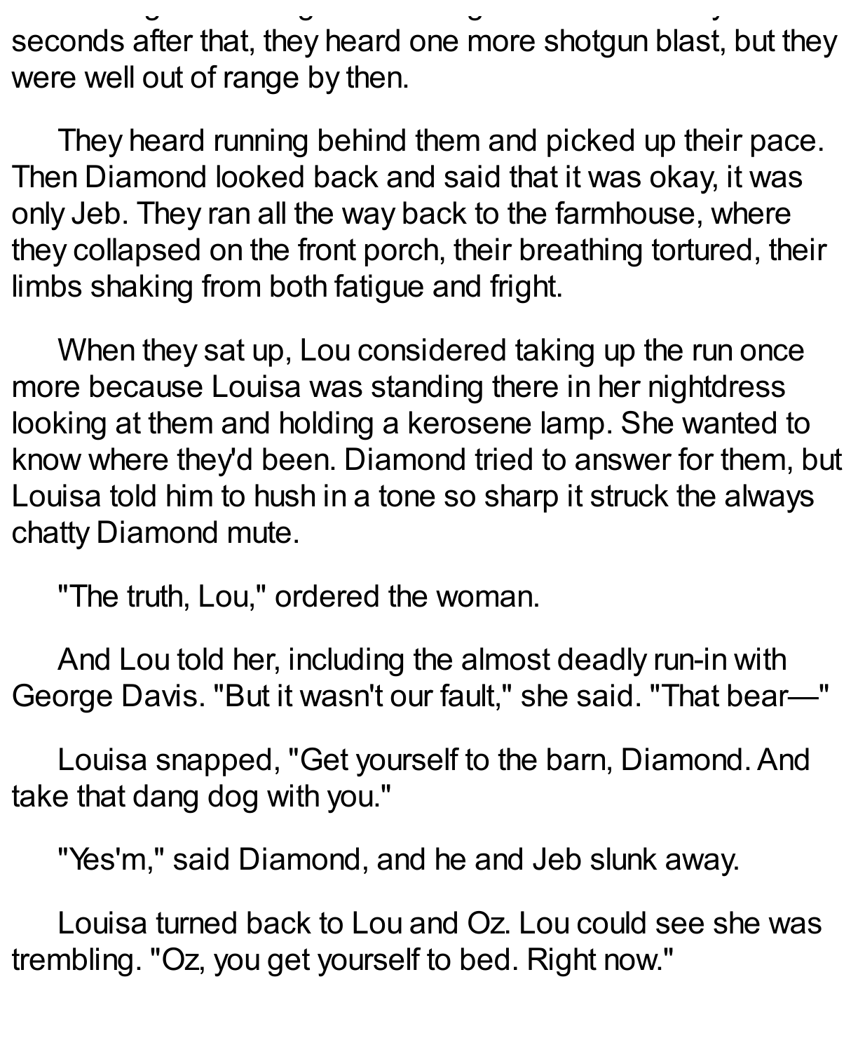seconds after that, they heard one more shotgun blast, but they were well out of range by then.

They heard running behind them and picked up their pace. Then Diamond looked back and said that it was okay, it was only Jeb. They ran all the way back to the farmhouse, where they collapsed on the front porch, their breathing tortured, their limbs shaking from both fatigue and fright.

When they sat up, Lou considered taking up the run once more because Louisa was standing there in her nightdress looking at them and holding a kerosene lamp. She wanted to know where they'd been. Diamond tried to answer for them, but Louisa told him to hush in a tone so sharp it struck the always chatty Diamond mute.

"The truth, Lou," ordered the woman.

And Lou told her, including the almost deadly run-in with George Davis. "But it wasn't our fault," she said. "That bear—"

Louisa snapped, "Get yourself to the barn, Diamond. And take that dang dog with you."

"Yes'm," said Diamond, and he and Jeb slunk away.

Louisa turned back to Lou and Oz. Lou could see she was trembling. "Oz, you get yourself to bed. Right now."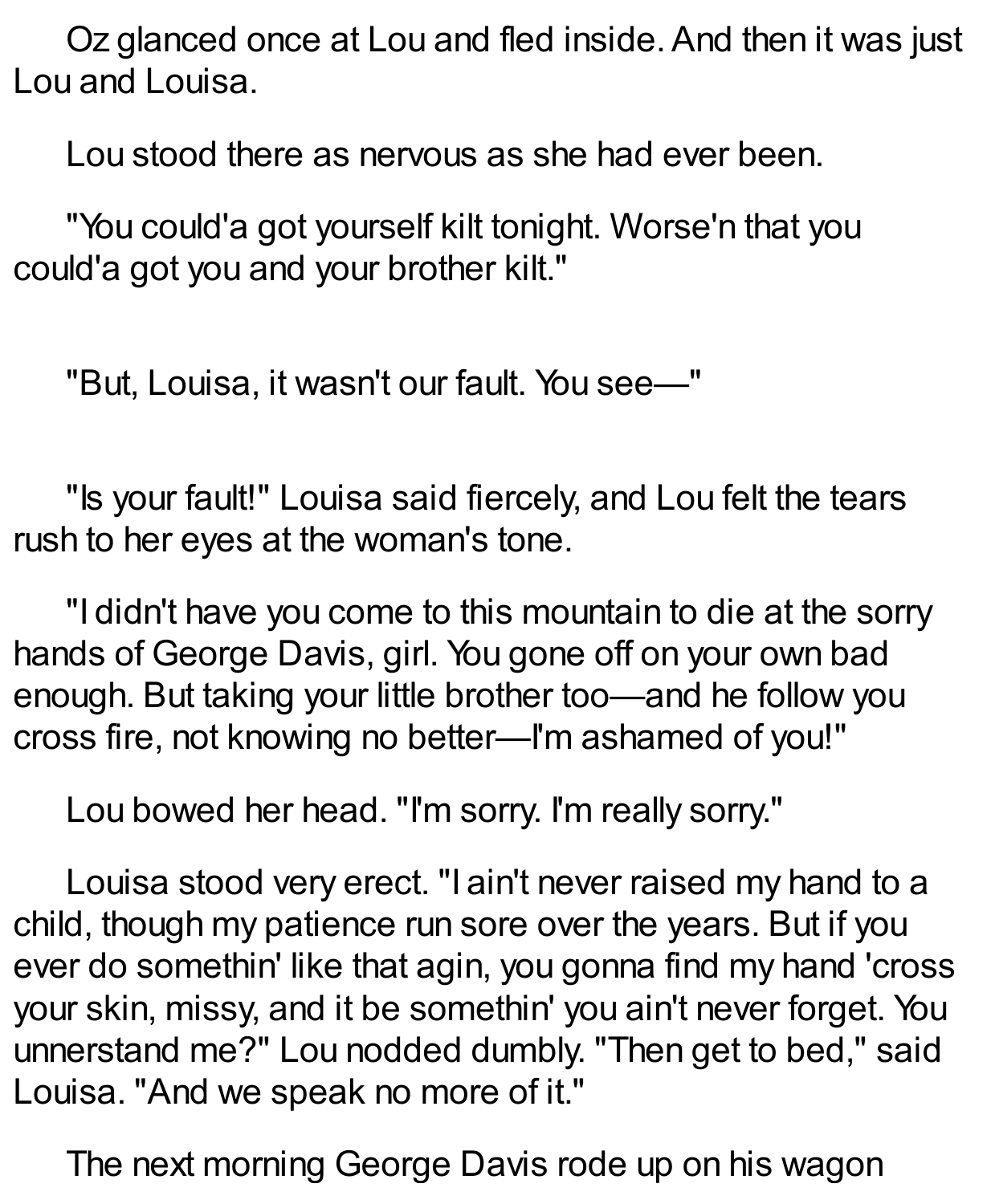Oz glanced once at Lou and fled inside. And then it was just Lou and Louisa.

Lou stood there as nervous as she had ever been.

"You could'a got yourself kilt tonight. Worse'n that you could'a got you and your brother kilt."

"But, Louisa, it wasn't our fault. You see—"

"Is your fault!" Louisa said fiercely, and Lou felt the tears rush to her eyes at the woman's tone.

"I didn't have you come to this mountain to die at the sorry hands of George Davis, girl. You gone off on your own bad enough. But taking your little brother too—and he follow you cross fire, not knowing no better—I'm ashamed of you!"

Lou bowed her head. "I'm sorry. I'm really sorry."

Louisa stood very erect. "I ain't never raised my hand to a child, though my patience run sore over the years. But if you ever do somethin' like that agin, you gonna find my hand 'cross your skin, missy, and it be somethin' you ain't never forget. You unnerstand me?" Lou nodded dumbly. "Then get to bed," said Louisa. "And we speak no more of it."

The next morning George Davis rode up on his wagon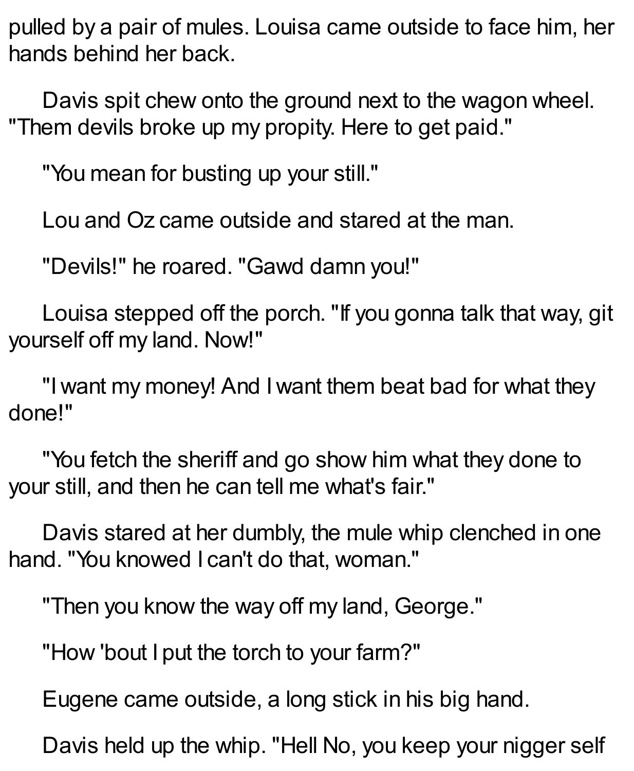pulled by a pair of mules. Louisa came outside to face him, her hands behind her back.

Davis spit chew onto the ground next to the wagon wheel. "Them devils broke up my propity. Here to get paid."

"You mean for busting up your still."

Lou and Oz came outside and stared at the man.

"Devils!" he roared. "Gawd damn you!"

Louisa stepped off the porch. "If you gonna talk that way, git yourself off my land. Now!"

"I want my money! And I want them beat bad for what they done!"

"You fetch the sheriff and go show him what they done to your still, and then he can tell me what's fair."

Davis stared at her dumbly, the mule whip clenched in one hand. "You knowed I can't do that, woman."

"Then you know the way off my land, George."

"How 'bout I put the torch to your farm?"

Eugene came outside, a long stick in his big hand.

Davis held up the whip. "Hell No, you keep your nigger self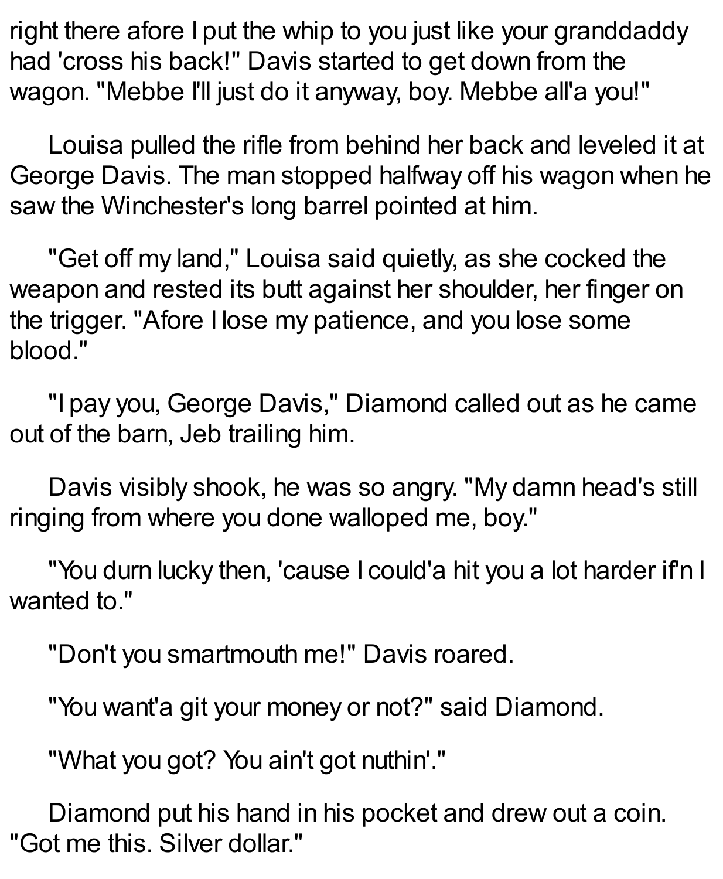right there afore I put the whip to you just like your granddaddy had 'cross his back!" Davis started to get down from the wagon. "Mebbe I'll just do it anyway, boy. Mebbe all'a you!"

Louisa pulled the rifle from behind her back and leveled it at George Davis. The man stopped halfway off his wagon when he saw the Winchester's long barrel pointed at him.

"Get off my land," Louisa said quietly, as she cocked the weapon and rested its butt against her shoulder, her finger on the trigger. "Afore I lose my patience, and you lose some blood."

"I pay you, George Davis," Diamond called out as he came out of the barn, Jeb trailing him.

Davis visibly shook, he was so angry. "My damn head's still ringing from where you done walloped me, boy."

"You durn lucky then, 'cause I could'a hit you a lot harder if'n I wanted to."

"Don't you smartmouth me!" Davis roared.

"You want'a git your money or not?" said Diamond.

"What you got? You ain't got nuthin'."

Diamond put his hand in his pocket and drew out a coin. "Got me this. Silver dollar."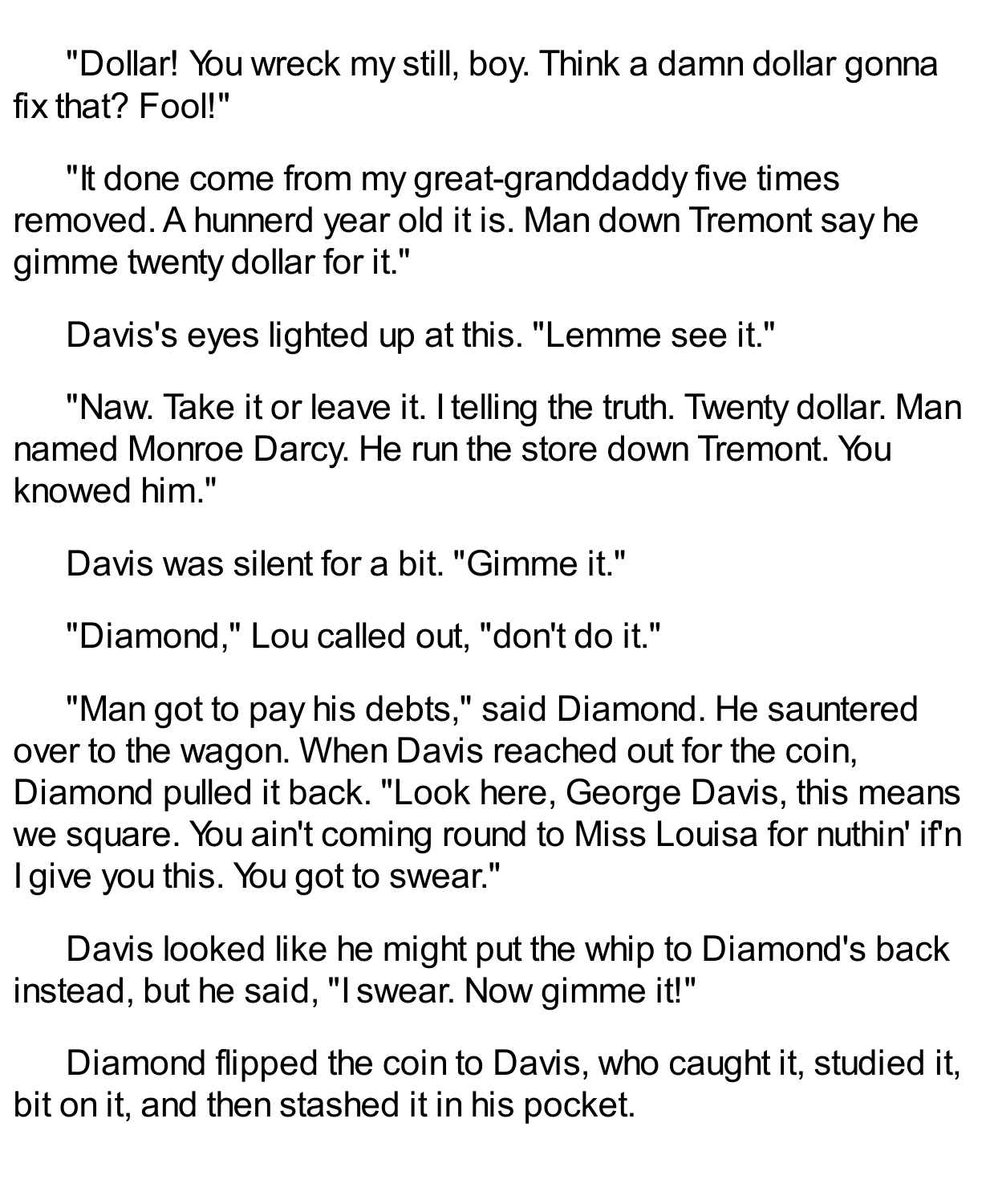"Dollar! You wreck my still, boy. Think a damn dollar gonna fix that? Fool!"

"It done come from my great-granddaddy five times removed. A hunnerd year old it is. Man down Tremont say he gimme twenty dollar for it."

Davis's eyes lighted up at this. "Lemme see it."

"Naw. Take it or leave it. I telling the truth. Twenty dollar. Man named Monroe Darcy. He run the store down Tremont. You knowed him."

Davis was silent for a bit. "Gimme it."

"Diamond," Lou called out, "don't do it."

"Man got to pay his debts," said Diamond. He sauntered over to the wagon. When Davis reached out for the coin, Diamond pulled it back. "Look here, George Davis, this means we square. You ain't coming round to Miss Louisa for nuthin' if'n I give you this. You got to swear."

Davis looked like he might put the whip to Diamond's back instead, but he said, "I swear. Now gimme it!"

Diamond flipped the coin to Davis, who caught it, studied it, bit on it, and then stashed it in his pocket.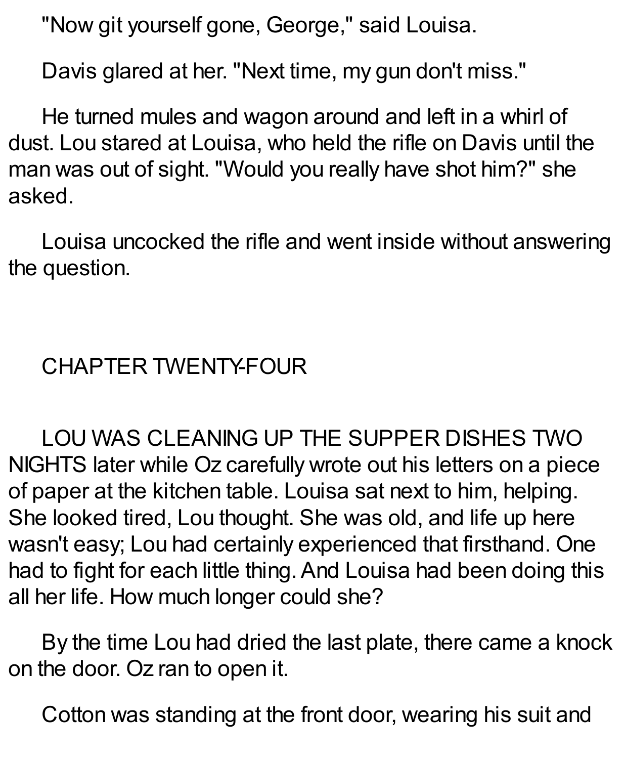"Now git yourself gone, George," said Louisa.

Davis glared at her. "Next time, my gun don't miss."

He turned mules and wagon around and left in a whirl of dust. Lou stared at Louisa, who held the rifle on Davis until the man was out of sight. "Would you really have shot him?" she asked.

Louisa uncocked the rifle and went inside without answering the question.

## CHAPTER TWENTY-FOUR

LOU WAS CLEANING UP THE SUPPER DISHES TWO NIGHTS later while Oz carefully wrote out his letters on a piece of paper at the kitchen table. Louisa sat next to him, helping. She looked tired, Lou thought. She was old, and life up here wasn't easy; Lou had certainly experienced that firsthand. One had to fight for each little thing. And Louisa had been doing this all her life. How much longer could she?

By the time Lou had dried the last plate, there came a knock on the door. Oz ran to open it.

Cotton was standing at the front door, wearing his suit and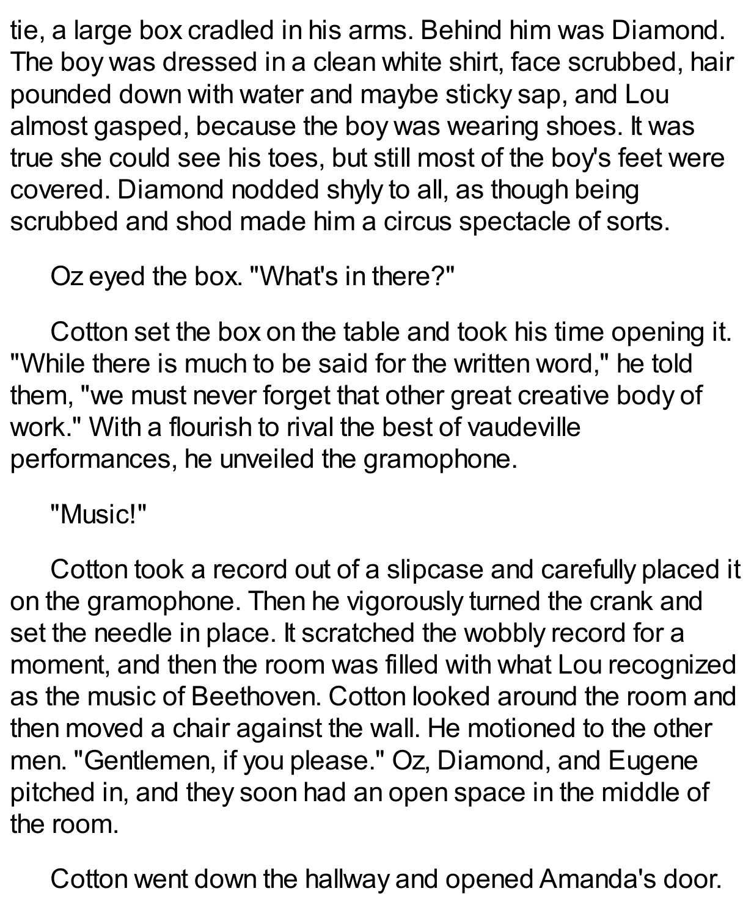tie, a large box cradled in his arms. Behind him was Diamond. The boy was dressed in a clean white shirt, face scrubbed, hair pounded down with water and maybe sticky sap, and Lou almost gasped, because the boy was wearing shoes. It was true she could see his toes, but still most of the boy's feet were covered. Diamond nodded shyly to all, as though being scrubbed and shod made him a circus spectacle of sorts.

Oz eyed the box. "What's in there?"

Cotton set the box on the table and took his time opening it. "While there is much to be said for the written word," he told them, "we must never forget that other great creative body of work." With a flourish to rival the best of vaudeville performances, he unveiled the gramophone.

"Music!"

Cotton took a record out of a slipcase and carefully placed it on the gramophone. Then he vigorously turned the crank and set the needle in place. It scratched the wobbly record for a moment, and then the room was filled with what Lou recognized as the music of Beethoven. Cotton looked around the room and then moved a chair against the wall. He motioned to the other men. "Gentlemen, if you please." Oz, Diamond, and Eugene pitched in, and they soon had an open space in the middle of the room.

Cotton went down the hallway and opened Amanda's door.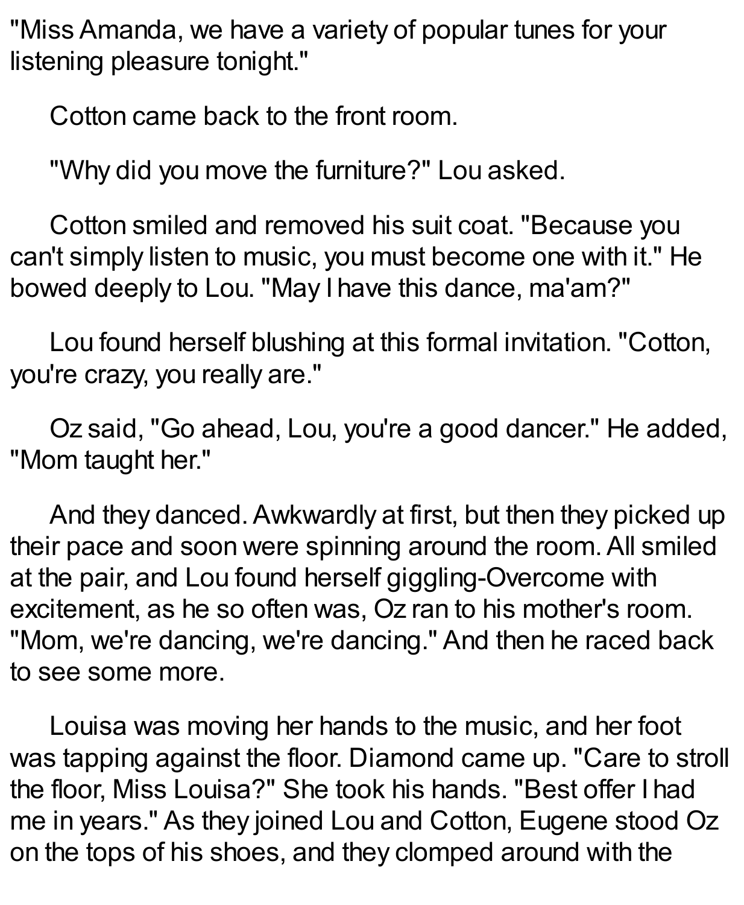"Miss Amanda, we have a variety of popular tunes for your listening pleasure tonight."

Cotton came back to the front room.

"Why did you move the furniture?" Lou asked.

Cotton smiled and removed his suit coat. "Because you can't simply listen to music, you must become one with it." He bowed deeply to Lou. "May I have this dance, ma'am?"

Lou found herself blushing at this formal invitation. "Cotton, you're crazy, you really are."

Oz said, "Go ahead, Lou, you're a good dancer." He added, "Mom taught her."

And they danced. Awkwardly at first, but then they picked up their pace and soon were spinning around the room. All smiled at the pair, and Lou found herself giggling-Overcome with excitement, as he so often was, Oz ran to his mother's room. "Mom, we're dancing, we're dancing." And then he raced back to see some more.

Louisa was moving her hands to the music, and her foot was tapping against the floor. Diamond came up. "Care to stroll the floor, Miss Louisa?" She took his hands. "Best offer I had me in years." As they joined Lou and Cotton, Eugene stood Oz on the tops of his shoes, and they clomped around with the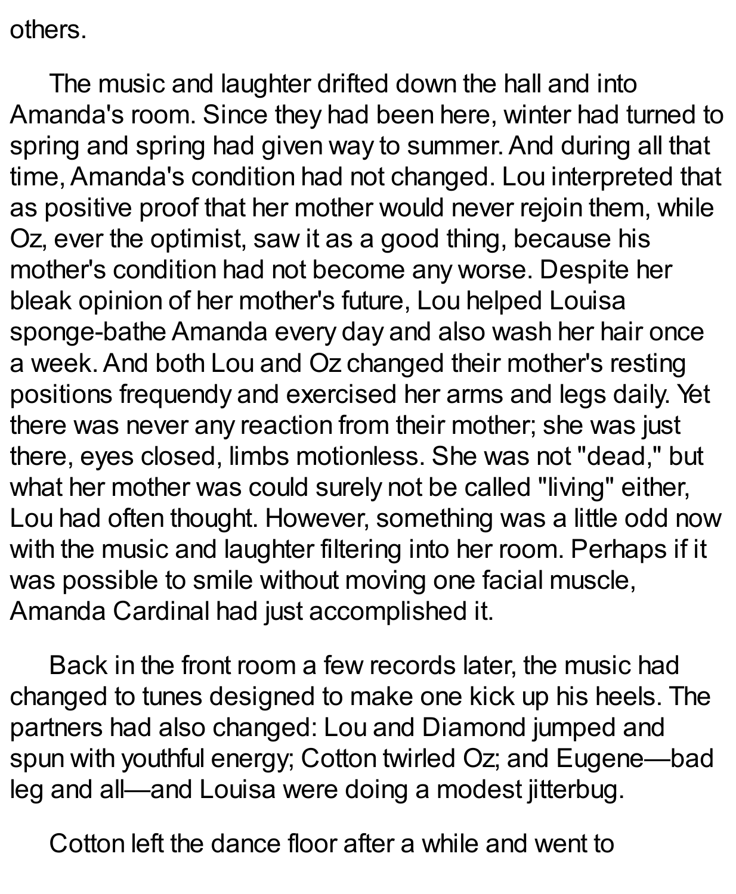others.

The music and laughter drifted down the hall and into Amanda's room. Since they had been here, winter had turned to spring and spring had given way to summer. And during all that time, Amanda's condition had not changed. Lou interpreted that as positive proof that her mother would never rejoin them, while Oz, ever the optimist, saw it as a good thing, because his mother's condition had not become any worse. Despite her bleak opinion of her mother's future, Lou helped Louisa sponge-bathe Amanda every day and also wash her hair once a week. And both Lou and Oz changed their mother's resting positions frequendy and exercised her arms and legs daily. Yet there was never any reaction from their mother; she was just there, eyes closed, limbs motionless. She was not "dead," but what her mother was could surely not be called "living" either, Lou had often thought. However, something was a little odd now with the music and laughter filtering into her room. Perhaps if it was possible to smile without moving one facial muscle, Amanda Cardinal had just accomplished it.

Back in the front room a few records later, the music had changed to tunes designed to make one kick up his heels. The partners had also changed: Lou and Diamond jumped and spun with youthful energy; Cotton twirled Oz; and Eugene—bad leg and all—and Louisa were doing a modest jitterbug.

Cotton left the dance floor after a while and went to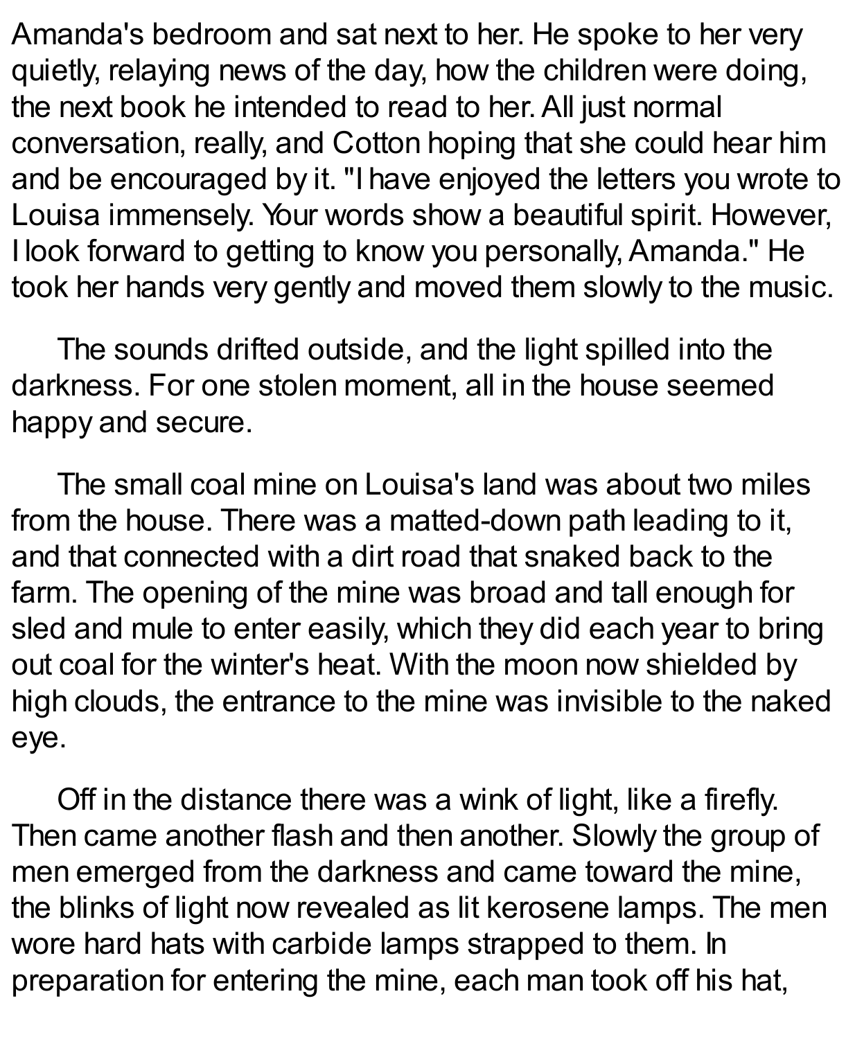Amanda's bedroom and sat next to her. He spoke to her very quietly, relaying news of the day, how the children were doing, the next book he intended to read to her. All just normal conversation, really, and Cotton hoping that she could hear him and be encouraged by it. "I have enjoyed the letters you wrote to Louisa immensely. Your words show a beautiful spirit. However, I look forward to getting to know you personally, Amanda." He took her hands very gently and moved them slowly to the music.

The sounds drifted outside, and the light spilled into the darkness. For one stolen moment, all in the house seemed happy and secure.

The small coal mine on Louisa's land was about two miles from the house. There was a matted-down path leading to it, and that connected with a dirt road that snaked back to the farm. The opening of the mine was broad and tall enough for sled and mule to enter easily, which they did each year to bring out coal for the winter's heat. With the moon now shielded by high clouds, the entrance to the mine was invisible to the naked eye.

Off in the distance there was a wink of light, like a firefly. Then came another flash and then another. Slowly the group of men emerged from the darkness and came toward the mine, the blinks of light now revealed as lit kerosene lamps. The men wore hard hats with carbide lamps strapped to them. In preparation for entering the mine, each man took off his hat,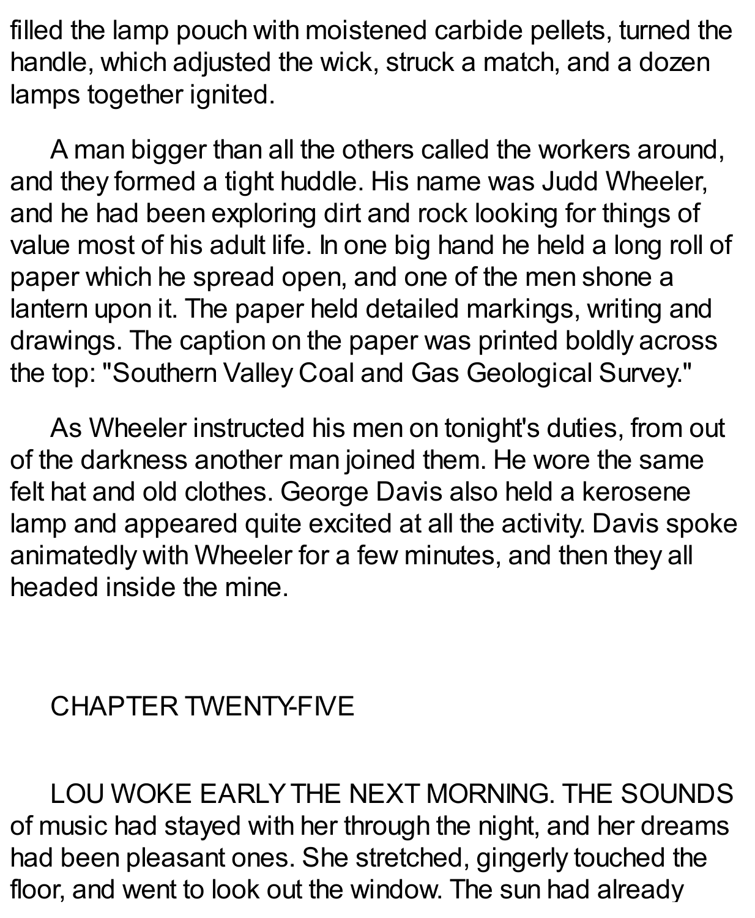filled the lamp pouch with moistened carbide pellets, turned the handle, which adjusted the wick, struck a match, and a dozen lamps together ignited.

A man bigger than all the others called the workers around, and they formed a tight huddle. His name was Judd Wheeler, and he had been exploring dirt and rock looking for things of value most of his adult life. In one big hand he held a long roll of paper which he spread open, and one of the men shone a lantern upon it. The paper held detailed markings, writing and drawings. The caption on the paper was printed boldly across the top: "Southern Valley Coal and Gas Geological Survey."

As Wheeler instructed his men on tonight's duties, from out of the darkness another man joined them. He wore the same felt hat and old clothes. George Davis also held a kerosene lamp and appeared quite excited at all the activity. Davis spoke animatedly with Wheeler for a few minutes, and then they all headed inside the mine.

## CHAPTER TWENTY-FIVE

LOU WOKE EARLY THE NEXT MORNING. THE SOUNDS of music had stayed with her through the night, and her dreams had been pleasant ones. She stretched, gingerly touched the floor, and went to look out the window. The sun had already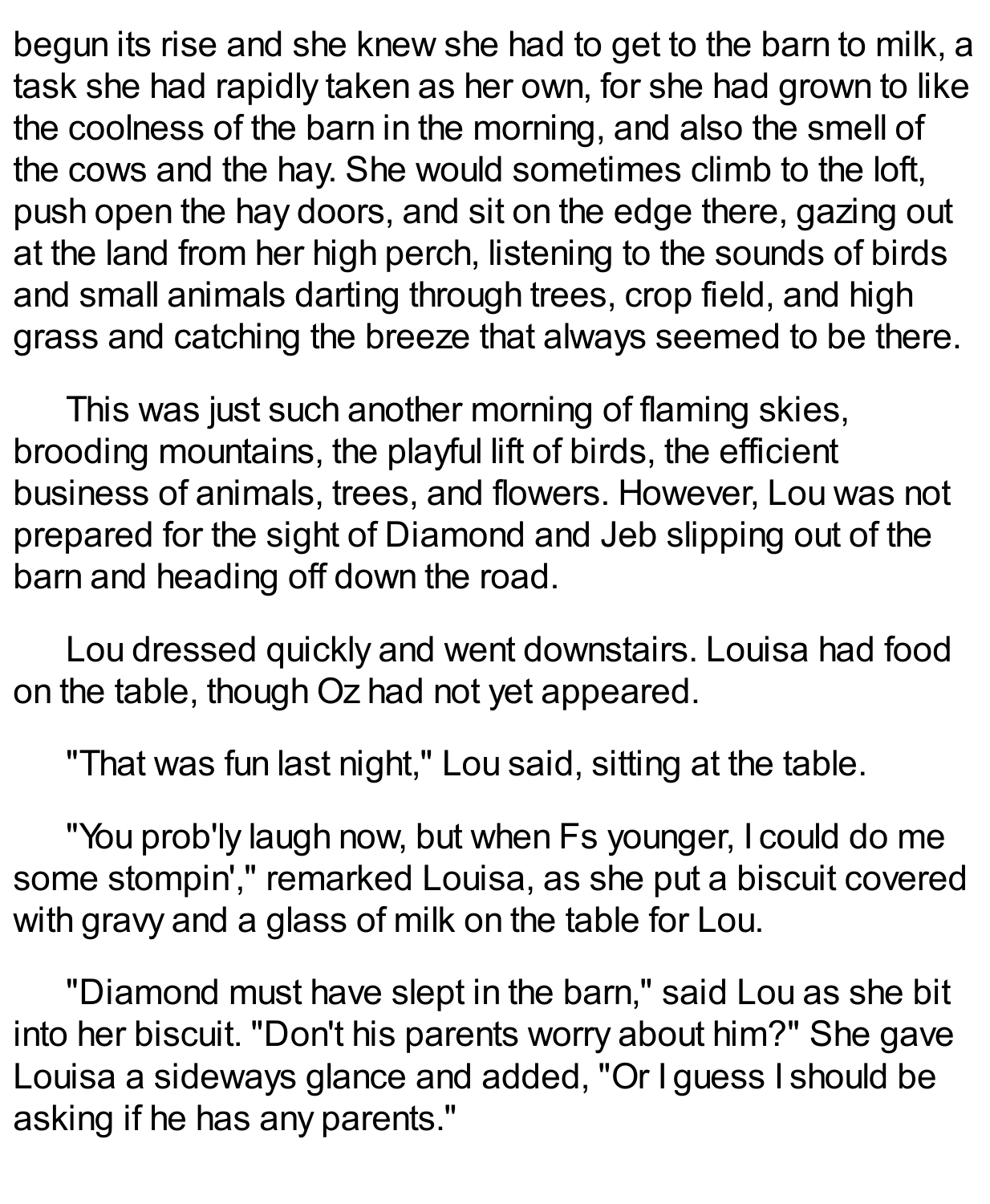begun its rise and she knew she had to get to the barn to milk, a task she had rapidly taken as her own, for she had grown to like the coolness of the barn in the morning, and also the smell of the cows and the hay. She would sometimes climb to the loft, push open the hay doors, and sit on the edge there, gazing out at the land from her high perch, listening to the sounds of birds and small animals darting through trees, crop field, and high grass and catching the breeze that always seemed to be there.

This was just such another morning of flaming skies, brooding mountains, the playful lift of birds, the efficient business of animals, trees, and flowers. However, Lou was not prepared for the sight of Diamond and Jeb slipping out of the barn and heading off down the road.

Lou dressed quickly and went downstairs. Louisa had food on the table, though Oz had not yet appeared.

"That was fun last night," Lou said, sitting at the table.

"You prob'ly laugh now, but when Fs younger, I could do me some stompin'," remarked Louisa, as she put a biscuit covered with gravy and a glass of milk on the table for Lou.

"Diamond must have slept in the barn," said Lou as she bit into her biscuit. "Don't his parents worry about him?" She gave Louisa a sideways glance and added, "Or I guess I should be asking if he has any parents."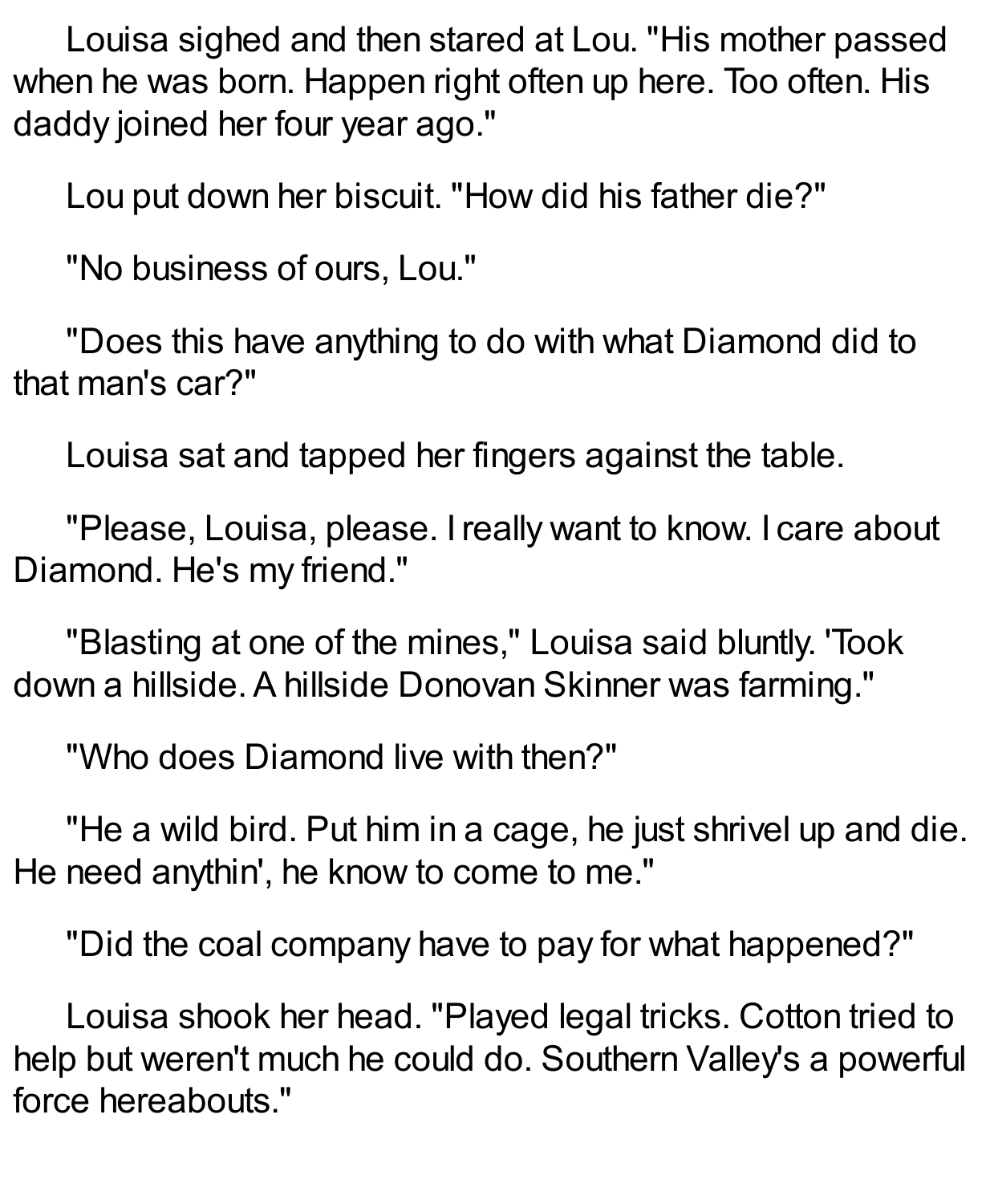Louisa sighed and then stared at Lou. "His mother passed when he was born. Happen right often up here. Too often. His daddy joined her four year ago."

Lou put down her biscuit. "How did his father die?"

"No business of ours, Lou."

"Does this have anything to do with what Diamond did to that man's car?"

Louisa sat and tapped her fingers against the table.

"Please, Louisa, please. I really want to know. I care about Diamond. He's my friend."

"Blasting at one of the mines," Louisa said bluntly. 'Took down a hillside. A hillside Donovan Skinner was farming."

"Who does Diamond live with then?"

"He a wild bird. Put him in a cage, he just shrivel up and die. He need anythin', he know to come to me."

"Did the coal company have to pay for what happened?"

Louisa shook her head. "Played legal tricks. Cotton tried to help but weren't much he could do. Southern Valley's a powerful force hereabouts."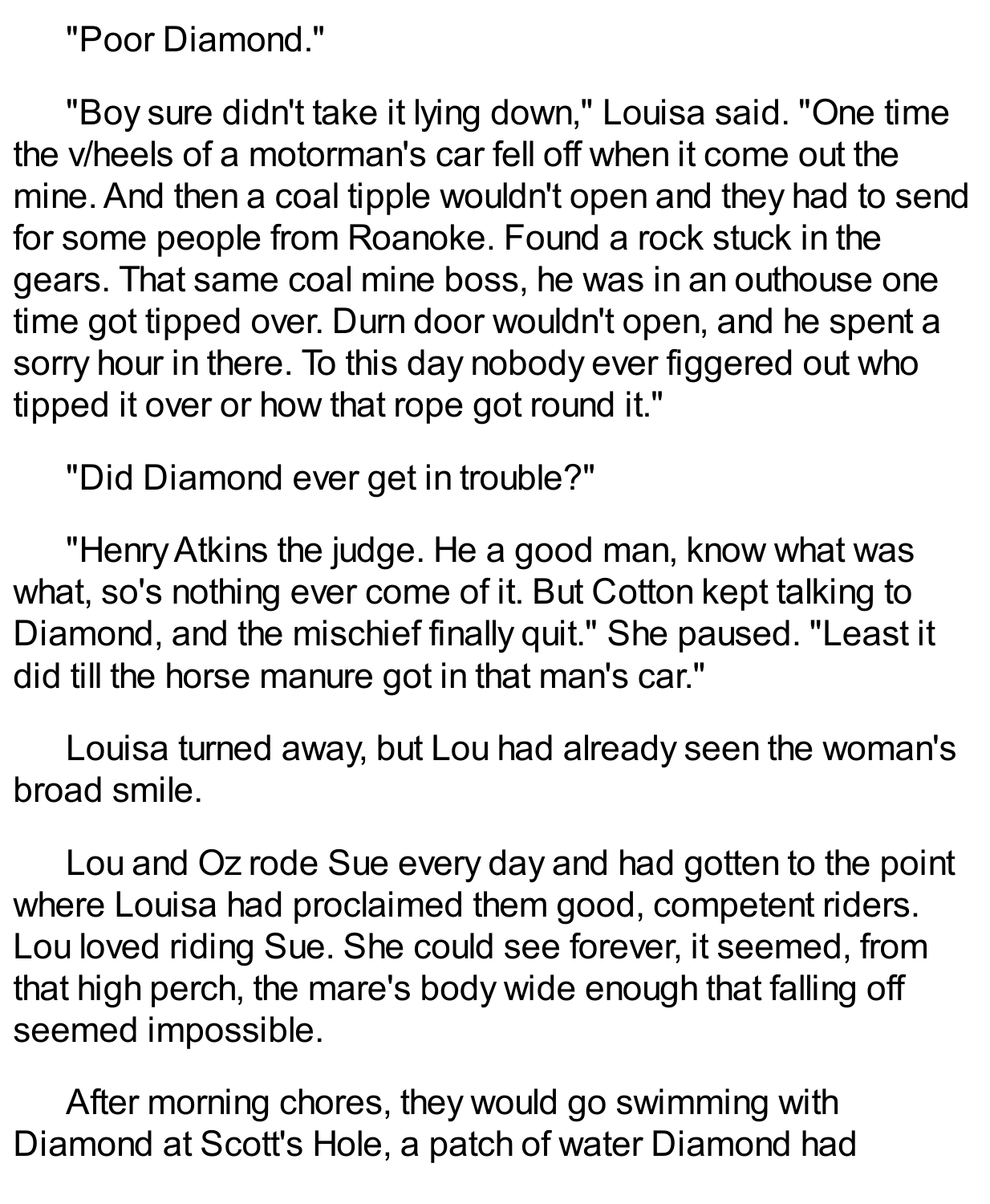"Poor Diamond."

"Boy sure didn't take it lying down," Louisa said. "One time the v/heels of a motorman's car fell off when it come out the mine. And then a coal tipple wouldn't open and they had to send for some people from Roanoke. Found a rock stuck in the gears. That same coal mine boss, he was in an outhouse one time got tipped over. Durn door wouldn't open, and he spent a sorry hour in there. To this day nobody ever figgered out who tipped it over or how that rope got round it."

"Did Diamond ever get in trouble?"

"Henry Atkins the judge. He a good man, know what was what, so's nothing ever come of it. But Cotton kept talking to Diamond, and the mischief finally quit." She paused. "Least it did till the horse manure got in that man's car."

Louisa turned away, but Lou had already seen the woman's broad smile.

Lou and Oz rode Sue every day and had gotten to the point where Louisa had proclaimed them good, competent riders. Lou loved riding Sue. She could see forever, it seemed, from that high perch, the mare's body wide enough that falling off seemed impossible.

After morning chores, they would go swimming with Diamond at Scott's Hole, a patch of water Diamond had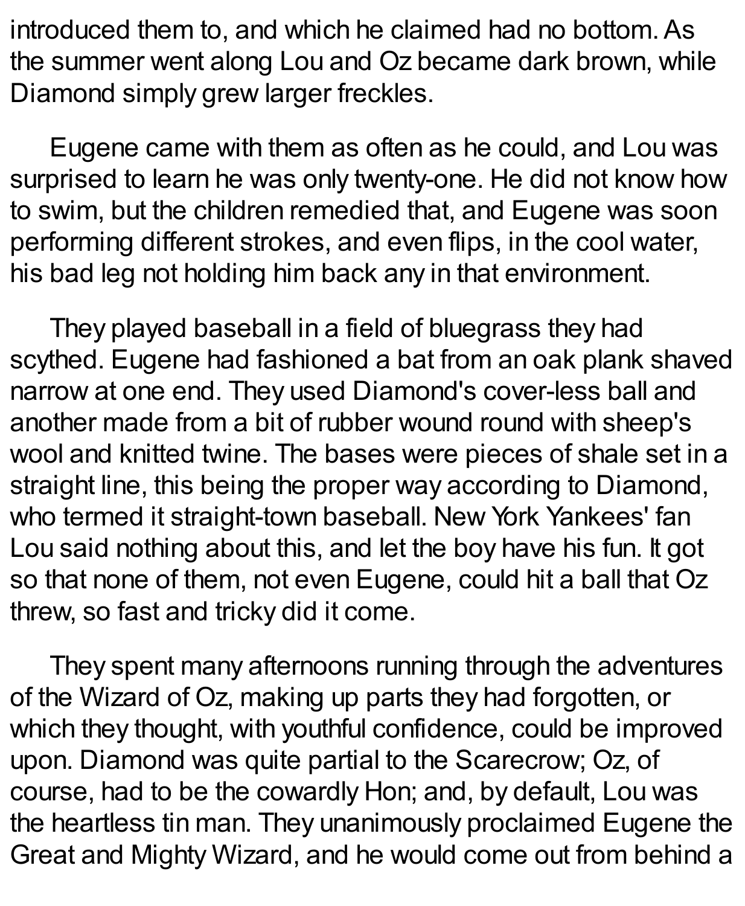introduced them to, and which he claimed had no bottom. As the summer went along Lou and Oz became dark brown, while Diamond simply grew larger freckles.

Eugene came with them as often as he could, and Lou was surprised to learn he was only twenty-one. He did not know how to swim, but the children remedied that, and Eugene was soon performing different strokes, and even flips, in the cool water, his bad leg not holding him back any in that environment.

They played baseball in a field of bluegrass they had scythed. Eugene had fashioned a bat from an oak plank shaved narrow at one end. They used Diamond's cover-less ball and another made from a bit of rubber wound round with sheep's wool and knitted twine. The bases were pieces of shale set in a straight line, this being the proper way according to Diamond, who termed it straight-town baseball. New York Yankees' fan Lou said nothing about this, and let the boy have his fun. It got so that none of them, not even Eugene, could hit a ball that Oz threw, so fast and tricky did it come.

They spent many afternoons running through the adventures of the Wizard of Oz, making up parts they had forgotten, or which they thought, with youthful confidence, could be improved upon. Diamond was quite partial to the Scarecrow; Oz, of course, had to be the cowardly Hon; and, by default, Lou was the heartless tin man. They unanimously proclaimed Eugene the Great and Mighty Wizard, and he would come out from behind a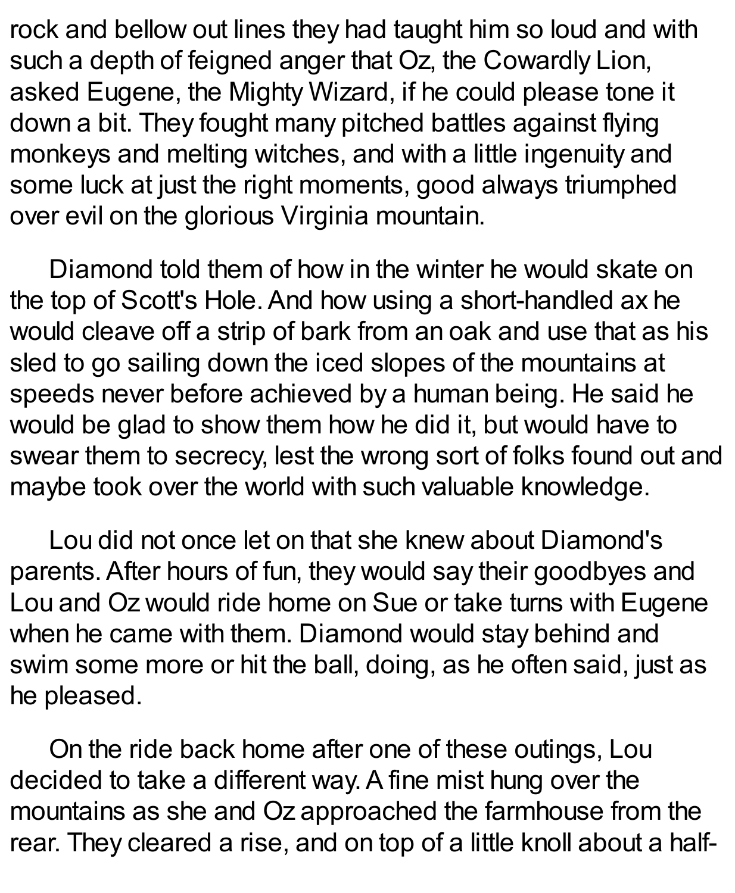rock and bellow out lines they had taught him so loud and with such a depth of feigned anger that Oz, the Cowardly Lion, asked Eugene, the Mighty Wizard, if he could please tone it down a bit. They fought many pitched battles against flying monkeys and melting witches, and with a little ingenuity and some luck at just the right moments, good always triumphed over evil on the glorious Virginia mountain.

Diamond told them of how in the winter he would skate on the top of Scott's Hole. And how using a short-handled ax he would cleave off a strip of bark from an oak and use that as his sled to go sailing down the iced slopes of the mountains at speeds never before achieved by a human being. He said he would be glad to show them how he did it, but would have to swear them to secrecy, lest the wrong sort of folks found out and maybe took over the world with such valuable knowledge.

Lou did not once let on that she knew about Diamond's parents. After hours of fun, they would say their goodbyes and Lou and Oz would ride home on Sue or take turns with Eugene when he came with them. Diamond would stay behind and swim some more or hit the ball, doing, as he often said, just as he pleased.

On the ride back home after one of these outings, Lou decided to take a different way. A fine mist hung over the mountains as she and Oz approached the farmhouse from the rear. They cleared a rise, and on top of a little knoll about a half-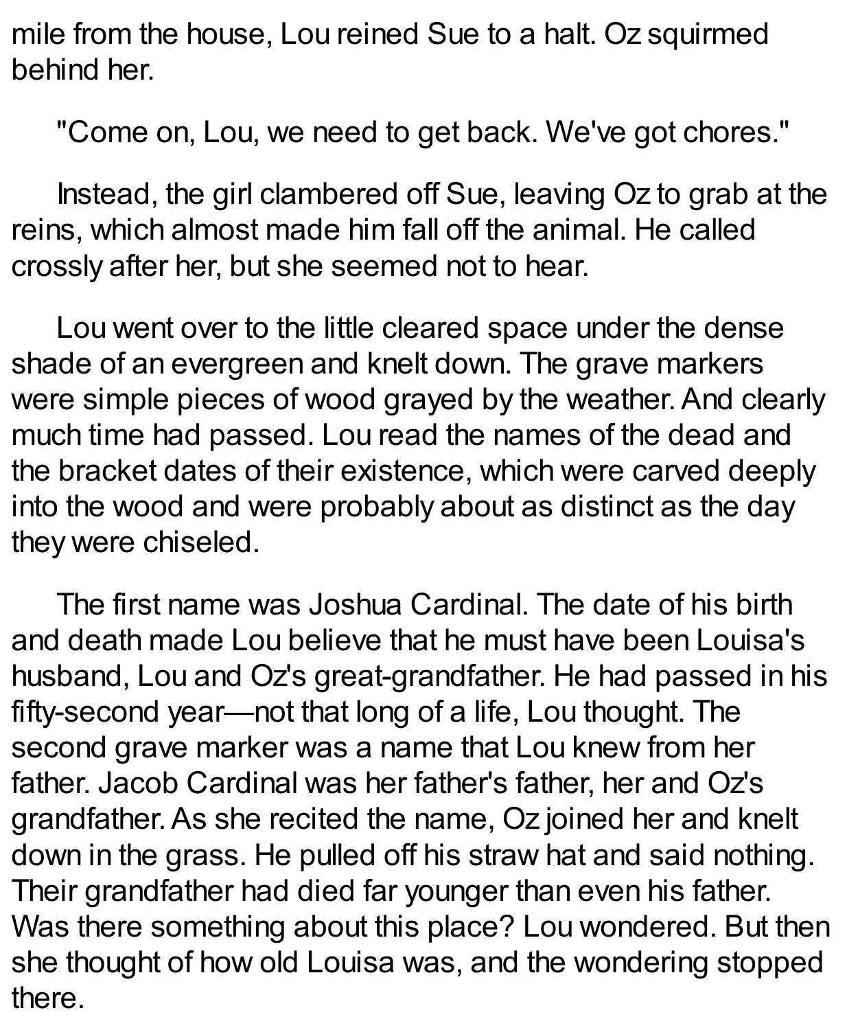mile from the house, Lou reined Sue to a halt. Oz squirmed behind her.

"Come on, Lou, we need to get back. We've got chores."

Instead, the girl clambered off Sue, leaving Oz to grab at the reins, which almost made him fall off the animal. He called crossly after her, but she seemed not to hear.

Lou went over to the little cleared space under the dense shade of an evergreen and knelt down. The grave markers were simple pieces of wood grayed by the weather. And clearly much time had passed. Lou read the names of the dead and the bracket dates of their existence, which were carved deeply into the wood and were probably about as distinct as the day they were chiseled.

The first name was Joshua Cardinal. The date of his birth and death made Lou believe that he must have been Louisa's husband, Lou and Oz's great-grandfather. He had passed in his fifty-second year—not that long of a life, Lou thought. The second grave marker was a name that Lou knew from her father. Jacob Cardinal was her father's father, her and Oz's grandfather. As she recited the name, Oz joined her and knelt down in the grass. He pulled off his straw hat and said nothing. Their grandfather had died far younger than even his father. Was there something about this place? Lou wondered. But then she thought of how old Louisa was, and the wondering stopped there.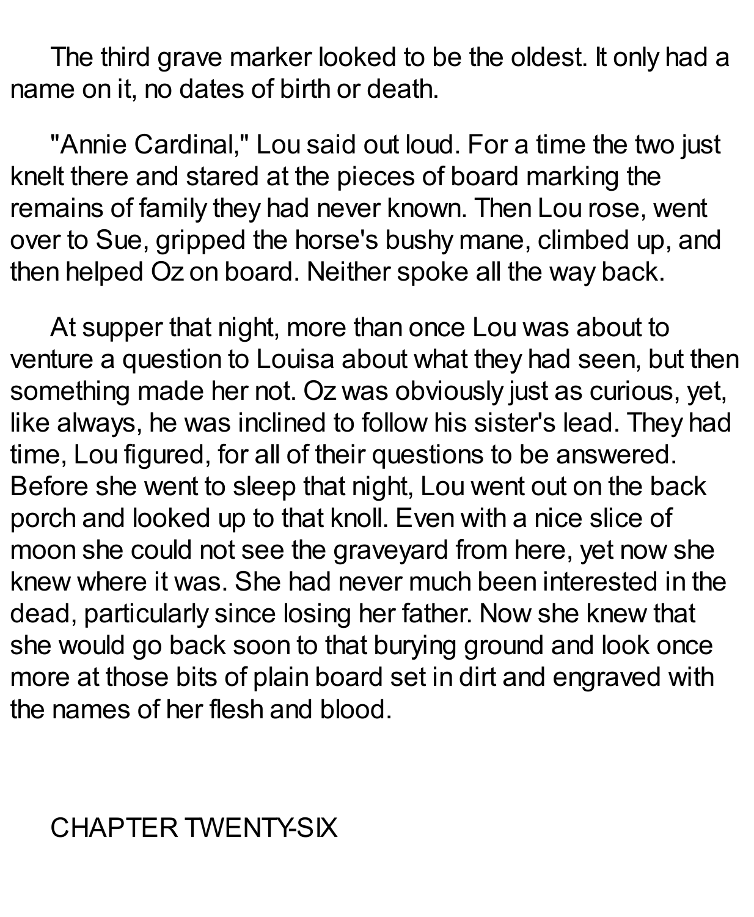The third grave marker looked to be the oldest. It only had a name on it, no dates of birth or death.

"Annie Cardinal," Lou said out loud. For a time the two just knelt there and stared at the pieces of board marking the remains of family they had never known. Then Lou rose, went over to Sue, gripped the horse's bushy mane, climbed up, and then helped Oz on board. Neither spoke all the way back.

At supper that night, more than once Lou was about to venture a question to Louisa about what they had seen, but then something made her not. Oz was obviously just as curious, yet, like always, he was inclined to follow his sister's lead. They had time, Lou figured, for all of their questions to be answered. Before she went to sleep that night, Lou went out on the back porch and looked up to that knoll. Even with a nice slice of moon she could not see the graveyard from here, yet now she knew where it was. She had never much been interested in the dead, particularly since losing her father. Now she knew that she would go back soon to that burying ground and look once more at those bits of plain board set in dirt and engraved with the names of her flesh and blood.

## CHAPTER TWENTY-SIX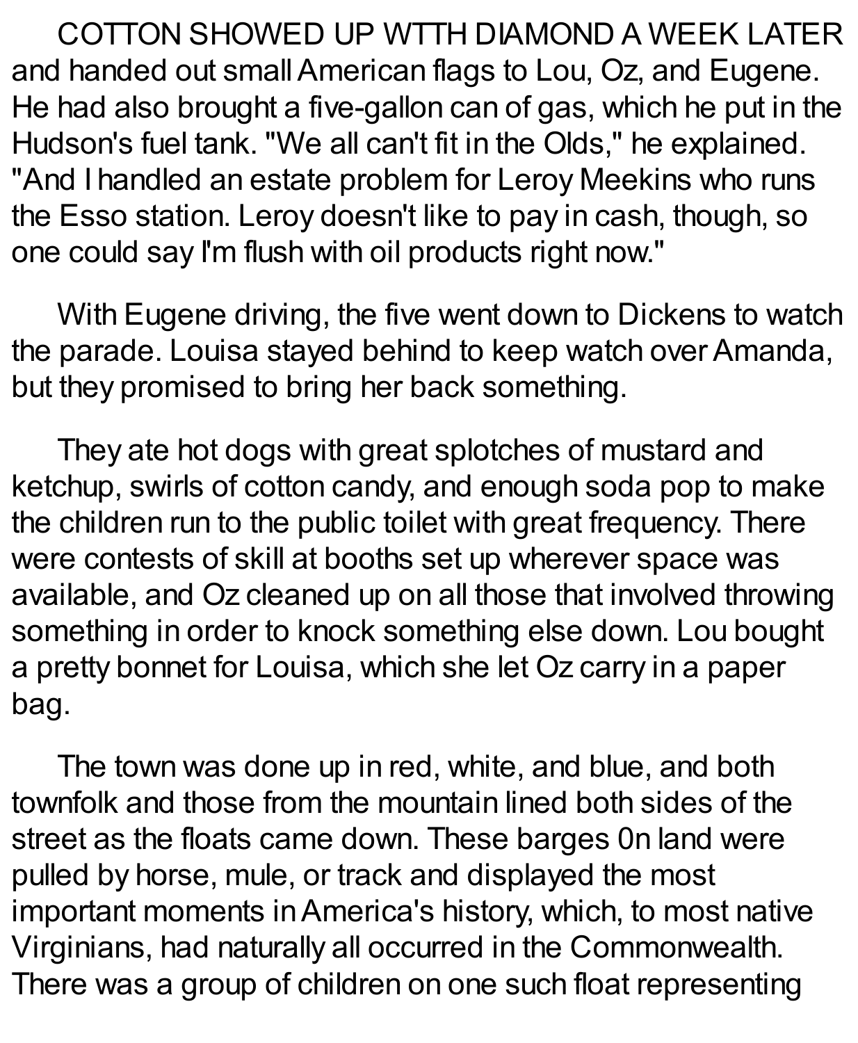COTTON SHOWED UP WTTH DIAMOND A WEEK LATER and handed out small American flags to Lou, Oz, and Eugene. He had also brought a five-gallon can of gas, which he put in the Hudson's fuel tank. "We all can't fit in the Olds," he explained. "And I handled an estate problem for Leroy Meekins who runs the Esso station. Leroy doesn't like to pay in cash, though, so one could say I'm flush with oil products right now."

With Eugene driving, the five went down to Dickens to watch the parade. Louisa stayed behind to keep watch over Amanda, but they promised to bring her back something.

They ate hot dogs with great splotches of mustard and ketchup, swirls of cotton candy, and enough soda pop to make the children run to the public toilet with great frequency. There were contests of skill at booths set up wherever space was available, and Oz cleaned up on all those that involved throwing something in order to knock something else down. Lou bought a pretty bonnet for Louisa, which she let Oz carry in a paper bag.

The town was done up in red, white, and blue, and both townfolk and those from the mountain lined both sides of the street as the floats came down. These barges 0n land were pulled by horse, mule, or track and displayed the most important moments in America's history, which, to most native Virginians, had naturally all occurred in the Commonwealth. There was a group of children on one such float representing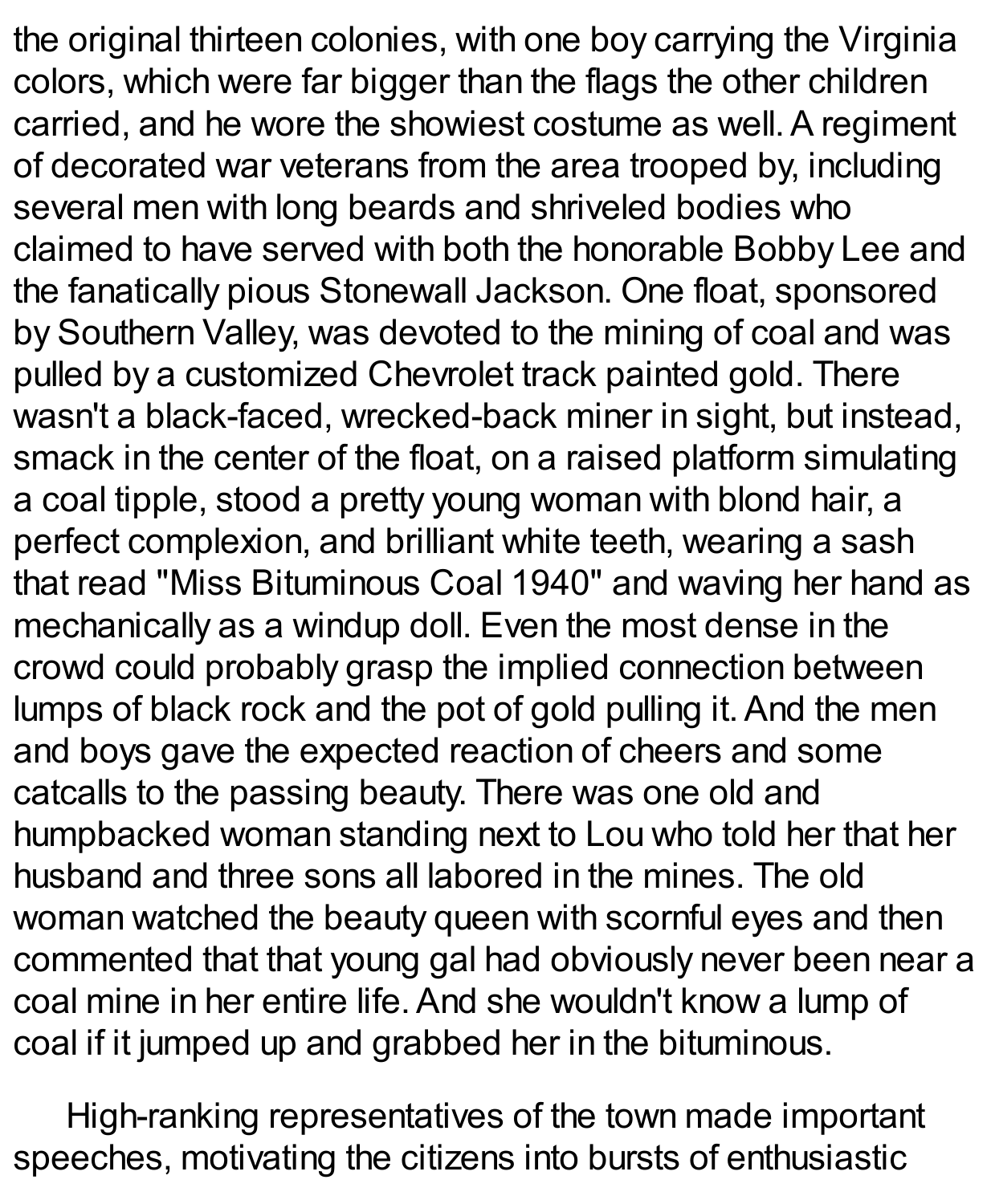the original thirteen colonies, with one boy carrying the Virginia colors, which were far bigger than the flags the other children carried, and he wore the showiest costume as well. A regiment of decorated war veterans from the area trooped by, including several men with long beards and shriveled bodies who claimed to have served with both the honorable Bobby Lee and the fanatically pious Stonewall Jackson. One float, sponsored by Southern Valley, was devoted to the mining of coal and was pulled by a customized Chevrolet track painted gold. There wasn't a black-faced, wrecked-back miner in sight, but instead, smack in the center of the float, on a raised platform simulating a coal tipple, stood a pretty young woman with blond hair, a perfect complexion, and brilliant white teeth, wearing a sash that read "Miss Bituminous Coal 1940" and waving her hand as mechanically as a windup doll. Even the most dense in the crowd could probably grasp the implied connection between lumps of black rock and the pot of gold pulling it. And the men and boys gave the expected reaction of cheers and some catcalls to the passing beauty. There was one old and humpbacked woman standing next to Lou who told her that her husband and three sons all labored in the mines. The old woman watched the beauty queen with scornful eyes and then commented that that young gal had obviously never been near a coal mine in her entire life. And she wouldn't know a lump of coal if it jumped up and grabbed her in the bituminous.

High-ranking representatives of the town made important speeches, motivating the citizens into bursts of enthusiastic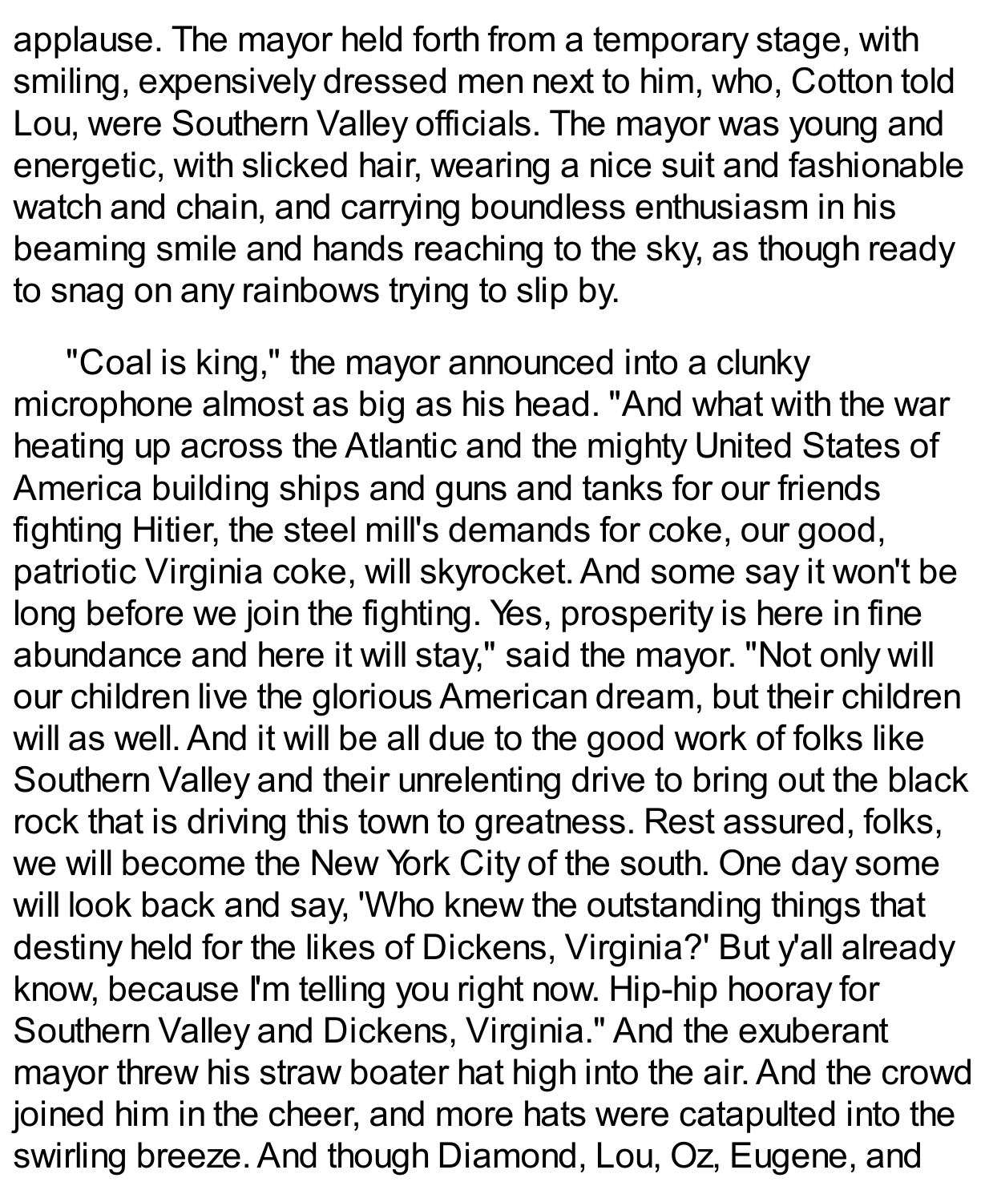applause. The mayor held forth from a temporary stage, with smiling, expensively dressed men next to him, who, Cotton told Lou, were Southern Valley officials. The mayor was young and energetic, with slicked hair, wearing a nice suit and fashionable watch and chain, and carrying boundless enthusiasm in his beaming smile and hands reaching to the sky, as though ready to snag on any rainbows trying to slip by.

"Coal is king," the mayor announced into a clunky microphone almost as big as his head. "And what with the war heating up across the Atlantic and the mighty United States of America building ships and guns and tanks for our friends fighting Hitier, the steel mill's demands for coke, our good, patriotic Virginia coke, will skyrocket. And some say it won't be long before we join the fighting. Yes, prosperity is here in fine abundance and here it will stay," said the mayor. "Not only will our children live the glorious American dream, but their children will as well. And it will be all due to the good work of folks like Southern Valley and their unrelenting drive to bring out the black rock that is driving this town to greatness. Rest assured, folks, we will become the New York City of the south. One day some will look back and say, 'Who knew the outstanding things that destiny held for the likes of Dickens, Virginia?' But y'all already know, because I'm telling you right now. Hip-hip hooray for Southern Valley and Dickens, Virginia." And the exuberant mayor threw his straw boater hat high into the air. And the crowd joined him in the cheer, and more hats were catapulted into the swirling breeze. And though Diamond, Lou, Oz, Eugene, and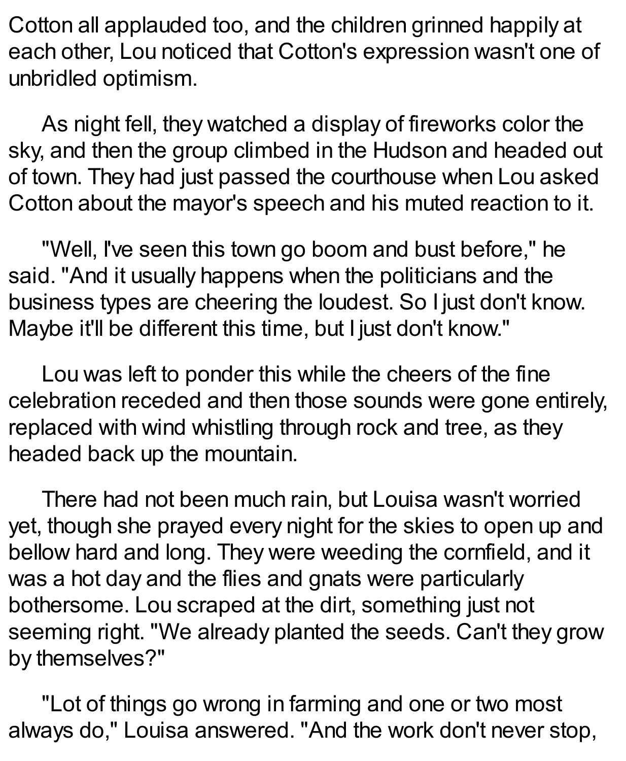Cotton all applauded too, and the children grinned happily at each other, Lou noticed that Cotton's expression wasn't one of unbridled optimism.

As night fell, they watched a display of fireworks color the sky, and then the group climbed in the Hudson and headed out of town. They had just passed the courthouse when Lou asked Cotton about the mayor's speech and his muted reaction to it.

"Well, I've seen this town go boom and bust before," he said. "And it usually happens when the politicians and the business types are cheering the loudest. So I just don't know. Maybe it'll be different this time, but I just don't know."

Lou was left to ponder this while the cheers of the fine celebration receded and then those sounds were gone entirely, replaced with wind whistling through rock and tree, as they headed back up the mountain.

There had not been much rain, but Louisa wasn't worried yet, though she prayed every night for the skies to open up and bellow hard and long. They were weeding the cornfield, and it was a hot day and the flies and gnats were particularly bothersome. Lou scraped at the dirt, something just not seeming right. "We already planted the seeds. Can't they grow by themselves?"

"Lot of things go wrong in farming and one or two most always do," Louisa answered. "And the work don't never stop,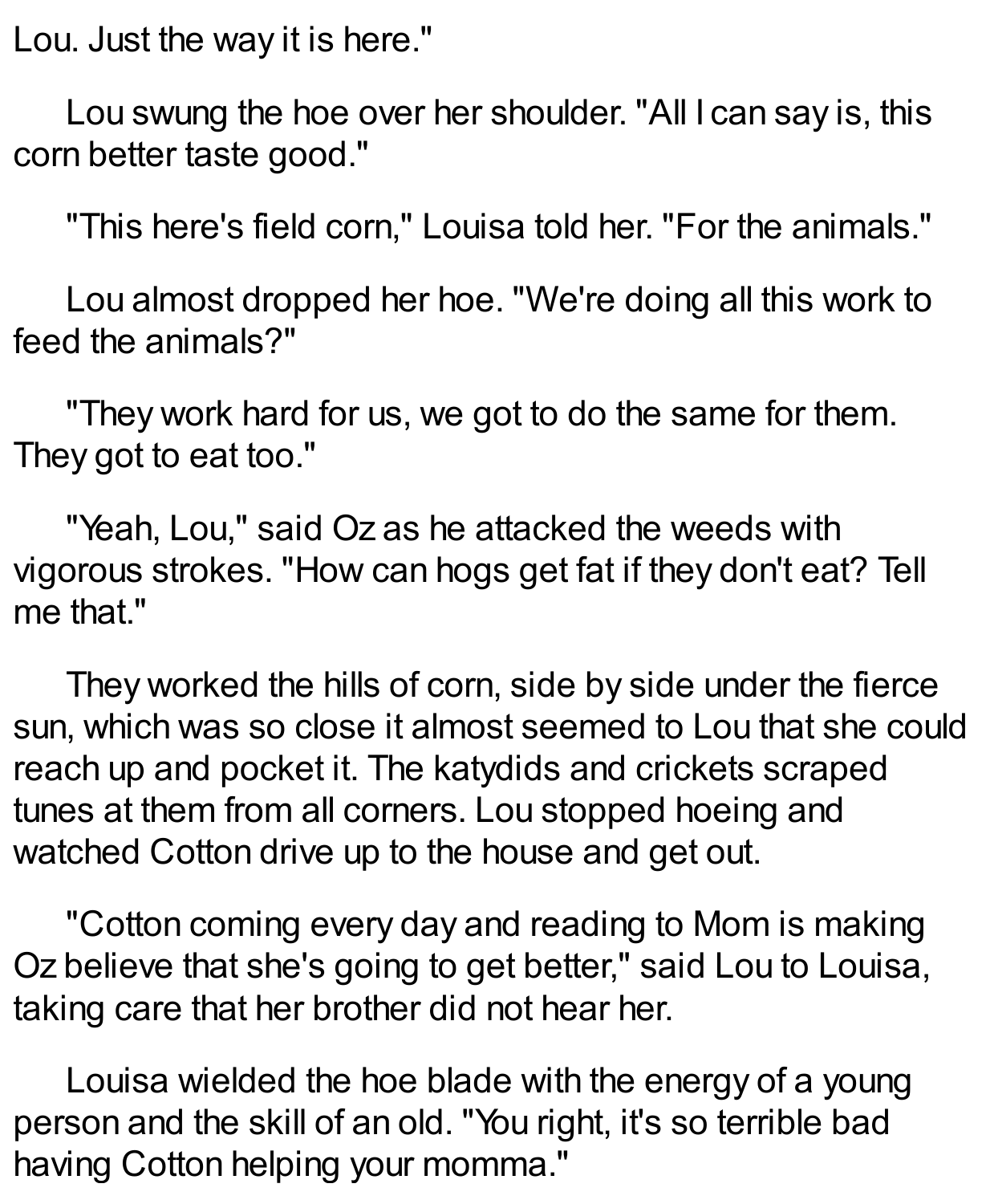Lou. Just the way it is here."

Lou swung the hoe over her shoulder. "All I can say is, this corn better taste good."

"This here's field corn," Louisa told her. "For the animals."

Lou almost dropped her hoe. "We're doing all this work to feed the animals?"

"They work hard for us, we got to do the same for them. They got to eat too."

"Yeah, Lou," said Oz as he attacked the weeds with vigorous strokes. "How can hogs get fat if they don't eat? Tell me that."

They worked the hills of corn, side by side under the fierce sun, which was so close it almost seemed to Lou that she could reach up and pocket it. The katydids and crickets scraped tunes at them from all corners. Lou stopped hoeing and watched Cotton drive up to the house and get out.

"Cotton coming every day and reading to Mom is making Oz believe that she's going to get better," said Lou to Louisa, taking care that her brother did not hear her.

Louisa wielded the hoe blade with the energy of a young person and the skill of an old. "You right, it's so terrible bad having Cotton helping your momma."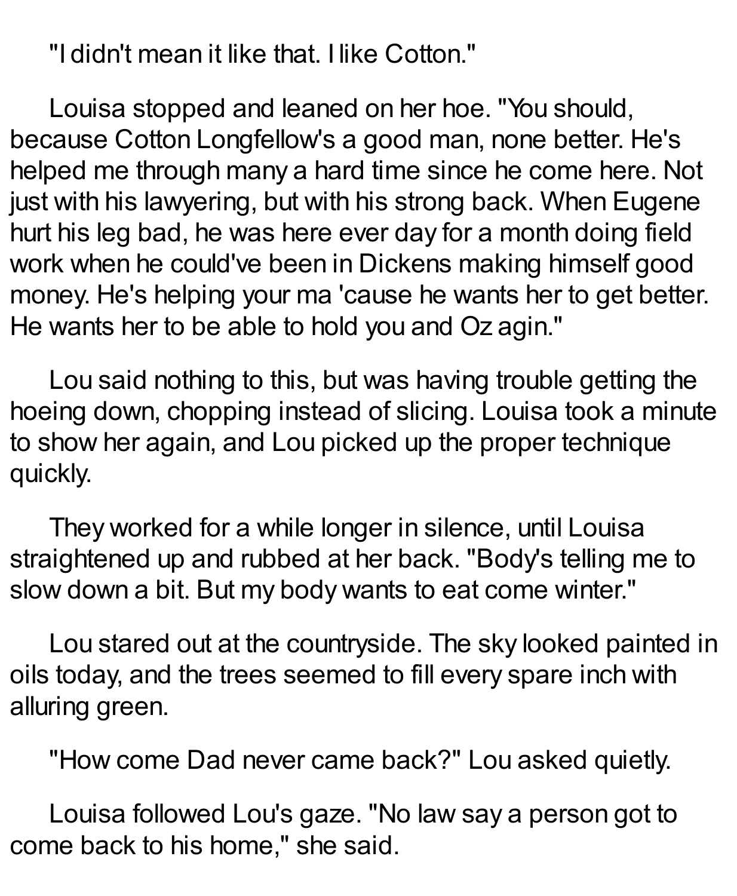"I didn't mean it like that. I like Cotton."

Louisa stopped and leaned on her hoe. "You should, because Cotton Longfellow's a good man, none better. He's helped me through many a hard time since he come here. Not just with his lawyering, but with his strong back. When Eugene hurt his leg bad, he was here ever day for a month doing field work when he could've been in Dickens making himself good money. He's helping your ma 'cause he wants her to get better. He wants her to be able to hold you and Oz agin."

Lou said nothing to this, but was having trouble getting the hoeing down, chopping instead of slicing. Louisa took a minute to show her again, and Lou picked up the proper technique quickly.

They worked for a while longer in silence, until Louisa straightened up and rubbed at her back. "Body's telling me to slow down a bit. But my body wants to eat come winter."

Lou stared out at the countryside. The sky looked painted in oils today, and the trees seemed to fill every spare inch with alluring green.

"How come Dad never came back?" Lou asked quietly.

Louisa followed Lou's gaze. "No law say a person got to come back to his home," she said.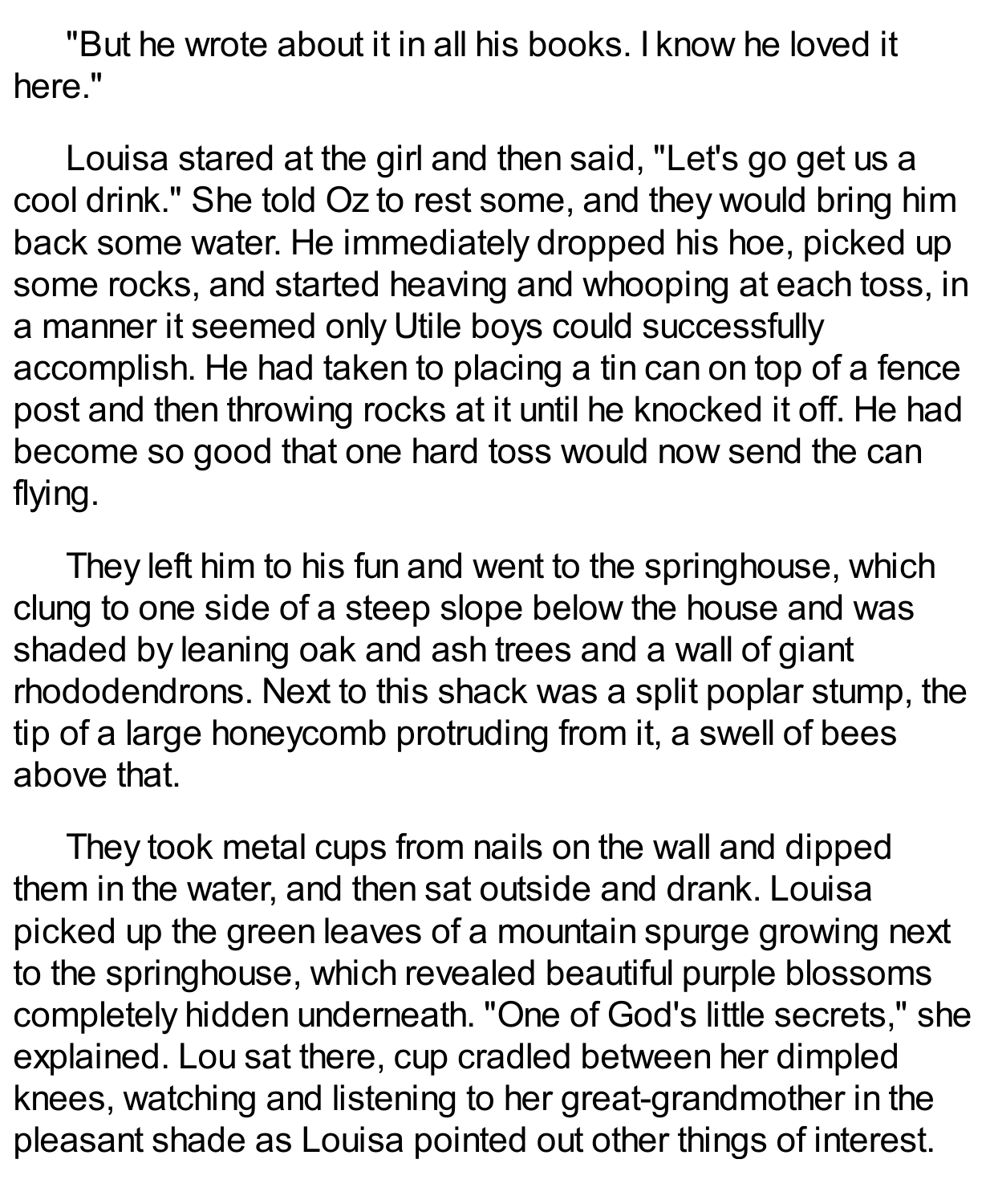"But he wrote about it in all his books. I know he loved it here."

Louisa stared at the girl and then said, "Let's go get us a cool drink." She told Oz to rest some, and they would bring him back some water. He immediately dropped his hoe, picked up some rocks, and started heaving and whooping at each toss, in a manner it seemed only Utile boys could successfully accomplish. He had taken to placing a tin can on top of a fence post and then throwing rocks at it until he knocked it off. He had become so good that one hard toss would now send the can flying.

They left him to his fun and went to the springhouse, which clung to one side of a steep slope below the house and was shaded by leaning oak and ash trees and a wall of giant rhododendrons. Next to this shack was a split poplar stump, the tip of a large honeycomb protruding from it, a swell of bees above that.

They took metal cups from nails on the wall and dipped them in the water, and then sat outside and drank. Louisa picked up the green leaves of a mountain spurge growing next to the springhouse, which revealed beautiful purple blossoms completely hidden underneath. "One of God's little secrets," she explained. Lou sat there, cup cradled between her dimpled knees, watching and listening to her great-grandmother in the pleasant shade as Louisa pointed out other things of interest.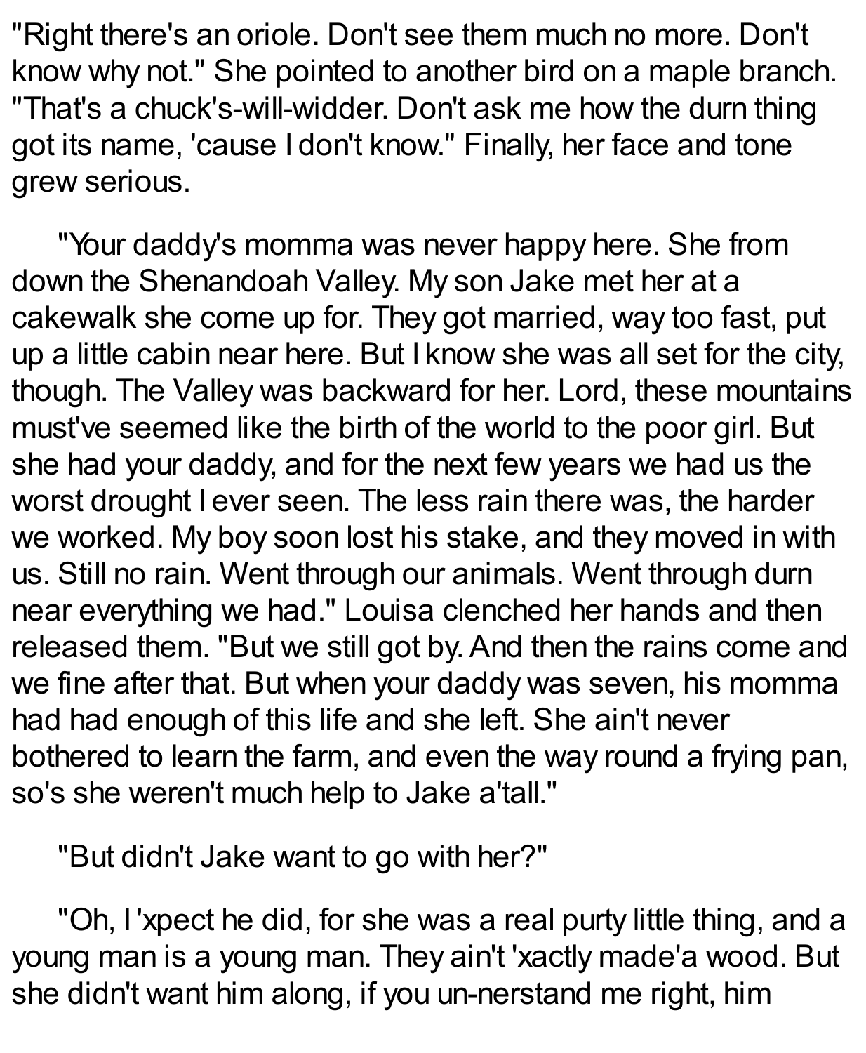"Right there's an oriole. Don't see them much no more. Don't know why not." She pointed to another bird on a maple branch. "That's a chuck's-will-widder. Don't ask me how the durn thing got its name, 'cause I don't know." Finally, her face and tone grew serious.

"Your daddy's momma was never happy here. She from down the Shenandoah Valley. My son Jake met her at a cakewalk she come up for. They got married, way too fast, put up a little cabin near here. But I know she was all set for the city, though. The Valley was backward for her. Lord, these mountains must've seemed like the birth of the world to the poor girl. But she had your daddy, and for the next few years we had us the worst drought I ever seen. The less rain there was, the harder we worked. My boy soon lost his stake, and they moved in with us. Still no rain. Went through our animals. Went through durn near everything we had." Louisa clenched her hands and then released them. "But we still got by. And then the rains come and we fine after that. But when your daddy was seven, his momma had had enough of this life and she left. She ain't never bothered to learn the farm, and even the way round a frying pan, so's she weren't much help to Jake a'tall."

"But didn't Jake want to go with her?"

"Oh, I 'xpect he did, for she was a real purty little thing, and a young man is a young man. They ain't 'xactly made'a wood. But she didn't want him along, if you un-nerstand me right, him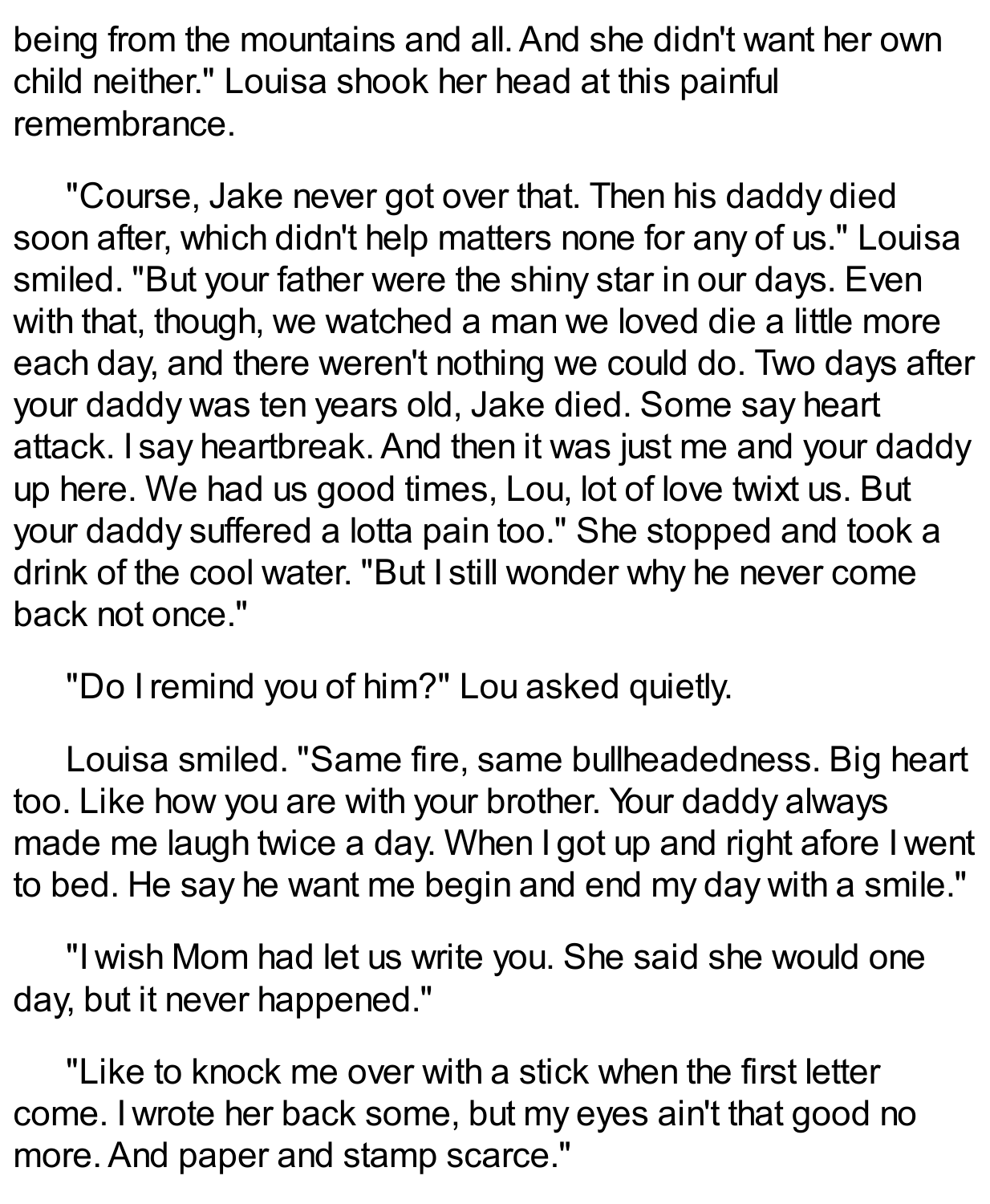being from the mountains and all. And she didn't want her own child neither." Louisa shook her head at this painful remembrance.

"Course, Jake never got over that. Then his daddy died soon after, which didn't help matters none for any of us." Louisa smiled. "But your father were the shiny star in our days. Even with that, though, we watched a man we loved die a little more each day, and there weren't nothing we could do. Two days after your daddy was ten years old, Jake died. Some say heart attack. I say heartbreak. And then it was just me and your daddy up here. We had us good times, Lou, lot of love twixt us. But your daddy suffered a lotta pain too." She stopped and took a drink of the cool water. "But I still wonder why he never come back not once."

"Do I remind you of him?" Lou asked quietly.

Louisa smiled. "Same fire, same bullheadedness. Big heart too. Like how you are with your brother. Your daddy always made me laugh twice a day. When I got up and right afore I went to bed. He say he want me begin and end my day with a smile."

"I wish Mom had let us write you. She said she would one day, but it never happened."

"Like to knock me over with a stick when the first letter come. I wrote her back some, but my eyes ain't that good no more. And paper and stamp scarce."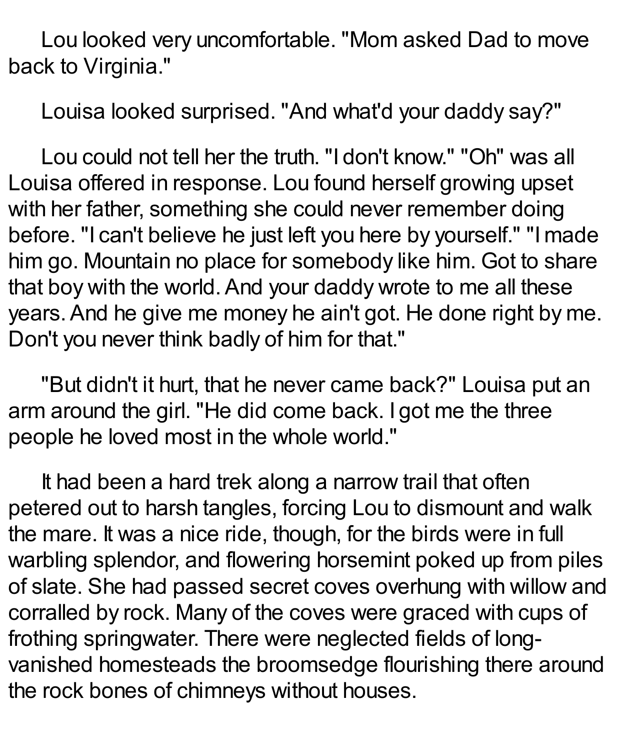Lou looked very uncomfortable. "Mom asked Dad to move back to Virginia."

Louisa looked surprised. "And what'd your daddy say?"

Lou could not tell her the truth. "I don't know." "Oh" was all Louisa offered in response. Lou found herself growing upset with her father, something she could never remember doing before. "I can't believe he just left you here by yourself." "I made him go. Mountain no place for somebody like him. Got to share that boy with the world. And your daddy wrote to me all these years. And he give me money he ain't got. He done right by me. Don't you never think badly of him for that."

"But didn't it hurt, that he never came back?" Louisa put an arm around the girl. "He did come back. I got me the three people he loved most in the whole world."

It had been a hard trek along a narrow trail that often petered out to harsh tangles, forcing Lou to dismount and walk the mare. It was a nice ride, though, for the birds were in full warbling splendor, and flowering horsemint poked up from piles of slate. She had passed secret coves overhung with willow and corralled by rock. Many of the coves were graced with cups of frothing springwater. There were neglected fields of long-vanished homesteads the broomsedge flourishing there around the rock bones of chimneys without houses.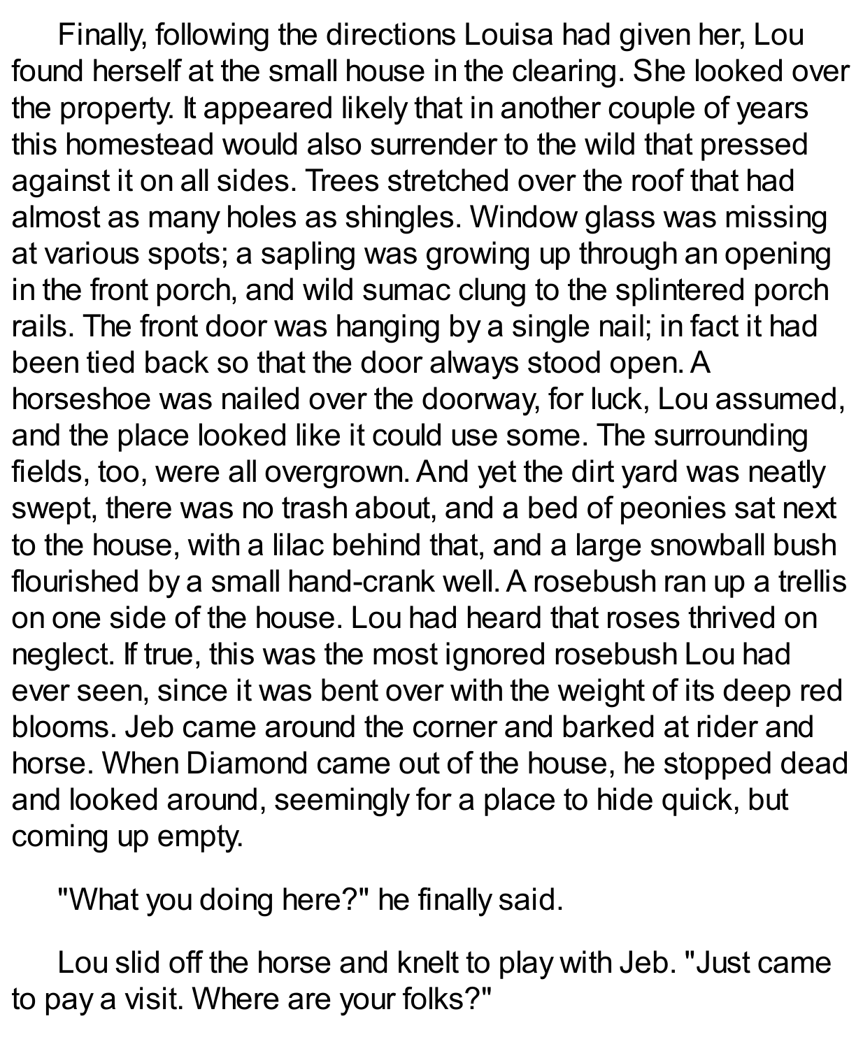Finally, following the directions Louisa had given her, Lou found herself at the small house in the clearing. She looked over the property. It appeared likely that in another couple of years this homestead would also surrender to the wild that pressed against it on all sides. Trees stretched over the roof that had almost as many holes as shingles. Window glass was missing at various spots; a sapling was growing up through an opening in the front porch, and wild sumac clung to the splintered porch rails. The front door was hanging by a single nail; in fact it had been tied back so that the door always stood open. A horseshoe was nailed over the doorway, for luck, Lou assumed, and the place looked like it could use some. The surrounding fields, too, were all overgrown. And yet the dirt yard was neatly swept, there was no trash about, and a bed of peonies sat next to the house, with a lilac behind that, and a large snowball bush flourished by a small hand-crank well. A rosebush ran up a trellis on one side of the house. Lou had heard that roses thrived on neglect. If true, this was the most ignored rosebush Lou had ever seen, since it was bent over with the weight of its deep red blooms. Jeb came around the corner and barked at rider and horse. When Diamond came out of the house, he stopped dead and looked around, seemingly for a place to hide quick, but coming up empty.

"What you doing here?" he finally said.

Lou slid off the horse and knelt to play with Jeb. "Just came to pay a visit. Where are your folks?"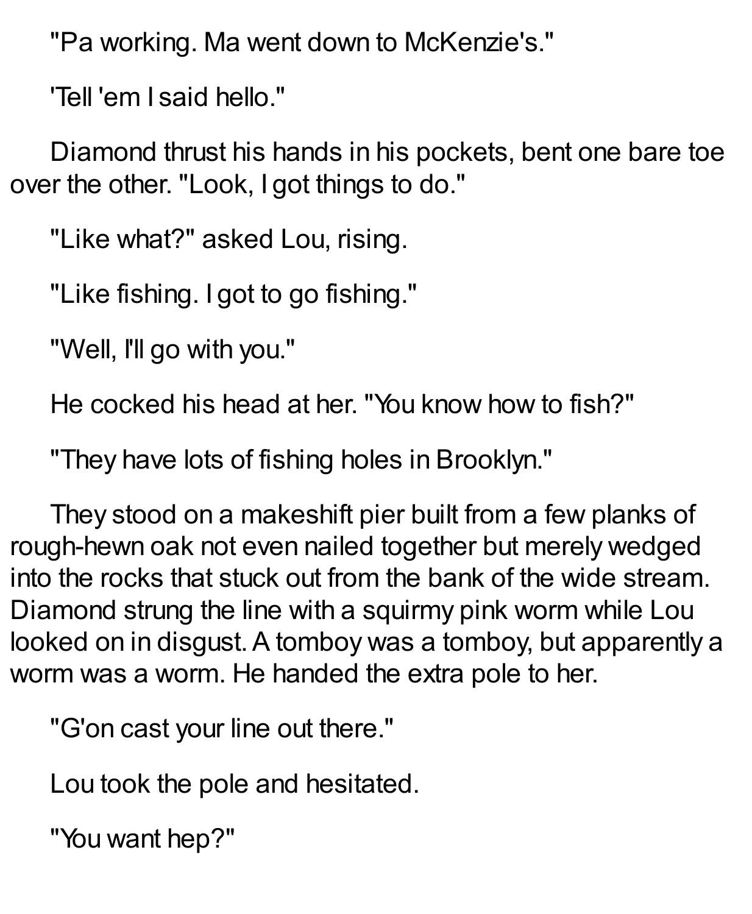"Pa working. Ma went down to McKenzie's."

'Tell 'em I said hello."

Diamond thrust his hands in his pockets, bent one bare toe over the other. "Look, I got things to do."

"Like what?" asked Lou, rising.

"Like fishing. I got to go fishing."

"Well, I'll go with you."

He cocked his head at her. "You know how to fish?"

"They have lots of fishing holes in Brooklyn."

They stood on a makeshift pier built from a few planks of rough-hewn oak not even nailed together but merely wedged into the rocks that stuck out from the bank of the wide stream. Diamond strung the line with a squirmy pink worm while Lou looked on in disgust. A tomboy was a tomboy, but apparently a worm was a worm. He handed the extra pole to her.

"G'on cast your line out there."

Lou took the pole and hesitated.

"You want hep?"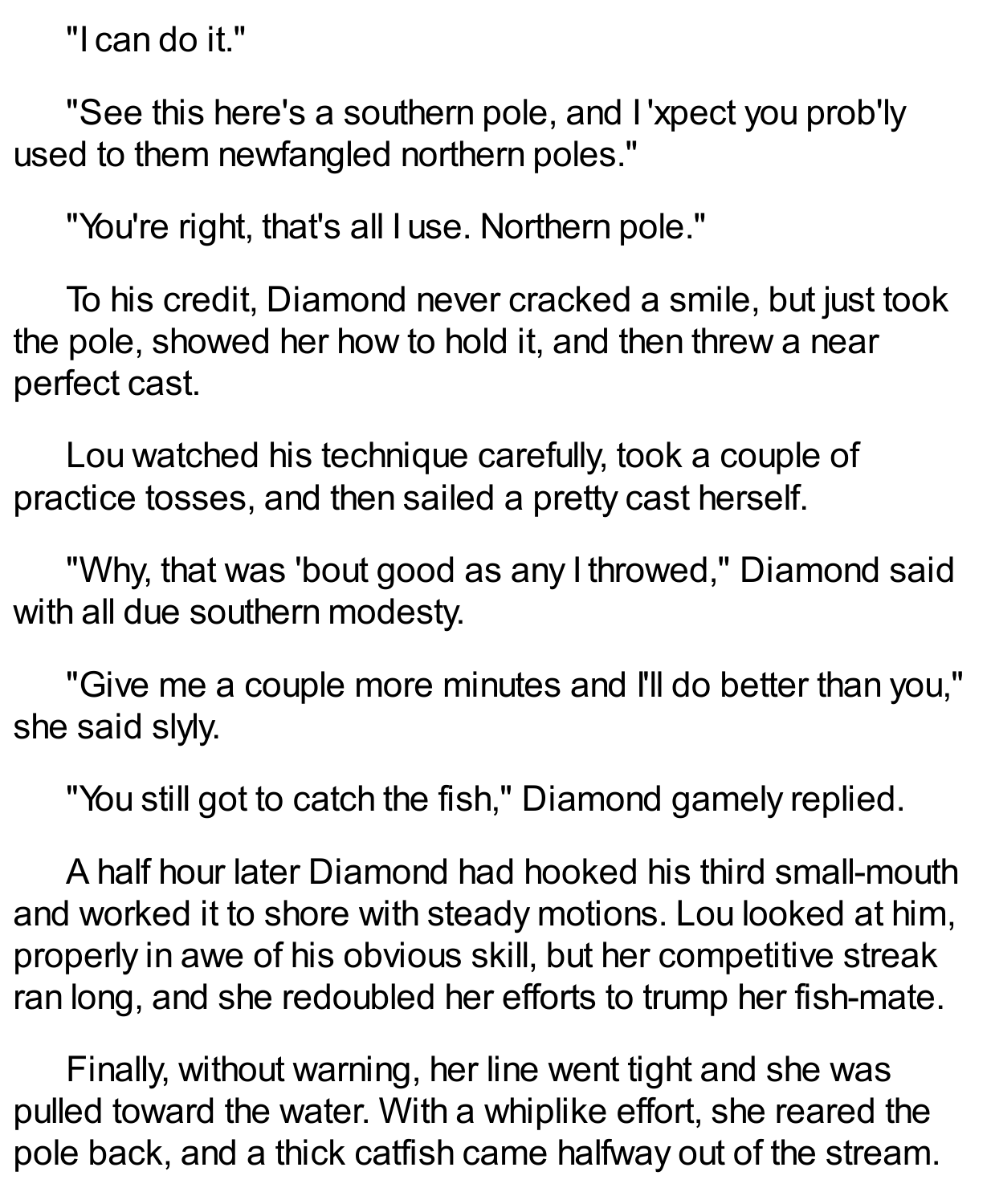"I can do it."

"See this here's a southern pole, and I'xpect you prob'ly used to them newfangled northern poles."

"You're right, that's all I use. Northern pole."

To his credit, Diamond never cracked a smile, but just took the pole, showed her how to hold it, and then threw a near perfect cast.

Lou watched his technique carefully, took a couple of practice tosses, and then sailed a pretty cast herself.

"Why, that was 'bout good as any I throwed," Diamond said with all due southern modesty.

"Give me a couple more minutes and I'll do better than you," she said slyly.

"You still got to catch the fish," Diamond gamely replied.

A half hour later Diamond had hooked his third small-mouth and worked it to shore with steady motions. Lou looked at him, properly in awe of his obvious skill, but her competitive streak ran long, and she redoubled her efforts to trump her fish-mate.

Finally, without warning, her line went tight and she was pulled toward the water. With a whiplike effort, she reared the pole back, and a thick catfish came halfway out of the stream.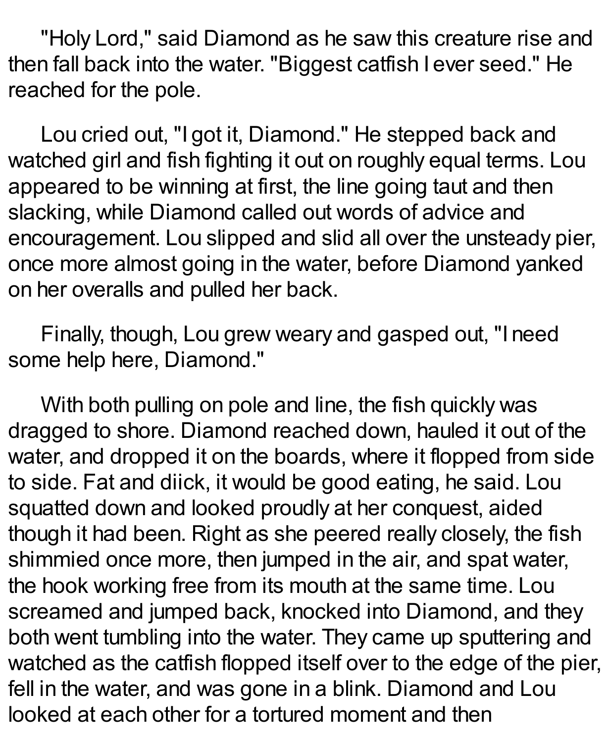"Holy Lord," said Diamond as he saw this creature rise and then fall back into the water. "Biggest catfish I ever seed." He reached for the pole.

Lou cried out, "I got it, Diamond." He stepped back and watched girl and fish fighting it out on roughly equal terms. Lou appeared to be winning at first, the line going taut and then slacking, while Diamond called out words of advice and encouragement. Lou slipped and slid all over the unsteady pier, once more almost going in the water, before Diamond yanked on her overalls and pulled her back.

Finally, though, Lou grew weary and gasped out, "I need some help here, Diamond."

With both pulling on pole and line, the fish quickly was dragged to shore. Diamond reached down, hauled it out of the water, and dropped it on the boards, where it flopped from side to side. Fat and diick, it would be good eating, he said. Lou squatted down and looked proudly at her conquest, aided though it had been. Right as she peered really closely, the fish shimmied once more, then jumped in the air, and spat water, the hook working free from its mouth at the same time. Lou screamed and jumped back, knocked into Diamond, and they both went tumbling into the water. They came up sputtering and watched as the catfish flopped itself over to the edge of the pier, fell in the water, and was gone in a blink. Diamond and Lou looked at each other for a tortured moment and then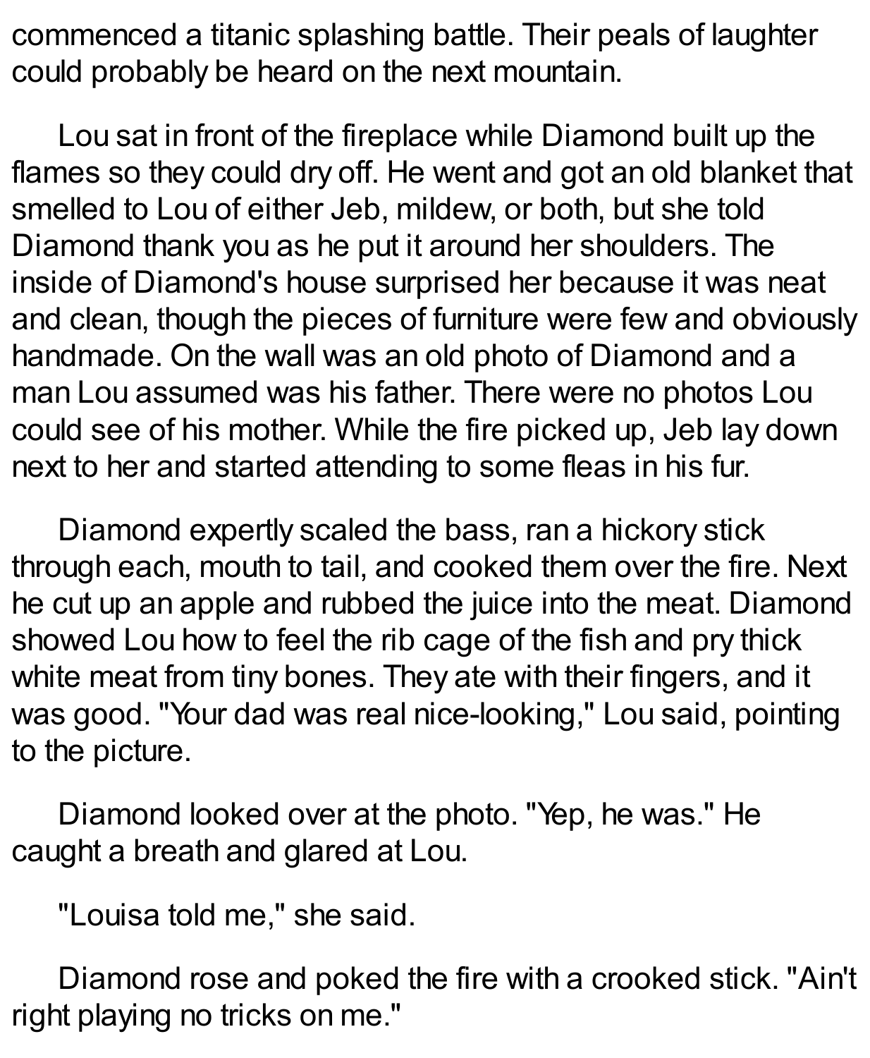commenced a titanic splashing battle. Their peals of laughter could probably be heard on the next mountain.

Lou sat in front of the fireplace while Diamond built up the flames so they could dry off. He went and got an old blanket that smelled to Lou of either Jeb, mildew, or both, but she told Diamond thank you as he put it around her shoulders. The inside of Diamond's house surprised her because it was neat and clean, though the pieces of furniture were few and obviously handmade. On the wall was an old photo of Diamond and a man Lou assumed was his father. There were no photos Lou could see of his mother. While the fire picked up, Jeb lay down next to her and started attending to some fleas in his fur.

Diamond expertly scaled the bass, ran a hickory stick through each, mouth to tail, and cooked them over the fire. Next he cut up an apple and rubbed the juice into the meat. Diamond showed Lou how to feel the rib cage of the fish and pry thick white meat from tiny bones. They ate with their fingers, and it was good. "Your dad was real nice-looking," Lou said, pointing to the picture.

Diamond looked over at the photo. "Yep, he was." He caught a breath and glared at Lou.

"Louisa told me," she said.

Diamond rose and poked the fire with a crooked stick. "Ain't right playing no tricks on me."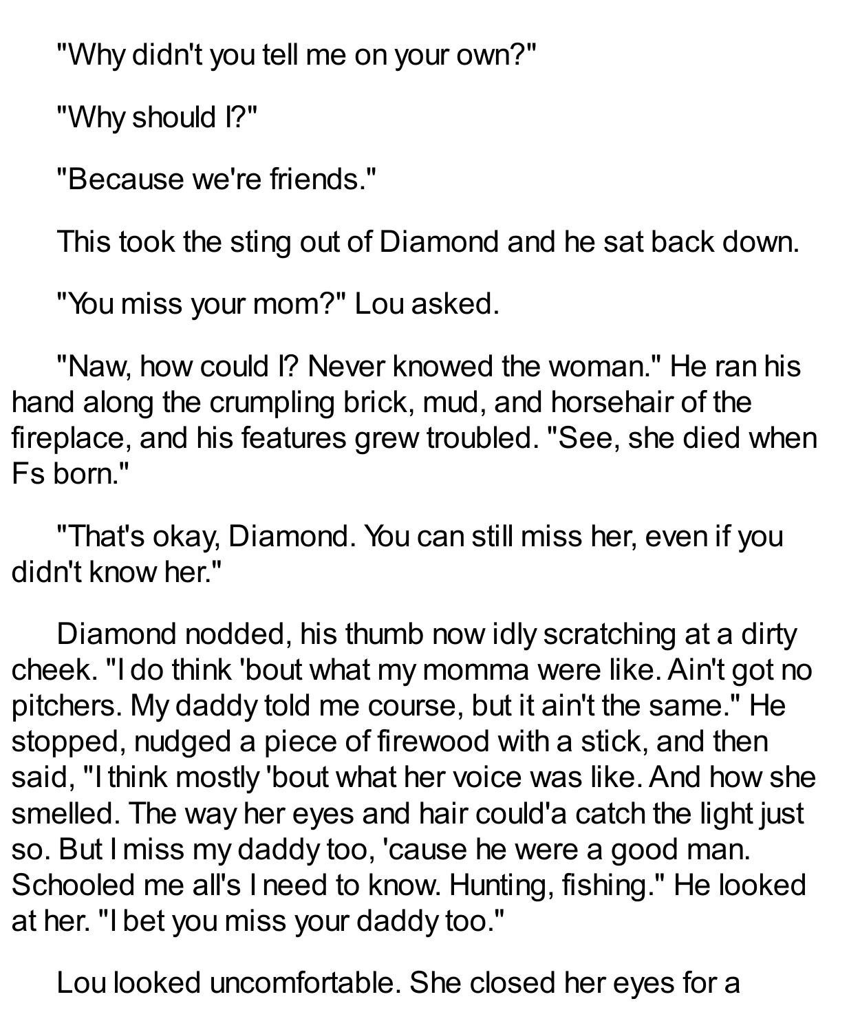"Why didn't you tell me on your own?"

"Why should I?"

"Because we're friends."

This took the sting out of Diamond and he sat back down.

"You miss your mom?" Lou asked.

"Naw, how could I? Never knowed the woman." He ran his hand along the crumpling brick, mud, and horsehair of the fireplace, and his features grew troubled. "See, she died when Fs born."

"That's okay, Diamond. You can still miss her, even if you didn't know her."

Diamond nodded, his thumb now idly scratching at a dirty cheek. "I do think 'bout what my momma were like. Ain't got no pitchers. My daddy told me course, but it ain't the same." He stopped, nudged a piece of firewood with a stick, and then said, "I think mostly 'bout what her voice was like. And how she smelled. The way her eyes and hair could'a catch the light just so. But I miss my daddy too, 'cause he were a good man. Schooled me all's I need to know. Hunting, fishing." He looked at her. "I bet you miss your daddy too."

Lou looked uncomfortable. She closed her eyes for a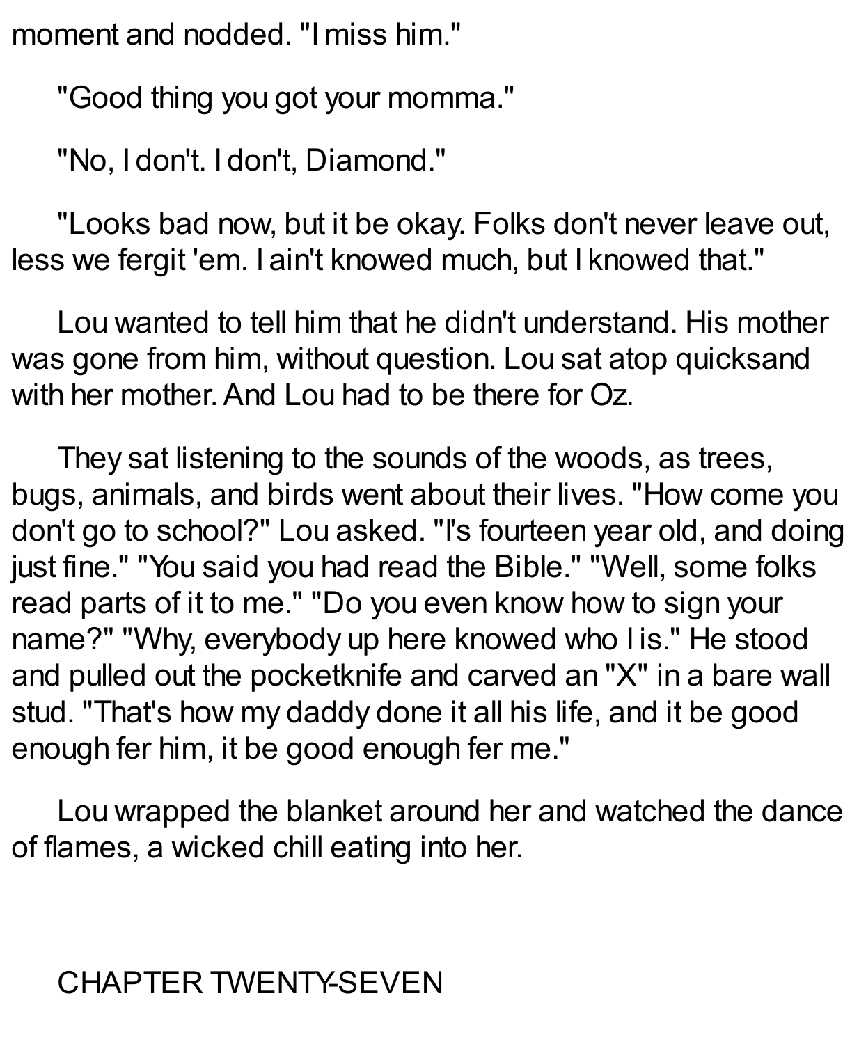moment and nodded. "I miss him."

"Good thing you got your momma."

"No, I don't. I don't, Diamond."

"Looks bad now, but it be okay. Folks don't never leave out, less we fergit 'em. I ain't knowed much, but I knowed that."

Lou wanted to tell him that he didn't understand. His mother was gone from him, without question. Lou sat atop quicksand with her mother. And Lou had to be there for Oz.

They sat listening to the sounds of the woods, as trees, bugs, animals, and birds went about their lives. "How come you don't go to school?" Lou asked. "I's fourteen year old, and doing just fine." "You said you had read the Bible." "Well, some folks read parts of it to me." "Do you even know how to sign your name?" "Why, everybody up here knowed who I is." He stood and pulled out the pocketknife and carved an "X" in a bare wall stud. "That's how my daddy done it all his life, and it be good enough fer him, it be good enough fer me."

Lou wrapped the blanket around her and watched the dance of flames, a wicked chill eating into her.

## CHAPTER TWENTY-SEVEN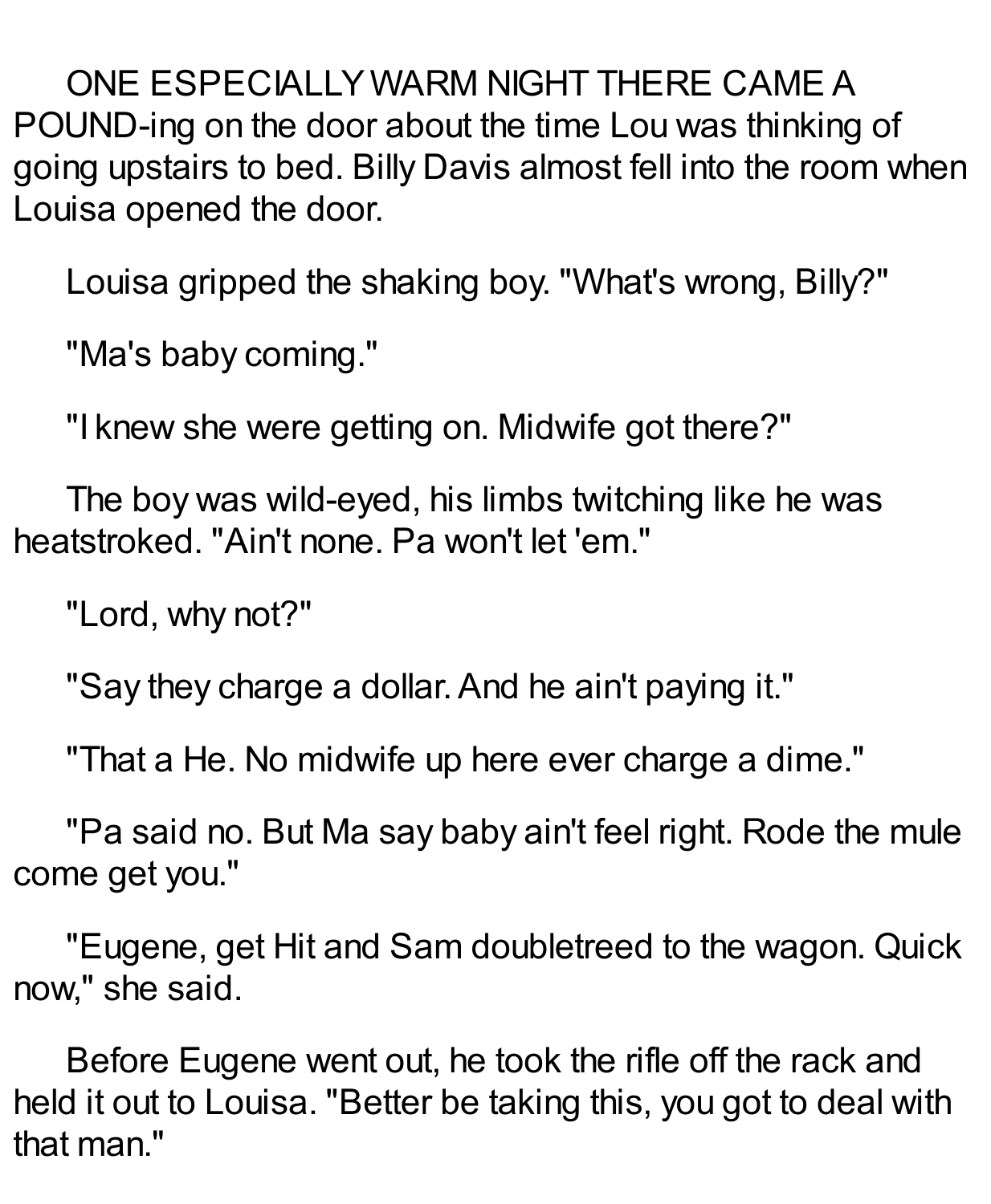ONE ESPECIALLY WARM NIGHT THERE CAME A POUND-ing on the door about the time Lou was thinking of going upstairs to bed. Billy Davis almost fell into the room when Louisa opened the door.

Louisa gripped the shaking boy. "What's wrong, Billy?"

"Ma's baby coming."

"I knew she were getting on. Midwife got there?"

The boy was wild-eyed, his limbs twitching like he was heatstroked. "Ain't none. Pa won't let 'em."

"Lord, why not?"

"Say they charge a dollar. And he ain't paying it."

"That a He. No midwife up here ever charge a dime."

"Pa said no. But Ma say baby ain't feel right. Rode the mule come get you."

"Eugene, get Hit and Sam doubletreed to the wagon. Quick now," she said.

Before Eugene went out, he took the rifle off the rack and held it out to Louisa. "Better be taking this, you got to deal with that man."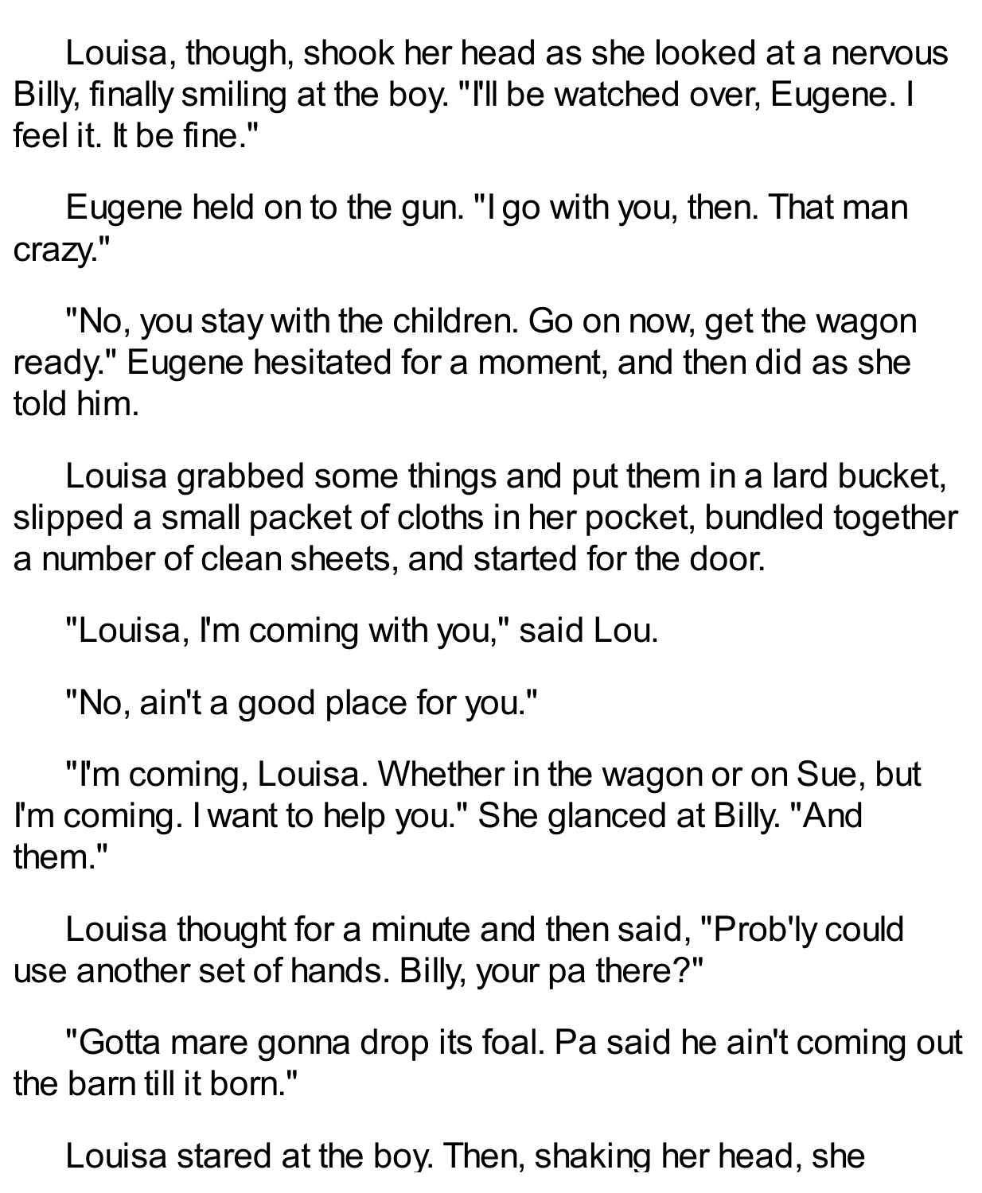Louisa, though, shook her head as she looked at a nervous Billy, finally smiling at the boy. "I'll be watched over, Eugene. I feel it. It be fine."

Eugene held on to the gun. "I go with you, then. That man crazy."

"No, you stay with the children. Go on now, get the wagon ready." Eugene hesitated for a moment, and then did as she told him.

Louisa grabbed some things and put them in a lard bucket, slipped a small packet of cloths in her pocket, bundled together a number of clean sheets, and started for the door.

"Louisa, I'm coming with you," said Lou.

"No, ain't a good place for you."

"I'm coming, Louisa. Whether in the wagon or on Sue, but I'm coming. I want to help you." She glanced at Billy. "And them."

Louisa thought for a minute and then said, "Prob'ly could use another set of hands. Billy, your pa there?"

"Gotta mare gonna drop its foal. Pa said he ain't coming out the barn till it born."

Louisa stared at the boy. Then, shaking her head, she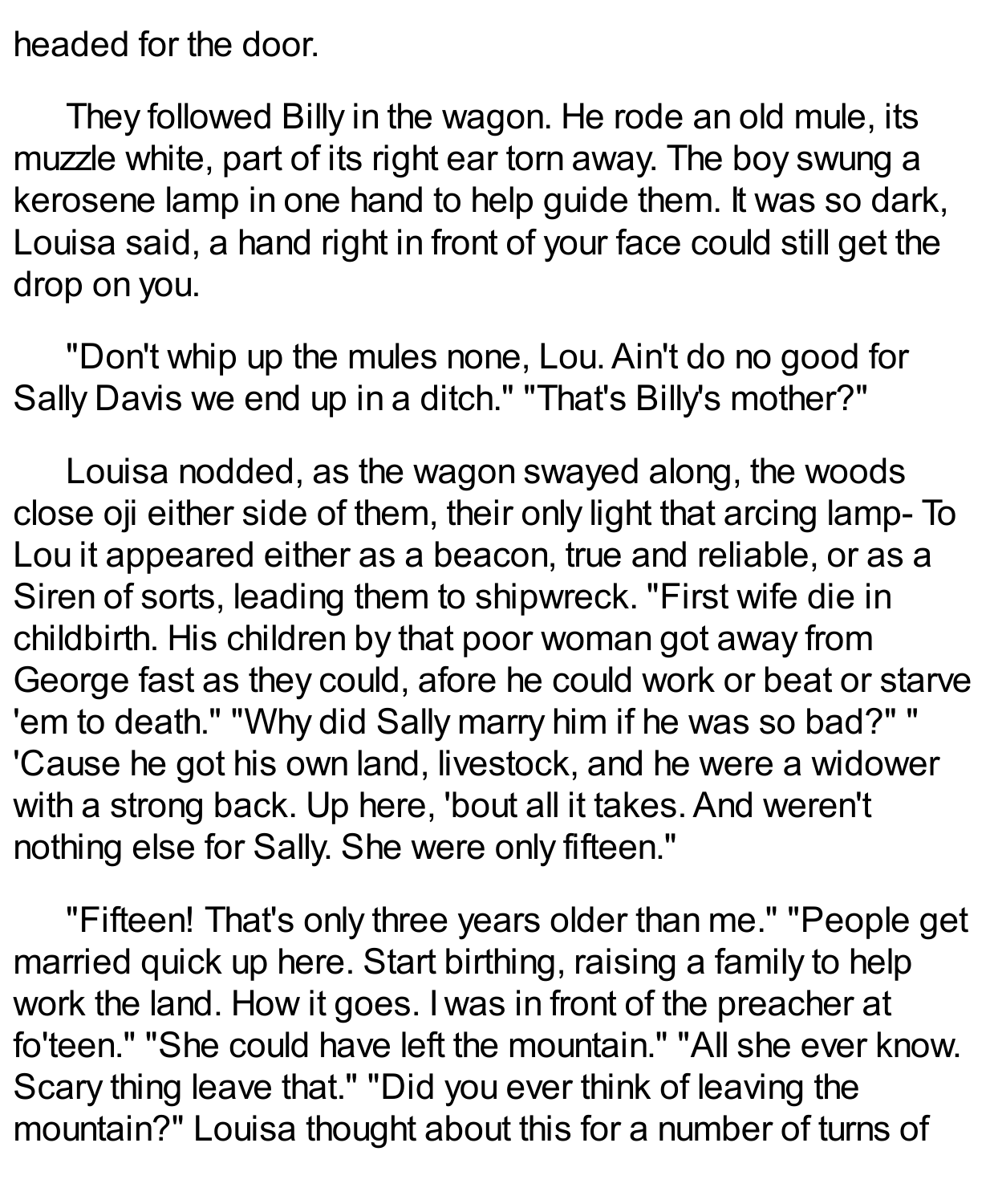headed for the door.

They followed Billy in the wagon. He rode an old mule, its muzzle white, part of its right ear torn away. The boy swung a kerosene lamp in one hand to help guide them. It was so dark, Louisa said, a hand right in front of your face could still get the drop on you.

"Don't whip up the mules none, Lou. Ain't do no good for Sally Davis we end up in a ditch." "That's Billy's mother?"

Louisa nodded, as the wagon swayed along, the woods close oji either side of them, their only light that arcing lamp- To Lou it appeared either as a beacon, true and reliable, or as a Siren of sorts, leading them to shipwreck. "First wife die in childbirth. His children by that poor woman got away from George fast as they could, afore he could work or beat or starve 'em to death." "Why did Sally marry him if he was so bad?" "'Cause he got his own land, livestock, and he were a widower with a strong back. Up here, 'bout all it takes. And weren't nothing else for Sally. She were only fifteen."

"Fifteen! That's only three years older than me." "People get married quick up here. Start birthing, raising a family to help work the land. How it goes. I was in front of the preacher at fo'teen." "She could have left the mountain." "All she ever know. Scary thing leave that." "Did you ever think of leaving the mountain?" Louisa thought about this for a number of turns of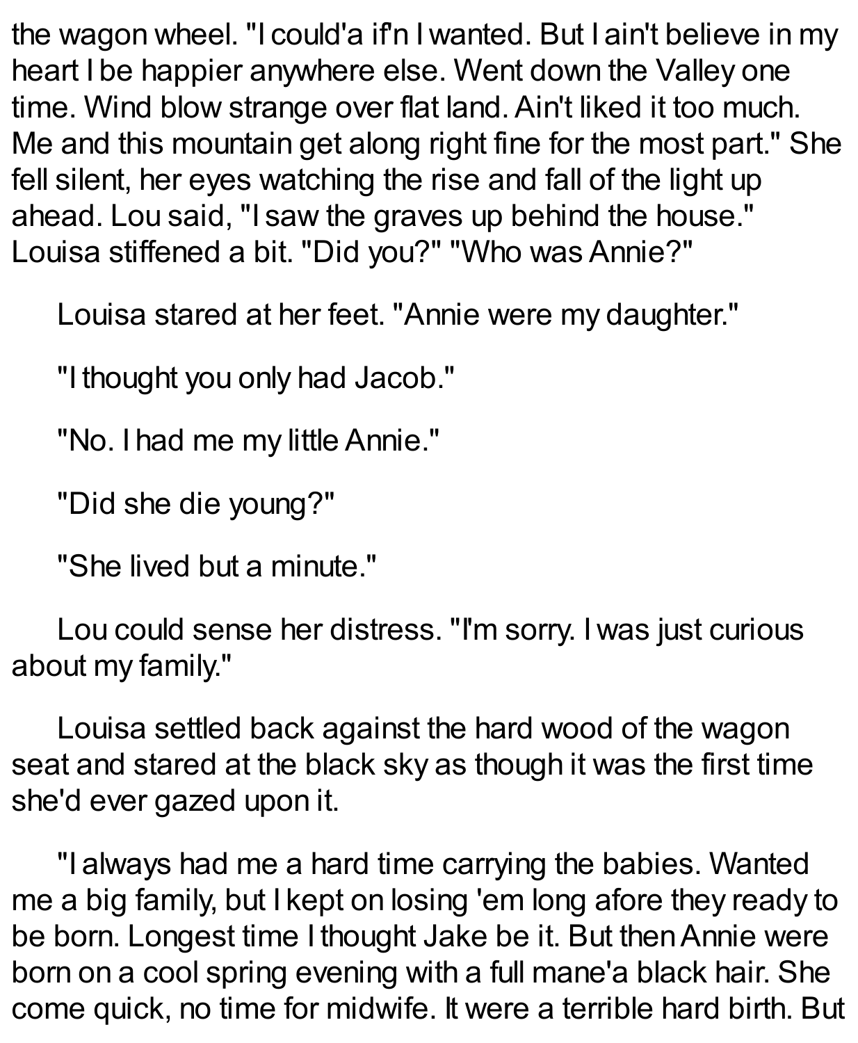the wagon wheel. "I could'a if'n I wanted. But I ain't believe in my heart I be happier anywhere else. Went down the Valley one time. Wind blow strange over flat land. Ain't liked it too much. Me and this mountain get along right fine for the most part." She fell silent, her eyes watching the rise and fall of the light up ahead. Lou said, "I saw the graves up behind the house." Louisa stiffened a bit. "Did you?" "Who was Annie?"

Louisa stared at her feet. "Annie were my daughter."

"I thought you only had Jacob."

"No. I had me my little Annie."

"Did she die young?"

"She lived but a minute."

Lou could sense her distress. "I'm sorry. I was just curious about my family."

Louisa settled back against the hard wood of the wagon seat and stared at the black sky as though it was the first time she'd ever gazed upon it.

"I always had me a hard time carrying the babies. Wanted me a big family, but I kept on losing 'em long afore they ready to be born. Longest time I thought Jake be it. But then Annie were born on a cool spring evening with a full mane'a black hair. She come quick, no time for midwife. It were a terrible hard birth. But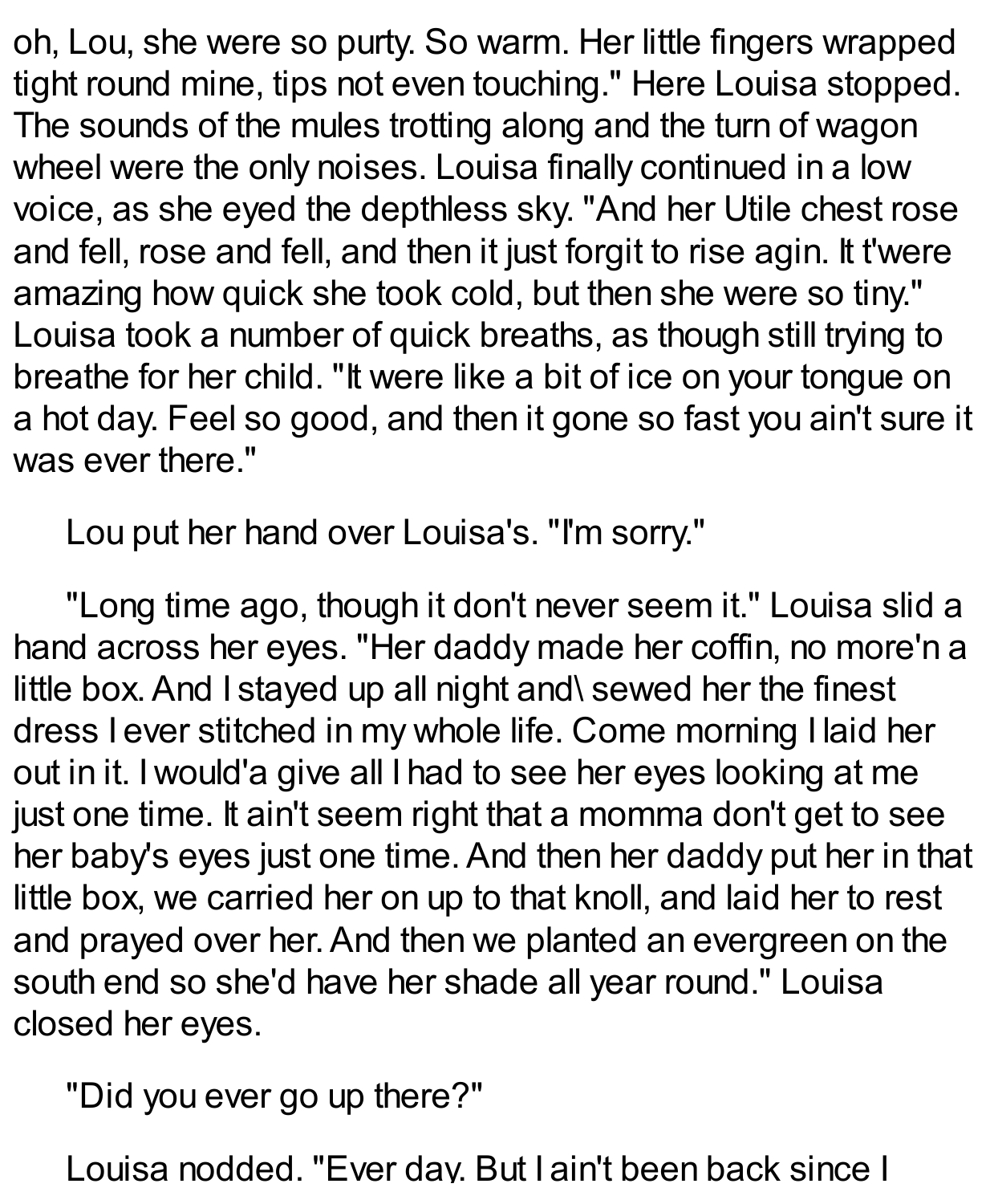oh, Lou, she were so purty. So warm. Her little fingers wrapped tight round mine, tips not even touching." Here Louisa stopped. The sounds of the mules trotting along and the turn of wagon wheel were the only noises. Louisa finally continued in a low voice, as she eyed the depthless sky. "And her Utile chest rose and fell, rose and fell, and then it just forgit to rise agin. It t'were amazing how quick she took cold, but then she were so tiny." Louisa took a number of quick breaths, as though still trying to breathe for her child. "It were like a bit of ice on your tongue on a hot day. Feel so good, and then it gone so fast you ain't sure it was ever there."

Lou put her hand over Louisa's. "I'm sorry."

"Long time ago, though it don't never seem it." Louisa slid a hand across her eyes. "Her daddy made her coffin, no more'n a little box. And I stayed up all night and\ sewed her the finest dress I ever stitched in my whole life. Come morning I laid her out in it. I would'a give all I had to see her eyes looking at me just one time. It ain't seem right that a momma don't get to see her baby's eyes just one time. And then her daddy put her in that little box, we carried her on up to that knoll, and laid her to rest and prayed over her. And then we planted an evergreen on the south end so she'd have her shade all year round." Louisa closed her eyes.

"Did you ever go up there?"

Louisa nodded. "Ever day. But I ain't been back since I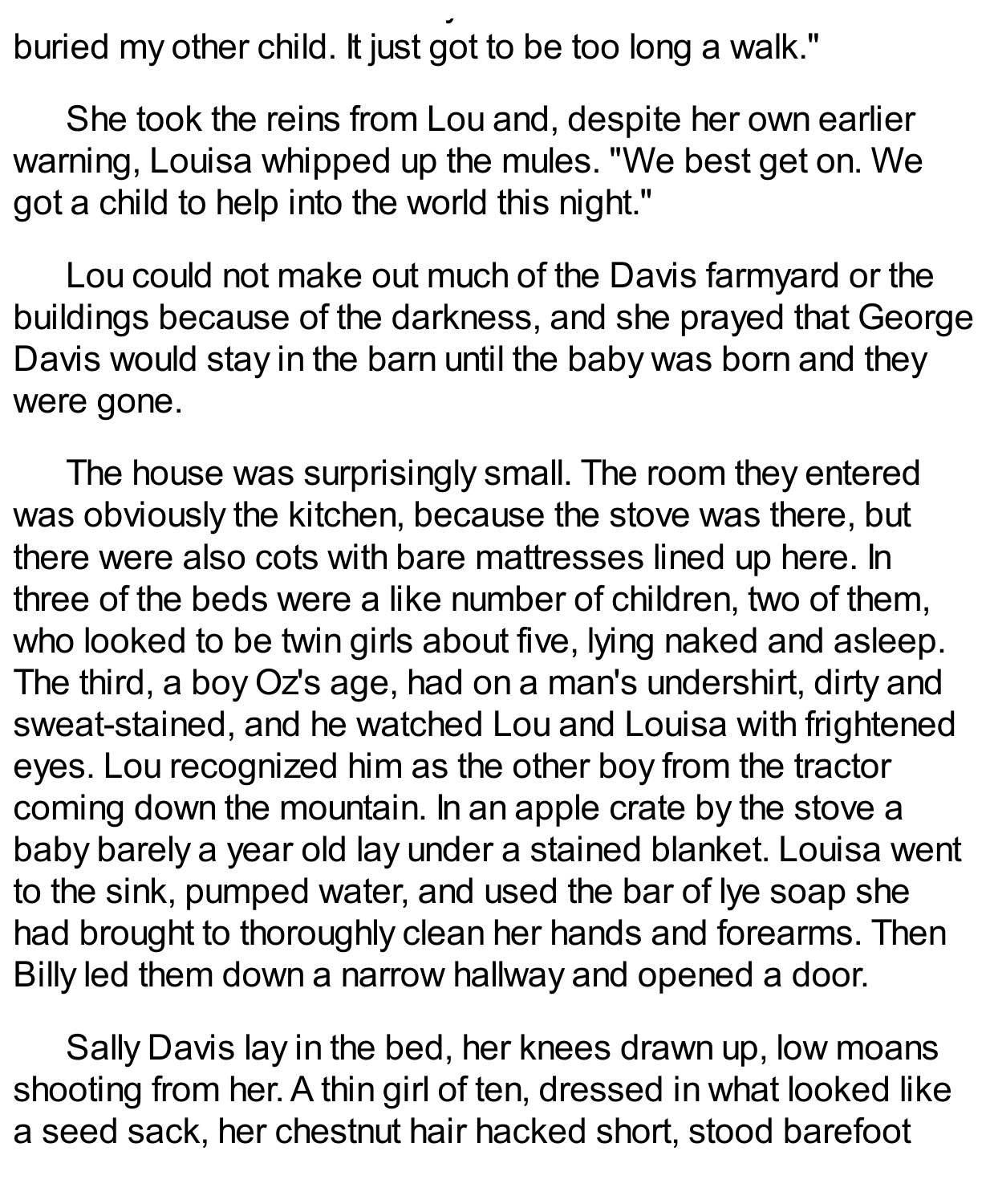buried my other child. It just got to be too long a walk."

She took the reins from Lou and, despite her own earlier warning, Louisa whipped up the mules. "We best get on. We got a child to help into the world this night."

Lou could not make out much of the Davis farmyard or the buildings because of the darkness, and she prayed that George Davis would stay in the barn until the baby was born and they were gone.

The house was surprisingly small. The room they entered was obviously the kitchen, because the stove was there, but there were also cots with bare mattresses lined up here. In three of the beds were a like number of children, two of them, who looked to be twin girls about five, lying naked and asleep. The third, a boy Oz's age, had on a man's undershirt, dirty and sweat-stained, and he watched Lou and Louisa with frightened eyes. Lou recognized him as the other boy from the tractor coming down the mountain. In an apple crate by the stove a baby barely a year old lay under a stained blanket. Louisa went to the sink, pumped water, and used the bar of lye soap she had brought to thoroughly clean her hands and forearms. Then Billy led them down a narrow hallway and opened a door.

Sally Davis lay in the bed, her knees drawn up, low moans shooting from her. A thin girl of ten, dressed in what looked like a seed sack, her chestnut hair hacked short, stood barefoot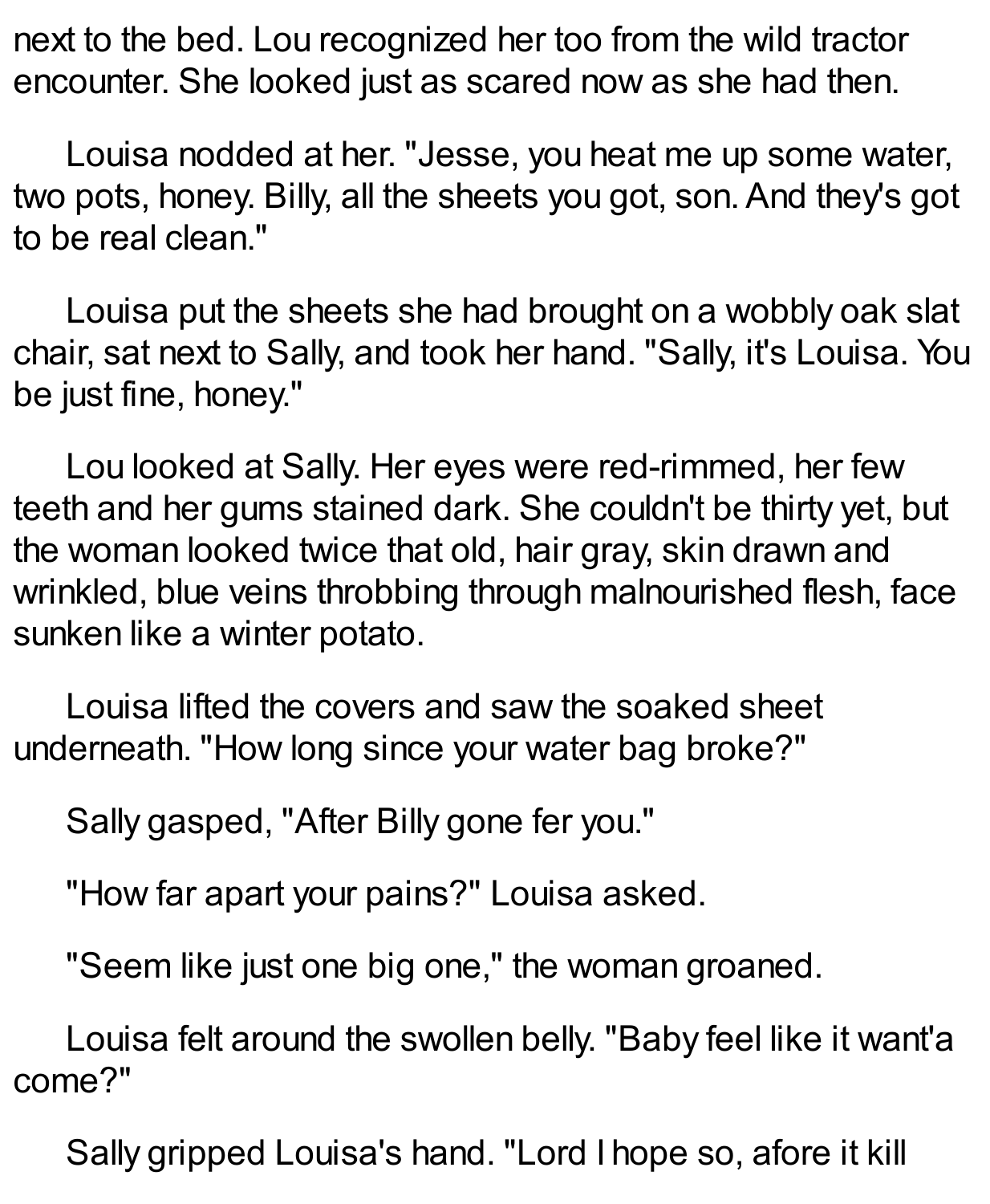next to the bed. Lou recognized her too from the wild tractor encounter. She looked just as scared now as she had then.

Louisa nodded at her. "Jesse, you heat me up some water, two pots, honey. Billy, all the sheets you got, son. And they's got to be real clean."

Louisa put the sheets she had brought on a wobbly oak slat chair, sat next to Sally, and took her hand. "Sally, it's Louisa. You be just fine, honey."

Lou looked at Sally. Her eyes were red-rimmed, her few teeth and her gums stained dark. She couldn't be thirty yet, but the woman looked twice that old, hair gray, skin drawn and wrinkled, blue veins throbbing through malnourished flesh, face sunken like a winter potato.

Louisa lifted the covers and saw the soaked sheet underneath. "How long since your water bag broke?"

Sally gasped, "After Billy gone fer you."

"How far apart your pains?" Louisa asked.

"Seem like just one big one," the woman groaned.

Louisa felt around the swollen belly. "Baby feel like it want'a come?"

Sally gripped Louisa's hand. "Lord I hope so, afore it kill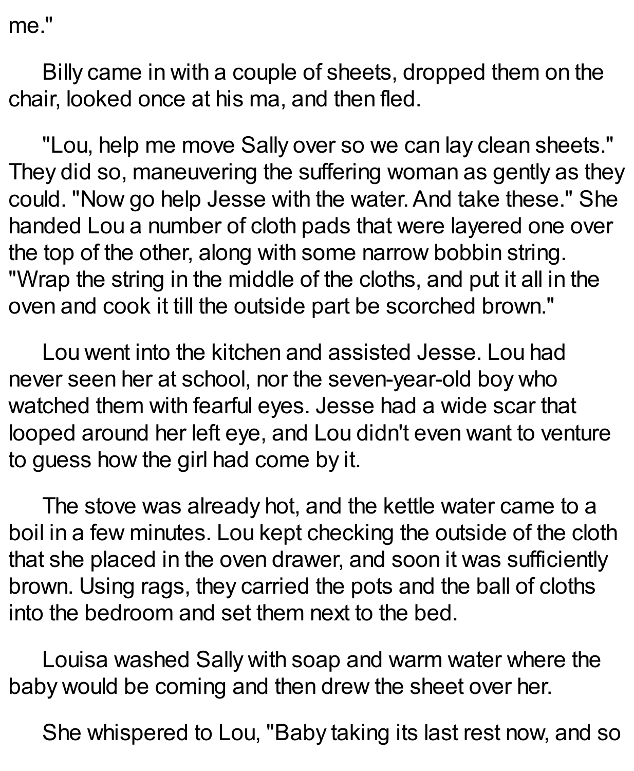me."

Billy came in with a couple of sheets, dropped them on the chair, looked once at his ma, and then fled.

"Lou, help me move Sally over so we can lay clean sheets." They did so, maneuvering the suffering woman as gently as they could. "Now go help Jesse with the water. And take these." She handed Lou a number of cloth pads that were layered one over the top of the other, along with some narrow bobbin string. "Wrap the string in the middle of the cloths, and put it all in the oven and cook it till the outside part be scorched brown."

Lou went into the kitchen and assisted Jesse. Lou had never seen her at school, nor the seven-year-old boy who watched them with fearful eyes. Jesse had a wide scar that looped around her left eye, and Lou didn't even want to venture to guess how the girl had come by it.

The stove was already hot, and the kettle water came to a boil in a few minutes. Lou kept checking the outside of the cloth that she placed in the oven drawer, and soon it was sufficiently brown. Using rags, they carried the pots and the ball of cloths into the bedroom and set them next to the bed.

Louisa washed Sally with soap and warm water where the baby would be coming and then drew the sheet over her.

She whispered to Lou, "Baby taking its last rest now, and so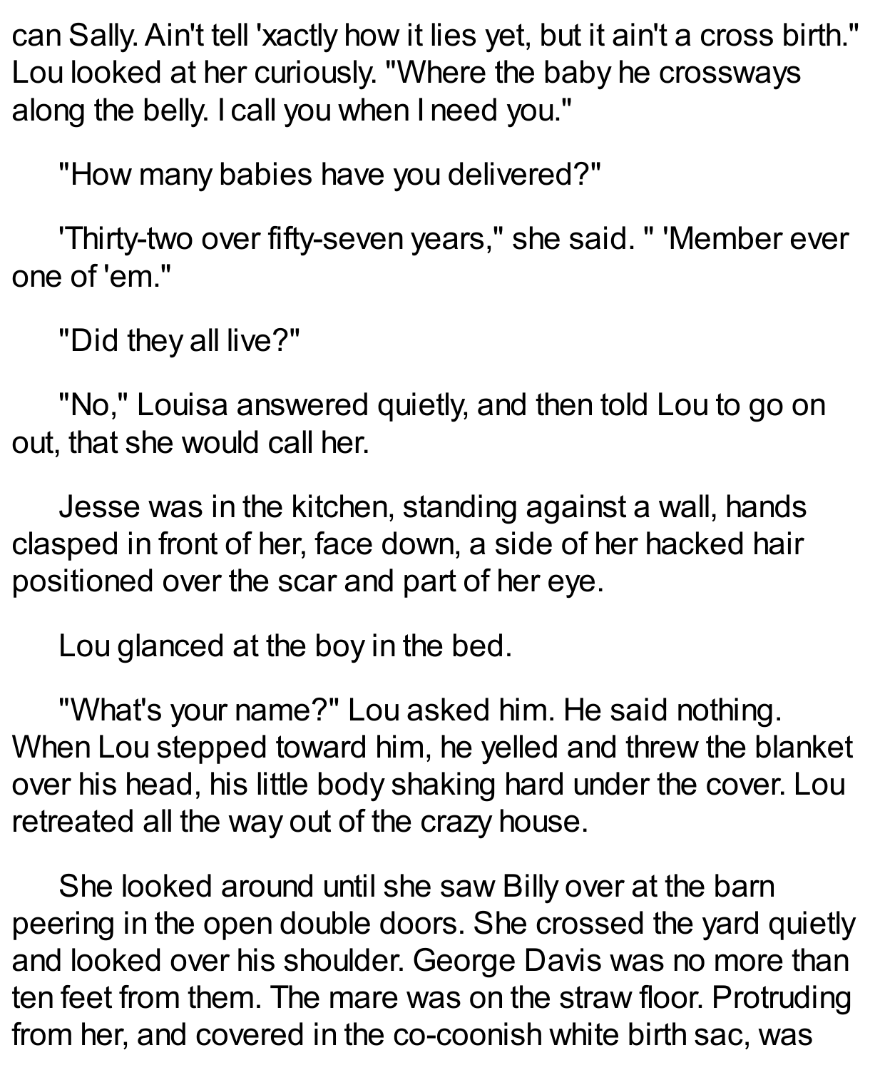can Sally. Ain't tell 'xactly how it lies yet, but it ain't a cross birth." Lou looked at her curiously. "Where the baby he crossways along the belly. I call you when I need you."

"How many babies have you delivered?"

'Thirty-two over fifty-seven years," she said. " 'Member ever one of 'em."

"Did they all live?"

"No," Louisa answered quietly, and then told Lou to go on out, that she would call her.

Jesse was in the kitchen, standing against a wall, hands clasped in front of her, face down, a side of her hacked hair positioned over the scar and part of her eye.

Lou glanced at the boy in the bed.

"What's your name?" Lou asked him. He said nothing. When Lou stepped toward him, he yelled and threw the blanket over his head, his little body shaking hard under the cover. Lou retreated all the way out of the crazy house.

She looked around until she saw Billy over at the barn peering in the open double doors. She crossed the yard quietly and looked over his shoulder. George Davis was no more than ten feet from them. The mare was on the straw floor. Protruding from her, and covered in the co-coonish white birth sac, was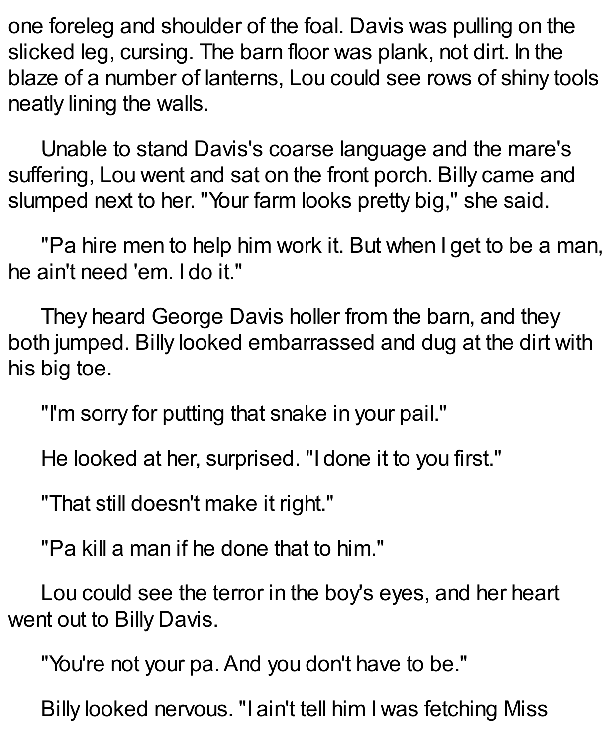one foreleg and shoulder of the foal. Davis was pulling on the slicked leg, cursing. The barn floor was plank, not dirt. In the blaze of a number of lanterns, Lou could see rows of shiny tools neatly lining the walls.

Unable to stand Davis's coarse language and the mare's suffering, Lou went and sat on the front porch. Billy came and slumped next to her. "Your farm looks pretty big," she said.

"Pa hire men to help him work it. But when I get to be a man, he ain't need 'em. I do it."

They heard George Davis holler from the barn, and they both jumped. Billy looked embarrassed and dug at the dirt with his big toe.

"I'm sorry for putting that snake in your pail."

He looked at her, surprised. "I done it to you first."

"That still doesn't make it right."

"Pa kill a man if he done that to him."

Lou could see the terror in the boy's eyes, and her heart went out to Billy Davis.

"You're not your pa. And you don't have to be."

Billy looked nervous. "I ain't tell him I was fetching Miss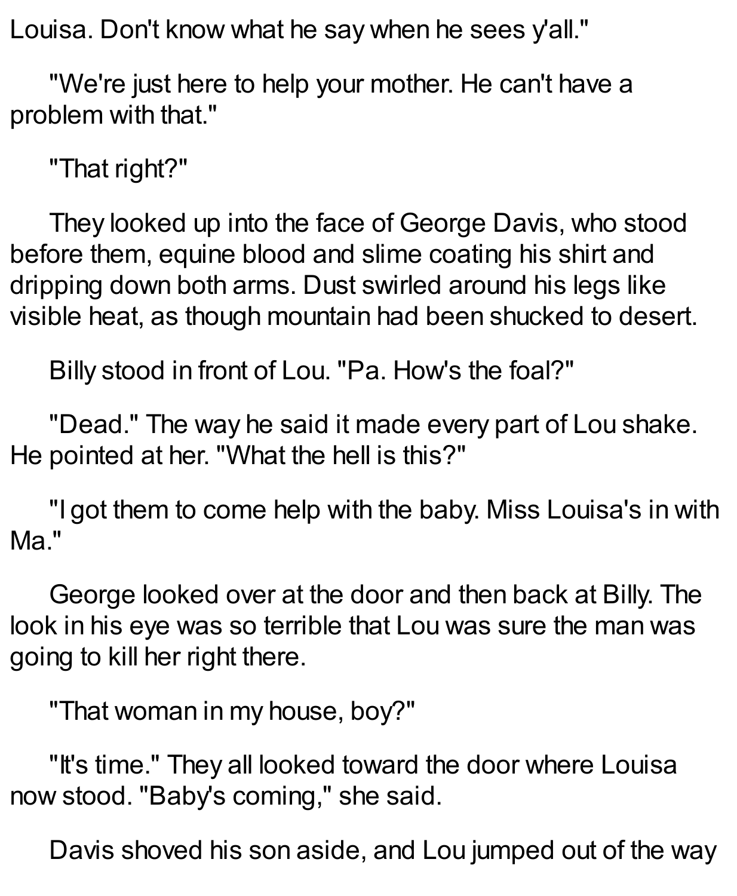Louisa. Don't know what he say when he sees y'all."

"We're just here to help your mother. He can't have a problem with that."

"That right?"

They looked up into the face of George Davis, who stood before them, equine blood and slime coating his shirt and dripping down both arms. Dust swirled around his legs like visible heat, as though mountain had been shucked to desert.

Billy stood in front of Lou. "Pa. How's the foal?"

"Dead." The way he said it made every part of Lou shake. He pointed at her. "What the hell is this?"

"I got them to come help with the baby. Miss Louisa's in with Ma."

George looked over at the door and then back at Billy. The look in his eye was so terrible that Lou was sure the man was going to kill her right there.

"That woman in my house, boy?"

"It's time." They all looked toward the door where Louisa now stood. "Baby's coming," she said.

Davis shoved his son aside, and Lou jumped out of the way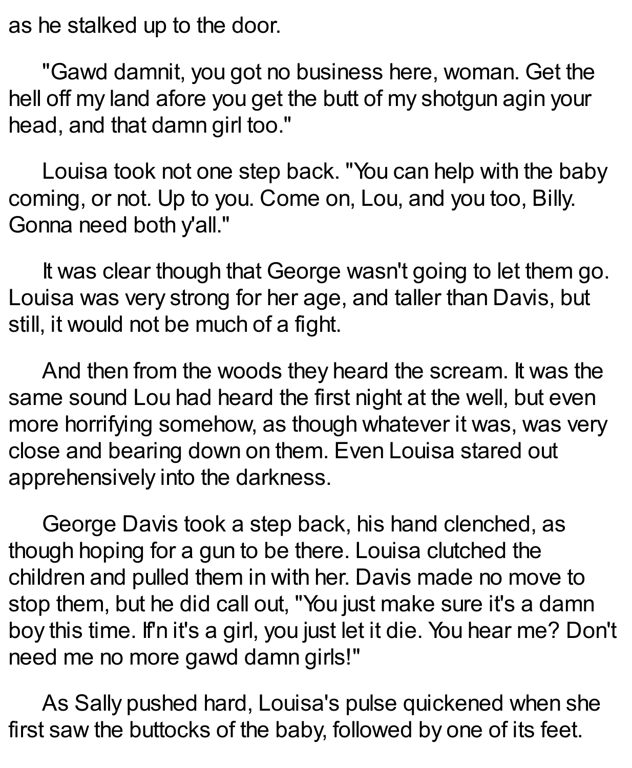as he stalked up to the door.

"Gawd damnit, you got no business here, woman. Get the hell off my land afore you get the butt of my shotgun agin your head, and that damn girl too."

Louisa took not one step back. "You can help with the baby coming, or not. Up to you. Come on, Lou, and you too, Billy. Gonna need both y'all."

It was clear though that George wasn't going to let them go. Louisa was very strong for her age, and taller than Davis, but still, it would not be much of a fight.

And then from the woods they heard the scream. It was the same sound Lou had heard the first night at the well, but even more horrifying somehow, as though whatever it was, was very close and bearing down on them. Even Louisa stared out apprehensively into the darkness.

George Davis took a step back, his hand clenched, as though hoping for a gun to be there. Louisa clutched the children and pulled them in with her. Davis made no move to stop them, but he did call out, "You just make sure it's a damn boy this time. If'n it's a girl, you just let it die. You hear me? Don't need me no more gawd damn girls!"

As Sally pushed hard, Louisa's pulse quickened when she first saw the buttocks of the baby, followed by one of its feet.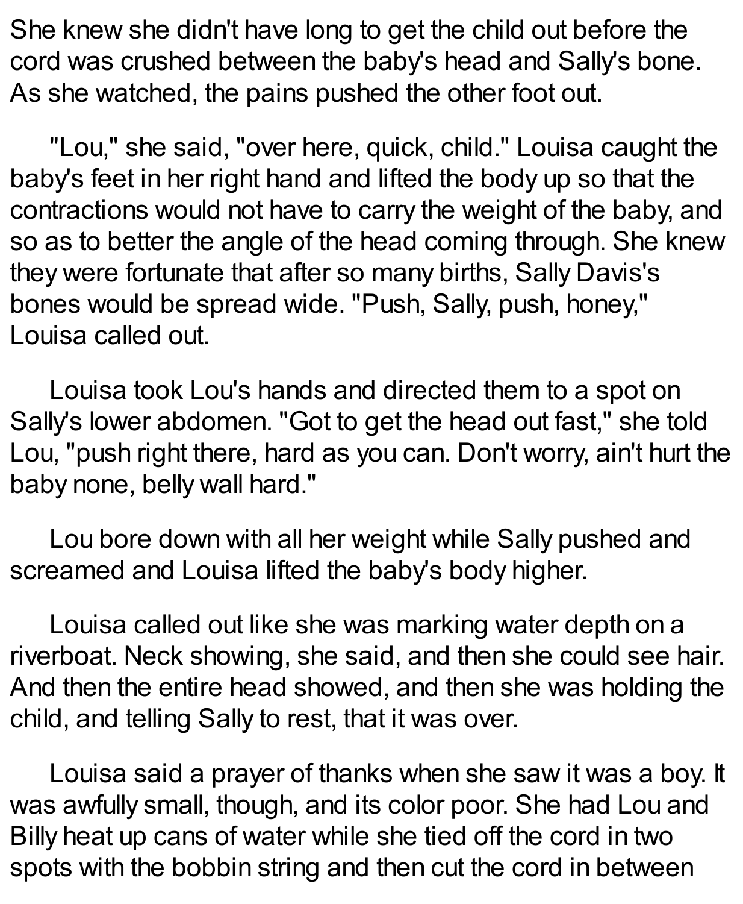She knew she didn't have long to get the child out before the cord was crushed between the baby's head and Sally's bone. As she watched, the pains pushed the other foot out.

"Lou," she said, "over here, quick, child." Louisa caught the baby's feet in her right hand and lifted the body up so that the contractions would not have to carry the weight of the baby, and so as to better the angle of the head coming through. She knew they were fortunate that after so many births, Sally Davis's bones would be spread wide. "Push, Sally, push, honey," Louisa called out.

Louisa took Lou's hands and directed them to a spot on Sally's lower abdomen. "Got to get the head out fast," she told Lou, "push right there, hard as you can. Don't worry, ain't hurt the baby none, belly wall hard."

Lou bore down with all her weight while Sally pushed and screamed and Louisa lifted the baby's body higher.

Louisa called out like she was marking water depth on a riverboat. Neck showing, she said, and then she could see hair. And then the entire head showed, and then she was holding the child, and telling Sally to rest, that it was over.

Louisa said a prayer of thanks when she saw it was a boy. It was awfully small, though, and its color poor. She had Lou and Billy heat up cans of water while she tied off the cord in two spots with the bobbin string and then cut the cord in between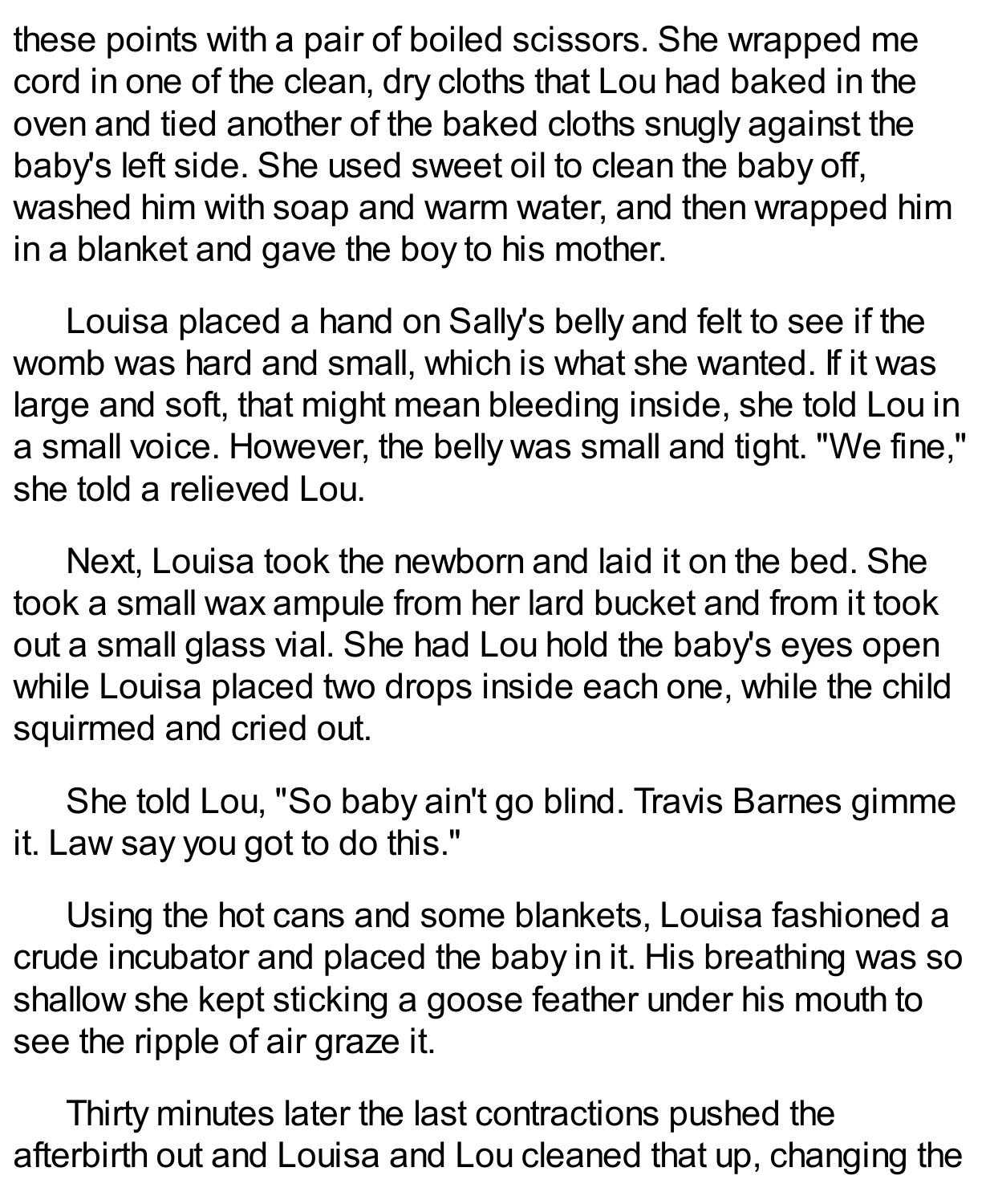these points with a pair of boiled scissors. She wrapped me cord in one of the clean, dry cloths that Lou had baked in the oven and tied another of the baked cloths snugly against the baby's left side. She used sweet oil to clean the baby off, washed him with soap and warm water, and then wrapped him in a blanket and gave the boy to his mother.

Louisa placed a hand on Sally's belly and felt to see if the womb was hard and small, which is what she wanted. If it was large and soft, that might mean bleeding inside, she told Lou in a small voice. However, the belly was small and tight. "We fine," she told a relieved Lou.

Next, Louisa took the newborn and laid it on the bed. She took a small wax ampule from her lard bucket and from it took out a small glass vial. She had Lou hold the baby's eyes open while Louisa placed two drops inside each one, while the child squirmed and cried out.

She told Lou, "So baby ain't go blind. Travis Barnes gimme it. Law say you got to do this."

Using the hot cans and some blankets, Louisa fashioned a crude incubator and placed the baby in it. His breathing was so shallow she kept sticking a goose feather under his mouth to see the ripple of air graze it.

Thirty minutes later the last contractions pushed the afterbirth out and Louisa and Lou cleaned that up, changing the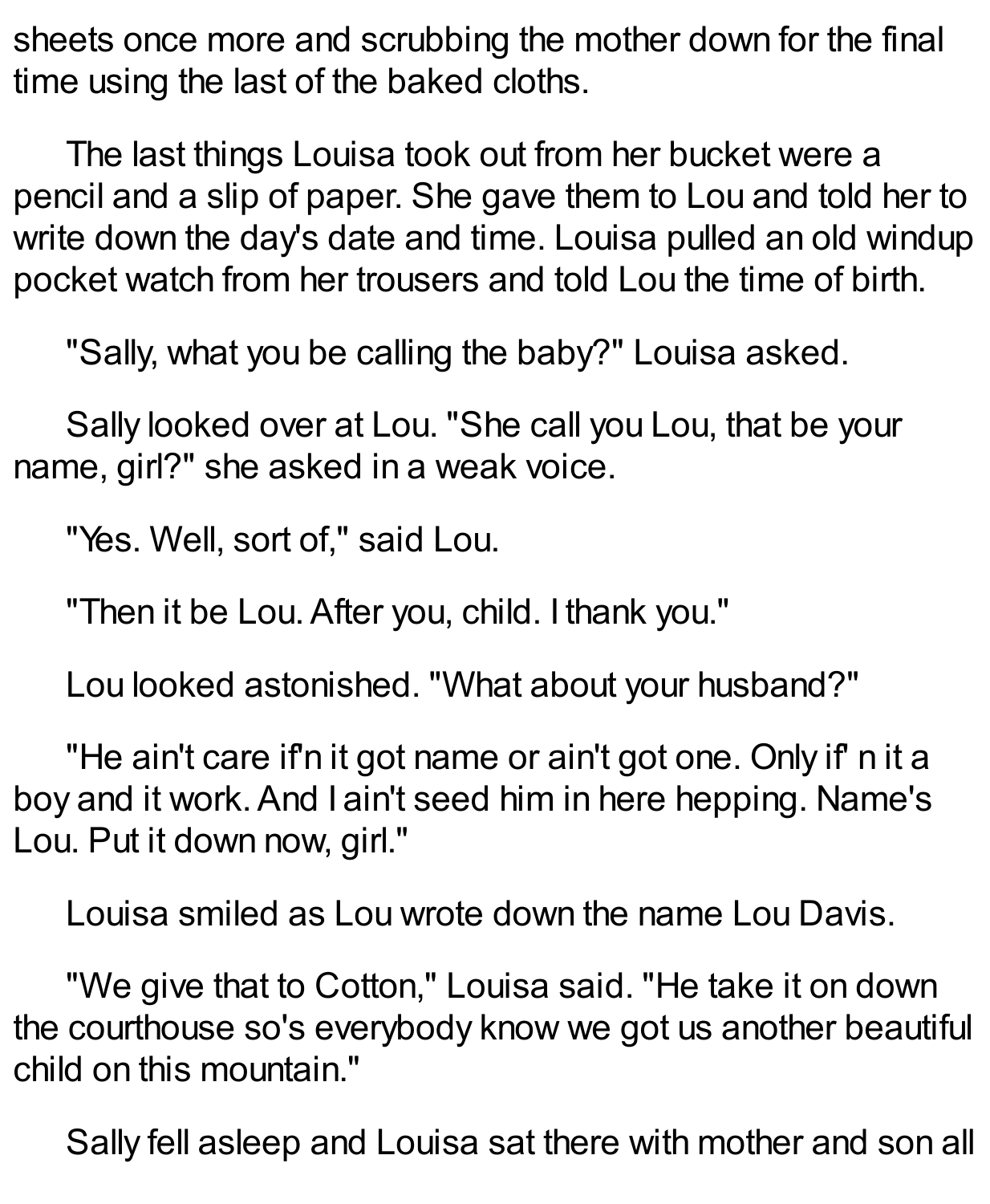sheets once more and scrubbing the mother down for the final time using the last of the baked cloths.

The last things Louisa took out from her bucket were a pencil and a slip of paper. She gave them to Lou and told her to write down the day's date and time. Louisa pulled an old windup pocket watch from her trousers and told Lou the time of birth.

"Sally, what you be calling the baby?" Louisa asked.

Sally looked over at Lou. "She call you Lou, that be your name, girl?" she asked in a weak voice.

"Yes. Well, sort of," said Lou.

"Then it be Lou. After you, child. I thank you."

Lou looked astonished. "What about your husband?"

"He ain't care if'n it got name or ain't got one. Only if' n it a boy and it work. And I ain't seed him in here hepping. Name's Lou. Put it down now, girl."

Louisa smiled as Lou wrote down the name Lou Davis.

"We give that to Cotton," Louisa said. "He take it on down the courthouse so's everybody know we got us another beautiful child on this mountain."

Sally fell asleep and Louisa sat there with mother and son all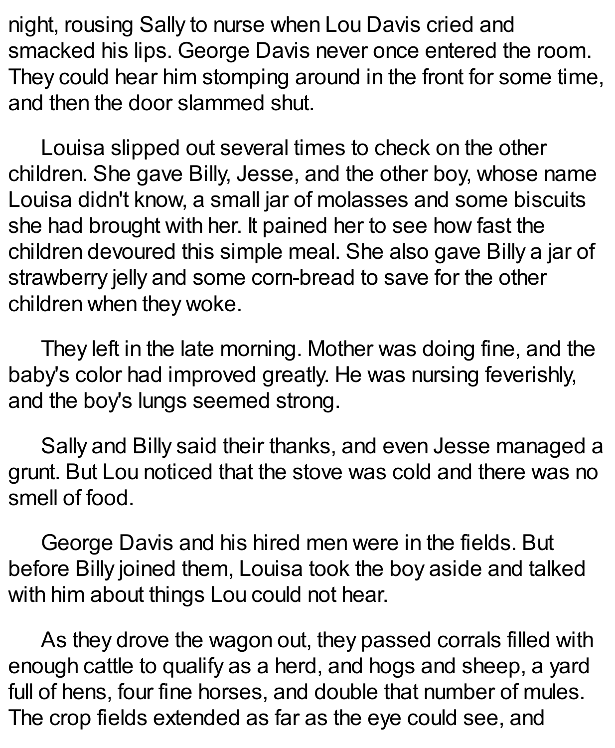night, rousing Sally to nurse when Lou Davis cried and smacked his lips. George Davis never once entered the room. They could hear him stomping around in the front for some time, and then the door slammed shut.

Louisa slipped out several times to check on the other children. She gave Billy, Jesse, and the other boy, whose name Louisa didn't know, a small jar of molasses and some biscuits she had brought with her. It pained her to see how fast the children devoured this simple meal. She also gave Billy a jar of strawberry jelly and some corn-bread to save for the other children when they woke.

They left in the late morning. Mother was doing fine, and the baby's color had improved greatly. He was nursing feverishly, and the boy's lungs seemed strong.

Sally and Billy said their thanks, and even Jesse managed a grunt. But Lou noticed that the stove was cold and there was no smell of food.

George Davis and his hired men were in the fields. But before Billy joined them, Louisa took the boy aside and talked with him about things Lou could not hear.

As they drove the wagon out, they passed corrals filled with enough cattle to qualify as a herd, and hogs and sheep, a yard full of hens, four fine horses, and double that number of mules. The crop fields extended as far as the eye could see, and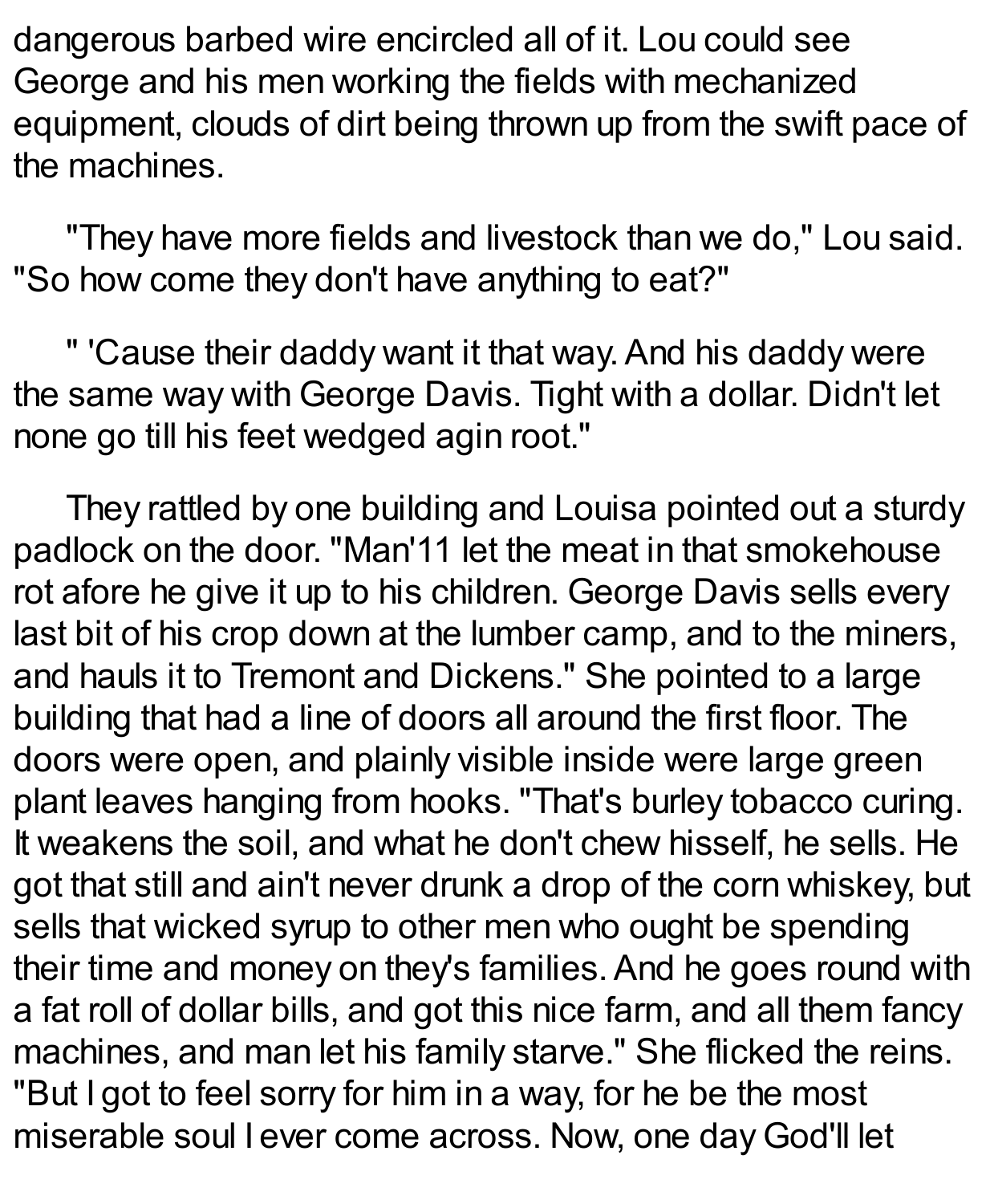dangerous barbed wire encircled all of it. Lou could see George and his men working the fields with mechanized equipment, clouds of dirt being thrown up from the swift pace of the machines.

"They have more fields and livestock than we do," Lou said. "So how come they don't have anything to eat?"

" 'Cause their daddy want it that way. And his daddy were the same way with George Davis. Tight with a dollar. Didn't let none go till his feet wedged agin root."

They rattled by one building and Louisa pointed out a sturdy padlock on the door. "Man'11 let the meat in that smokehouse rot afore he give it up to his children. George Davis sells every last bit of his crop down at the lumber camp, and to the miners, and hauls it to Tremont and Dickens." She pointed to a large building that had a line of doors all around the first floor. The doors were open, and plainly visible inside were large green plant leaves hanging from hooks. "That's burley tobacco curing. It weakens the soil, and what he don't chew hisself, he sells. He got that still and ain't never drunk a drop of the corn whiskey, but sells that wicked syrup to other men who ought be spending their time and money on they's families. And he goes round with a fat roll of dollar bills, and got this nice farm, and all them fancy machines, and man let his family starve." She flicked the reins. "But I got to feel sorry for him in a way, for he be the most miserable soul I ever come across. Now, one day God'll let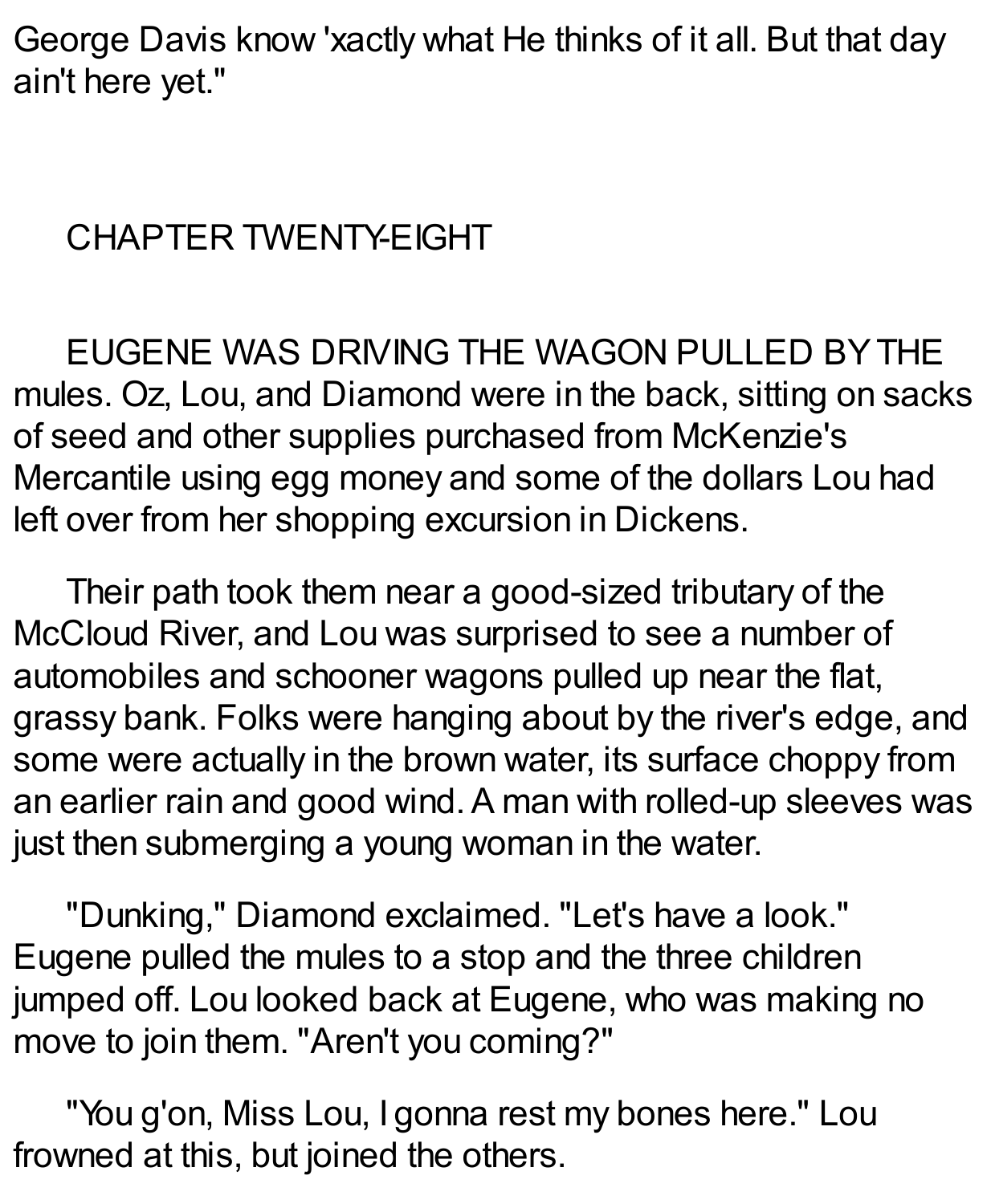George Davis know 'xactly what He thinks of it all. But that day ain't here yet."

## CHAPTER TWENTY-EIGHT

EUGENE WAS DRIVING THE WAGON PULLED BY THE mules. Oz, Lou, and Diamond were in the back, sitting on sacks of seed and other supplies purchased from McKenzie's Mercantile using egg money and some of the dollars Lou had left over from her shopping excursion in Dickens.

Their path took them near a good-sized tributary of the McCloud River, and Lou was surprised to see a number of automobiles and schooner wagons pulled up near the flat, grassy bank. Folks were hanging about by the river's edge, and some were actually in the brown water, its surface choppy from an earlier rain and good wind. A man with rolled-up sleeves was just then submerging a young woman in the water.

"Dunking," Diamond exclaimed. "Let's have a look." Eugene pulled the mules to a stop and the three children jumped off. Lou looked back at Eugene, who was making no move to join them. "Aren't you coming?"

"You g'on, Miss Lou, I gonna rest my bones here." Lou frowned at this, but joined the others.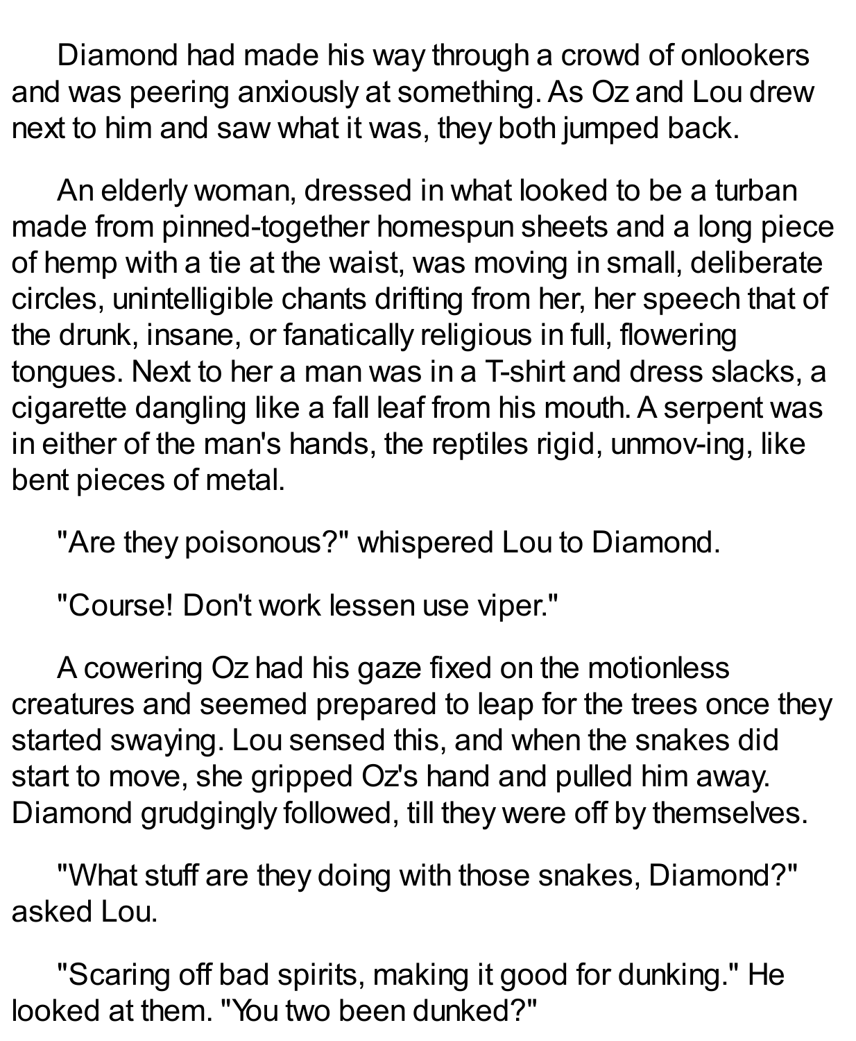Diamond had made his way through a crowd of onlookers and was peering anxiously at something. As Oz and Lou drew next to him and saw what it was, they both jumped back.

An elderly woman, dressed in what looked to be a turban made from pinned-together homespun sheets and a long piece of hemp with a tie at the waist, was moving in small, deliberate circles, unintelligible chants drifting from her, her speech that of the drunk, insane, or fanatically religious in full, flowering tongues. Next to her a man was in a T-shirt and dress slacks, a cigarette dangling like a fall leaf from his mouth. A serpent was in either of the man's hands, the reptiles rigid, unmov-ing, like bent pieces of metal.

"Are they poisonous?" whispered Lou to Diamond.

"Course! Don't work lessen use viper."

A cowering Oz had his gaze fixed on the motionless creatures and seemed prepared to leap for the trees once they started swaying. Lou sensed this, and when the snakes did start to move, she gripped Oz's hand and pulled him away. Diamond grudgingly followed, till they were off by themselves.

"What stuff are they doing with those snakes, Diamond?" asked Lou.

"Scaring off bad spirits, making it good for dunking." He looked at them. "You two been dunked?"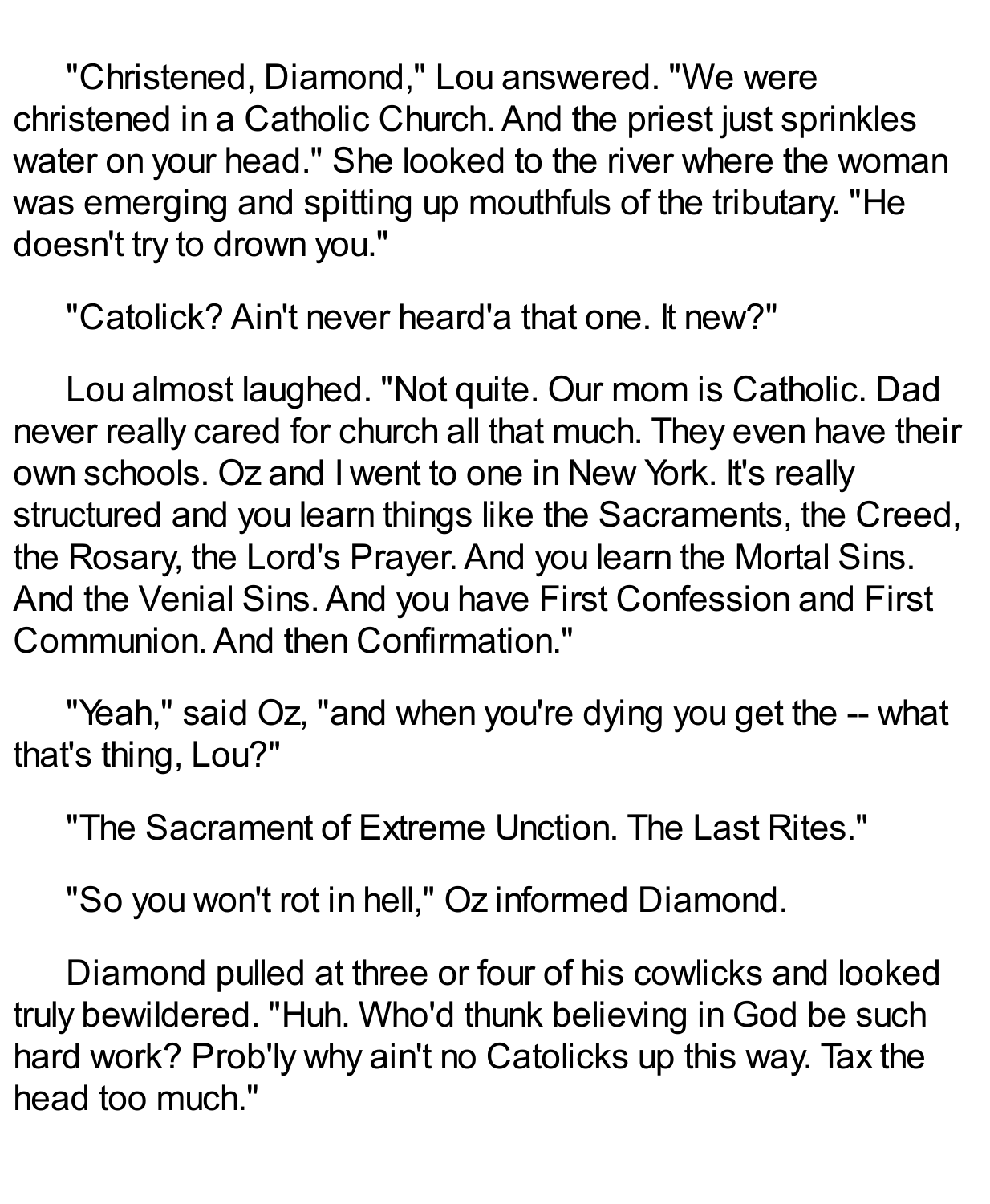"Christened, Diamond," Lou answered. "We were christened in a Catholic Church. And the priest just sprinkles water on your head." She looked to the river where the woman was emerging and spitting up mouthfuls of the tributary. "He doesn't try to drown you."

"Catolick? Ain't never heard'a that one. It new?"

Lou almost laughed. "Not quite. Our mom is Catholic. Dad never really cared for church all that much. They even have their own schools. Oz and I went to one in New York. It's really structured and you learn things like the Sacraments, the Creed, the Rosary, the Lord's Prayer. And you learn the Mortal Sins. And the Venial Sins. And you have First Confession and First Communion. And then Confirmation."

"Yeah," said Oz, "and when you're dying you get the -- what that's thing, Lou?"

"The Sacrament of Extreme Unction. The Last Rites."

"So you won't rot in hell," Oz informed Diamond.

Diamond pulled at three or four of his cowlicks and looked truly bewildered. "Huh. Who'd thunk believing in God be such hard work? Prob'ly why ain't no Catolicks up this way. Tax the head too much."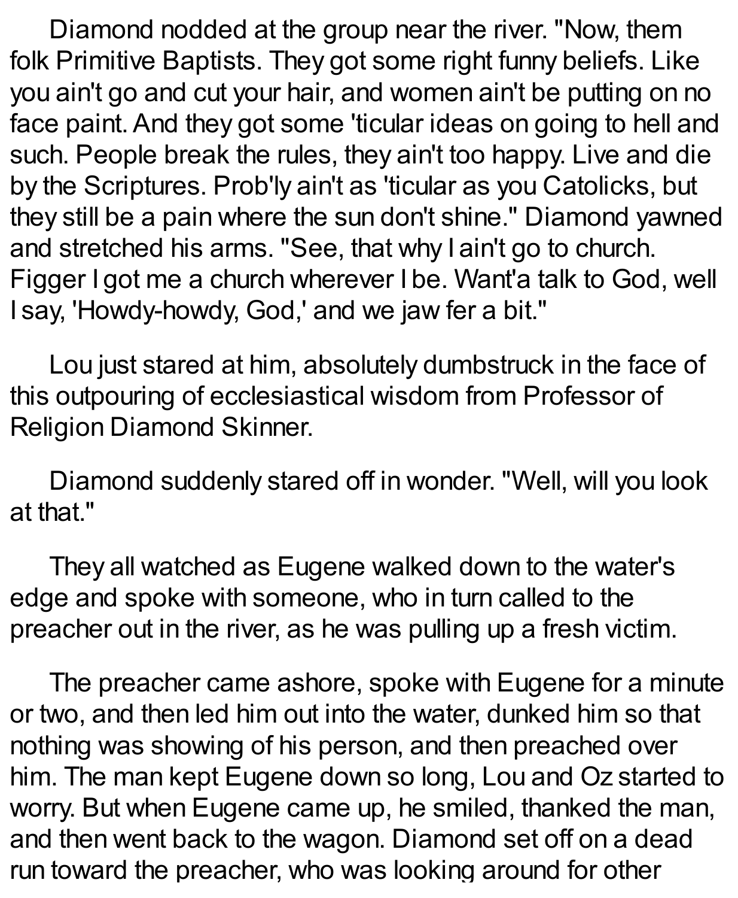Diamond nodded at the group near the river. "Now, them folk Primitive Baptists. They got some right funny beliefs. Like you ain't go and cut your hair, and women ain't be putting on no face paint. And they got some 'ticular ideas on going to hell and such. People break the rules, they ain't too happy. Live and die by the Scriptures. Prob'ly ain't as 'ticular as you Catolicks, but they still be a pain where the sun don't shine." Diamond yawned and stretched his arms. "See, that why I ain't go to church. Figger I got me a church wherever I be. Want'a talk to God, well I say, 'Howdy-howdy, God,' and we jaw fer a bit."

Lou just stared at him, absolutely dumbstruck in the face of this outpouring of ecclesiastical wisdom from Professor of Religion Diamond Skinner.

Diamond suddenly stared off in wonder. "Well, will you look at that."

They all watched as Eugene walked down to the water's edge and spoke with someone, who in turn called to the preacher out in the river, as he was pulling up a fresh victim.

The preacher came ashore, spoke with Eugene for a minute or two, and then led him out into the water, dunked him so that nothing was showing of his person, and then preached over him. The man kept Eugene down so long, Lou and Oz started to worry. But when Eugene came up, he smiled, thanked the man, and then went back to the wagon. Diamond set off on a dead run toward the preacher, who was looking around for other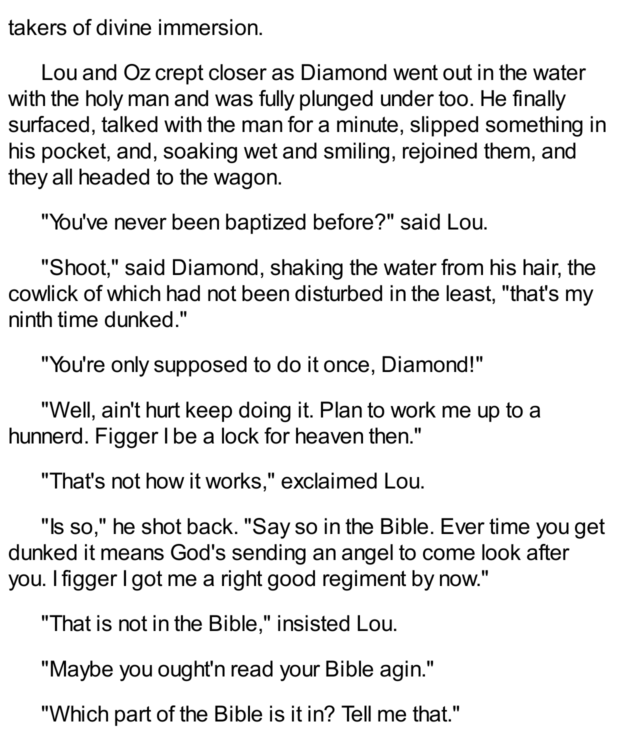takers of divine immersion.

Lou and Oz crept closer as Diamond went out in the water with the holy man and was fully plunged under too. He finally surfaced, talked with the man for a minute, slipped something in his pocket, and, soaking wet and smiling, rejoined them, and they all headed to the wagon.

"You've never been baptized before?" said Lou.

"Shoot," said Diamond, shaking the water from his hair, the cowlick of which had not been disturbed in the least, "that's my ninth time dunked."

"You're only supposed to do it once, Diamond!"

"Well, ain't hurt keep doing it. Plan to work me up to a hunnerd. Figger I be a lock for heaven then."

"That's not how it works," exclaimed Lou.

"Is so," he shot back. "Say so in the Bible. Ever time you get dunked it means God's sending an angel to come look after you. I figger I got me a right good regiment by now."

"That is not in the Bible," insisted Lou.

"Maybe you ought'n read your Bible agin."

"Which part of the Bible is it in? Tell me that."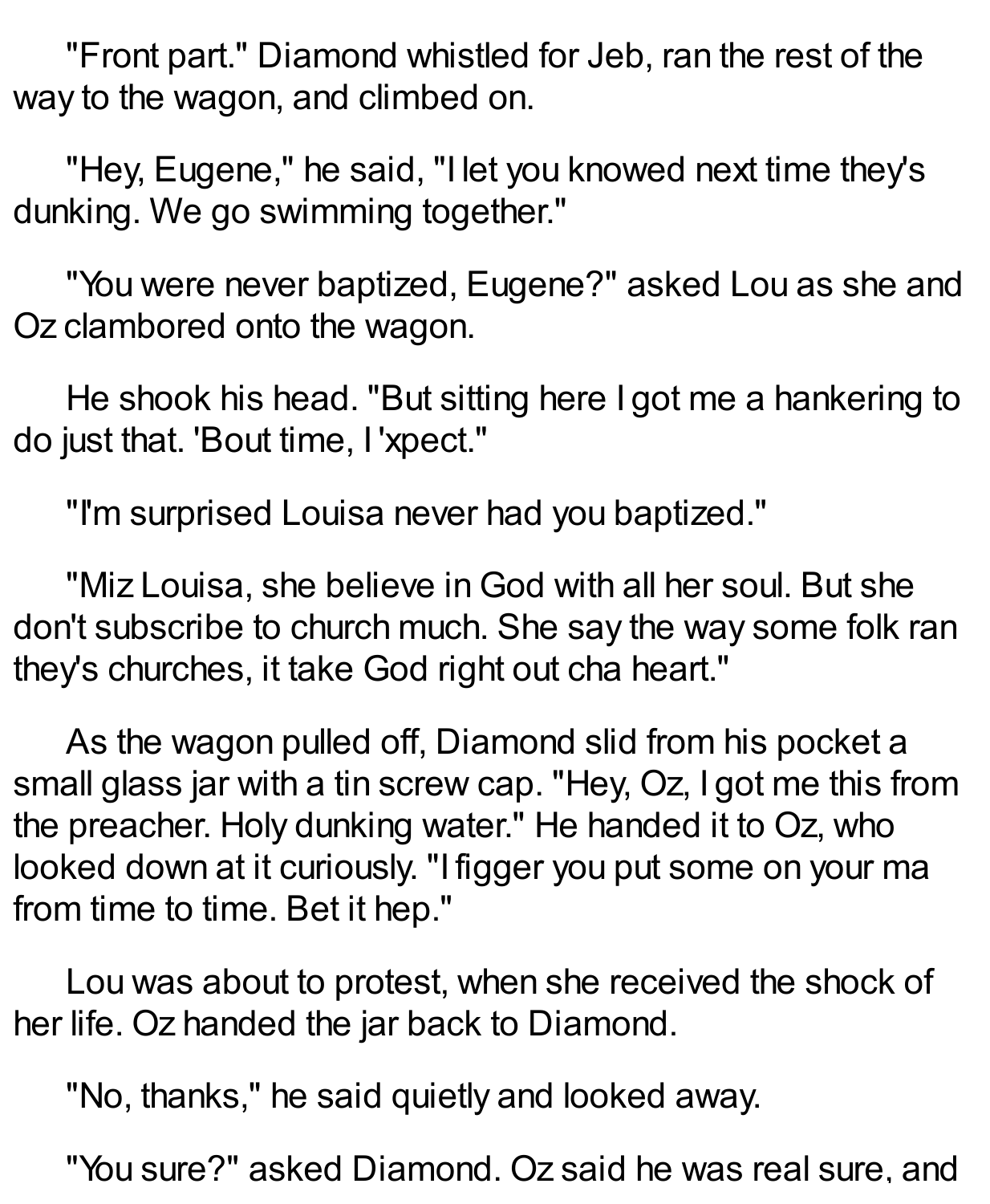"Front part." Diamond whistled for Jeb, ran the rest of the way to the wagon, and climbed on.

"Hey, Eugene," he said, "I let you knowed next time they's dunking. We go swimming together."

"You were never baptized, Eugene?" asked Lou as she and Oz clambored onto the wagon.

He shook his head. "But sitting here I got me a hankering to do just that. 'Bout time, I 'xpect."

"I'm surprised Louisa never had you baptized."

"Miz Louisa, she believe in God with all her soul. But she don't subscribe to church much. She say the way some folk ran they's churches, it take God right out cha heart."

As the wagon pulled off, Diamond slid from his pocket a small glass jar with a tin screw cap. "Hey, Oz, I got me this from the preacher. Holy dunking water." He handed it to Oz, who looked down at it curiously. "I figger you put some on your ma from time to time. Bet it hep."

Lou was about to protest, when she received the shock of her life. Oz handed the jar back to Diamond.

"No, thanks," he said quietly and looked away.

"You sure?" asked Diamond. Oz said he was real sure, and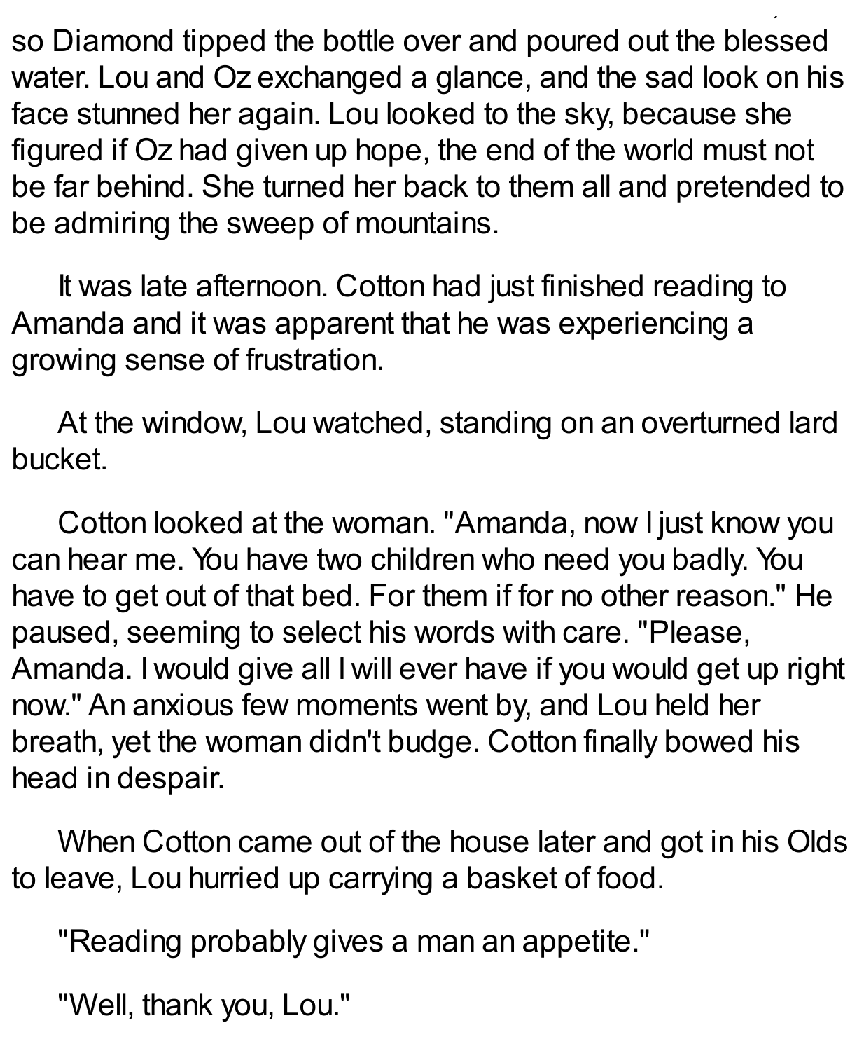so Diamond tipped the bottle over and poured out the blessed water. Lou and Oz exchanged a glance, and the sad look on his face stunned her again. Lou looked to the sky, because she figured if Oz had given up hope, the end of the world must not be far behind. She turned her back to them all and pretended to be admiring the sweep of mountains.

It was late afternoon. Cotton had just finished reading to Amanda and it was apparent that he was experiencing a growing sense of frustration.

At the window, Lou watched, standing on an overturned lard bucket.

Cotton looked at the woman. "Amanda, now I just know you can hear me. You have two children who need you badly. You have to get out of that bed. For them if for no other reason." He paused, seeming to select his words with care. "Please, Amanda. I would give all I will ever have if you would get up right now." An anxious few moments went by, and Lou held her breath, yet the woman didn't budge. Cotton finally bowed his head in despair.

When Cotton came out of the house later and got in his Olds to leave, Lou hurried up carrying a basket of food.

"Reading probably gives a man an appetite."

"Well, thank you, Lou."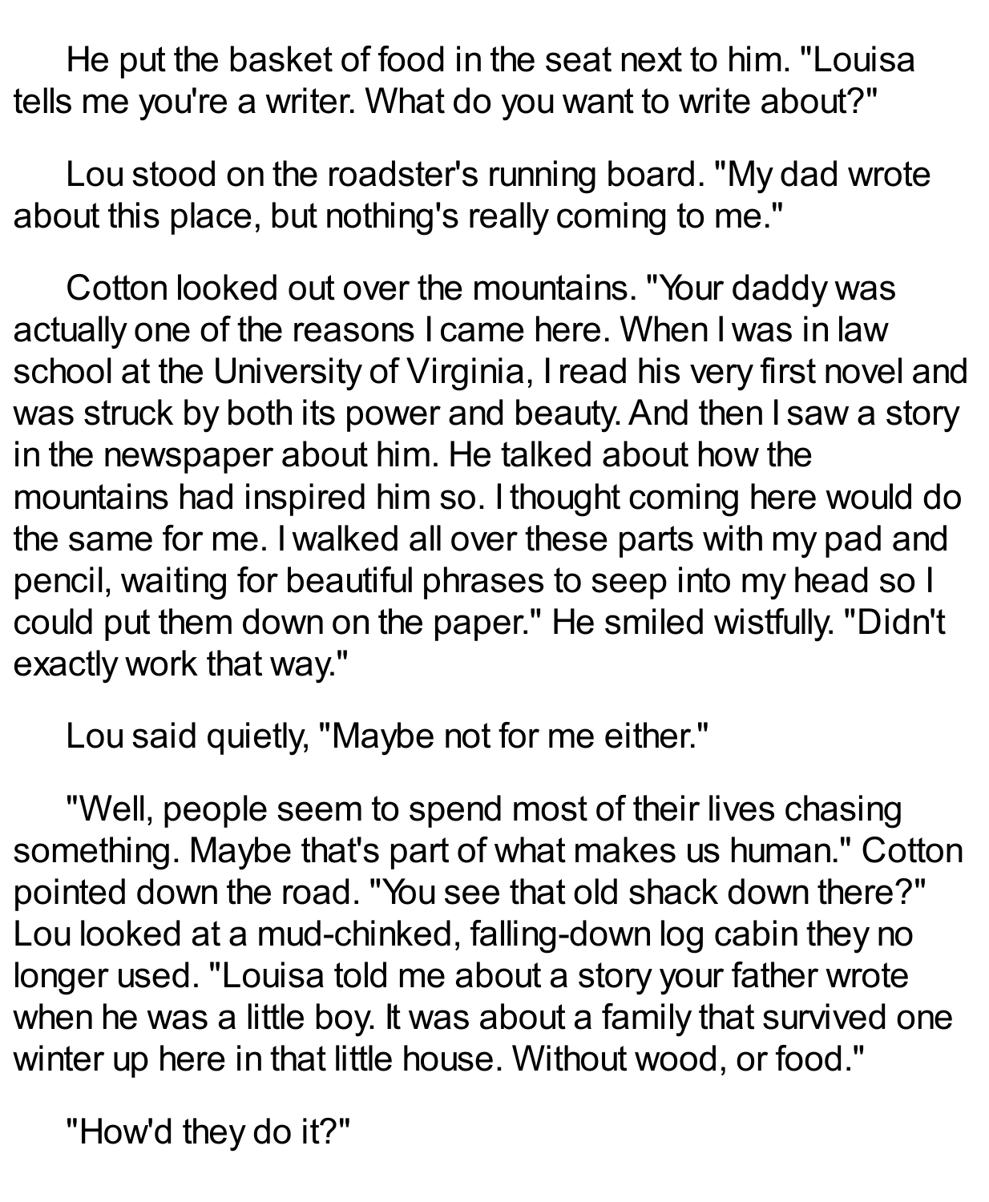He put the basket of food in the seat next to him. "Louisa tells me you're a writer. What do you want to write about?"

Lou stood on the roadster's running board. "My dad wrote about this place, but nothing's really coming to me."

Cotton looked out over the mountains. "Your daddy was actually one of the reasons I came here. When I was in law school at the University of Virginia, I read his very first novel and was struck by both its power and beauty. And then I saw a story in the newspaper about him. He talked about how the mountains had inspired him so. I thought coming here would do the same for me. I walked all over these parts with my pad and pencil, waiting for beautiful phrases to seep into my head so I could put them down on the paper." He smiled wistfully. "Didn't exactly work that way."

Lou said quietly, "Maybe not for me either."

"Well, people seem to spend most of their lives chasing something. Maybe that's part of what makes us human." Cotton pointed down the road. "You see that old shack down there?" Lou looked at a mud-chinked, falling-down log cabin they no longer used. "Louisa told me about a story your father wrote when he was a little boy. It was about a family that survived one winter up here in that little house. Without wood, or food."

"How'd they do it?"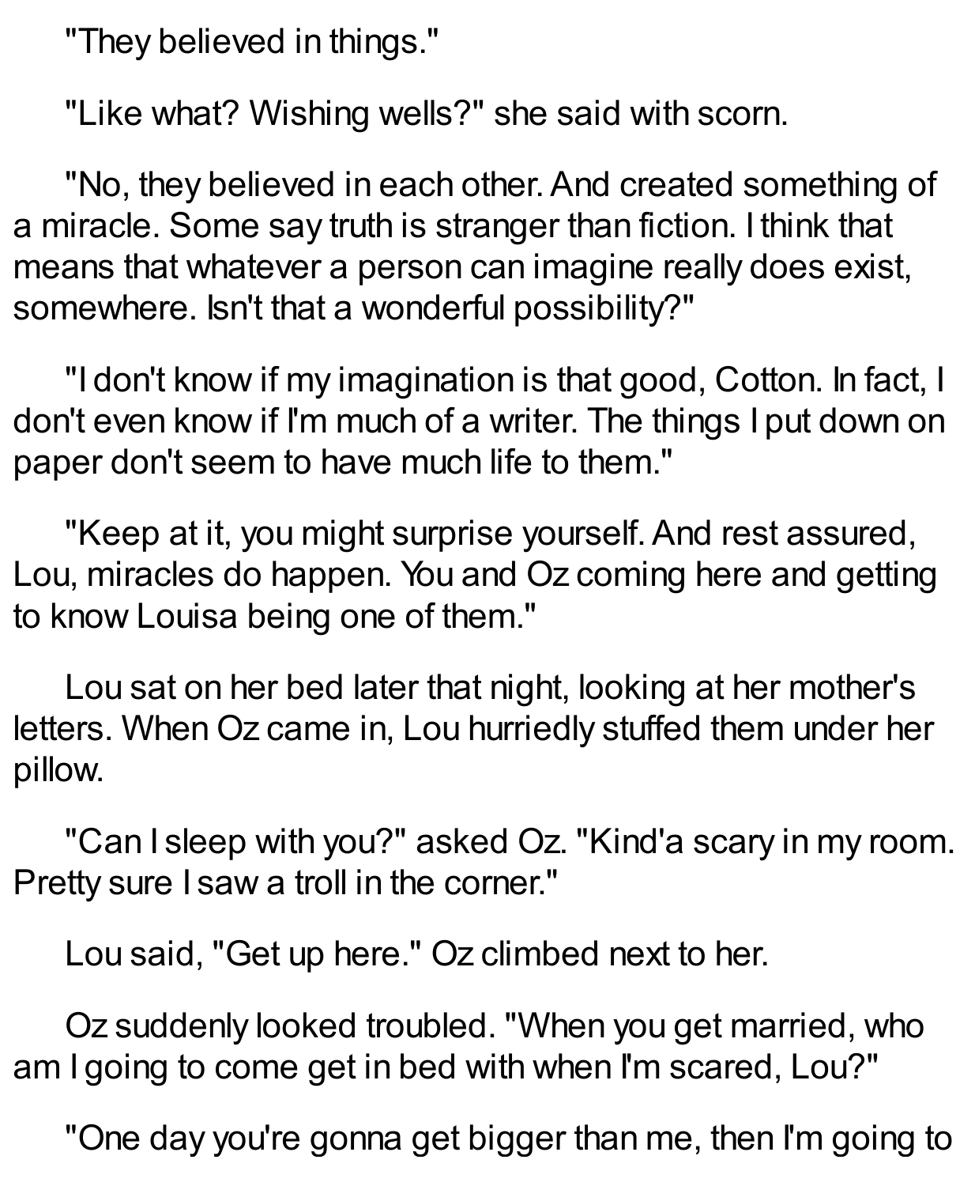"They believed in things."

"Like what? Wishing wells?" she said with scorn.

"No, they believed in each other. And created something of a miracle. Some say truth is stranger than fiction. I think that means that whatever a person can imagine really does exist, somewhere. Isn't that a wonderful possibility?"

"I don't know if my imagination is that good, Cotton. In fact, I don't even know if I'm much of a writer. The things I put down on paper don't seem to have much life to them."

"Keep at it, you might surprise yourself. And rest assured, Lou, miracles do happen. You and Oz coming here and getting to know Louisa being one of them."

Lou sat on her bed later that night, looking at her mother's letters. When Oz came in, Lou hurriedly stuffed them under her pillow.

"Can I sleep with you?" asked Oz. "Kind'a scary in my room. Pretty sure I saw a troll in the corner."

Lou said, "Get up here." Oz climbed next to her.

Oz suddenly looked troubled. "When you get married, who am I going to come get in bed with when I'm scared, Lou?"

"One day you're gonna get bigger than me, then I'm going to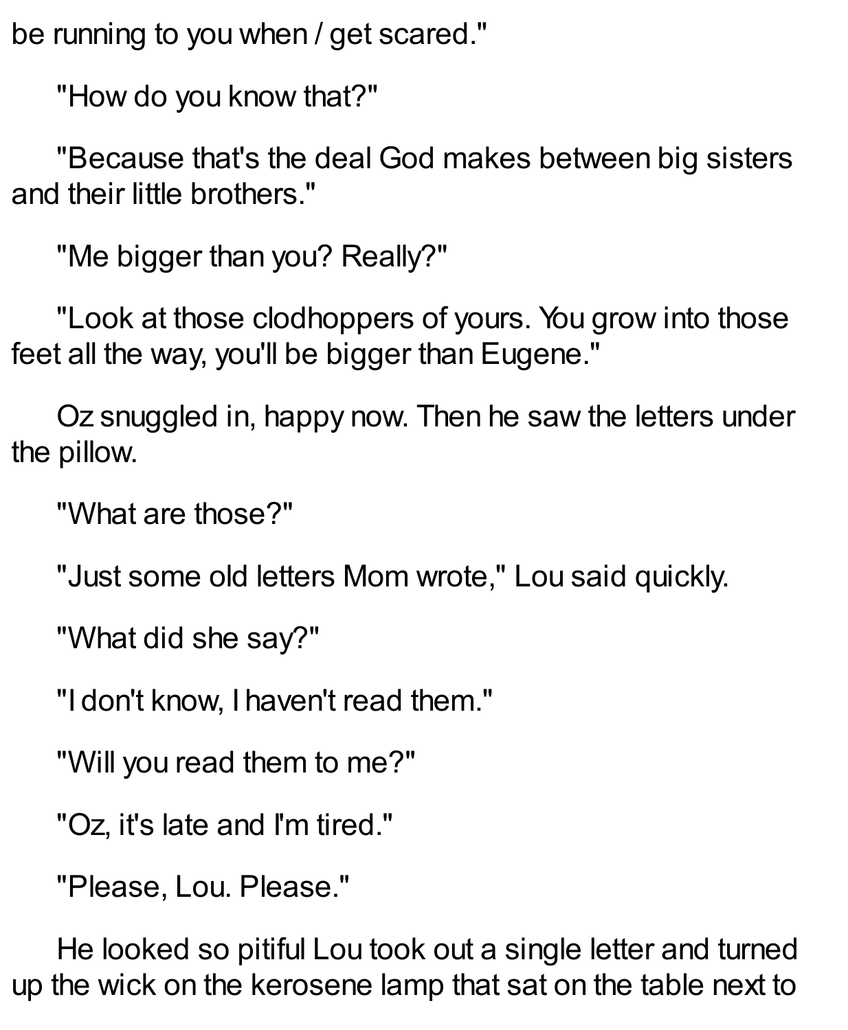be running to you when / get scared."

"How do you know that?"

"Because that's the deal God makes between big sisters and their little brothers."

"Me bigger than you? Really?"

"Look at those clodhoppers of yours. You grow into those feet all the way, you'll be bigger than Eugene."

Oz snuggled in, happy now. Then he saw the letters under the pillow.

"What are those?"

"Just some old letters Mom wrote," Lou said quickly.

"What did she say?"

"I don't know, I haven't read them."

"Will you read them to me?"

"Oz, it's late and I'm tired."

"Please, Lou. Please."

He looked so pitiful Lou took out a single letter and turned up the wick on the kerosene lamp that sat on the table next to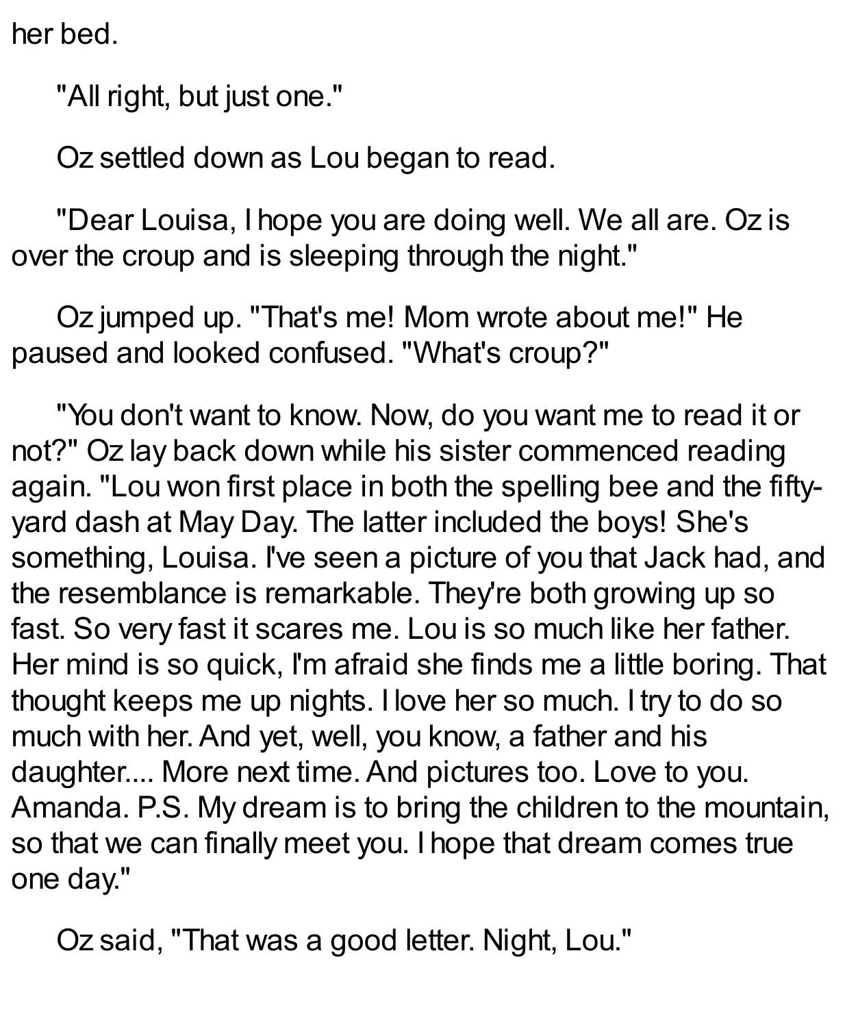her bed.

"All right, but just one."

Oz settled down as Lou began to read.

"Dear Louisa, I hope you are doing well. We all are. Oz is over the croup and is sleeping through the night."

Oz jumped up. "That's me! Mom wrote about me!" He paused and looked confused. "What's croup?"

"You don't want to know. Now, do you want me to read it or not?" Oz lay back down while his sister commenced reading again. "Lou won first place in both the spelling bee and the fifty-yard dash at May Day. The latter included the boys! She's something, Louisa. I've seen a picture of you that Jack had, and the resemblance is remarkable. They're both growing up so fast. So very fast it scares me. Lou is so much like her father. Her mind is so quick, I'm afraid she finds me a little boring. That thought keeps me up nights. I love her so much. I try to do so much with her. And yet, well, you know, a father and his daughter.... More next time. And pictures too. Love to you. Amanda. P.S. My dream is to bring the children to the mountain, so that we can finally meet you. I hope that dream comes true one day."

Oz said, "That was a good letter. Night, Lou."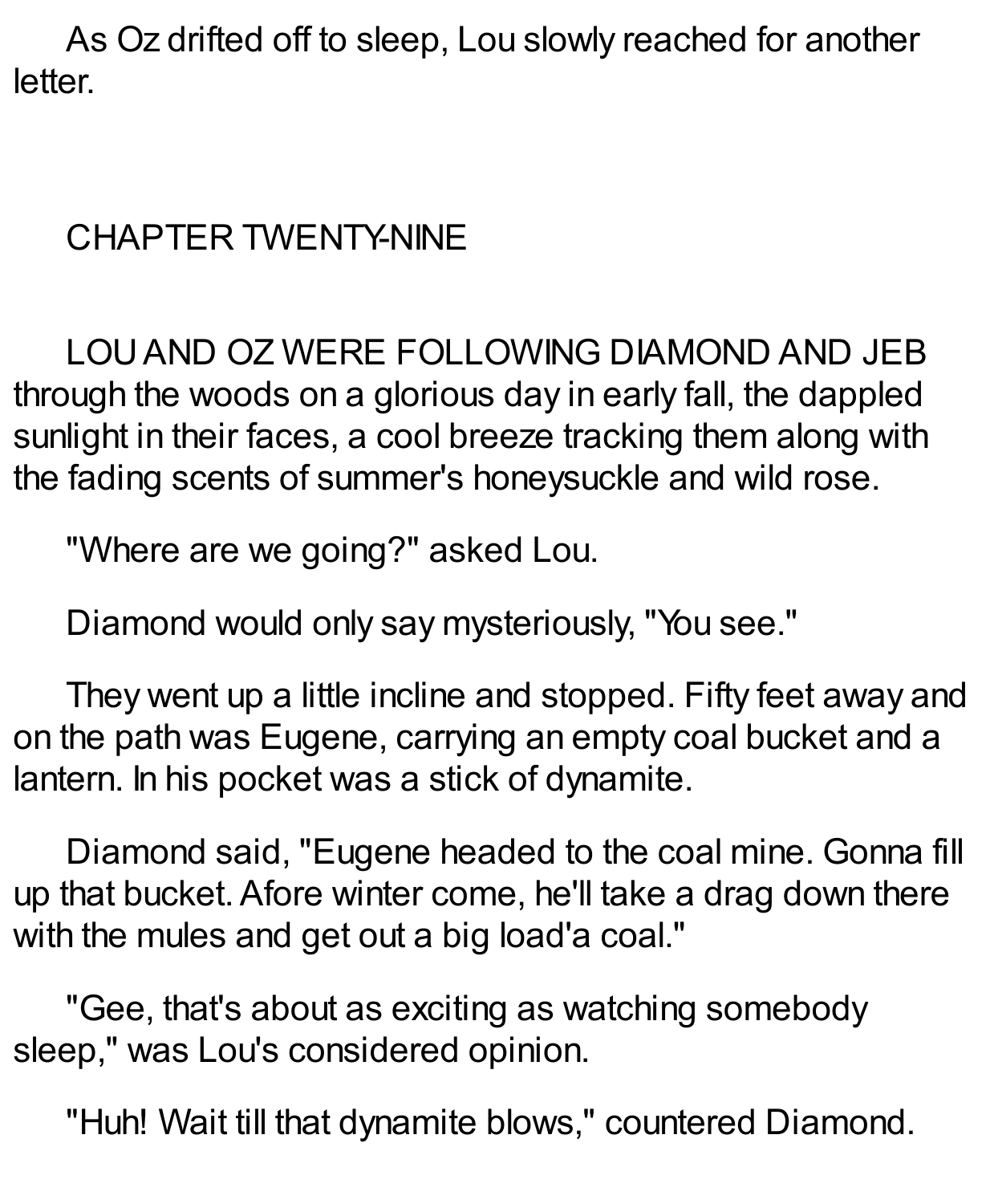As Oz drifted off to sleep, Lou slowly reached for another letter.

## CHAPTER TWENTY-NINE

LOU AND OZ WERE FOLLOWING DIAMOND AND JEB through the woods on a glorious day in early fall, the dappled sunlight in their faces, a cool breeze tracking them along with the fading scents of summer's honeysuckle and wild rose.

"Where are we going?" asked Lou.

Diamond would only say mysteriously, "You see."

They went up a little incline and stopped. Fifty feet away and on the path was Eugene, carrying an empty coal bucket and a lantern. In his pocket was a stick of dynamite.

Diamond said, "Eugene headed to the coal mine. Gonna fill up that bucket. Afore winter come, he'll take a drag down there with the mules and get out a big load'a coal."

"Gee, that's about as exciting as watching somebody sleep," was Lou's considered opinion.

"Huh! Wait till that dynamite blows," countered Diamond.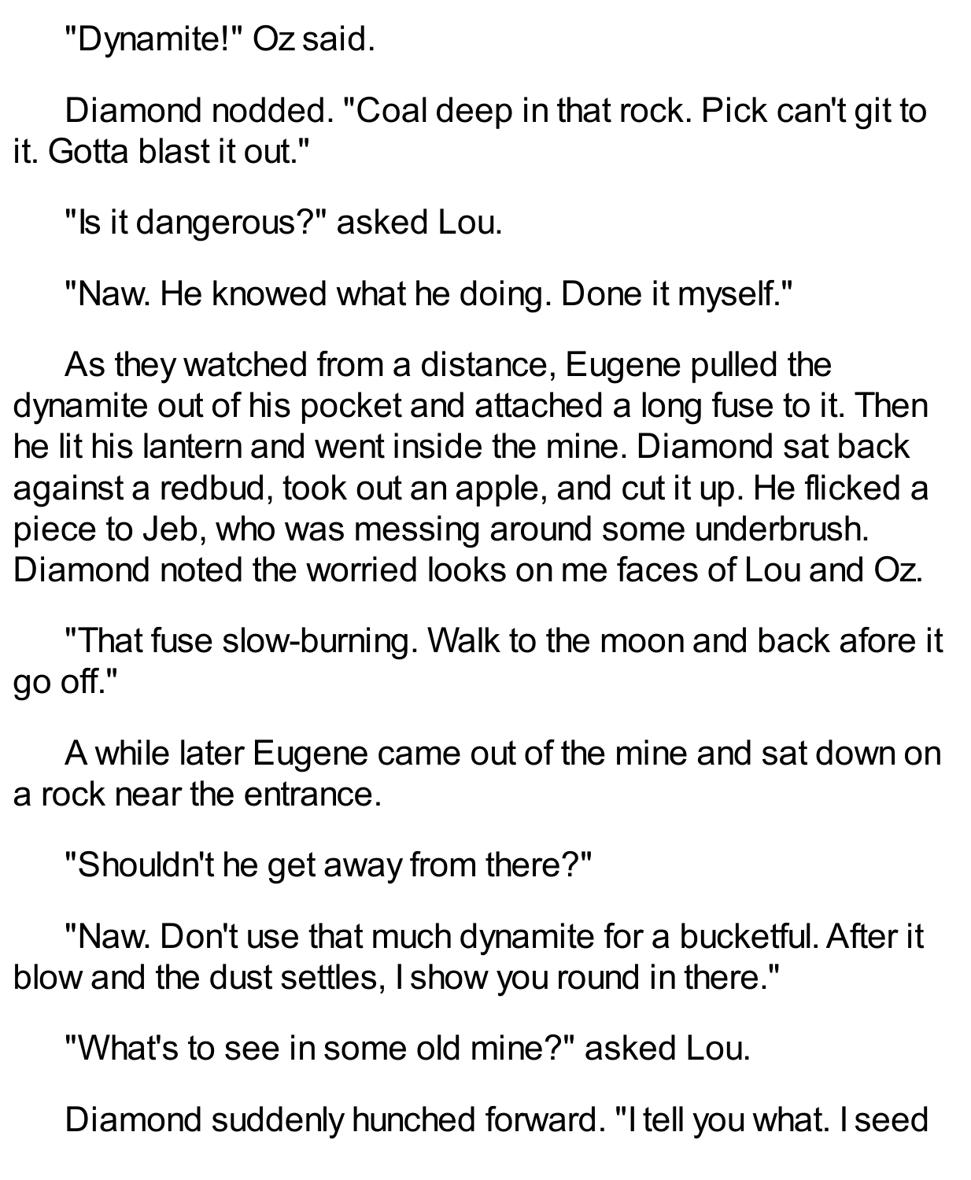"Dynamite!" Oz said.

Diamond nodded. "Coal deep in that rock. Pick can't git to it. Gotta blast it out."

"Is it dangerous?" asked Lou.

"Naw. He knowed what he doing. Done it myself."

As they watched from a distance, Eugene pulled the dynamite out of his pocket and attached a long fuse to it. Then he lit his lantern and went inside the mine. Diamond sat back against a redbud, took out an apple, and cut it up. He flicked a piece to Jeb, who was messing around some underbrush. Diamond noted the worried looks on me faces of Lou and Oz.

"That fuse slow-burning. Walk to the moon and back afore it go off."

A while later Eugene came out of the mine and sat down on a rock near the entrance.

"Shouldn't he get away from there?"

"Naw. Don't use that much dynamite for a bucketful. After it blow and the dust settles, I show you round in there."

"What's to see in some old mine?" asked Lou.

Diamond suddenly hunched forward. "I tell you what. I seed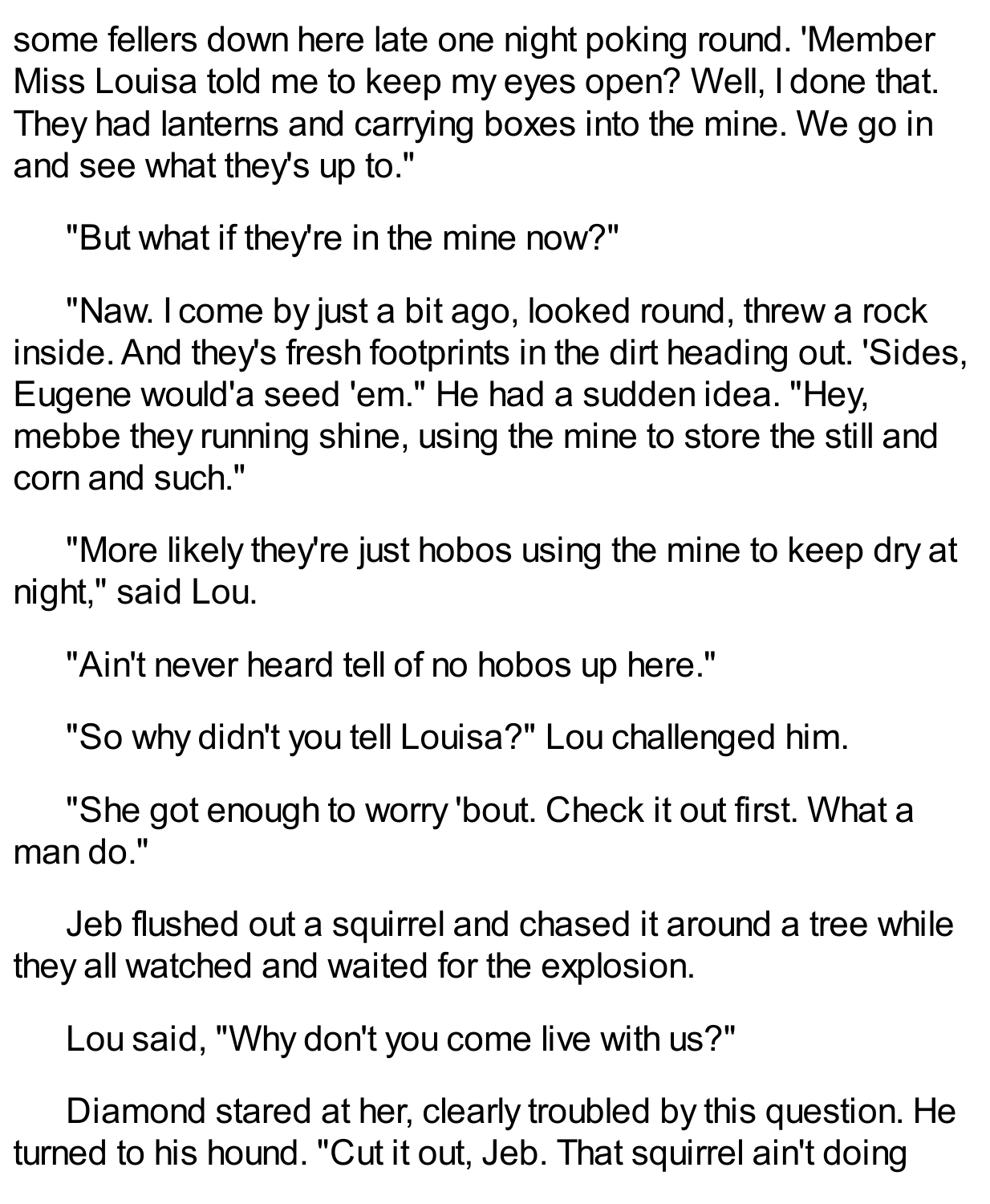some fellers down here late one night poking round. 'Member Miss Louisa told me to keep my eyes open? Well, I done that. They had lanterns and carrying boxes into the mine. We go in and see what they's up to."

"But what if they're in the mine now?"

"Naw. I come by just a bit ago, looked round, threw a rock inside. And they's fresh footprints in the dirt heading out. 'Sides, Eugene would'a seed 'em." He had a sudden idea. "Hey, mebbe they running shine, using the mine to store the still and corn and such."

"More likely they're just hobos using the mine to keep dry at night," said Lou.

"Ain't never heard tell of no hobos up here."

"So why didn't you tell Louisa?" Lou challenged him.

"She got enough to worry 'bout. Check it out first. What a man do."

Jeb flushed out a squirrel and chased it around a tree while they all watched and waited for the explosion.

Lou said, "Why don't you come live with us?"

Diamond stared at her, clearly troubled by this question. He turned to his hound. "Cut it out, Jeb. That squirrel ain't doing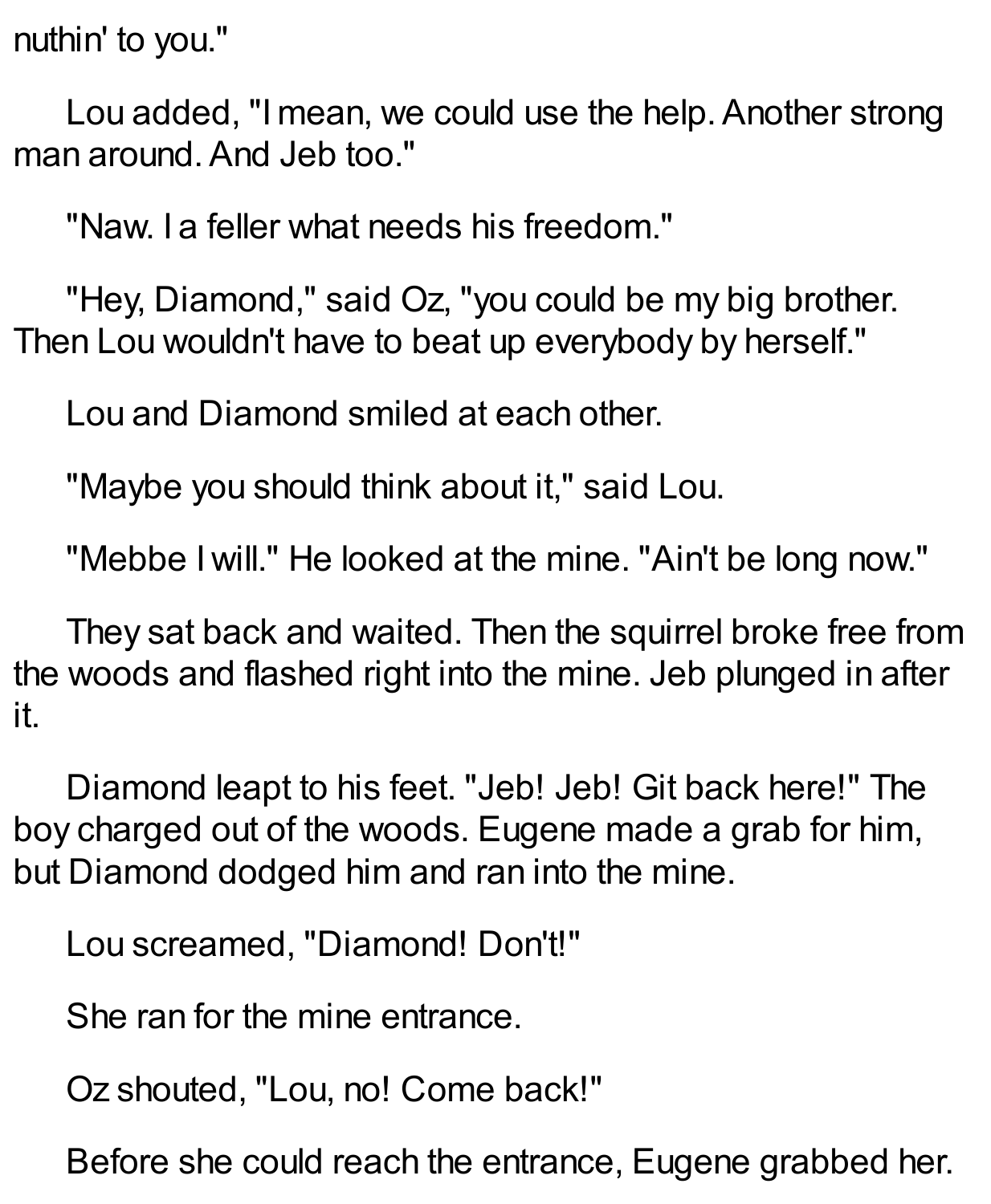nuthin' to you."

Lou added, "I mean, we could use the help. Another strong man around. And Jeb too."

"Naw. I a feller what needs his freedom."

"Hey, Diamond," said Oz, "you could be my big brother. Then Lou wouldn't have to beat up everybody by herself."

Lou and Diamond smiled at each other.

"Maybe you should think about it," said Lou.

"Mebbe I will." He looked at the mine. "Ain't be long now."

They sat back and waited. Then the squirrel broke free from the woods and flashed right into the mine. Jeb plunged in after it.

Diamond leapt to his feet. "Jeb! Jeb! Git back here!" The boy charged out of the woods. Eugene made a grab for him, but Diamond dodged him and ran into the mine.

Lou screamed, "Diamond! Don't!"

She ran for the mine entrance.

Oz shouted, "Lou, no! Come back!"

Before she could reach the entrance, Eugene grabbed her.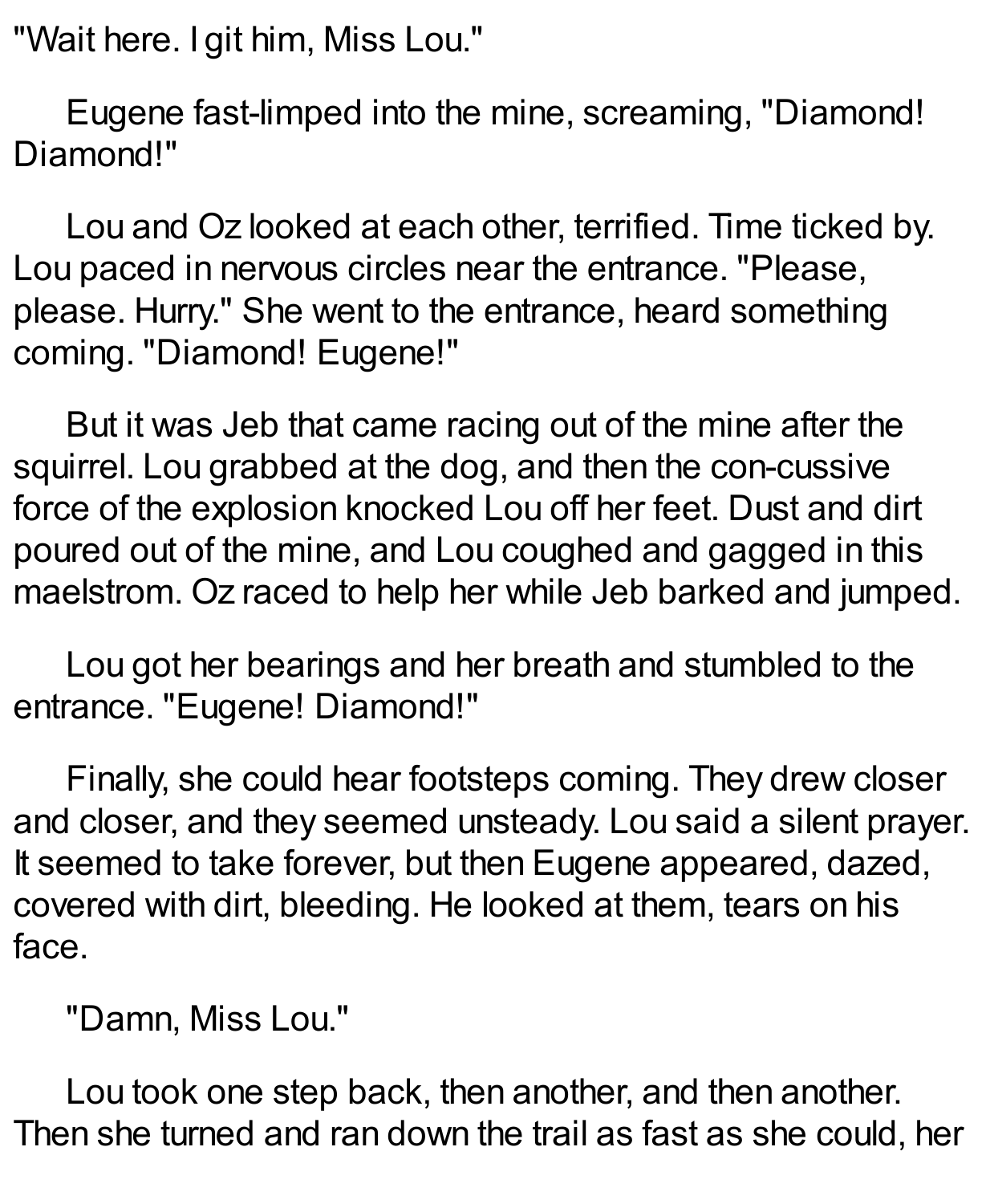"Wait here. I git him, Miss Lou."

Eugene fast-limped into the mine, screaming, "Diamond! Diamond!"

Lou and Oz looked at each other, terrified. Time ticked by. Lou paced in nervous circles near the entrance. "Please, please. Hurry." She went to the entrance, heard something coming. "Diamond! Eugene!"

But it was Jeb that came racing out of the mine after the squirrel. Lou grabbed at the dog, and then the con-cussive force of the explosion knocked Lou off her feet. Dust and dirt poured out of the mine, and Lou coughed and gagged in this maelstrom. Oz raced to help her while Jeb barked and jumped.

Lou got her bearings and her breath and stumbled to the entrance. "Eugene! Diamond!"

Finally, she could hear footsteps coming. They drew closer and closer, and they seemed unsteady. Lou said a silent prayer. It seemed to take forever, but then Eugene appeared, dazed, covered with dirt, bleeding. He looked at them, tears on his face.

"Damn, Miss Lou."

Lou took one step back, then another, and then another. Then she turned and ran down the trail as fast as she could, her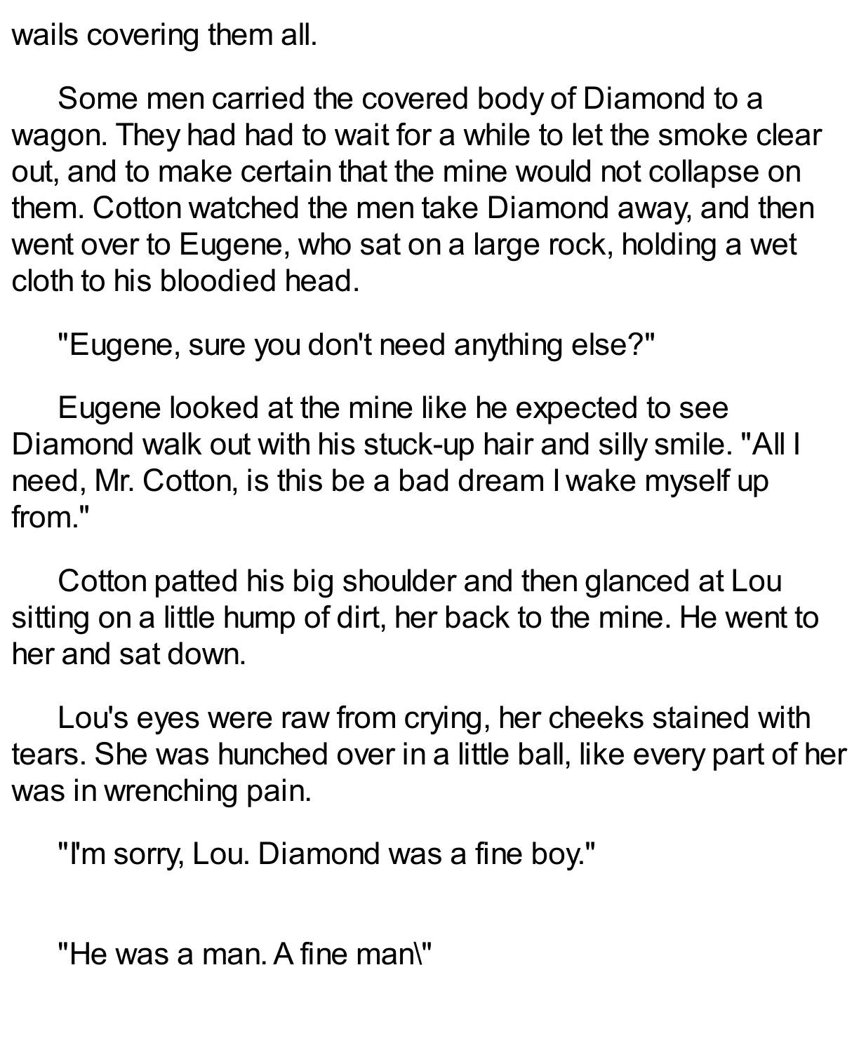wails covering them all.

Some men carried the covered body of Diamond to a wagon. They had had to wait for a while to let the smoke clear out, and to make certain that the mine would not collapse on them. Cotton watched the men take Diamond away, and then went over to Eugene, who sat on a large rock, holding a wet cloth to his bloodied head.

"Eugene, sure you don't need anything else?"

Eugene looked at the mine like he expected to see Diamond walk out with his stuck-up hair and silly smile. "All I need, Mr. Cotton, is this be a bad dream I wake myself up from."

Cotton patted his big shoulder and then glanced at Lou sitting on a little hump of dirt, her back to the mine. He went to her and sat down.

Lou's eyes were raw from crying, her cheeks stained with tears. She was hunched over in a little ball, like every part of her was in wrenching pain.

"I'm sorry, Lou. Diamond was a fine boy."

"He was a man. A fine man\"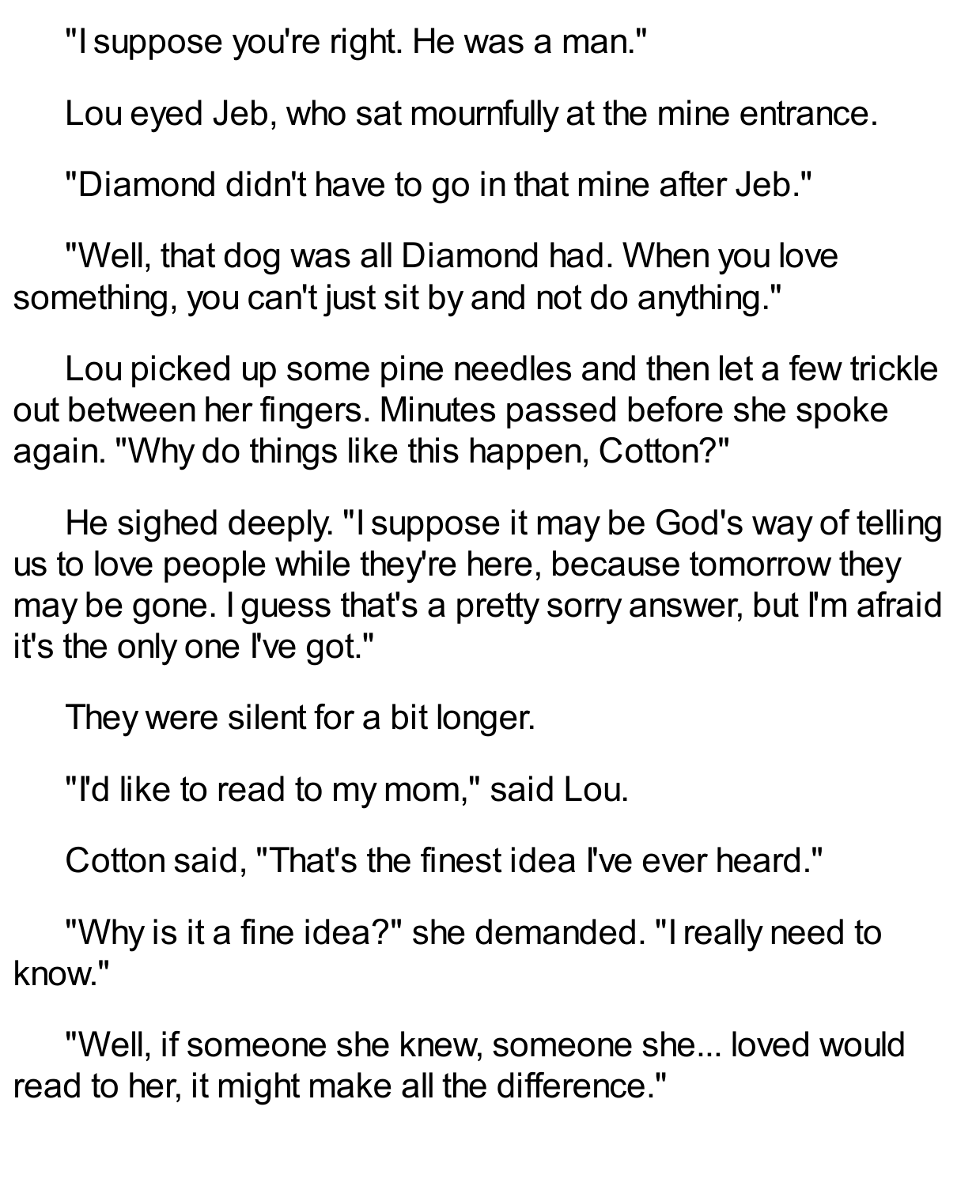"I suppose you're right. He was a man."

Lou eyed Jeb, who sat mournfully at the mine entrance.

"Diamond didn't have to go in that mine after Jeb."

"Well, that dog was all Diamond had. When you love something, you can't just sit by and not do anything."

Lou picked up some pine needles and then let a few trickle out between her fingers. Minutes passed before she spoke again. "Why do things like this happen, Cotton?"

He sighed deeply. "I suppose it may be God's way of telling us to love people while they're here, because tomorrow they may be gone. I guess that's a pretty sorry answer, but I'm afraid it's the only one I've got."

They were silent for a bit longer.

"I'd like to read to my mom," said Lou.

Cotton said, "That's the finest idea I've ever heard."

"Why is it a fine idea?" she demanded. "I really need to know."

"Well, if someone she knew, someone she... loved would read to her, it might make all the difference."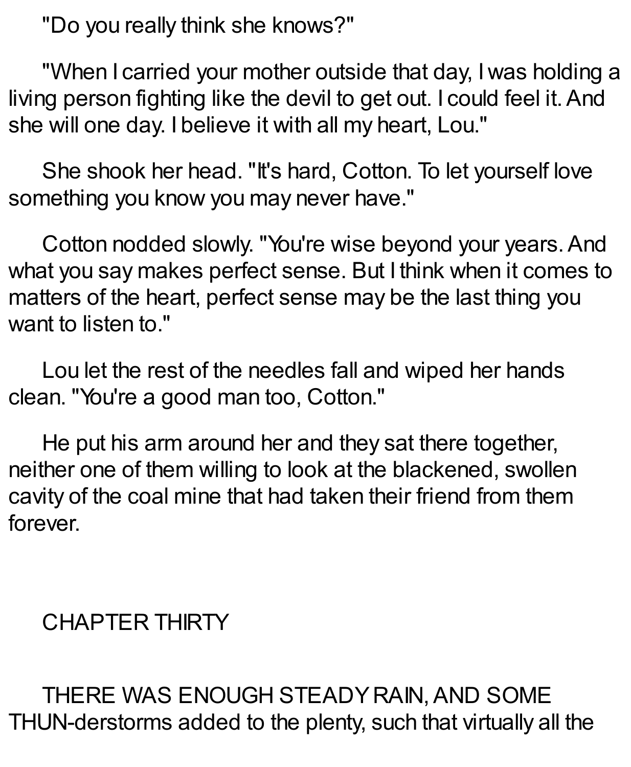"Do you really think she knows?"

"When I carried your mother outside that day, I was holding a living person fighting like the devil to get out. I could feel it. And she will one day. I believe it with all my heart, Lou."

She shook her head. "It's hard, Cotton. To let yourself love something you know you may never have."

Cotton nodded slowly. "You're wise beyond your years. And what you say makes perfect sense. But I think when it comes to matters of the heart, perfect sense may be the last thing you want to listen to."

Lou let the rest of the needles fall and wiped her hands clean. "You're a good man too, Cotton."

He put his arm around her and they sat there together, neither one of them willing to look at the blackened, swollen cavity of the coal mine that had taken their friend from them forever.

## CHAPTER THIRTY

THERE WAS ENOUGH STEADY RAIN, AND SOME THUN-derstorms added to the plenty, such that virtually all the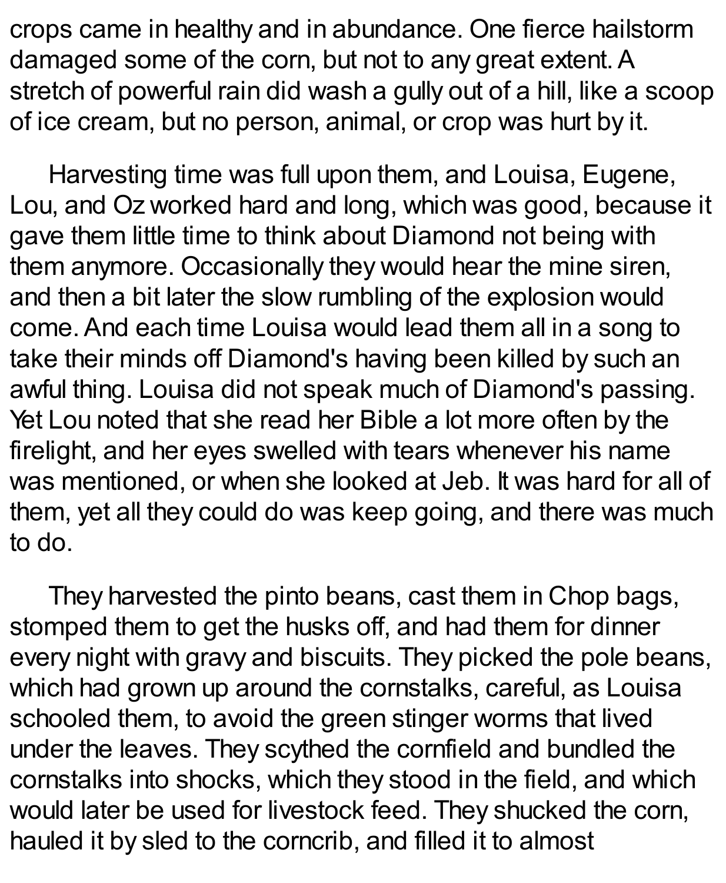crops came in healthy and in abundance. One fierce hailstorm damaged some of the corn, but not to any great extent. A stretch of powerful rain did wash a gully out of a hill, like a scoop of ice cream, but no person, animal, or crop was hurt by it.

Harvesting time was full upon them, and Louisa, Eugene, Lou, and Oz worked hard and long, which was good, because it gave them little time to think about Diamond not being with them anymore. Occasionally they would hear the mine siren, and then a bit later the slow rumbling of the explosion would come. And each time Louisa would lead them all in a song to take their minds off Diamond's having been killed by such an awful thing. Louisa did not speak much of Diamond's passing. Yet Lou noted that she read her Bible a lot more often by the firelight, and her eyes swelled with tears whenever his name was mentioned, or when she looked at Jeb. It was hard for all of them, yet all they could do was keep going, and there was much to do.

They harvested the pinto beans, cast them in Chop bags, stomped them to get the husks off, and had them for dinner every night with gravy and biscuits. They picked the pole beans, which had grown up around the cornstalks, careful, as Louisa schooled them, to avoid the green stinger worms that lived under the leaves. They scythed the cornfield and bundled the cornstalks into shocks, which they stood in the field, and which would later be used for livestock feed. They shucked the corn, hauled it by sled to the corncrib, and filled it to almost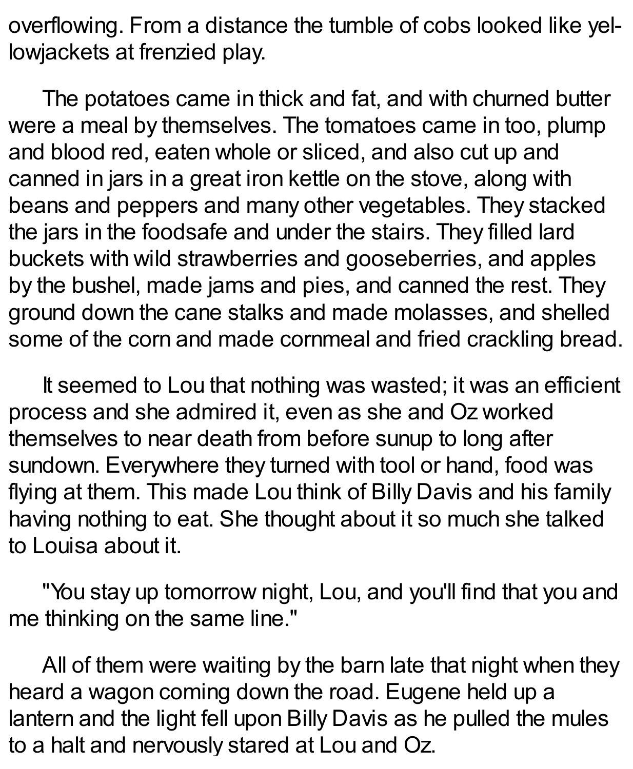overflowing. From a distance the tumble of cobs looked like yellowjackets at frenzied play.

The potatoes came in thick and fat, and with churned butter were a meal by themselves. The tomatoes came in too, plump and blood red, eaten whole or sliced, and also cut up and canned in jars in a great iron kettle on the stove, along with beans and peppers and many other vegetables. They stacked the jars in the foodsafe and under the stairs. They filled lard buckets with wild strawberries and gooseberries, and apples by the bushel, made jams and pies, and canned the rest. They ground down the cane stalks and made molasses, and shelled some of the corn and made cornmeal and fried crackling bread.

It seemed to Lou that nothing was wasted; it was an efficient process and she admired it, even as she and Oz worked themselves to near death from before sunup to long after sundown. Everywhere they turned with tool or hand, food was flying at them. This made Lou think of Billy Davis and his family having nothing to eat. She thought about it so much she talked to Louisa about it.

"You stay up tomorrow night, Lou, and you'll find that you and me thinking on the same line."

All of them were waiting by the barn late that night when they heard a wagon coming down the road. Eugene held up a lantern and the light fell upon Billy Davis as he pulled the mules to a halt and nervously stared at Lou and Oz.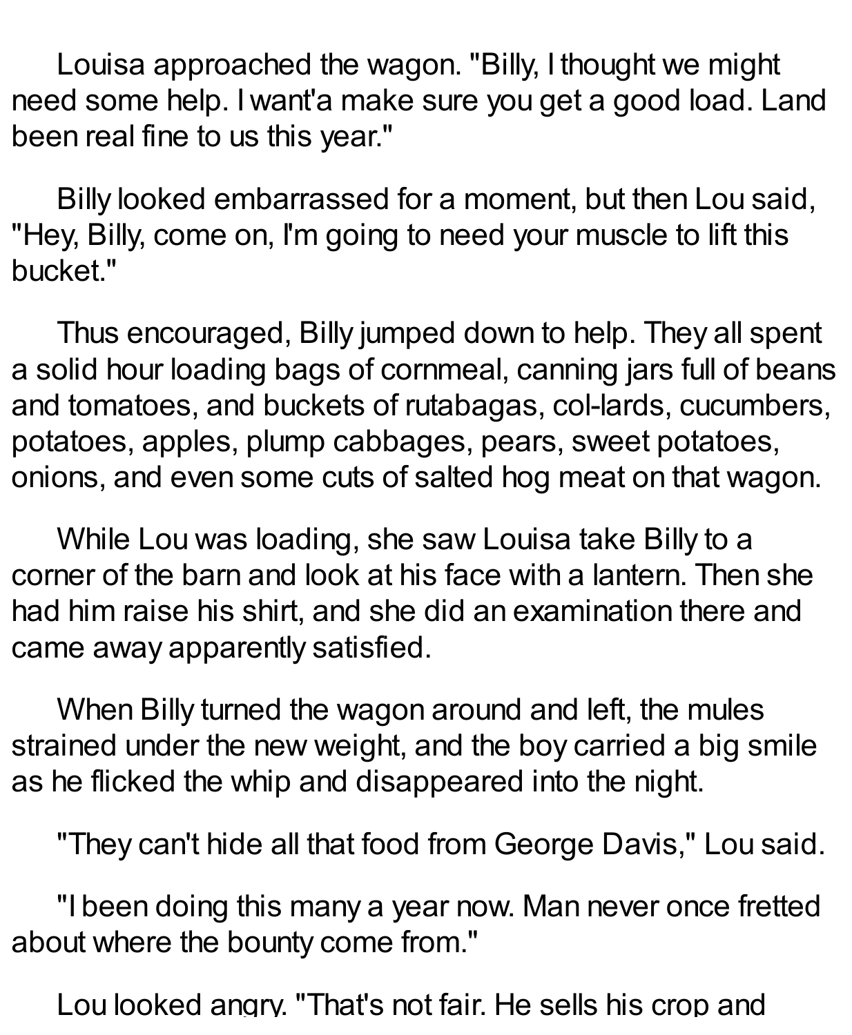Louisa approached the wagon. "Billy, I thought we might need some help. I want'a make sure you get a good load. Land been real fine to us this year."

Billy looked embarrassed for a moment, but then Lou said, "Hey, Billy, come on, I'm going to need your muscle to lift this bucket."

Thus encouraged, Billy jumped down to help. They all spent a solid hour loading bags of cornmeal, canning jars full of beans and tomatoes, and buckets of rutabagas, col-lards, cucumbers, potatoes, apples, plump cabbages, pears, sweet potatoes, onions, and even some cuts of salted hog meat on that wagon.

While Lou was loading, she saw Louisa take Billy to a corner of the barn and look at his face with a lantern. Then she had him raise his shirt, and she did an examination there and came away apparently satisfied.

When Billy turned the wagon around and left, the mules strained under the new weight, and the boy carried a big smile as he flicked the whip and disappeared into the night.

"They can't hide all that food from George Davis," Lou said.

"I been doing this many a year now. Man never once fretted about where the bounty come from."

Lou looked angry. "That's not fair. He sells his crop and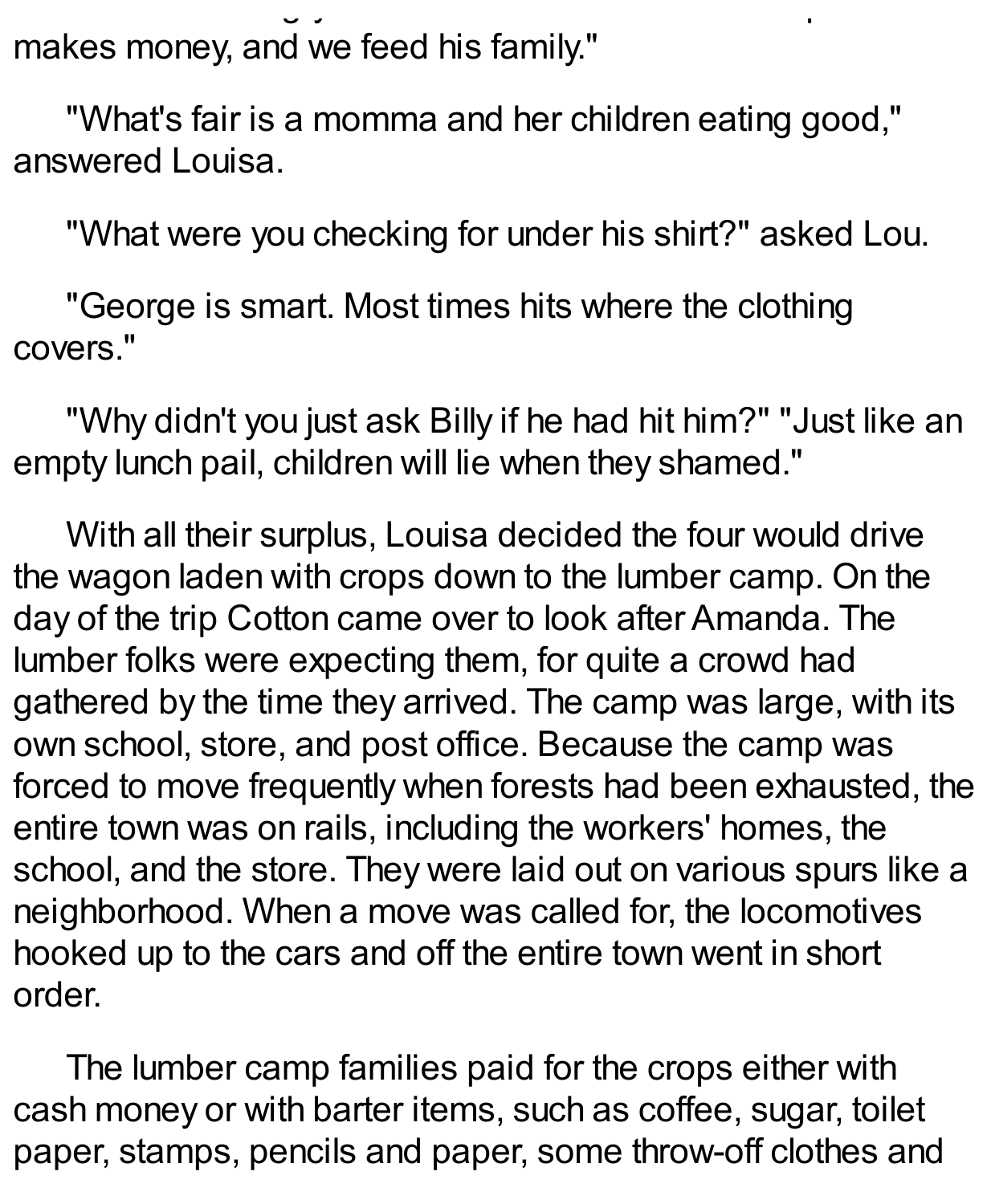makes money, and we feed his family."

"What's fair is a momma and her children eating good," answered Louisa.

"What were you checking for under his shirt?" asked Lou.

"George is smart. Most times hits where the clothing covers."

"Why didn't you just ask Billy if he had hit him?" "Just like an empty lunch pail, children will lie when they shamed."

With all their surplus, Louisa decided the four would drive the wagon laden with crops down to the lumber camp. On the day of the trip Cotton came over to look after Amanda. The lumber folks were expecting them, for quite a crowd had gathered by the time they arrived. The camp was large, with its own school, store, and post office. Because the camp was forced to move frequently when forests had been exhausted, the entire town was on rails, including the workers' homes, the school, and the store. They were laid out on various spurs like a neighborhood. When a move was called for, the locomotives hooked up to the cars and off the entire town went in short order.

The lumber camp families paid for the crops either with cash money or with barter items, such as coffee, sugar, toilet paper, stamps, pencils and paper, some throw-off clothes and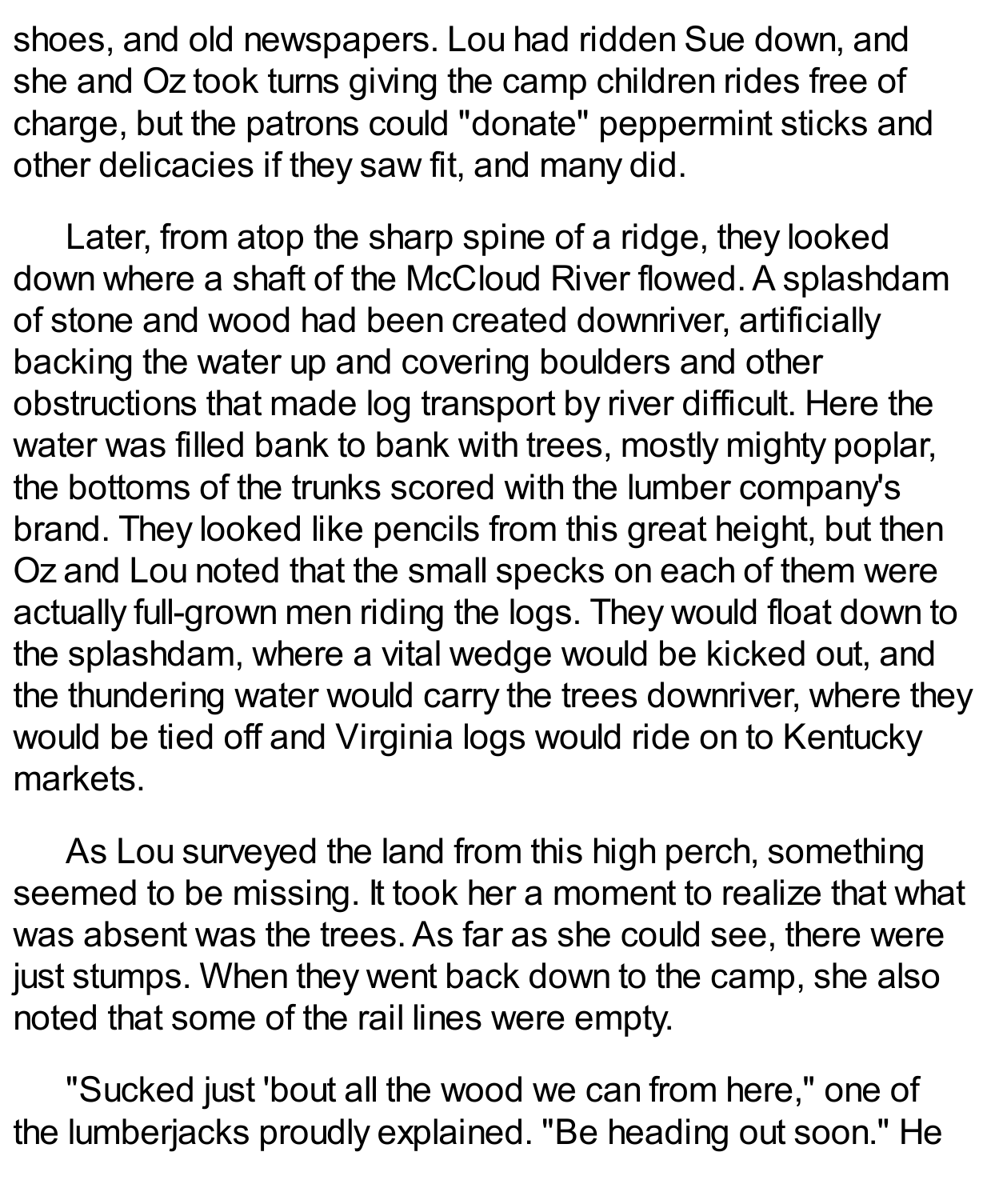shoes, and old newspapers. Lou had ridden Sue down, and she and Oz took turns giving the camp children rides free of charge, but the patrons could "donate" peppermint sticks and other delicacies if they saw fit, and many did.

Later, from atop the sharp spine of a ridge, they looked down where a shaft of the McCloud River flowed. A splashdam of stone and wood had been created downriver, artificially backing the water up and covering boulders and other obstructions that made log transport by river difficult. Here the water was filled bank to bank with trees, mostly mighty poplar, the bottoms of the trunks scored with the lumber company's brand. They looked like pencils from this great height, but then Oz and Lou noted that the small specks on each of them were actually full-grown men riding the logs. They would float down to the splashdam, where a vital wedge would be kicked out, and the thundering water would carry the trees downriver, where they would be tied off and Virginia logs would ride on to Kentucky markets.

As Lou surveyed the land from this high perch, something seemed to be missing. It took her a moment to realize that what was absent was the trees. As far as she could see, there were just stumps. When they went back down to the camp, she also noted that some of the rail lines were empty.

"Sucked just 'bout all the wood we can from here," one of the lumberjacks proudly explained. "Be heading out soon." He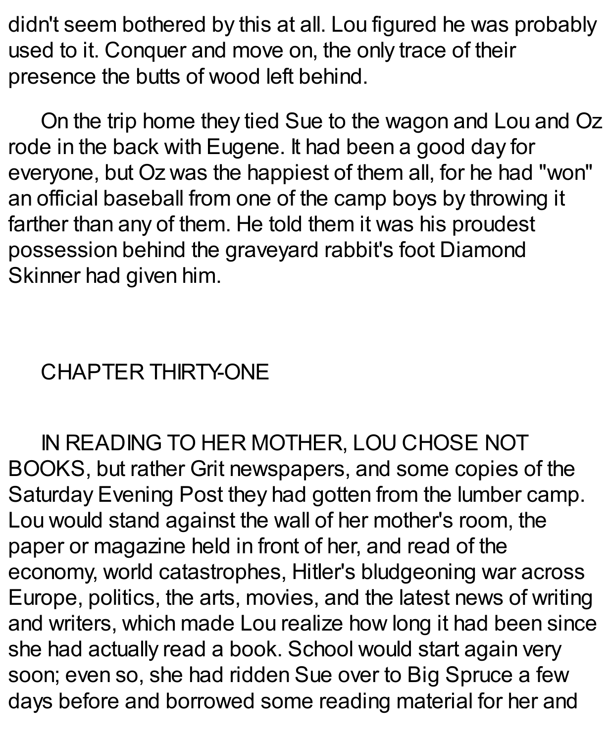didn't seem bothered by this at all. Lou figured he was probably used to it. Conquer and move on, the only trace of their presence the butts of wood left behind.

On the trip home they tied Sue to the wagon and Lou and Oz rode in the back with Eugene. It had been a good day for everyone, but Oz was the happiest of them all, for he had "won" an official baseball from one of the camp boys by throwing it farther than any of them. He told them it was his proudest possession behind the graveyard rabbit's foot Diamond Skinner had given him.

## CHAPTER THIRTY-ONE

IN READING TO HER MOTHER, LOU CHOSE NOT BOOKS, but rather Grit newspapers, and some copies of the Saturday Evening Post they had gotten from the lumber camp. Lou would stand against the wall of her mother's room, the paper or magazine held in front of her, and read of the economy, world catastrophes, Hitler's bludgeoning war across Europe, politics, the arts, movies, and the latest news of writing and writers, which made Lou realize how long it had been since she had actually read a book. School would start again very soon; even so, she had ridden Sue over to Big Spruce a few days before and borrowed some reading material for her and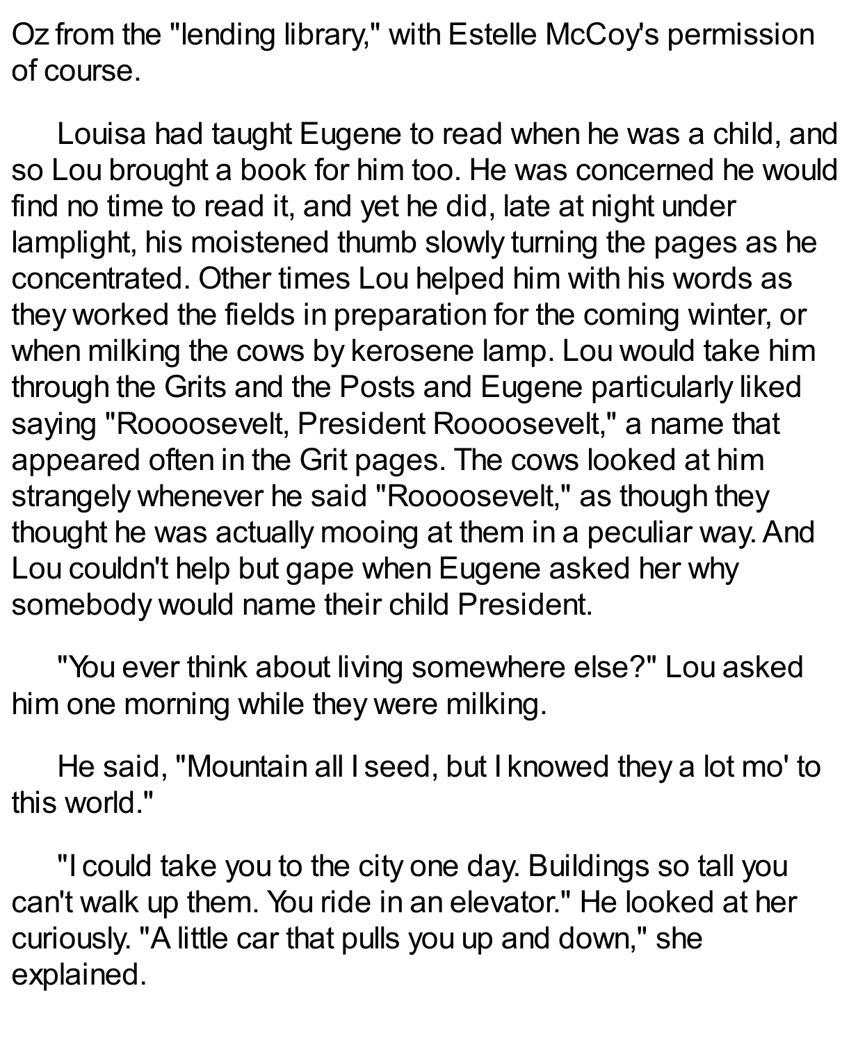Oz from the "lending library," with Estelle McCoy's permission of course.

Louisa had taught Eugene to read when he was a child, and so Lou brought a book for him too. He was concerned he would find no time to read it, and yet he did, late at night under lamplight, his moistened thumb slowly turning the pages as he concentrated. Other times Lou helped him with his words as they worked the fields in preparation for the coming winter, or when milking the cows by kerosene lamp. Lou would take him through the Grits and the Posts and Eugene particularly liked saying "Roooosevelt, President Roooosevelt," a name that appeared often in the Grit pages. The cows looked at him strangely whenever he said "Roooosevelt," as though they thought he was actually mooing at them in a peculiar way. And Lou couldn't help but gape when Eugene asked her why somebody would name their child President.

"You ever think about living somewhere else?" Lou asked him one morning while they were milking.

He said, "Mountain all I seed, but I knowed they a lot mo' to this world."

"I could take you to the city one day. Buildings so tall you can't walk up them. You ride in an elevator." He looked at her curiously. "A little car that pulls you up and down," she explained.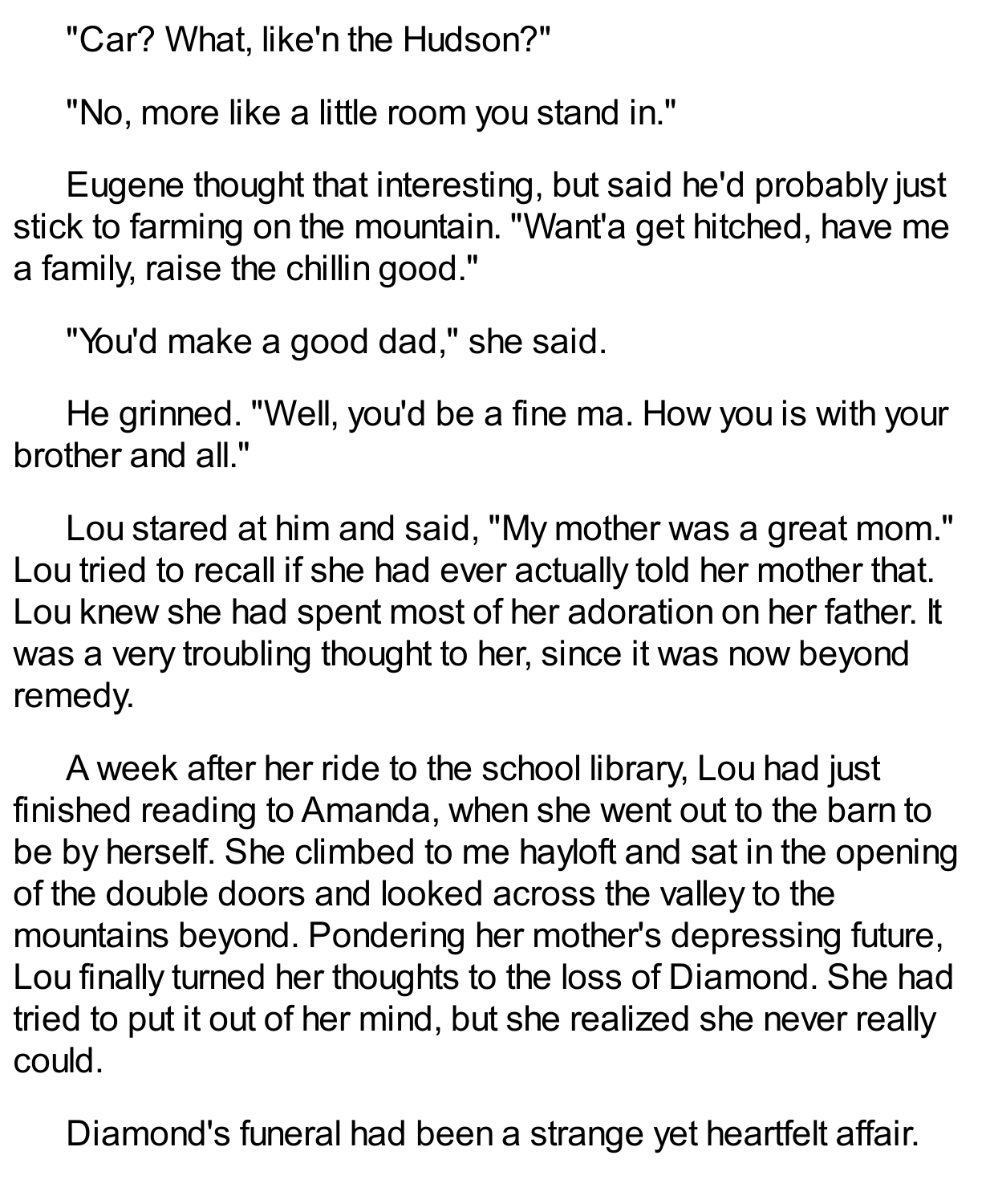"Car? What, like'n the Hudson?"

"No, more like a little room you stand in."

Eugene thought that interesting, but said he'd probably just stick to farming on the mountain. "Want'a get hitched, have me a family, raise the chillin good."

"You'd make a good dad," she said.

He grinned. "Well, you'd be a fine ma. How you is with your brother and all."

Lou stared at him and said, "My mother was a great mom." Lou tried to recall if she had ever actually told her mother that. Lou knew she had spent most of her adoration on her father. It was a very troubling thought to her, since it was now beyond remedy.

A week after her ride to the school library, Lou had just finished reading to Amanda, when she went out to the barn to be by herself. She climbed to me hayloft and sat in the opening of the double doors and looked across the valley to the mountains beyond. Pondering her mother's depressing future, Lou finally turned her thoughts to the loss of Diamond. She had tried to put it out of her mind, but she realized she never really could.

Diamond's funeral had been a strange yet heartfelt affair.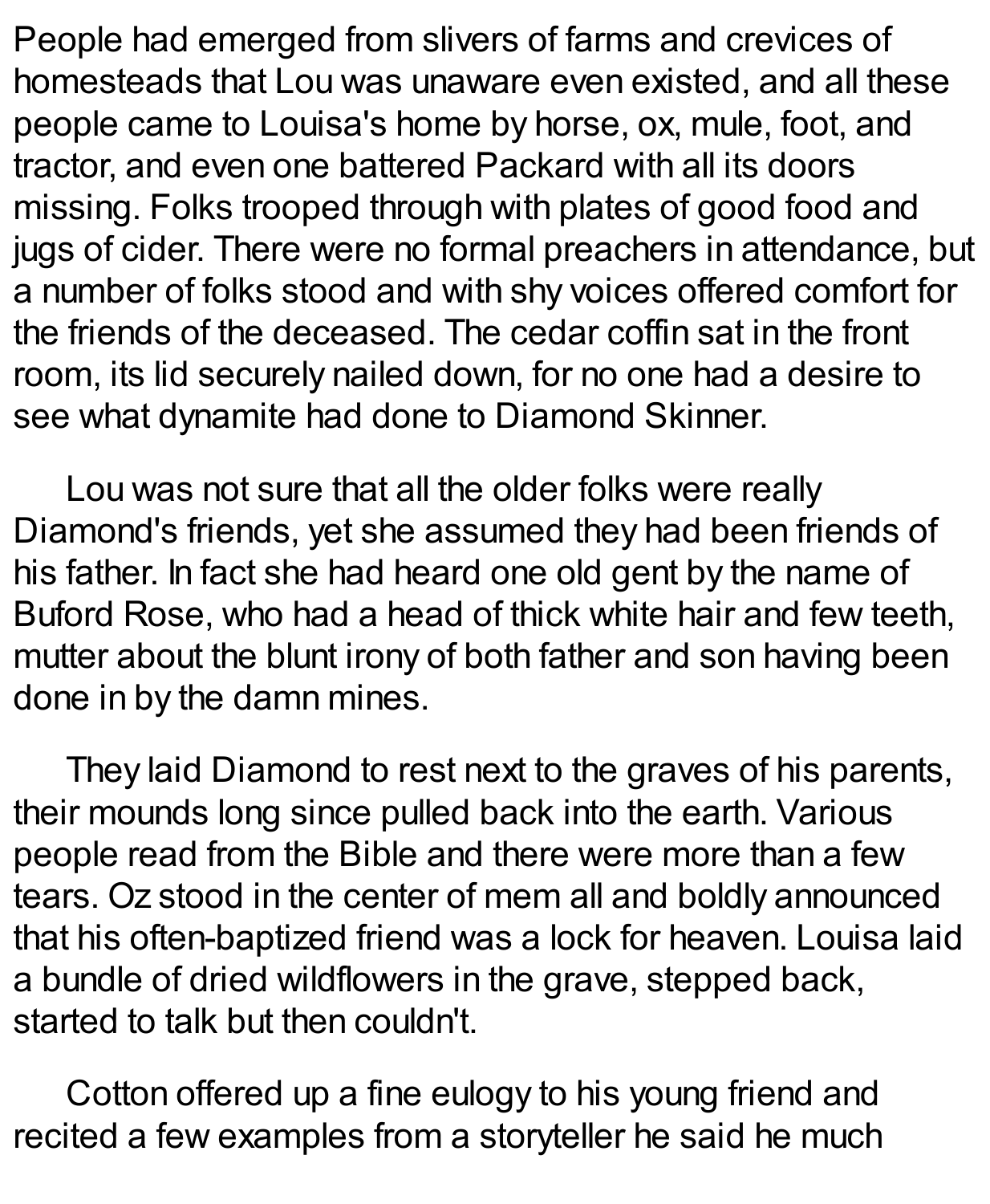People had emerged from slivers of farms and crevices of homesteads that Lou was unaware even existed, and all these people came to Louisa's home by horse, ox, mule, foot, and tractor, and even one battered Packard with all its doors missing. Folks trooped through with plates of good food and jugs of cider. There were no formal preachers in attendance, but a number of folks stood and with shy voices offered comfort for the friends of the deceased. The cedar coffin sat in the front room, its lid securely nailed down, for no one had a desire to see what dynamite had done to Diamond Skinner.

Lou was not sure that all the older folks were really Diamond's friends, yet she assumed they had been friends of his father. In fact she had heard one old gent by the name of Buford Rose, who had a head of thick white hair and few teeth, mutter about the blunt irony of both father and son having been done in by the damn mines.

They laid Diamond to rest next to the graves of his parents, their mounds long since pulled back into the earth. Various people read from the Bible and there were more than a few tears. Oz stood in the center of mem all and boldly announced that his often-baptized friend was a lock for heaven. Louisa laid a bundle of dried wildflowers in the grave, stepped back, started to talk but then couldn't.

Cotton offered up a fine eulogy to his young friend and recited a few examples from a storyteller he said he much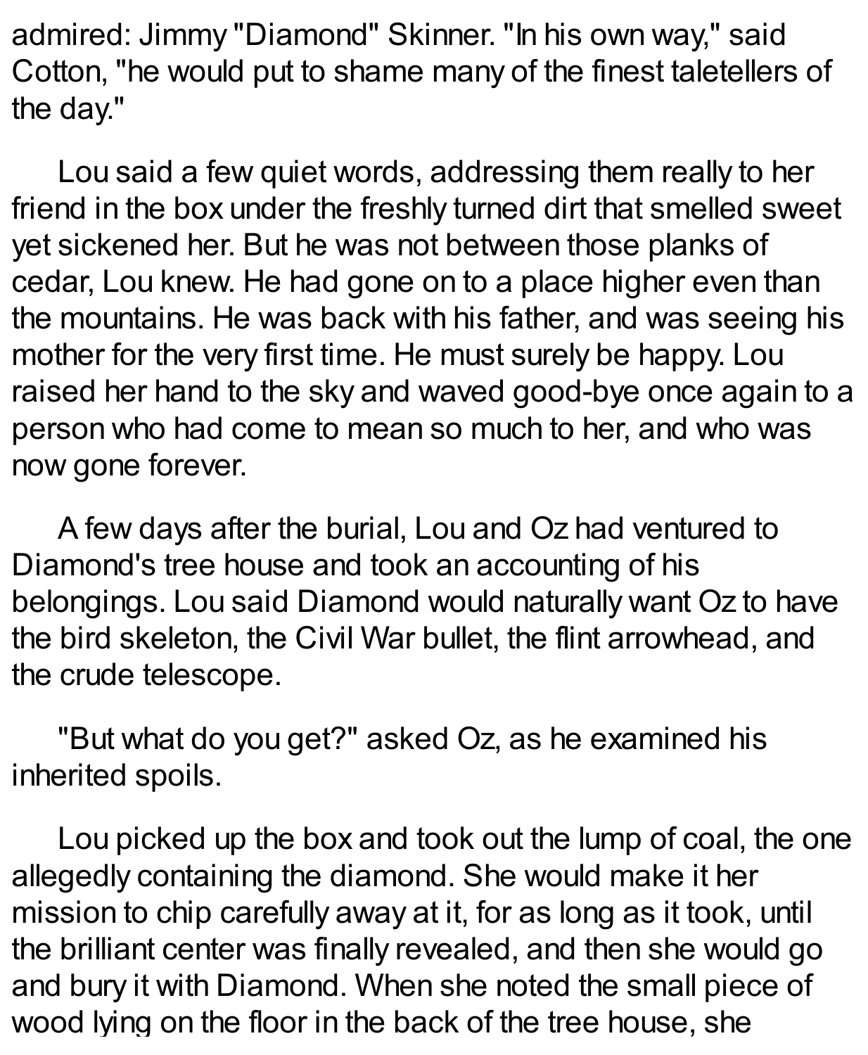admired: Jimmy "Diamond" Skinner. "In his own way," said Cotton, "he would put to shame many of the finest taletellers of the day."

Lou said a few quiet words, addressing them really to her friend in the box under the freshly turned dirt that smelled sweet yet sickened her. But he was not between those planks of cedar, Lou knew. He had gone on to a place higher even than the mountains. He was back with his father, and was seeing his mother for the very first time. He must surely be happy. Lou raised her hand to the sky and waved good-bye once again to a person who had come to mean so much to her, and who was now gone forever.

A few days after the burial, Lou and Oz had ventured to Diamond's tree house and took an accounting of his belongings. Lou said Diamond would naturally want Oz to have the bird skeleton, the Civil War bullet, the flint arrowhead, and the crude telescope.

"But what do you get?" asked Oz, as he examined his inherited spoils.

Lou picked up the box and took out the lump of coal, the one allegedly containing the diamond. She would make it her mission to chip carefully away at it, for as long as it took, until the brilliant center was finally revealed, and then she would go and bury it with Diamond. When she noted the small piece of wood lying on the floor in the back of the tree house, she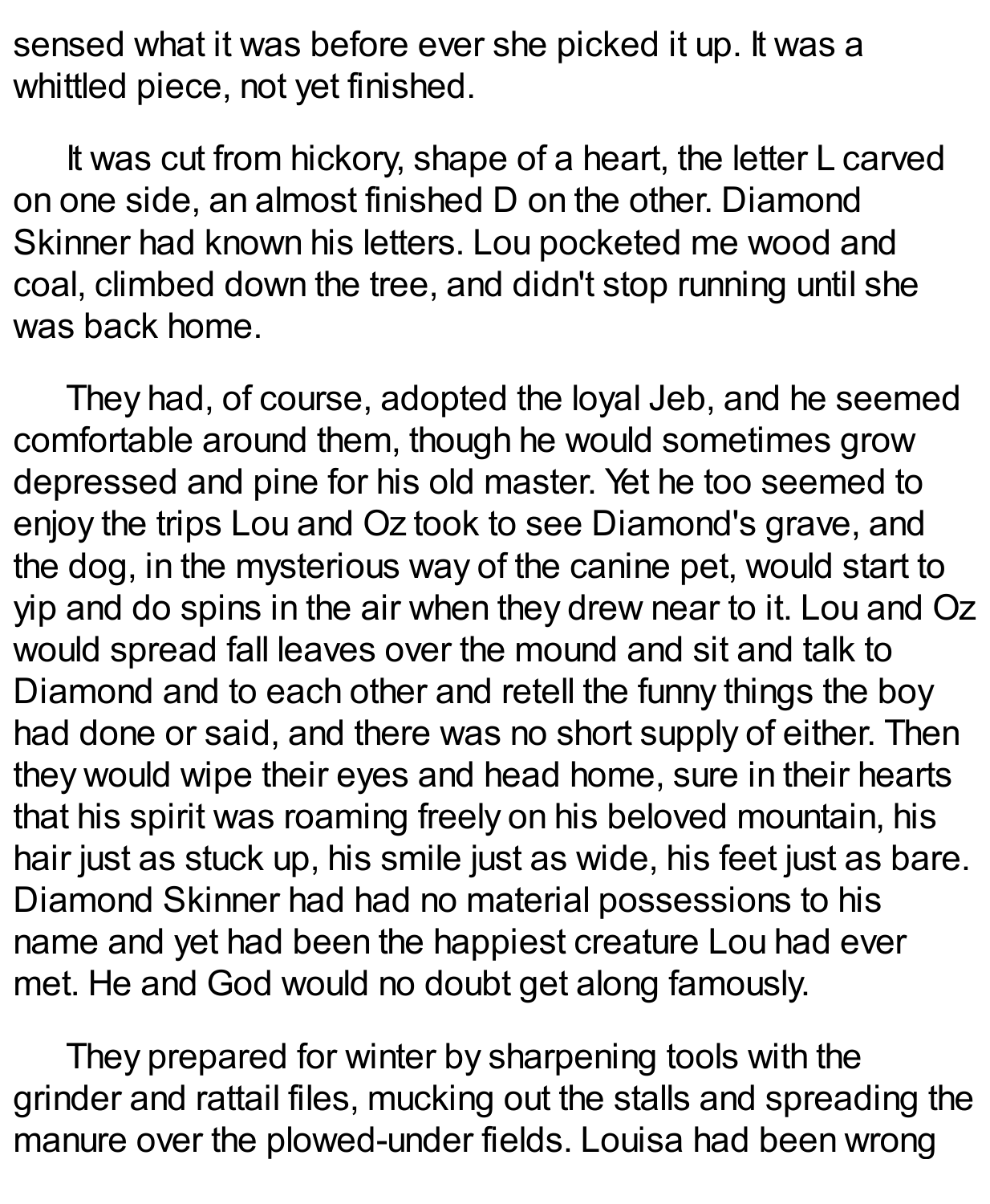sensed what it was before ever she picked it up. It was a whittled piece, not yet finished.

It was cut from hickory, shape of a heart, the letter L carved on one side, an almost finished D on the other. Diamond Skinner had known his letters. Lou pocketed me wood and coal, climbed down the tree, and didn't stop running until she was back home.

They had, of course, adopted the loyal Jeb, and he seemed comfortable around them, though he would sometimes grow depressed and pine for his old master. Yet he too seemed to enjoy the trips Lou and Oz took to see Diamond's grave, and the dog, in the mysterious way of the canine pet, would start to yip and do spins in the air when they drew near to it. Lou and Oz would spread fall leaves over the mound and sit and talk to Diamond and to each other and retell the funny things the boy had done or said, and there was no short supply of either. Then they would wipe their eyes and head home, sure in their hearts that his spirit was roaming freely on his beloved mountain, his hair just as stuck up, his smile just as wide, his feet just as bare. Diamond Skinner had had no material possessions to his name and yet had been the happiest creature Lou had ever met. He and God would no doubt get along famously.

They prepared for winter by sharpening tools with the grinder and rattail files, mucking out the stalls and spreading the manure over the plowed-under fields. Louisa had been wrong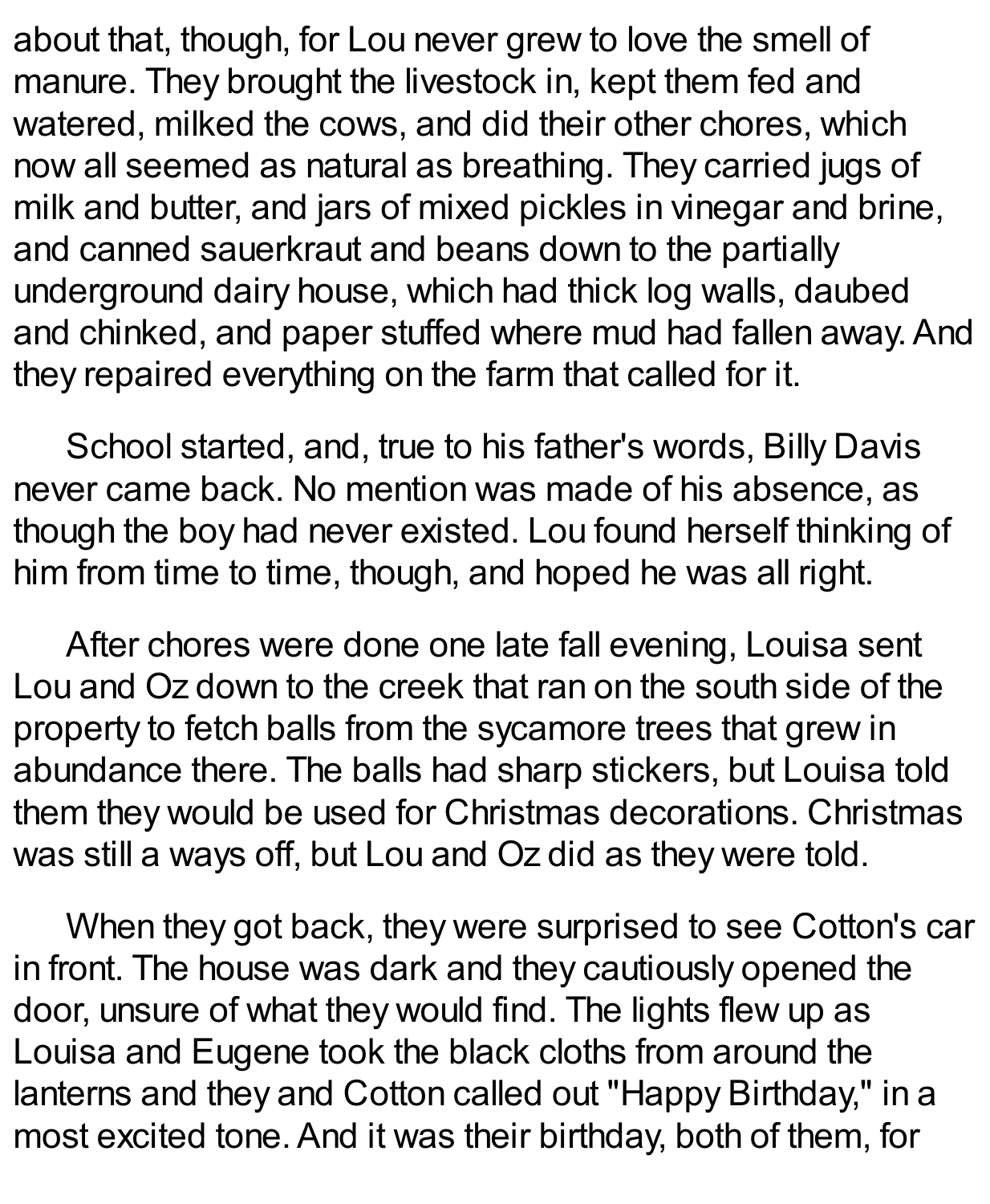about that, though, for Lou never grew to love the smell of manure. They brought the livestock in, kept them fed and watered, milked the cows, and did their other chores, which now all seemed as natural as breathing. They carried jugs of milk and butter, and jars of mixed pickles in vinegar and brine, and canned sauerkraut and beans down to the partially underground dairy house, which had thick log walls, daubed and chinked, and paper stuffed where mud had fallen away. And they repaired everything on the farm that called for it.

School started, and, true to his father's words, Billy Davis never came back. No mention was made of his absence, as though the boy had never existed. Lou found herself thinking of him from time to time, though, and hoped he was all right.

After chores were done one late fall evening, Louisa sent Lou and Oz down to the creek that ran on the south side of the property to fetch balls from the sycamore trees that grew in abundance there. The balls had sharp stickers, but Louisa told them they would be used for Christmas decorations. Christmas was still a ways off, but Lou and Oz did as they were told.

When they got back, they were surprised to see Cotton's car in front. The house was dark and they cautiously opened the door, unsure of what they would find. The lights flew up as Louisa and Eugene took the black cloths from around the lanterns and they and Cotton called out "Happy Birthday," in a most excited tone. And it was their birthday, both of them, for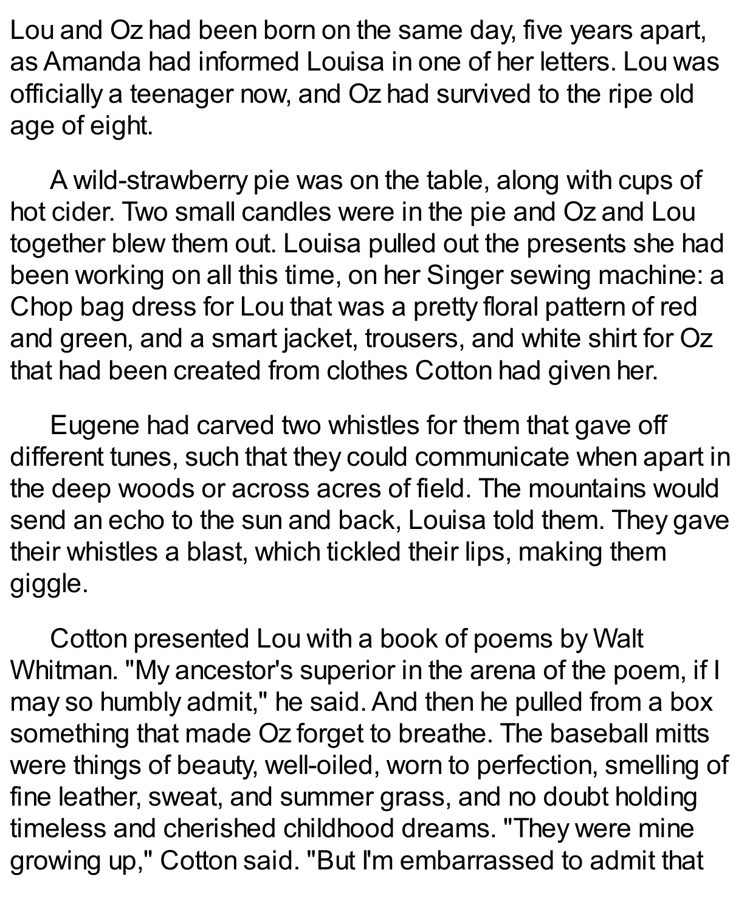Lou and Oz had been born on the same day, five years apart, as Amanda had informed Louisa in one of her letters. Lou was officially a teenager now, and Oz had survived to the ripe old age of eight.

A wild-strawberry pie was on the table, along with cups of hot cider. Two small candles were in the pie and Oz and Lou together blew them out. Louisa pulled out the presents she had been working on all this time, on her Singer sewing machine: a Chop bag dress for Lou that was a pretty floral pattern of red and green, and a smart jacket, trousers, and white shirt for Oz that had been created from clothes Cotton had given her.

Eugene had carved two whistles for them that gave off different tunes, such that they could communicate when apart in the deep woods or across acres of field. The mountains would send an echo to the sun and back, Louisa told them. They gave their whistles a blast, which tickled their lips, making them giggle.

Cotton presented Lou with a book of poems by Walt Whitman. "My ancestor's superior in the arena of the poem, if I may so humbly admit," he said. And then he pulled from a box something that made Oz forget to breathe. The baseball mitts were things of beauty, well-oiled, worn to perfection, smelling of fine leather, sweat, and summer grass, and no doubt holding timeless and cherished childhood dreams. "They were mine growing up," Cotton said. "But I'm embarrassed to admit that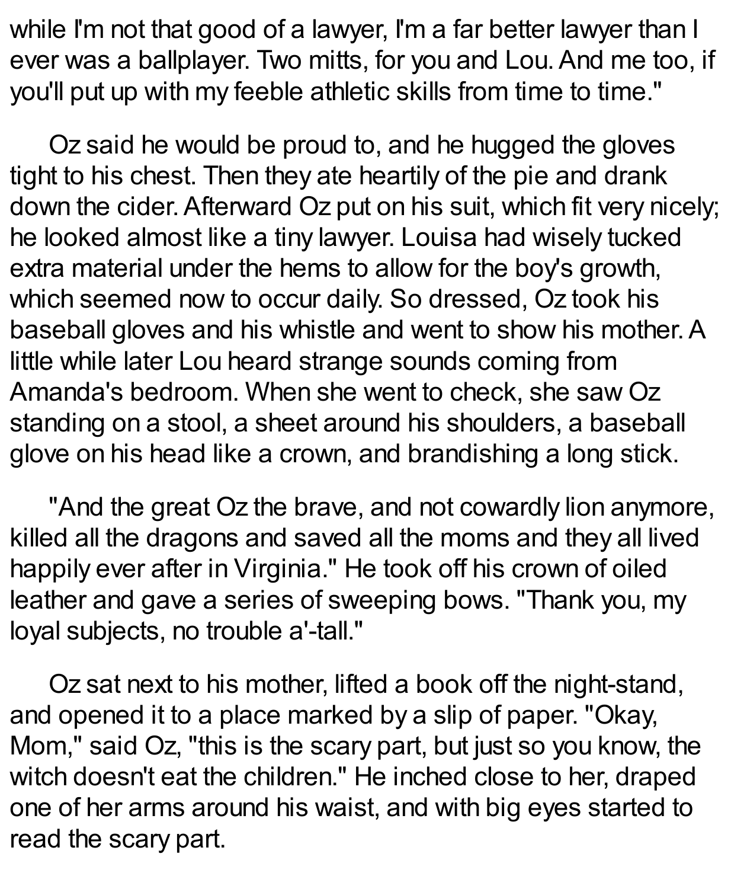while I'm not that good of a lawyer, I'm a far better lawyer than I ever was a ballplayer. Two mitts, for you and Lou. And me too, if you'll put up with my feeble athletic skills from time to time."

Oz said he would be proud to, and he hugged the gloves tight to his chest. Then they ate heartily of the pie and drank down the cider. Afterward Oz put on his suit, which fit very nicely; he looked almost like a tiny lawyer. Louisa had wisely tucked extra material under the hems to allow for the boy's growth, which seemed now to occur daily. So dressed, Oz took his baseball gloves and his whistle and went to show his mother. A little while later Lou heard strange sounds coming from Amanda's bedroom. When she went to check, she saw Oz standing on a stool, a sheet around his shoulders, a baseball glove on his head like a crown, and brandishing a long stick.

"And the great Oz the brave, and not cowardly lion anymore, killed all the dragons and saved all the moms and they all lived happily ever after in Virginia." He took off his crown of oiled leather and gave a series of sweeping bows. "Thank you, my loyal subjects, no trouble a'-tall."

Oz sat next to his mother, lifted a book off the night-stand, and opened it to a place marked by a slip of paper. "Okay, Mom," said Oz, "this is the scary part, but just so you know, the witch doesn't eat the children." He inched close to her, draped one of her arms around his waist, and with big eyes started to read the scary part.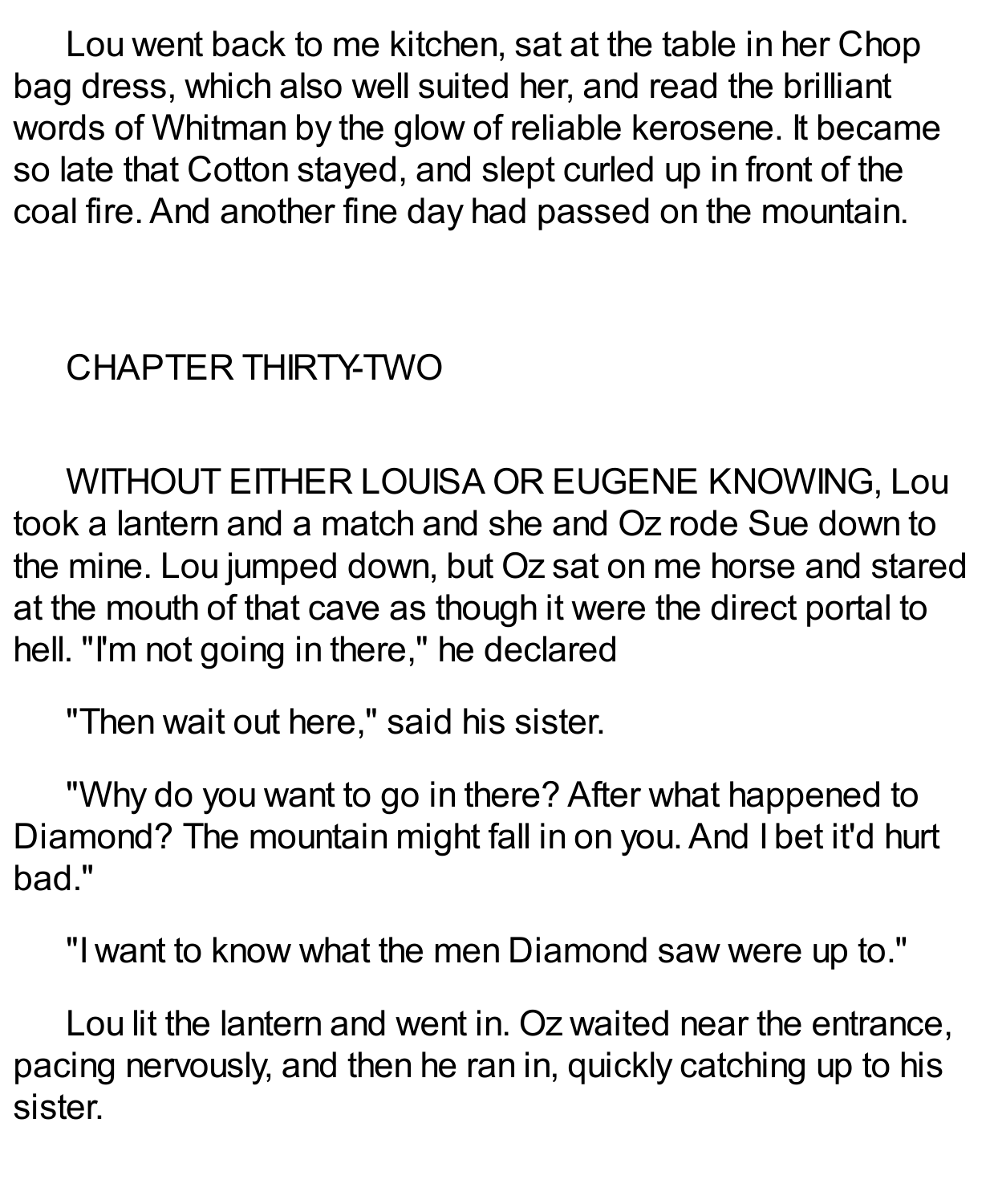Lou went back to me kitchen, sat at the table in her Chop bag dress, which also well suited her, and read the brilliant words of Whitman by the glow of reliable kerosene. It became so late that Cotton stayed, and slept curled up in front of the coal fire. And another fine day had passed on the mountain.

## CHAPTER THIRTY-TWO

WITHOUT EITHER LOUISA OR EUGENE KNOWING, Lou took a lantern and a match and she and Oz rode Sue down to the mine. Lou jumped down, but Oz sat on me horse and stared at the mouth of that cave as though it were the direct portal to hell. "I'm not going in there," he declared

"Then wait out here," said his sister.

"Why do you want to go in there? After what happened to Diamond? The mountain might fall in on you. And I bet it'd hurt bad."

"I want to know what the men Diamond saw were up to."

Lou lit the lantern and went in. Oz waited near the entrance, pacing nervously, and then he ran in, quickly catching up to his sister.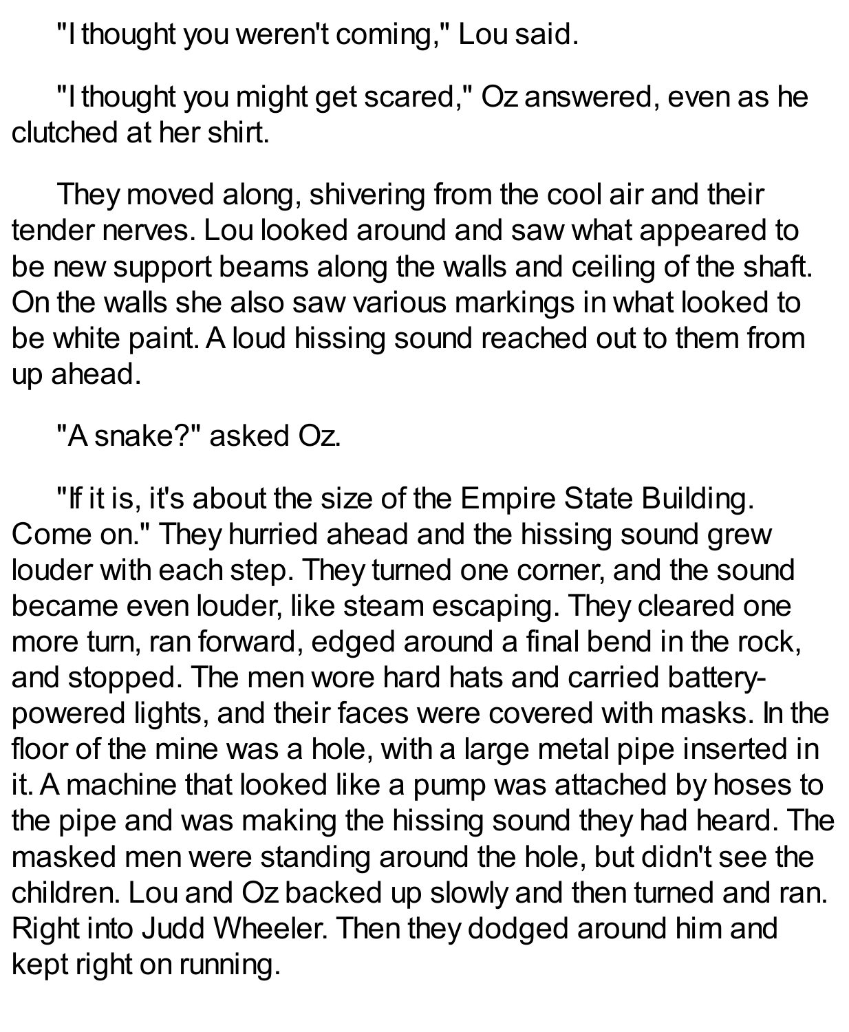"I thought you weren't coming," Lou said.

"I thought you might get scared," Oz answered, even as he clutched at her shirt.

They moved along, shivering from the cool air and their tender nerves. Lou looked around and saw what appeared to be new support beams along the walls and ceiling of the shaft. On the walls she also saw various markings in what looked to be white paint. A loud hissing sound reached out to them from up ahead.

"A snake?" asked Oz.

"If it is, it's about the size of the Empire State Building. Come on." They hurried ahead and the hissing sound grew louder with each step. They turned one corner, and the sound became even louder, like steam escaping. They cleared one more turn, ran forward, edged around a final bend in the rock, and stopped. The men wore hard hats and carried battery-powered lights, and their faces were covered with masks. In the floor of the mine was a hole, with a large metal pipe inserted in it. A machine that looked like a pump was attached by hoses to the pipe and was making the hissing sound they had heard. The masked men were standing around the hole, but didn't see the children. Lou and Oz backed up slowly and then turned and ran. Right into Judd Wheeler. Then they dodged around him and kept right on running.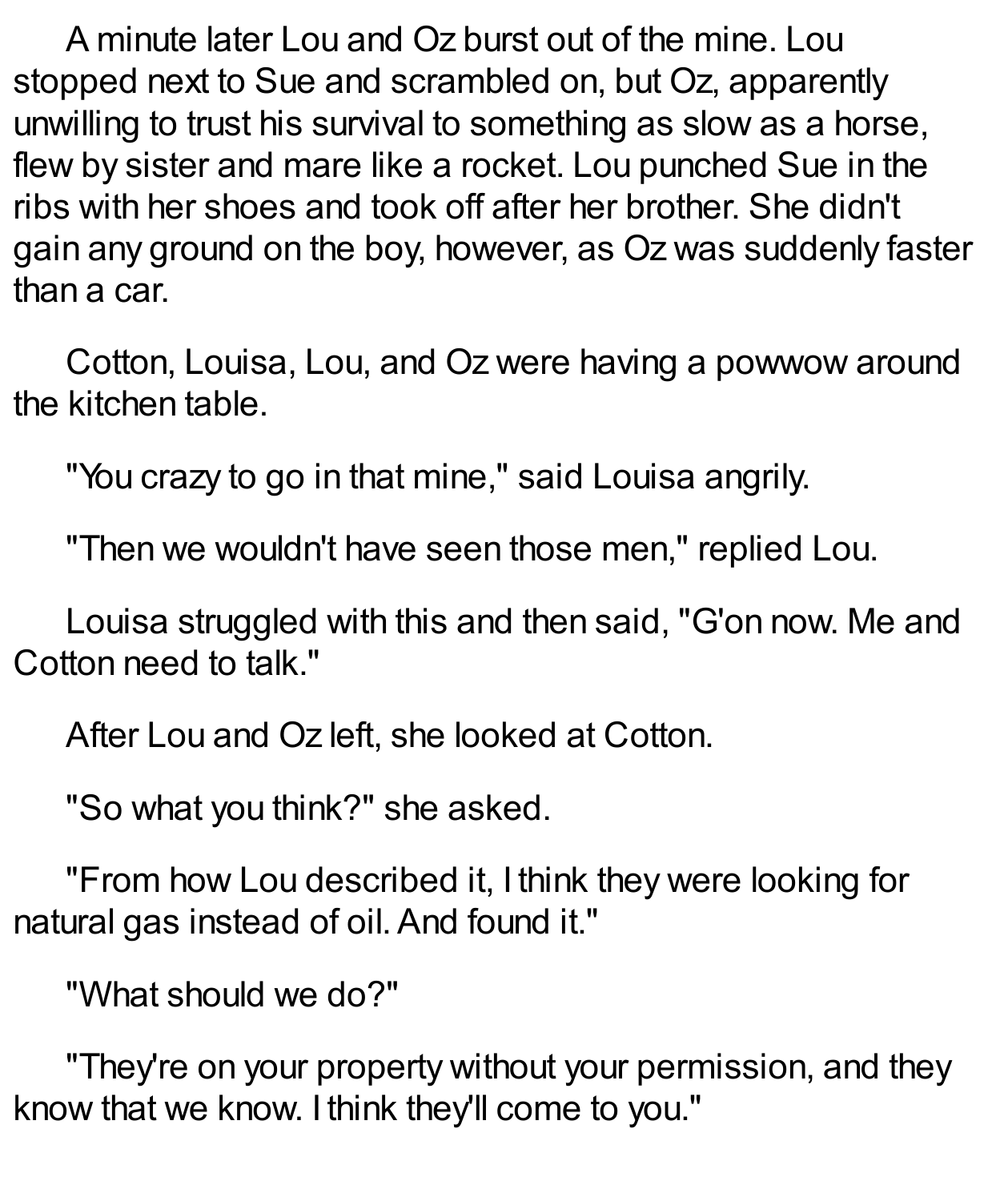A minute later Lou and Oz burst out of the mine. Lou stopped next to Sue and scrambled on, but Oz, apparently unwilling to trust his survival to something as slow as a horse, flew by sister and mare like a rocket. Lou punched Sue in the ribs with her shoes and took off after her brother. She didn't gain any ground on the boy, however, as Oz was suddenly faster than a car.

Cotton, Louisa, Lou, and Oz were having a powwow around the kitchen table.

"You crazy to go in that mine," said Louisa angrily.

"Then we wouldn't have seen those men," replied Lou.

Louisa struggled with this and then said, "G'on now. Me and Cotton need to talk."

After Lou and Oz left, she looked at Cotton.

"So what you think?" she asked.

"From how Lou described it, I think they were looking for natural gas instead of oil. And found it."

"What should we do?"

"They're on your property without your permission, and they know that we know. I think they'll come to you."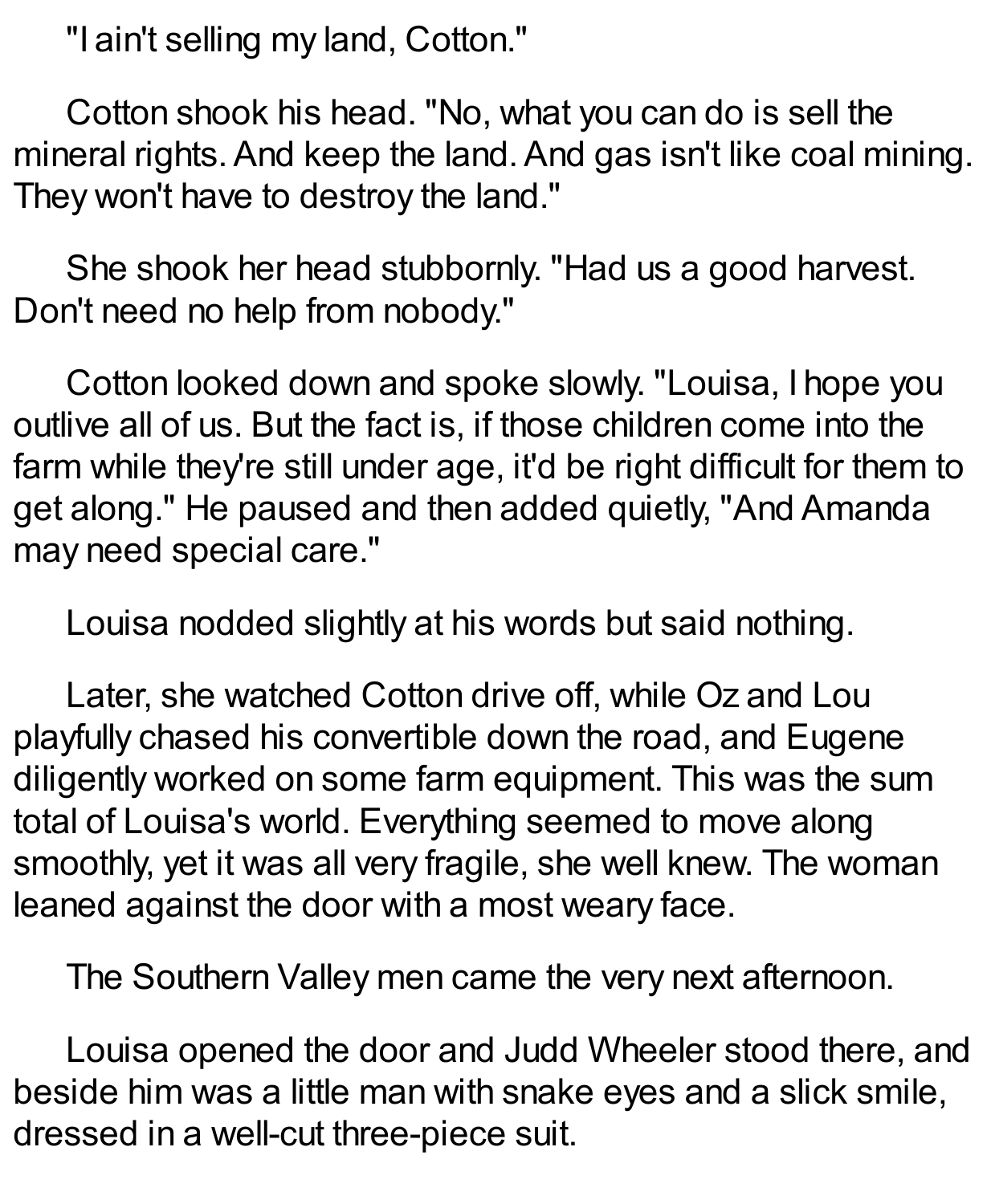"I ain't selling my land, Cotton."

Cotton shook his head. "No, what you can do is sell the mineral rights. And keep the land. And gas isn't like coal mining. They won't have to destroy the land."

She shook her head stubbornly. "Had us a good harvest. Don't need no help from nobody."

Cotton looked down and spoke slowly. "Louisa, I hope you outlive all of us. But the fact is, if those children come into the farm while they're still under age, it'd be right difficult for them to get along." He paused and then added quietly, "And Amanda may need special care."

Louisa nodded slightly at his words but said nothing.

Later, she watched Cotton drive off, while Oz and Lou playfully chased his convertible down the road, and Eugene diligently worked on some farm equipment. This was the sum total of Louisa's world. Everything seemed to move along smoothly, yet it was all very fragile, she well knew. The woman leaned against the door with a most weary face.

The Southern Valley men came the very next afternoon.

Louisa opened the door and Judd Wheeler stood there, and beside him was a little man with snake eyes and a slick smile, dressed in a well-cut three-piece suit.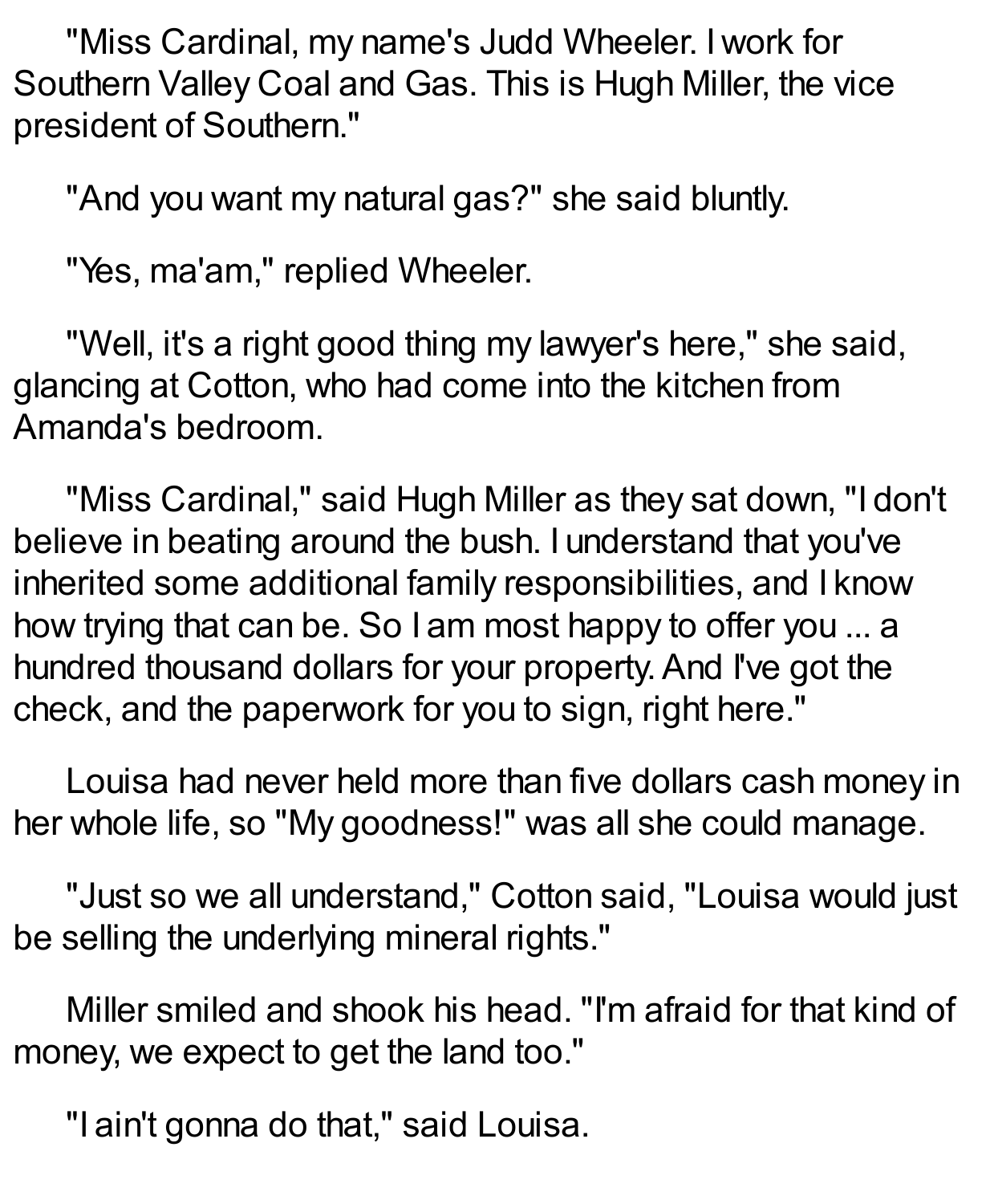"Miss Cardinal, my name's Judd Wheeler. I work for Southern Valley Coal and Gas. This is Hugh Miller, the vice president of Southern."

"And you want my natural gas?" she said bluntly.

"Yes, ma'am," replied Wheeler.

"Well, it's a right good thing my lawyer's here," she said, glancing at Cotton, who had come into the kitchen from Amanda's bedroom.

"Miss Cardinal," said Hugh Miller as they sat down, "I don't believe in beating around the bush. I understand that you've inherited some additional family responsibilities, and I know how trying that can be. So I am most happy to offer you ... a hundred thousand dollars for your property. And I've got the check, and the paperwork for you to sign, right here."

Louisa had never held more than five dollars cash money in her whole life, so "My goodness!" was all she could manage.

"Just so we all understand," Cotton said, "Louisa would just be selling the underlying mineral rights."

Miller smiled and shook his head. "I'm afraid for that kind of money, we expect to get the land too."

"I ain't gonna do that," said Louisa.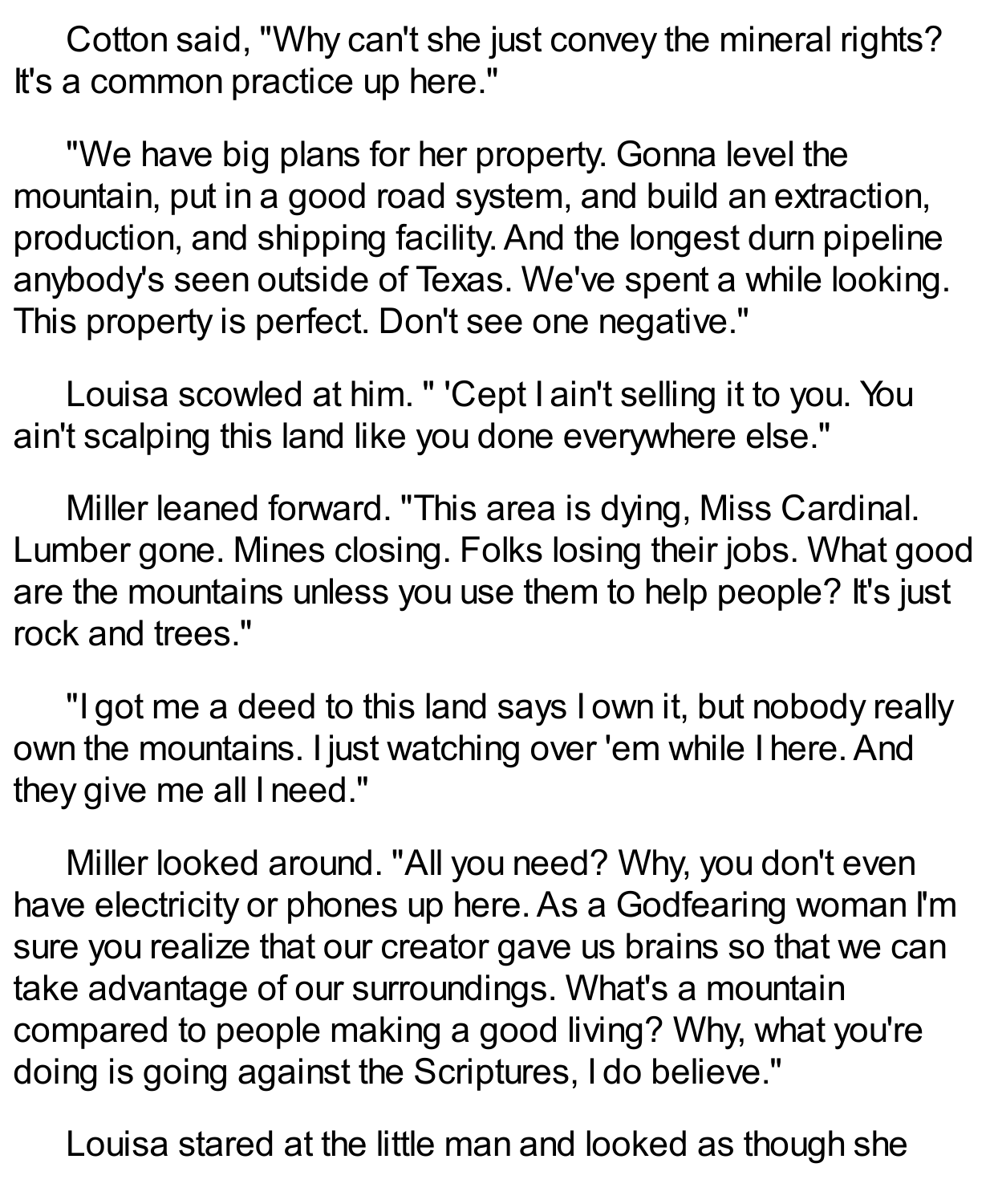Cotton said, "Why can't she just convey the mineral rights? It's a common practice up here."

"We have big plans for her property. Gonna level the mountain, put in a good road system, and build an extraction, production, and shipping facility. And the longest durn pipeline anybody's seen outside of Texas. We've spent a while looking. This property is perfect. Don't see one negative."

Louisa scowled at him. " 'Cept I ain't selling it to you. You ain't scalping this land like you done everywhere else."

Miller leaned forward. "This area is dying, Miss Cardinal. Lumber gone. Mines closing. Folks losing their jobs. What good are the mountains unless you use them to help people? It's just rock and trees."

"I got me a deed to this land says I own it, but nobody really own the mountains. I just watching over 'em while I here. And they give me all I need."

Miller looked around. "All you need? Why, you don't even have electricity or phones up here. As a Godfearing woman I'm sure you realize that our creator gave us brains so that we can take advantage of our surroundings. What's a mountain compared to people making a good living? Why, what you're doing is going against the Scriptures, I do believe."

Louisa stared at the little man and looked as though she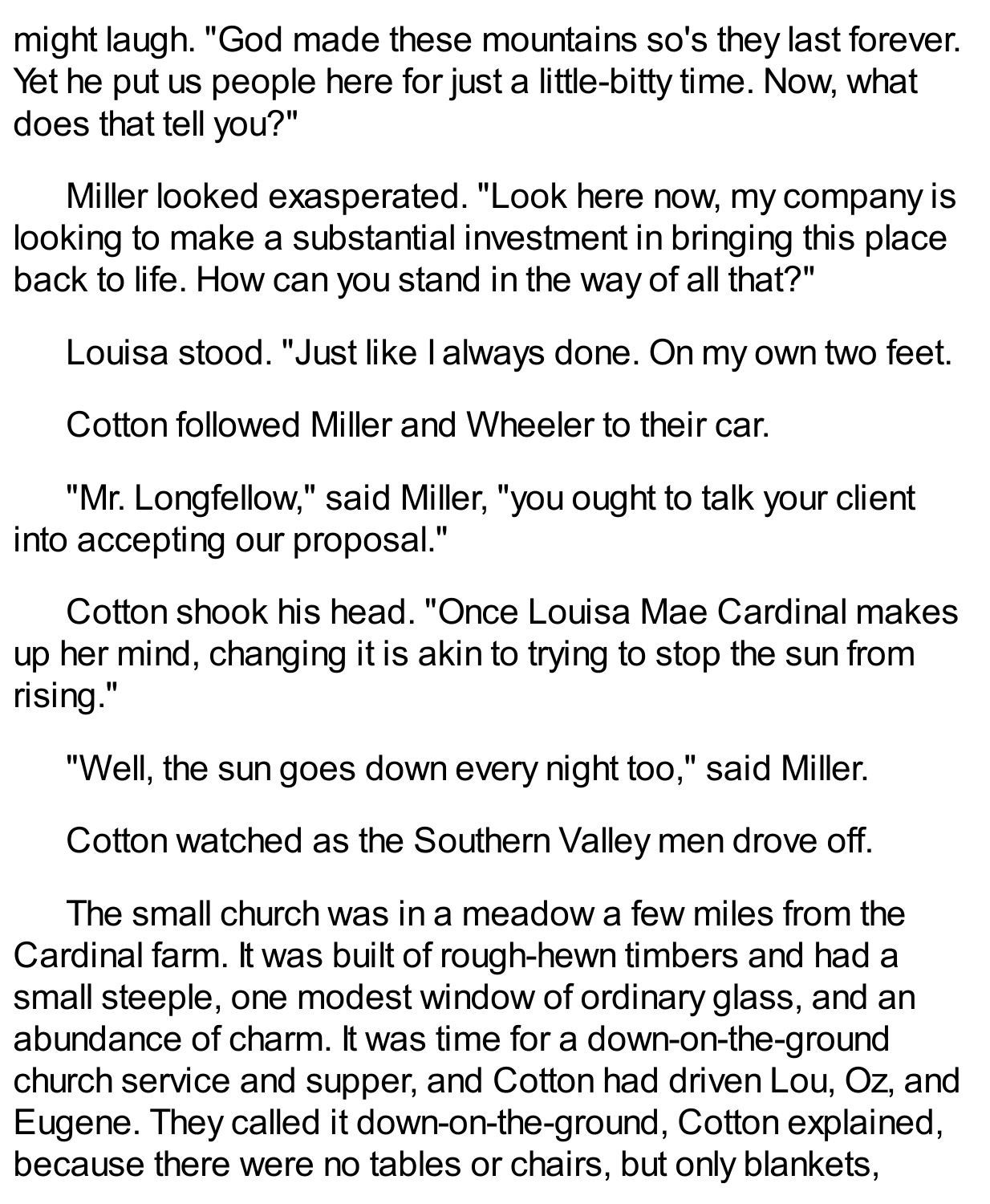might laugh. "God made these mountains so's they last forever. Yet he put us people here for just a little-bitty time. Now, what does that tell you?"

Miller looked exasperated. "Look here now, my company is looking to make a substantial investment in bringing this place back to life. How can you stand in the way of all that?"

Louisa stood. "Just like I always done. On my own two feet.

Cotton followed Miller and Wheeler to their car.

"Mr. Longfellow," said Miller, "you ought to talk your client into accepting our proposal."

Cotton shook his head. "Once Louisa Mae Cardinal makes up her mind, changing it is akin to trying to stop the sun from rising."

"Well, the sun goes down every night too," said Miller.

Cotton watched as the Southern Valley men drove off.

The small church was in a meadow a few miles from the Cardinal farm. It was built of rough-hewn timbers and had a small steeple, one modest window of ordinary glass, and an abundance of charm. It was time for a down-on-the-ground church service and supper, and Cotton had driven Lou, Oz, and Eugene. They called it down-on-the-ground, Cotton explained, because there were no tables or chairs, but only blankets,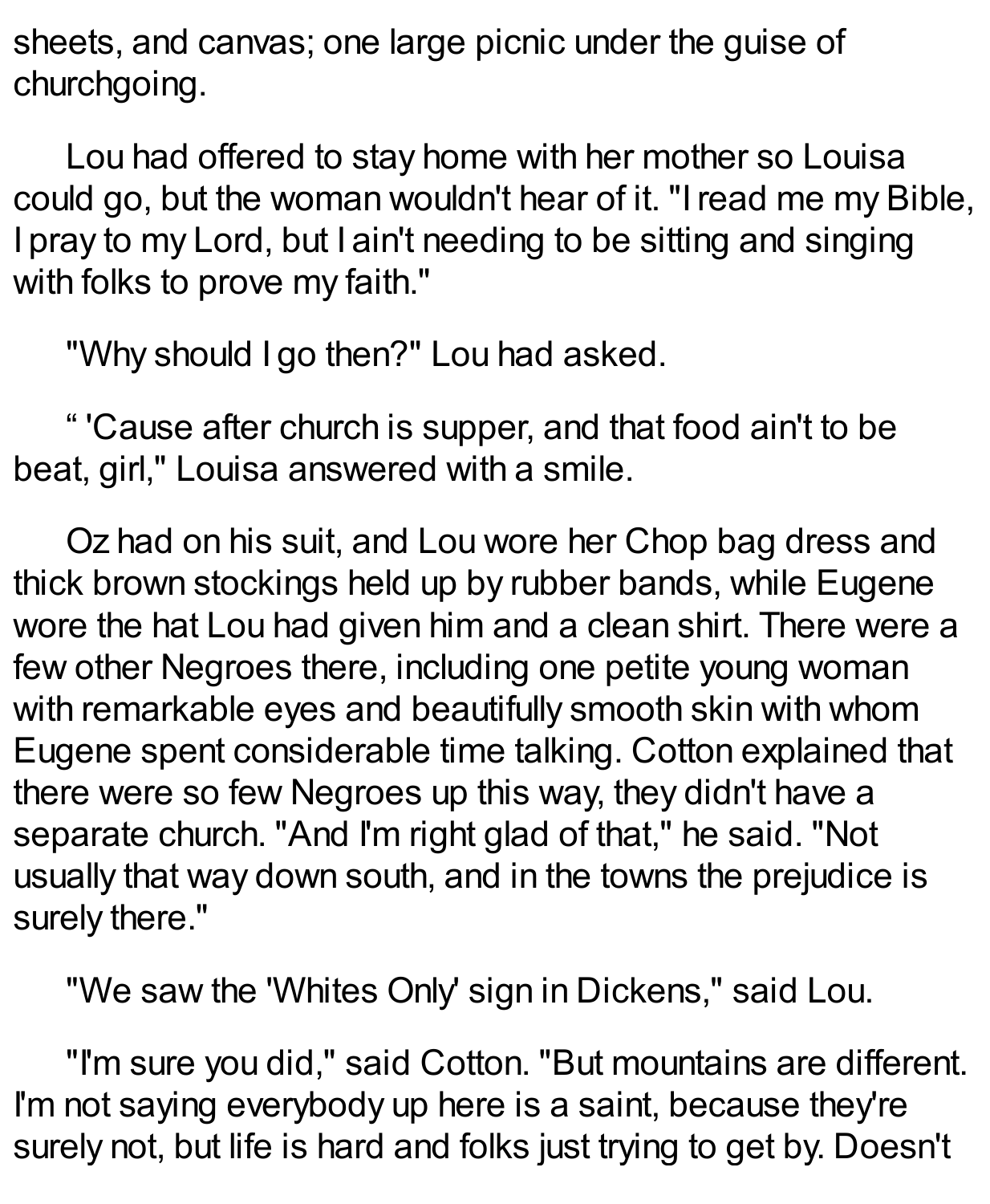sheets, and canvas; one large picnic under the guise of churchgoing.

Lou had offered to stay home with her mother so Louisa could go, but the woman wouldn't hear of it. "I read me my Bible, I pray to my Lord, but I ain't needing to be sitting and singing with folks to prove my faith."

"Why should I go then?" Lou had asked.

" 'Cause after church is supper, and that food ain't to be beat, girl," Louisa answered with a smile.

Oz had on his suit, and Lou wore her Chop bag dress and thick brown stockings held up by rubber bands, while Eugene wore the hat Lou had given him and a clean shirt. There were a few other Negroes there, including one petite young woman with remarkable eyes and beautifully smooth skin with whom Eugene spent considerable time talking. Cotton explained that there were so few Negroes up this way, they didn't have a separate church. "And I'm right glad of that," he said. "Not usually that way down south, and in the towns the prejudice is surely there."

"We saw the 'Whites Only' sign in Dickens," said Lou.

"I'm sure you did," said Cotton. "But mountains are different. I'm not saying everybody up here is a saint, because they're surely not, but life is hard and folks just trying to get by. Doesn't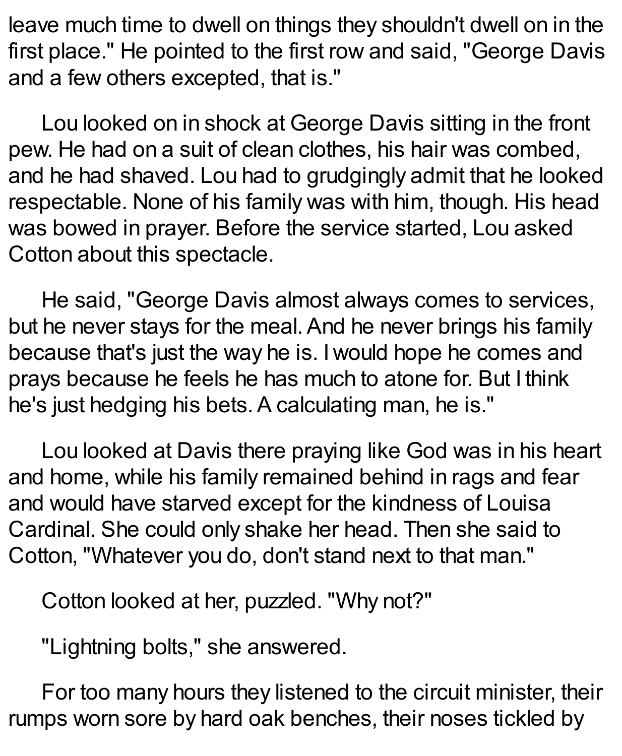leave much time to dwell on things they shouldn't dwell on in the first place." He pointed to the first row and said, "George Davis and a few others excepted, that is."

Lou looked on in shock at George Davis sitting in the front pew. He had on a suit of clean clothes, his hair was combed, and he had shaved. Lou had to grudgingly admit that he looked respectable. None of his family was with him, though. His head was bowed in prayer. Before the service started, Lou asked Cotton about this spectacle.

He said, "George Davis almost always comes to services, but he never stays for the meal. And he never brings his family because that's just the way he is. I would hope he comes and prays because he feels he has much to atone for. But I think he's just hedging his bets. A calculating man, he is."

Lou looked at Davis there praying like God was in his heart and home, while his family remained behind in rags and fear and would have starved except for the kindness of Louisa Cardinal. She could only shake her head. Then she said to Cotton, "Whatever you do, don't stand next to that man."

Cotton looked at her, puzzled. "Why not?"

"Lightning bolts," she answered.

For too many hours they listened to the circuit minister, their rumps worn sore by hard oak benches, their noses tickled by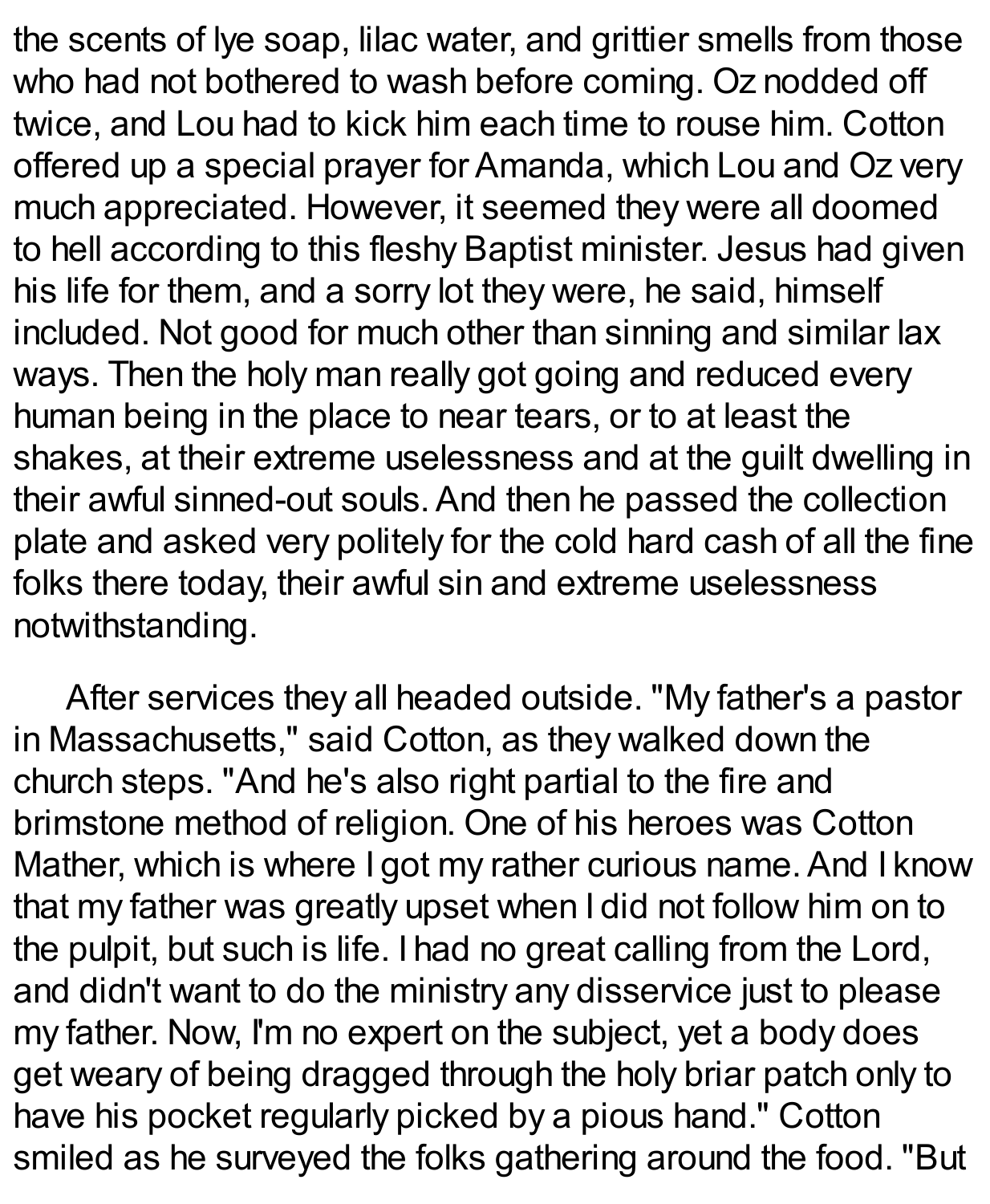the scents of lye soap, lilac water, and grittier smells from those who had not bothered to wash before coming. Oz nodded off twice, and Lou had to kick him each time to rouse him. Cotton offered up a special prayer for Amanda, which Lou and Oz very much appreciated. However, it seemed they were all doomed to hell according to this fleshy Baptist minister. Jesus had given his life for them, and a sorry lot they were, he said, himself included. Not good for much other than sinning and similar lax ways. Then the holy man really got going and reduced every human being in the place to near tears, or to at least the shakes, at their extreme uselessness and at the guilt dwelling in their awful sinned-out souls. And then he passed the collection plate and asked very politely for the cold hard cash of all the fine folks there today, their awful sin and extreme uselessness notwithstanding.

After services they all headed outside. "My father's a pastor in Massachusetts," said Cotton, as they walked down the church steps. "And he's also right partial to the fire and brimstone method of religion. One of his heroes was Cotton Mather, which is where I got my rather curious name. And I know that my father was greatly upset when I did not follow him on to the pulpit, but such is life. I had no great calling from the Lord, and didn't want to do the ministry any disservice just to please my father. Now, I'm no expert on the subject, yet a body does get weary of being dragged through the holy briar patch only to have his pocket regularly picked by a pious hand." Cotton smiled as he surveyed the folks gathering around the food. "But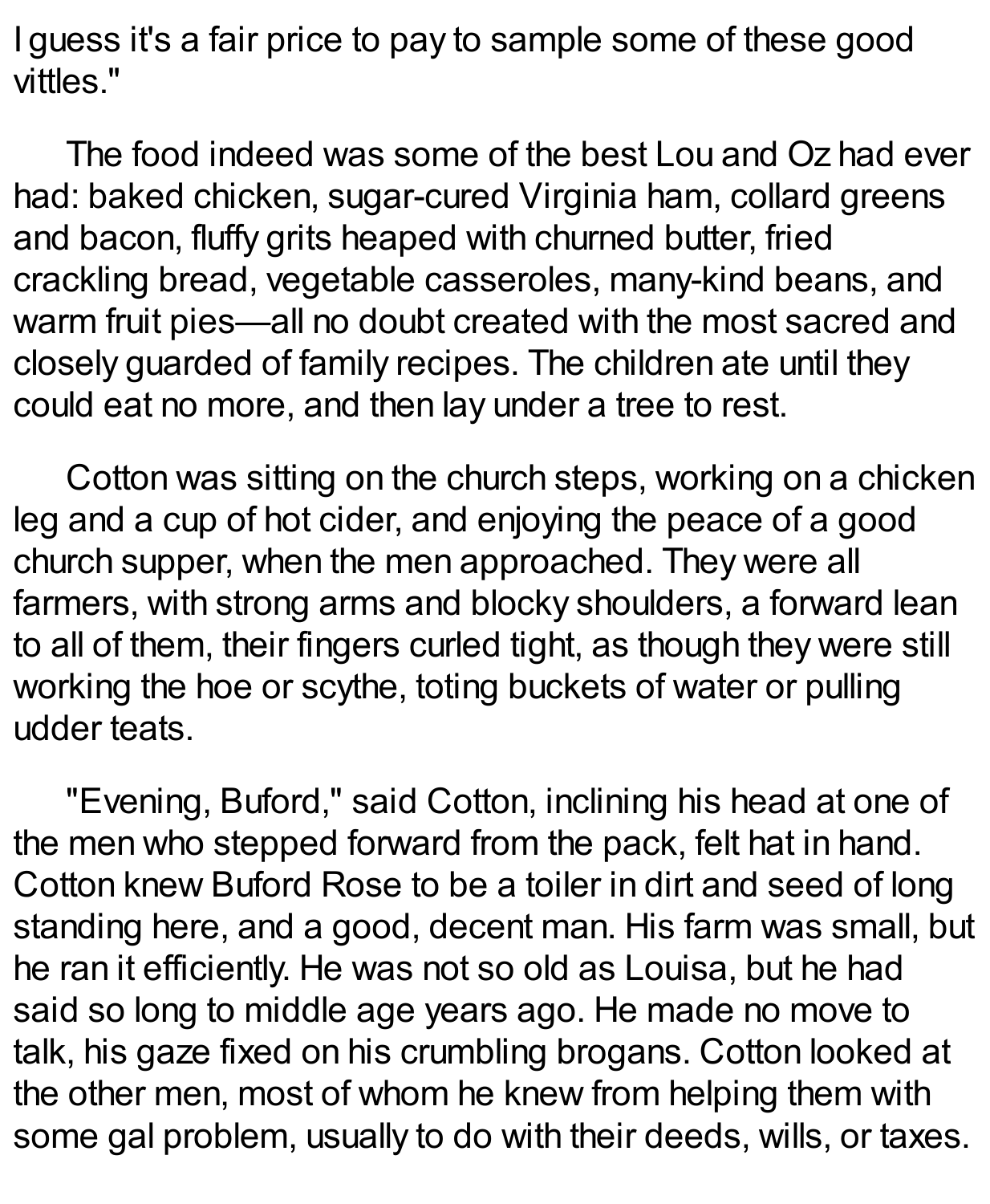I guess it's a fair price to pay to sample some of these good vittles."

The food indeed was some of the best Lou and Oz had ever had: baked chicken, sugar-cured Virginia ham, collard greens and bacon, fluffy grits heaped with churned butter, fried crackling bread, vegetable casseroles, many-kind beans, and warm fruit pies—all no doubt created with the most sacred and closely guarded of family recipes. The children ate until they could eat no more, and then lay under a tree to rest.

Cotton was sitting on the church steps, working on a chicken leg and a cup of hot cider, and enjoying the peace of a good church supper, when the men approached. They were all farmers, with strong arms and blocky shoulders, a forward lean to all of them, their fingers curled tight, as though they were still working the hoe or scythe, toting buckets of water or pulling udder teats.

"Evening, Buford," said Cotton, inclining his head at one of the men who stepped forward from the pack, felt hat in hand. Cotton knew Buford Rose to be a toiler in dirt and seed of long standing here, and a good, decent man. His farm was small, but he ran it efficiently. He was not so old as Louisa, but he had said so long to middle age years ago. He made no move to talk, his gaze fixed on his crumbling brogans. Cotton looked at the other men, most of whom he knew from helping them with some gal problem, usually to do with their deeds, wills, or taxes.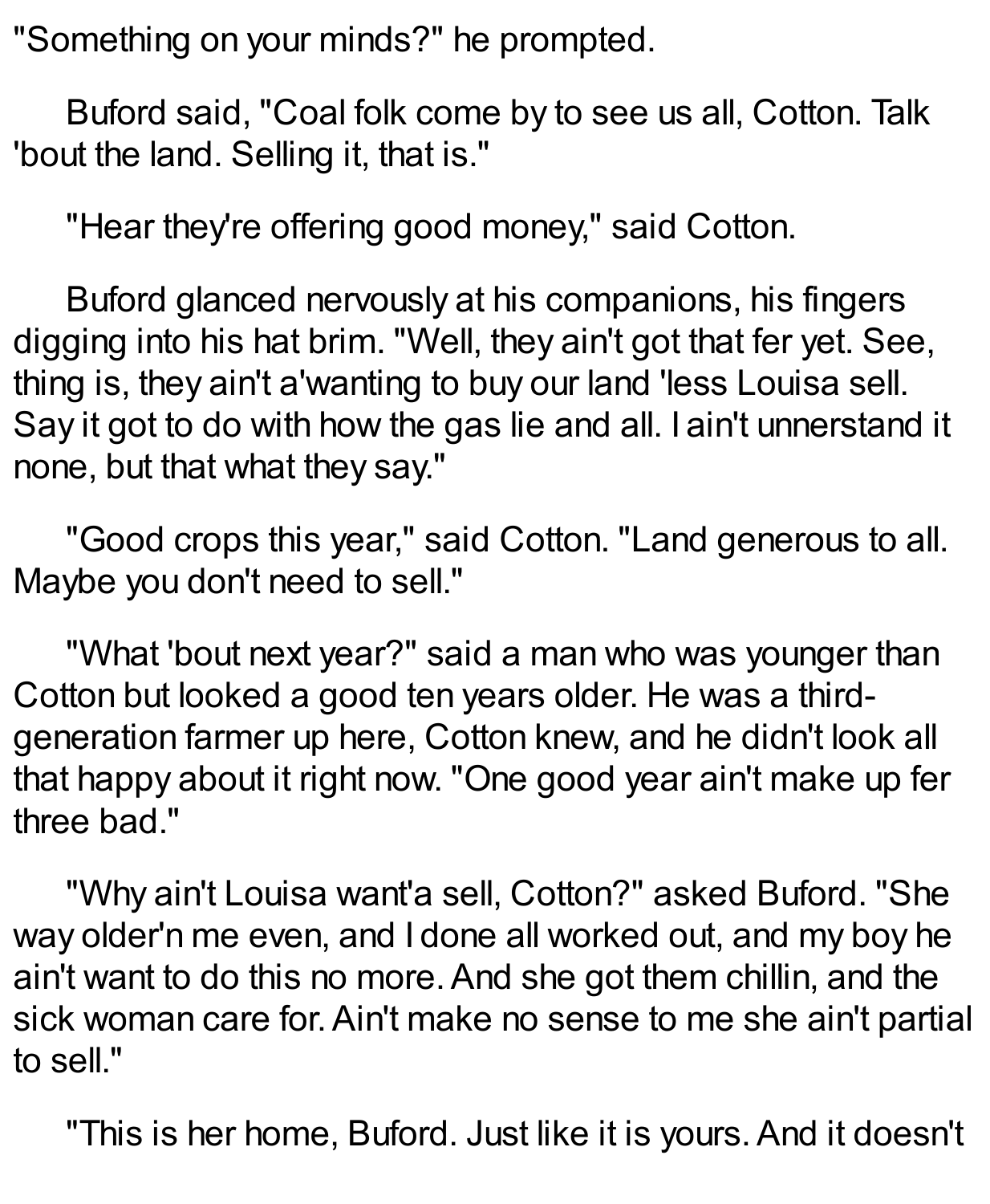"Something on your minds?" he prompted.

Buford said, "Coal folk come by to see us all, Cotton. Talk 'bout the land. Selling it, that is."

"Hear they're offering good money," said Cotton.

Buford glanced nervously at his companions, his fingers digging into his hat brim. "Well, they ain't got that fer yet. See, thing is, they ain't a'wanting to buy our land 'less Louisa sell. Say it got to do with how the gas lie and all. I ain't unnerstand it none, but that what they say."

"Good crops this year," said Cotton. "Land generous to all. Maybe you don't need to sell."

"What 'bout next year?" said a man who was younger than Cotton but looked a good ten years older. He was a third-generation farmer up here, Cotton knew, and he didn't look all that happy about it right now. "One good year ain't make up fer three bad."

"Why ain't Louisa want'a sell, Cotton?" asked Buford. "She way older'n me even, and I done all worked out, and my boy he ain't want to do this no more. And she got them chillin, and the sick woman care for. Ain't make no sense to me she ain't partial to sell."

"This is her home, Buford. Just like it is yours. And it doesn't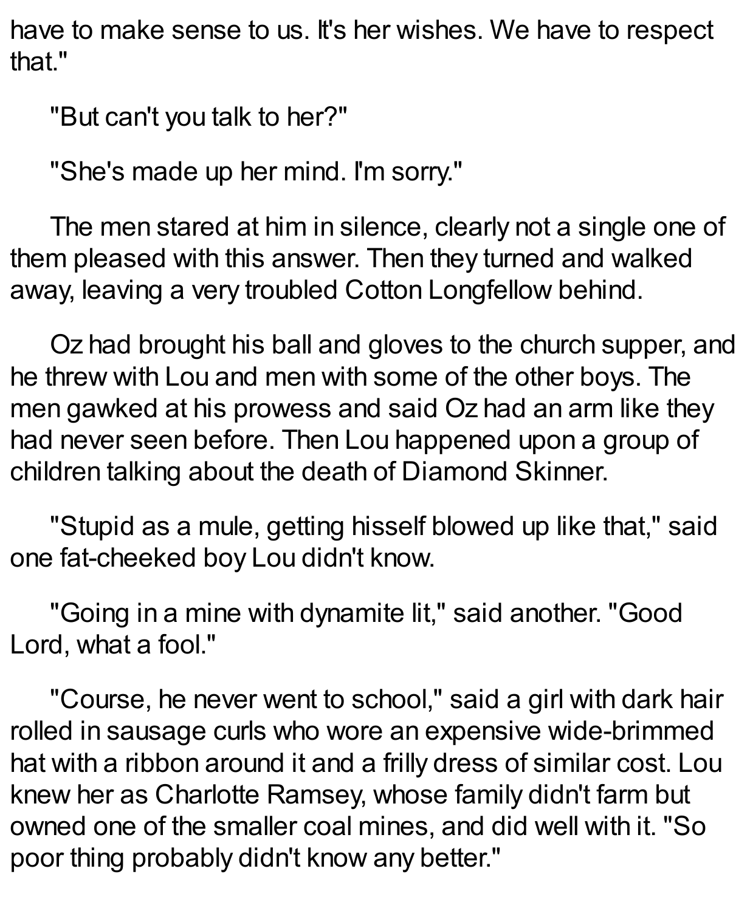have to make sense to us. It's her wishes. We have to respect that."

"But can't you talk to her?"

"She's made up her mind. I'm sorry."

The men stared at him in silence, clearly not a single one of them pleased with this answer. Then they turned and walked away, leaving a very troubled Cotton Longfellow behind.

Oz had brought his ball and gloves to the church supper, and he threw with Lou and men with some of the other boys. The men gawked at his prowess and said Oz had an arm like they had never seen before. Then Lou happened upon a group of children talking about the death of Diamond Skinner.

"Stupid as a mule, getting hisself blowed up like that," said one fat-cheeked boy Lou didn't know.

"Going in a mine with dynamite lit," said another. "Good Lord, what a fool."

"Course, he never went to school," said a girl with dark hair rolled in sausage curls who wore an expensive wide-brimmed hat with a ribbon around it and a frilly dress of similar cost. Lou knew her as Charlotte Ramsey, whose family didn't farm but owned one of the smaller coal mines, and did well with it. "So poor thing probably didn't know any better."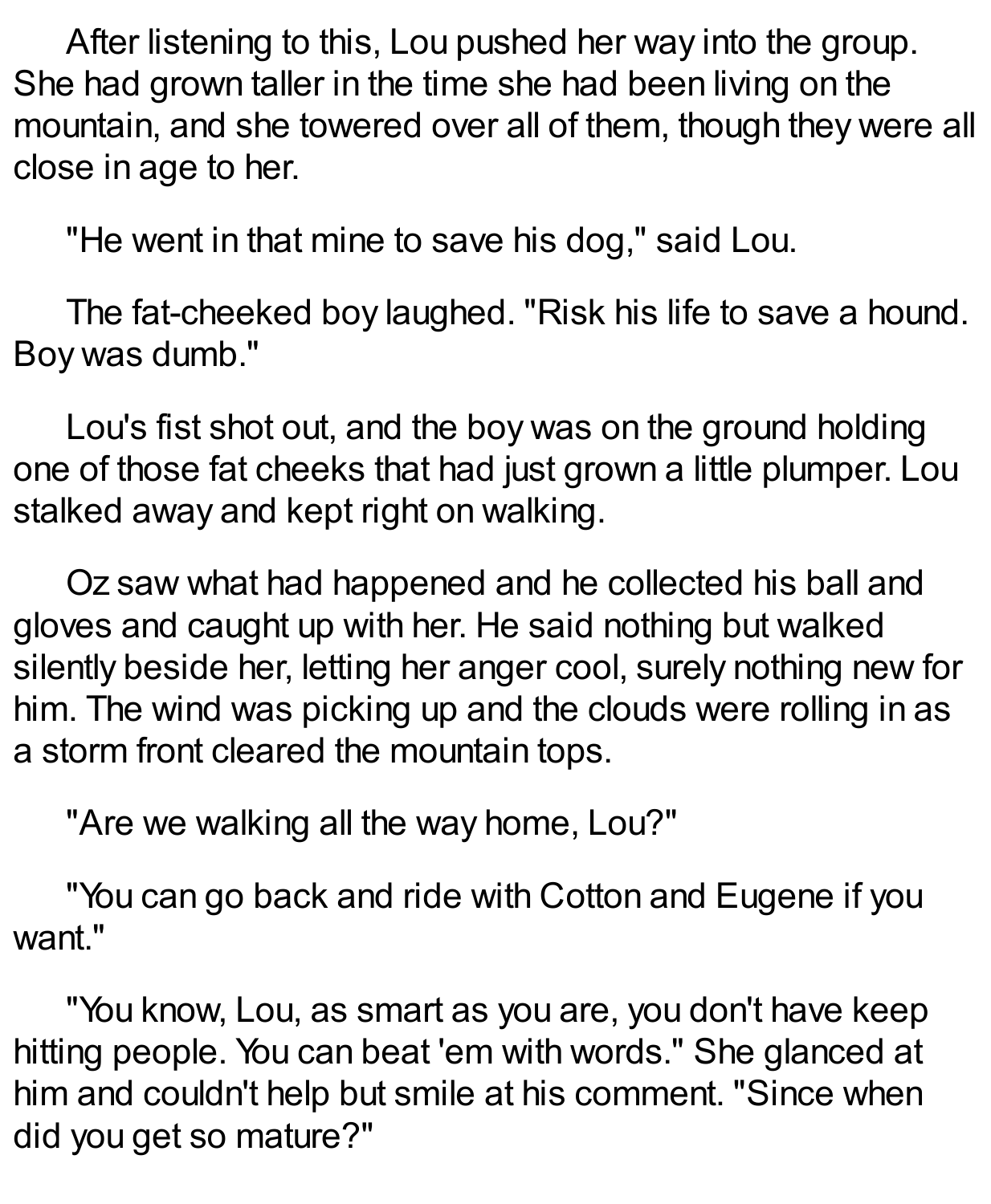After listening to this, Lou pushed her way into the group. She had grown taller in the time she had been living on the mountain, and she towered over all of them, though they were all close in age to her.

"He went in that mine to save his dog," said Lou.

The fat-cheeked boy laughed. "Risk his life to save a hound. Boy was dumb."

Lou's fist shot out, and the boy was on the ground holding one of those fat cheeks that had just grown a little plumper. Lou stalked away and kept right on walking.

Oz saw what had happened and he collected his ball and gloves and caught up with her. He said nothing but walked silently beside her, letting her anger cool, surely nothing new for him. The wind was picking up and the clouds were rolling in as a storm front cleared the mountain tops.

"Are we walking all the way home, Lou?"

"You can go back and ride with Cotton and Eugene if you want."

"You know, Lou, as smart as you are, you don't have keep hitting people. You can beat 'em with words." She glanced at him and couldn't help but smile at his comment. "Since when did you get so mature?"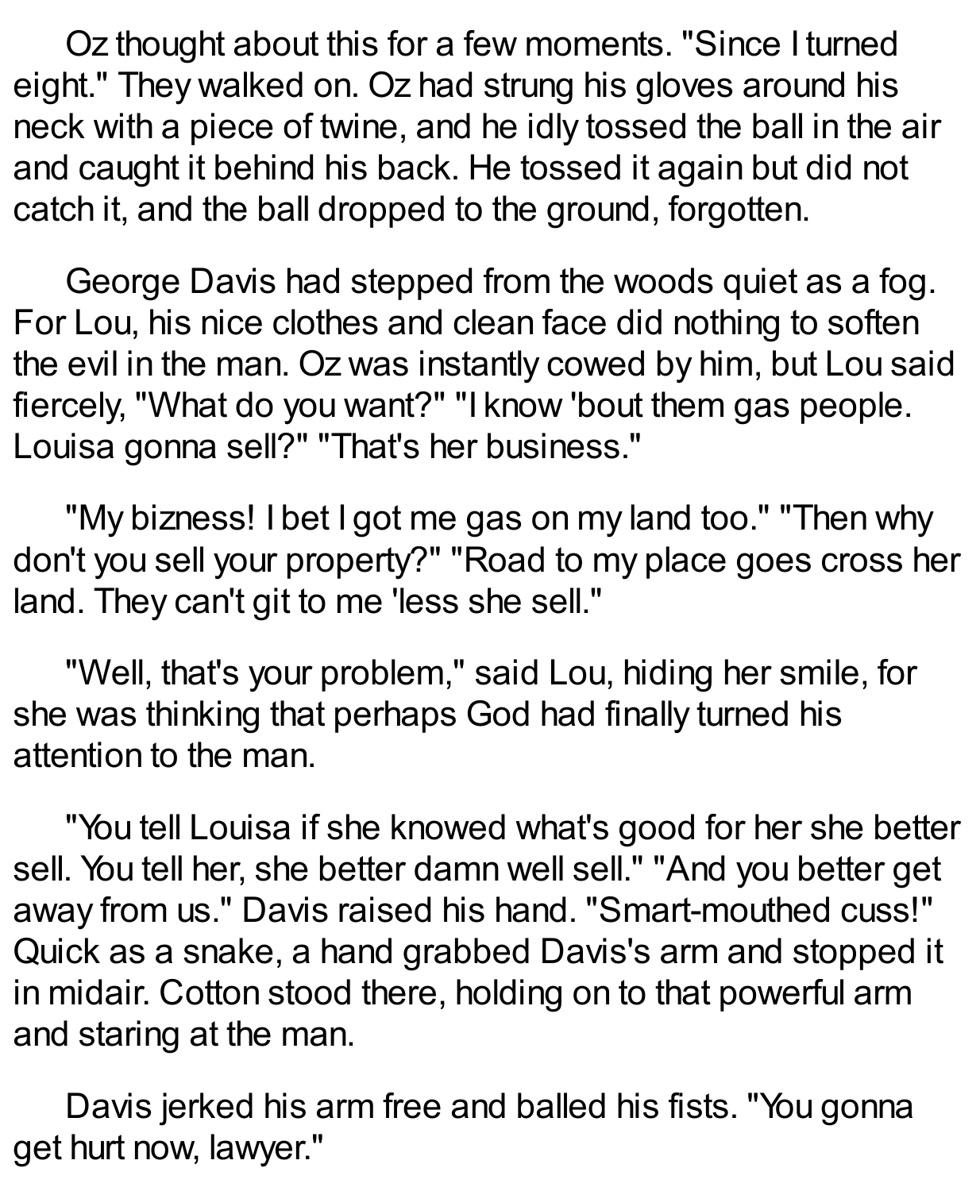Oz thought about this for a few moments. "Since I turned eight." They walked on. Oz had strung his gloves around his neck with a piece of twine, and he idly tossed the ball in the air and caught it behind his back. He tossed it again but did not catch it, and the ball dropped to the ground, forgotten.

George Davis had stepped from the woods quiet as a fog. For Lou, his nice clothes and clean face did nothing to soften the evil in the man. Oz was instantly cowed by him, but Lou said fiercely, "What do you want?" "I know 'bout them gas people. Louisa gonna sell?" "That's her business."

"My bizness! I bet I got me gas on my land too." "Then why don't you sell your property?" "Road to my place goes cross her land. They can't git to me 'less she sell."

"Well, that's your problem," said Lou, hiding her smile, for she was thinking that perhaps God had finally turned his attention to the man.

"You tell Louisa if she knowed what's good for her she better sell. You tell her, she better damn well sell." "And you better get away from us." Davis raised his hand. "Smart-mouthed cuss!" Quick as a snake, a hand grabbed Davis's arm and stopped it in midair. Cotton stood there, holding on to that powerful arm and staring at the man.

Davis jerked his arm free and balled his fists. "You gonna get hurt now, lawyer."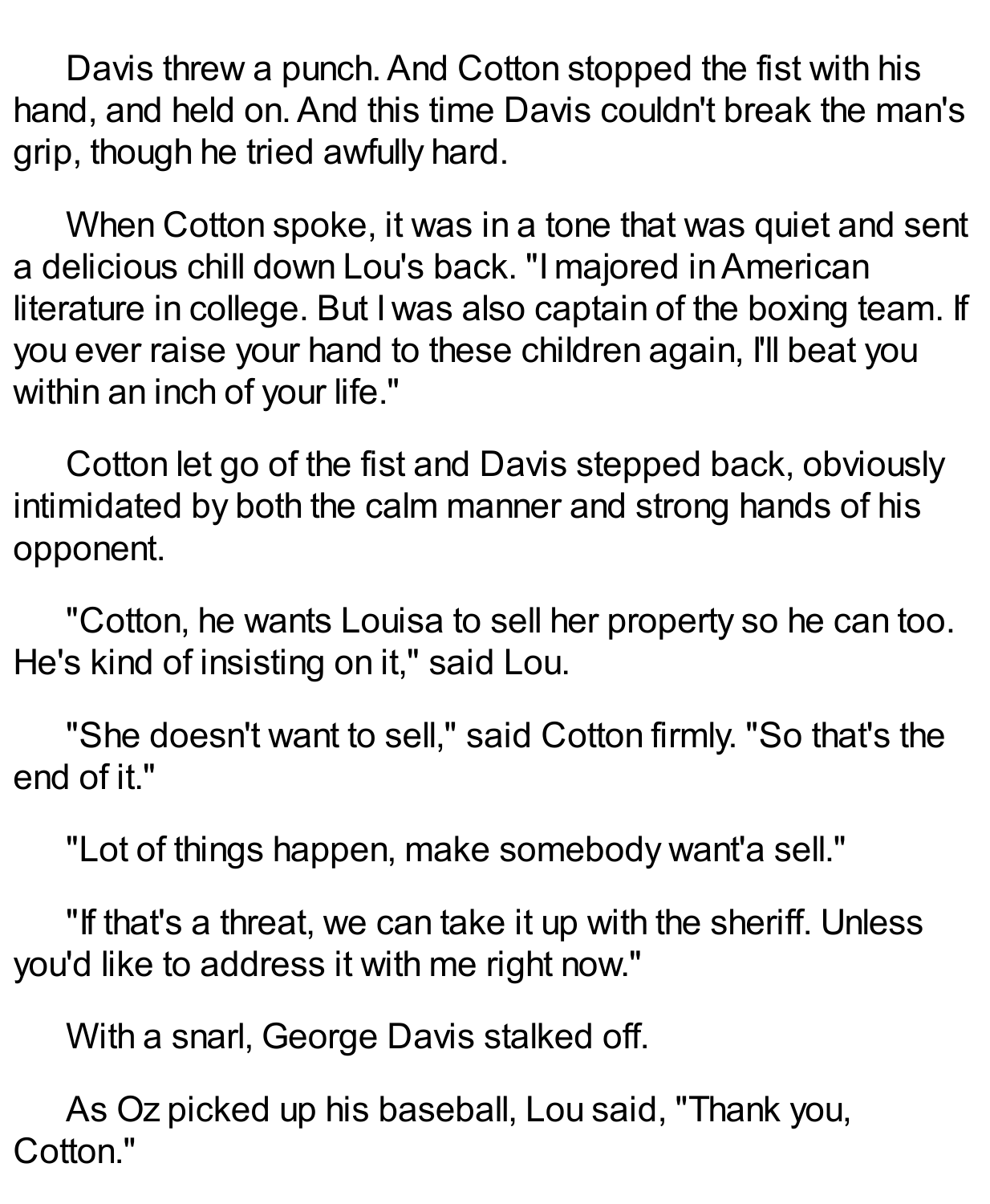Davis threw a punch. And Cotton stopped the fist with his hand, and held on. And this time Davis couldn't break the man's grip, though he tried awfully hard.

When Cotton spoke, it was in a tone that was quiet and sent a delicious chill down Lou's back. "I majored in American literature in college. But I was also captain of the boxing team. If you ever raise your hand to these children again, I'll beat you within an inch of your life."

Cotton let go of the fist and Davis stepped back, obviously intimidated by both the calm manner and strong hands of his opponent.

"Cotton, he wants Louisa to sell her property so he can too. He's kind of insisting on it," said Lou.

"She doesn't want to sell," said Cotton firmly. "So that's the end of it."

"Lot of things happen, make somebody want'a sell."

"If that's a threat, we can take it up with the sheriff. Unless you'd like to address it with me right now."

With a snarl, George Davis stalked off.

As Oz picked up his baseball, Lou said, "Thank you, Cotton."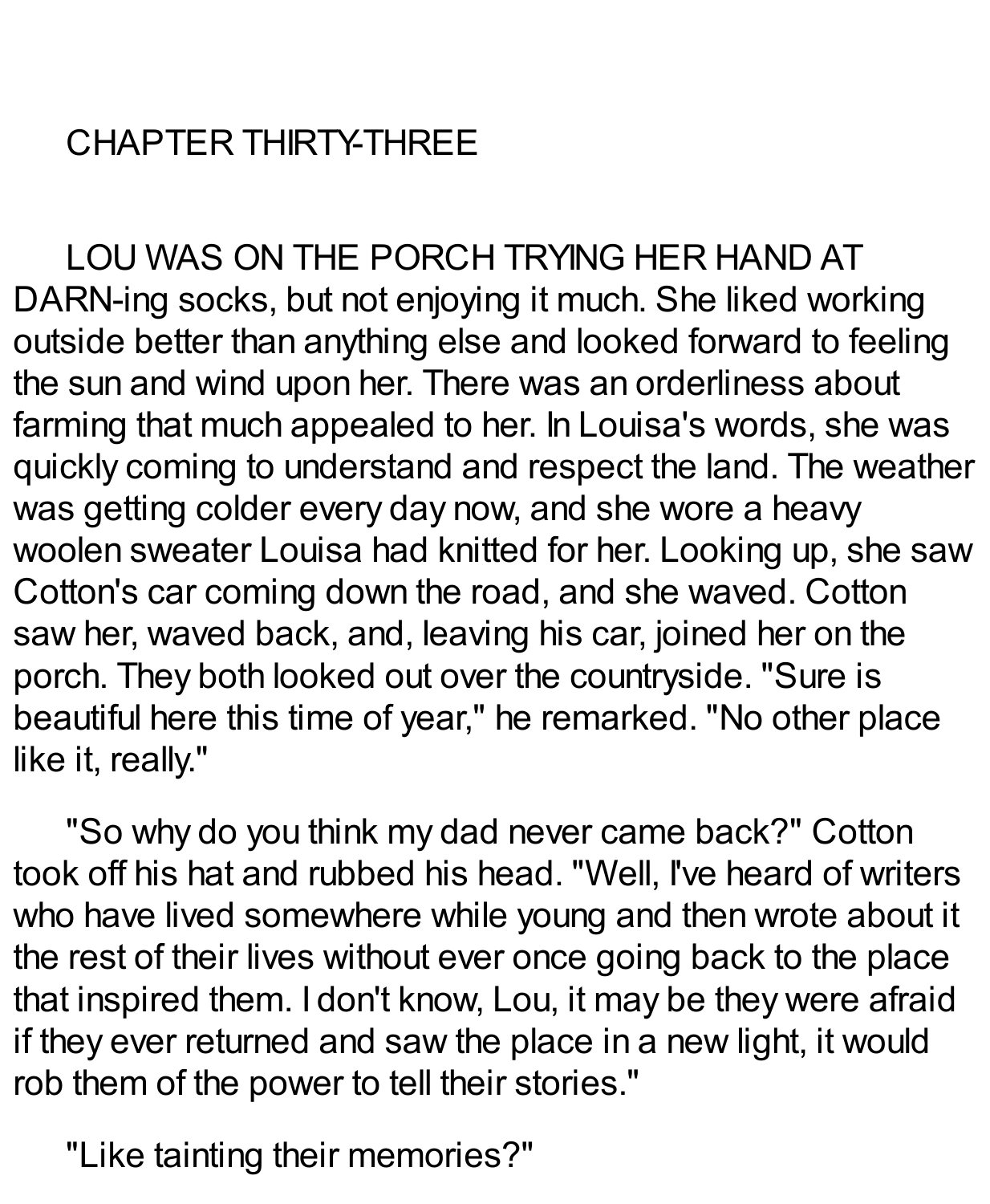## CHAPTER THIRTY-THREE

LOU WAS ON THE PORCH TRYING HER HAND AT DARN-ing socks, but not enjoying it much. She liked working outside better than anything else and looked forward to feeling the sun and wind upon her. There was an orderliness about farming that much appealed to her. In Louisa's words, she was quickly coming to understand and respect the land. The weather was getting colder every day now, and she wore a heavy woolen sweater Louisa had knitted for her. Looking up, she saw Cotton's car coming down the road, and she waved. Cotton saw her, waved back, and, leaving his car, joined her on the porch. They both looked out over the countryside. "Sure is beautiful here this time of year," he remarked. "No other place like it, really."

"So why do you think my dad never came back?" Cotton took off his hat and rubbed his head. "Well, I've heard of writers who have lived somewhere while young and then wrote about it the rest of their lives without ever once going back to the place that inspired them. I don't know, Lou, it may be they were afraid if they ever returned and saw the place in a new light, it would rob them of the power to tell their stories."

"Like tainting their memories?"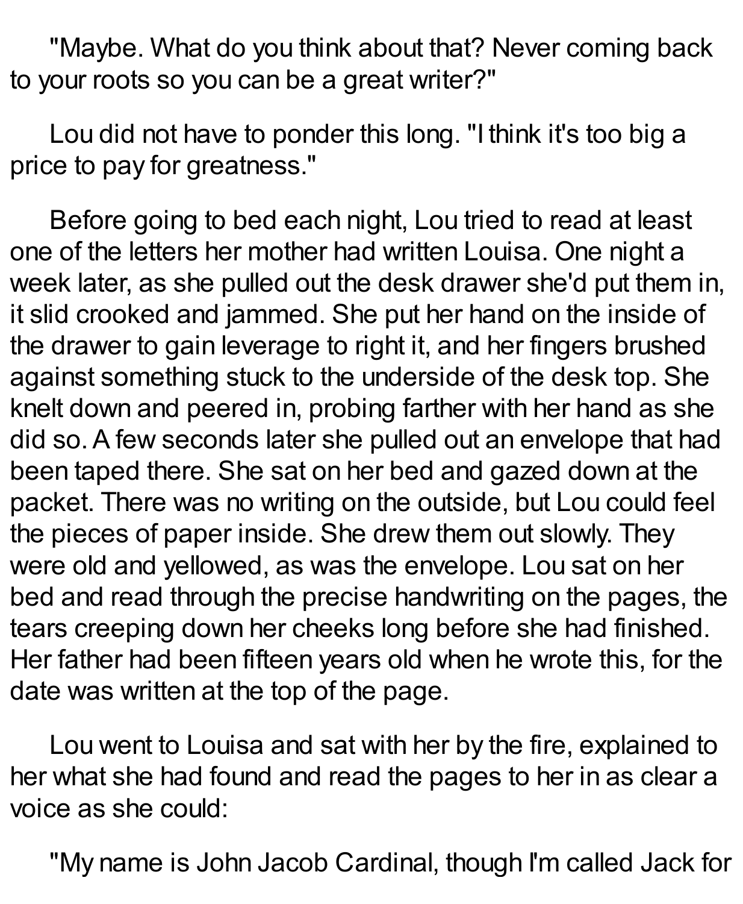"Maybe. What do you think about that? Never coming back to your roots so you can be a great writer?"

Lou did not have to ponder this long. "I think it's too big a price to pay for greatness."

Before going to bed each night, Lou tried to read at least one of the letters her mother had written Louisa. One night a week later, as she pulled out the desk drawer she'd put them in, it slid crooked and jammed. She put her hand on the inside of the drawer to gain leverage to right it, and her fingers brushed against something stuck to the underside of the desk top. She knelt down and peered in, probing farther with her hand as she did so. A few seconds later she pulled out an envelope that had been taped there. She sat on her bed and gazed down at the packet. There was no writing on the outside, but Lou could feel the pieces of paper inside. She drew them out slowly. They were old and yellowed, as was the envelope. Lou sat on her bed and read through the precise handwriting on the pages, the tears creeping down her cheeks long before she had finished. Her father had been fifteen years old when he wrote this, for the date was written at the top of the page.

Lou went to Louisa and sat with her by the fire, explained to her what she had found and read the pages to her in as clear a voice as she could:

"My name is John Jacob Cardinal, though I'm called Jack for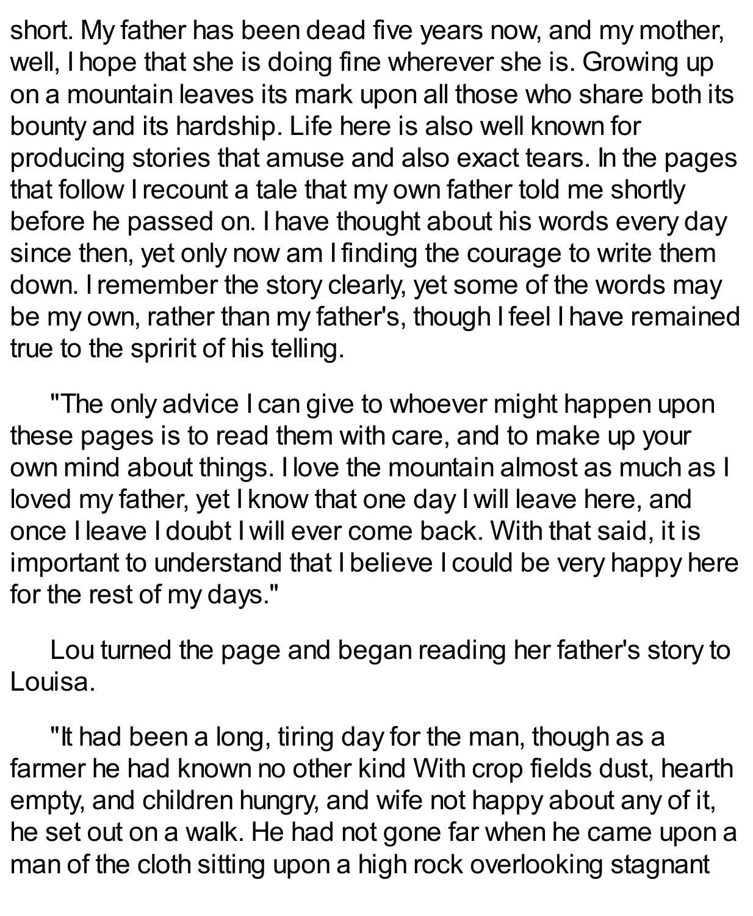short. My father has been dead five years now, and my mother, well, I hope that she is doing fine wherever she is. Growing up on a mountain leaves its mark upon all those who share both its bounty and its hardship. Life here is also well known for producing stories that amuse and also exact tears. In the pages that follow I recount a tale that my own father told me shortly before he passed on. I have thought about his words every day since then, yet only now am I finding the courage to write them down. I remember the story clearly, yet some of the words may be my own, rather than my father's, though I feel I have remained true to the spririt of his telling.

"The only advice I can give to whoever might happen upon these pages is to read them with care, and to make up your own mind about things. I love the mountain almost as much as I loved my father, yet I know that one day I will leave here, and once I leave I doubt I will ever come back. With that said, it is important to understand that I believe I could be very happy here for the rest of my days."

Lou turned the page and began reading her father's story to Louisa.

"It had been a long, tiring day for the man, though as a farmer he had known no other kind With crop fields dust, hearth empty, and children hungry, and wife not happy about any of it, he set out on a walk. He had not gone far when he came upon a man of the cloth sitting upon a high rock overlooking stagnant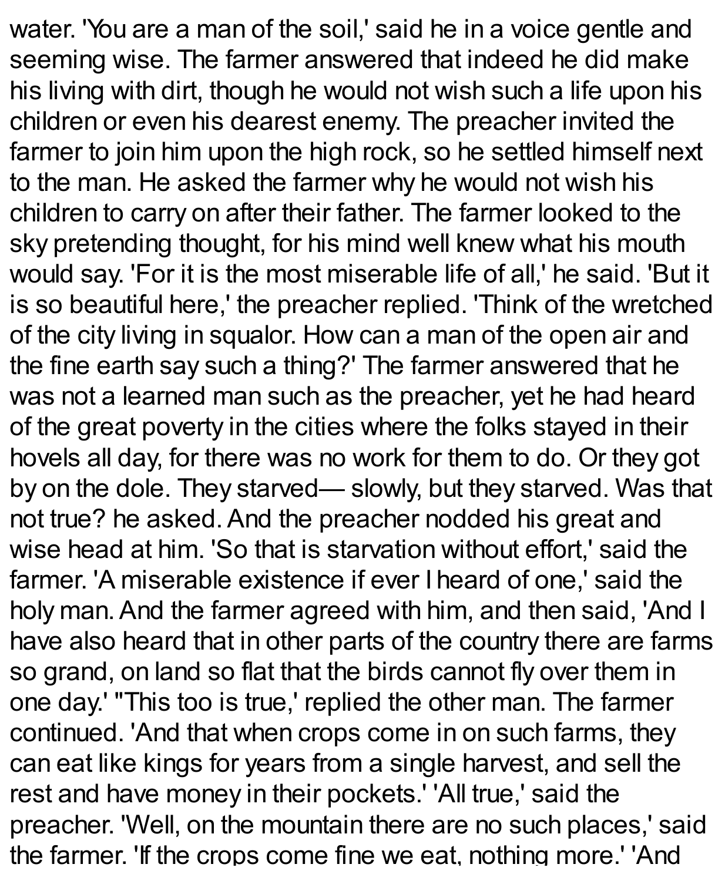water. 'You are a man of the soil,' said he in a voice gentle and seeming wise. The farmer answered that indeed he did make his living with dirt, though he would not wish such a life upon his children or even his dearest enemy. The preacher invited the farmer to join him upon the high rock, so he settled himself next to the man. He asked the farmer why he would not wish his children to carry on after their father. The farmer looked to the sky pretending thought, for his mind well knew what his mouth would say. 'For it is the most miserable life of all,' he said. 'But it is so beautiful here,' the preacher replied. 'Think of the wretched of the city living in squalor. How can a man of the open air and the fine earth say such a thing?' The farmer answered that he was not a learned man such as the preacher, yet he had heard of the great poverty in the cities where the folks stayed in their hovels all day, for there was no work for them to do. Or they got by on the dole. They starved— slowly, but they starved. Was that not true? he asked. And the preacher nodded his great and wise head at him. 'So that is starvation without effort,' said the farmer. 'A miserable existence if ever I heard of one,' said the holy man. And the farmer agreed with him, and then said, 'And I have also heard that in other parts of the country there are farms so grand, on land so flat that the birds cannot fly over them in one day.' "This too is true,' replied the other man. The farmer continued. 'And that when crops come in on such farms, they can eat like kings for years from a single harvest, and sell the rest and have money in their pockets.' 'All true,' said the preacher. 'Well, on the mountain there are no such places,' said the farmer. 'If the crops come fine we eat, nothing more.' 'And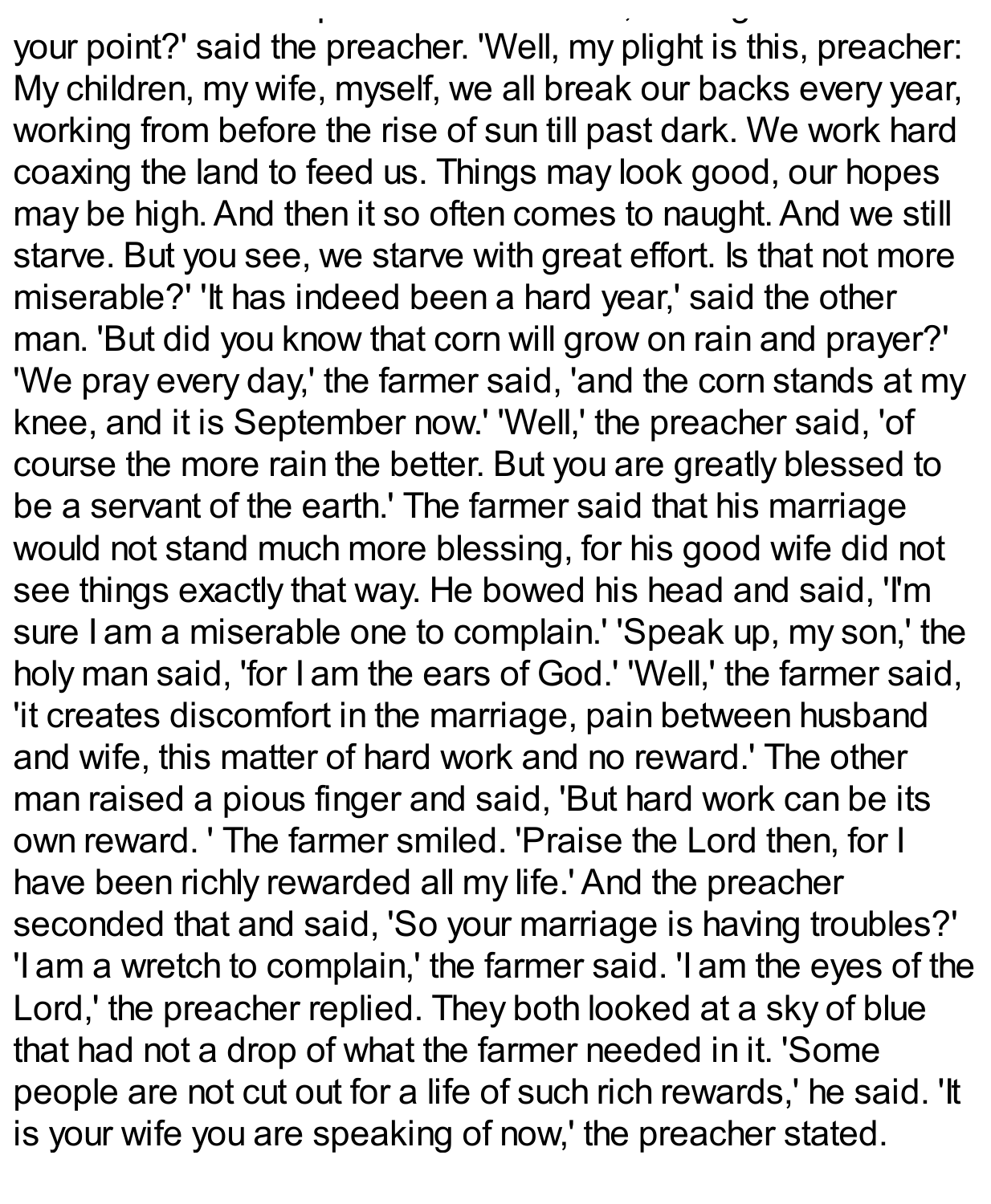your point?' said the preacher. 'Well, my plight is this, preacher: My children, my wife, myself, we all break our backs every year, working from before the rise of sun till past dark. We work hard coaxing the land to feed us. Things may look good, our hopes may be high. And then it so often comes to naught. And we still starve. But you see, we starve with great effort. Is that not more miserable?' 'It has indeed been a hard year,' said the other man. 'But did you know that corn will grow on rain and prayer?' 'We pray every day,' the farmer said, 'and the corn stands at my knee, and it is September now.' 'Well,' the preacher said, 'of course the more rain the better. But you are greatly blessed to be a servant of the earth.' The farmer said that his marriage would not stand much more blessing, for his good wife did not see things exactly that way. He bowed his head and said, 'I'm sure I am a miserable one to complain.' 'Speak up, my son,' the holy man said, 'for I am the ears of God.' 'Well,' the farmer said, 'it creates discomfort in the marriage, pain between husband and wife, this matter of hard work and no reward.' The other man raised a pious finger and said, 'But hard work can be its own reward. ' The farmer smiled. 'Praise the Lord then, for I have been richly rewarded all my life.' And the preacher seconded that and said, 'So your marriage is having troubles?' 'I am a wretch to complain,' the farmer said. 'I am the eyes of the Lord,' the preacher replied. They both looked at a sky of blue that had not a drop of what the farmer needed in it. 'Some people are not cut out for a life of such rich rewards,' he said. 'It is your wife you are speaking of now,' the preacher stated.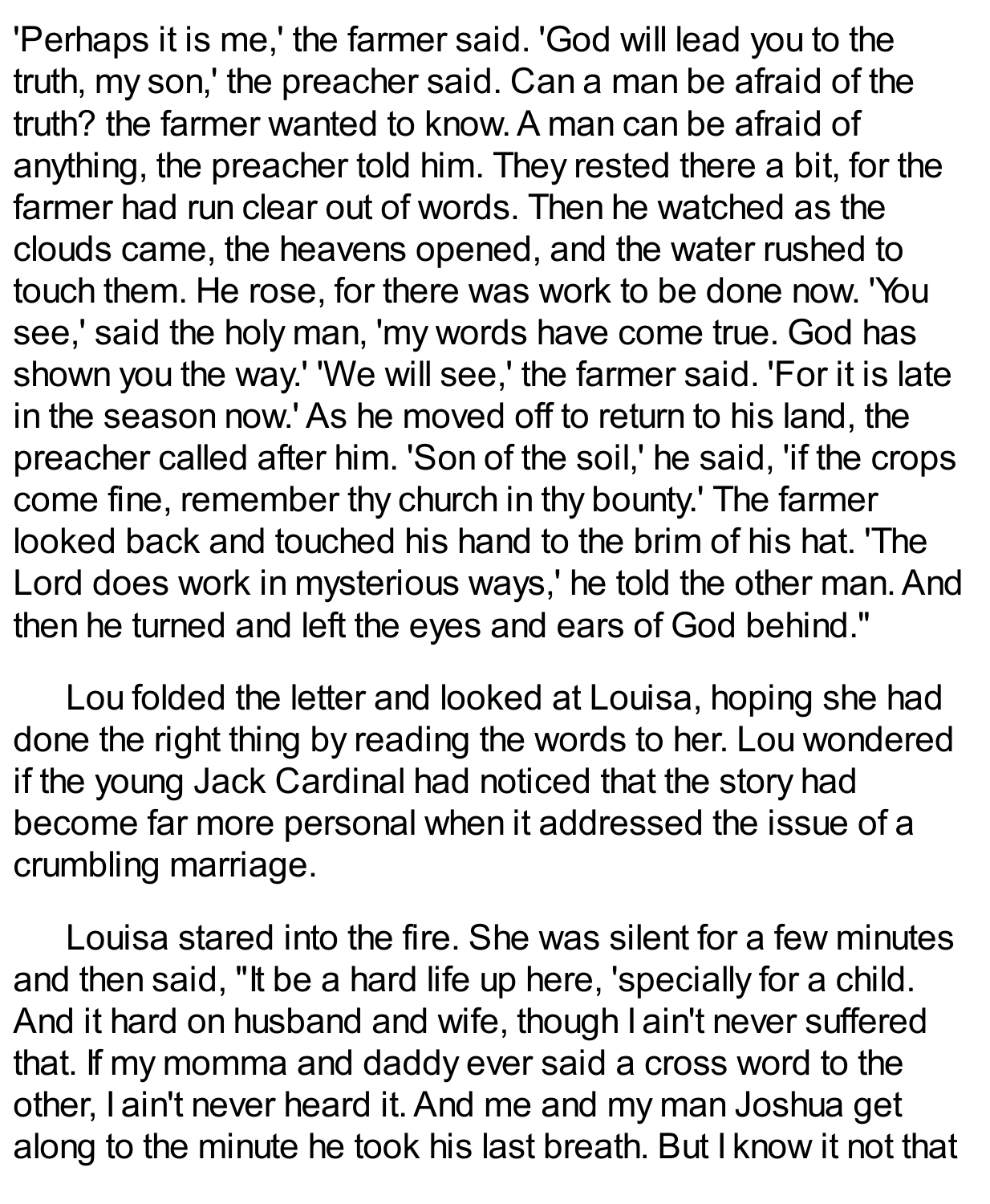'Perhaps it is me,' the farmer said. 'God will lead you to the truth, my son,' the preacher said. Can a man be afraid of the truth? the farmer wanted to know. A man can be afraid of anything, the preacher told him. They rested there a bit, for the farmer had run clear out of words. Then he watched as the clouds came, the heavens opened, and the water rushed to touch them. He rose, for there was work to be done now. 'You see,' said the holy man, 'my words have come true. God has shown you the way.' 'We will see,' the farmer said. 'For it is late in the season now.' As he moved off to return to his land, the preacher called after him. 'Son of the soil,' he said, 'if the crops come fine, remember thy church in thy bounty.' The farmer looked back and touched his hand to the brim of his hat. 'The Lord does work in mysterious ways,' he told the other man. And then he turned and left the eyes and ears of God behind."

Lou folded the letter and looked at Louisa, hoping she had done the right thing by reading the words to her. Lou wondered if the young Jack Cardinal had noticed that the story had become far more personal when it addressed the issue of a crumbling marriage.

Louisa stared into the fire. She was silent for a few minutes and then said, "It be a hard life up here, 'specially for a child. And it hard on husband and wife, though I ain't never suffered that. If my momma and daddy ever said a cross word to the other, I ain't never heard it. And me and my man Joshua get along to the minute he took his last breath. But I know it not that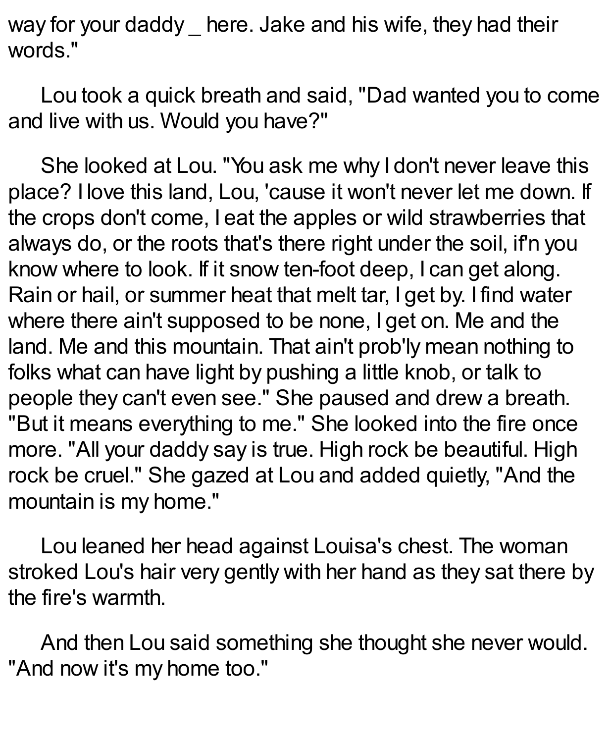way for your daddy _ here. Jake and his wife, they had their words."

Lou took a quick breath and said, "Dad wanted you to come and live with us. Would you have?"

She looked at Lou. "You ask me why I don't never leave this place? I love this land, Lou, 'cause it won't never let me down. If the crops don't come, I eat the apples or wild strawberries that always do, or the roots that's there right under the soil, if'n you know where to look. If it snow ten-foot deep, I can get along. Rain or hail, or summer heat that melt tar, I get by. I find water where there ain't supposed to be none, I get on. Me and the land. Me and this mountain. That ain't prob'ly mean nothing to folks what can have light by pushing a little knob, or talk to people they can't even see." She paused and drew a breath. "But it means everything to me." She looked into the fire once more. "All your daddy say is true. High rock be beautiful. High rock be cruel." She gazed at Lou and added quietly, "And the mountain is my home."

Lou leaned her head against Louisa's chest. The woman stroked Lou's hair very gently with her hand as they sat there by the fire's warmth.

And then Lou said something she thought she never would. "And now it's my home too."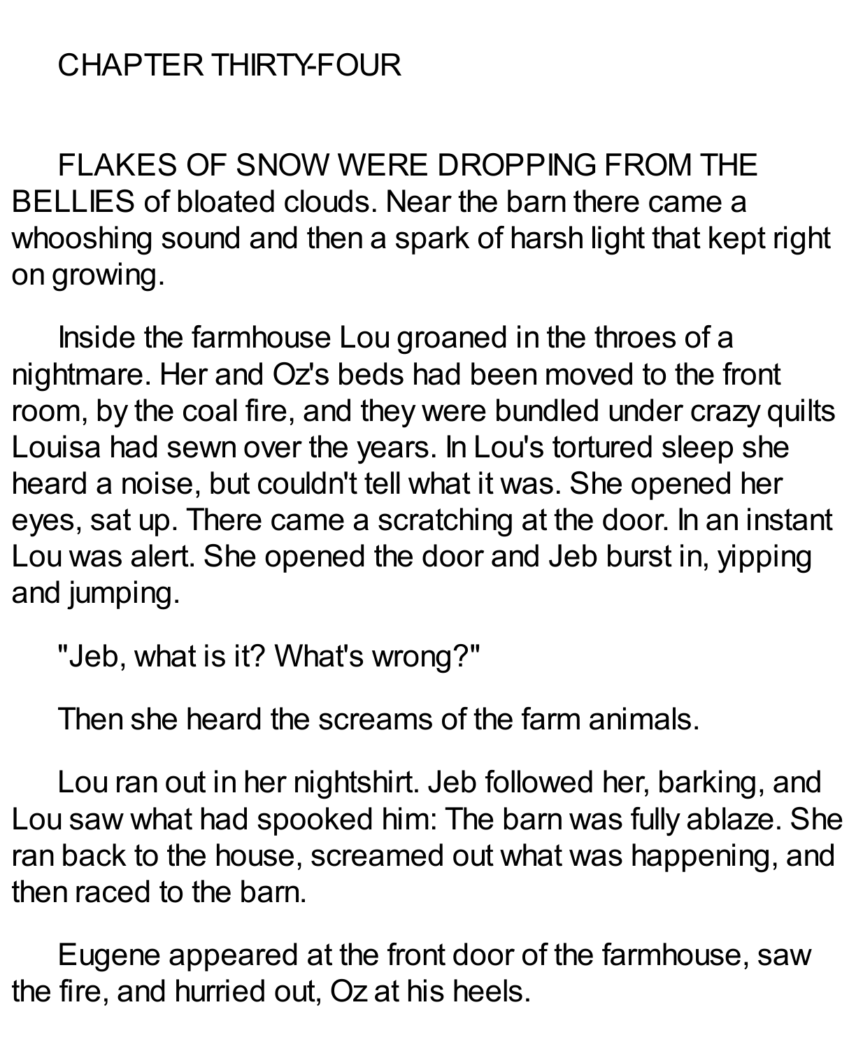# CHAPTER THIRTY-FOUR

FLAKES OF SNOW WERE DROPPING FROM THE BELLIES of bloated clouds. Near the barn there came a whooshing sound and then a spark of harsh light that kept right on growing.

Inside the farmhouse Lou groaned in the throes of a nightmare. Her and Oz's beds had been moved to the front room, by the coal fire, and they were bundled under crazy quilts Louisa had sewn over the years. In Lou's tortured sleep she heard a noise, but couldn't tell what it was. She opened her eyes, sat up. There came a scratching at the door. In an instant Lou was alert. She opened the door and Jeb burst in, yipping and jumping.

"Jeb, what is it? What's wrong?"

Then she heard the screams of the farm animals.

Lou ran out in her nightshirt. Jeb followed her, barking, and Lou saw what had spooked him: The barn was fully ablaze. She ran back to the house, screamed out what was happening, and then raced to the barn.

Eugene appeared at the front door of the farmhouse, saw the fire, and hurried out, Oz at his heels.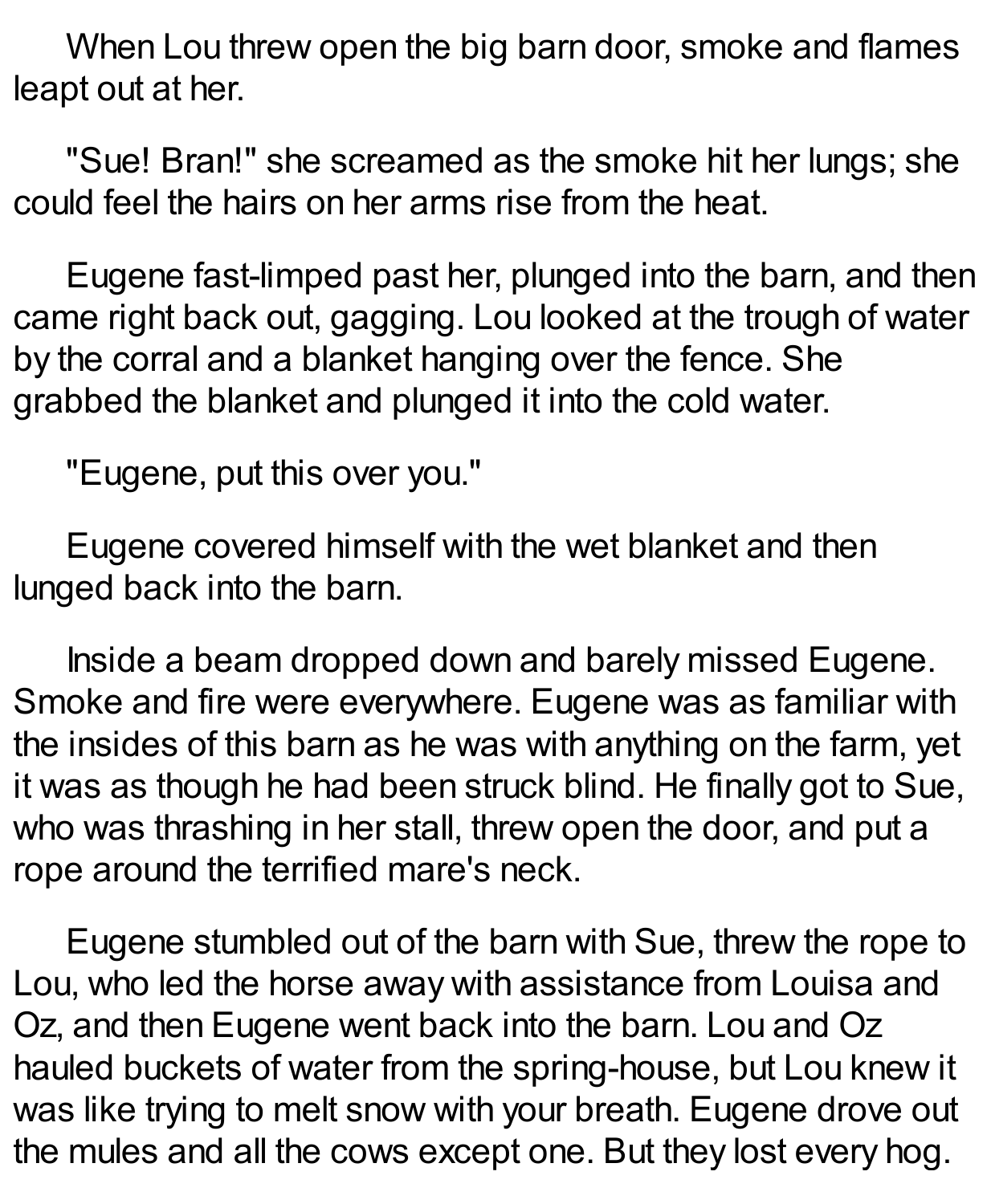When Lou threw open the big barn door, smoke and flames leapt out at her.

"Sue! Bran!" she screamed as the smoke hit her lungs; she could feel the hairs on her arms rise from the heat.

Eugene fast-limped past her, plunged into the barn, and then came right back out, gagging. Lou looked at the trough of water by the corral and a blanket hanging over the fence. She grabbed the blanket and plunged it into the cold water.

"Eugene, put this over you."

Eugene covered himself with the wet blanket and then lunged back into the barn.

Inside a beam dropped down and barely missed Eugene. Smoke and fire were everywhere. Eugene was as familiar with the insides of this barn as he was with anything on the farm, yet it was as though he had been struck blind. He finally got to Sue, who was thrashing in her stall, threw open the door, and put a rope around the terrified mare's neck.

Eugene stumbled out of the barn with Sue, threw the rope to Lou, who led the horse away with assistance from Louisa and Oz, and then Eugene went back into the barn. Lou and Oz hauled buckets of water from the spring-house, but Lou knew it was like trying to melt snow with your breath. Eugene drove out the mules and all the cows except one. But they lost every hog.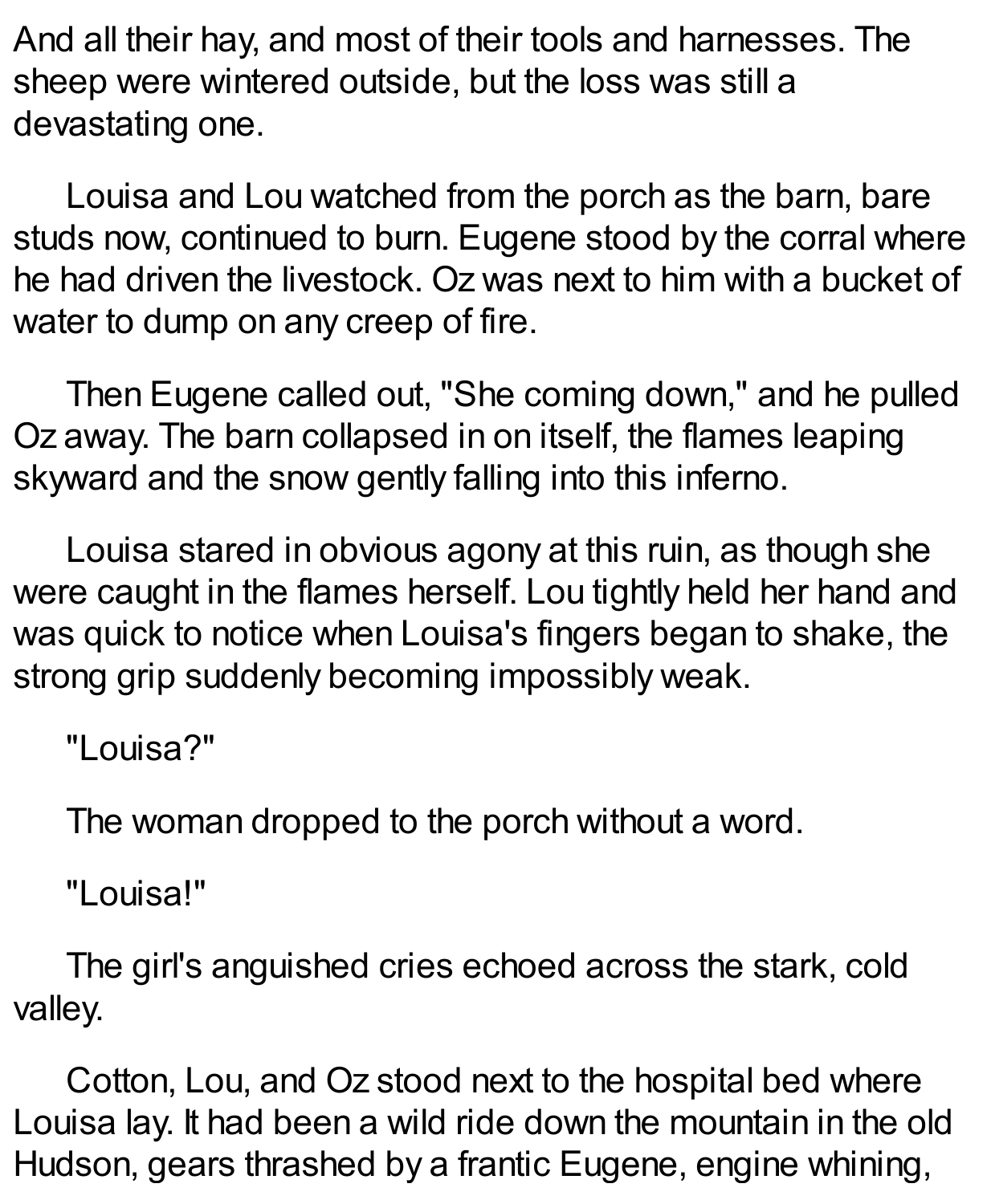And all their hay, and most of their tools and harnesses. The sheep were wintered outside, but the loss was still a devastating one.

Louisa and Lou watched from the porch as the barn, bare studs now, continued to burn. Eugene stood by the corral where he had driven the livestock. Oz was next to him with a bucket of water to dump on any creep of fire.

Then Eugene called out, "She coming down," and he pulled Oz away. The barn collapsed in on itself, the flames leaping skyward and the snow gently falling into this inferno.

Louisa stared in obvious agony at this ruin, as though she were caught in the flames herself. Lou tightly held her hand and was quick to notice when Louisa's fingers began to shake, the strong grip suddenly becoming impossibly weak.

"Louisa?"

The woman dropped to the porch without a word.

"Louisa!"

The girl's anguished cries echoed across the stark, cold valley.

Cotton, Lou, and Oz stood next to the hospital bed where Louisa lay. It had been a wild ride down the mountain in the old Hudson, gears thrashed by a frantic Eugene, engine whining,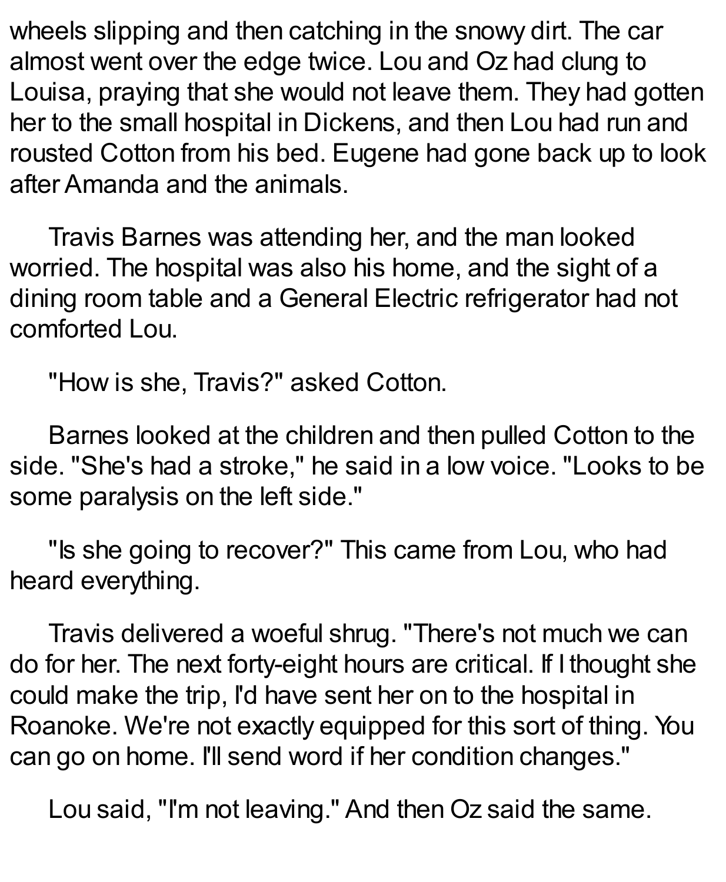wheels slipping and then catching in the snowy dirt. The car almost went over the edge twice. Lou and Oz had clung to Louisa, praying that she would not leave them. They had gotten her to the small hospital in Dickens, and then Lou had run and rousted Cotton from his bed. Eugene had gone back up to look after Amanda and the animals.

Travis Barnes was attending her, and the man looked worried. The hospital was also his home, and the sight of a dining room table and a General Electric refrigerator had not comforted Lou.

"How is she, Travis?" asked Cotton.

Barnes looked at the children and then pulled Cotton to the side. "She's had a stroke," he said in a low voice. "Looks to be some paralysis on the left side."

"Is she going to recover?" This came from Lou, who had heard everything.

Travis delivered a woeful shrug. "There's not much we can do for her. The next forty-eight hours are critical. If I thought she could make the trip, I'd have sent her on to the hospital in Roanoke. We're not exactly equipped for this sort of thing. You can go on home. I'll send word if her condition changes."

Lou said, "I'm not leaving." And then Oz said the same.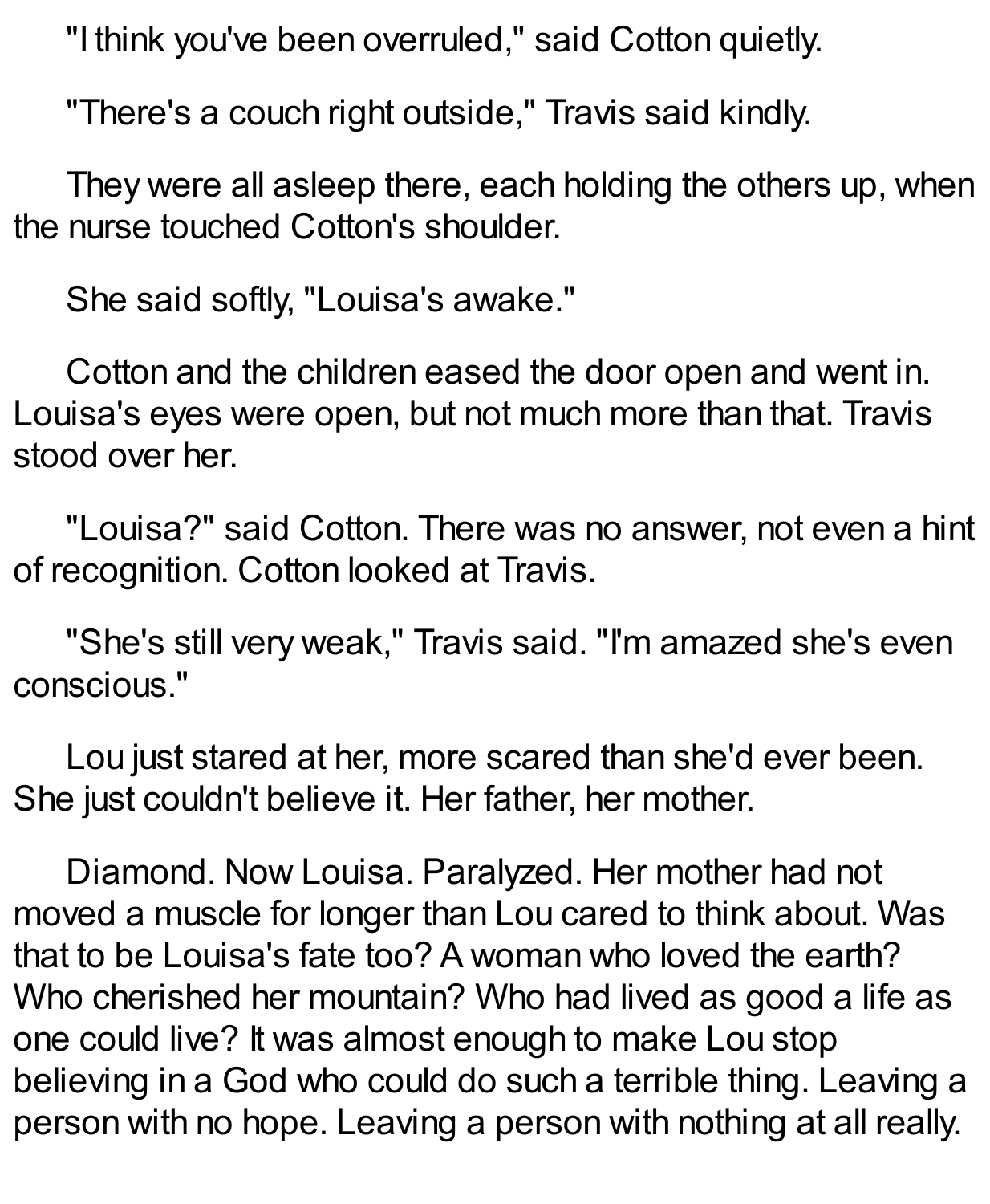"I think you've been overruled," said Cotton quietly.

"There's a couch right outside," Travis said kindly.

They were all asleep there, each holding the others up, when the nurse touched Cotton's shoulder.

She said softly, "Louisa's awake."

Cotton and the children eased the door open and went in. Louisa's eyes were open, but not much more than that. Travis stood over her.

"Louisa?" said Cotton. There was no answer, not even a hint of recognition. Cotton looked at Travis.

"She's still very weak," Travis said. "I'm amazed she's even conscious."

Lou just stared at her, more scared than she'd ever been. She just couldn't believe it. Her father, her mother.

Diamond. Now Louisa. Paralyzed. Her mother had not moved a muscle for longer than Lou cared to think about. Was that to be Louisa's fate too? A woman who loved the earth? Who cherished her mountain? Who had lived as good a life as one could live? It was almost enough to make Lou stop believing in a God who could do such a terrible thing. Leaving a person with no hope. Leaving a person with nothing at all really.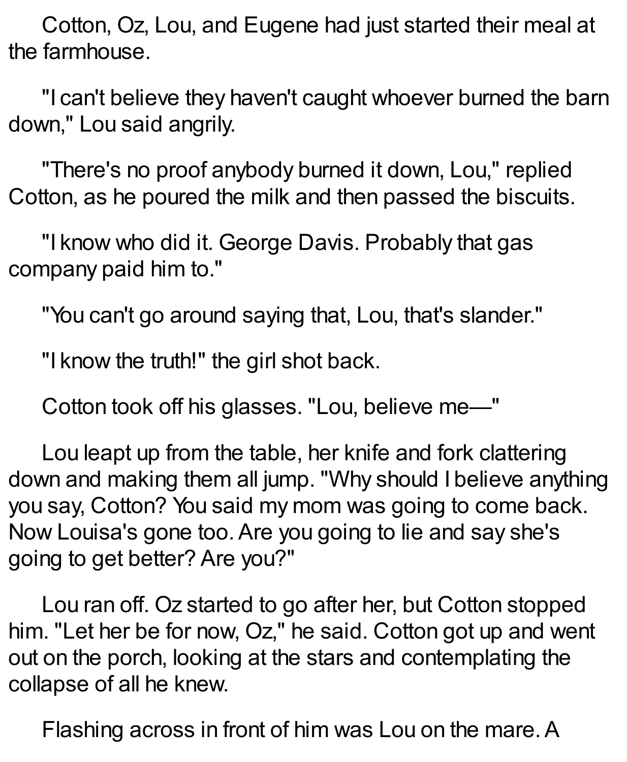Cotton, Oz, Lou, and Eugene had just started their meal at the farmhouse.

"I can't believe they haven't caught whoever burned the barn down," Lou said angrily.

"There's no proof anybody burned it down, Lou," replied Cotton, as he poured the milk and then passed the biscuits.

"I know who did it. George Davis. Probably that gas company paid him to."

"You can't go around saying that, Lou, that's slander."

"I know the truth!" the girl shot back.

Cotton took off his glasses. "Lou, believe me—"

Lou leapt up from the table, her knife and fork clattering down and making them all jump. "Why should I believe anything you say, Cotton? You said my mom was going to come back. Now Louisa's gone too. Are you going to lie and say she's going to get better? Are you?"

Lou ran off. Oz started to go after her, but Cotton stopped him. "Let her be for now, Oz," he said. Cotton got up and went out on the porch, looking at the stars and contemplating the collapse of all he knew.

Flashing across in front of him was Lou on the mare. A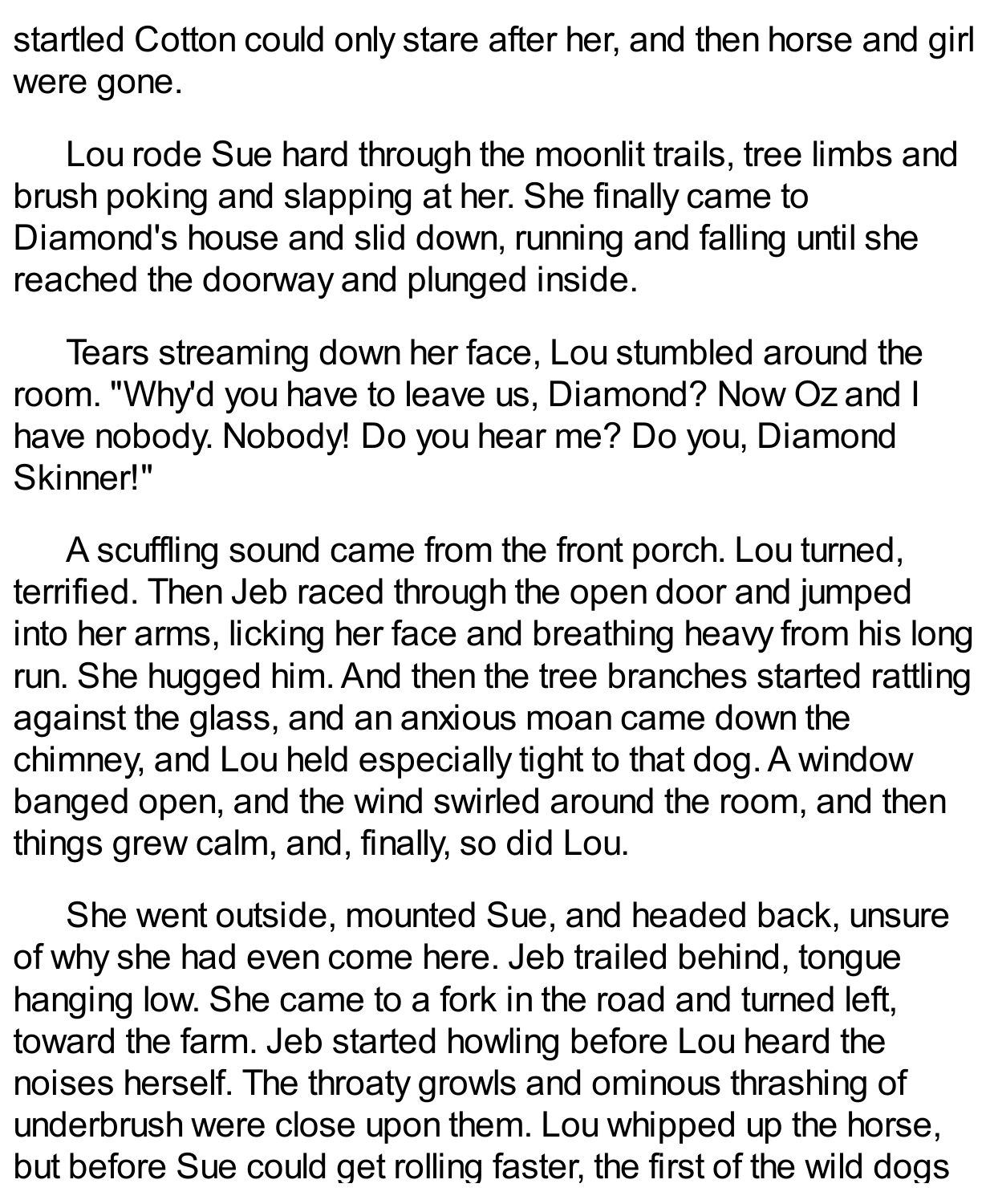startled Cotton could only stare after her, and then horse and girl were gone.

Lou rode Sue hard through the moonlit trails, tree limbs and brush poking and slapping at her. She finally came to Diamond's house and slid down, running and falling until she reached the doorway and plunged inside.

Tears streaming down her face, Lou stumbled around the room. "Why'd you have to leave us, Diamond? Now Oz and I have nobody. Nobody! Do you hear me? Do you, Diamond Skinner!"

A scuffling sound came from the front porch. Lou turned, terrified. Then Jeb raced through the open door and jumped into her arms, licking her face and breathing heavy from his long run. She hugged him. And then the tree branches started rattling against the glass, and an anxious moan came down the chimney, and Lou held especially tight to that dog. A window banged open, and the wind swirled around the room, and then things grew calm, and, finally, so did Lou.

She went outside, mounted Sue, and headed back, unsure of why she had even come here. Jeb trailed behind, tongue hanging low. She came to a fork in the road and turned left, toward the farm. Jeb started howling before Lou heard the noises herself. The throaty growls and ominous thrashing of underbrush were close upon them. Lou whipped up the horse, but before Sue could get rolling faster, the first of the wild dogs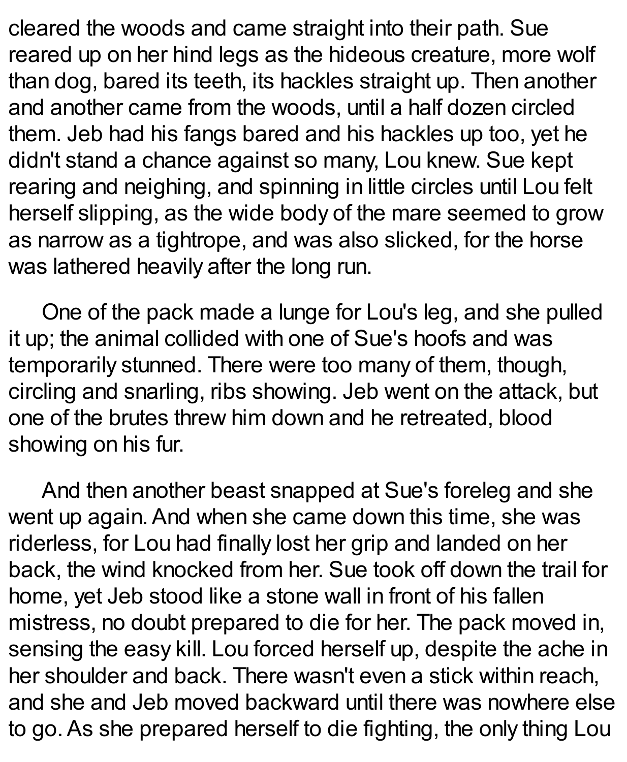cleared the woods and came straight into their path. Sue reared up on her hind legs as the hideous creature, more wolf than dog, bared its teeth, its hackles straight up. Then another and another came from the woods, until a half dozen circled them. Jeb had his fangs bared and his hackles up too, yet he didn't stand a chance against so many, Lou knew. Sue kept rearing and neighing, and spinning in little circles until Lou felt herself slipping, as the wide body of the mare seemed to grow as narrow as a tightrope, and was also slicked, for the horse was lathered heavily after the long run.

One of the pack made a lunge for Lou's leg, and she pulled it up; the animal collided with one of Sue's hoofs and was temporarily stunned. There were too many of them, though, circling and snarling, ribs showing. Jeb went on the attack, but one of the brutes threw him down and he retreated, blood showing on his fur.

And then another beast snapped at Sue's foreleg and she went up again. And when she came down this time, she was riderless, for Lou had finally lost her grip and landed on her back, the wind knocked from her. Sue took off down the trail for home, yet Jeb stood like a stone wall in front of his fallen mistress, no doubt prepared to die for her. The pack moved in, sensing the easy kill. Lou forced herself up, despite the ache in her shoulder and back. There wasn't even a stick within reach, and she and Jeb moved backward until there was nowhere else to go. As she prepared herself to die fighting, the only thing Lou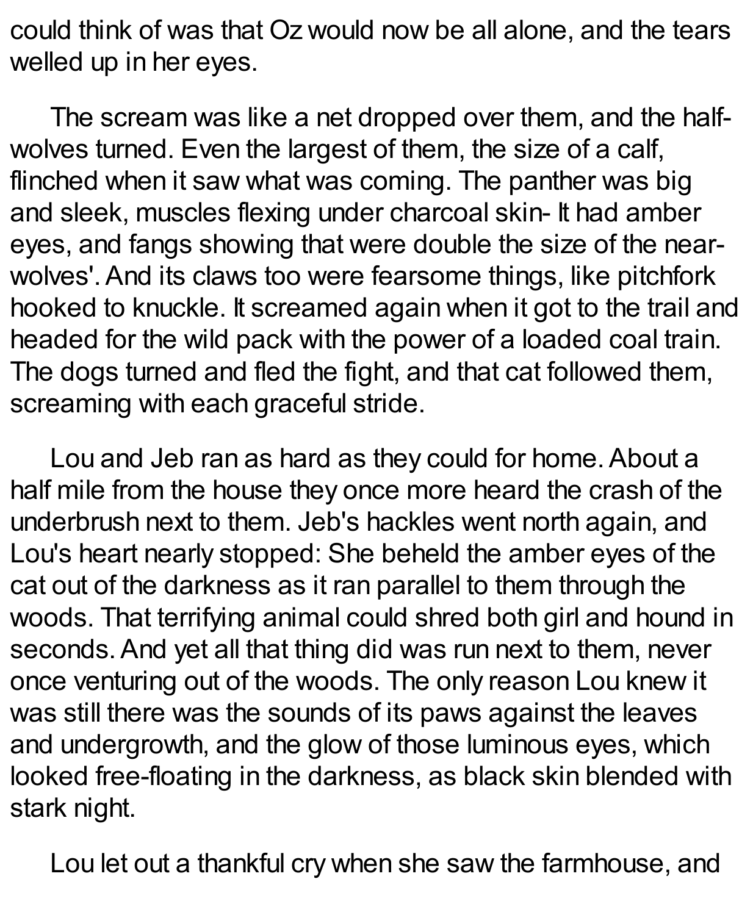could think of was that Oz would now be all alone, and the tears welled up in her eyes.

The scream was like a net dropped over them, and the half-wolves turned. Even the largest of them, the size of a calf, flinched when it saw what was coming. The panther was big and sleek, muscles flexing under charcoal skin- It had amber eyes, and fangs showing that were double the size of the near-wolves'. And its claws too were fearsome things, like pitchfork hooked to knuckle. It screamed again when it got to the trail and headed for the wild pack with the power of a loaded coal train. The dogs turned and fled the fight, and that cat followed them, screaming with each graceful stride.

Lou and Jeb ran as hard as they could for home. About a half mile from the house they once more heard the crash of the underbrush next to them. Jeb's hackles went north again, and Lou's heart nearly stopped: She beheld the amber eyes of the cat out of the darkness as it ran parallel to them through the woods. That terrifying animal could shred both girl and hound in seconds. And yet all that thing did was run next to them, never once venturing out of the woods. The only reason Lou knew it was still there was the sounds of its paws against the leaves and undergrowth, and the glow of those luminous eyes, which looked free-floating in the darkness, as black skin blended with stark night.

Lou let out a thankful cry when she saw the farmhouse, and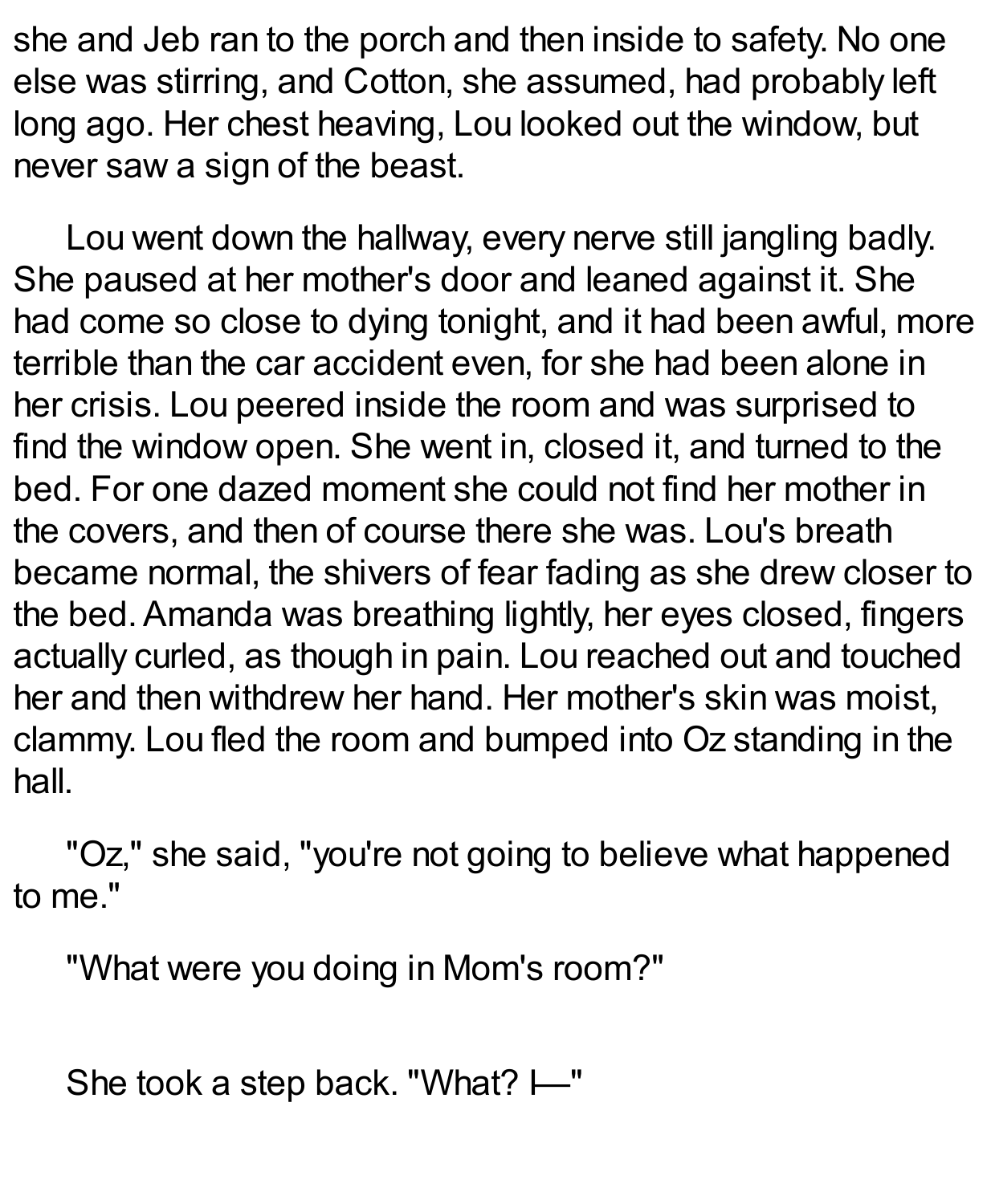she and Jeb ran to the porch and then inside to safety. No one else was stirring, and Cotton, she assumed, had probably left long ago. Her chest heaving, Lou looked out the window, but never saw a sign of the beast.

Lou went down the hallway, every nerve still jangling badly. She paused at her mother's door and leaned against it. She had come so close to dying tonight, and it had been awful, more terrible than the car accident even, for she had been alone in her crisis. Lou peered inside the room and was surprised to find the window open. She went in, closed it, and turned to the bed. For one dazed moment she could not find her mother in the covers, and then of course there she was. Lou's breath became normal, the shivers of fear fading as she drew closer to the bed. Amanda was breathing lightly, her eyes closed, fingers actually curled, as though in pain. Lou reached out and touched her and then withdrew her hand. Her mother's skin was moist, clammy. Lou fled the room and bumped into Oz standing in the hall.

"Oz," she said, "you're not going to believe what happened to me."

"What were you doing in Mom's room?"

She took a step back. "What? I—"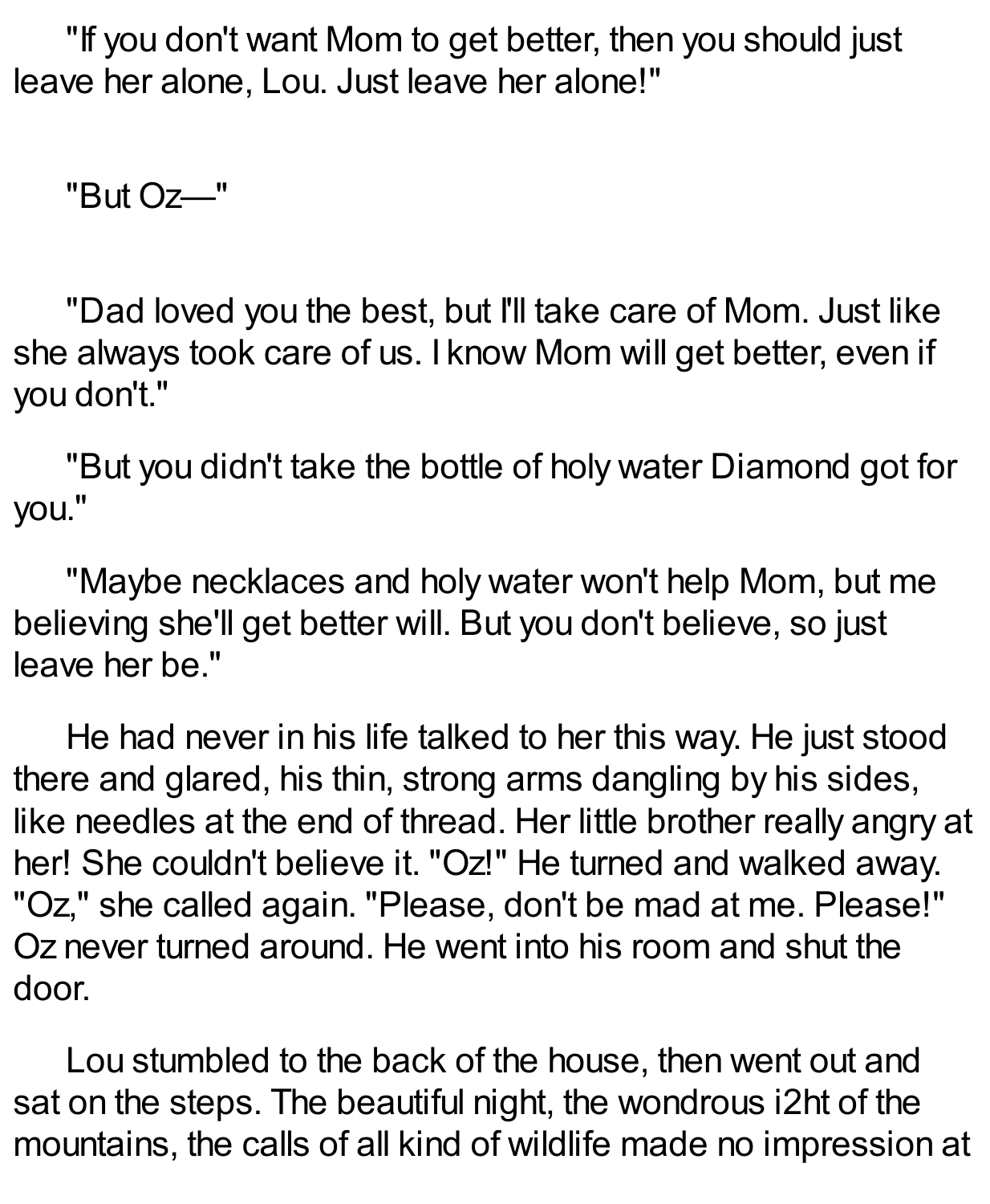"If you don't want Mom to get better, then you should just leave her alone, Lou. Just leave her alone!"

"But Oz—"

"Dad loved you the best, but I'll take care of Mom. Just like she always took care of us. I know Mom will get better, even if you don't."

"But you didn't take the bottle of holy water Diamond got for you."

"Maybe necklaces and holy water won't help Mom, but me believing she'll get better will. But you don't believe, so just leave her be."

He had never in his life talked to her this way. He just stood there and glared, his thin, strong arms dangling by his sides, like needles at the end of thread. Her little brother really angry at her! She couldn't believe it. "Oz!" He turned and walked away. "Oz," she called again. "Please, don't be mad at me. Please!" Oz never turned around. He went into his room and shut the door.

Lou stumbled to the back of the house, then went out and sat on the steps. The beautiful night, the wondrous i2ht of the mountains, the calls of all kind of wildlife made no impression at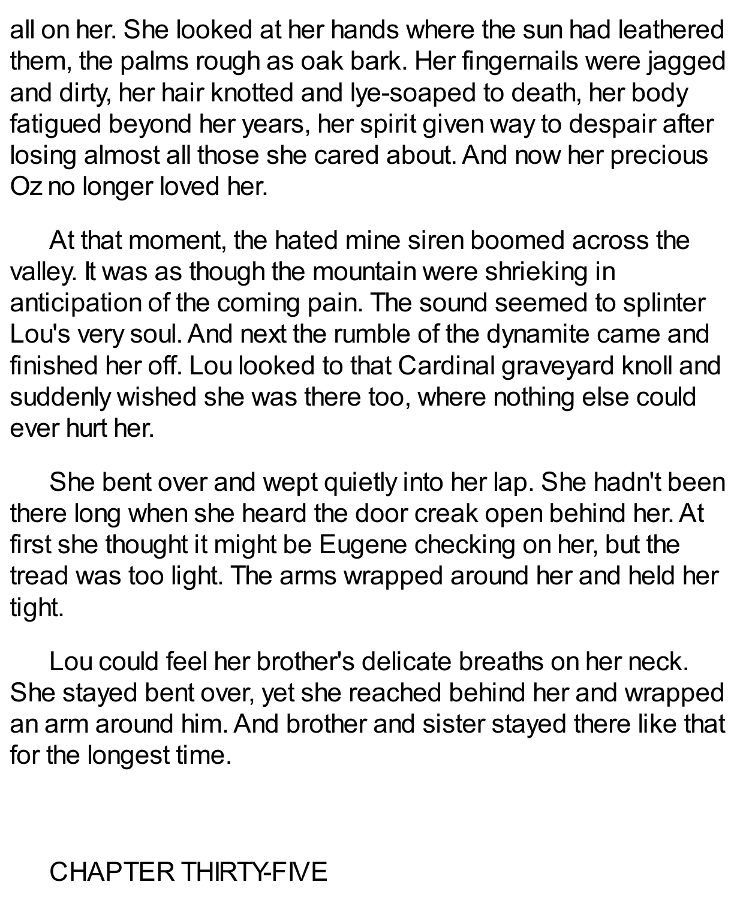all on her. She looked at her hands where the sun had leathered them, the palms rough as oak bark. Her fingernails were jagged and dirty, her hair knotted and lye-soaped to death, her body fatigued beyond her years, her spirit given way to despair after losing almost all those she cared about. And now her precious Oz no longer loved her.

At that moment, the hated mine siren boomed across the valley. It was as though the mountain were shrieking in anticipation of the coming pain. The sound seemed to splinter Lou's very soul. And next the rumble of the dynamite came and finished her off. Lou looked to that Cardinal graveyard knoll and suddenly wished she was there too, where nothing else could ever hurt her.

She bent over and wept quietly into her lap. She hadn't been there long when she heard the door creak open behind her. At first she thought it might be Eugene checking on her, but the tread was too light. The arms wrapped around her and held her tight.

Lou could feel her brother's delicate breaths on her neck. She stayed bent over, yet she reached behind her and wrapped an arm around him. And brother and sister stayed there like that for the longest time.

## CHAPTER THIRTY-FIVE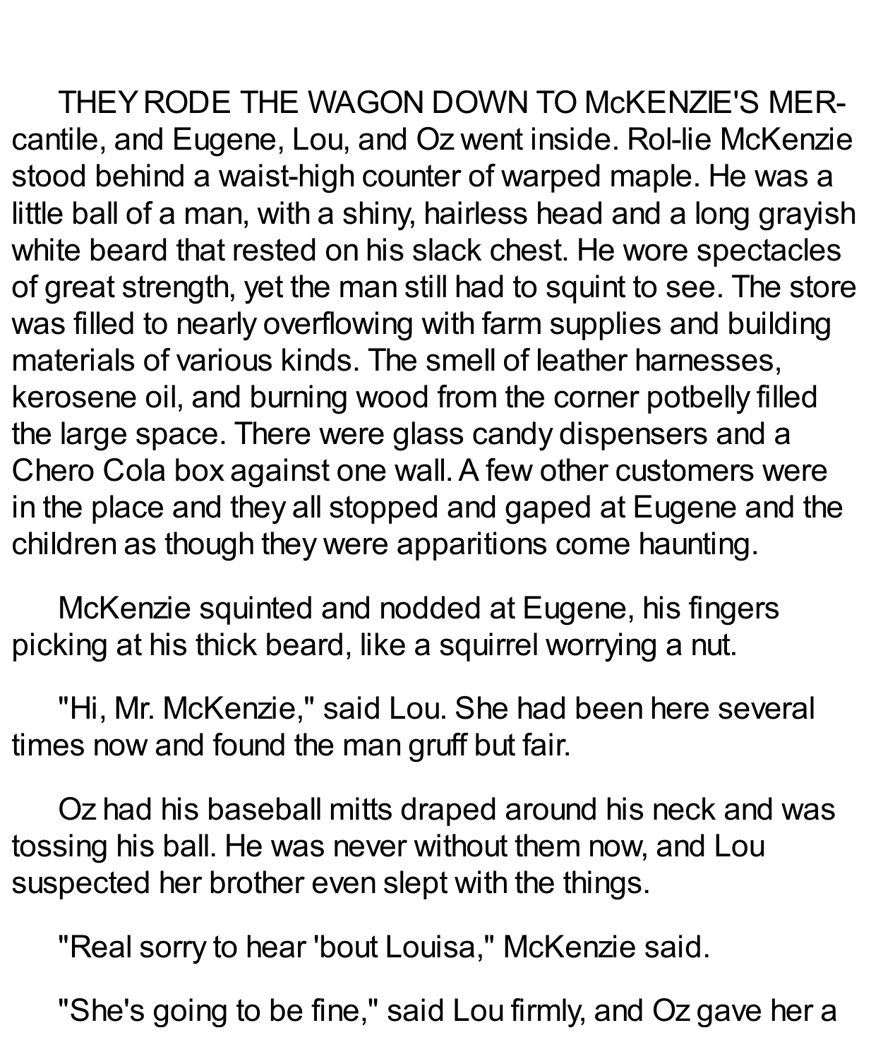THEY RODE THE WAGON DOWN TO McKENZIE'S MERcantile, and Eugene, Lou, and Oz went inside. Rollie McKenzie stood behind a waist-high counter of warped maple. He was a little ball of a man, with a shiny, hairless head and a long grayish white beard that rested on his slack chest. He wore spectacles of great strength, yet the man still had to squint to see. The store was filled to nearly overflowing with farm supplies and building materials of various kinds. The smell of leather harnesses, kerosene oil, and burning wood from the corner potbelly filled the large space. There were glass candy dispensers and a Chero Cola box against one wall. A few other customers were in the place and they all stopped and gaped at Eugene and the children as though they were apparitions come haunting.

McKenzie squinted and nodded at Eugene, his fingers picking at his thick beard, like a squirrel worrying a nut.

"Hi, Mr. McKenzie," said Lou. She had been here several times now and found the man gruff but fair.

Oz had his baseball mitts draped around his neck and was tossing his ball. He was never without them now, and Lou suspected her brother even slept with the things.

"Real sorry to hear 'bout Louisa," McKenzie said.

"She's going to be fine," said Lou firmly, and Oz gave her a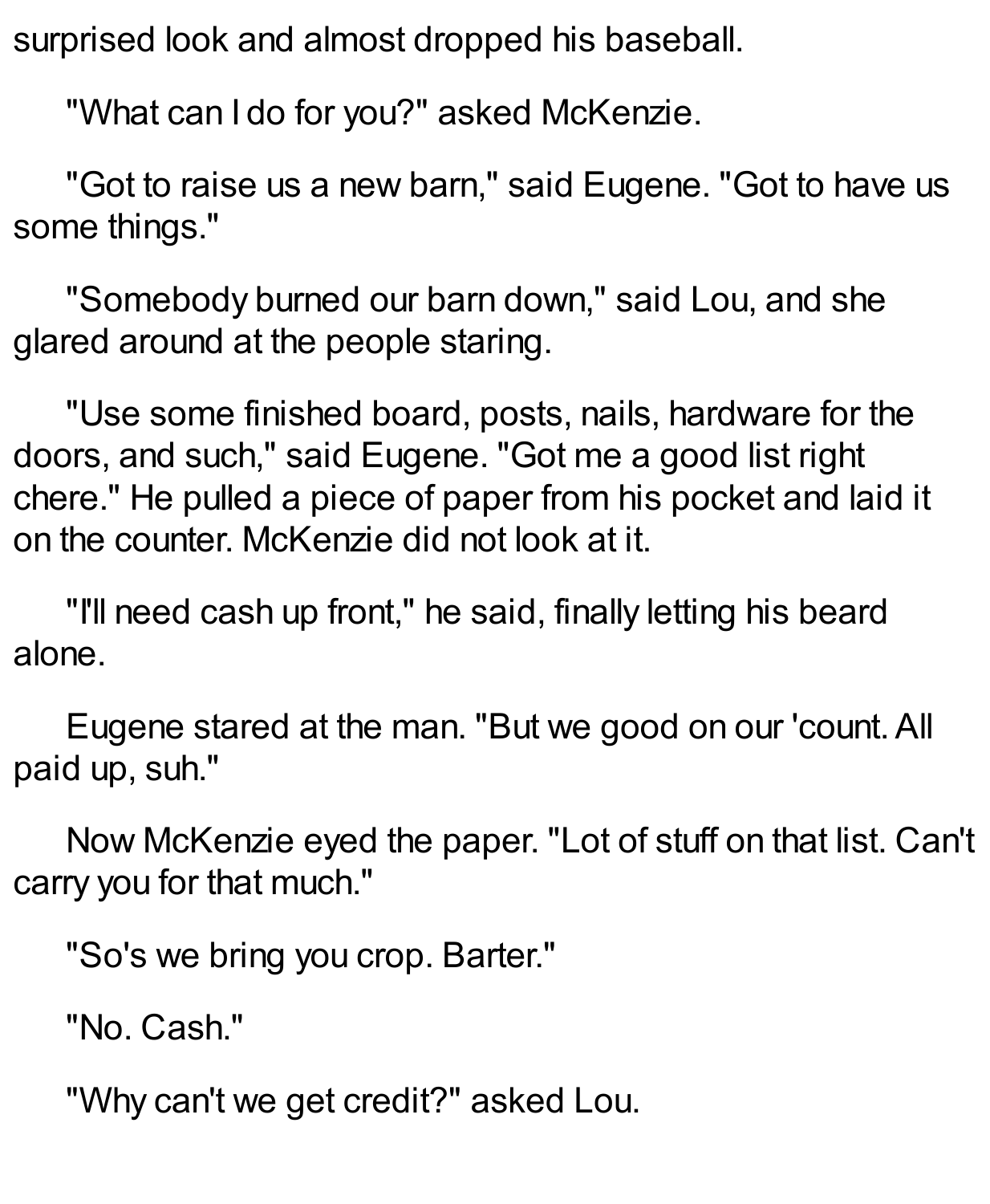surprised look and almost dropped his baseball.

"What can I do for you?" asked McKenzie.

"Got to raise us a new barn," said Eugene. "Got to have us some things."

"Somebody burned our barn down," said Lou, and she glared around at the people staring.

"Use some finished board, posts, nails, hardware for the doors, and such," said Eugene. "Got me a good list right chere." He pulled a piece of paper from his pocket and laid it on the counter. McKenzie did not look at it.

"I'll need cash up front," he said, finally letting his beard alone.

Eugene stared at the man. "But we good on our 'count. All paid up, suh."

Now McKenzie eyed the paper. "Lot of stuff on that list. Can't carry you for that much."

"So's we bring you crop. Barter."

"No. Cash."

"Why can't we get credit?" asked Lou.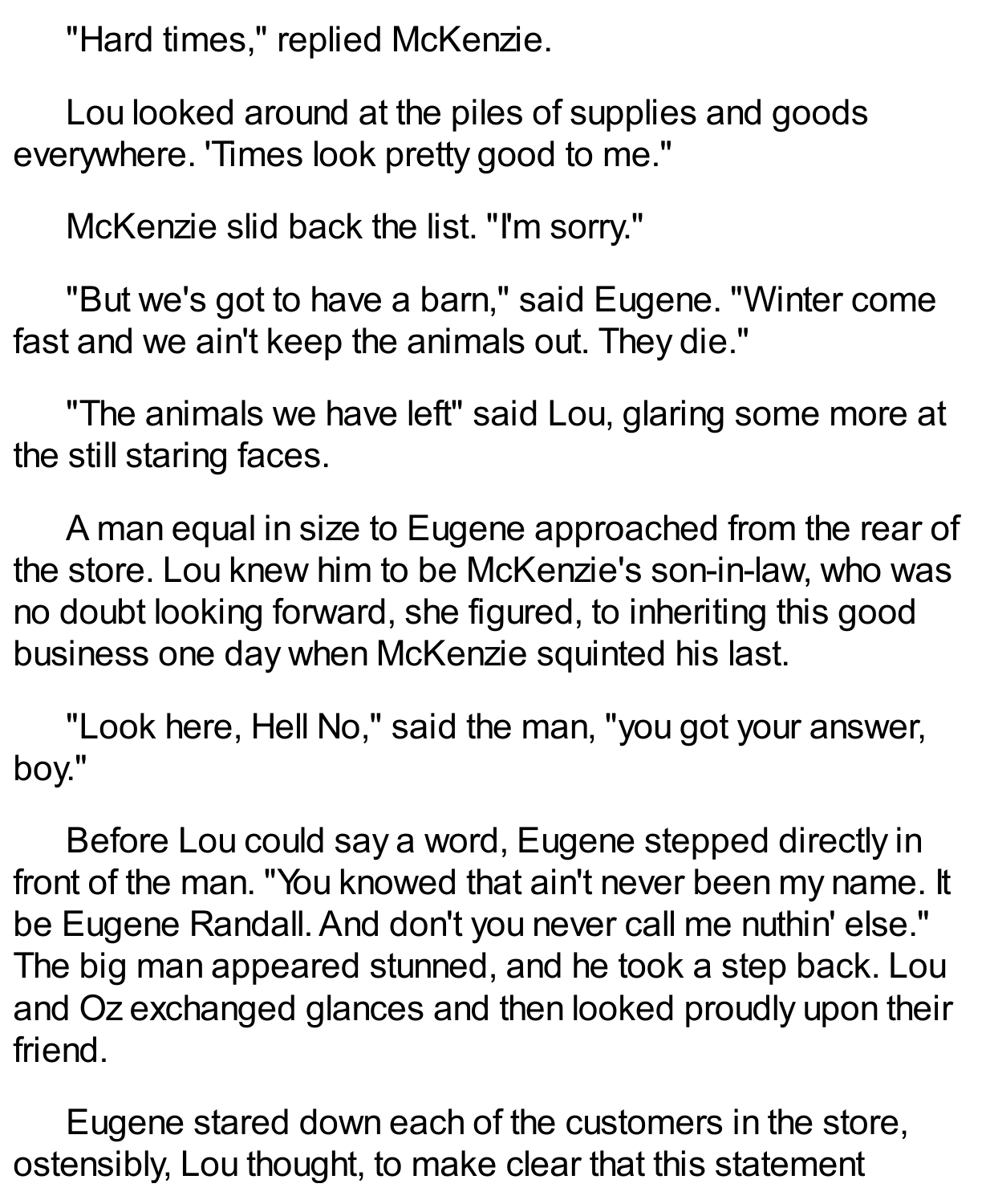"Hard times," replied McKenzie.

Lou looked around at the piles of supplies and goods everywhere. 'Times look pretty good to me."

McKenzie slid back the list. "I'm sorry."

"But we's got to have a barn," said Eugene. "Winter come fast and we ain't keep the animals out. They die."

"The animals we have left" said Lou, glaring some more at the still staring faces.

A man equal in size to Eugene approached from the rear of the store. Lou knew him to be McKenzie's son-in-law, who was no doubt looking forward, she figured, to inheriting this good business one day when McKenzie squinted his last.

"Look here, Hell No," said the man, "you got your answer, boy."

Before Lou could say a word, Eugene stepped directly in front of the man. "You knowed that ain't never been my name. It be Eugene Randall. And don't you never call me nuthin' else." The big man appeared stunned, and he took a step back. Lou and Oz exchanged glances and then looked proudly upon their friend.

Eugene stared down each of the customers in the store, ostensibly, Lou thought, to make clear that this statement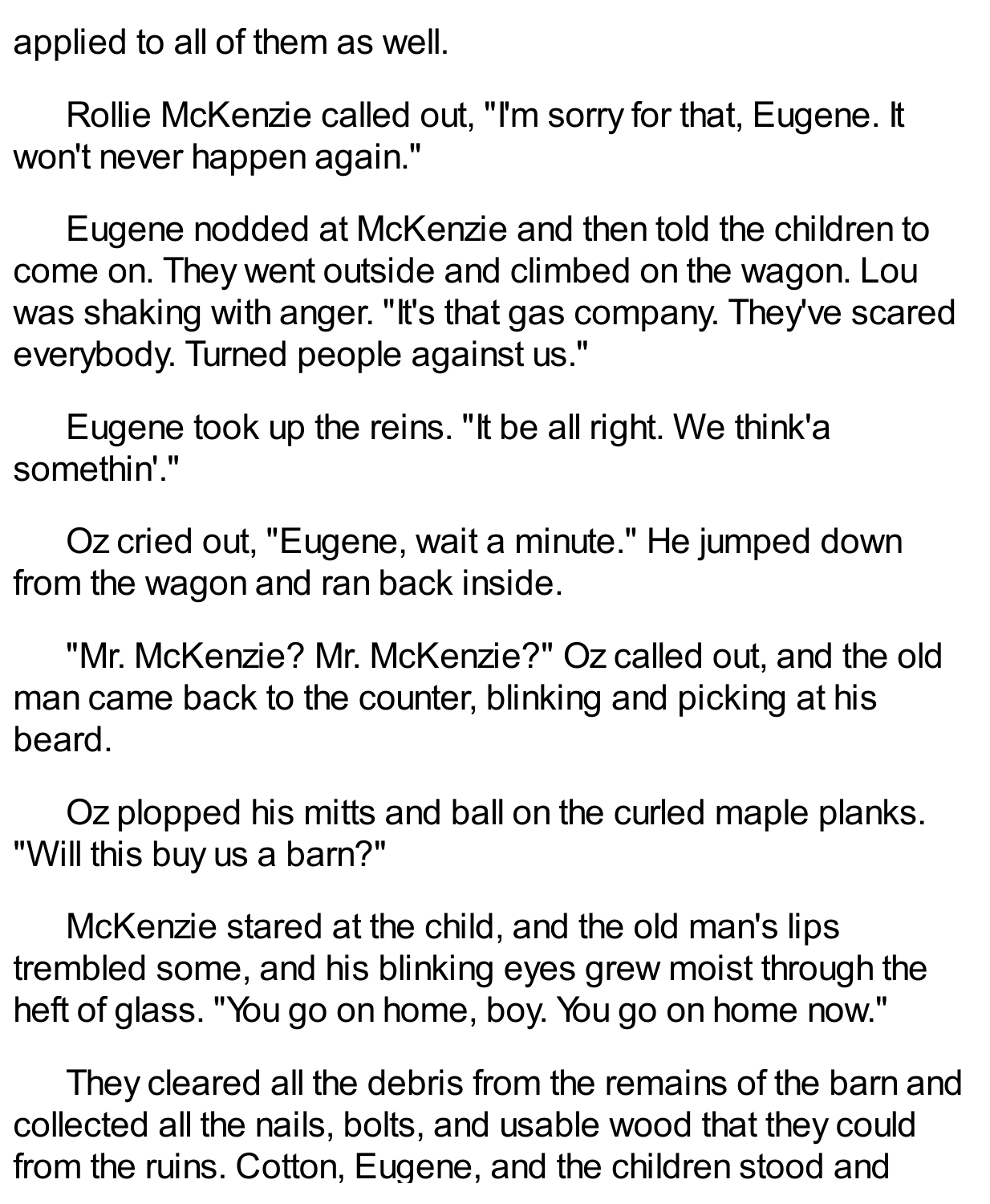applied to all of them as well.

Rollie McKenzie called out, "I'm sorry for that, Eugene. It won't never happen again."

Eugene nodded at McKenzie and then told the children to come on. They went outside and climbed on the wagon. Lou was shaking with anger. "It's that gas company. They've scared everybody. Turned people against us."

Eugene took up the reins. "It be all right. We think'a somethin'."

Oz cried out, "Eugene, wait a minute." He jumped down from the wagon and ran back inside.

"Mr. McKenzie? Mr. McKenzie?" Oz called out, and the old man came back to the counter, blinking and picking at his beard.

Oz plopped his mitts and ball on the curled maple planks. "Will this buy us a barn?"

McKenzie stared at the child, and the old man's lips trembled some, and his blinking eyes grew moist through the heft of glass. "You go on home, boy. You go on home now."

They cleared all the debris from the remains of the barn and collected all the nails, bolts, and usable wood that they could from the ruins. Cotton, Eugene, and the children stood and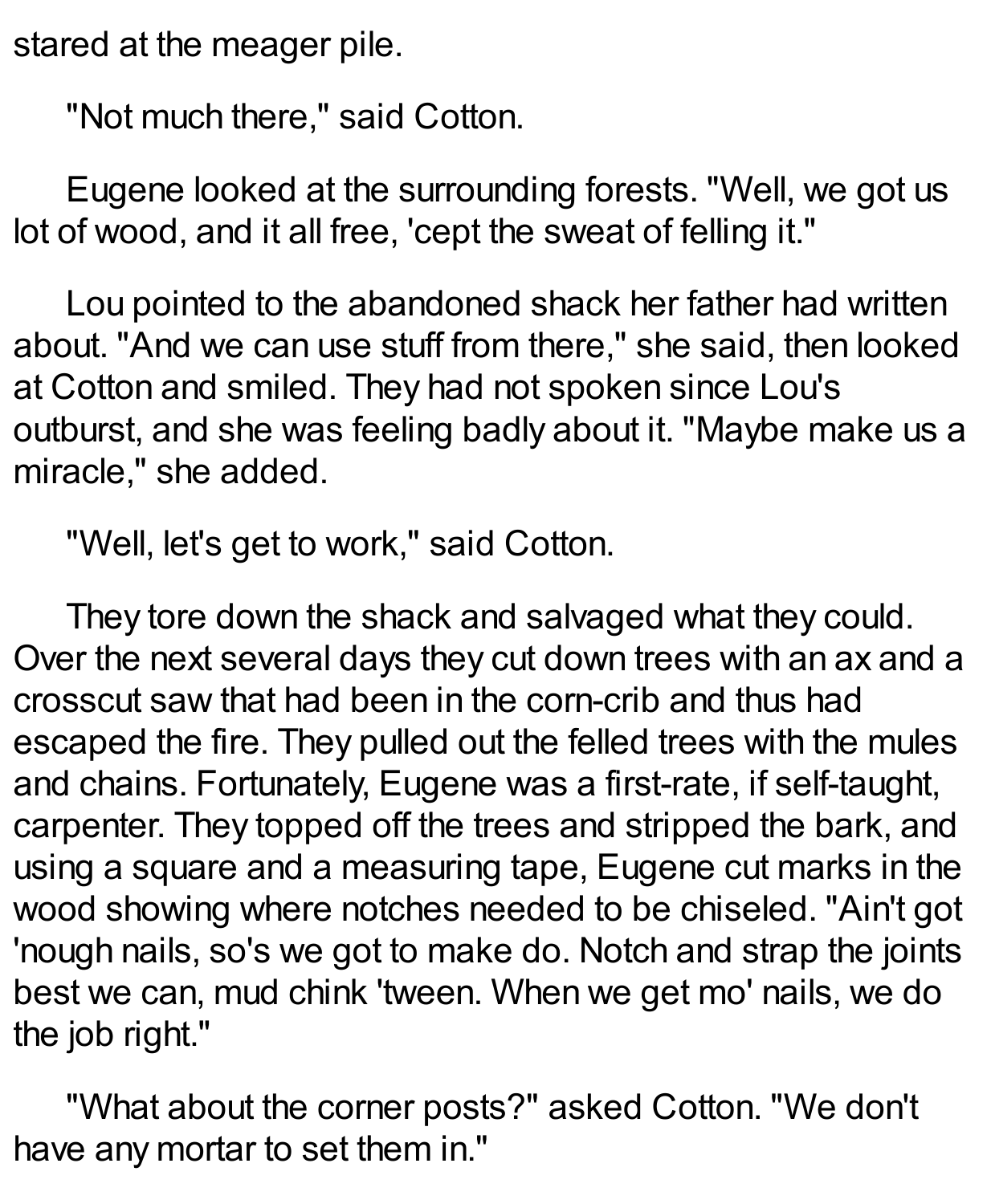stared at the meager pile.

"Not much there," said Cotton.

Eugene looked at the surrounding forests. "Well, we got us lot of wood, and it all free, 'cept the sweat of felling it."

Lou pointed to the abandoned shack her father had written about. "And we can use stuff from there," she said, then looked at Cotton and smiled. They had not spoken since Lou's outburst, and she was feeling badly about it. "Maybe make us a miracle," she added.

"Well, let's get to work," said Cotton.

They tore down the shack and salvaged what they could. Over the next several days they cut down trees with an ax and a crosscut saw that had been in the corn-crib and thus had escaped the fire. They pulled out the felled trees with the mules and chains. Fortunately, Eugene was a first-rate, if self-taught, carpenter. They topped off the trees and stripped the bark, and using a square and a measuring tape, Eugene cut marks in the wood showing where notches needed to be chiseled. "Ain't got 'nough nails, so's we got to make do. Notch and strap the joints best we can, mud chink 'tween. When we get mo' nails, we do the job right."

"What about the corner posts?" asked Cotton. "We don't have any mortar to set them in."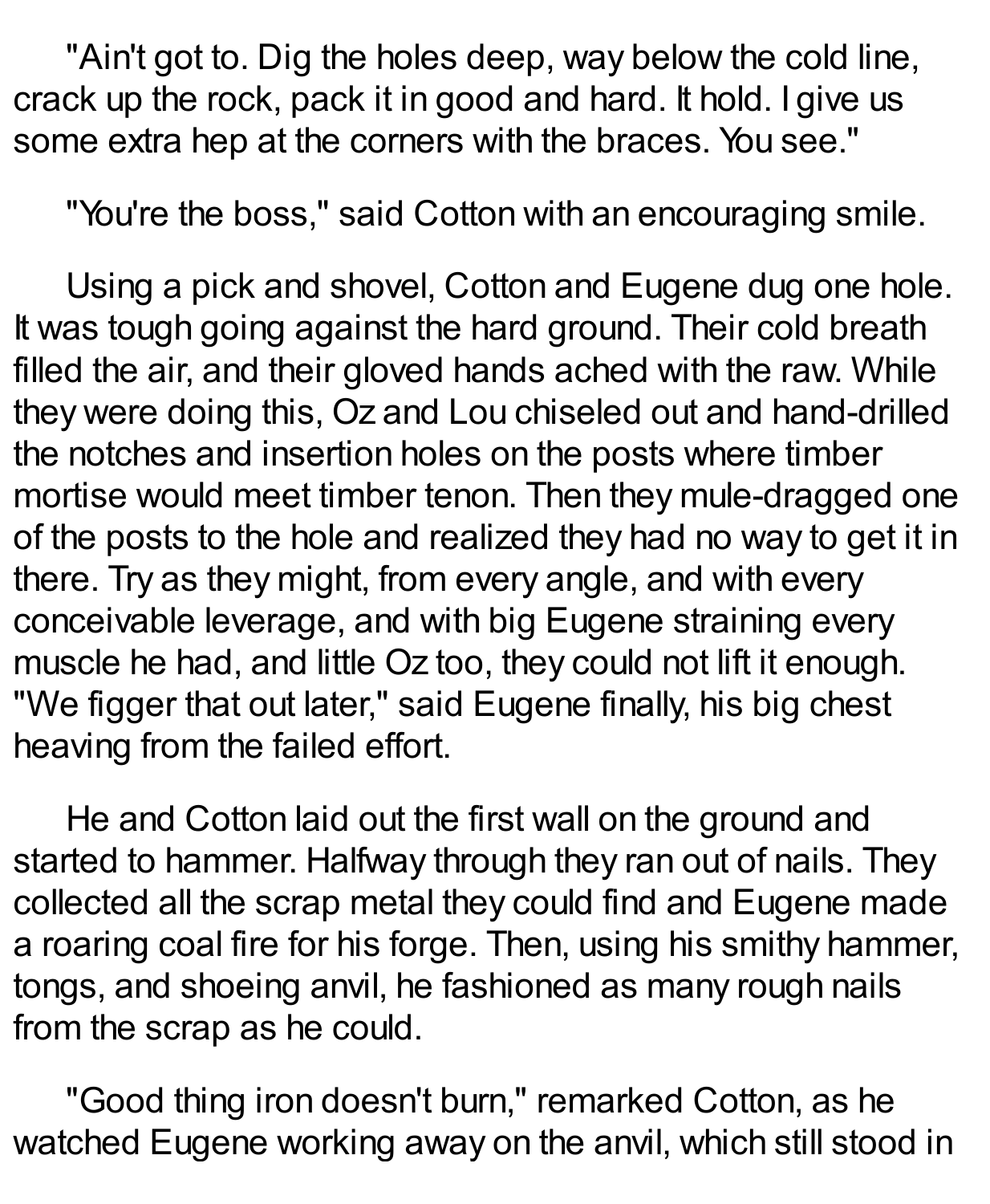"Ain't got to. Dig the holes deep, way below the cold line, crack up the rock, pack it in good and hard. It hold. I give us some extra hep at the corners with the braces. You see."

"You're the boss," said Cotton with an encouraging smile.

Using a pick and shovel, Cotton and Eugene dug one hole. It was tough going against the hard ground. Their cold breath filled the air, and their gloved hands ached with the raw. While they were doing this, Oz and Lou chiseled out and hand-drilled the notches and insertion holes on the posts where timber mortise would meet timber tenon. Then they mule-dragged one of the posts to the hole and realized they had no way to get it in there. Try as they might, from every angle, and with every conceivable leverage, and with big Eugene straining every muscle he had, and little Oz too, they could not lift it enough. "We figger that out later," said Eugene finally, his big chest heaving from the failed effort.

He and Cotton laid out the first wall on the ground and started to hammer. Halfway through they ran out of nails. They collected all the scrap metal they could find and Eugene made a roaring coal fire for his forge. Then, using his smithy hammer, tongs, and shoeing anvil, he fashioned as many rough nails from the scrap as he could.

"Good thing iron doesn't burn," remarked Cotton, as he watched Eugene working away on the anvil, which still stood in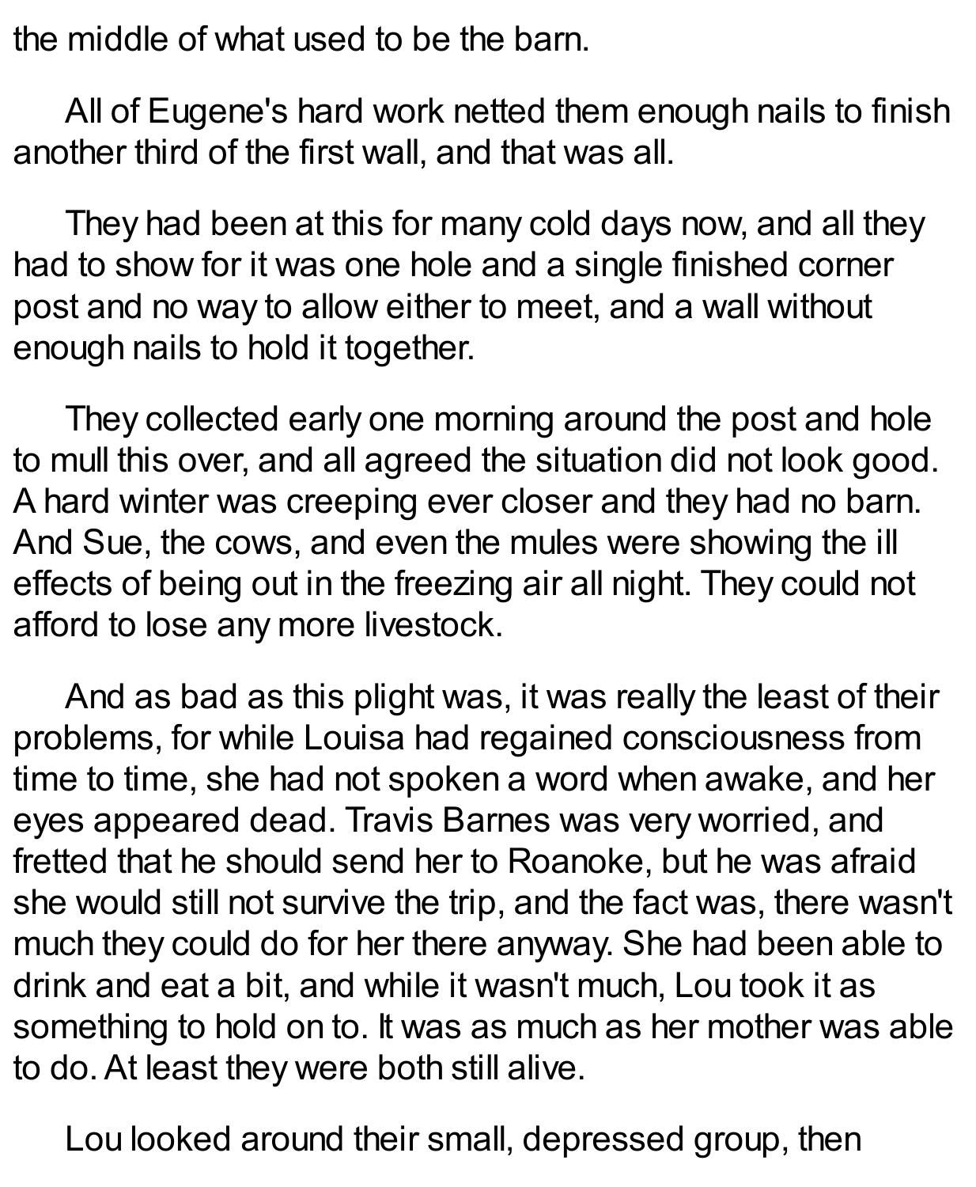the middle of what used to be the barn.

All of Eugene's hard work netted them enough nails to finish another third of the first wall, and that was all.

They had been at this for many cold days now, and all they had to show for it was one hole and a single finished corner post and no way to allow either to meet, and a wall without enough nails to hold it together.

They collected early one morning around the post and hole to mull this over, and all agreed the situation did not look good. A hard winter was creeping ever closer and they had no barn. And Sue, the cows, and even the mules were showing the ill effects of being out in the freezing air all night. They could not afford to lose any more livestock.

And as bad as this plight was, it was really the least of their problems, for while Louisa had regained consciousness from time to time, she had not spoken a word when awake, and her eyes appeared dead. Travis Barnes was very worried, and fretted that he should send her to Roanoke, but he was afraid she would still not survive the trip, and the fact was, there wasn't much they could do for her there anyway. She had been able to drink and eat a bit, and while it wasn't much, Lou took it as something to hold on to. It was as much as her mother was able to do. At least they were both still alive.

Lou looked around their small, depressed group, then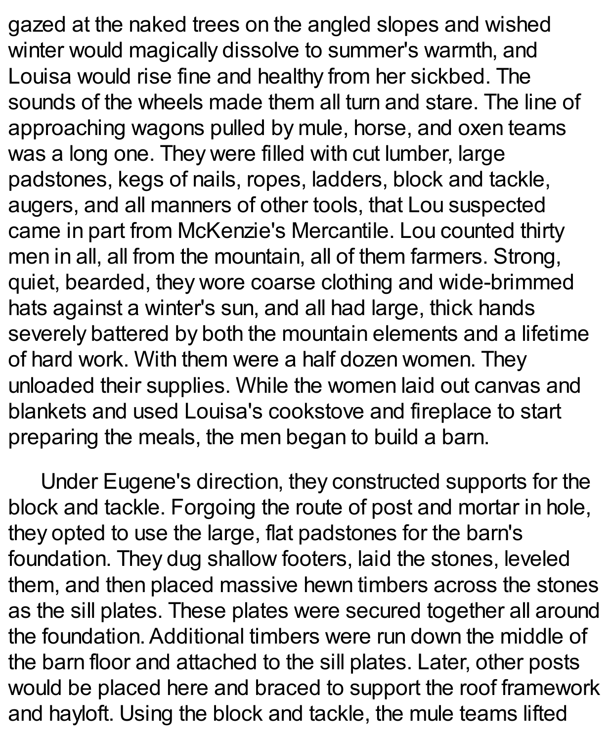gazed at the naked trees on the angled slopes and wished winter would magically dissolve to summer's warmth, and Louisa would rise fine and healthy from her sickbed. The sounds of the wheels made them all turn and stare. The line of approaching wagons pulled by mule, horse, and oxen teams was a long one. They were filled with cut lumber, large padstones, kegs of nails, ropes, ladders, block and tackle, augers, and all manners of other tools, that Lou suspected came in part from McKenzie's Mercantile. Lou counted thirty men in all, all from the mountain, all of them farmers. Strong, quiet, bearded, they wore coarse clothing and wide-brimmed hats against a winter's sun, and all had large, thick hands severely battered by both the mountain elements and a lifetime of hard work. With them were a half dozen women. They unloaded their supplies. While the women laid out canvas and blankets and used Louisa's cookstove and fireplace to start preparing the meals, the men began to build a barn.

Under Eugene's direction, they constructed supports for the block and tackle. Forgoing the route of post and mortar in hole, they opted to use the large, flat padstones for the barn's foundation. They dug shallow footers, laid the stones, leveled them, and then placed massive hewn timbers across the stones as the sill plates. These plates were secured together all around the foundation. Additional timbers were run down the middle of the barn floor and attached to the sill plates. Later, other posts would be placed here and braced to support the roof framework and hayloft. Using the block and tackle, the mule teams lifted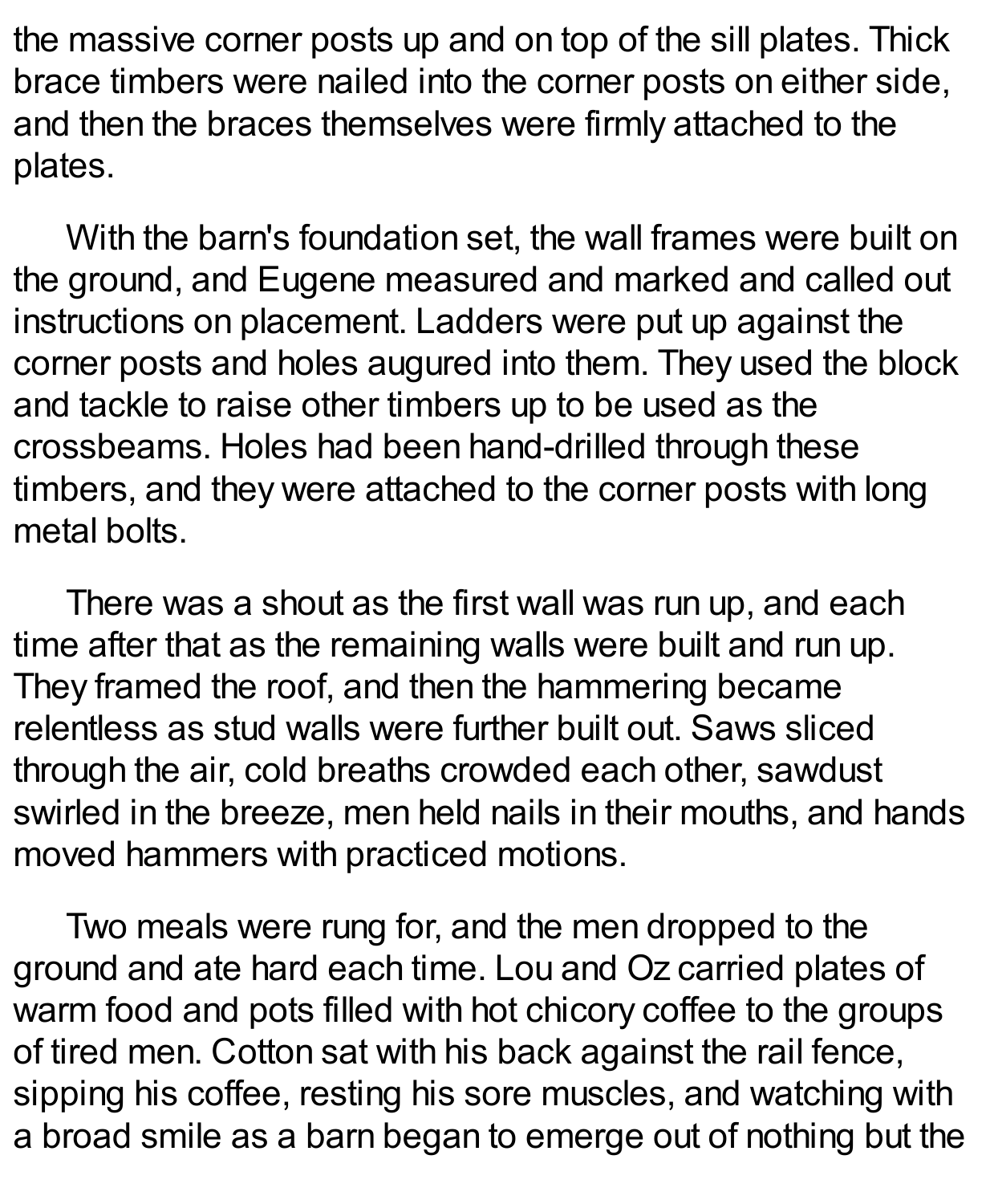the massive corner posts up and on top of the sill plates. Thick brace timbers were nailed into the corner posts on either side, and then the braces themselves were firmly attached to the plates.

With the barn's foundation set, the wall frames were built on the ground, and Eugene measured and marked and called out instructions on placement. Ladders were put up against the corner posts and holes augured into them. They used the block and tackle to raise other timbers up to be used as the crossbeams. Holes had been hand-drilled through these timbers, and they were attached to the corner posts with long metal bolts.

There was a shout as the first wall was run up, and each time after that as the remaining walls were built and run up. They framed the roof, and then the hammering became relentless as stud walls were further built out. Saws sliced through the air, cold breaths crowded each other, sawdust swirled in the breeze, men held nails in their mouths, and hands moved hammers with practiced motions.

Two meals were rung for, and the men dropped to the ground and ate hard each time. Lou and Oz carried plates of warm food and pots filled with hot chicory coffee to the groups of tired men. Cotton sat with his back against the rail fence, sipping his coffee, resting his sore muscles, and watching with a broad smile as a barn began to emerge out of nothing but the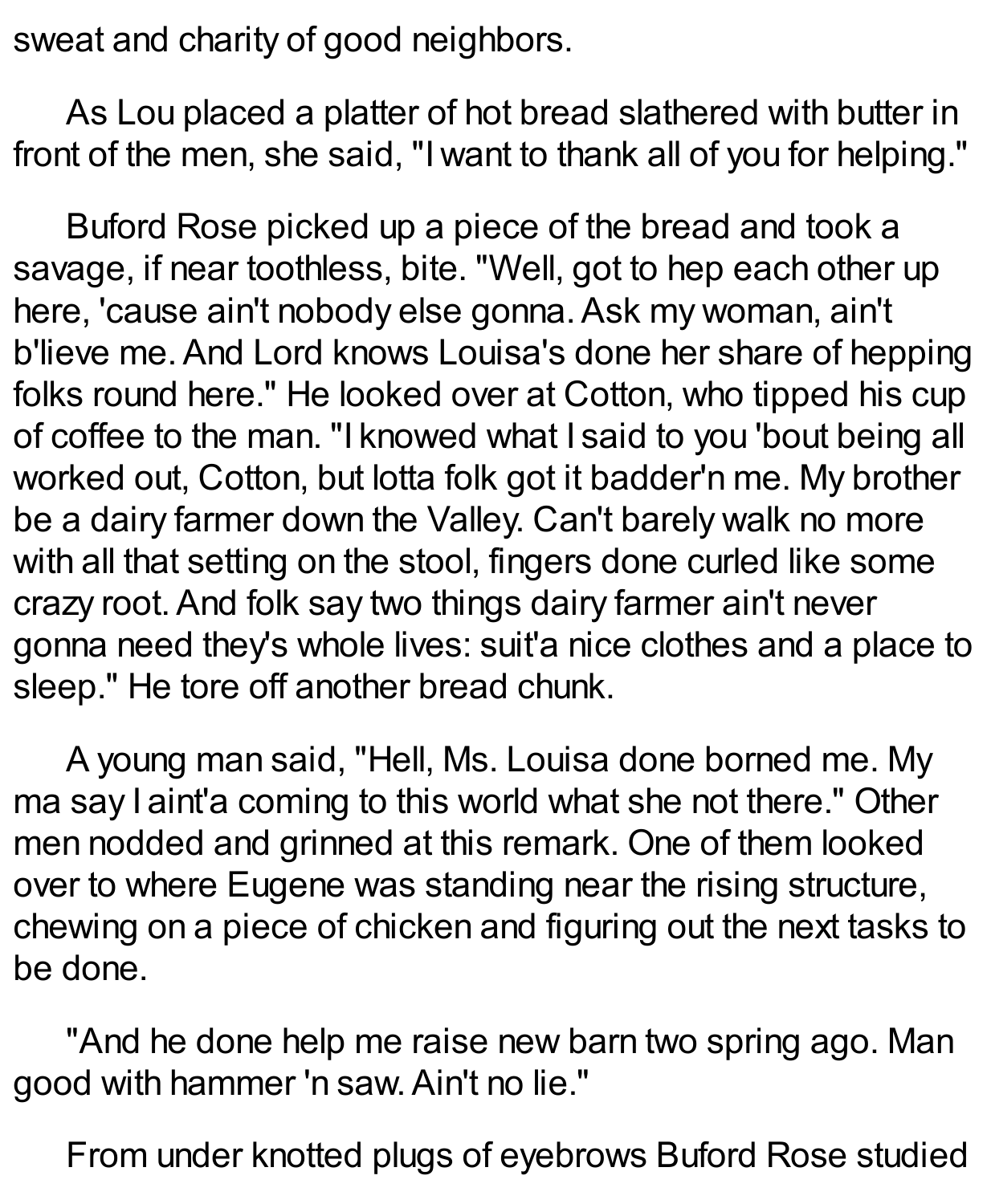sweat and charity of good neighbors.

As Lou placed a platter of hot bread slathered with butter in front of the men, she said, "I want to thank all of you for helping."

Buford Rose picked up a piece of the bread and took a savage, if near toothless, bite. "Well, got to hep each other up here, 'cause ain't nobody else gonna. Ask my woman, ain't b'lieve me. And Lord knows Louisa's done her share of hepping folks round here." He looked over at Cotton, who tipped his cup of coffee to the man. "I knowed what I said to you 'bout being all worked out, Cotton, but lotta folk got it badder'n me. My brother be a dairy farmer down the Valley. Can't barely walk no more with all that setting on the stool, fingers done curled like some crazy root. And folk say two things dairy farmer ain't never gonna need they's whole lives: suit'a nice clothes and a place to sleep." He tore off another bread chunk.

A young man said, "Hell, Ms. Louisa done borned me. My ma say I aint'a coming to this world what she not there." Other men nodded and grinned at this remark. One of them looked over to where Eugene was standing near the rising structure, chewing on a piece of chicken and figuring out the next tasks to be done.

"And he done help me raise new barn two spring ago. Man good with hammer 'n saw. Ain't no lie."

From under knotted plugs of eyebrows Buford Rose studied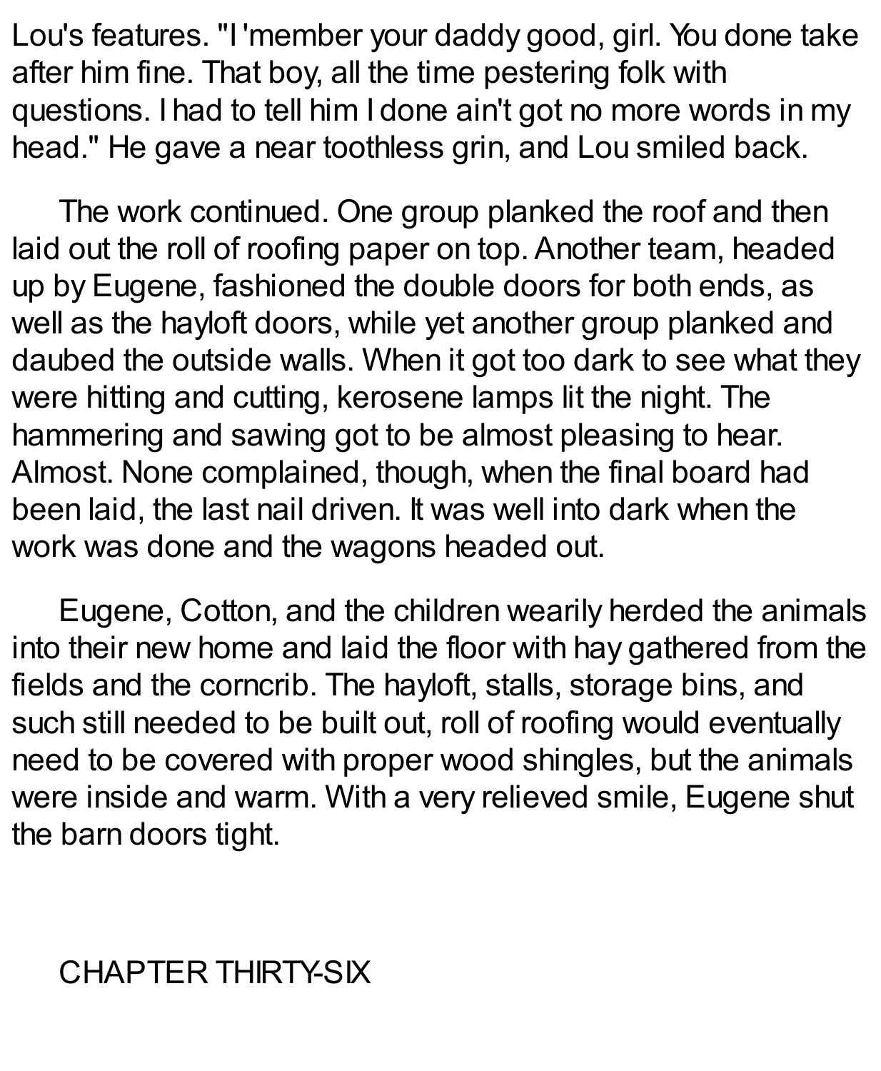Lou's features. "I 'member your daddy good, girl. You done take after him fine. That boy, all the time pestering folk with questions. I had to tell him I done ain't got no more words in my head." He gave a near toothless grin, and Lou smiled back.

The work continued. One group planked the roof and then laid out the roll of roofing paper on top. Another team, headed up by Eugene, fashioned the double doors for both ends, as well as the hayloft doors, while yet another group planked and daubed the outside walls. When it got too dark to see what they were hitting and cutting, kerosene lamps lit the night. The hammering and sawing got to be almost pleasing to hear. Almost. None complained, though, when the final board had been laid, the last nail driven. It was well into dark when the work was done and the wagons headed out.

Eugene, Cotton, and the children wearily herded the animals into their new home and laid the floor with hay gathered from the fields and the corncrib. The hayloft, stalls, storage bins, and such still needed to be built out, roll of roofing would eventually need to be covered with proper wood shingles, but the animals were inside and warm. With a very relieved smile, Eugene shut the barn doors tight.

# CHAPTER THIRTY-SIX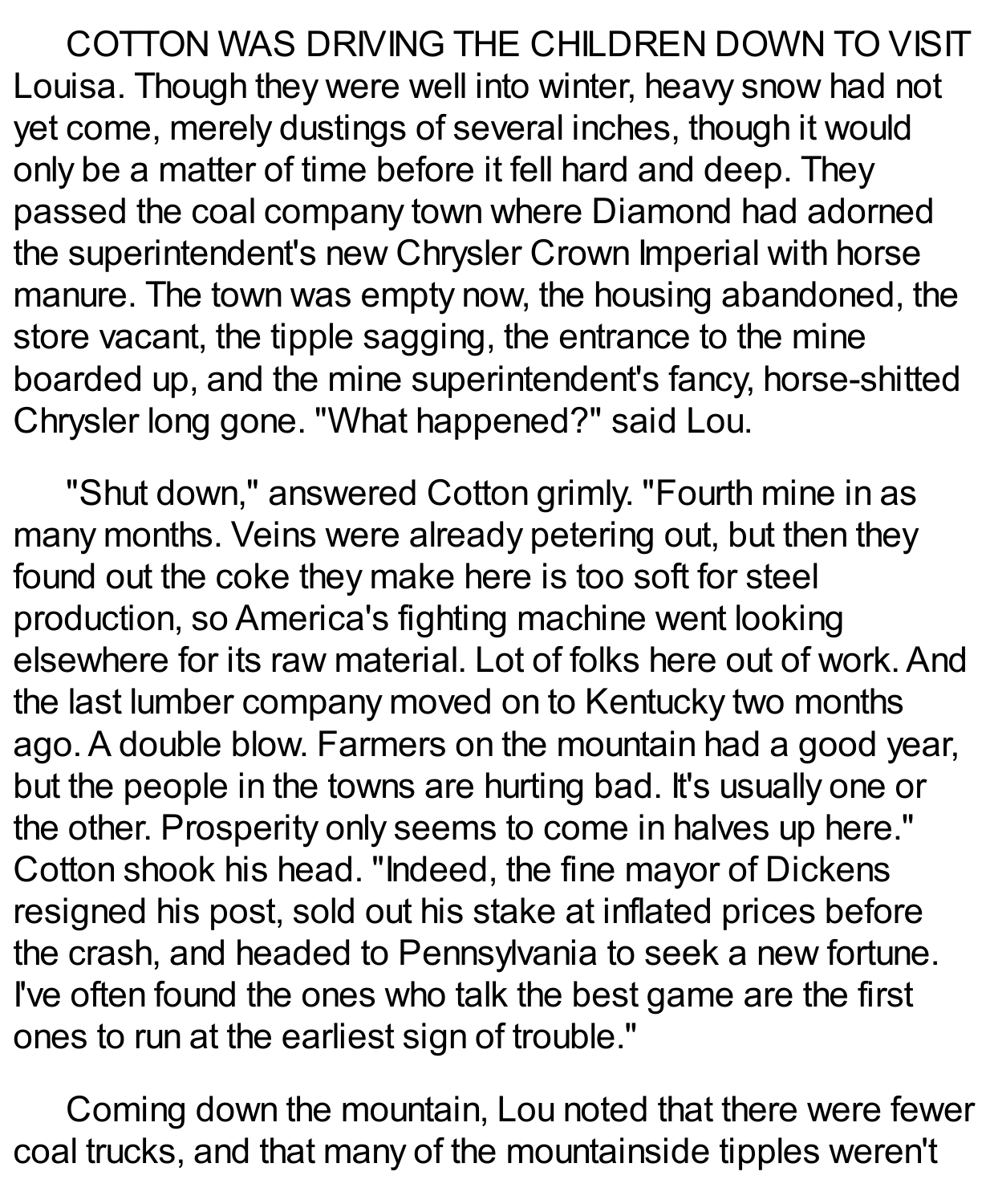COTTON WAS DRIVING THE CHILDREN DOWN TO VISIT Louisa. Though they were well into winter, heavy snow had not yet come, merely dustings of several inches, though it would only be a matter of time before it fell hard and deep. They passed the coal company town where Diamond had adorned the superintendent's new Chrysler Crown Imperial with horse manure. The town was empty now, the housing abandoned, the store vacant, the tipple sagging, the entrance to the mine boarded up, and the mine superintendent's fancy, horse-shitted Chrysler long gone. "What happened?" said Lou.

"Shut down," answered Cotton grimly. "Fourth mine in as many months. Veins were already petering out, but then they found out the coke they make here is too soft for steel production, so America's fighting machine went looking elsewhere for its raw material. Lot of folks here out of work. And the last lumber company moved on to Kentucky two months ago. A double blow. Farmers on the mountain had a good year, but the people in the towns are hurting bad. It's usually one or the other. Prosperity only seems to come in halves up here." Cotton shook his head. "Indeed, the fine mayor of Dickens resigned his post, sold out his stake at inflated prices before the crash, and headed to Pennsylvania to seek a new fortune. I've often found the ones who talk the best game are the first ones to run at the earliest sign of trouble."

Coming down the mountain, Lou noted that there were fewer coal trucks, and that many of the mountainside tipples weren't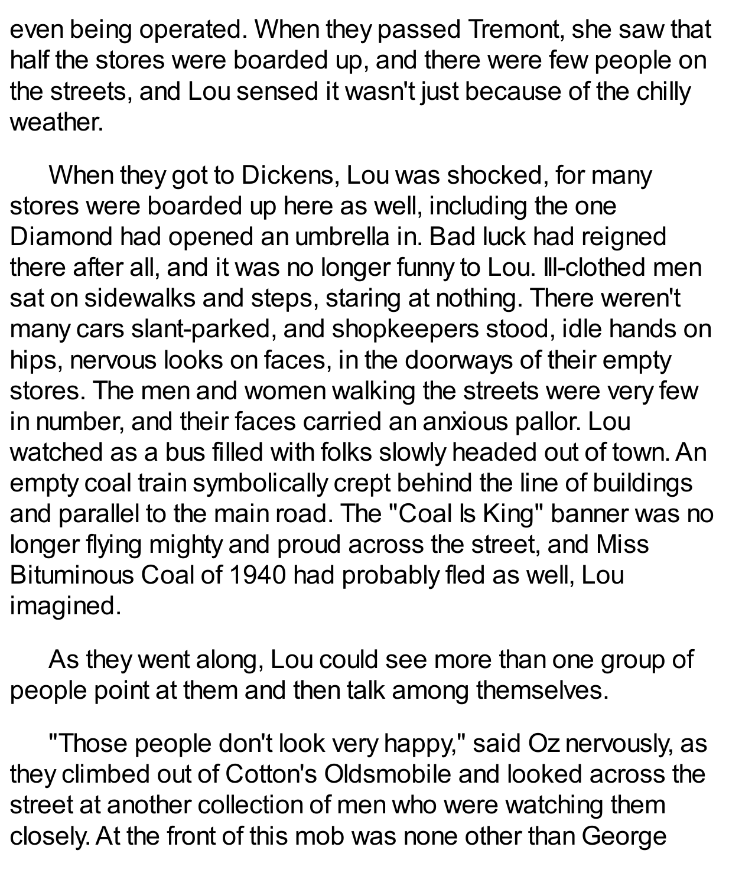even being operated. When they passed Tremont, she saw that half the stores were boarded up, and there were few people on the streets, and Lou sensed it wasn't just because of the chilly weather.

When they got to Dickens, Lou was shocked, for many stores were boarded up here as well, including the one Diamond had opened an umbrella in. Bad luck had reigned there after all, and it was no longer funny to Lou. Ill-clothed men sat on sidewalks and steps, staring at nothing. There weren't many cars slant-parked, and shopkeepers stood, idle hands on hips, nervous looks on faces, in the doorways of their empty stores. The men and women walking the streets were very few in number, and their faces carried an anxious pallor. Lou watched as a bus filled with folks slowly headed out of town. An empty coal train symbolically crept behind the line of buildings and parallel to the main road. The "Coal Is King" banner was no longer flying mighty and proud across the street, and Miss Bituminous Coal of 1940 had probably fled as well, Lou imagined.

As they went along, Lou could see more than one group of people point at them and then talk among themselves.

"Those people don't look very happy," said Oz nervously, as they climbed out of Cotton's Oldsmobile and looked across the street at another collection of men who were watching them closely. At the front of this mob was none other than George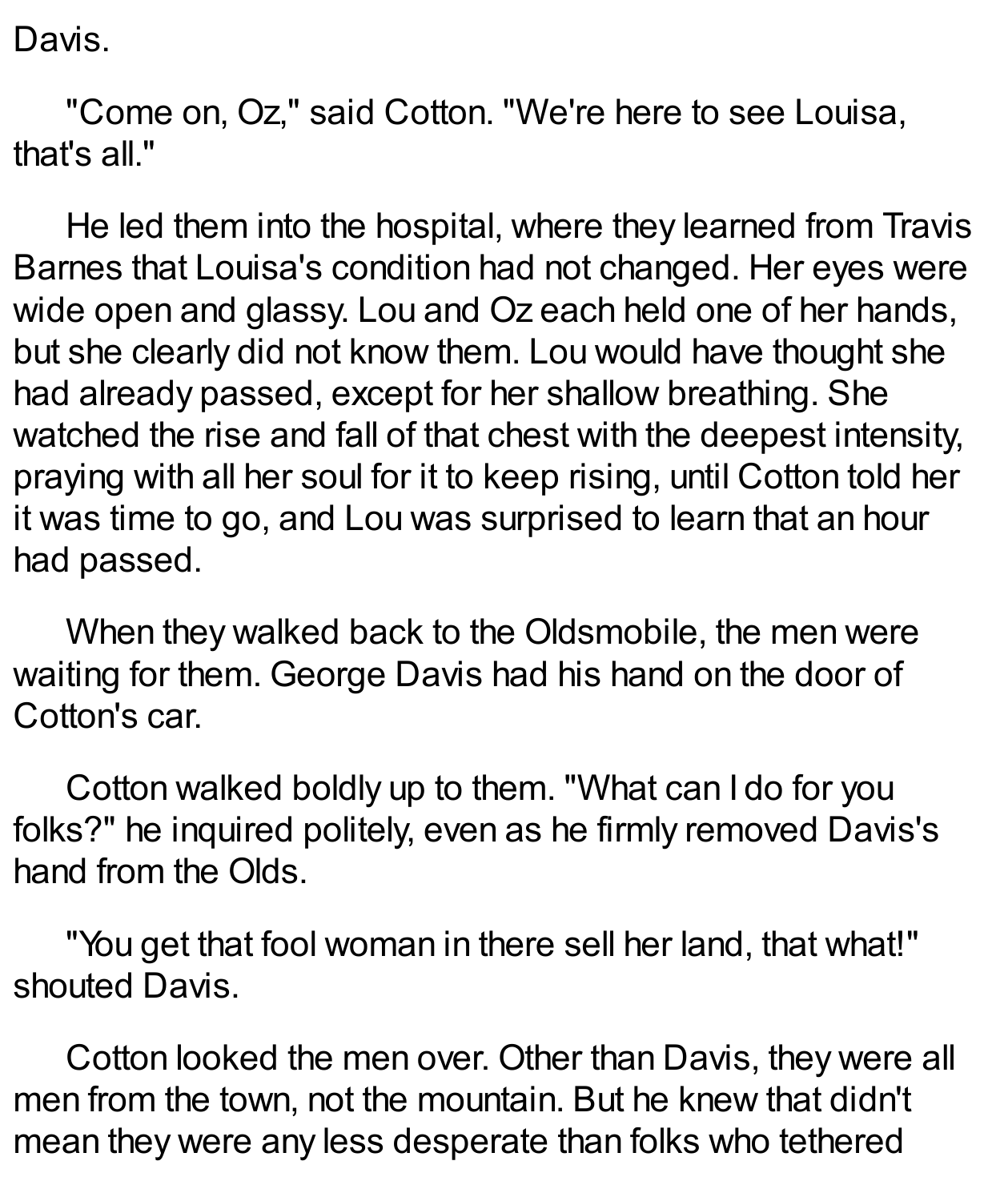Davis.

"Come on, Oz," said Cotton. "We're here to see Louisa, that's all."

He led them into the hospital, where they learned from Travis Barnes that Louisa's condition had not changed. Her eyes were wide open and glassy. Lou and Oz each held one of her hands, but she clearly did not know them. Lou would have thought she had already passed, except for her shallow breathing. She watched the rise and fall of that chest with the deepest intensity, praying with all her soul for it to keep rising, until Cotton told her it was time to go, and Lou was surprised to learn that an hour had passed.

When they walked back to the Oldsmobile, the men were waiting for them. George Davis had his hand on the door of Cotton's car.

Cotton walked boldly up to them. "What can I do for you folks?" he inquired politely, even as he firmly removed Davis's hand from the Olds.

"You get that fool woman in there sell her land, that what!" shouted Davis.

Cotton looked the men over. Other than Davis, they were all men from the town, not the mountain. But he knew that didn't mean they were any less desperate than folks who tethered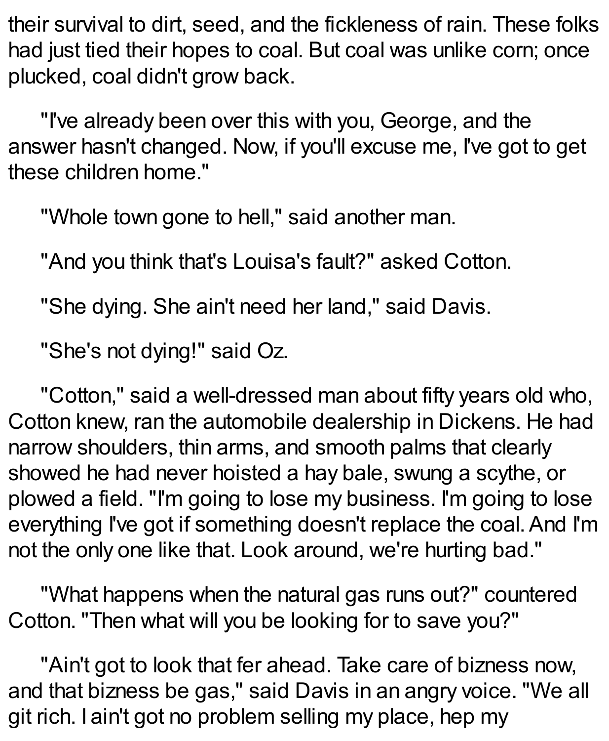their survival to dirt, seed, and the fickleness of rain. These folks had just tied their hopes to coal. But coal was unlike corn; once plucked, coal didn't grow back.

"I've already been over this with you, George, and the answer hasn't changed. Now, if you'll excuse me, I've got to get these children home."

"Whole town gone to hell," said another man.

"And you think that's Louisa's fault?" asked Cotton.

"She dying. She ain't need her land," said Davis.

"She's not dying!" said Oz.

"Cotton," said a well-dressed man about fifty years old who, Cotton knew, ran the automobile dealership in Dickens. He had narrow shoulders, thin arms, and smooth palms that clearly showed he had never hoisted a hay bale, swung a scythe, or plowed a field. "I'm going to lose my business. I'm going to lose everything I've got if something doesn't replace the coal. And I'm not the only one like that. Look around, we're hurting bad."

"What happens when the natural gas runs out?" countered Cotton. "Then what will you be looking for to save you?"

"Ain't got to look that fer ahead. Take care of bizness now, and that bizness be gas," said Davis in an angry voice. "We all git rich. I ain't got no problem selling my place, hep my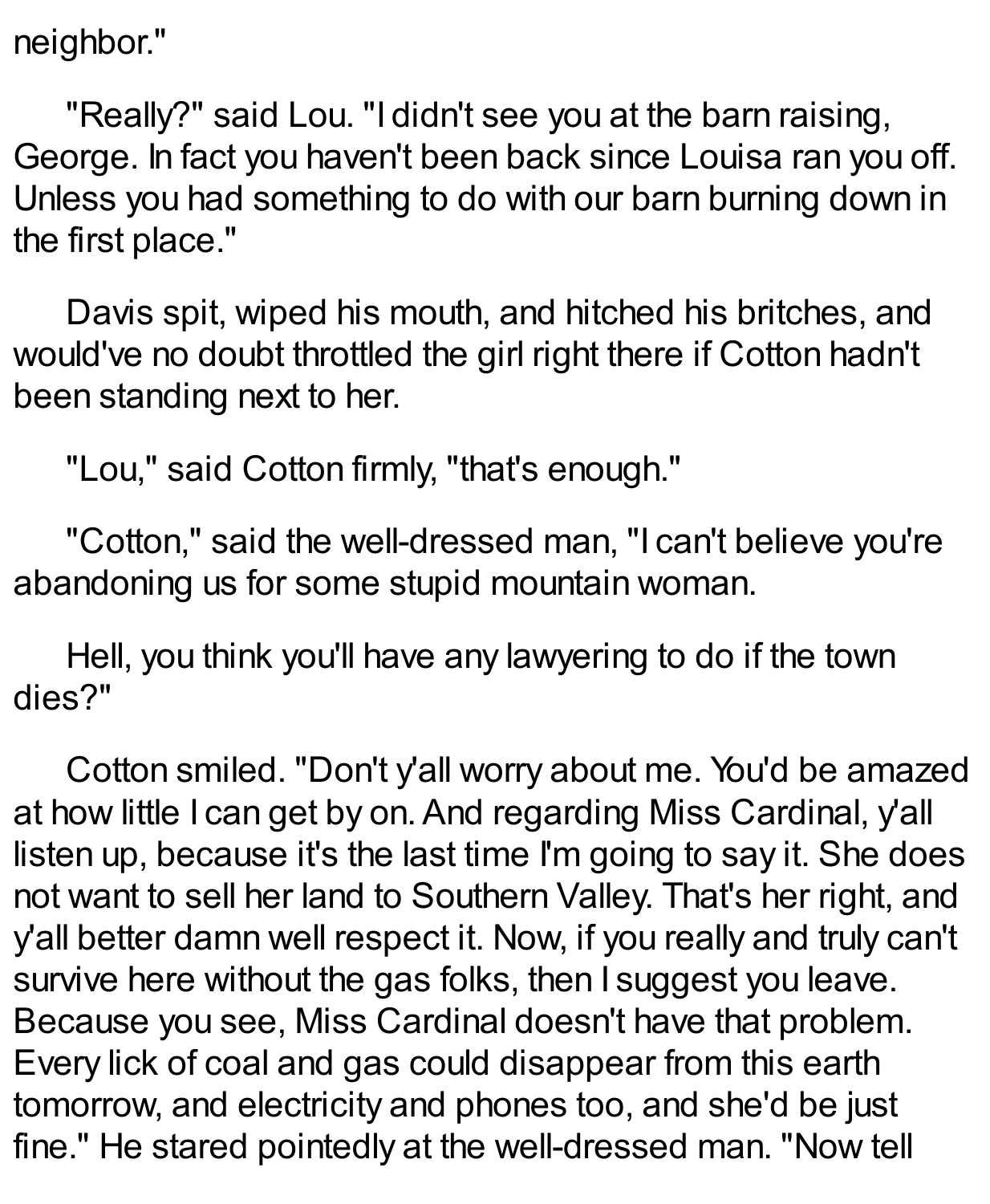neighbor."

"Really?" said Lou. "I didn't see you at the barn raising, George. In fact you haven't been back since Louisa ran you off. Unless you had something to do with our barn burning down in the first place."

Davis spit, wiped his mouth, and hitched his britches, and would've no doubt throttled the girl right there if Cotton hadn't been standing next to her.

"Lou," said Cotton firmly, "that's enough."

"Cotton," said the well-dressed man, "I can't believe you're abandoning us for some stupid mountain woman.

Hell, you think you'll have any lawyering to do if the town dies?"

Cotton smiled. "Don't y'all worry about me. You'd be amazed at how little I can get by on. And regarding Miss Cardinal, y'all listen up, because it's the last time I'm going to say it. She does not want to sell her land to Southern Valley. That's her right, and y'all better damn well respect it. Now, if you really and truly can't survive here without the gas folks, then I suggest you leave. Because you see, Miss Cardinal doesn't have that problem. Every lick of coal and gas could disappear from this earth tomorrow, and electricity and phones too, and she'd be just fine." He stared pointedly at the well-dressed man. "Now tell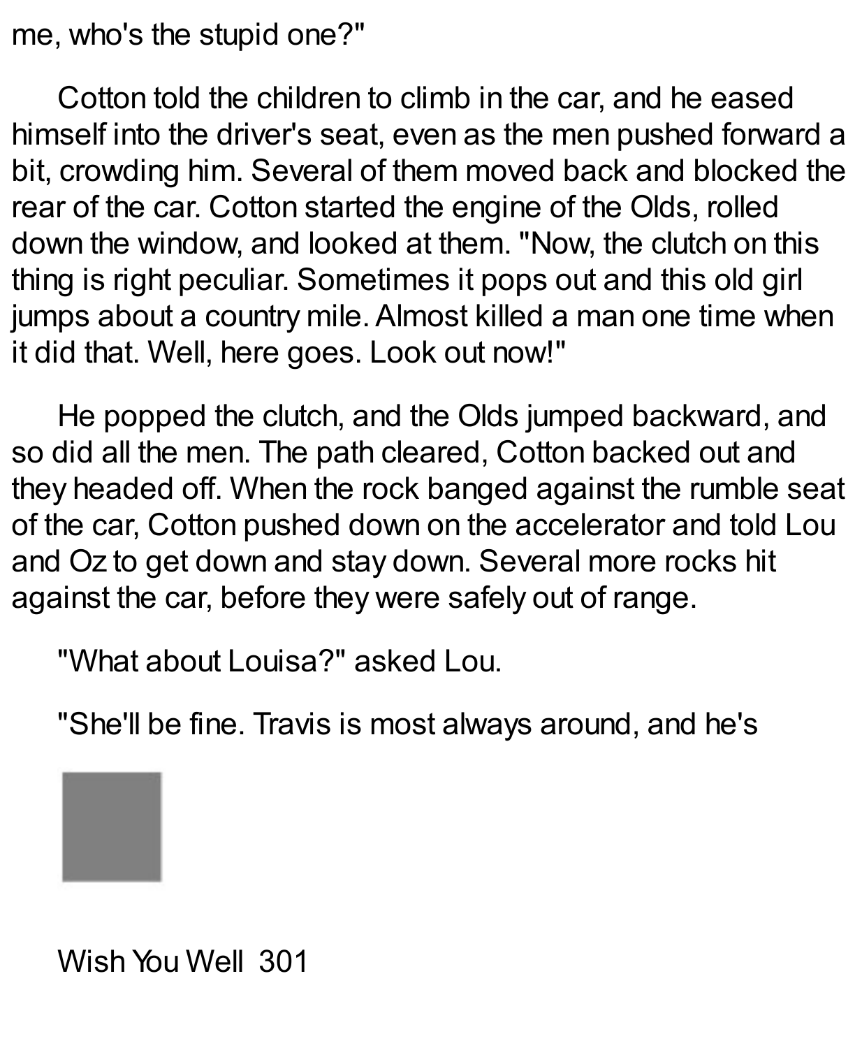me, who's the stupid one?"

Cotton told the children to climb in the car, and he eased himself into the driver's seat, even as the men pushed forward a bit, crowding him. Several of them moved back and blocked the rear of the car. Cotton started the engine of the Olds, rolled down the window, and looked at them. "Now, the clutch on this thing is right peculiar. Sometimes it pops out and this old girl jumps about a country mile. Almost killed a man one time when it did that. Well, here goes. Look out now!"

He popped the clutch, and the Olds jumped backward, and so did all the men. The path cleared, Cotton backed out and they headed off. When the rock banged against the rumble seat of the car, Cotton pushed down on the accelerator and told Lou and Oz to get down and stay down. Several more rocks hit against the car, before they were safely out of range.

"What about Louisa?" asked Lou.

"She'll be fine. Travis is most always around, and he's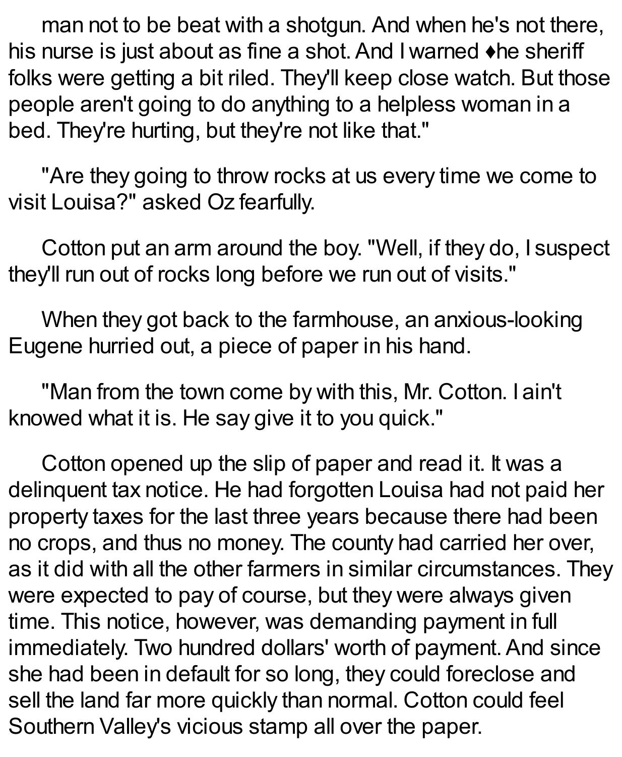man not to be beat with a shotgun. And when he's not there, his nurse is just about as fine a shot. And I warned ♦he sheriff folks were getting a bit riled. They'll keep close watch. But those people aren't going to do anything to a helpless woman in a bed. They're hurting, but they're not like that."

"Are they going to throw rocks at us every time we come to visit Louisa?" asked Oz fearfully.

Cotton put an arm around the boy. "Well, if they do, I suspect they'll run out of rocks long before we run out of visits."

When they got back to the farmhouse, an anxious-looking Eugene hurried out, a piece of paper in his hand.

"Man from the town come by with this, Mr. Cotton. I ain't knowed what it is. He say give it to you quick."

Cotton opened up the slip of paper and read it. It was a delinquent tax notice. He had forgotten Louisa had not paid her property taxes for the last three years because there had been no crops, and thus no money. The county had carried her over, as it did with all the other farmers in similar circumstances. They were expected to pay of course, but they were always given time. This notice, however, was demanding payment in full immediately. Two hundred dollars' worth of payment. And since she had been in default for so long, they could foreclose and sell the land far more quickly than normal. Cotton could feel Southern Valley's vicious stamp all over the paper.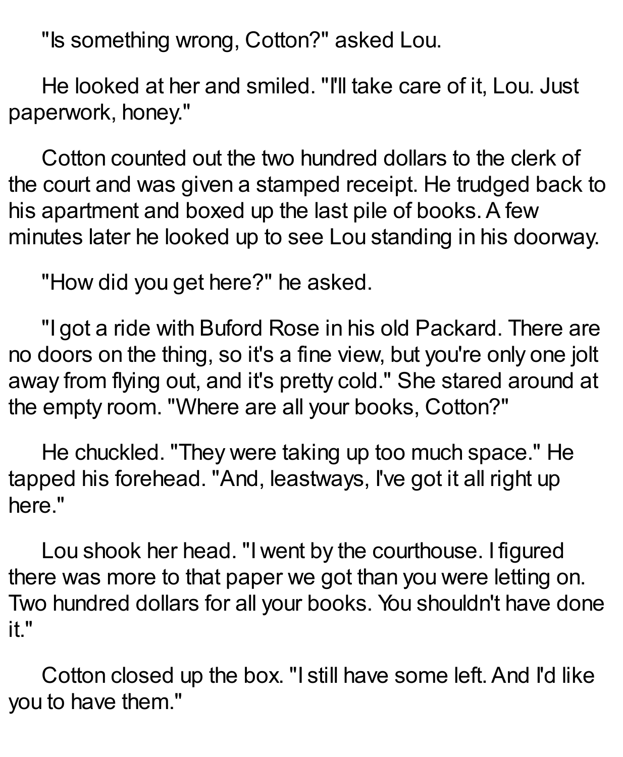"Is something wrong, Cotton?" asked Lou.

He looked at her and smiled. "I'll take care of it, Lou. Just paperwork, honey."

Cotton counted out the two hundred dollars to the clerk of the court and was given a stamped receipt. He trudged back to his apartment and boxed up the last pile of books. A few minutes later he looked up to see Lou standing in his doorway.

"How did you get here?" he asked.

"I got a ride with Buford Rose in his old Packard. There are no doors on the thing, so it's a fine view, but you're only one jolt away from flying out, and it's pretty cold." She stared around at the empty room. "Where are all your books, Cotton?"

He chuckled. "They were taking up too much space." He tapped his forehead. "And, leastways, I've got it all right up here."

Lou shook her head. "I went by the courthouse. I figured there was more to that paper we got than you were letting on. Two hundred dollars for all your books. You shouldn't have done it."

Cotton closed up the box. "I still have some left. And I'd like you to have them."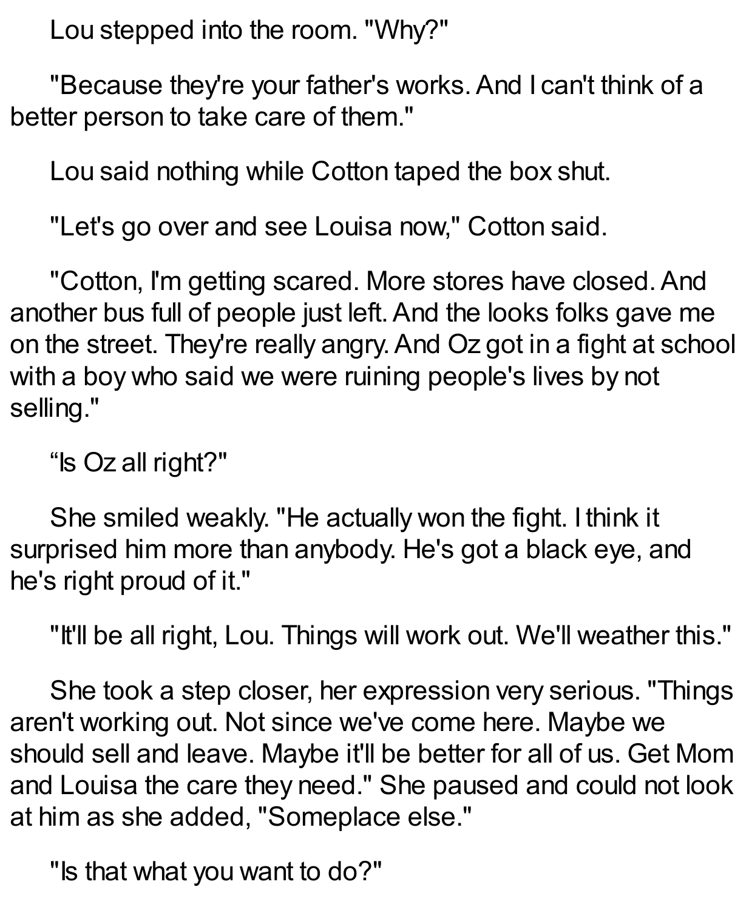Lou stepped into the room. "Why?"

"Because they're your father's works. And I can't think of a better person to take care of them."

Lou said nothing while Cotton taped the box shut.

"Let's go over and see Louisa now," Cotton said.

"Cotton, I'm getting scared. More stores have closed. And another bus full of people just left. And the looks folks gave me on the street. They're really angry. And Oz got in a fight at school with a boy who said we were ruining people's lives by not selling."

"Is Oz all right?"

She smiled weakly. "He actually won the fight. I think it surprised him more than anybody. He's got a black eye, and he's right proud of it."

"It'll be all right, Lou. Things will work out. We'll weather this."

She took a step closer, her expression very serious. "Things aren't working out. Not since we've come here. Maybe we should sell and leave. Maybe it'll be better for all of us. Get Mom and Louisa the care they need." She paused and could not look at him as she added, "Someplace else."

"Is that what you want to do?"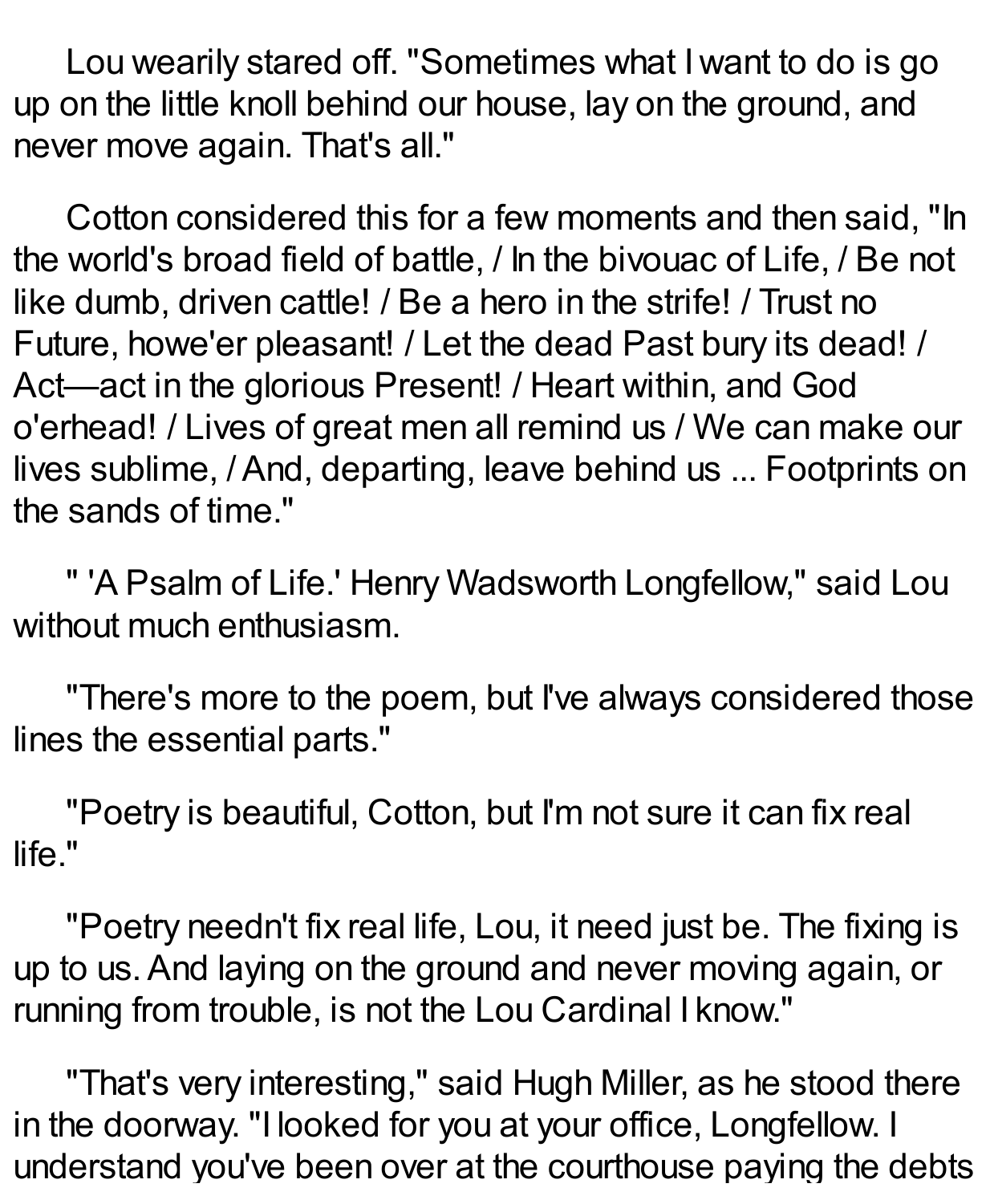Lou wearily stared off. "Sometimes what I want to do is go up on the little knoll behind our house, lay on the ground, and never move again. That's all."

Cotton considered this for a few moments and then said, "In the world's broad field of battle, / In the bivouac of Life, / Be not like dumb, driven cattle! / Be a hero in the strife! / Trust no Future, howe'er pleasant! / Let the dead Past bury its dead! / Act—act in the glorious Present! / Heart within, and God o'erhead! / Lives of great men all remind us / We can make our lives sublime, / And, departing, leave behind us ... Footprints on the sands of time."

" 'A Psalm of Life.' Henry Wadsworth Longfellow," said Lou without much enthusiasm.

"There's more to the poem, but I've always considered those lines the essential parts."

"Poetry is beautiful, Cotton, but I'm not sure it can fix real life."

"Poetry needn't fix real life, Lou, it need just be. The fixing is up to us. And laying on the ground and never moving again, or running from trouble, is not the Lou Cardinal I know."

"That's very interesting," said Hugh Miller, as he stood there in the doorway. "I looked for you at your office, Longfellow. I understand you've been over at the courthouse paying the debts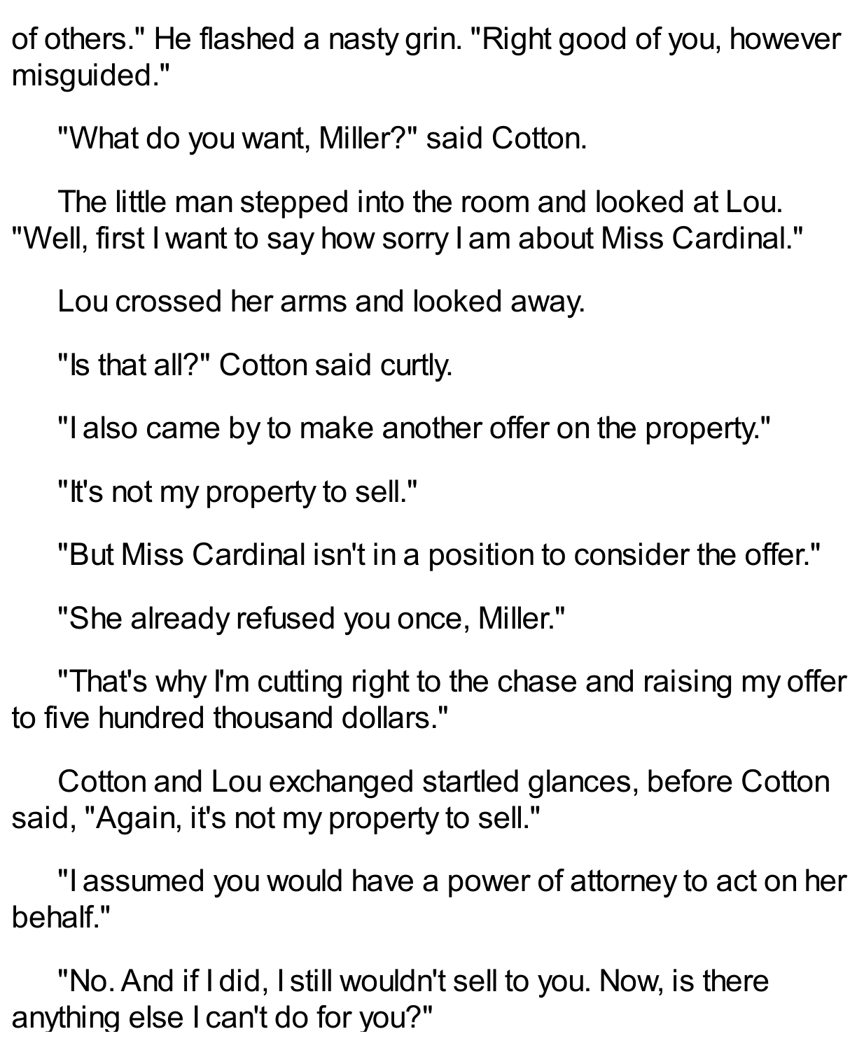of others." He flashed a nasty grin. "Right good of you, however misguided."

"What do you want, Miller?" said Cotton.

The little man stepped into the room and looked at Lou. "Well, first I want to say how sorry I am about Miss Cardinal."

Lou crossed her arms and looked away.

"Is that all?" Cotton said curtly.

"I also came by to make another offer on the property."

"It's not my property to sell."

"But Miss Cardinal isn't in a position to consider the offer."

"She already refused you once, Miller."

"That's why I'm cutting right to the chase and raising my offer to five hundred thousand dollars."

Cotton and Lou exchanged startled glances, before Cotton said, "Again, it's not my property to sell."

"I assumed you would have a power of attorney to act on her behalf."

"No. And if I did, I still wouldn't sell to you. Now, is there anything else I can't do for you?"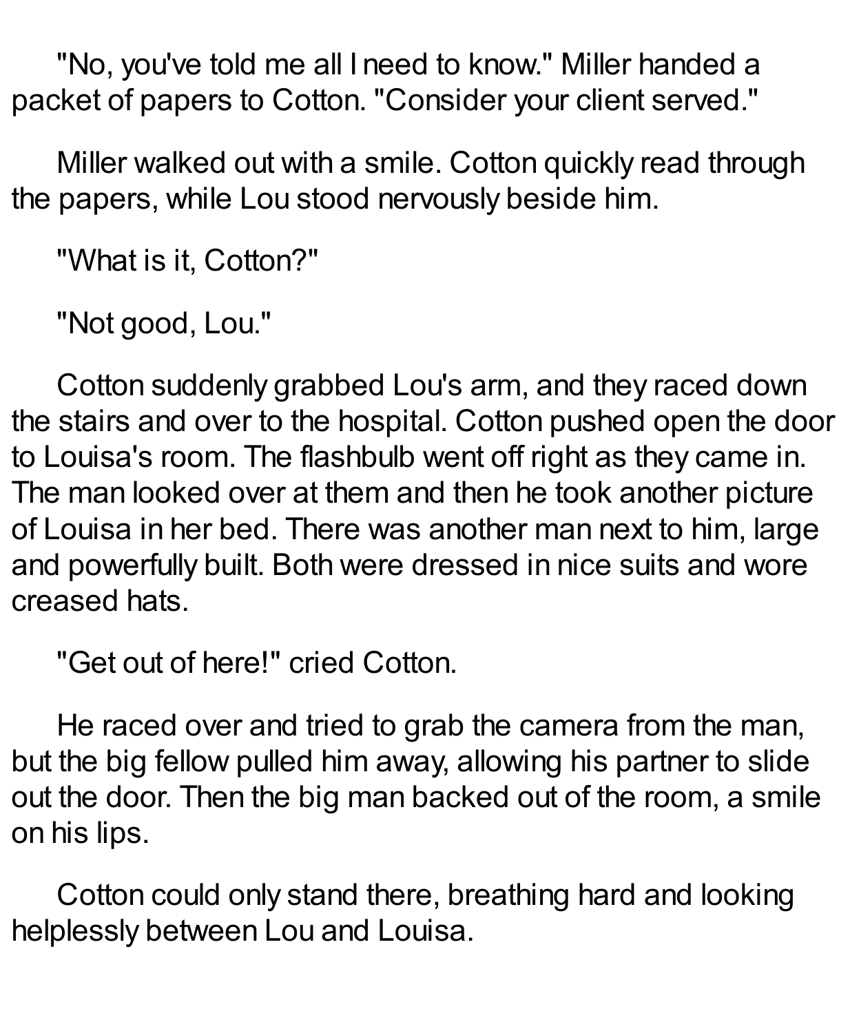"No, you've told me all I need to know." Miller handed a packet of papers to Cotton. "Consider your client served."

Miller walked out with a smile. Cotton quickly read through the papers, while Lou stood nervously beside him.

"What is it, Cotton?"

"Not good, Lou."

Cotton suddenly grabbed Lou's arm, and they raced down the stairs and over to the hospital. Cotton pushed open the door to Louisa's room. The flashbulb went off right as they came in. The man looked over at them and then he took another picture of Louisa in her bed. There was another man next to him, large and powerfully built. Both were dressed in nice suits and wore creased hats.

"Get out of here!" cried Cotton.

He raced over and tried to grab the camera from the man, but the big fellow pulled him away, allowing his partner to slide out the door. Then the big man backed out of the room, a smile on his lips.

Cotton could only stand there, breathing hard and looking helplessly between Lou and Louisa.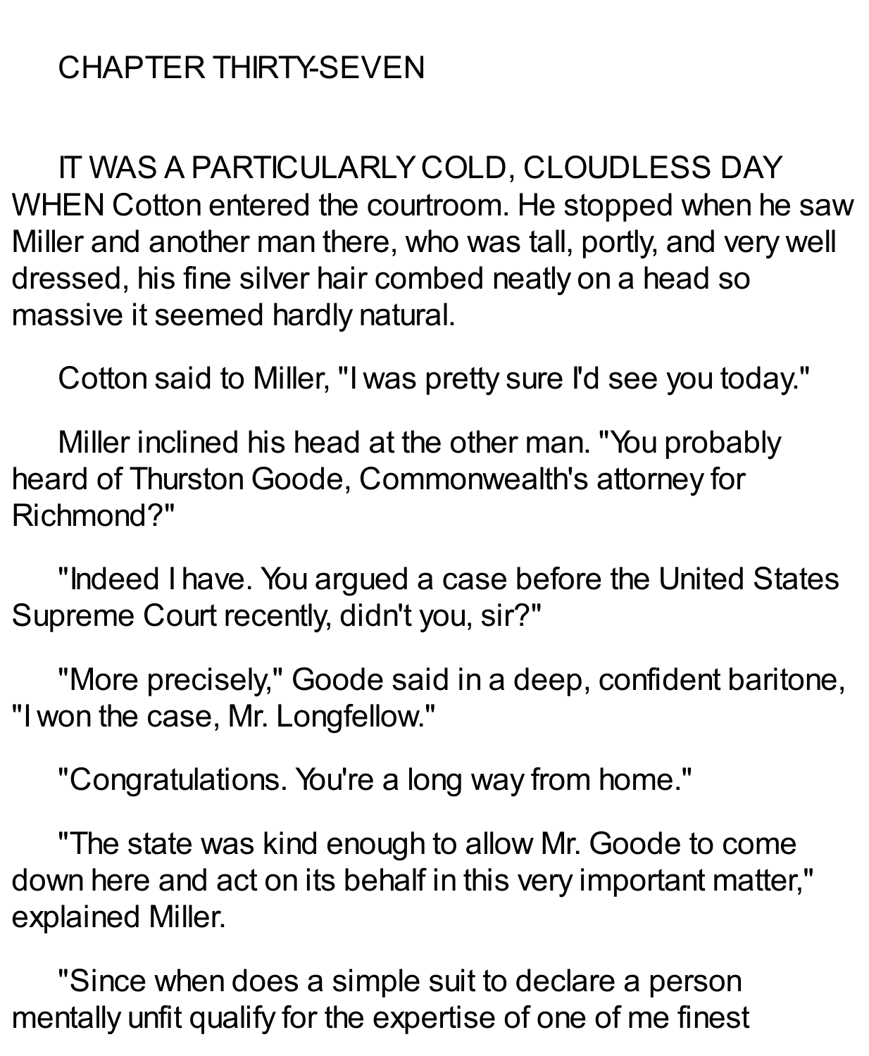# CHAPTER THIRTY-SEVEN

IT WAS A PARTICULARLY COLD, CLOUDLESS DAY WHEN Cotton entered the courtroom. He stopped when he saw Miller and another man there, who was tall, portly, and very well dressed, his fine silver hair combed neatly on a head so massive it seemed hardly natural.

Cotton said to Miller, "I was pretty sure I'd see you today."

Miller inclined his head at the other man. "You probably heard of Thurston Goode, Commonwealth's attorney for Richmond?"

"Indeed I have. You argued a case before the United States Supreme Court recently, didn't you, sir?"

"More precisely," Goode said in a deep, confident baritone, "I won the case, Mr. Longfellow."

"Congratulations. You're a long way from home."

"The state was kind enough to allow Mr. Goode to come down here and act on its behalf in this very important matter," explained Miller.

"Since when does a simple suit to declare a person mentally unfit qualify for the expertise of one of me finest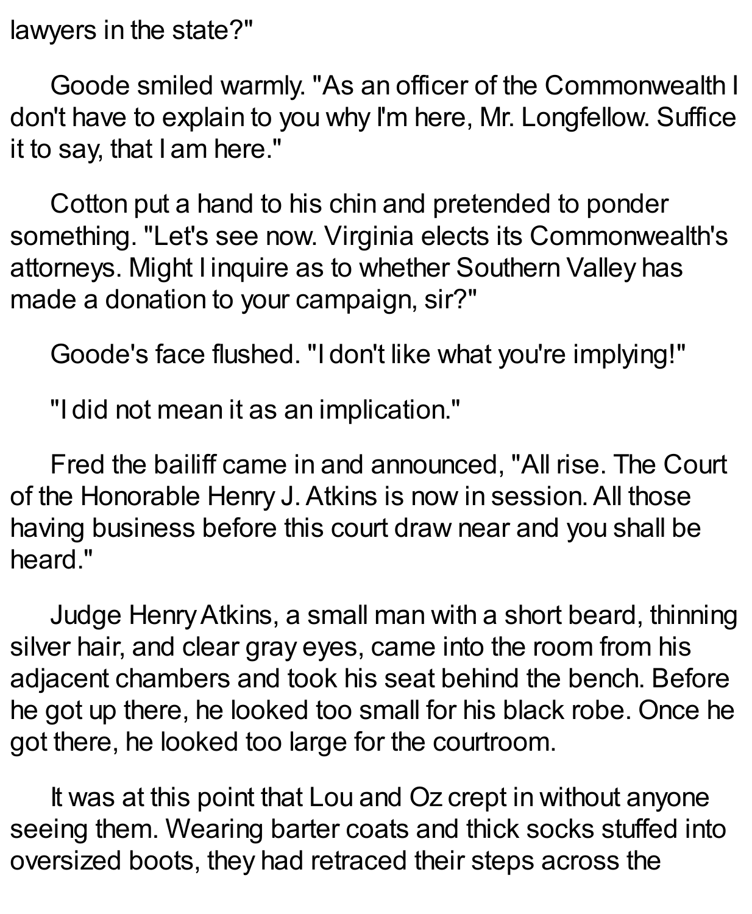lawyers in the state?"

Goode smiled warmly. "As an officer of the Commonwealth I don't have to explain to you why I'm here, Mr. Longfellow. Suffice it to say, that I am here."

Cotton put a hand to his chin and pretended to ponder something. "Let's see now. Virginia elects its Commonwealth's attorneys. Might I inquire as to whether Southern Valley has made a donation to your campaign, sir?"

Goode's face flushed. "I don't like what you're implying!"

"I did not mean it as an implication."

Fred the bailiff came in and announced, "All rise. The Court of the Honorable Henry J. Atkins is now in session. All those having business before this court draw near and you shall be heard."

Judge Henry Atkins, a small man with a short beard, thinning silver hair, and clear gray eyes, came into the room from his adjacent chambers and took his seat behind the bench. Before he got up there, he looked too small for his black robe. Once he got there, he looked too large for the courtroom.

It was at this point that Lou and Oz crept in without anyone seeing them. Wearing barter coats and thick socks stuffed into oversized boots, they had retraced their steps across the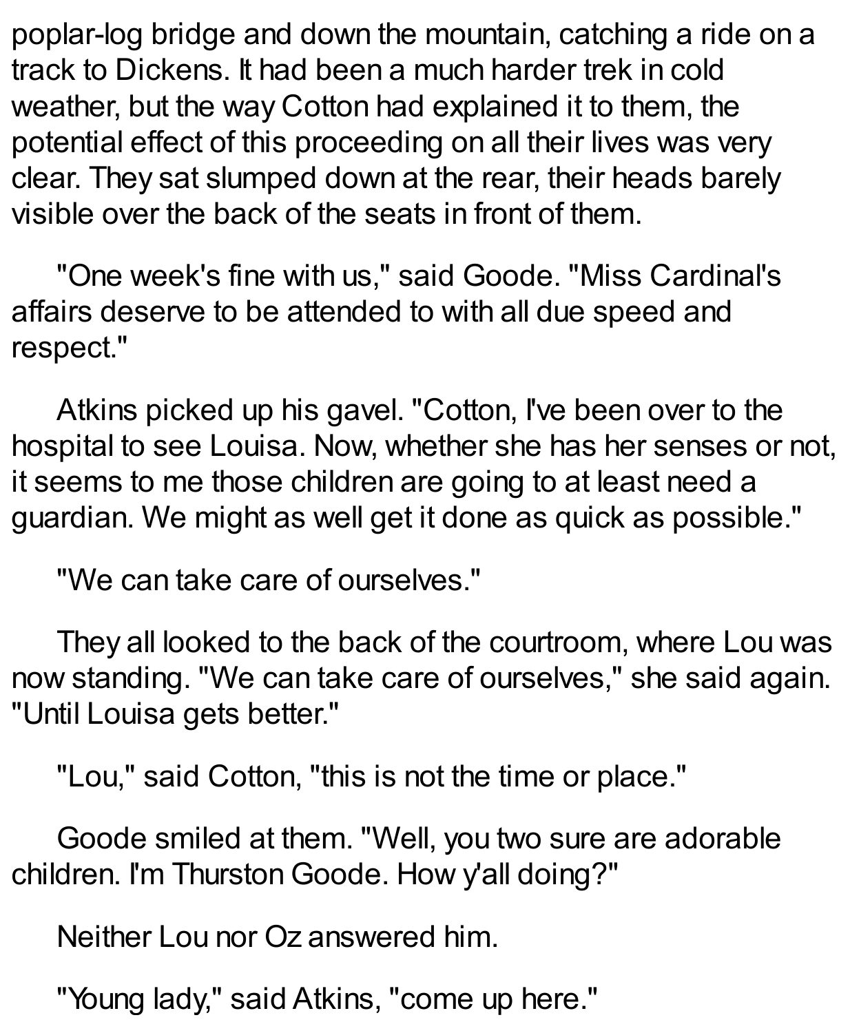poplar-log bridge and down the mountain, catching a ride on a track to Dickens. It had been a much harder trek in cold weather, but the way Cotton had explained it to them, the potential effect of this proceeding on all their lives was very clear. They sat slumped down at the rear, their heads barely visible over the back of the seats in front of them.

"One week's fine with us," said Goode. "Miss Cardinal's affairs deserve to be attended to with all due speed and respect."

Atkins picked up his gavel. "Cotton, I've been over to the hospital to see Louisa. Now, whether she has her senses or not, it seems to me those children are going to at least need a guardian. We might as well get it done as quick as possible."

"We can take care of ourselves."

They all looked to the back of the courtroom, where Lou was now standing. "We can take care of ourselves," she said again. "Until Louisa gets better."

"Lou," said Cotton, "this is not the time or place."

Goode smiled at them. "Well, you two sure are adorable children. I'm Thurston Goode. How y'all doing?"

Neither Lou nor Oz answered him.

"Young lady," said Atkins, "come up here."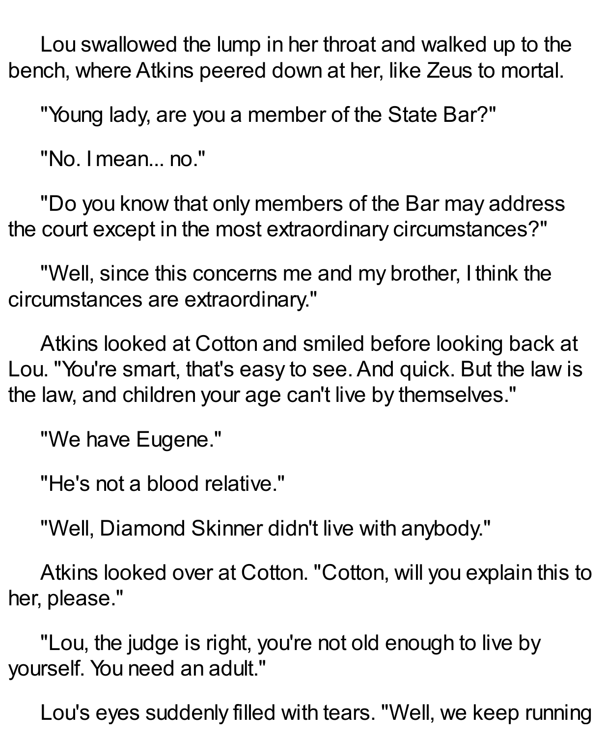Lou swallowed the lump in her throat and walked up to the bench, where Atkins peered down at her, like Zeus to mortal.

"Young lady, are you a member of the State Bar?"

"No. I mean... no."

"Do you know that only members of the Bar may address the court except in the most extraordinary circumstances?"

"Well, since this concerns me and my brother, I think the circumstances are extraordinary."

Atkins looked at Cotton and smiled before looking back at Lou. "You're smart, that's easy to see. And quick. But the law is the law, and children your age can't live by themselves."

"We have Eugene."

"He's not a blood relative."

"Well, Diamond Skinner didn't live with anybody."

Atkins looked over at Cotton. "Cotton, will you explain this to her, please."

"Lou, the judge is right, you're not old enough to live by yourself. You need an adult."

Lou's eyes suddenly filled with tears. "Well, we keep running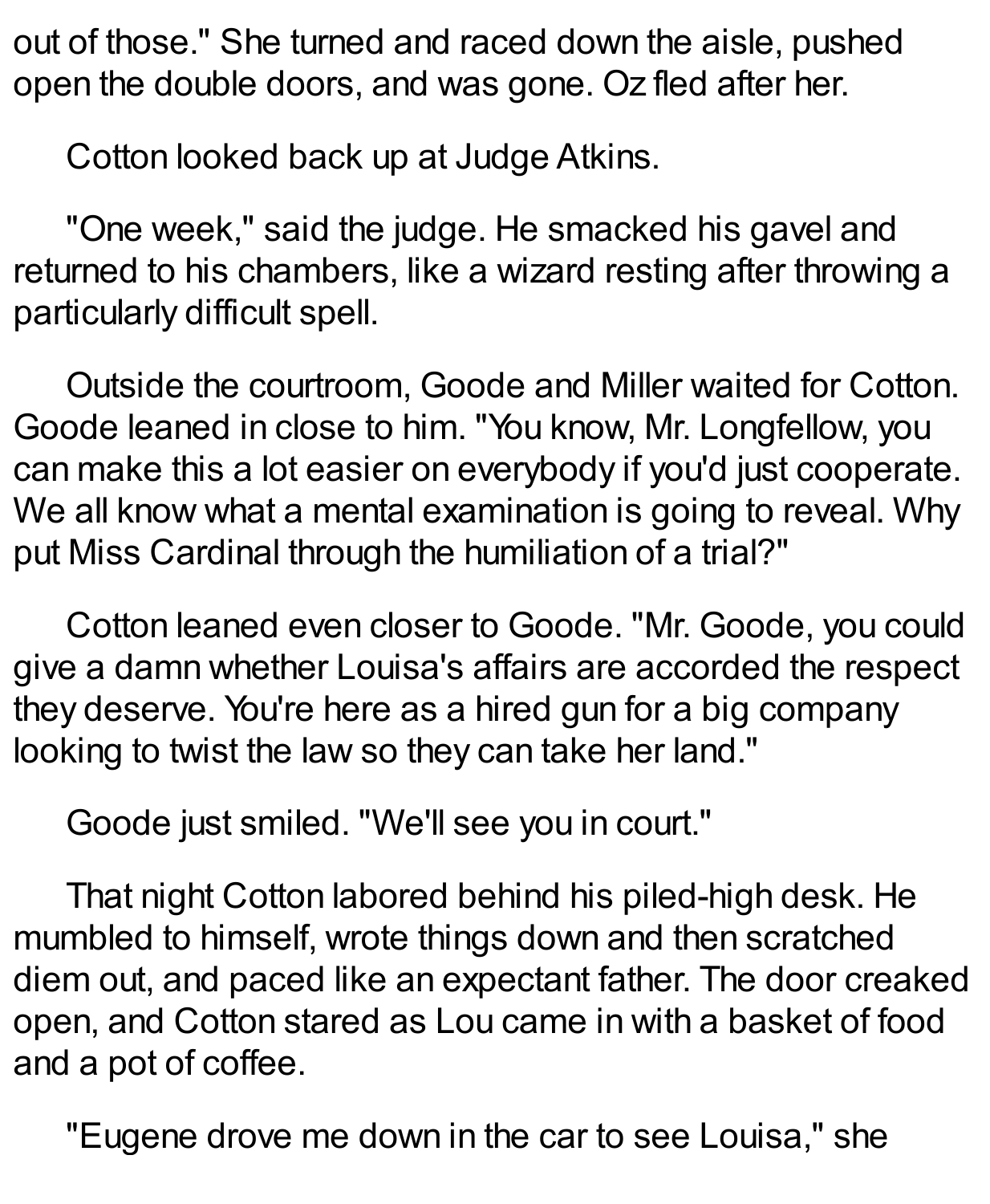out of those." She turned and raced down the aisle, pushed open the double doors, and was gone. Oz fled after her.

Cotton looked back up at Judge Atkins.

"One week," said the judge. He smacked his gavel and returned to his chambers, like a wizard resting after throwing a particularly difficult spell.

Outside the courtroom, Goode and Miller waited for Cotton. Goode leaned in close to him. "You know, Mr. Longfellow, you can make this a lot easier on everybody if you'd just cooperate. We all know what a mental examination is going to reveal. Why put Miss Cardinal through the humiliation of a trial?"

Cotton leaned even closer to Goode. "Mr. Goode, you could give a damn whether Louisa's affairs are accorded the respect they deserve. You're here as a hired gun for a big company looking to twist the law so they can take her land."

Goode just smiled. "We'll see you in court."

That night Cotton labored behind his piled-high desk. He mumbled to himself, wrote things down and then scratched diem out, and paced like an expectant father. The door creaked open, and Cotton stared as Lou came in with a basket of food and a pot of coffee.

"Eugene drove me down in the car to see Louisa," she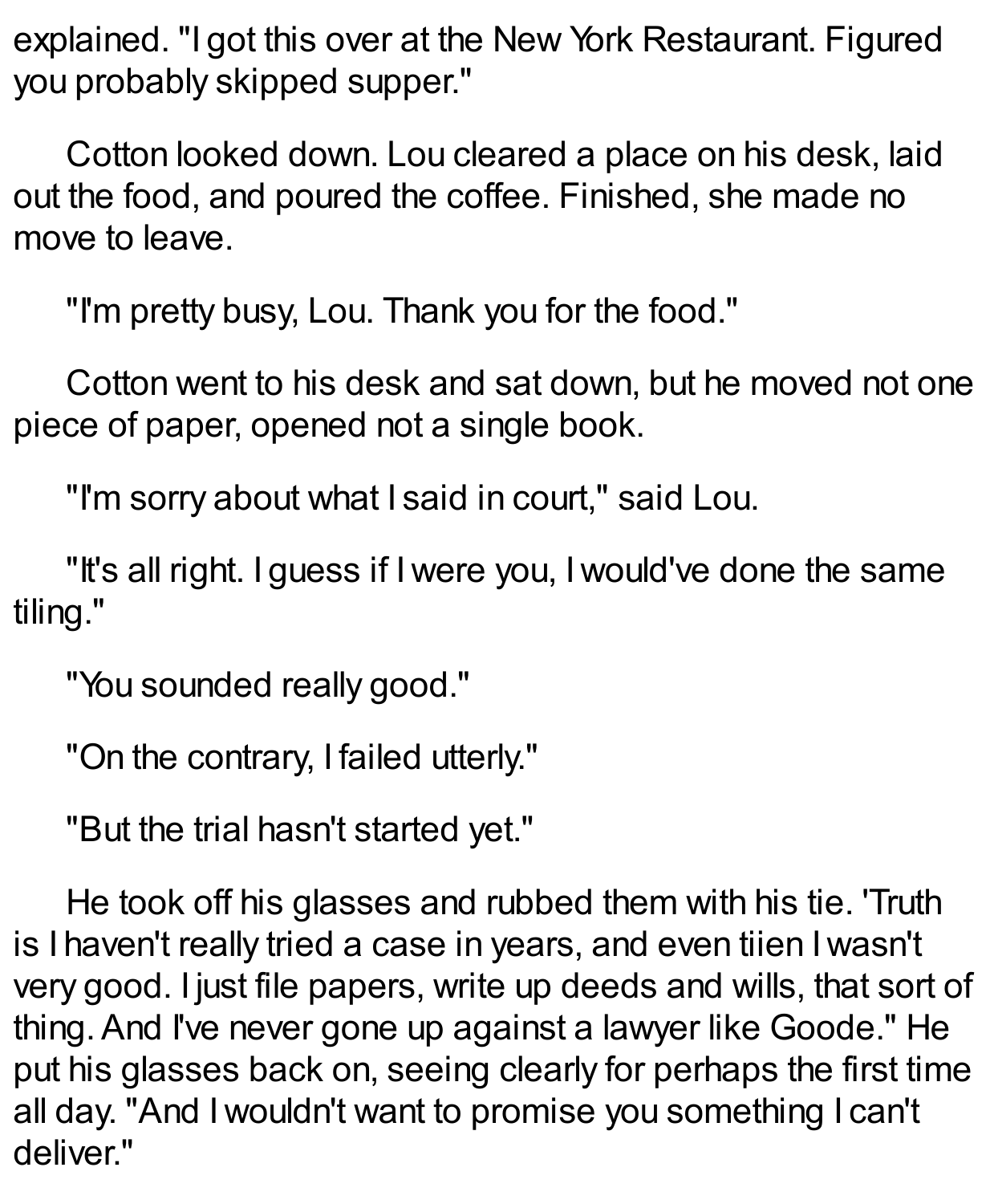explained. "I got this over at the New York Restaurant. Figured you probably skipped supper."

Cotton looked down. Lou cleared a place on his desk, laid out the food, and poured the coffee. Finished, she made no move to leave.

"I'm pretty busy, Lou. Thank you for the food."

Cotton went to his desk and sat down, but he moved not one piece of paper, opened not a single book.

"I'm sorry about what I said in court," said Lou.

"It's all right. I guess if I were you, I would've done the same tiling."

"You sounded really good."

"On the contrary, I failed utterly."

"But the trial hasn't started yet."

He took off his glasses and rubbed them with his tie. 'Truth is I haven't really tried a case in years, and even tiien I wasn't very good. I just file papers, write up deeds and wills, that sort of thing. And I've never gone up against a lawyer like Goode." He put his glasses back on, seeing clearly for perhaps the first time all day. "And I wouldn't want to promise you something I can't deliver."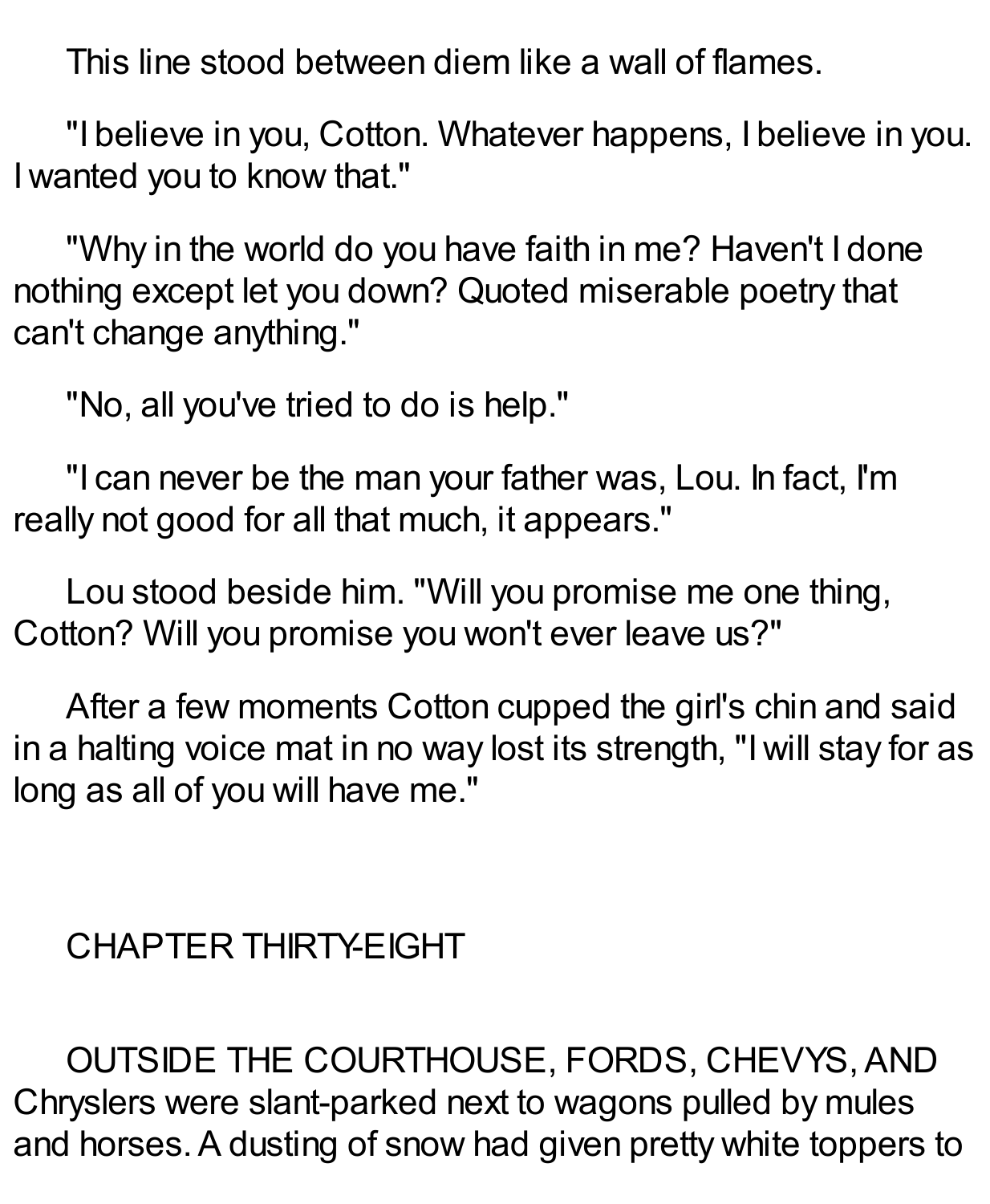This line stood between diem like a wall of flames.

"I believe in you, Cotton. Whatever happens, I believe in you. I wanted you to know that."

"Why in the world do you have faith in me? Haven't I done nothing except let you down? Quoted miserable poetry that can't change anything."

"No, all you've tried to do is help."

"I can never be the man your father was, Lou. In fact, I'm really not good for all that much, it appears."

Lou stood beside him. "Will you promise me one thing, Cotton? Will you promise you won't ever leave us?"

After a few moments Cotton cupped the girl's chin and said in a halting voice mat in no way lost its strength, "I will stay for as long as all of you will have me."

## CHAPTER THIRTY-EIGHT

OUTSIDE THE COURTHOUSE, FORDS, CHEVYS, AND Chryslers were slant-parked next to wagons pulled by mules and horses. A dusting of snow had given pretty white toppers to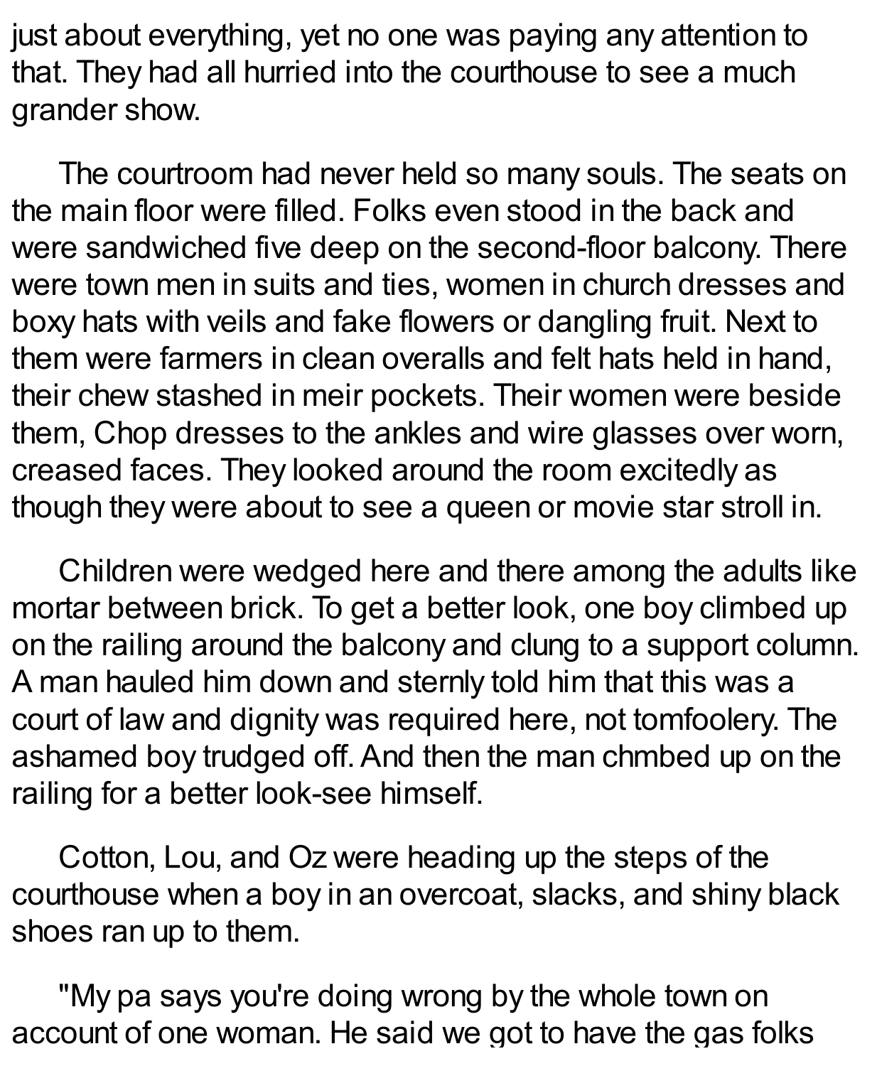just about everything, yet no one was paying any attention to that. They had all hurried into the courthouse to see a much grander show.

The courtroom had never held so many souls. The seats on the main floor were filled. Folks even stood in the back and were sandwiched five deep on the second-floor balcony. There were town men in suits and ties, women in church dresses and boxy hats with veils and fake flowers or dangling fruit. Next to them were farmers in clean overalls and felt hats held in hand, their chew stashed in meir pockets. Their women were beside them, Chop dresses to the ankles and wire glasses over worn, creased faces. They looked around the room excitedly as though they were about to see a queen or movie star stroll in.

Children were wedged here and there among the adults like mortar between brick. To get a better look, one boy climbed up on the railing around the balcony and clung to a support column. A man hauled him down and sternly told him that this was a court of law and dignity was required here, not tomfoolery. The ashamed boy trudged off. And then the man chmbed up on the railing for a better look-see himself.

Cotton, Lou, and Oz were heading up the steps of the courthouse when a boy in an overcoat, slacks, and shiny black shoes ran up to them.

"My pa says you're doing wrong by the whole town on account of one woman. He said we got to have the gas folks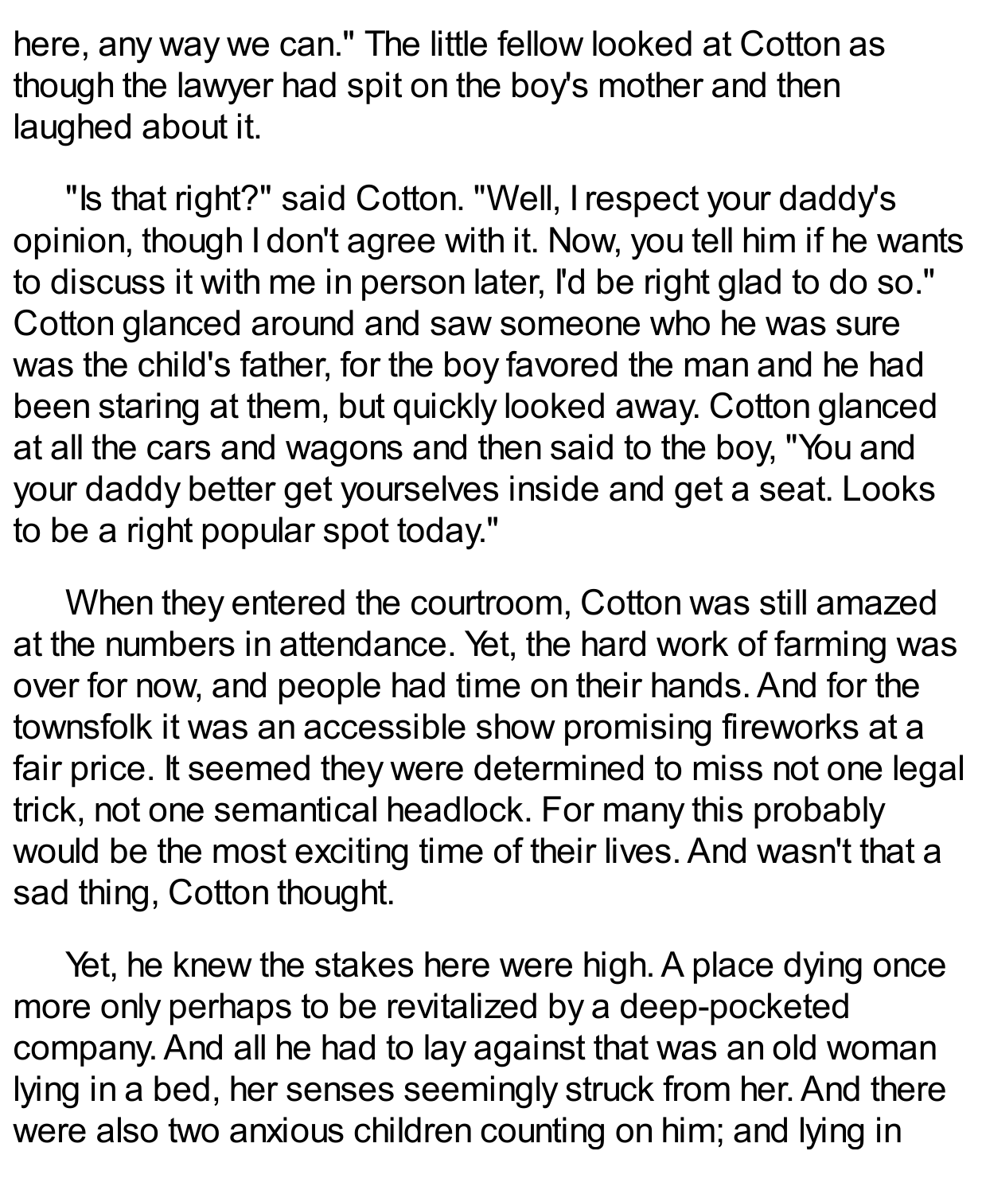here, any way we can." The little fellow looked at Cotton as though the lawyer had spit on the boy's mother and then laughed about it.

"Is that right?" said Cotton. "Well, I respect your daddy's opinion, though I don't agree with it. Now, you tell him if he wants to discuss it with me in person later, I'd be right glad to do so." Cotton glanced around and saw someone who he was sure was the child's father, for the boy favored the man and he had been staring at them, but quickly looked away. Cotton glanced at all the cars and wagons and then said to the boy, "You and your daddy better get yourselves inside and get a seat. Looks to be a right popular spot today."

When they entered the courtroom, Cotton was still amazed at the numbers in attendance. Yet, the hard work of farming was over for now, and people had time on their hands. And for the townsfolk it was an accessible show promising fireworks at a fair price. It seemed they were determined to miss not one legal trick, not one semantical headlock. For many this probably would be the most exciting time of their lives. And wasn't that a sad thing, Cotton thought.

Yet, he knew the stakes here were high. A place dying once more only perhaps to be revitalized by a deep-pocketed company. And all he had to lay against that was an old woman lying in a bed, her senses seemingly struck from her. And there were also two anxious children counting on him; and lying in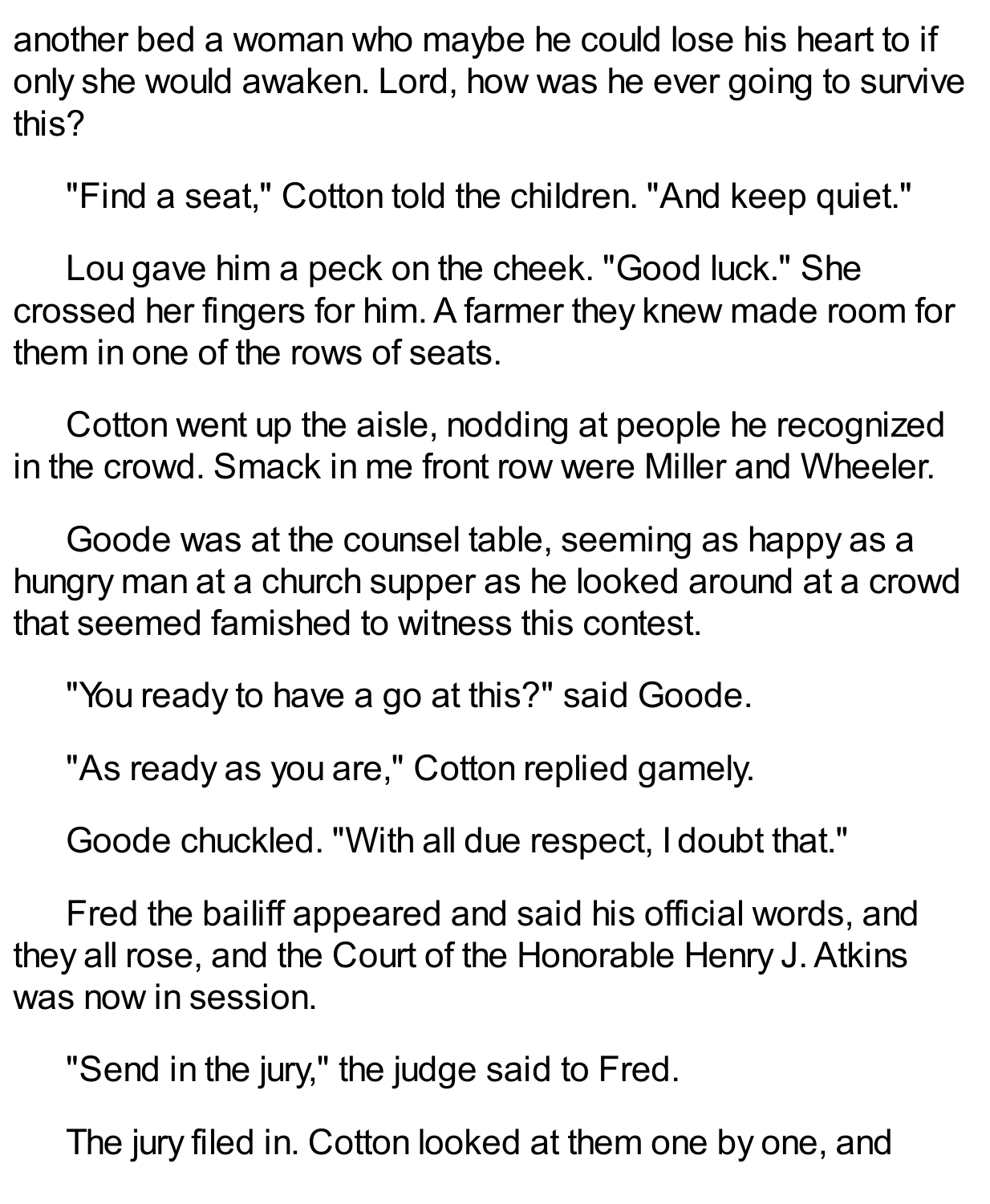another bed a woman who maybe he could lose his heart to if only she would awaken. Lord, how was he ever going to survive this?

"Find a seat," Cotton told the children. "And keep quiet."

Lou gave him a peck on the cheek. "Good luck." She crossed her fingers for him. A farmer they knew made room for them in one of the rows of seats.

Cotton went up the aisle, nodding at people he recognized in the crowd. Smack in me front row were Miller and Wheeler.

Goode was at the counsel table, seeming as happy as a hungry man at a church supper as he looked around at a crowd that seemed famished to witness this contest.

"You ready to have a go at this?" said Goode.

"As ready as you are," Cotton replied gamely.

Goode chuckled. "With all due respect, I doubt that."

Fred the bailiff appeared and said his official words, and they all rose, and the Court of the Honorable Henry J. Atkins was now in session.

"Send in the jury," the judge said to Fred.

The jury filed in. Cotton looked at them one by one, and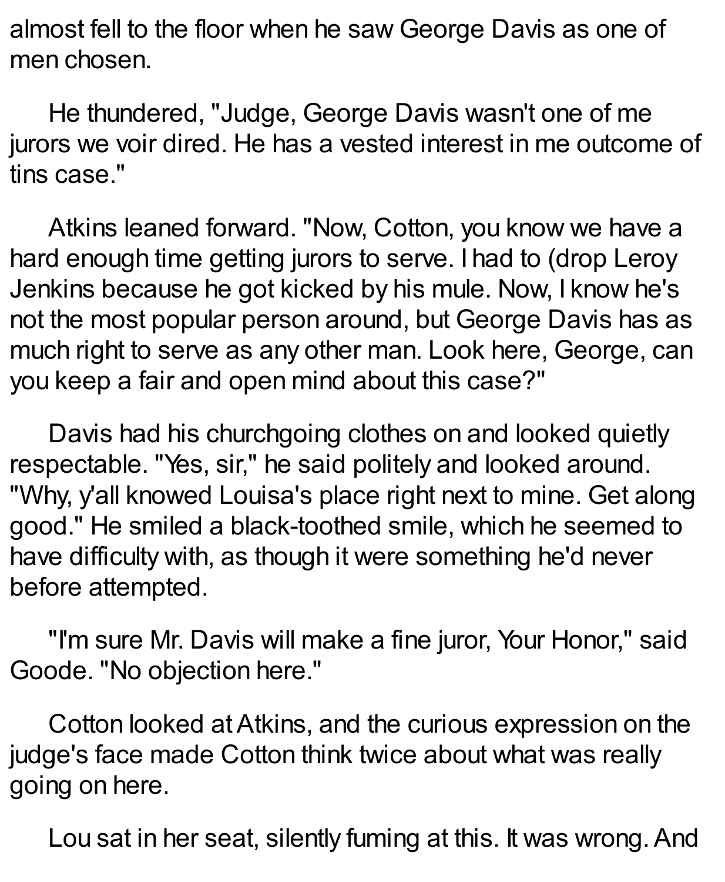almost fell to the floor when he saw George Davis as one of men chosen.

He thundered, "Judge, George Davis wasn't one of me jurors we voir dired. He has a vested interest in me outcome of tins case."

Atkins leaned forward. "Now, Cotton, you know we have a hard enough time getting jurors to serve. I had to (drop Leroy Jenkins because he got kicked by his mule. Now, I know he's not the most popular person around, but George Davis has as much right to serve as any other man. Look here, George, can you keep a fair and open mind about this case?"

Davis had his churchgoing clothes on and looked quietly respectable. "Yes, sir," he said politely and looked around. "Why, y'all knowed Louisa's place right next to mine. Get along good." He smiled a black-toothed smile, which he seemed to have difficulty with, as though it were something he'd never before attempted.

"I'm sure Mr. Davis will make a fine juror, Your Honor," said Goode. "No objection here."

Cotton looked at Atkins, and the curious expression on the judge's face made Cotton think twice about what was really going on here.

Lou sat in her seat, silently fuming at this. It was wrong. And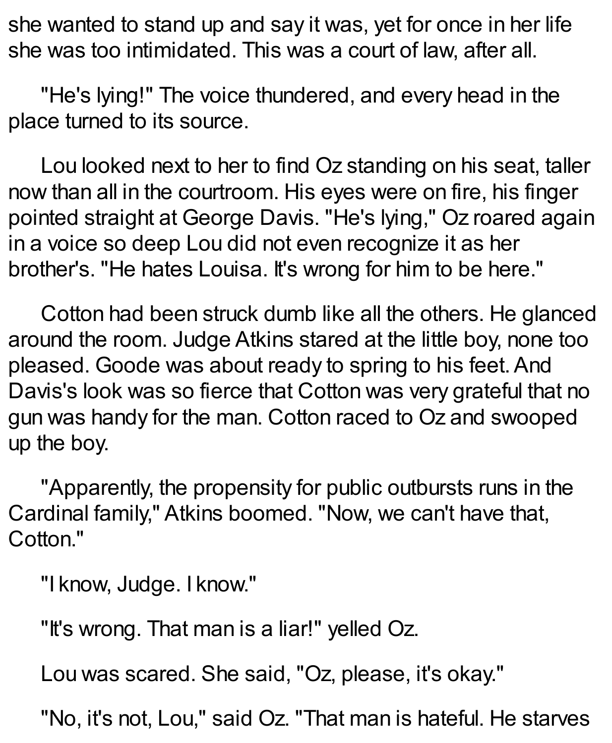she wanted to stand up and say it was, yet for once in her life she was too intimidated. This was a court of law, after all.

"He's lying!" The voice thundered, and every head in the place turned to its source.

Lou looked next to her to find Oz standing on his seat, taller now than all in the courtroom. His eyes were on fire, his finger pointed straight at George Davis. "He's lying," Oz roared again in a voice so deep Lou did not even recognize it as her brother's. "He hates Louisa. It's wrong for him to be here."

Cotton had been struck dumb like all the others. He glanced around the room. Judge Atkins stared at the little boy, none too pleased. Goode was about ready to spring to his feet. And Davis's look was so fierce that Cotton was very grateful that no gun was handy for the man. Cotton raced to Oz and swooped up the boy.

"Apparently, the propensity for public outbursts runs in the Cardinal family," Atkins boomed. "Now, we can't have that, Cotton."

"I know, Judge. I know."

"It's wrong. That man is a liar!" yelled Oz.

Lou was scared. She said, "Oz, please, it's okay."

"No, it's not, Lou," said Oz. "That man is hateful. He starves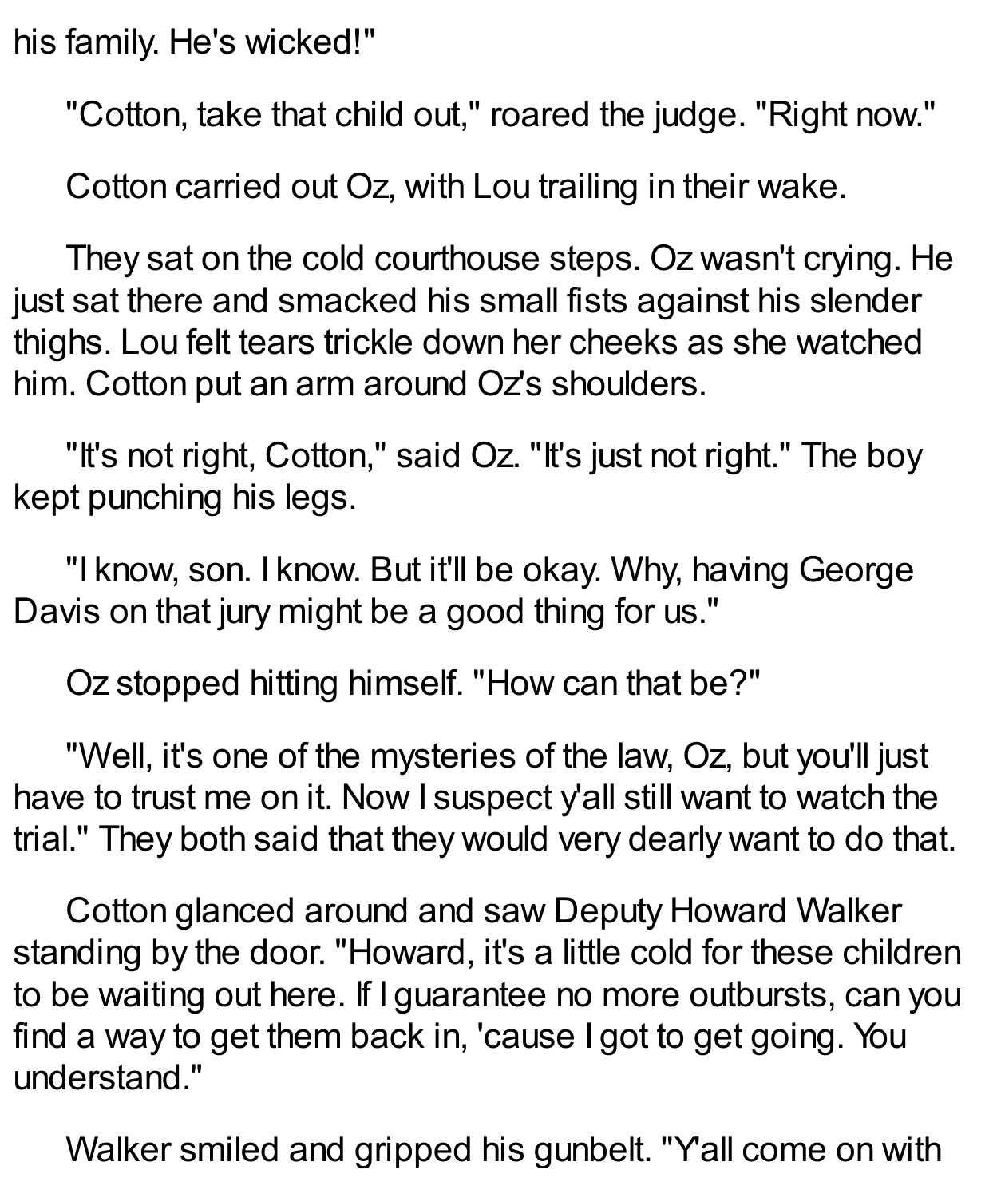his family. He's wicked!"

"Cotton, take that child out," roared the judge. "Right now."

Cotton carried out Oz, with Lou trailing in their wake.

They sat on the cold courthouse steps. Oz wasn't crying. He just sat there and smacked his small fists against his slender thighs. Lou felt tears trickle down her cheeks as she watched him. Cotton put an arm around Oz's shoulders.

"It's not right, Cotton," said Oz. "It's just not right." The boy kept punching his legs.

"I know, son. I know. But it'll be okay. Why, having George Davis on that jury might be a good thing for us."

Oz stopped hitting himself. "How can that be?"

"Well, it's one of the mysteries of the law, Oz, but you'll just have to trust me on it. Now I suspect y'all still want to watch the trial." They both said that they would very dearly want to do that.

Cotton glanced around and saw Deputy Howard Walker standing by the door. "Howard, it's a little cold for these children to be waiting out here. If I guarantee no more outbursts, can you find a way to get them back in, 'cause I got to get going. You understand."

Walker smiled and gripped his gunbelt. "Y'all come on with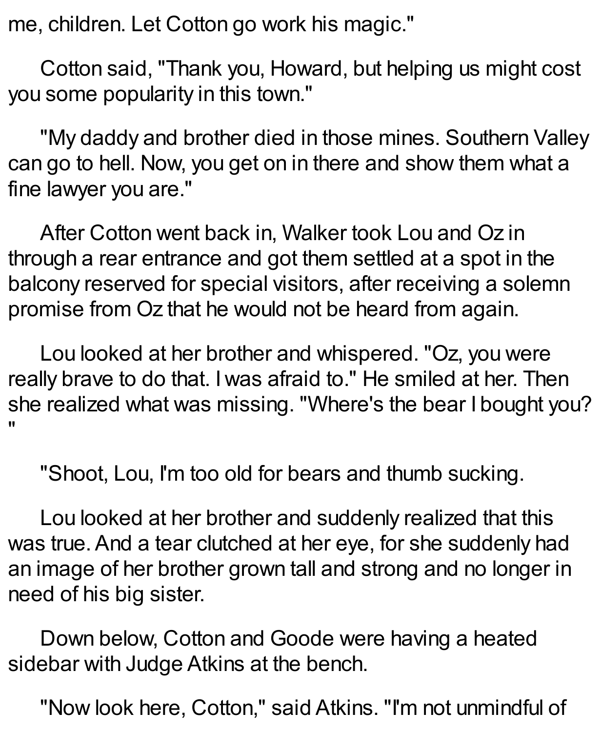me, children. Let Cotton go work his magic."

Cotton said, "Thank you, Howard, but helping us might cost you some popularity in this town."

"My daddy and brother died in those mines. Southern Valley can go to hell. Now, you get on in there and show them what a fine lawyer you are."

After Cotton went back in, Walker took Lou and Oz in through a rear entrance and got them settled at a spot in the balcony reserved for special visitors, after receiving a solemn promise from Oz that he would not be heard from again.

Lou looked at her brother and whispered. "Oz, you were really brave to do that. I was afraid to." He smiled at her. Then she realized what was missing. "Where's the bear I bought you? "

"Shoot, Lou, I'm too old for bears and thumb sucking.

Lou looked at her brother and suddenly realized that this was true. And a tear clutched at her eye, for she suddenly had an image of her brother grown tall and strong and no longer in need of his big sister.

Down below, Cotton and Goode were having a heated sidebar with Judge Atkins at the bench.

"Now look here, Cotton," said Atkins. "I'm not unmindful of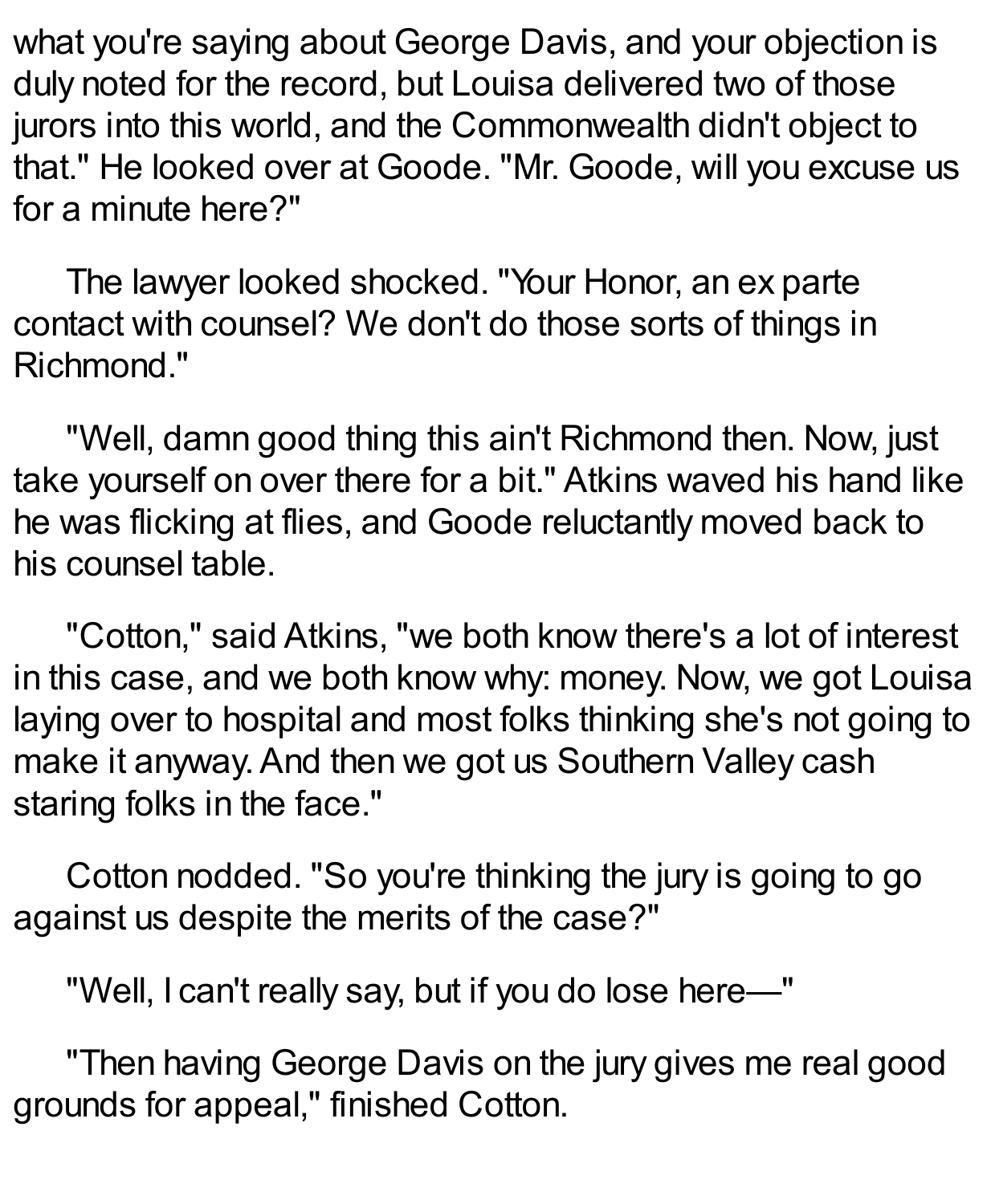what you're saying about George Davis, and your objection is duly noted for the record, but Louisa delivered two of those jurors into this world, and the Commonwealth didn't object to that." He looked over at Goode. "Mr. Goode, will you excuse us for a minute here?"

The lawyer looked shocked. "Your Honor, an ex parte contact with counsel? We don't do those sorts of things in Richmond."

"Well, damn good thing this ain't Richmond then. Now, just take yourself on over there for a bit." Atkins waved his hand like he was flicking at flies, and Goode reluctantly moved back to his counsel table.

"Cotton," said Atkins, "we both know there's a lot of interest in this case, and we both know why: money. Now, we got Louisa laying over to hospital and most folks thinking she's not going to make it anyway. And then we got us Southern Valley cash staring folks in the face."

Cotton nodded. "So you're thinking the jury is going to go against us despite the merits of the case?"

"Well, I can't really say, but if you do lose here—"

"Then having George Davis on the jury gives me real good grounds for appeal," finished Cotton.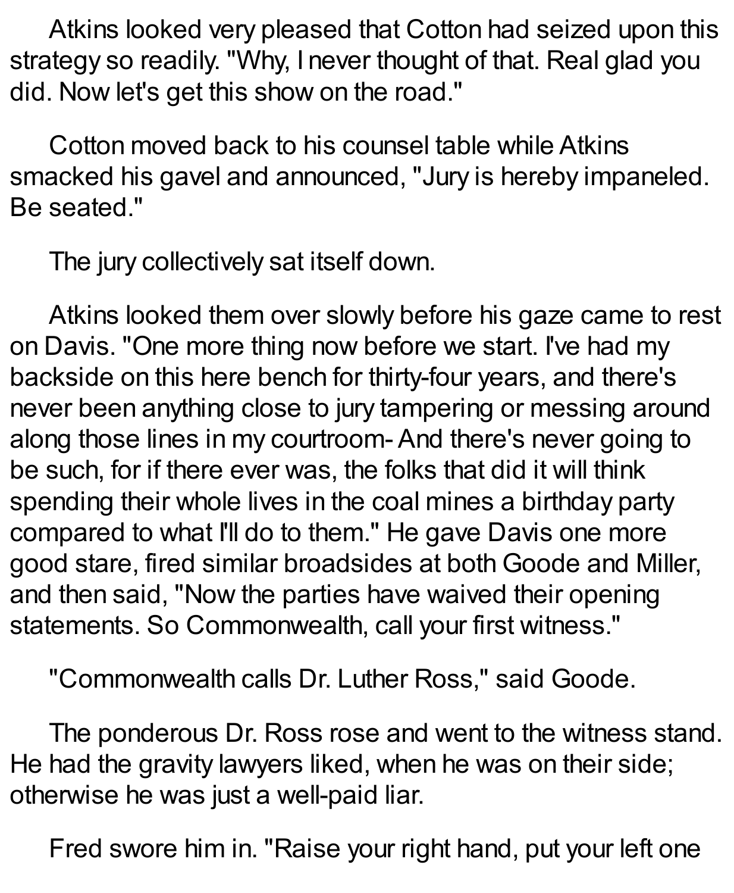Atkins looked very pleased that Cotton had seized upon this strategy so readily. "Why, I never thought of that. Real glad you did. Now let's get this show on the road."

Cotton moved back to his counsel table while Atkins smacked his gavel and announced, "Jury is hereby impaneled. Be seated."

The jury collectively sat itself down.

Atkins looked them over slowly before his gaze came to rest on Davis. "One more thing now before we start. I've had my backside on this here bench for thirty-four years, and there's never been anything close to jury tampering or messing around along those lines in my courtroom- And there's never going to be such, for if there ever was, the folks that did it will think spending their whole lives in the coal mines a birthday party compared to what I'll do to them." He gave Davis one more good stare, fired similar broadsides at both Goode and Miller, and then said, "Now the parties have waived their opening statements. So Commonwealth, call your first witness."

"Commonwealth calls Dr. Luther Ross," said Goode.

The ponderous Dr. Ross rose and went to the witness stand. He had the gravity lawyers liked, when he was on their side; otherwise he was just a well-paid liar.

Fred swore him in. "Raise your right hand, put your left one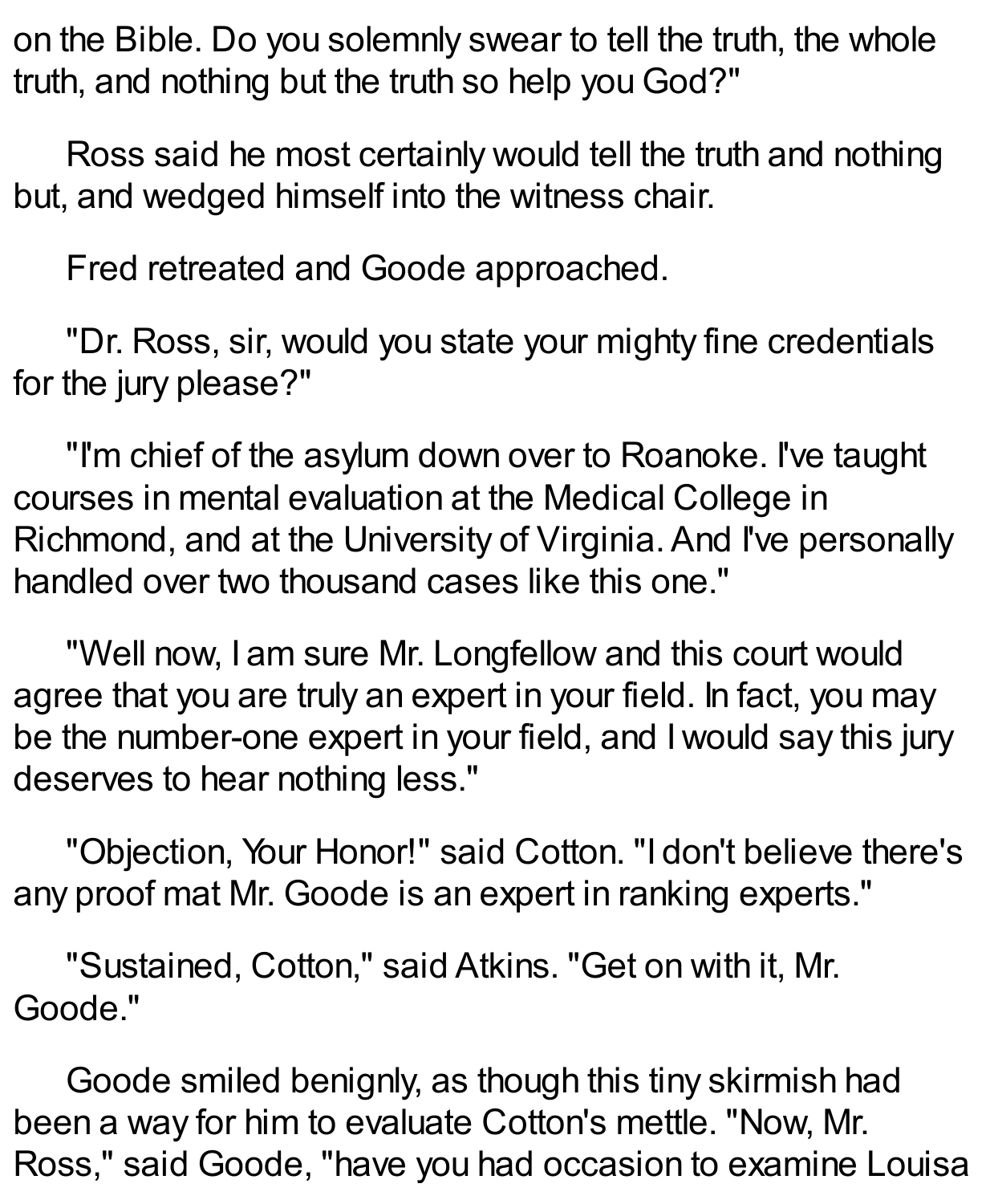on the Bible. Do you solemnly swear to tell the truth, the whole truth, and nothing but the truth so help you God?"

Ross said he most certainly would tell the truth and nothing but, and wedged himself into the witness chair.

Fred retreated and Goode approached.

"Dr. Ross, sir, would you state your mighty fine credentials for the jury please?"

"I'm chief of the asylum down over to Roanoke. I've taught courses in mental evaluation at the Medical College in Richmond, and at the University of Virginia. And I've personally handled over two thousand cases like this one."

"Well now, I am sure Mr. Longfellow and this court would agree that you are truly an expert in your field. In fact, you may be the number-one expert in your field, and I would say this jury deserves to hear nothing less."

"Objection, Your Honor!" said Cotton. "I don't believe there's any proof mat Mr. Goode is an expert in ranking experts."

"Sustained, Cotton," said Atkins. "Get on with it, Mr. Goode."

Goode smiled benignly, as though this tiny skirmish had been a way for him to evaluate Cotton's mettle. "Now, Mr. Ross," said Goode, "have you had occasion to examine Louisa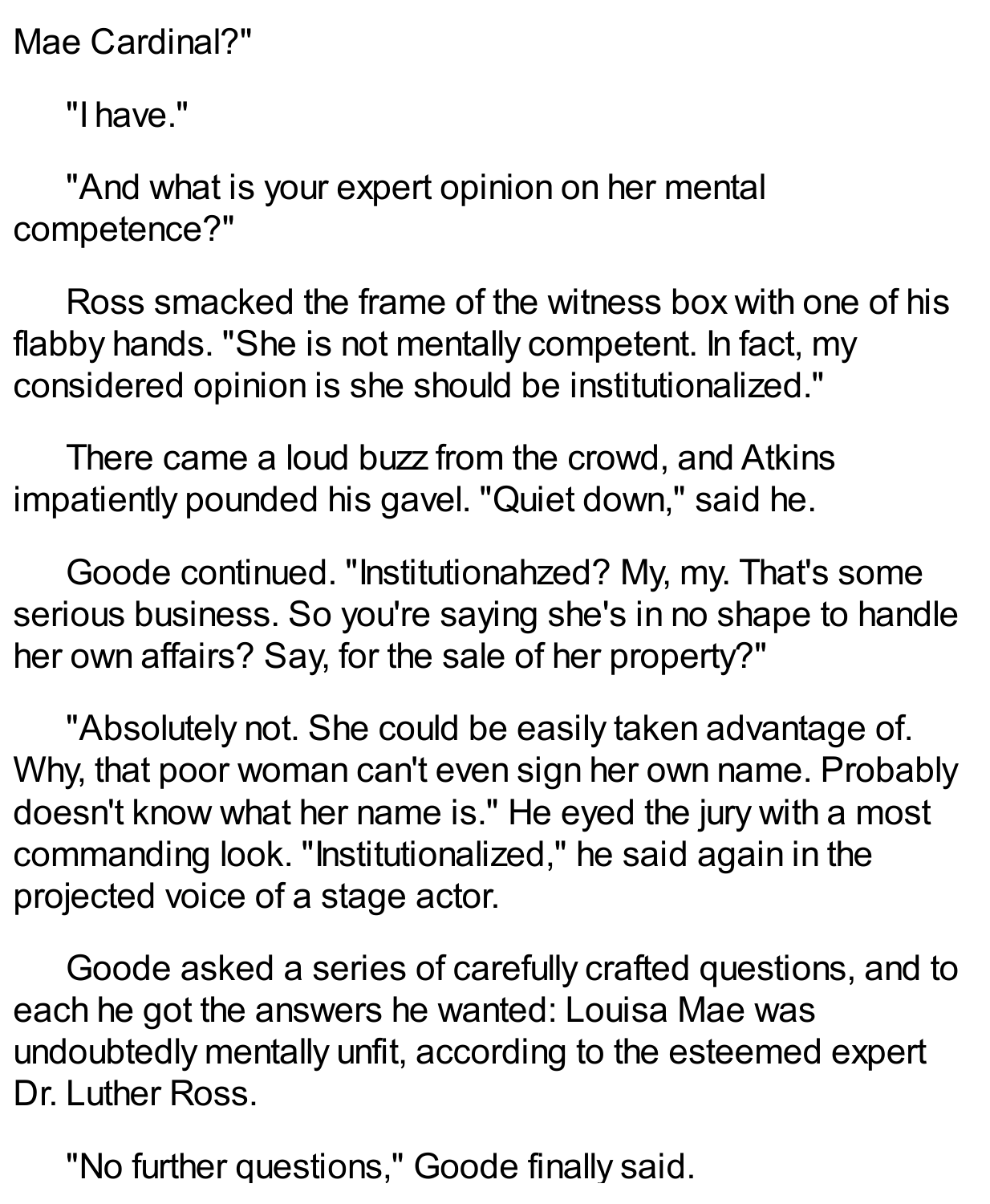Mae Cardinal?"

"I have."

"And what is your expert opinion on her mental competence?"

Ross smacked the frame of the witness box with one of his flabby hands. "She is not mentally competent. In fact, my considered opinion is she should be institutionalized."

There came a loud buzz from the crowd, and Atkins impatiently pounded his gavel. "Quiet down," said he.

Goode continued. "Institutionahzed? My, my. That's some serious business. So you're saying she's in no shape to handle her own affairs? Say, for the sale of her property?"

"Absolutely not. She could be easily taken advantage of. Why, that poor woman can't even sign her own name. Probably doesn't know what her name is." He eyed the jury with a most commanding look. "Institutionalized," he said again in the projected voice of a stage actor.

Goode asked a series of carefully crafted questions, and to each he got the answers he wanted: Louisa Mae was undoubtedly mentally unfit, according to the esteemed expert Dr. Luther Ross.

"No further questions," Goode finally said.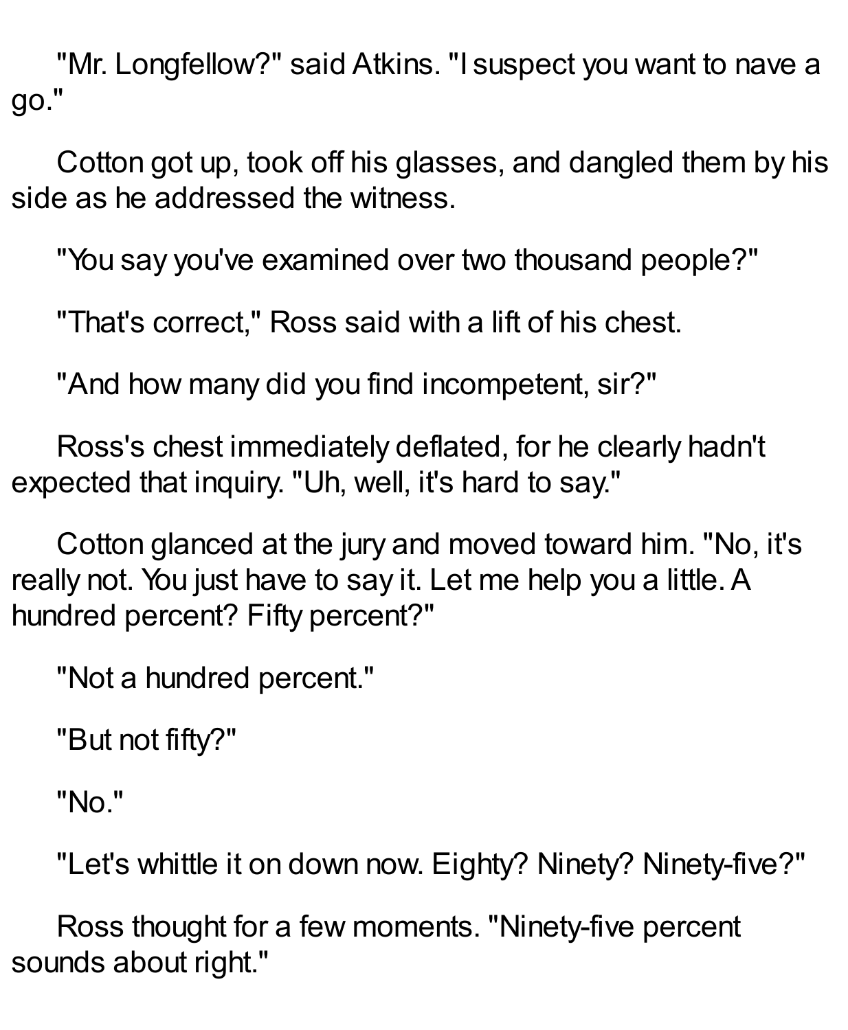"Mr. Longfellow?" said Atkins. "I suspect you want to nave a go."

Cotton got up, took off his glasses, and dangled them by his side as he addressed the witness.

"You say you've examined over two thousand people?"

"That's correct," Ross said with a lift of his chest.

"And how many did you find incompetent, sir?"

Ross's chest immediately deflated, for he clearly hadn't expected that inquiry. "Uh, well, it's hard to say."

Cotton glanced at the jury and moved toward him. "No, it's really not. You just have to say it. Let me help you a little. A hundred percent? Fifty percent?"

"Not a hundred percent."

"But not fifty?"

"No."

"Let's whittle it on down now. Eighty? Ninety? Ninety-five?"

Ross thought for a few moments. "Ninety-five percent sounds about right."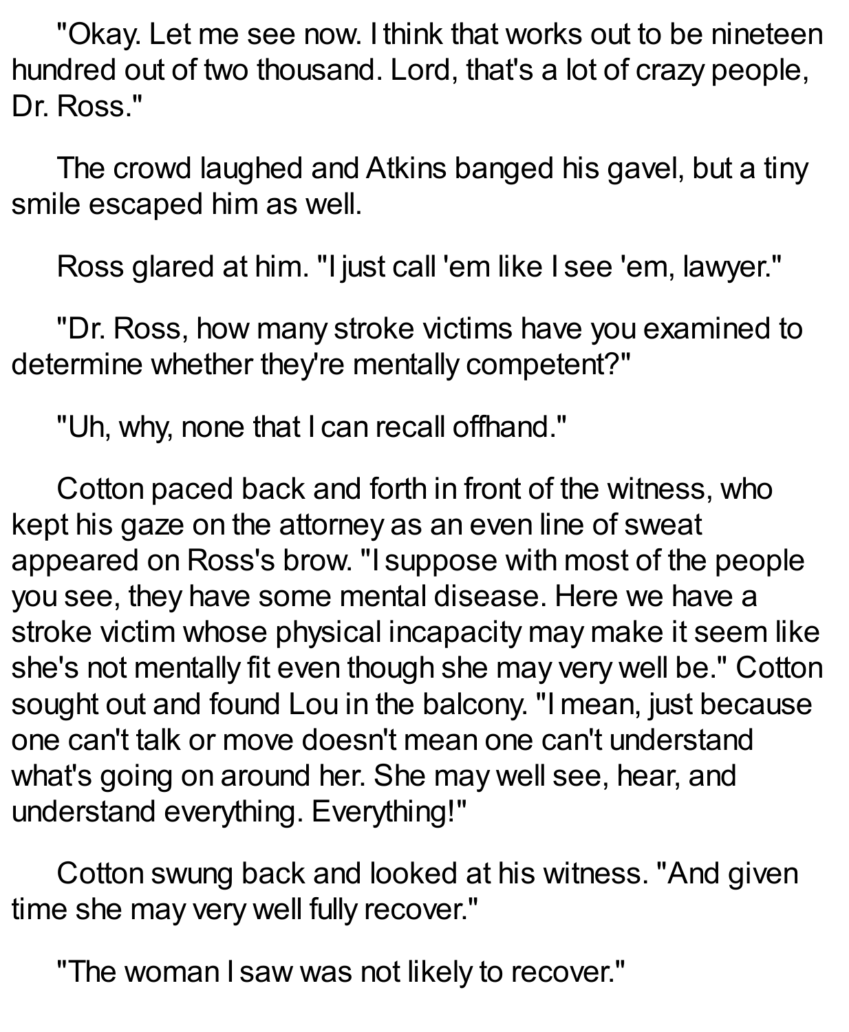"Okay. Let me see now. I think that works out to be nineteen hundred out of two thousand. Lord, that's a lot of crazy people, Dr. Ross."

The crowd laughed and Atkins banged his gavel, but a tiny smile escaped him as well.

Ross glared at him. "I just call 'em like I see 'em, lawyer."

"Dr. Ross, how many stroke victims have you examined to determine whether they're mentally competent?"

"Uh, why, none that I can recall offhand."

Cotton paced back and forth in front of the witness, who kept his gaze on the attorney as an even line of sweat appeared on Ross's brow. "I suppose with most of the people you see, they have some mental disease. Here we have a stroke victim whose physical incapacity may make it seem like she's not mentally fit even though she may very well be." Cotton sought out and found Lou in the balcony. "I mean, just because one can't talk or move doesn't mean one can't understand what's going on around her. She may well see, hear, and understand everything. Everything!"

Cotton swung back and looked at his witness. "And given time she may very well fully recover."

"The woman I saw was not likely to recover."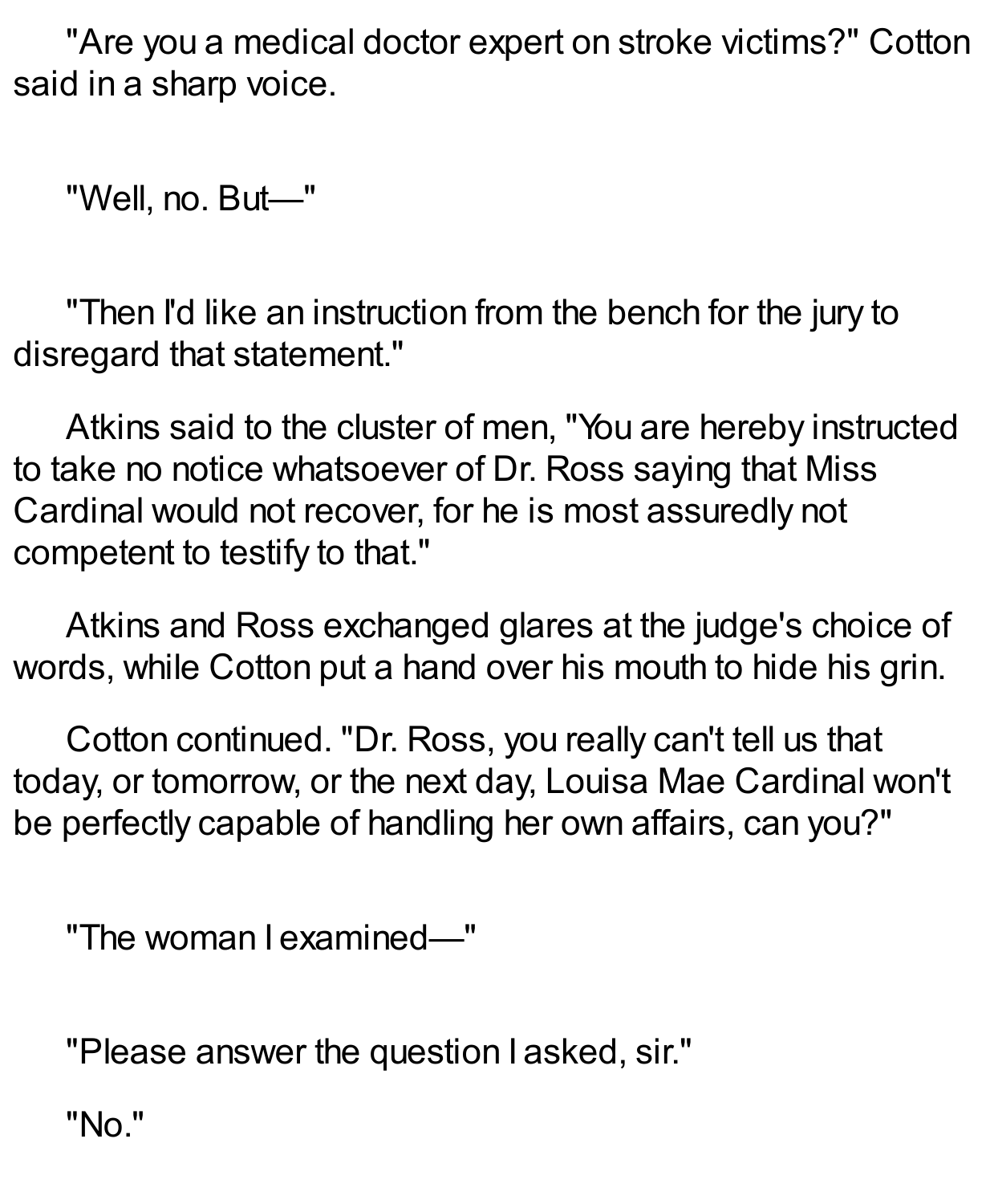"Are you a medical doctor expert on stroke victims?" Cotton said in a sharp voice.

"Well, no. But—"

"Then I'd like an instruction from the bench for the jury to disregard that statement."

Atkins said to the cluster of men, "You are hereby instructed to take no notice whatsoever of Dr. Ross saying that Miss Cardinal would not recover, for he is most assuredly not competent to testify to that."

Atkins and Ross exchanged glares at the judge's choice of words, while Cotton put a hand over his mouth to hide his grin.

Cotton continued. "Dr. Ross, you really can't tell us that today, or tomorrow, or the next day, Louisa Mae Cardinal won't be perfectly capable of handling her own affairs, can you?"

"The woman I examined—"

"Please answer the question I asked, sir."

"No."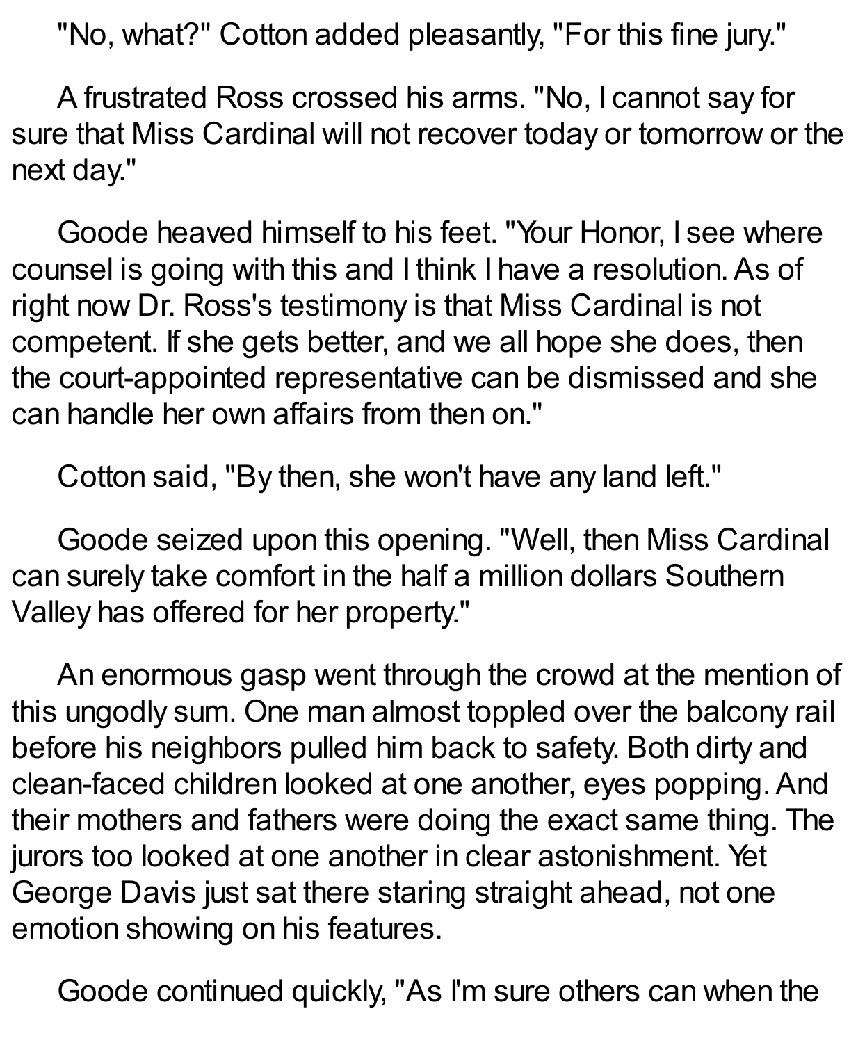"No, what?" Cotton added pleasantly, "For this fine jury."

A frustrated Ross crossed his arms. "No, I cannot say for sure that Miss Cardinal will not recover today or tomorrow or the next day."

Goode heaved himself to his feet. "Your Honor, I see where counsel is going with this and I think I have a resolution. As of right now Dr. Ross's testimony is that Miss Cardinal is not competent. If she gets better, and we all hope she does, then the court-appointed representative can be dismissed and she can handle her own affairs from then on."

Cotton said, "By then, she won't have any land left."

Goode seized upon this opening. "Well, then Miss Cardinal can surely take comfort in the half a million dollars Southern Valley has offered for her property."

An enormous gasp went through the crowd at the mention of this ungodly sum. One man almost toppled over the balcony rail before his neighbors pulled him back to safety. Both dirty and clean-faced children looked at one another, eyes popping. And their mothers and fathers were doing the exact same thing. The jurors too looked at one another in clear astonishment. Yet George Davis just sat there staring straight ahead, not one emotion showing on his features.

Goode continued quickly, "As I'm sure others can when the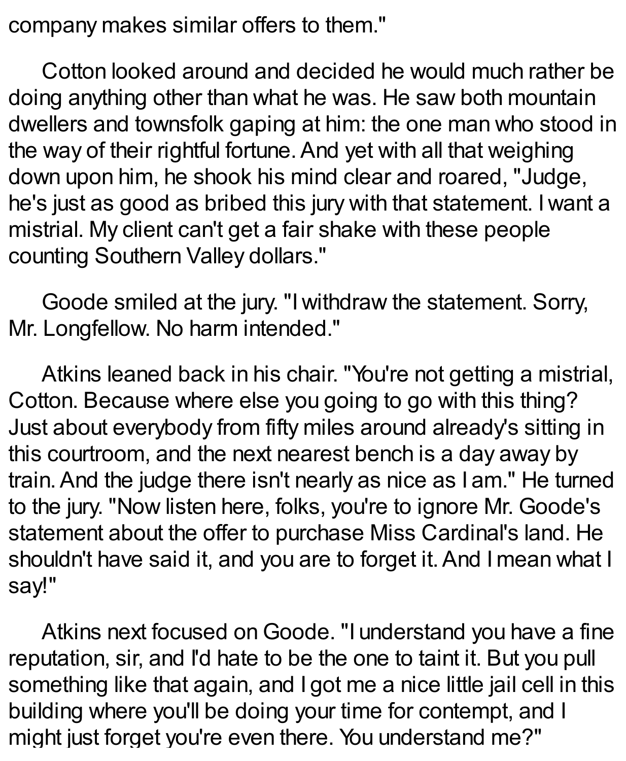company makes similar offers to them."

Cotton looked around and decided he would much rather be doing anything other than what he was. He saw both mountain dwellers and townsfolk gaping at him: the one man who stood in the way of their rightful fortune. And yet with all that weighing down upon him, he shook his mind clear and roared, "Judge, he's just as good as bribed this jury with that statement. I want a mistrial. My client can't get a fair shake with these people counting Southern Valley dollars."

Goode smiled at the jury. "I withdraw the statement. Sorry, Mr. Longfellow. No harm intended."

Atkins leaned back in his chair. "You're not getting a mistrial, Cotton. Because where else you going to go with this thing? Just about everybody from fifty miles around already's sitting in this courtroom, and the next nearest bench is a day away by train. And the judge there isn't nearly as nice as I am." He turned to the jury. "Now listen here, folks, you're to ignore Mr. Goode's statement about the offer to purchase Miss Cardinal's land. He shouldn't have said it, and you are to forget it. And I mean what I say!"

Atkins next focused on Goode. "I understand you have a fine reputation, sir, and I'd hate to be the one to taint it. But you pull something like that again, and I got me a nice little jail cell in this building where you'll be doing your time for contempt, and I might just forget you're even there. You understand me?"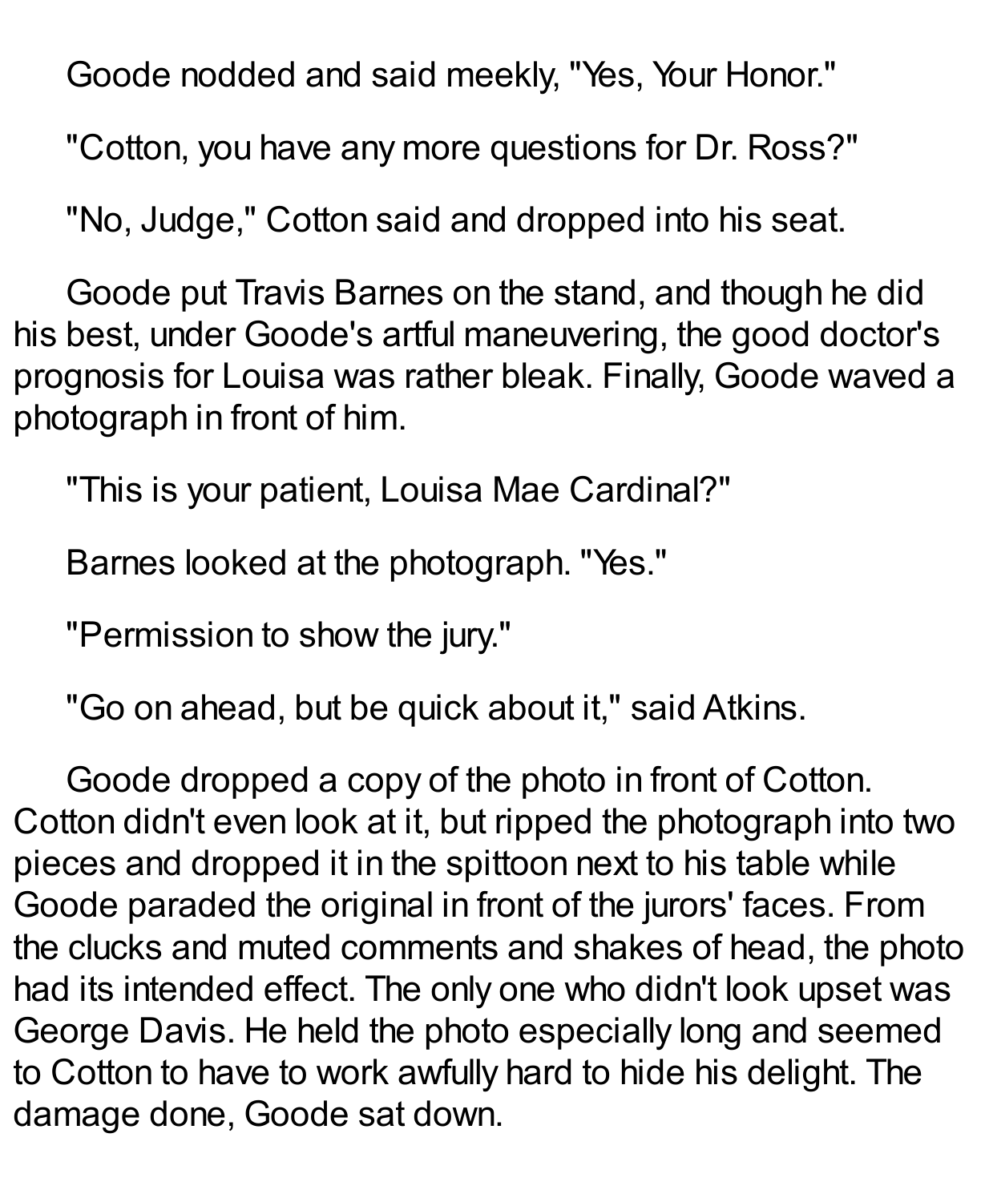Goode nodded and said meekly, "Yes, Your Honor."

"Cotton, you have any more questions for Dr. Ross?"

"No, Judge," Cotton said and dropped into his seat.

Goode put Travis Barnes on the stand, and though he did his best, under Goode's artful maneuvering, the good doctor's prognosis for Louisa was rather bleak. Finally, Goode waved a photograph in front of him.

"This is your patient, Louisa Mae Cardinal?"

Barnes looked at the photograph. "Yes."

"Permission to show the jury."

"Go on ahead, but be quick about it," said Atkins.

Goode dropped a copy of the photo in front of Cotton. Cotton didn't even look at it, but ripped the photograph into two pieces and dropped it in the spittoon next to his table while Goode paraded the original in front of the jurors' faces. From the clucks and muted comments and shakes of head, the photo had its intended effect. The only one who didn't look upset was George Davis. He held the photo especially long and seemed to Cotton to have to work awfully hard to hide his delight. The damage done, Goode sat down.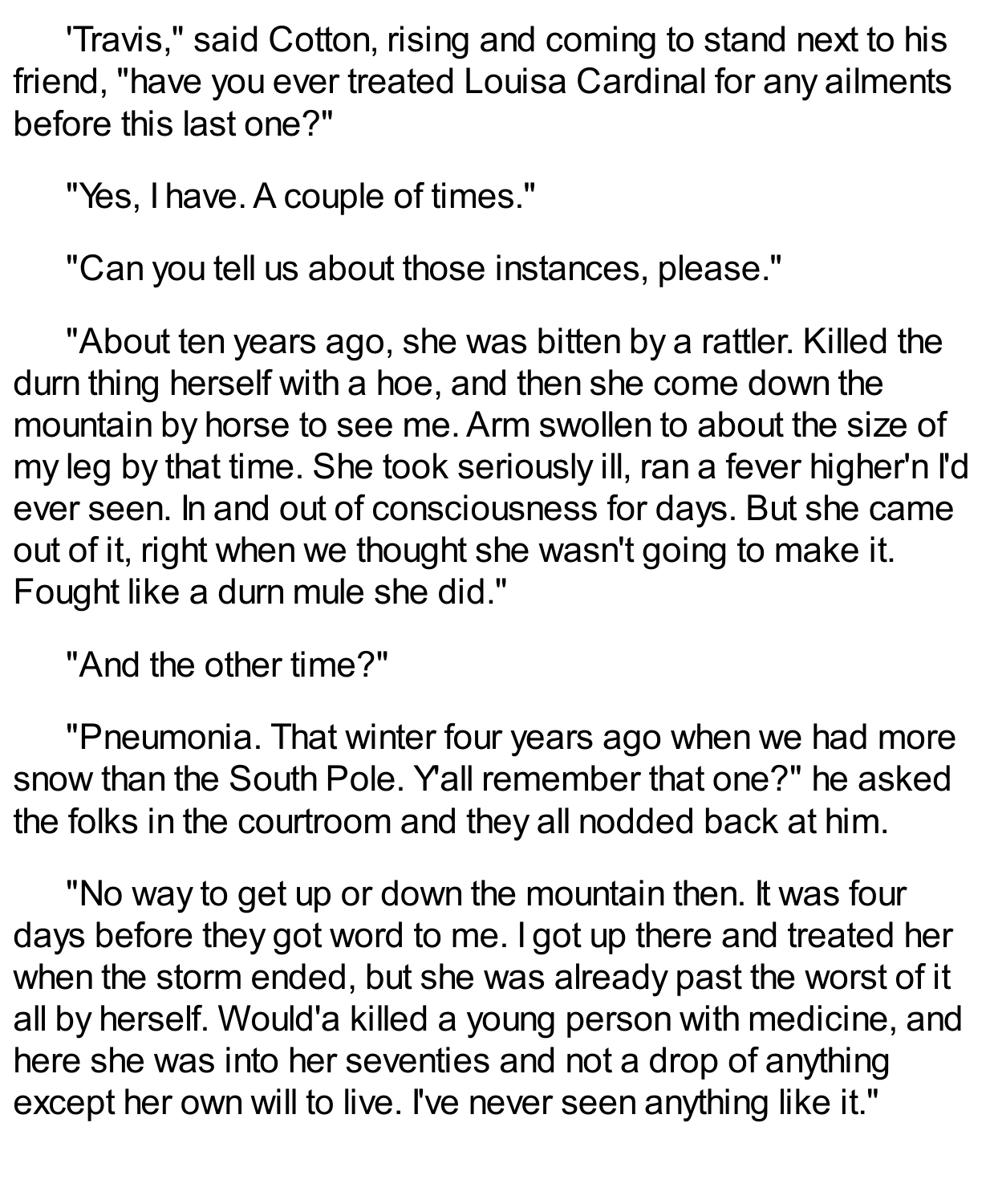'Travis," said Cotton, rising and coming to stand next to his friend, "have you ever treated Louisa Cardinal for any ailments before this last one?"

"Yes, I have. A couple of times."

"Can you tell us about those instances, please."

"About ten years ago, she was bitten by a rattler. Killed the durn thing herself with a hoe, and then she come down the mountain by horse to see me. Arm swollen to about the size of my leg by that time. She took seriously ill, ran a fever higher'n I'd ever seen. In and out of consciousness for days. But she came out of it, right when we thought she wasn't going to make it. Fought like a durn mule she did."

"And the other time?"

"Pneumonia. That winter four years ago when we had more snow than the South Pole. Y'all remember that one?" he asked the folks in the courtroom and they all nodded back at him.

"No way to get up or down the mountain then. It was four days before they got word to me. I got up there and treated her when the storm ended, but she was already past the worst of it all by herself. Would'a killed a young person with medicine, and here she was into her seventies and not a drop of anything except her own will to live. I've never seen anything like it."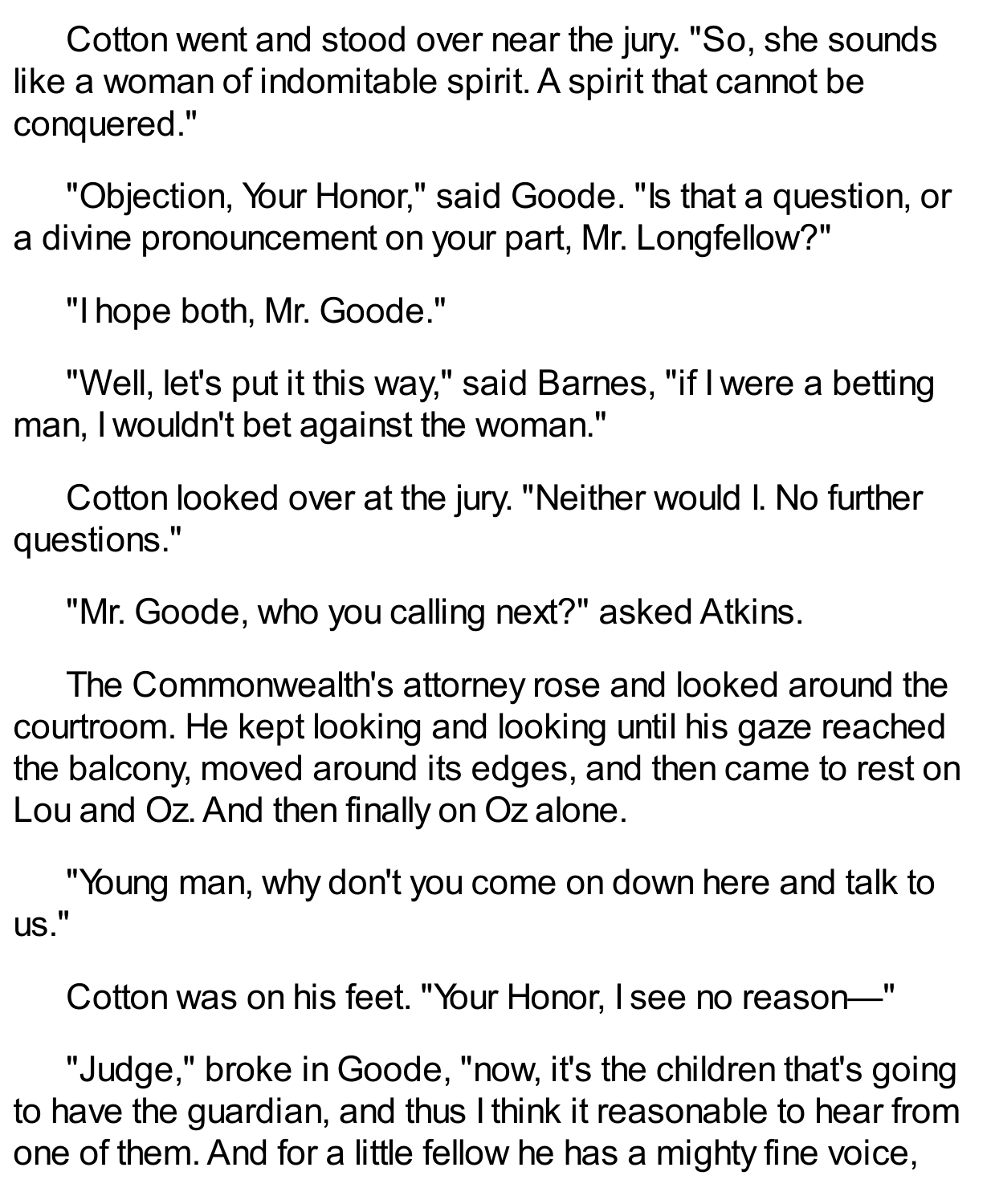Cotton went and stood over near the jury. "So, she sounds like a woman of indomitable spirit. A spirit that cannot be conquered."

"Objection, Your Honor," said Goode. "Is that a question, or a divine pronouncement on your part, Mr. Longfellow?"

"I hope both, Mr. Goode."

"Well, let's put it this way," said Barnes, "if I were a betting man, I wouldn't bet against the woman."

Cotton looked over at the jury. "Neither would I. No further questions."

"Mr. Goode, who you calling next?" asked Atkins.

The Commonwealth's attorney rose and looked around the courtroom. He kept looking and looking until his gaze reached the balcony, moved around its edges, and then came to rest on Lou and Oz. And then finally on Oz alone.

"Young man, why don't you come on down here and talk to us."

Cotton was on his feet. "Your Honor, I see no reason—"

"Judge," broke in Goode, "now, it's the children that's going to have the guardian, and thus I think it reasonable to hear from one of them. And for a little fellow he has a mighty fine voice,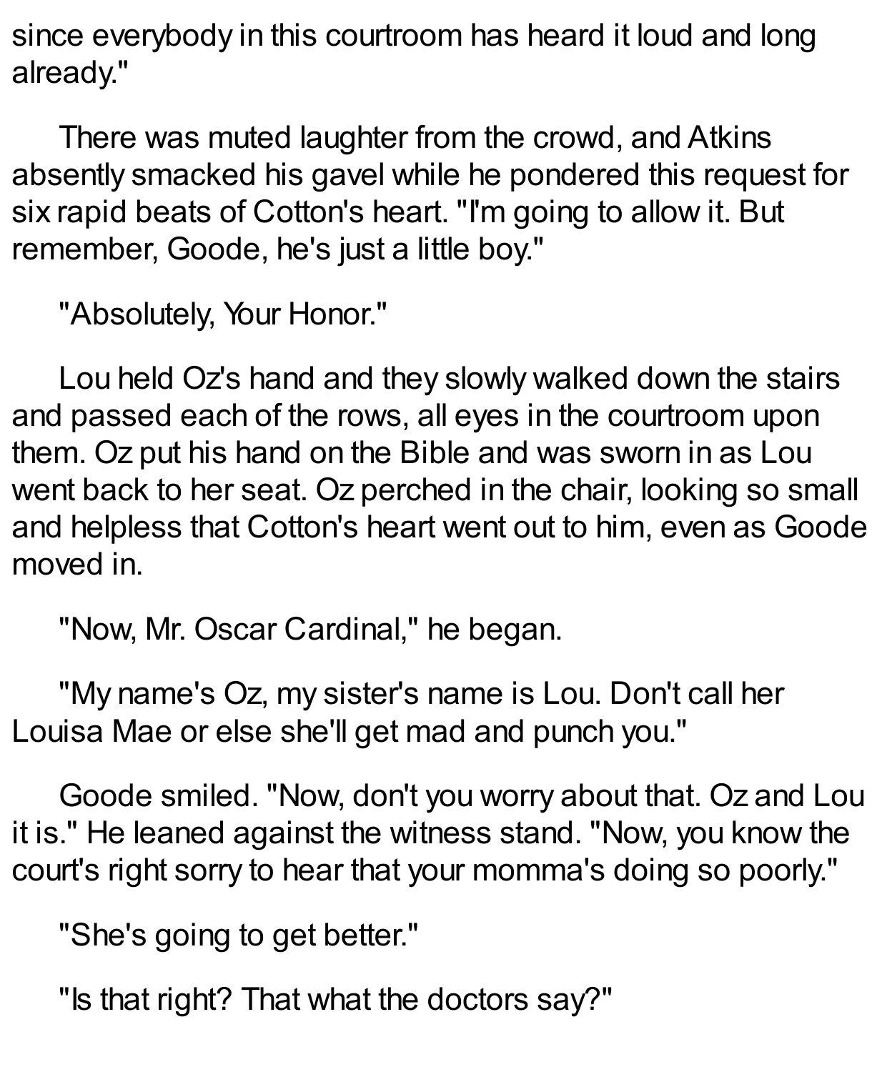since everybody in this courtroom has heard it loud and long already."

There was muted laughter from the crowd, and Atkins absently smacked his gavel while he pondered this request for six rapid beats of Cotton's heart. "I'm going to allow it. But remember, Goode, he's just a little boy."

"Absolutely, Your Honor."

Lou held Oz's hand and they slowly walked down the stairs and passed each of the rows, all eyes in the courtroom upon them. Oz put his hand on the Bible and was sworn in as Lou went back to her seat. Oz perched in the chair, looking so small and helpless that Cotton's heart went out to him, even as Goode moved in.

"Now, Mr. Oscar Cardinal," he began.

"My name's Oz, my sister's name is Lou. Don't call her Louisa Mae or else she'll get mad and punch you."

Goode smiled. "Now, don't you worry about that. Oz and Lou it is." He leaned against the witness stand. "Now, you know the court's right sorry to hear that your momma's doing so poorly."

"She's going to get better."

"Is that right? That what the doctors say?"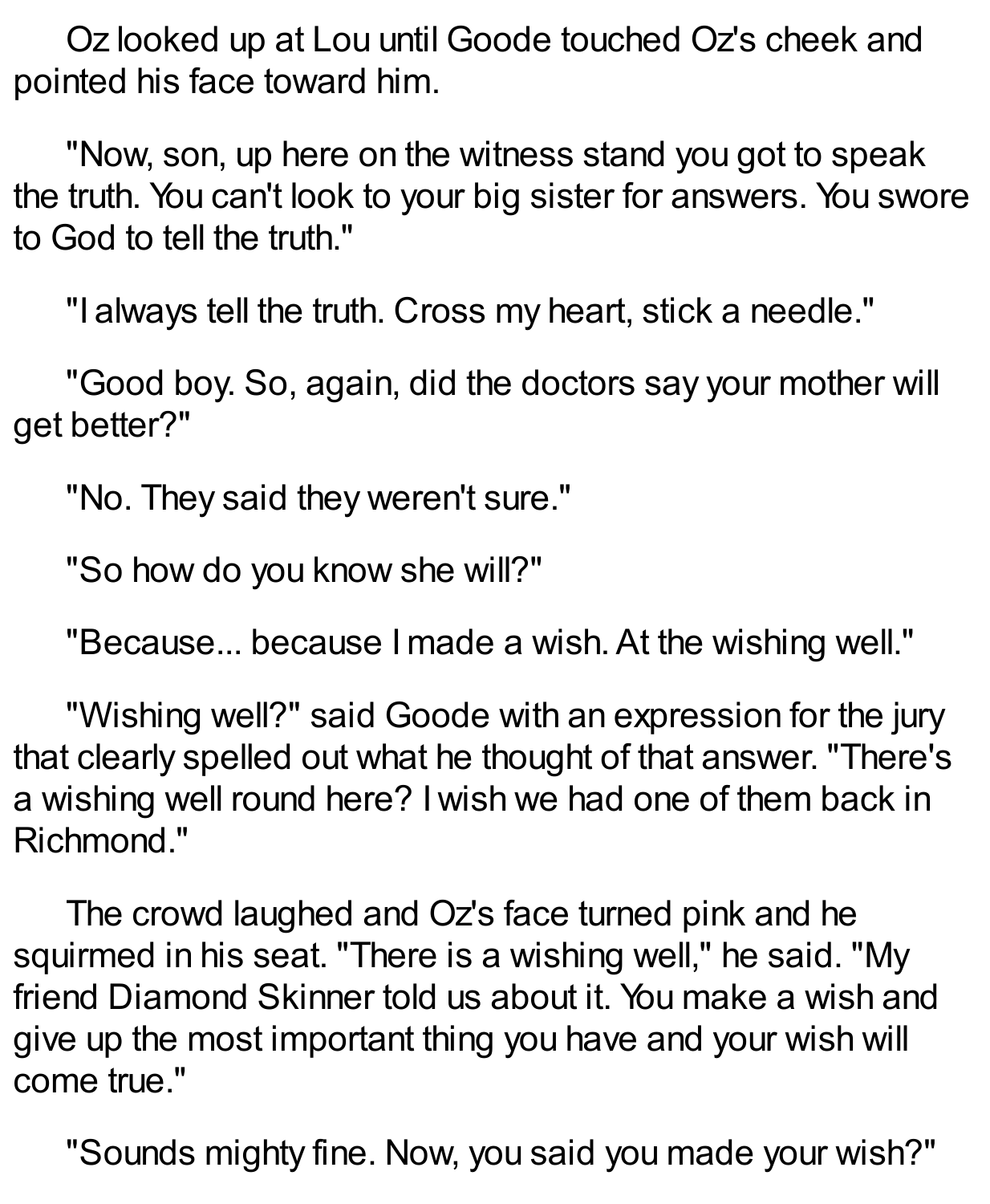Oz looked up at Lou until Goode touched Oz's cheek and pointed his face toward him.

"Now, son, up here on the witness stand you got to speak the truth. You can't look to your big sister for answers. You swore to God to tell the truth."

"I always tell the truth. Cross my heart, stick a needle."

"Good boy. So, again, did the doctors say your mother will get better?"

"No. They said they weren't sure."

"So how do you know she will?"

"Because... because I made a wish. At the wishing well."

"Wishing well?" said Goode with an expression for the jury that clearly spelled out what he thought of that answer. "There's a wishing well round here? I wish we had one of them back in Richmond."

The crowd laughed and Oz's face turned pink and he squirmed in his seat. "There is a wishing well," he said. "My friend Diamond Skinner told us about it. You make a wish and give up the most important thing you have and your wish will come true."

"Sounds mighty fine. Now, you said you made your wish?"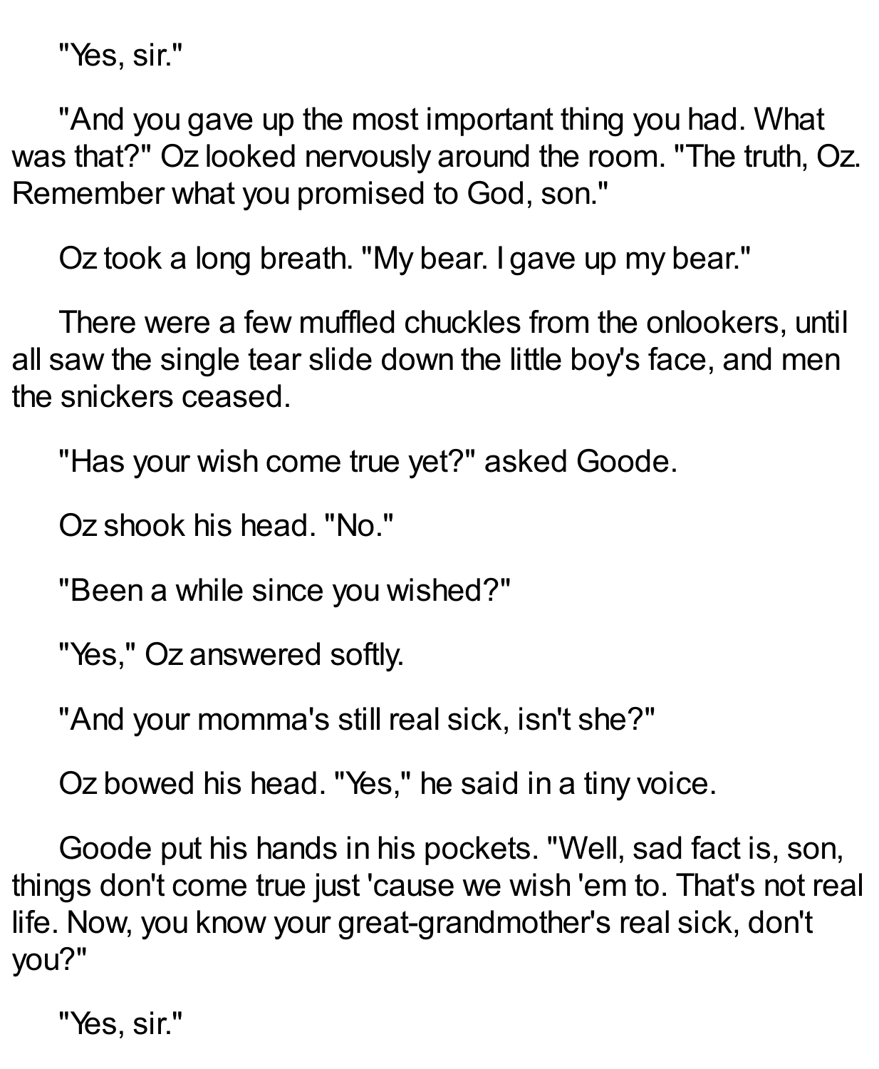"Yes, sir."

"And you gave up the most important thing you had. What was that?" Oz looked nervously around the room. "The truth, Oz. Remember what you promised to God, son."

Oz took a long breath. "My bear. I gave up my bear."

There were a few muffled chuckles from the onlookers, until all saw the single tear slide down the little boy's face, and men the snickers ceased.

"Has your wish come true yet?" asked Goode.

Oz shook his head. "No."

"Been a while since you wished?"

"Yes," Oz answered softly.

"And your momma's still real sick, isn't she?"

Oz bowed his head. "Yes," he said in a tiny voice.

Goode put his hands in his pockets. "Well, sad fact is, son, things don't come true just 'cause we wish 'em to. That's not real life. Now, you know your great-grandmother's real sick, don't you?"

"Yes, sir."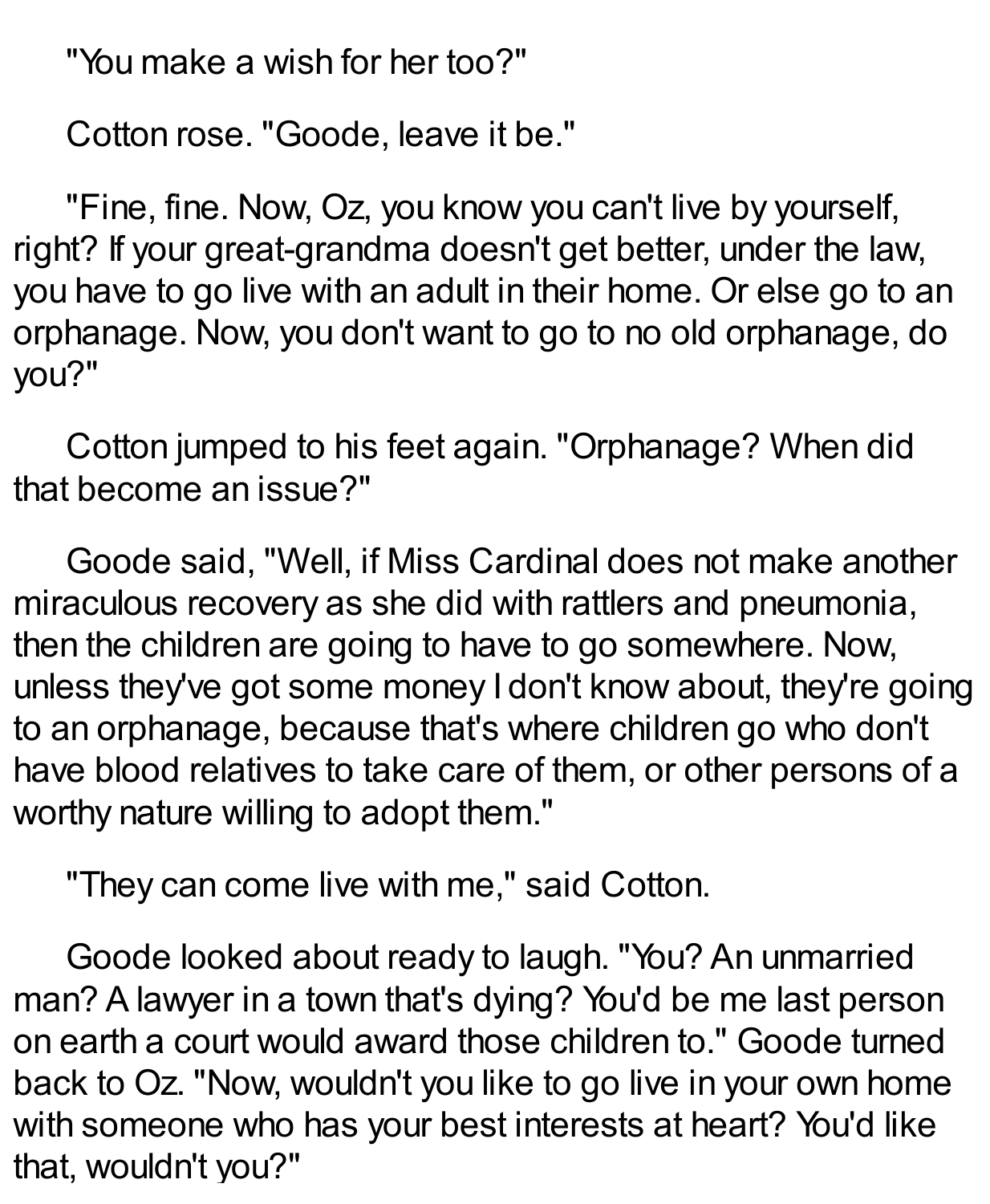"You make a wish for her too?"

Cotton rose. "Goode, leave it be."

"Fine, fine. Now, Oz, you know you can't live by yourself, right? If your great-grandma doesn't get better, under the law, you have to go live with an adult in their home. Or else go to an orphanage. Now, you don't want to go to no old orphanage, do you?"

Cotton jumped to his feet again. "Orphanage? When did that become an issue?"

Goode said, "Well, if Miss Cardinal does not make another miraculous recovery as she did with rattlers and pneumonia, then the children are going to have to go somewhere. Now, unless they've got some money I don't know about, they're going to an orphanage, because that's where children go who don't have blood relatives to take care of them, or other persons of a worthy nature willing to adopt them."

"They can come live with me," said Cotton.

Goode looked about ready to laugh. "You? An unmarried man? A lawyer in a town that's dying? You'd be me last person on earth a court would award those children to." Goode turned back to Oz. "Now, wouldn't you like to go live in your own home with someone who has your best interests at heart? You'd like that, wouldn't you?"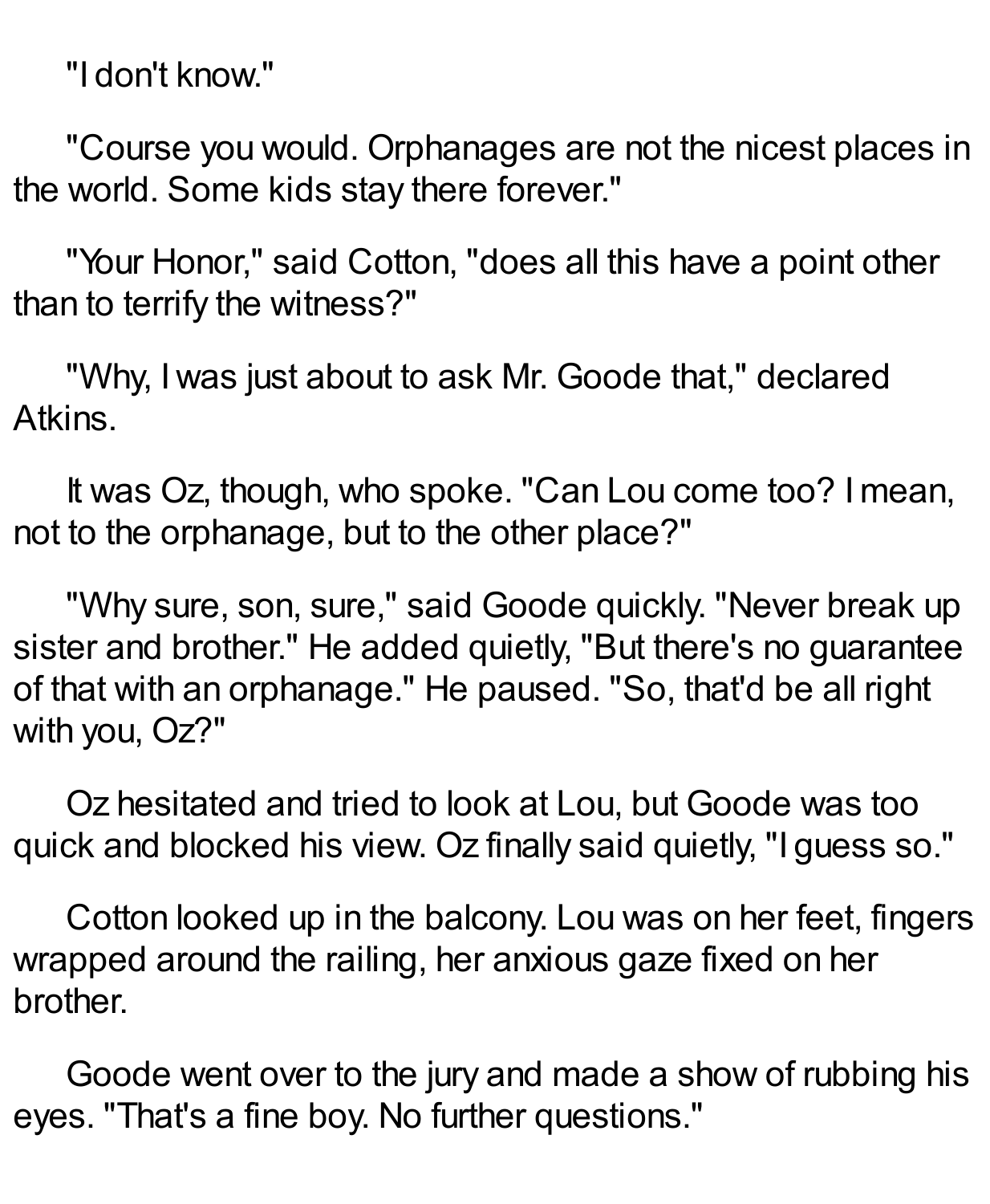"I don't know."

"Course you would. Orphanages are not the nicest places in the world. Some kids stay there forever."

"Your Honor," said Cotton, "does all this have a point other than to terrify the witness?"

"Why, I was just about to ask Mr. Goode that," declared Atkins.

It was Oz, though, who spoke. "Can Lou come too? I mean, not to the orphanage, but to the other place?"

"Why sure, son, sure," said Goode quickly. "Never break up sister and brother." He added quietly, "But there's no guarantee of that with an orphanage." He paused. "So, that'd be all right with you, Oz?"

Oz hesitated and tried to look at Lou, but Goode was too quick and blocked his view. Oz finally said quietly, "I guess so."

Cotton looked up in the balcony. Lou was on her feet, fingers wrapped around the railing, her anxious gaze fixed on her brother.

Goode went over to the jury and made a show of rubbing his eyes. "That's a fine boy. No further questions."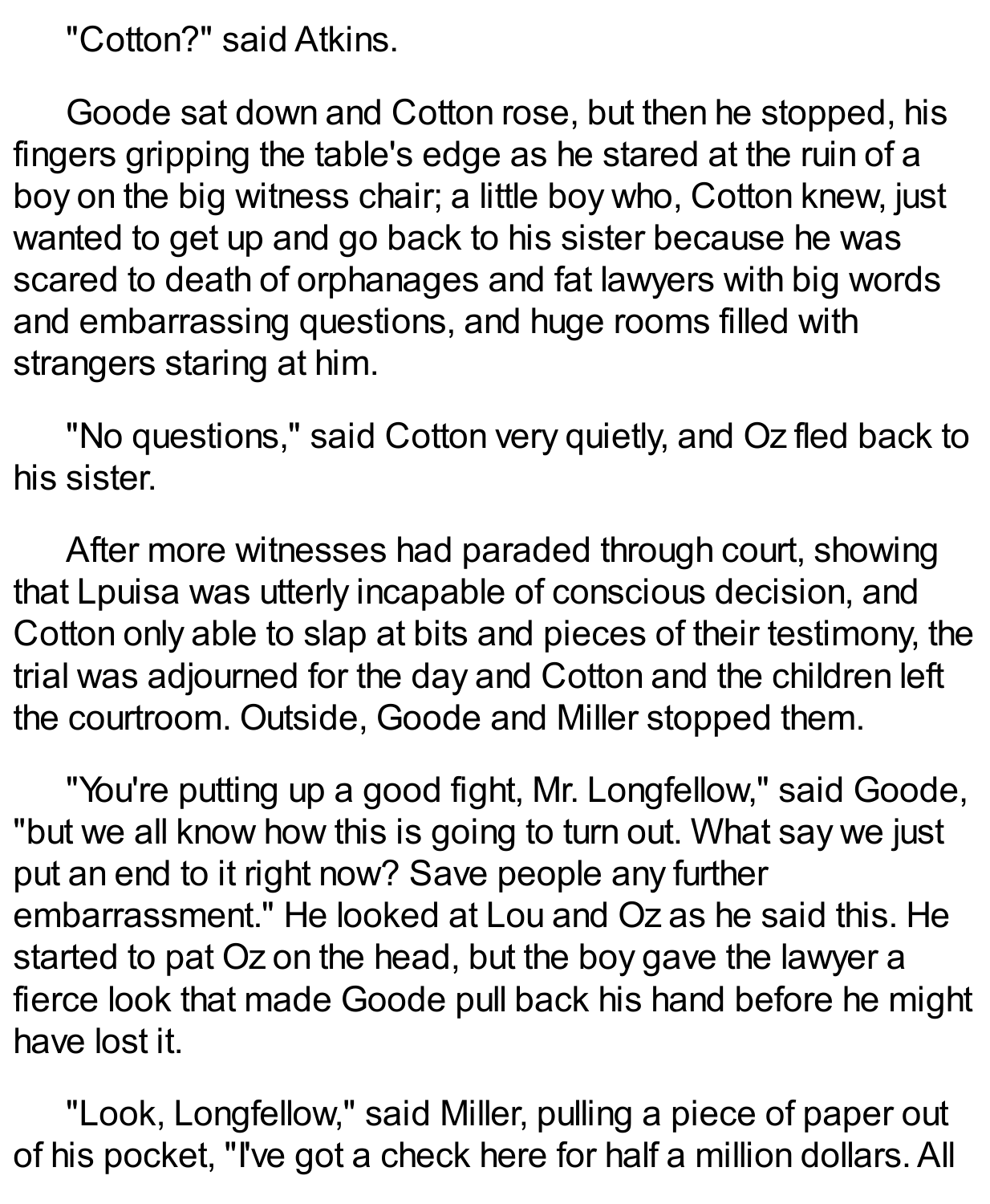"Cotton?" said Atkins.

Goode sat down and Cotton rose, but then he stopped, his fingers gripping the table's edge as he stared at the ruin of a boy on the big witness chair; a little boy who, Cotton knew, just wanted to get up and go back to his sister because he was scared to death of orphanages and fat lawyers with big words and embarrassing questions, and huge rooms filled with strangers staring at him.

"No questions," said Cotton very quietly, and Oz fled back to his sister.

After more witnesses had paraded through court, showing that Lpuisa was utterly incapable of conscious decision, and Cotton only able to slap at bits and pieces of their testimony, the trial was adjourned for the day and Cotton and the children left the courtroom. Outside, Goode and Miller stopped them.

"You're putting up a good fight, Mr. Longfellow," said Goode, "but we all know how this is going to turn out. What say we just put an end to it right now? Save people any further embarrassment." He looked at Lou and Oz as he said this. He started to pat Oz on the head, but the boy gave the lawyer a fierce look that made Goode pull back his hand before he might have lost it.

"Look, Longfellow," said Miller, pulling a piece of paper out of his pocket, "I've got a check here for half a million dollars. All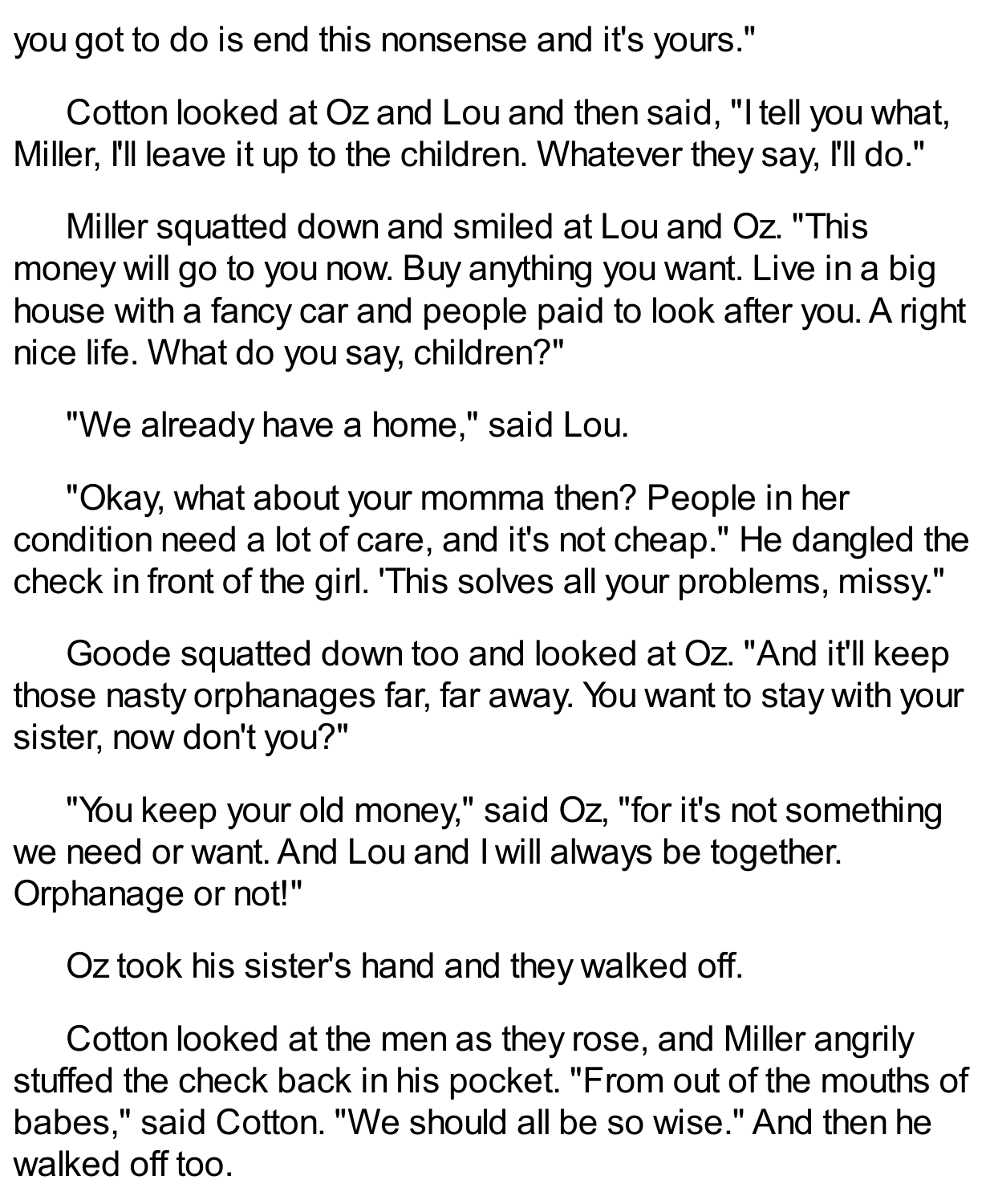you got to do is end this nonsense and it's yours."

Cotton looked at Oz and Lou and then said, "I tell you what, Miller, I'll leave it up to the children. Whatever they say, I'll do."

Miller squatted down and smiled at Lou and Oz. "This money will go to you now. Buy anything you want. Live in a big house with a fancy car and people paid to look after you. A right nice life. What do you say, children?"

"We already have a home," said Lou.

"Okay, what about your momma then? People in her condition need a lot of care, and it's not cheap." He dangled the check in front of the girl. 'This solves all your problems, missy."

Goode squatted down too and looked at Oz. "And it'll keep those nasty orphanages far, far away. You want to stay with your sister, now don't you?"

"You keep your old money," said Oz, "for it's not something we need or want. And Lou and I will always be together. Orphanage or not!"

Oz took his sister's hand and they walked off.

Cotton looked at the men as they rose, and Miller angrily stuffed the check back in his pocket. "From out of the mouths of babes," said Cotton. "We should all be so wise." And then he walked off too.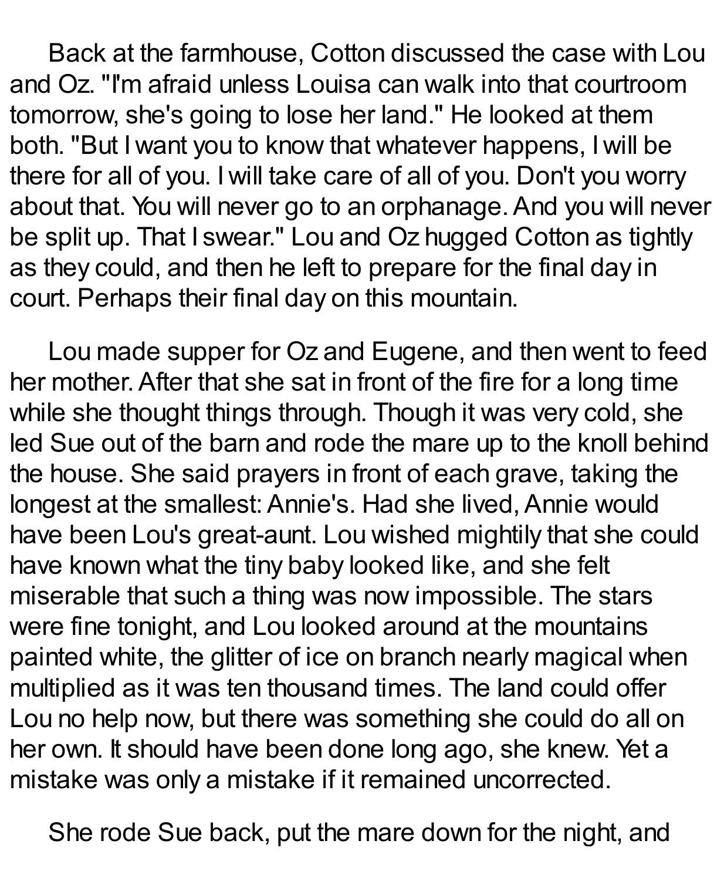Back at the farmhouse, Cotton discussed the case with Lou and Oz. "I'm afraid unless Louisa can walk into that courtroom tomorrow, she's going to lose her land." He looked at them both. "But I want you to know that whatever happens, I will be there for all of you. I will take care of all of you. Don't you worry about that. You will never go to an orphanage. And you will never be split up. That I swear." Lou and Oz hugged Cotton as tightly as they could, and then he left to prepare for the final day in court. Perhaps their final day on this mountain.

Lou made supper for Oz and Eugene, and then went to feed her mother. After that she sat in front of the fire for a long time while she thought things through. Though it was very cold, she led Sue out of the barn and rode the mare up to the knoll behind the house. She said prayers in front of each grave, taking the longest at the smallest: Annie's. Had she lived, Annie would have been Lou's great-aunt. Lou wished mightily that she could have known what the tiny baby looked like, and she felt miserable that such a thing was now impossible. The stars were fine tonight, and Lou looked around at the mountains painted white, the glitter of ice on branch nearly magical when multiplied as it was ten thousand times. The land could offer Lou no help now, but there was something she could do all on her own. It should have been done long ago, she knew. Yet a mistake was only a mistake if it remained uncorrected.

She rode Sue back, put the mare down for the night, and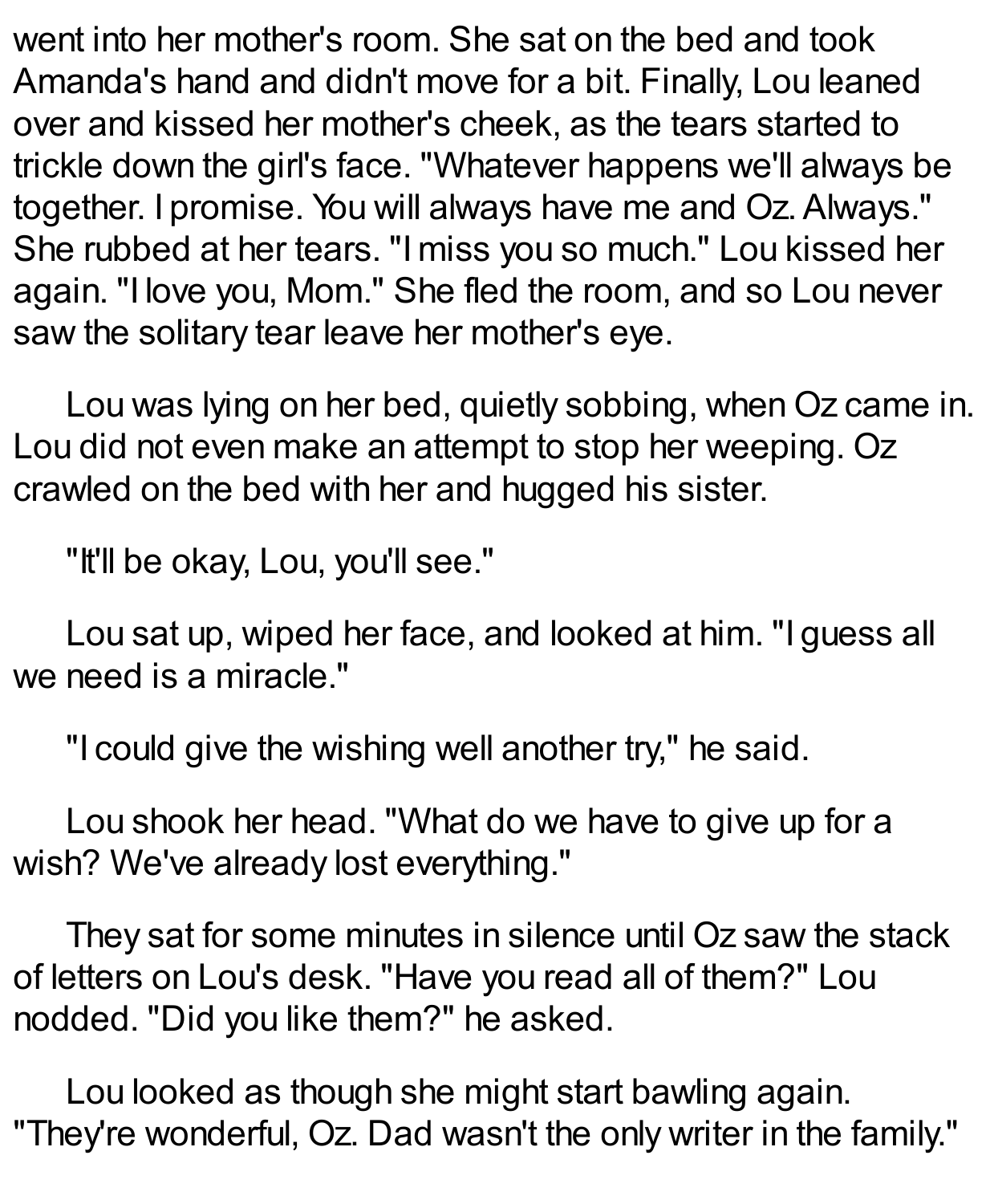went into her mother's room. She sat on the bed and took Amanda's hand and didn't move for a bit. Finally, Lou leaned over and kissed her mother's cheek, as the tears started to trickle down the girl's face. "Whatever happens we'll always be together. I promise. You will always have me and Oz. Always." She rubbed at her tears. "I miss you so much." Lou kissed her again. "I love you, Mom." She fled the room, and so Lou never saw the solitary tear leave her mother's eye.

Lou was lying on her bed, quietly sobbing, when Oz came in. Lou did not even make an attempt to stop her weeping. Oz crawled on the bed with her and hugged his sister.

"It'll be okay, Lou, you'll see."

Lou sat up, wiped her face, and looked at him. "I guess all we need is a miracle."

"I could give the wishing well another try," he said.

Lou shook her head. "What do we have to give up for a wish? We've already lost everything."

They sat for some minutes in silence until Oz saw the stack of letters on Lou's desk. "Have you read all of them?" Lou nodded. "Did you like them?" he asked.

Lou looked as though she might start bawling again. "They're wonderful, Oz. Dad wasn't the only writer in the family."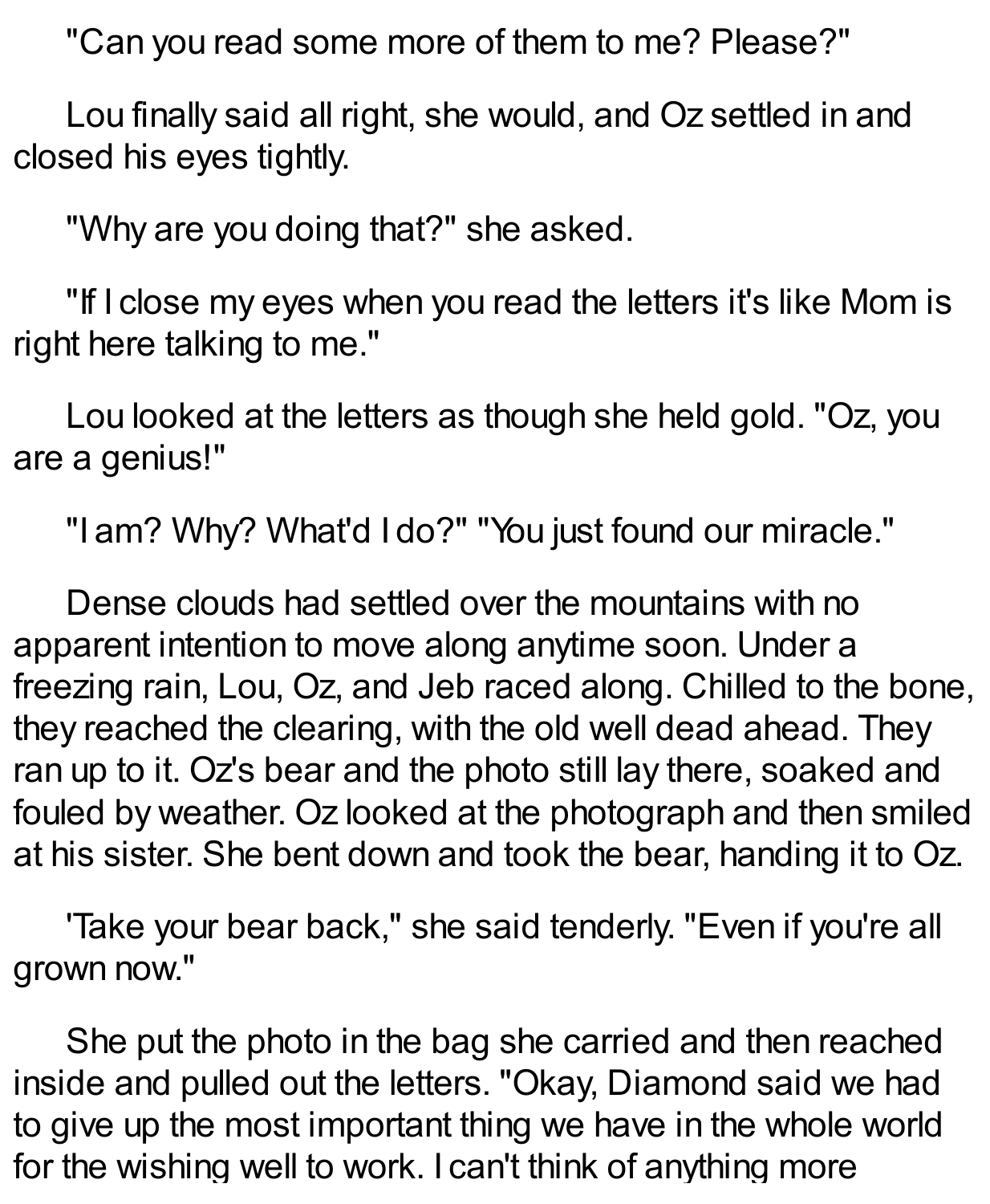"Can you read some more of them to me? Please?"

Lou finally said all right, she would, and Oz settled in and closed his eyes tightly.

"Why are you doing that?" she asked.

"If I close my eyes when you read the letters it's like Mom is right here talking to me."

Lou looked at the letters as though she held gold. "Oz, you are a genius!"

"I am? Why? What'd I do?" "You just found our miracle."

Dense clouds had settled over the mountains with no apparent intention to move along anytime soon. Under a freezing rain, Lou, Oz, and Jeb raced along. Chilled to the bone, they reached the clearing, with the old well dead ahead. They ran up to it. Oz's bear and the photo still lay there, soaked and fouled by weather. Oz looked at the photograph and then smiled at his sister. She bent down and took the bear, handing it to Oz.

'Take your bear back," she said tenderly. "Even if you're all grown now."

She put the photo in the bag she carried and then reached inside and pulled out the letters. "Okay, Diamond said we had to give up the most important thing we have in the whole world for the wishing well to work. I can't think of anything more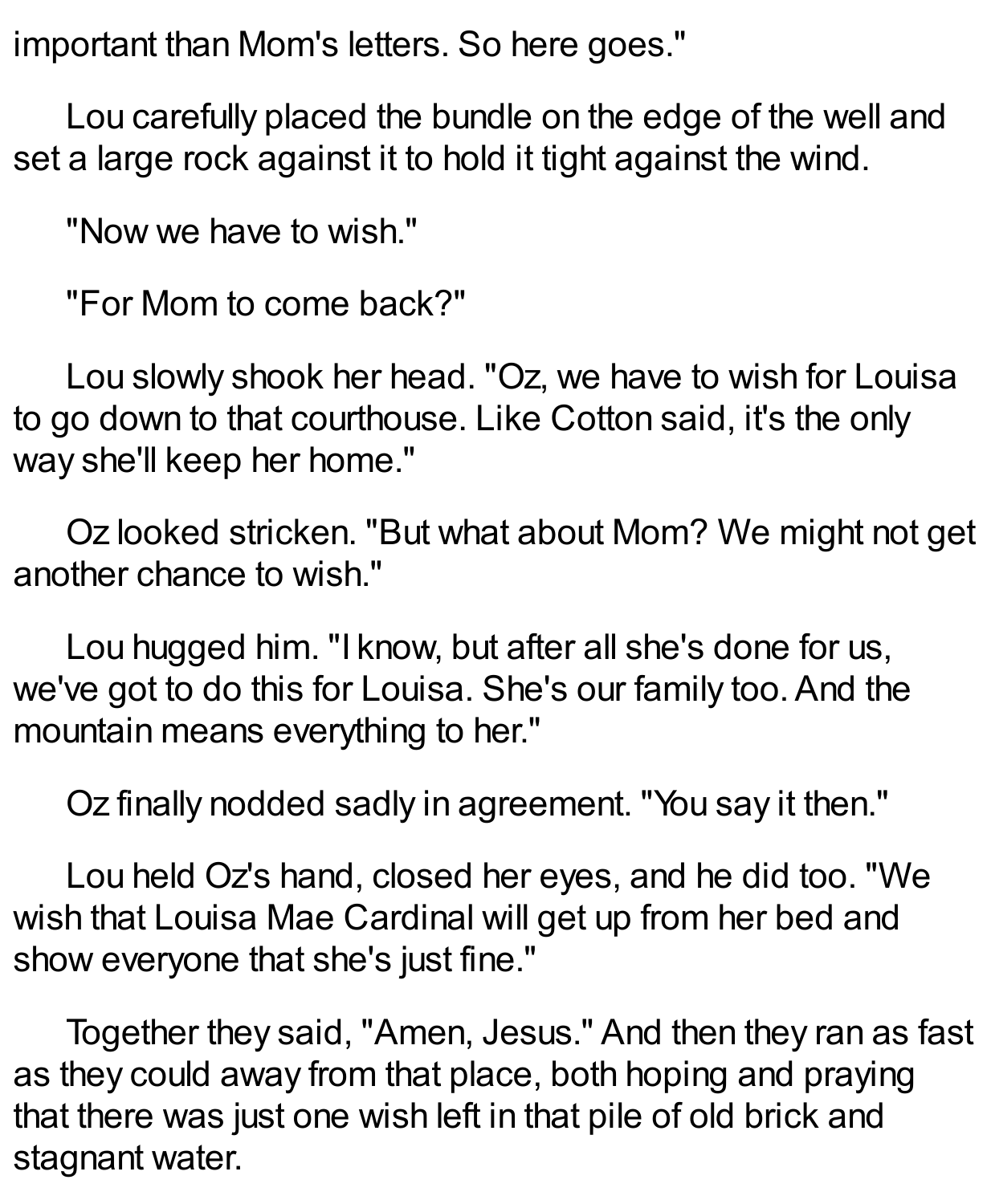important than Mom's letters. So here goes."

Lou carefully placed the bundle on the edge of the well and set a large rock against it to hold it tight against the wind.

"Now we have to wish."

"For Mom to come back?"

Lou slowly shook her head. "Oz, we have to wish for Louisa to go down to that courthouse. Like Cotton said, it's the only way she'll keep her home."

Oz looked stricken. "But what about Mom? We might not get another chance to wish."

Lou hugged him. "I know, but after all she's done for us, we've got to do this for Louisa. She's our family too. And the mountain means everything to her."

Oz finally nodded sadly in agreement. "You say it then."

Lou held Oz's hand, closed her eyes, and he did too. "We wish that Louisa Mae Cardinal will get up from her bed and show everyone that she's just fine."

Together they said, "Amen, Jesus." And then they ran as fast as they could away from that place, both hoping and praying that there was just one wish left in that pile of old brick and stagnant water.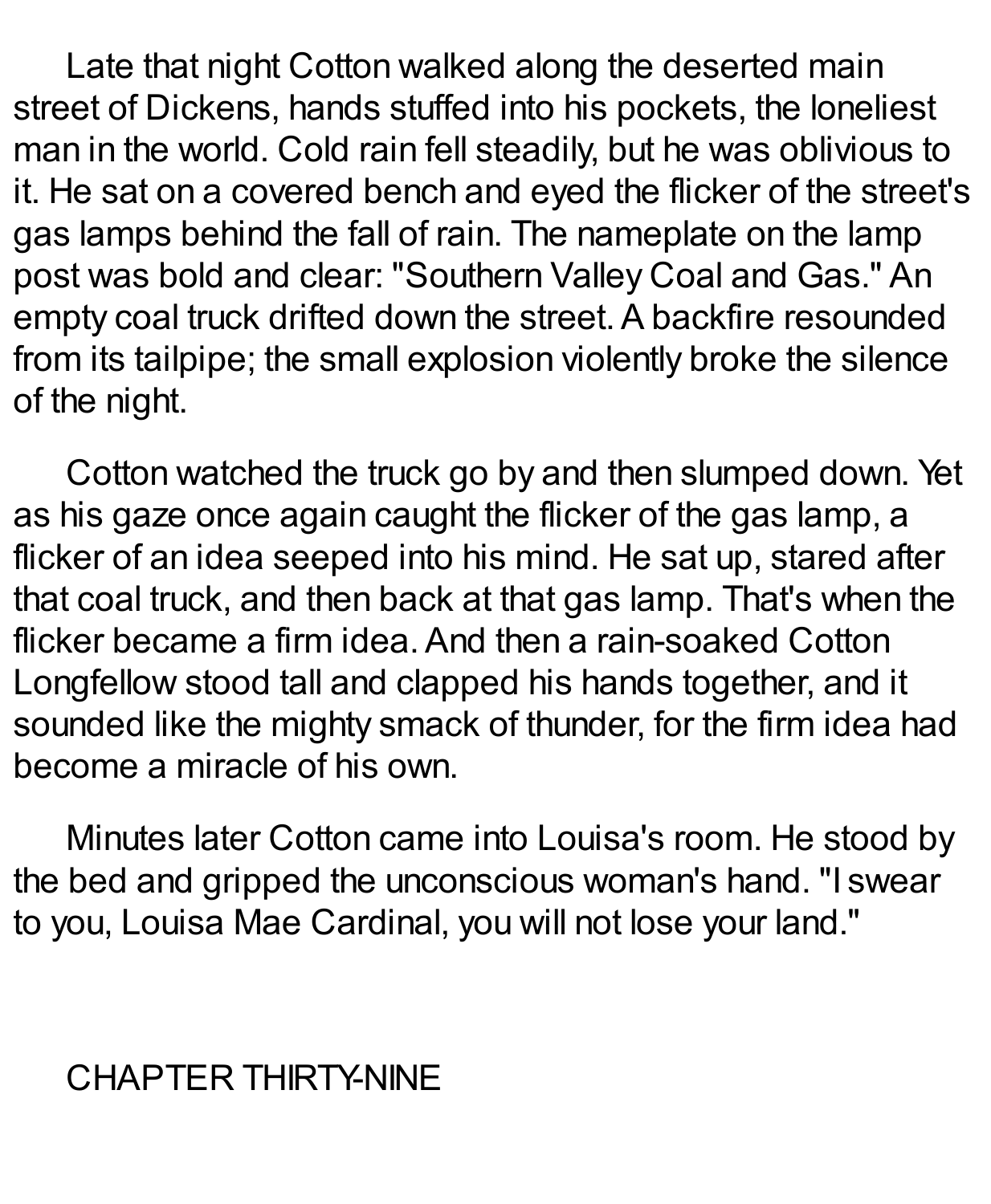Late that night Cotton walked along the deserted main street of Dickens, hands stuffed into his pockets, the loneliest man in the world. Cold rain fell steadily, but he was oblivious to it. He sat on a covered bench and eyed the flicker of the street's gas lamps behind the fall of rain. The nameplate on the lamp post was bold and clear: "Southern Valley Coal and Gas." An empty coal truck drifted down the street. A backfire resounded from its tailpipe; the small explosion violently broke the silence of the night.

Cotton watched the truck go by and then slumped down. Yet as his gaze once again caught the flicker of the gas lamp, a flicker of an idea seeped into his mind. He sat up, stared after that coal truck, and then back at that gas lamp. That's when the flicker became a firm idea. And then a rain-soaked Cotton Longfellow stood tall and clapped his hands together, and it sounded like the mighty smack of thunder, for the firm idea had become a miracle of his own.

Minutes later Cotton came into Louisa's room. He stood by the bed and gripped the unconscious woman's hand. "I swear to you, Louisa Mae Cardinal, you will not lose your land."

## CHAPTER THIRTY-NINE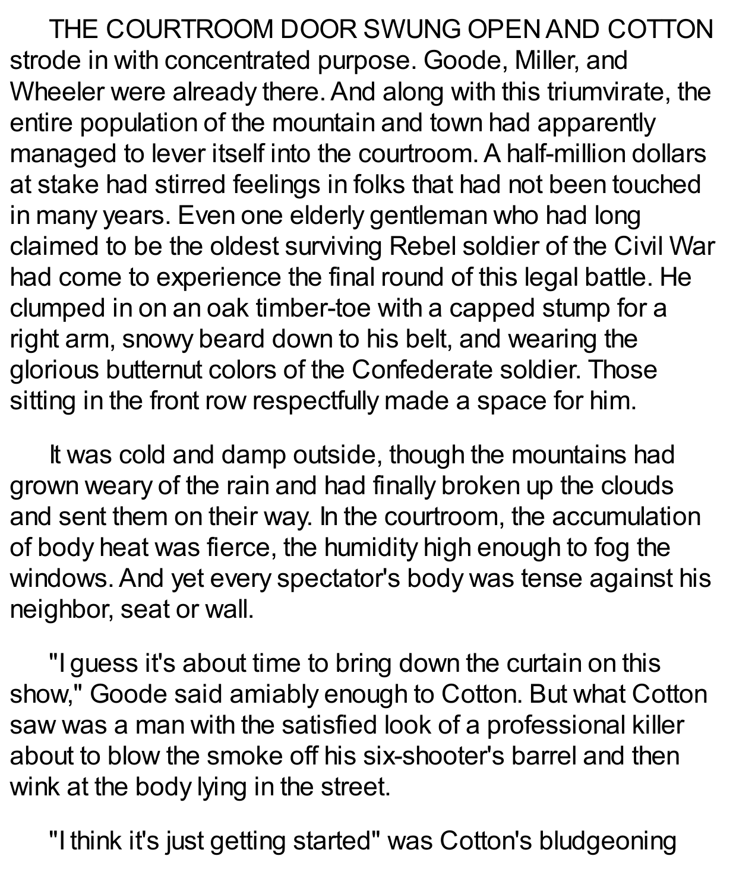THE COURTROOM DOOR SWUNG OPEN AND COTTON strode in with concentrated purpose. Goode, Miller, and Wheeler were already there. And along with this triumvirate, the entire population of the mountain and town had apparently managed to lever itself into the courtroom. A half-million dollars at stake had stirred feelings in folks that had not been touched in many years. Even one elderly gentleman who had long claimed to be the oldest surviving Rebel soldier of the Civil War had come to experience the final round of this legal battle. He clumped in on an oak timber-toe with a capped stump for a right arm, snowy beard down to his belt, and wearing the glorious butternut colors of the Confederate soldier. Those sitting in the front row respectfully made a space for him.

It was cold and damp outside, though the mountains had grown weary of the rain and had finally broken up the clouds and sent them on their way. In the courtroom, the accumulation of body heat was fierce, the humidity high enough to fog the windows. And yet every spectator's body was tense against his neighbor, seat or wall.

"I guess it's about time to bring down the curtain on this show," Goode said amiably enough to Cotton. But what Cotton saw was a man with the satisfied look of a professional killer about to blow the smoke off his six-shooter's barrel and then wink at the body lying in the street.

"I think it's just getting started" was Cotton's bludgeoning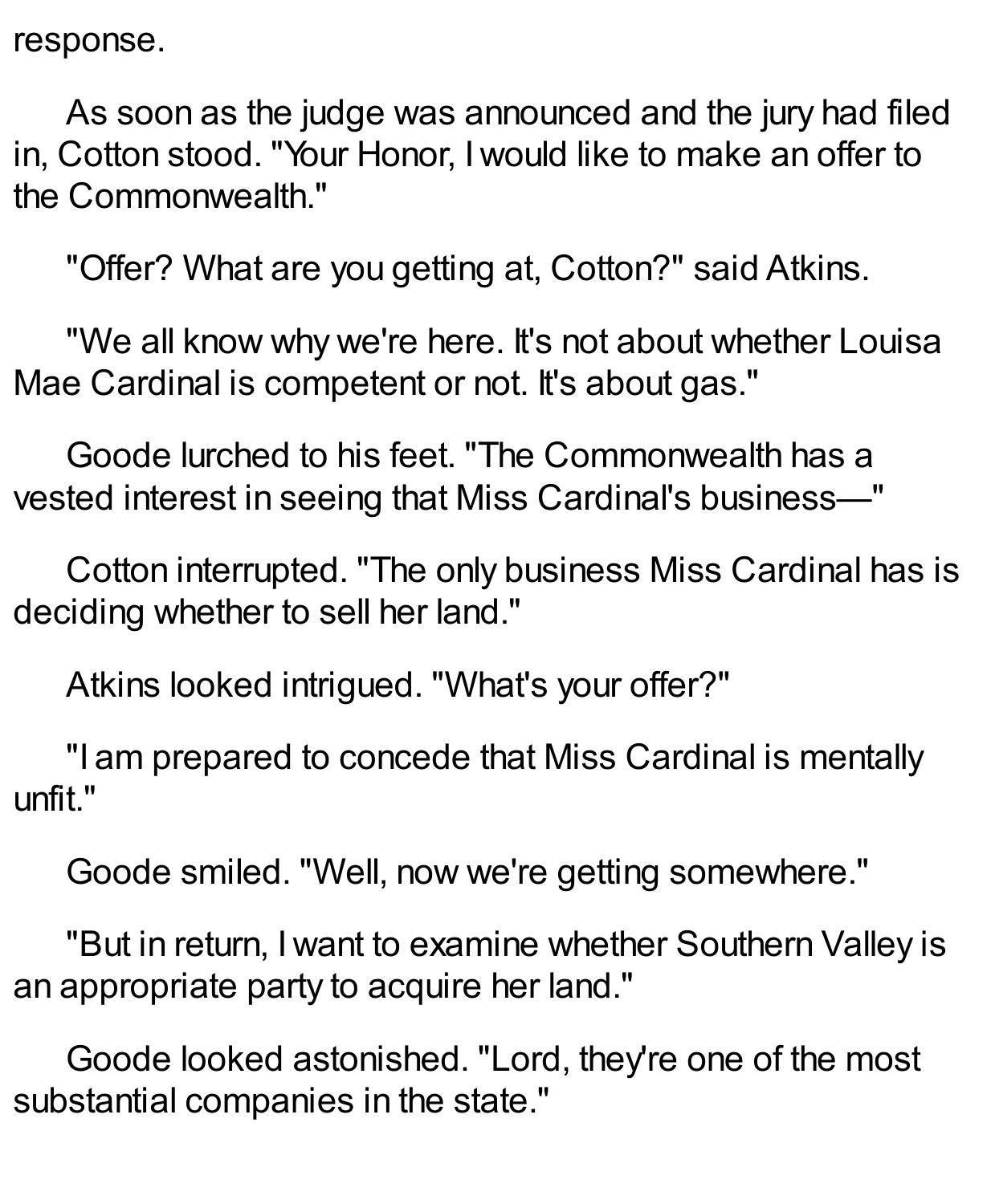response.

As soon as the judge was announced and the jury had filed in, Cotton stood. "Your Honor, I would like to make an offer to the Commonwealth."

"Offer? What are you getting at, Cotton?" said Atkins.

"We all know why we're here. It's not about whether Louisa Mae Cardinal is competent or not. It's about gas."

Goode lurched to his feet. "The Commonwealth has a vested interest in seeing that Miss Cardinal's business—"

Cotton interrupted. "The only business Miss Cardinal has is deciding whether to sell her land."

Atkins looked intrigued. "What's your offer?"

"I am prepared to concede that Miss Cardinal is mentally unfit."

Goode smiled. "Well, now we're getting somewhere."

"But in return, I want to examine whether Southern Valley is an appropriate party to acquire her land."

Goode looked astonished. "Lord, they're one of the most substantial companies in the state."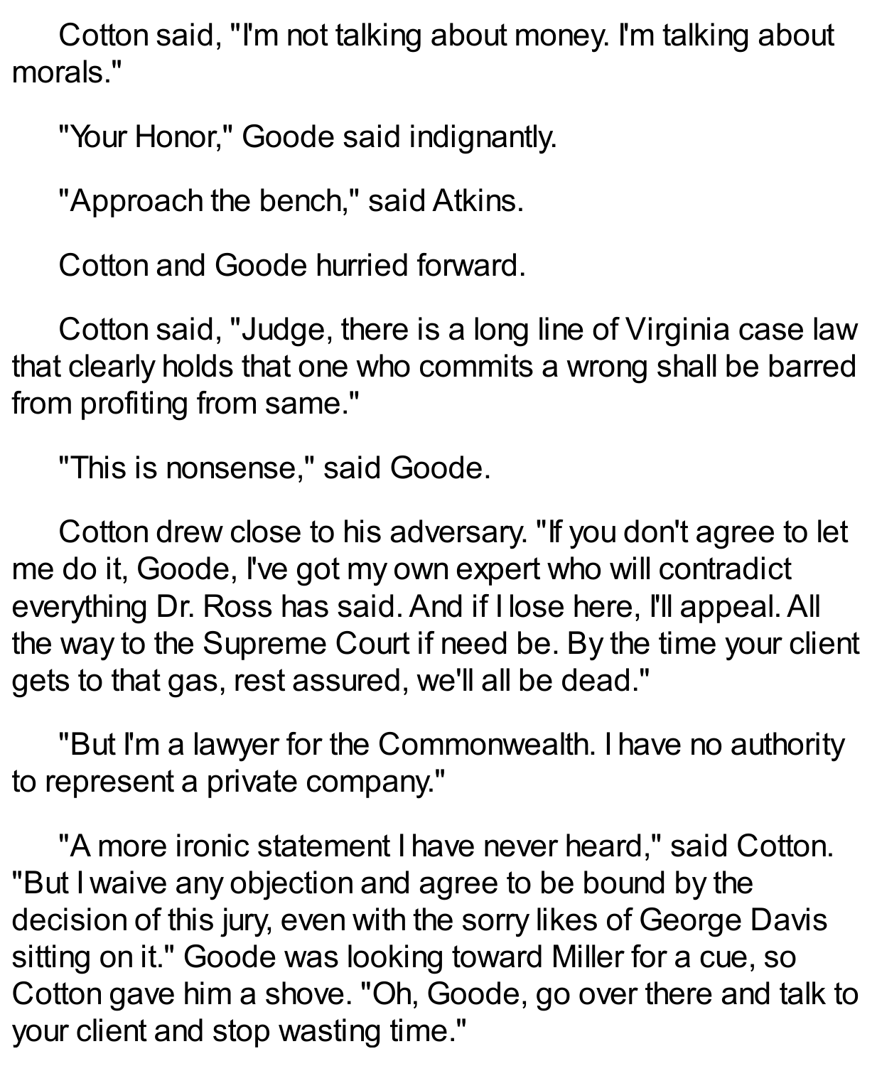Cotton said, "I'm not talking about money. I'm talking about morals."

"Your Honor," Goode said indignantly.

"Approach the bench," said Atkins.

Cotton and Goode hurried forward.

Cotton said, "Judge, there is a long line of Virginia case law that clearly holds that one who commits a wrong shall be barred from profiting from same."

"This is nonsense," said Goode.

Cotton drew close to his adversary. "If you don't agree to let me do it, Goode, I've got my own expert who will contradict everything Dr. Ross has said. And if I lose here, I'll appeal. All the way to the Supreme Court if need be. By the time your client gets to that gas, rest assured, we'll all be dead."

"But I'm a lawyer for the Commonwealth. I have no authority to represent a private company."

"A more ironic statement I have never heard," said Cotton. "But I waive any objection and agree to be bound by the decision of this jury, even with the sorry likes of George Davis sitting on it." Goode was looking toward Miller for a cue, so Cotton gave him a shove. "Oh, Goode, go over there and talk to your client and stop wasting time."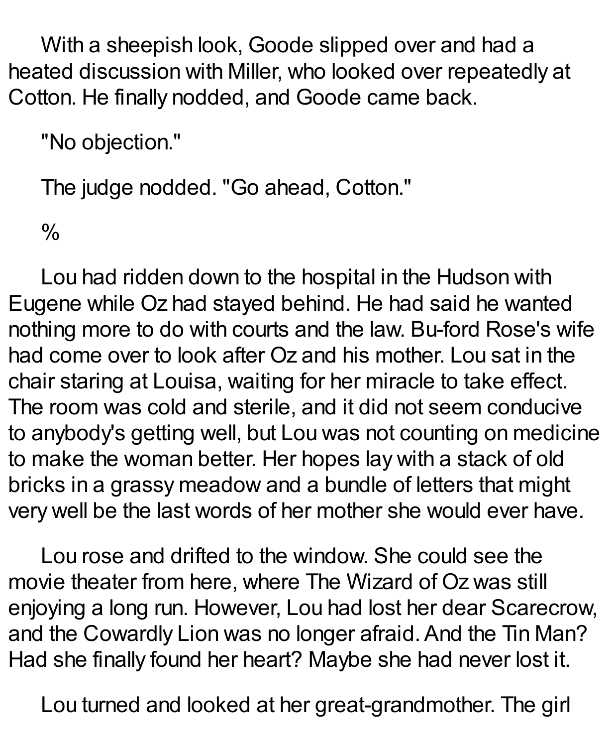With a sheepish look, Goode slipped over and had a heated discussion with Miller, who looked over repeatedly at Cotton. He finally nodded, and Goode came back.

"No objection."

The judge nodded. "Go ahead, Cotton."

%

Lou had ridden down to the hospital in the Hudson with Eugene while Oz had stayed behind. He had said he wanted nothing more to do with courts and the law. Bu-ford Rose's wife had come over to look after Oz and his mother. Lou sat in the chair staring at Louisa, waiting for her miracle to take effect. The room was cold and sterile, and it did not seem conducive to anybody's getting well, but Lou was not counting on medicine to make the woman better. Her hopes lay with a stack of old bricks in a grassy meadow and a bundle of letters that might very well be the last words of her mother she would ever have.

Lou rose and drifted to the window. She could see the movie theater from here, where The Wizard of Oz was still enjoying a long run. However, Lou had lost her dear Scarecrow, and the Cowardly Lion was no longer afraid. And the Tin Man? Had she finally found her heart? Maybe she had never lost it.

Lou turned and looked at her great-grandmother. The girl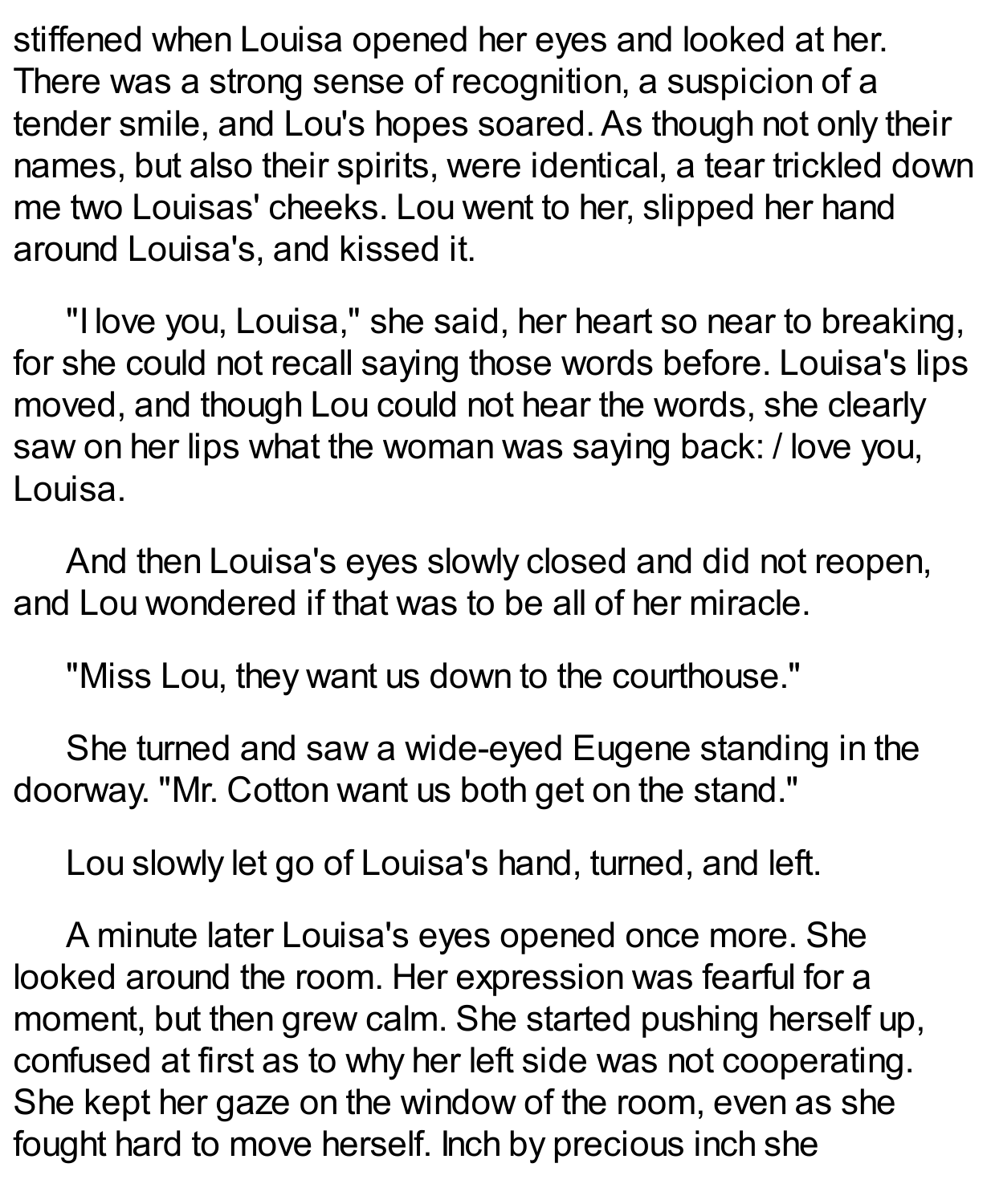stiffened when Louisa opened her eyes and looked at her. There was a strong sense of recognition, a suspicion of a tender smile, and Lou's hopes soared. As though not only their names, but also their spirits, were identical, a tear trickled down me two Louisas' cheeks. Lou went to her, slipped her hand around Louisa's, and kissed it.

"I love you, Louisa," she said, her heart so near to breaking, for she could not recall saying those words before. Louisa's lips moved, and though Lou could not hear the words, she clearly saw on her lips what the woman was saying back: / love you, Louisa.

And then Louisa's eyes slowly closed and did not reopen, and Lou wondered if that was to be all of her miracle.

"Miss Lou, they want us down to the courthouse."

She turned and saw a wide-eyed Eugene standing in the doorway. "Mr. Cotton want us both get on the stand."

Lou slowly let go of Louisa's hand, turned, and left.

A minute later Louisa's eyes opened once more. She looked around the room. Her expression was fearful for a moment, but then grew calm. She started pushing herself up, confused at first as to why her left side was not cooperating. She kept her gaze on the window of the room, even as she fought hard to move herself. Inch by precious inch she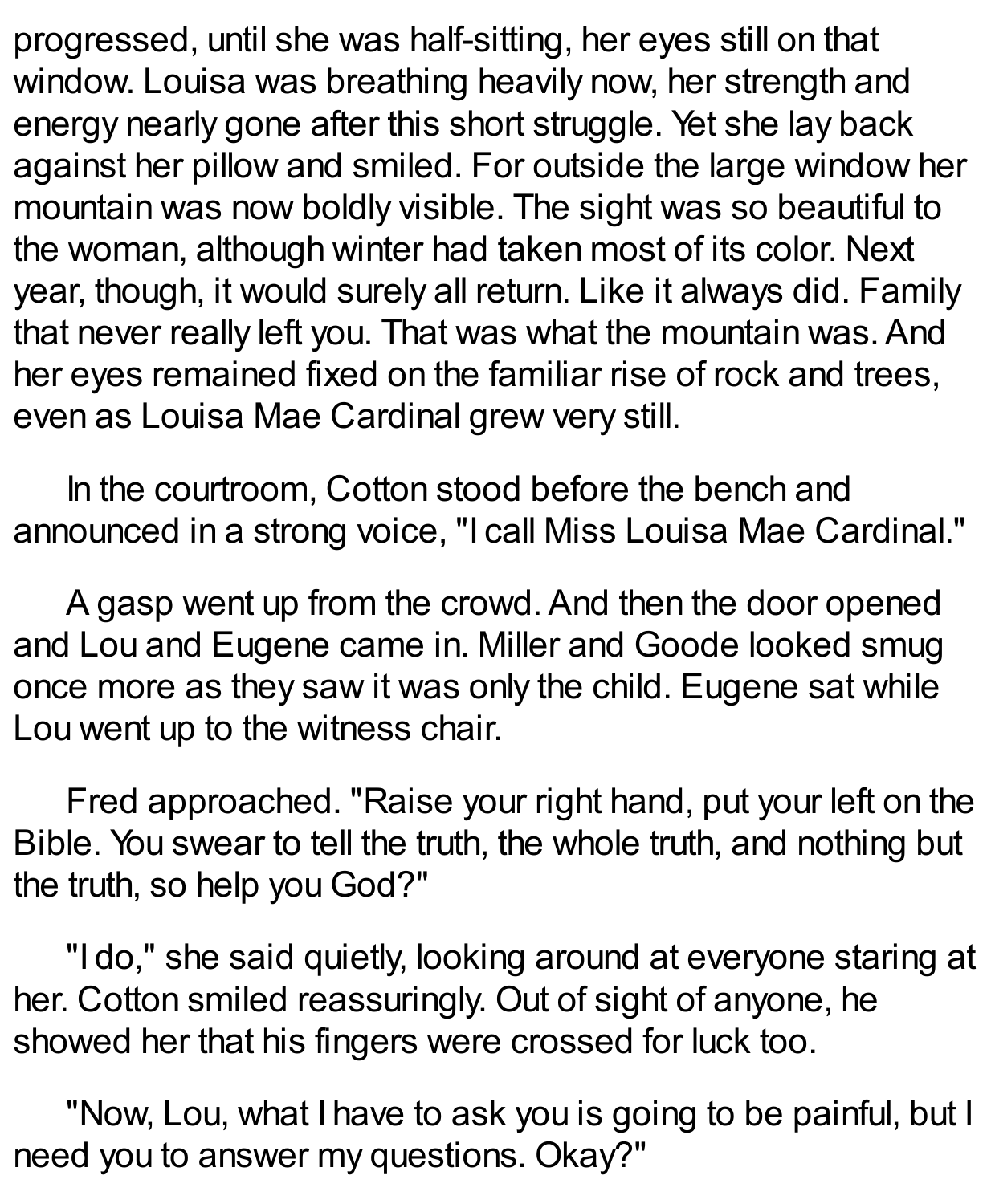progressed, until she was half-sitting, her eyes still on that window. Louisa was breathing heavily now, her strength and energy nearly gone after this short struggle. Yet she lay back against her pillow and smiled. For outside the large window her mountain was now boldly visible. The sight was so beautiful to the woman, although winter had taken most of its color. Next year, though, it would surely all return. Like it always did. Family that never really left you. That was what the mountain was. And her eyes remained fixed on the familiar rise of rock and trees, even as Louisa Mae Cardinal grew very still.

In the courtroom, Cotton stood before the bench and announced in a strong voice, "I call Miss Louisa Mae Cardinal."

A gasp went up from the crowd. And then the door opened and Lou and Eugene came in. Miller and Goode looked smug once more as they saw it was only the child. Eugene sat while Lou went up to the witness chair.

Fred approached. "Raise your right hand, put your left on the Bible. You swear to tell the truth, the whole truth, and nothing but the truth, so help you God?"

"I do," she said quietly, looking around at everyone staring at her. Cotton smiled reassuringly. Out of sight of anyone, he showed her that his fingers were crossed for luck too.

"Now, Lou, what I have to ask you is going to be painful, but I need you to answer my questions. Okay?"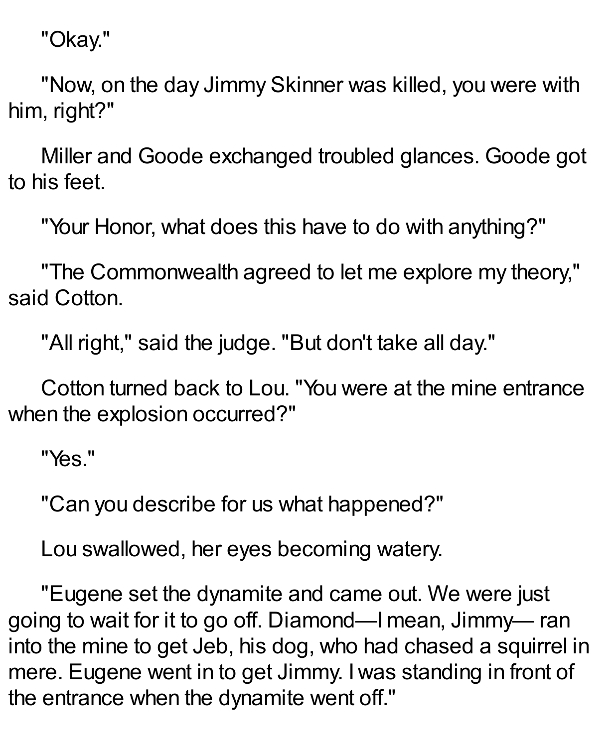"Okay."

"Now, on the day Jimmy Skinner was killed, you were with him, right?"

Miller and Goode exchanged troubled glances. Goode got to his feet.

"Your Honor, what does this have to do with anything?"

"The Commonwealth agreed to let me explore my theory," said Cotton.

"All right," said the judge. "But don't take all day."

Cotton turned back to Lou. "You were at the mine entrance when the explosion occurred?"

"Yes."

"Can you describe for us what happened?"

Lou swallowed, her eyes becoming watery.

"Eugene set the dynamite and came out. We were just going to wait for it to go off. Diamond—I mean, Jimmy— ran into the mine to get Jeb, his dog, who had chased a squirrel in mere. Eugene went in to get Jimmy. I was standing in front of the entrance when the dynamite went off."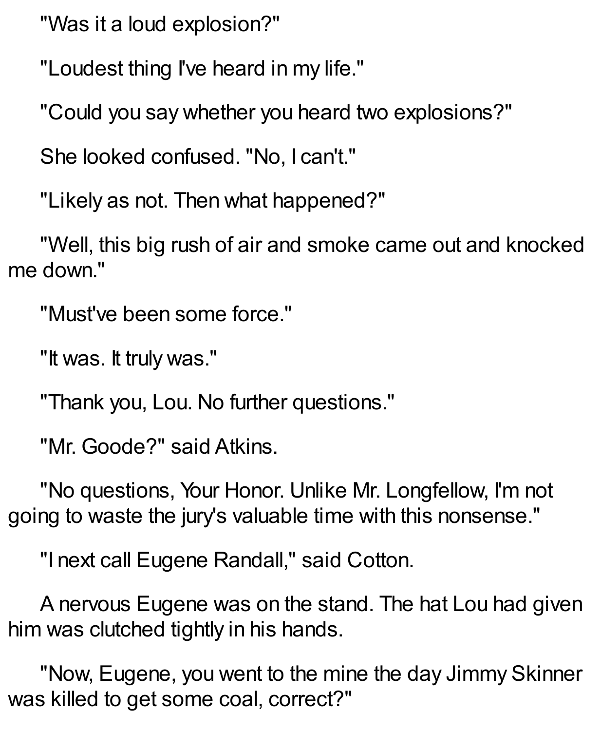"Was it a loud explosion?"

"Loudest thing I've heard in my life."

"Could you say whether you heard two explosions?"

She looked confused. "No, I can't."

"Likely as not. Then what happened?"

"Well, this big rush of air and smoke came out and knocked me down."

"Must've been some force."

"It was. It truly was."

"Thank you, Lou. No further questions."

"Mr. Goode?" said Atkins.

"No questions, Your Honor. Unlike Mr. Longfellow, I'm not going to waste the jury's valuable time with this nonsense."

"I next call Eugene Randall," said Cotton.

A nervous Eugene was on the stand. The hat Lou had given him was clutched tightly in his hands.

"Now, Eugene, you went to the mine the day Jimmy Skinner was killed to get some coal, correct?"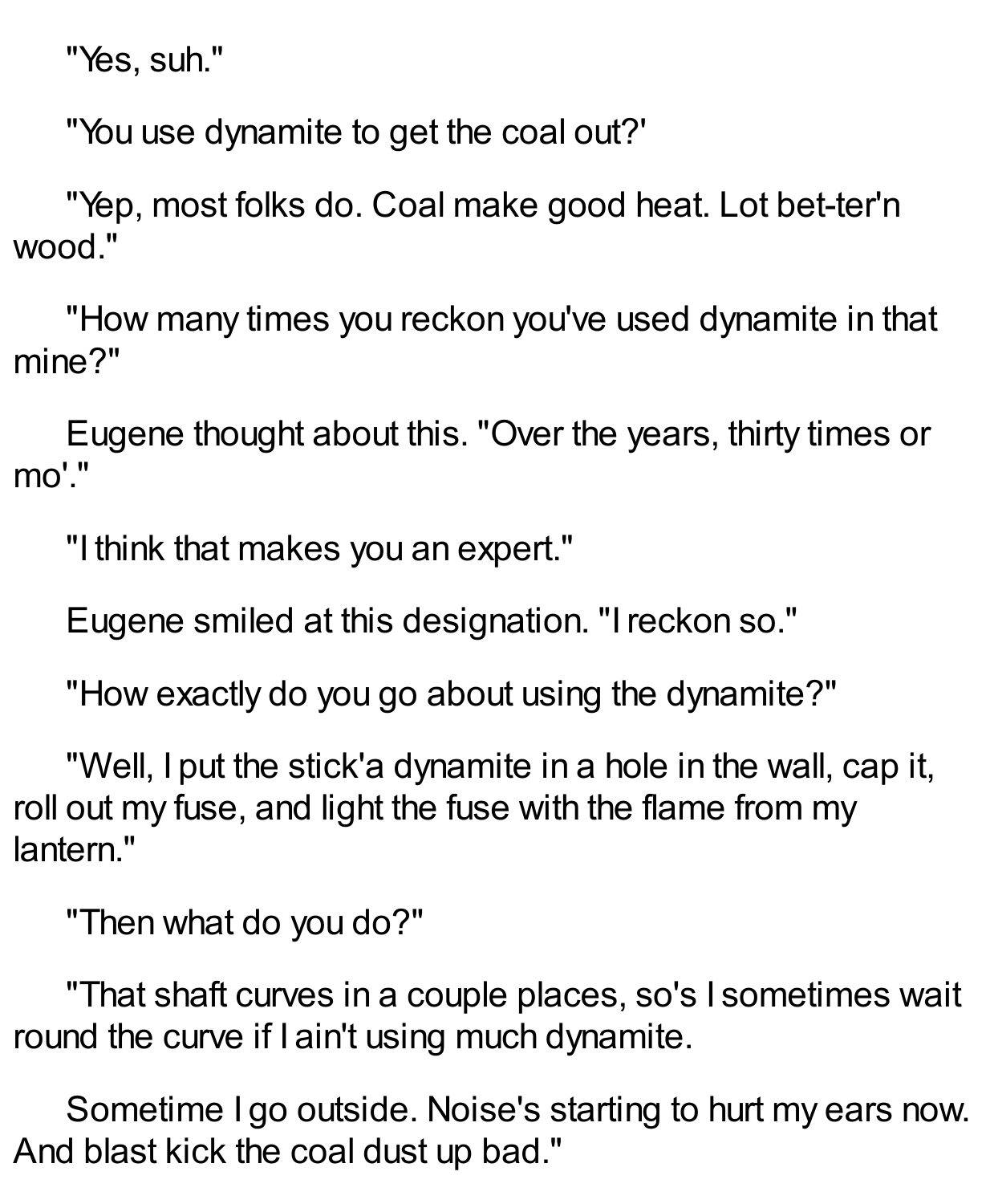"Yes, suh."

"You use dynamite to get the coal out?'

"Yep, most folks do. Coal make good heat. Lot bet-ter'n wood."

"How many times you reckon you've used dynamite in that mine?"

Eugene thought about this. "Over the years, thirty times or mo'."

"I think that makes you an expert."

Eugene smiled at this designation. "I reckon so."

"How exactly do you go about using the dynamite?"

"Well, I put the stick'a dynamite in a hole in the wall, cap it, roll out my fuse, and light the fuse with the flame from my lantern."

"Then what do you do?"

"That shaft curves in a couple places, so's I sometimes wait round the curve if I ain't using much dynamite.

Sometime I go outside. Noise's starting to hurt my ears now. And blast kick the coal dust up bad."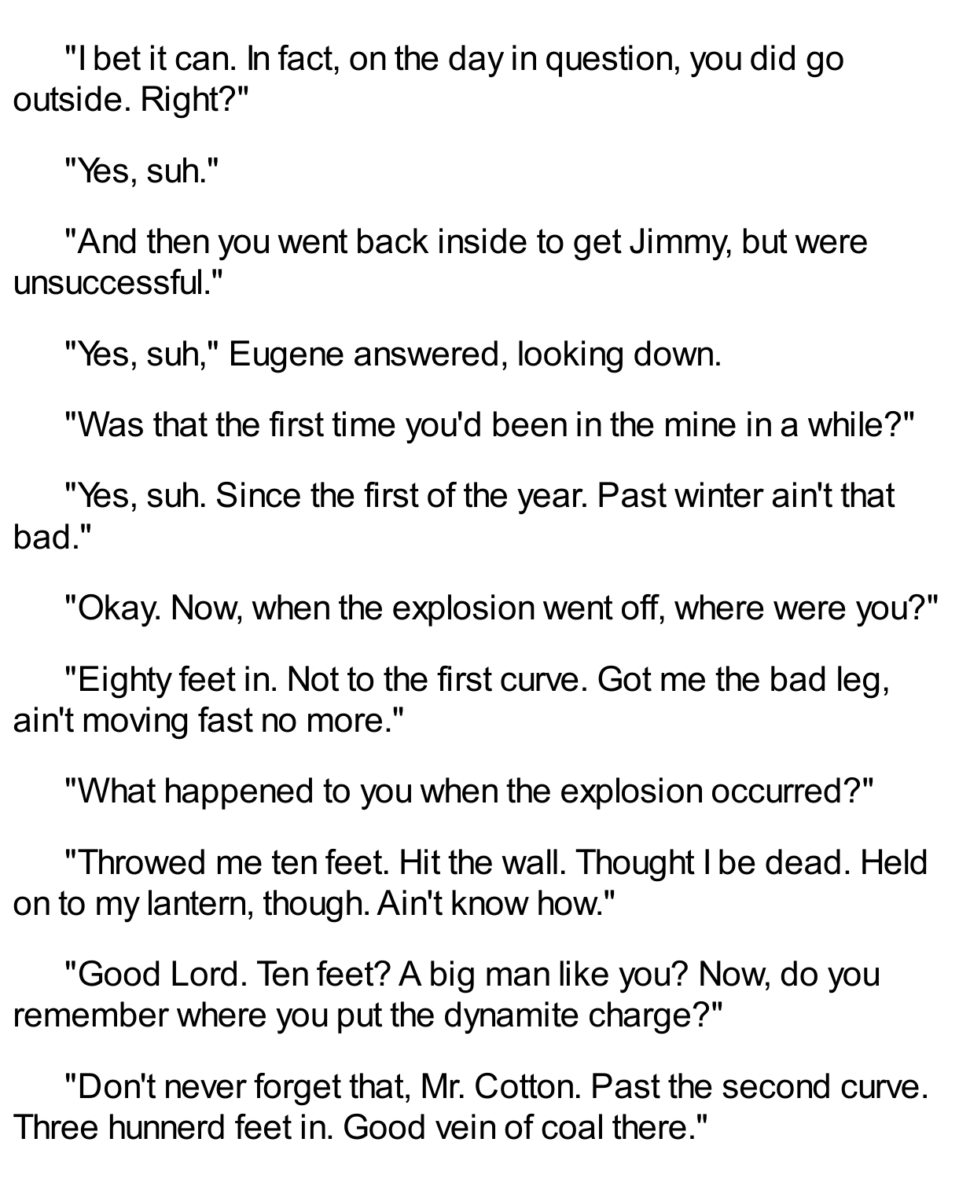"I bet it can. In fact, on the day in question, you did go outside. Right?"

"Yes, suh."

"And then you went back inside to get Jimmy, but were unsuccessful."

"Yes, suh," Eugene answered, looking down.

"Was that the first time you'd been in the mine in a while?"

"Yes, suh. Since the first of the year. Past winter ain't that bad."

"Okay. Now, when the explosion went off, where were you?"

"Eighty feet in. Not to the first curve. Got me the bad leg, ain't moving fast no more."

"What happened to you when the explosion occurred?"

"Throwed me ten feet. Hit the wall. Thought I be dead. Held on to my lantern, though. Ain't know how."

"Good Lord. Ten feet? A big man like you? Now, do you remember where you put the dynamite charge?"

"Don't never forget that, Mr. Cotton. Past the second curve. Three hunnerd feet in. Good vein of coal there."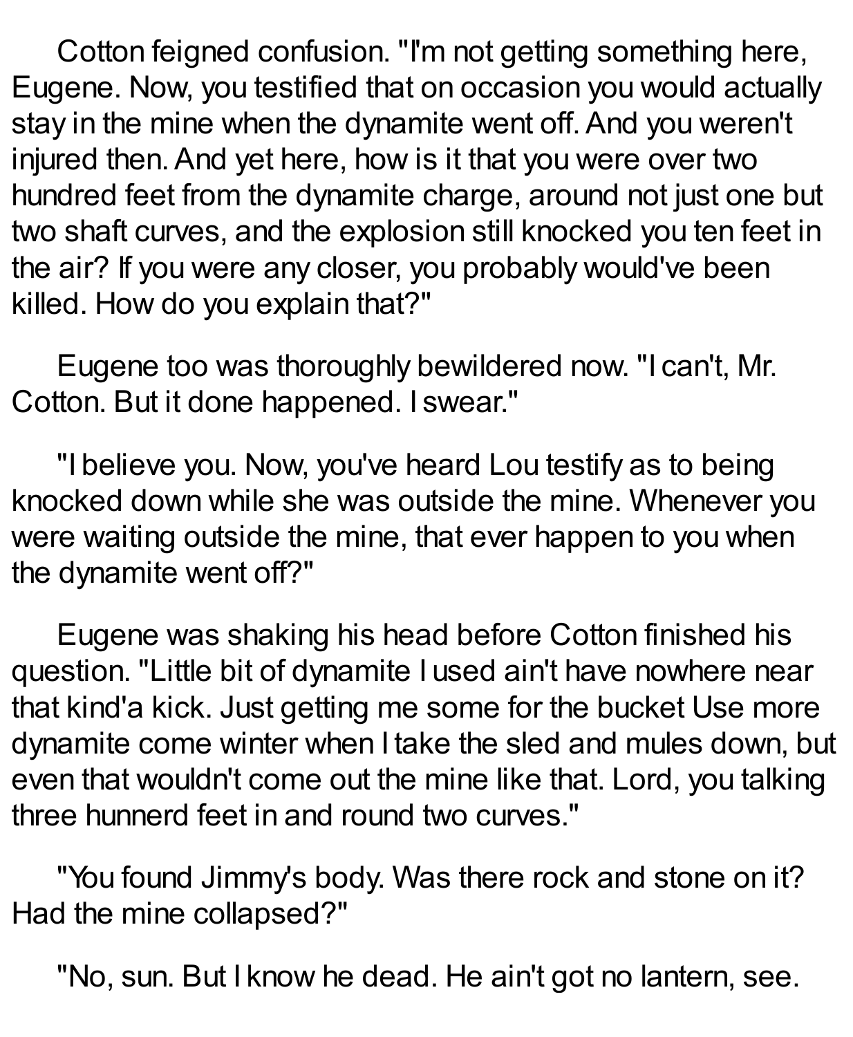Cotton feigned confusion. "I'm not getting something here, Eugene. Now, you testified that on occasion you would actually stay in the mine when the dynamite went off. And you weren't injured then. And yet here, how is it that you were over two hundred feet from the dynamite charge, around not just one but two shaft curves, and the explosion still knocked you ten feet in the air? If you were any closer, you probably would've been killed. How do you explain that?"

Eugene too was thoroughly bewildered now. "I can't, Mr. Cotton. But it done happened. I swear."

"I believe you. Now, you've heard Lou testify as to being knocked down while she was outside the mine. Whenever you were waiting outside the mine, that ever happen to you when the dynamite went off?"

Eugene was shaking his head before Cotton finished his question. "Little bit of dynamite I used ain't have nowhere near that kind'a kick. Just getting me some for the bucket Use more dynamite come winter when I take the sled and mules down, but even that wouldn't come out the mine like that. Lord, you talking three hunnerd feet in and round two curves."

"You found Jimmy's body. Was there rock and stone on it? Had the mine collapsed?"

"No, sun. But I know he dead. He ain't got no lantern, see.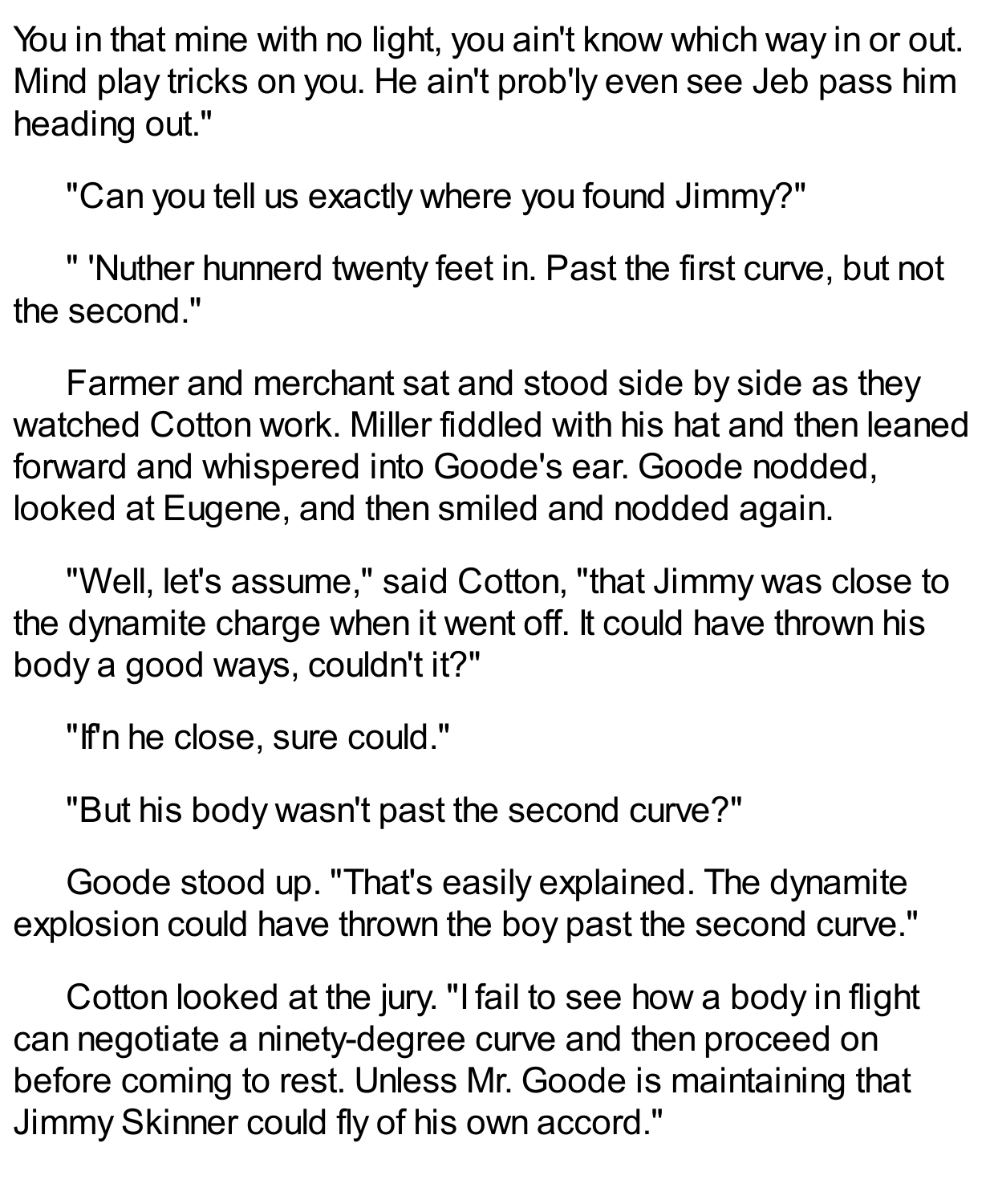You in that mine with no light, you ain't know which way in or out. Mind play tricks on you. He ain't prob'ly even see Jeb pass him heading out."

"Can you tell us exactly where you found Jimmy?"

" 'Nuther hunnerd twenty feet in. Past the first curve, but not the second."

Farmer and merchant sat and stood side by side as they watched Cotton work. Miller fiddled with his hat and then leaned forward and whispered into Goode's ear. Goode nodded, looked at Eugene, and then smiled and nodded again.

"Well, let's assume," said Cotton, "that Jimmy was close to the dynamite charge when it went off. It could have thrown his body a good ways, couldn't it?"

"If'n he close, sure could."

"But his body wasn't past the second curve?"

Goode stood up. "That's easily explained. The dynamite explosion could have thrown the boy past the second curve."

Cotton looked at the jury. "I fail to see how a body in flight can negotiate a ninety-degree curve and then proceed on before coming to rest. Unless Mr. Goode is maintaining that Jimmy Skinner could fly of his own accord."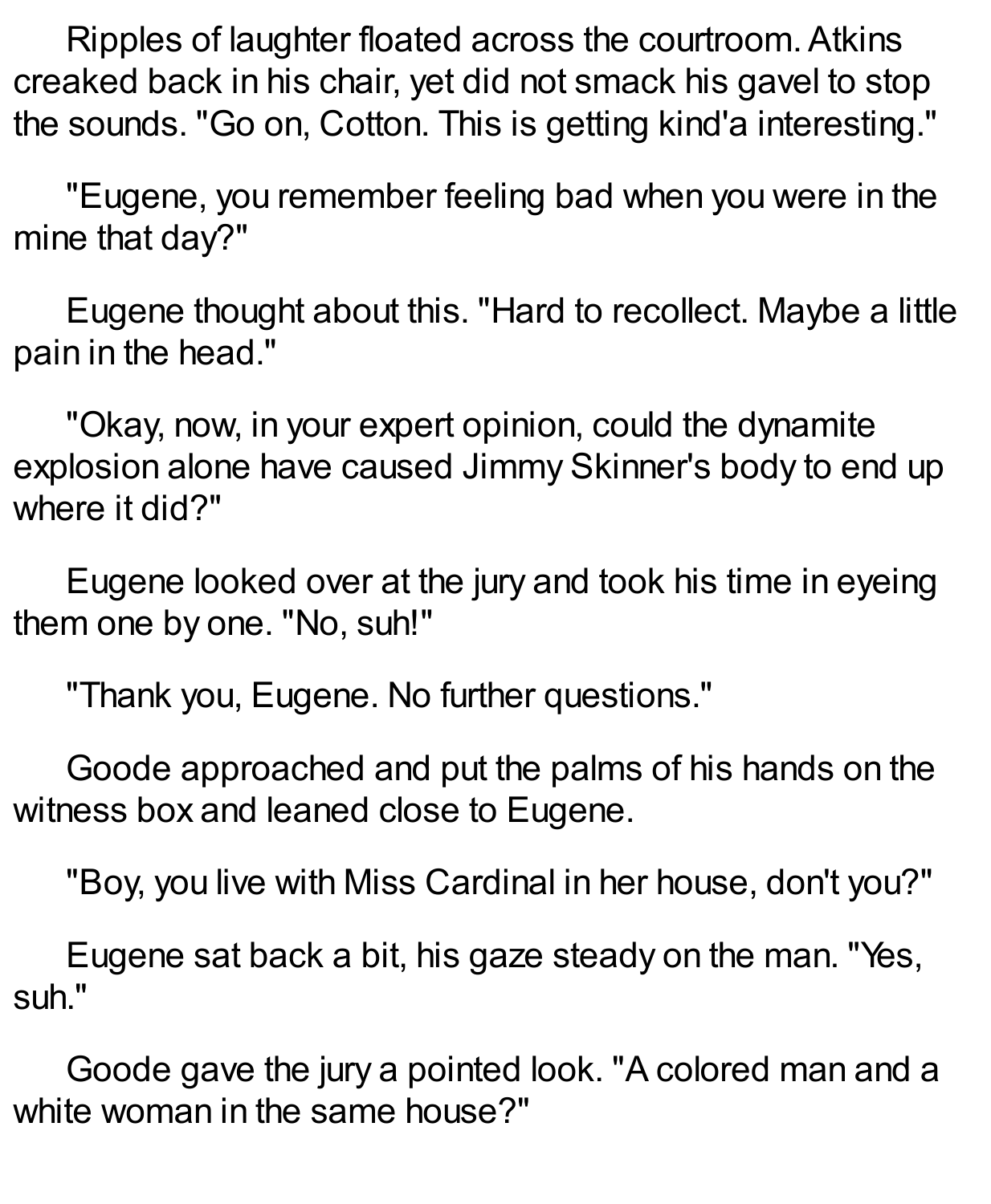Ripples of laughter floated across the courtroom. Atkins creaked back in his chair, yet did not smack his gavel to stop the sounds. "Go on, Cotton. This is getting kind'a interesting."

"Eugene, you remember feeling bad when you were in the mine that day?"

Eugene thought about this. "Hard to recollect. Maybe a little pain in the head."

"Okay, now, in your expert opinion, could the dynamite explosion alone have caused Jimmy Skinner's body to end up where it did?"

Eugene looked over at the jury and took his time in eyeing them one by one. "No, suh!"

"Thank you, Eugene. No further questions."

Goode approached and put the palms of his hands on the witness box and leaned close to Eugene.

"Boy, you live with Miss Cardinal in her house, don't you?"

Eugene sat back a bit, his gaze steady on the man. "Yes, suh."

Goode gave the jury a pointed look. "A colored man and a white woman in the same house?"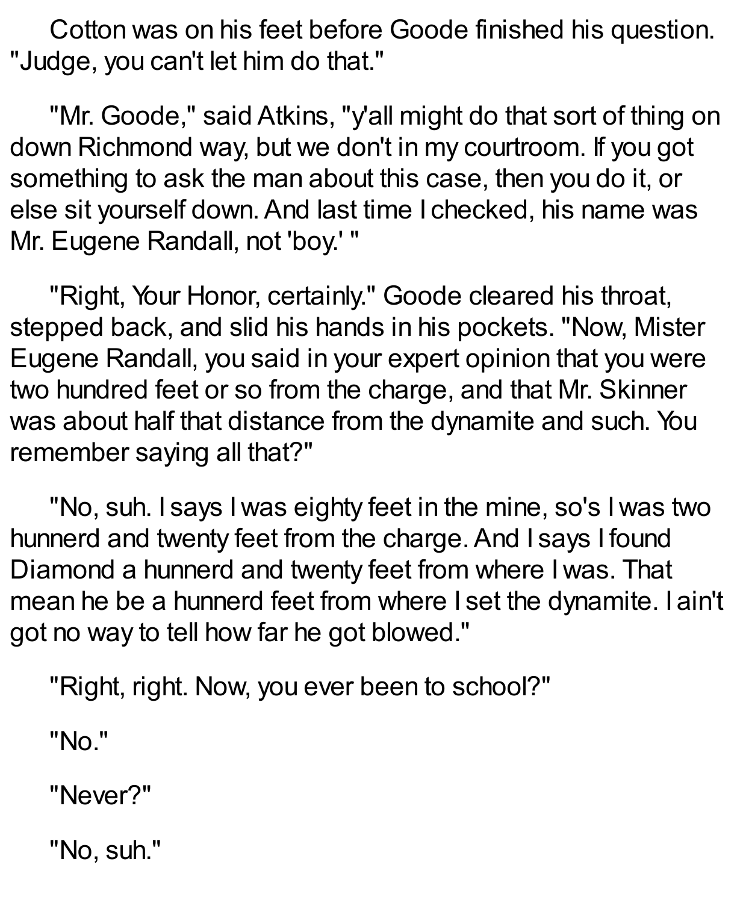Cotton was on his feet before Goode finished his question. "Judge, you can't let him do that."

"Mr. Goode," said Atkins, "y'all might do that sort of thing on down Richmond way, but we don't in my courtroom. If you got something to ask the man about this case, then you do it, or else sit yourself down. And last time I checked, his name was Mr. Eugene Randall, not 'boy.' "

"Right, Your Honor, certainly." Goode cleared his throat, stepped back, and slid his hands in his pockets. "Now, Mister Eugene Randall, you said in your expert opinion that you were two hundred feet or so from the charge, and that Mr. Skinner was about half that distance from the dynamite and such. You remember saying all that?"

"No, suh. I says I was eighty feet in the mine, so's I was two hunnerd and twenty feet from the charge. And I says I found Diamond a hunnerd and twenty feet from where I was. That mean he be a hunnerd feet from where I set the dynamite. I ain't got no way to tell how far he got blowed."

"Right, right. Now, you ever been to school?"

"No."

"Never?"

"No, suh."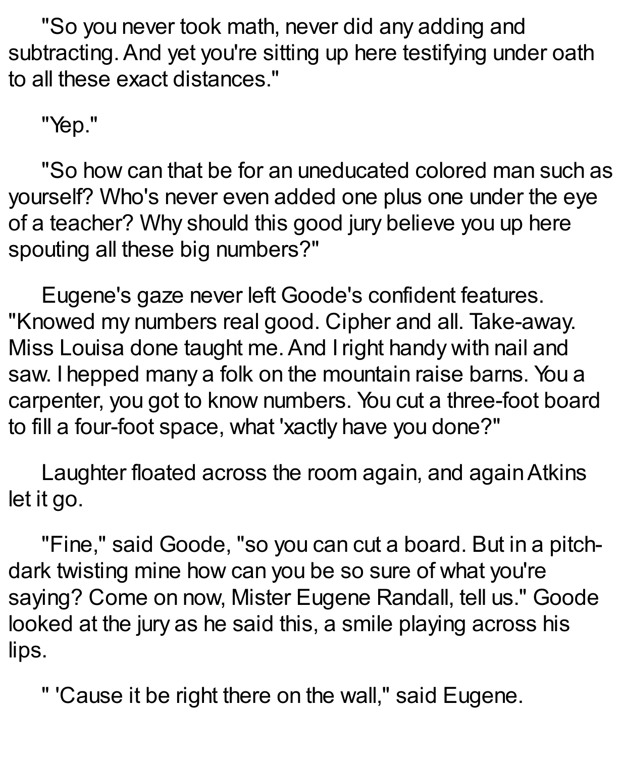"So you never took math, never did any adding and subtracting. And yet you're sitting up here testifying under oath to all these exact distances."

"Yep."

"So how can that be for an uneducated colored man such as yourself? Who's never even added one plus one under the eye of a teacher? Why should this good jury believe you up here spouting all these big numbers?"

Eugene's gaze never left Goode's confident features. "Knowed my numbers real good. Cipher and all. Take-away. Miss Louisa done taught me. And I right handy with nail and saw. I hepped many a folk on the mountain raise barns. You a carpenter, you got to know numbers. You cut a three-foot board to fill a four-foot space, what 'xactly have you done?"

Laughter floated across the room again, and again Atkins let it go.

"Fine," said Goode, "so you can cut a board. But in a pitch-dark twisting mine how can you be so sure of what you're saying? Come on now, Mister Eugene Randall, tell us." Goode looked at the jury as he said this, a smile playing across his lips.

" 'Cause it be right there on the wall," said Eugene.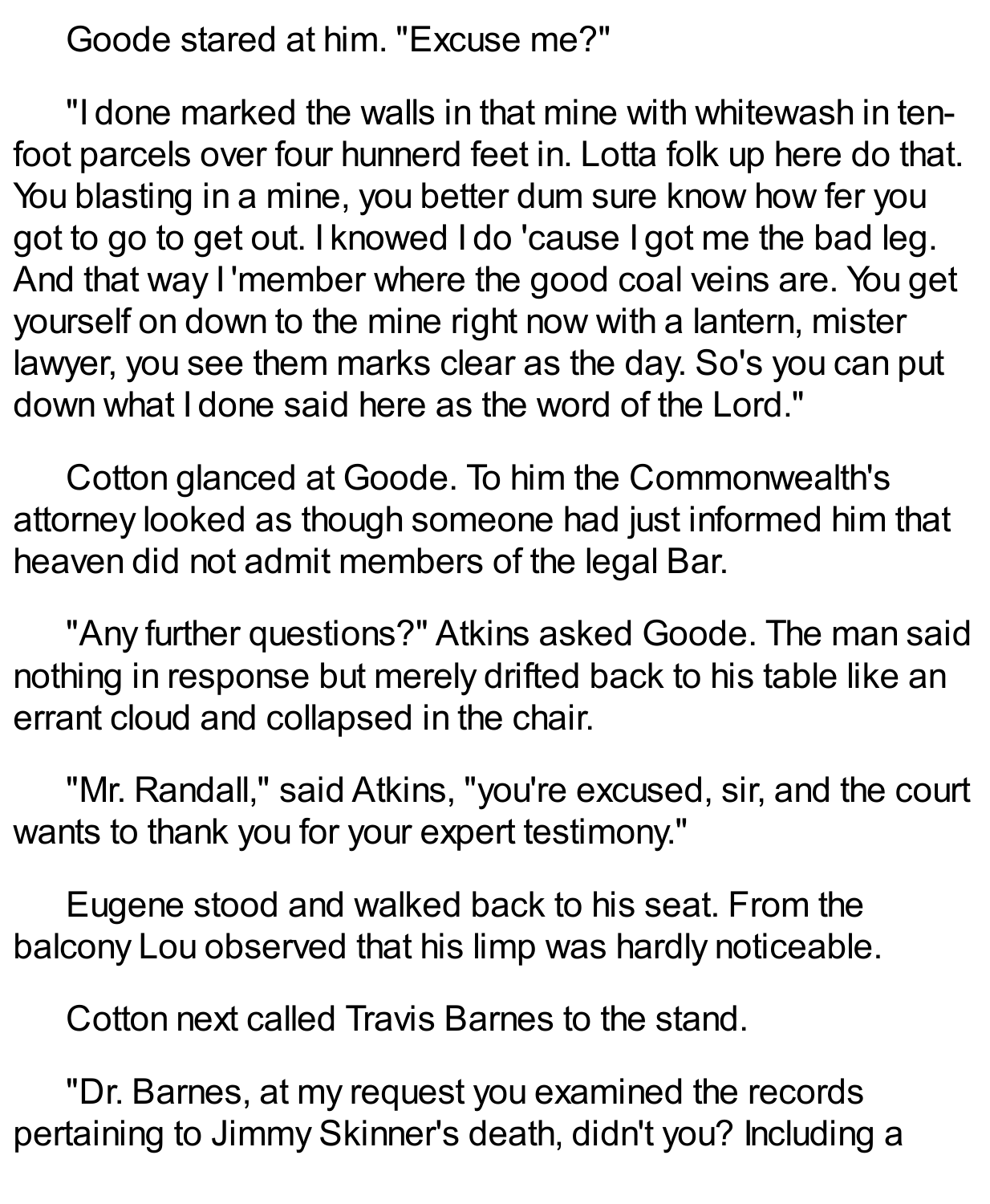Goode stared at him. "Excuse me?"

"I done marked the walls in that mine with whitewash in ten-foot parcels over four hunnerd feet in. Lotta folk up here do that. You blasting in a mine, you better dum sure know how fer you got to go to get out. I knowed I do 'cause I got me the bad leg. And that way I 'member where the good coal veins are. You get yourself on down to the mine right now with a lantern, mister lawyer, you see them marks clear as the day. So's you can put down what I done said here as the word of the Lord."

Cotton glanced at Goode. To him the Commonwealth's attorney looked as though someone had just informed him that heaven did not admit members of the legal Bar.

"Any further questions?" Atkins asked Goode. The man said nothing in response but merely drifted back to his table like an errant cloud and collapsed in the chair.

"Mr. Randall," said Atkins, "you're excused, sir, and the court wants to thank you for your expert testimony."

Eugene stood and walked back to his seat. From the balcony Lou observed that his limp was hardly noticeable.

Cotton next called Travis Barnes to the stand.

"Dr. Barnes, at my request you examined the records pertaining to Jimmy Skinner's death, didn't you? Including a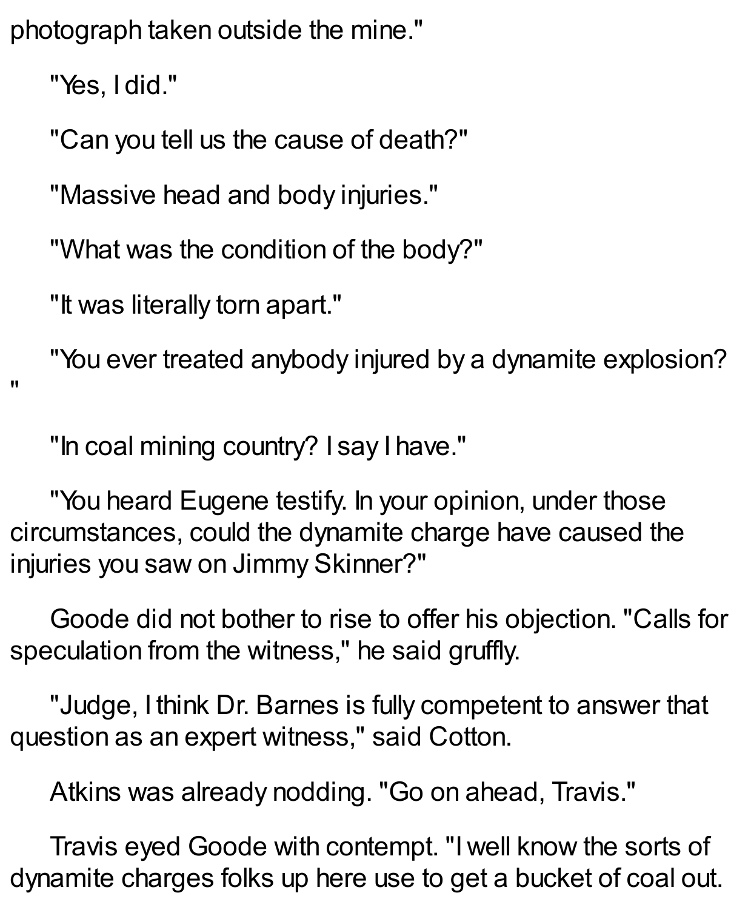photograph taken outside the mine."

"Yes, I did."

"Can you tell us the cause of death?"

"Massive head and body injuries."

"What was the condition of the body?"

"It was literally torn apart."

"You ever treated anybody injured by a dynamite explosion?"

"In coal mining country? I say I have."

"You heard Eugene testify. In your opinion, under those circumstances, could the dynamite charge have caused the injuries you saw on Jimmy Skinner?"

Goode did not bother to rise to offer his objection. "Calls for speculation from the witness," he said gruffly.

"Judge, I think Dr. Barnes is fully competent to answer that question as an expert witness," said Cotton.

Atkins was already nodding. "Go on ahead, Travis."

Travis eyed Goode with contempt. "I well know the sorts of dynamite charges folks up here use to get a bucket of coal out.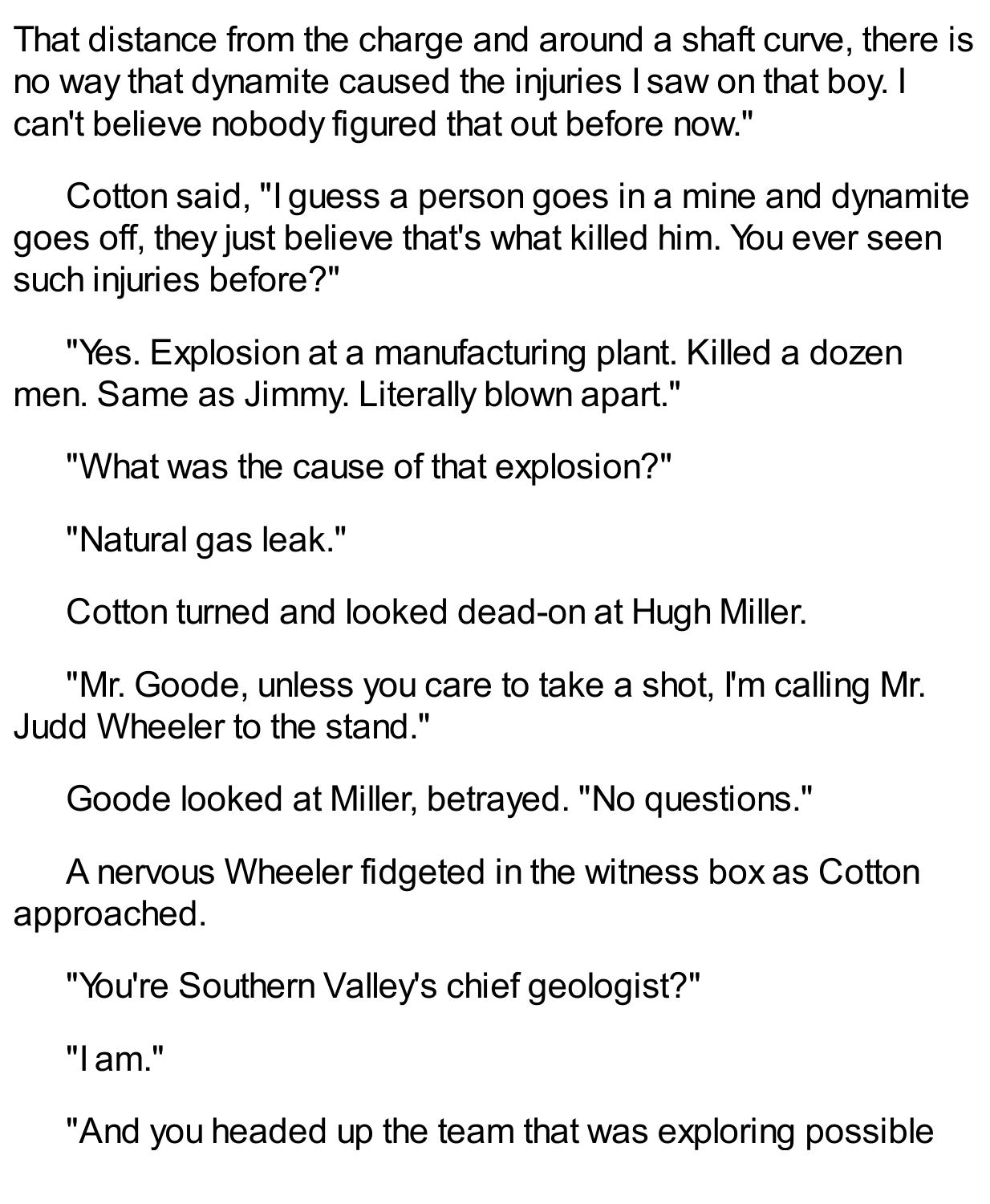That distance from the charge and around a shaft curve, there is no way that dynamite caused the injuries I saw on that boy. I can't believe nobody figured that out before now."

Cotton said, "I guess a person goes in a mine and dynamite goes off, they just believe that's what killed him. You ever seen such injuries before?"

"Yes. Explosion at a manufacturing plant. Killed a dozen men. Same as Jimmy. Literally blown apart."

"What was the cause of that explosion?"

"Natural gas leak."

Cotton turned and looked dead-on at Hugh Miller.

"Mr. Goode, unless you care to take a shot, I'm calling Mr. Judd Wheeler to the stand."

Goode looked at Miller, betrayed. "No questions."

A nervous Wheeler fidgeted in the witness box as Cotton approached.

"You're Southern Valley's chief geologist?"

"I am."

"And you headed up the team that was exploring possible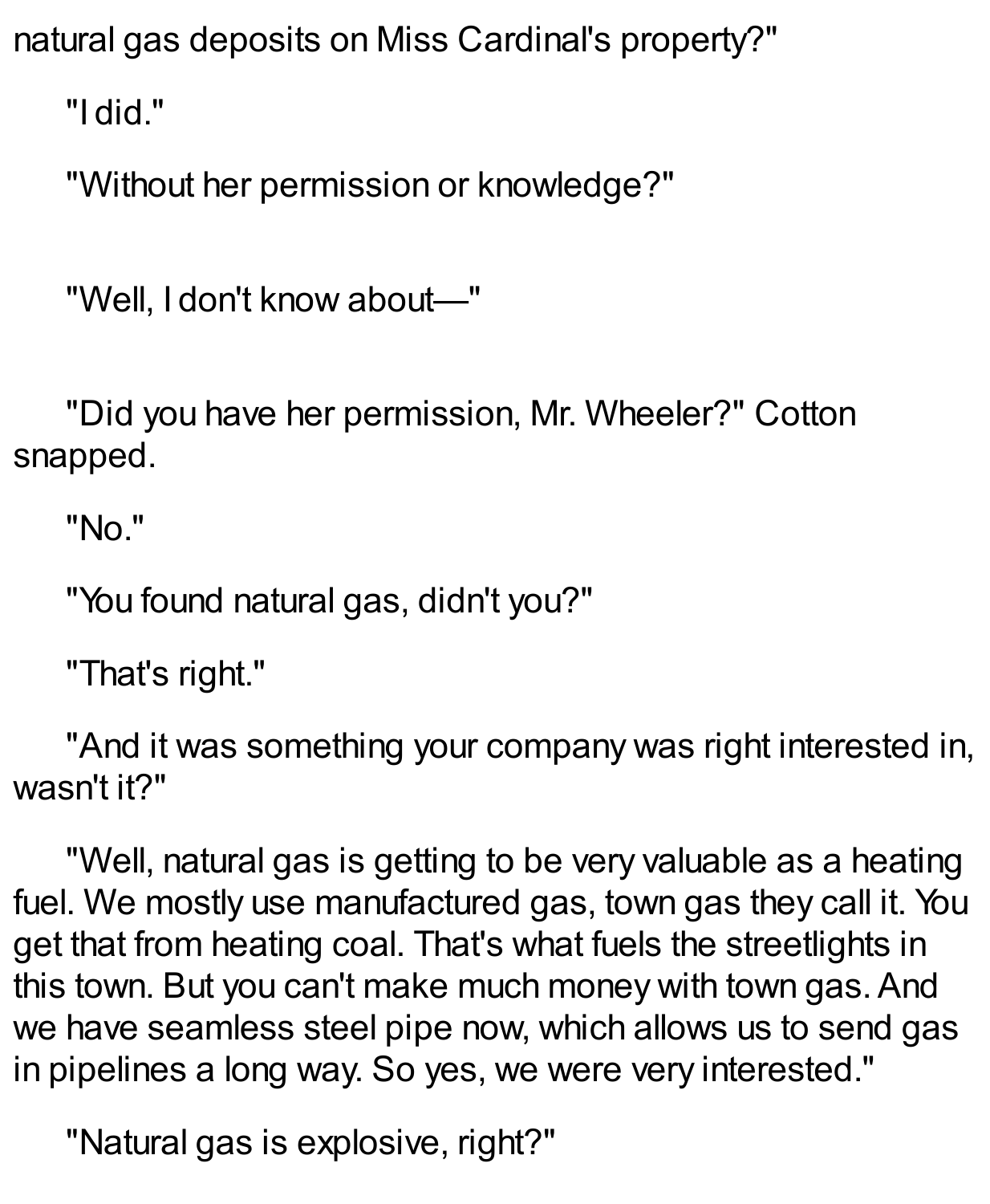natural gas deposits on Miss Cardinal's property?"

"I did."

"Without her permission or knowledge?"

"Well, I don't know about—"

"Did you have her permission, Mr. Wheeler?" Cotton snapped.

"No."

"You found natural gas, didn't you?"

"That's right."

"And it was something your company was right interested in, wasn't it?"

"Well, natural gas is getting to be very valuable as a heating fuel. We mostly use manufactured gas, town gas they call it. You get that from heating coal. That's what fuels the streetlights in this town. But you can't make much money with town gas. And we have seamless steel pipe now, which allows us to send gas in pipelines a long way. So yes, we were very interested."

"Natural gas is explosive, right?"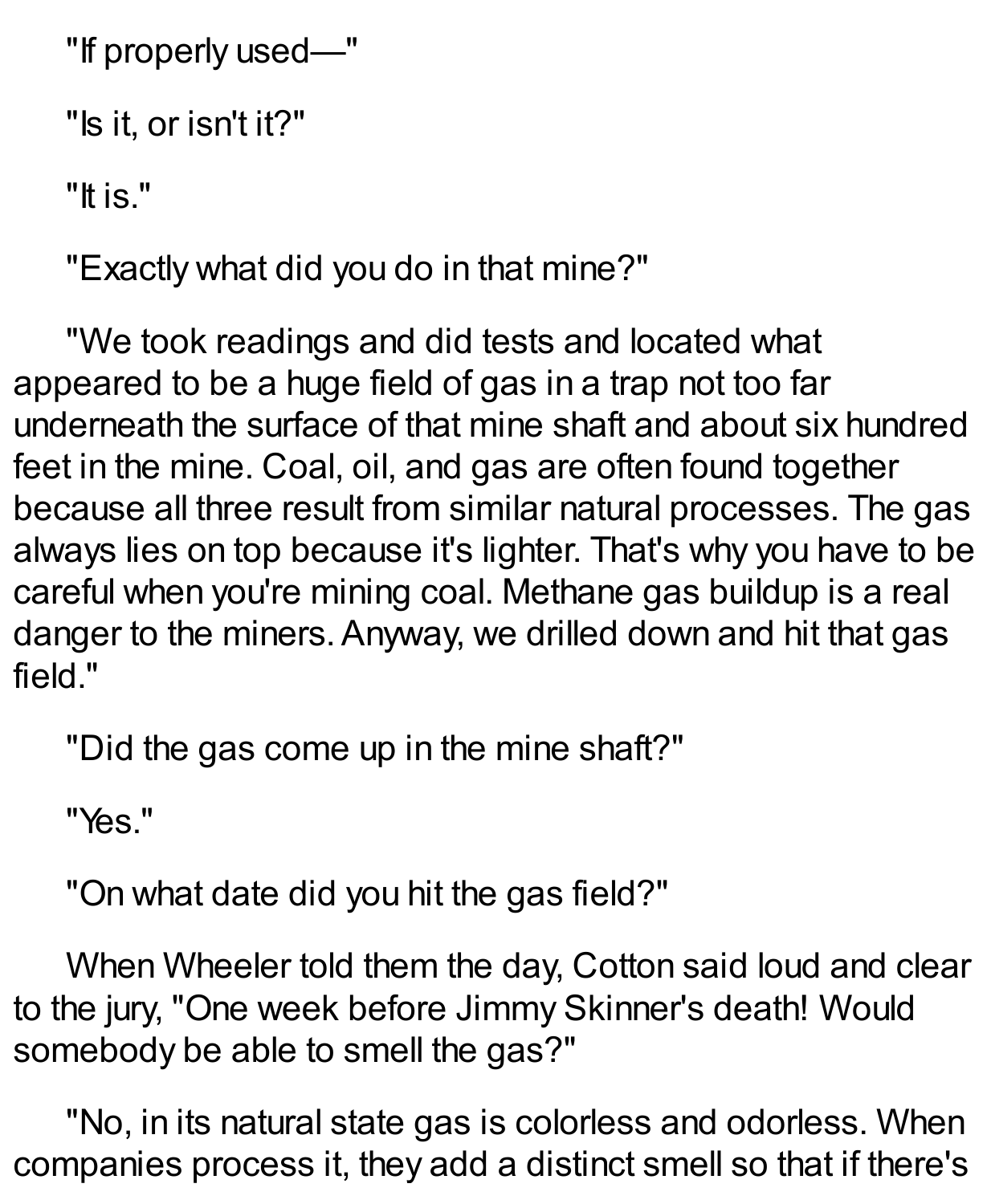"If properly used—"

"Is it, or isn't it?"

"It is."

"Exactly what did you do in that mine?"

"We took readings and did tests and located what appeared to be a huge field of gas in a trap not too far underneath the surface of that mine shaft and about six hundred feet in the mine. Coal, oil, and gas are often found together because all three result from similar natural processes. The gas always lies on top because it's lighter. That's why you have to be careful when you're mining coal. Methane gas buildup is a real danger to the miners. Anyway, we drilled down and hit that gas field."

"Did the gas come up in the mine shaft?"

"Yes."

"On what date did you hit the gas field?"

When Wheeler told them the day, Cotton said loud and clear to the jury, "One week before Jimmy Skinner's death! Would somebody be able to smell the gas?"

"No, in its natural state gas is colorless and odorless. When companies process it, they add a distinct smell so that if there's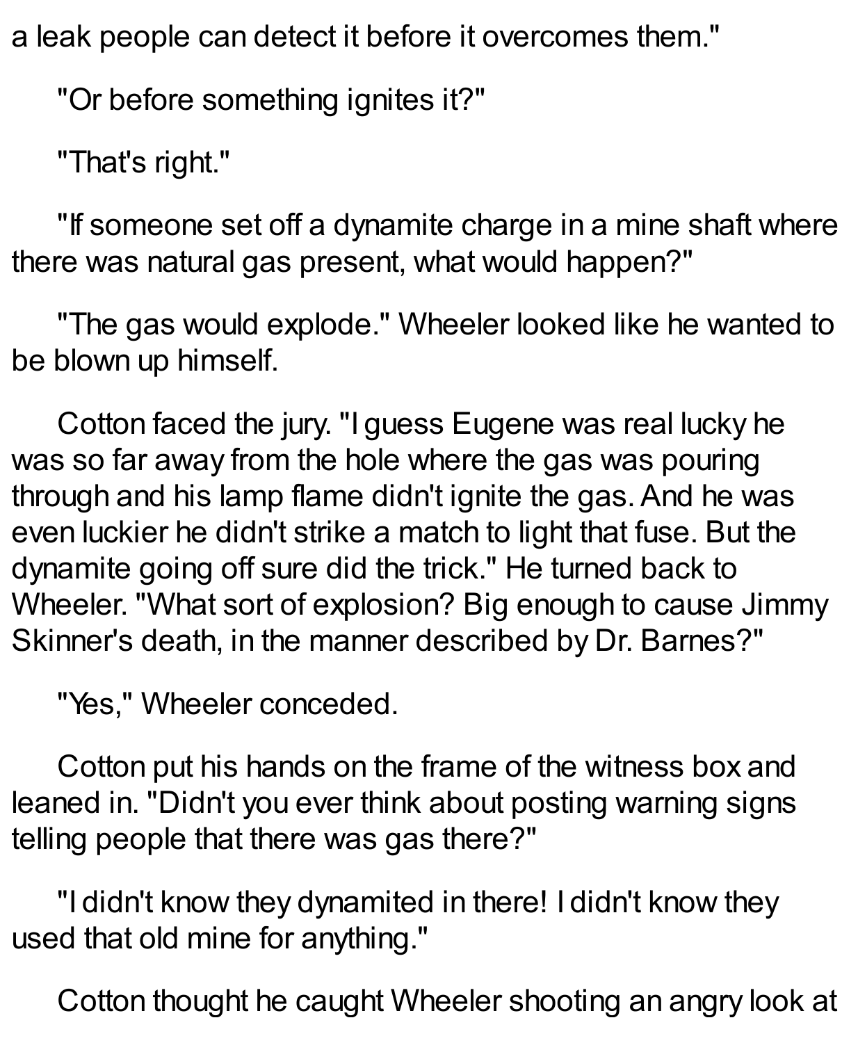a leak people can detect it before it overcomes them."

"Or before something ignites it?"

"That's right."

"If someone set off a dynamite charge in a mine shaft where there was natural gas present, what would happen?"

"The gas would explode." Wheeler looked like he wanted to be blown up himself.

Cotton faced the jury. "I guess Eugene was real lucky he was so far away from the hole where the gas was pouring through and his lamp flame didn't ignite the gas. And he was even luckier he didn't strike a match to light that fuse. But the dynamite going off sure did the trick." He turned back to Wheeler. "What sort of explosion? Big enough to cause Jimmy Skinner's death, in the manner described by Dr. Barnes?"

"Yes," Wheeler conceded.

Cotton put his hands on the frame of the witness box and leaned in. "Didn't you ever think about posting warning signs telling people that there was gas there?"

"I didn't know they dynamited in there! I didn't know they used that old mine for anything."

Cotton thought he caught Wheeler shooting an angry look at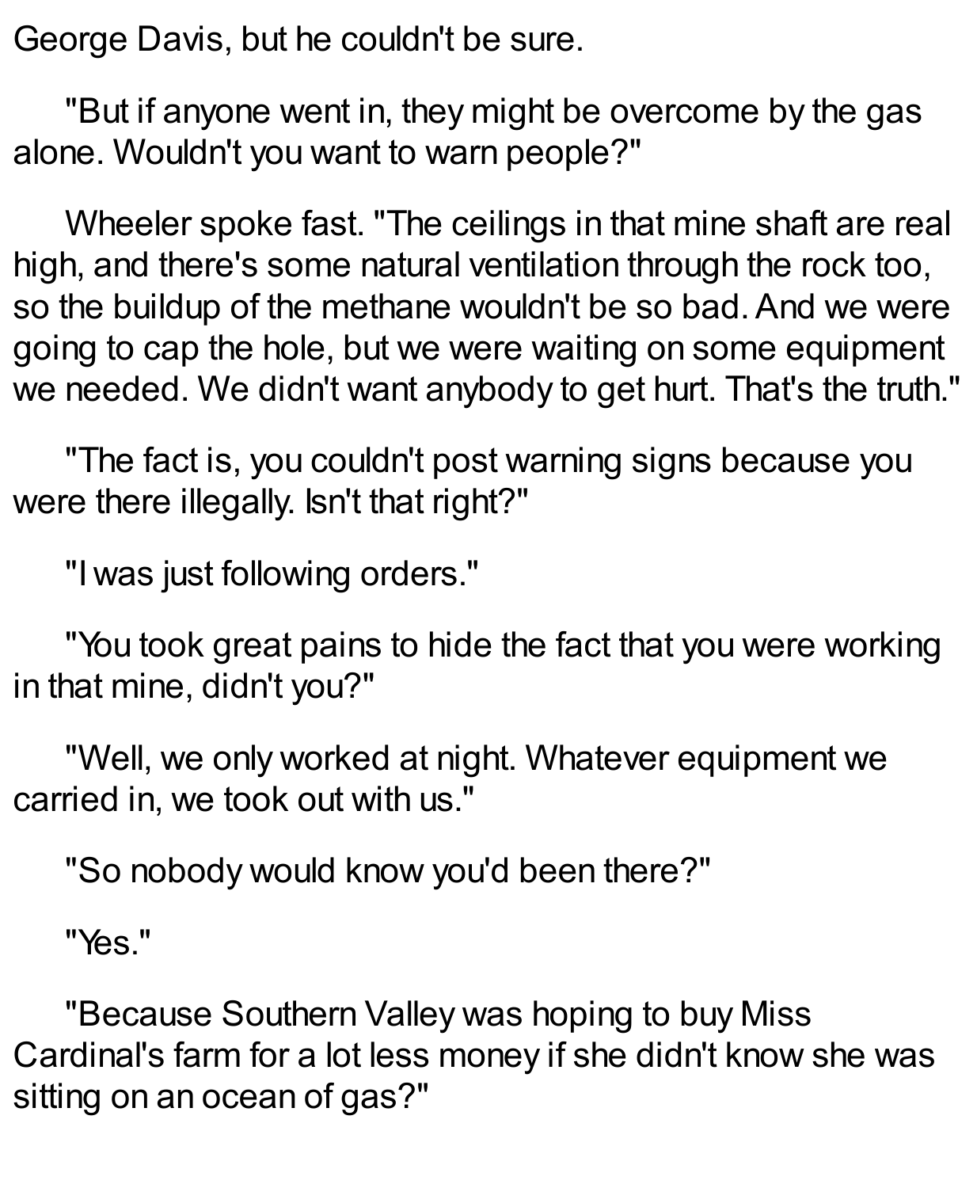George Davis, but he couldn't be sure.

"But if anyone went in, they might be overcome by the gas alone. Wouldn't you want to warn people?"

Wheeler spoke fast. "The ceilings in that mine shaft are real high, and there's some natural ventilation through the rock too, so the buildup of the methane wouldn't be so bad. And we were going to cap the hole, but we were waiting on some equipment we needed. We didn't want anybody to get hurt. That's the truth."

"The fact is, you couldn't post warning signs because you were there illegally. Isn't that right?"

"I was just following orders."

"You took great pains to hide the fact that you were working in that mine, didn't you?"

"Well, we only worked at night. Whatever equipment we carried in, we took out with us."

"So nobody would know you'd been there?"

"Yes."

"Because Southern Valley was hoping to buy Miss Cardinal's farm for a lot less money if she didn't know she was sitting on an ocean of gas?"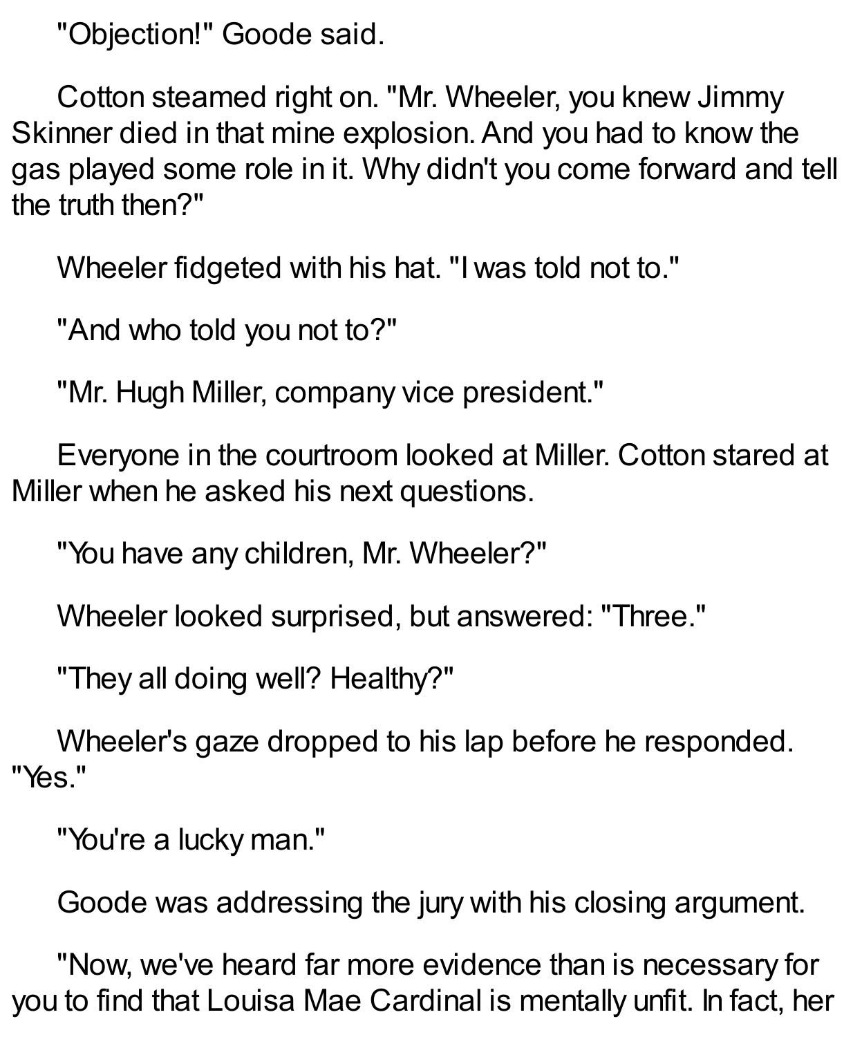"Objection!" Goode said.

Cotton steamed right on. "Mr. Wheeler, you knew Jimmy Skinner died in that mine explosion. And you had to know the gas played some role in it. Why didn't you come forward and tell the truth then?"

Wheeler fidgeted with his hat. "I was told not to."

"And who told you not to?"

"Mr. Hugh Miller, company vice president."

Everyone in the courtroom looked at Miller. Cotton stared at Miller when he asked his next questions.

"You have any children, Mr. Wheeler?"

Wheeler looked surprised, but answered: "Three."

"They all doing well? Healthy?"

Wheeler's gaze dropped to his lap before he responded. "Yes."

"You're a lucky man."

Goode was addressing the jury with his closing argument.

"Now, we've heard far more evidence than is necessary for you to find that Louisa Mae Cardinal is mentally unfit. In fact, her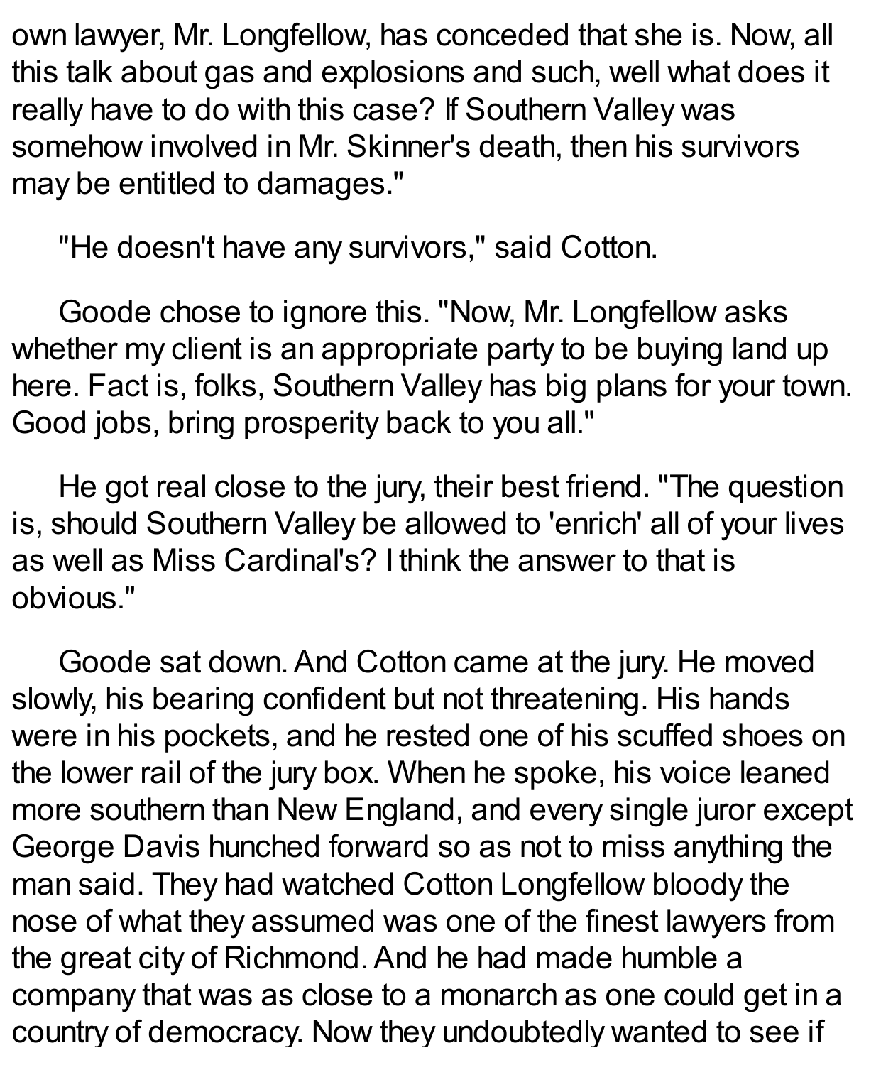own lawyer, Mr. Longfellow, has conceded that she is. Now, all this talk about gas and explosions and such, well what does it really have to do with this case? If Southern Valley was somehow involved in Mr. Skinner's death, then his survivors may be entitled to damages."

"He doesn't have any survivors," said Cotton.

Goode chose to ignore this. "Now, Mr. Longfellow asks whether my client is an appropriate party to be buying land up here. Fact is, folks, Southern Valley has big plans for your town. Good jobs, bring prosperity back to you all."

He got real close to the jury, their best friend. "The question is, should Southern Valley be allowed to 'enrich' all of your lives as well as Miss Cardinal's? I think the answer to that is obvious."

Goode sat down. And Cotton came at the jury. He moved slowly, his bearing confident but not threatening. His hands were in his pockets, and he rested one of his scuffed shoes on the lower rail of the jury box. When he spoke, his voice leaned more southern than New England, and every single juror except George Davis hunched forward so as not to miss anything the man said. They had watched Cotton Longfellow bloody the nose of what they assumed was one of the finest lawyers from the great city of Richmond. And he had made humble a company that was as close to a monarch as one could get in a country of democracy. Now they undoubtedly wanted to see if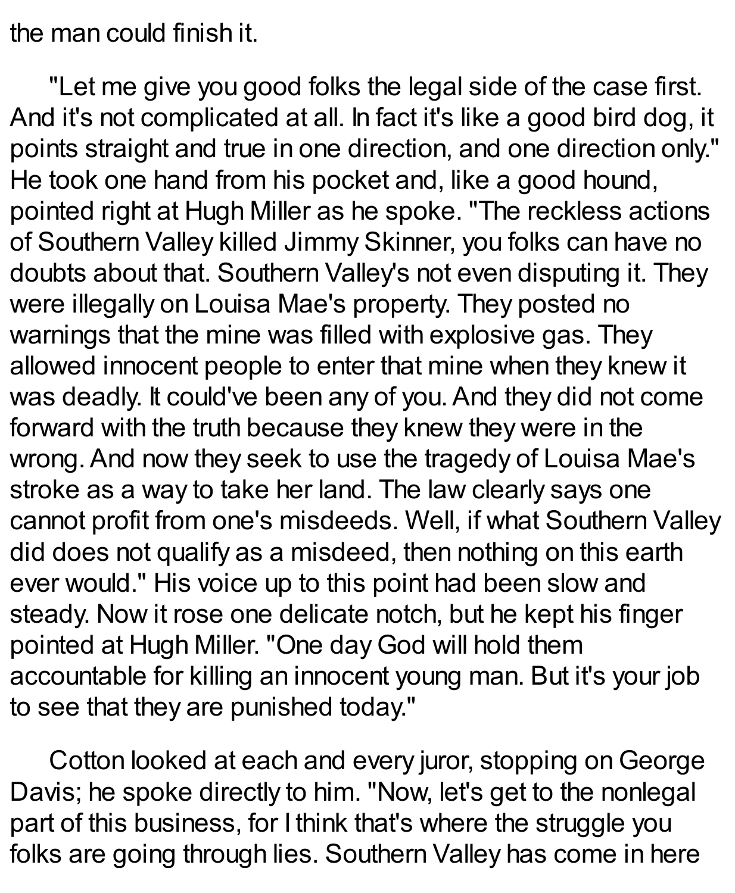the man could finish it.

"Let me give you good folks the legal side of the case first. And it's not complicated at all. In fact it's like a good bird dog, it points straight and true in one direction, and one direction only." He took one hand from his pocket and, like a good hound, pointed right at Hugh Miller as he spoke. "The reckless actions of Southern Valley killed Jimmy Skinner, you folks can have no doubts about that. Southern Valley's not even disputing it. They were illegally on Louisa Mae's property. They posted no warnings that the mine was filled with explosive gas. They allowed innocent people to enter that mine when they knew it was deadly. It could've been any of you. And they did not come forward with the truth because they knew they were in the wrong. And now they seek to use the tragedy of Louisa Mae's stroke as a way to take her land. The law clearly says one cannot profit from one's misdeeds. Well, if what Southern Valley did does not qualify as a misdeed, then nothing on this earth ever would." His voice up to this point had been slow and steady. Now it rose one delicate notch, but he kept his finger pointed at Hugh Miller. "One day God will hold them accountable for killing an innocent young man. But it's your job to see that they are punished today."

Cotton looked at each and every juror, stopping on George Davis; he spoke directly to him. "Now, let's get to the nonlegal part of this business, for I think that's where the struggle you folks are going through lies. Southern Valley has come in here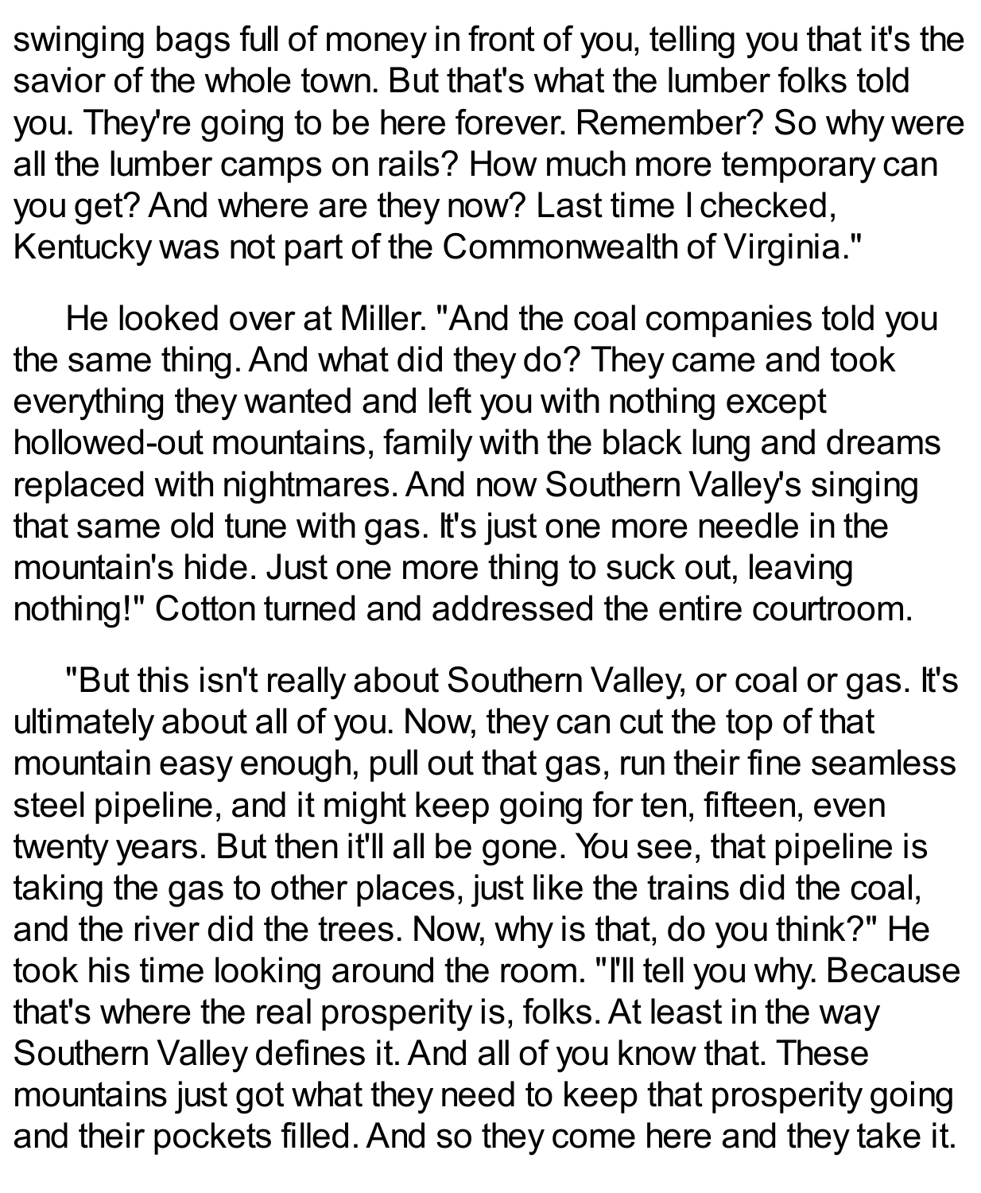swinging bags full of money in front of you, telling you that it's the savior of the whole town. But that's what the lumber folks told you. They're going to be here forever. Remember? So why were all the lumber camps on rails? How much more temporary can you get? And where are they now? Last time I checked, Kentucky was not part of the Commonwealth of Virginia."

He looked over at Miller. "And the coal companies told you the same thing. And what did they do? They came and took everything they wanted and left you with nothing except hollowed-out mountains, family with the black lung and dreams replaced with nightmares. And now Southern Valley's singing that same old tune with gas. It's just one more needle in the mountain's hide. Just one more thing to suck out, leaving nothing!" Cotton turned and addressed the entire courtroom.

"But this isn't really about Southern Valley, or coal or gas. It's ultimately about all of you. Now, they can cut the top of that mountain easy enough, pull out that gas, run their fine seamless steel pipeline, and it might keep going for ten, fifteen, even twenty years. But then it'll all be gone. You see, that pipeline is taking the gas to other places, just like the trains did the coal, and the river did the trees. Now, why is that, do you think?" He took his time looking around the room. "I'll tell you why. Because that's where the real prosperity is, folks. At least in the way Southern Valley defines it. And all of you know that. These mountains just got what they need to keep that prosperity going and their pockets filled. And so they come here and they take it.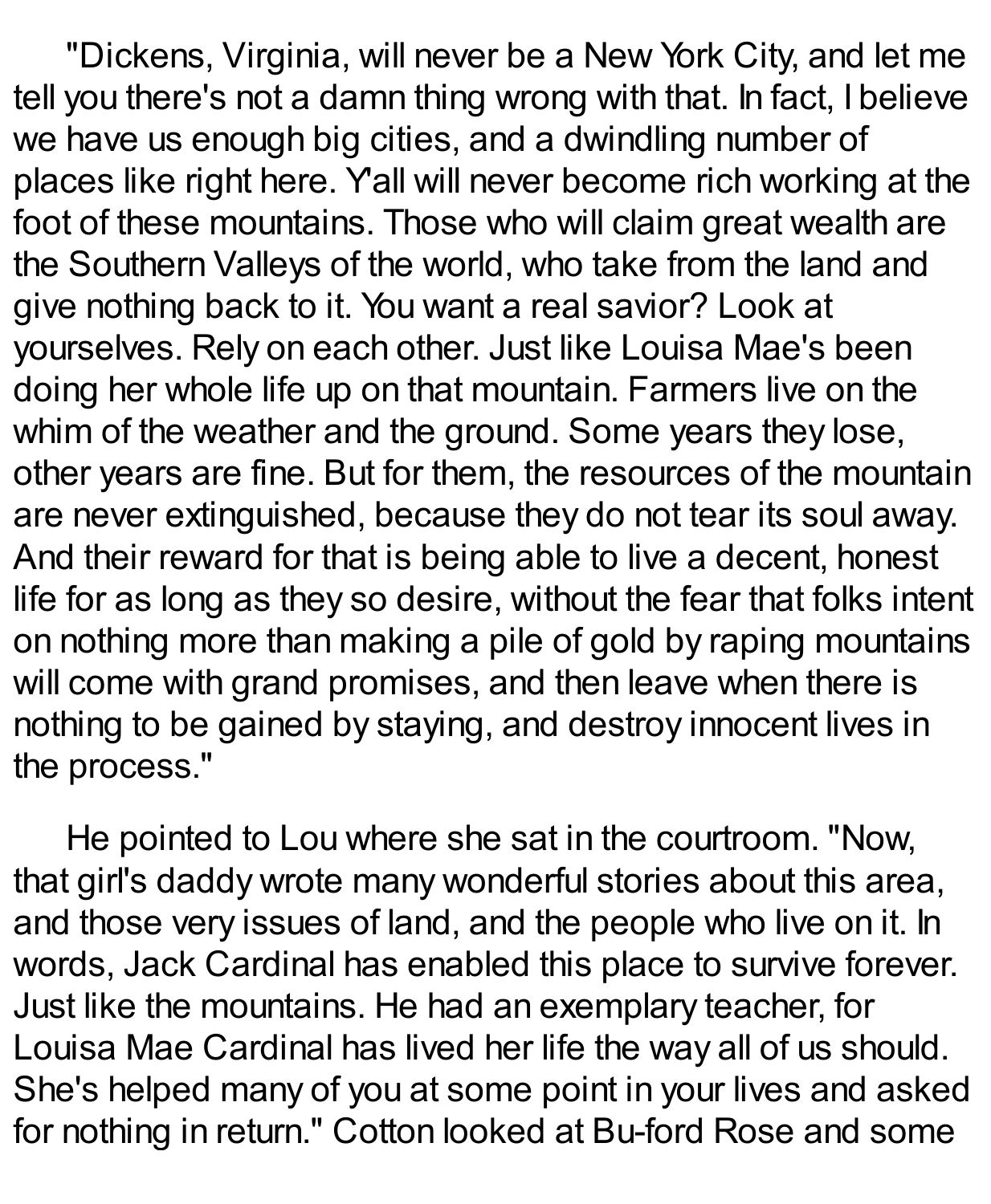"Dickens, Virginia, will never be a New York City, and let me tell you there's not a damn thing wrong with that. In fact, I believe we have us enough big cities, and a dwindling number of places like right here. Y'all will never become rich working at the foot of these mountains. Those who will claim great wealth are the Southern Valleys of the world, who take from the land and give nothing back to it. You want a real savior? Look at yourselves. Rely on each other. Just like Louisa Mae's been doing her whole life up on that mountain. Farmers live on the whim of the weather and the ground. Some years they lose, other years are fine. But for them, the resources of the mountain are never extinguished, because they do not tear its soul away. And their reward for that is being able to live a decent, honest life for as long as they so desire, without the fear that folks intent on nothing more than making a pile of gold by raping mountains will come with grand promises, and then leave when there is nothing to be gained by staying, and destroy innocent lives in the process."

He pointed to Lou where she sat in the courtroom. "Now, that girl's daddy wrote many wonderful stories about this area, and those very issues of land, and the people who live on it. In words, Jack Cardinal has enabled this place to survive forever. Just like the mountains. He had an exemplary teacher, for Louisa Mae Cardinal has lived her life the way all of us should. She's helped many of you at some point in your lives and asked for nothing in return." Cotton looked at Bu-ford Rose and some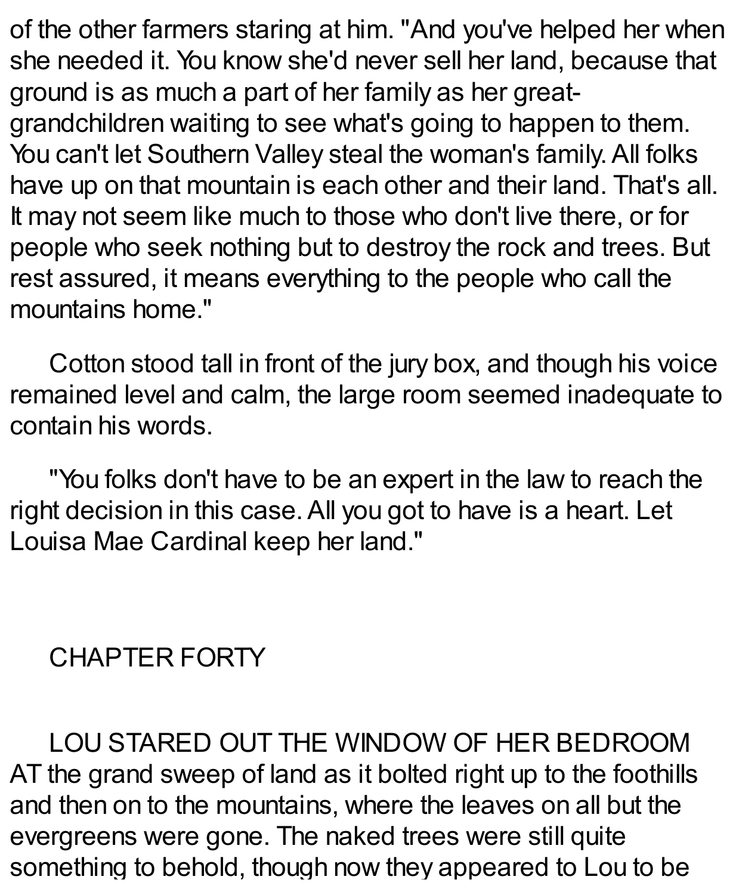of the other farmers staring at him. "And you've helped her when she needed it. You know she'd never sell her land, because that ground is as much a part of her family as her great-grandchildren waiting to see what's going to happen to them. You can't let Southern Valley steal the woman's family. All folks have up on that mountain is each other and their land. That's all. It may not seem like much to those who don't live there, or for people who seek nothing but to destroy the rock and trees. But rest assured, it means everything to the people who call the mountains home."

Cotton stood tall in front of the jury box, and though his voice remained level and calm, the large room seemed inadequate to contain his words.

"You folks don't have to be an expert in the law to reach the right decision in this case. All you got to have is a heart. Let Louisa Mae Cardinal keep her land."

## CHAPTER FORTY

LOU STARED OUT THE WINDOW OF HER BEDROOM AT the grand sweep of land as it bolted right up to the foothills and then on to the mountains, where the leaves on all but the evergreens were gone. The naked trees were still quite something to behold, though now they appeared to Lou to be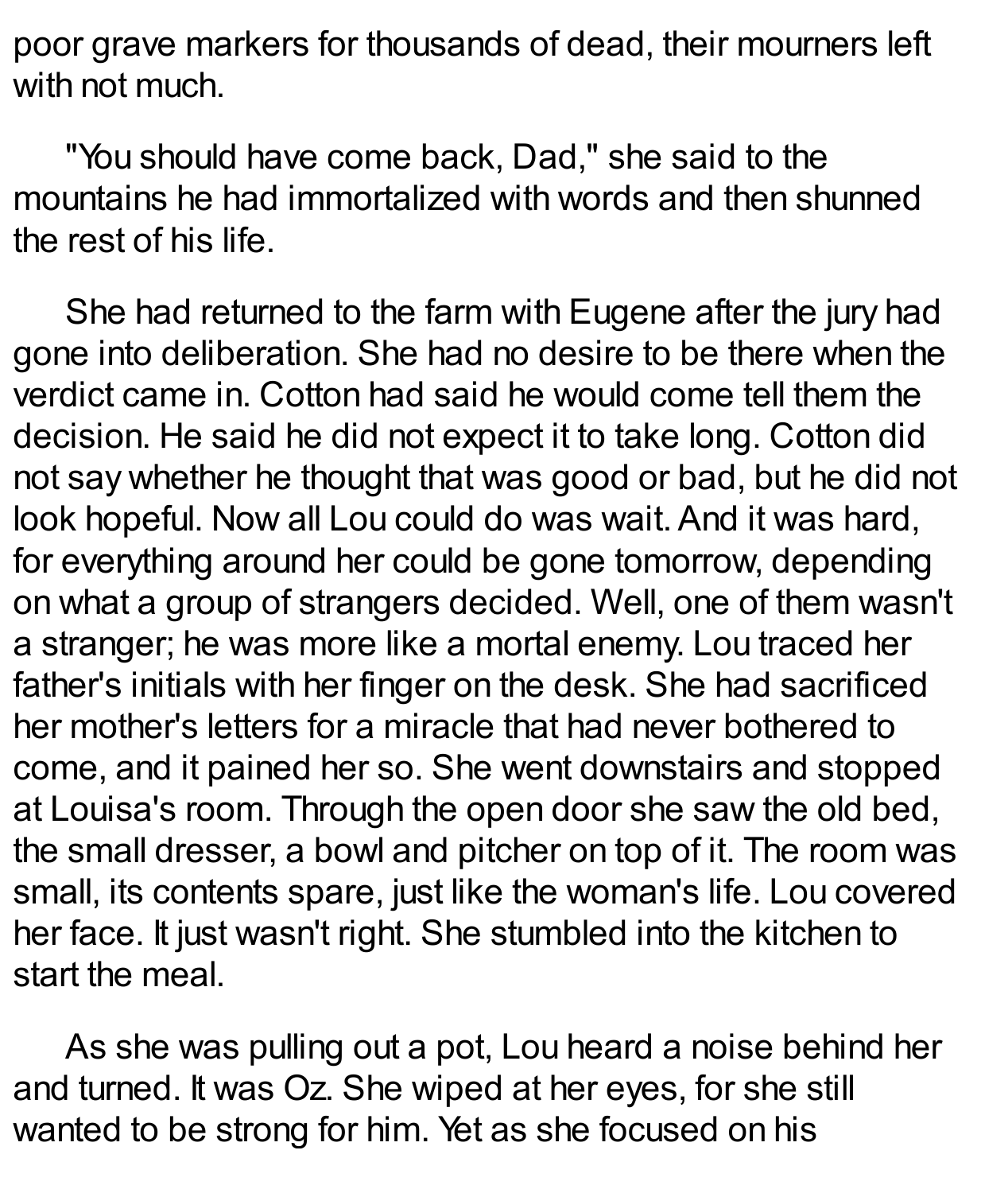poor grave markers for thousands of dead, their mourners left with not much.

"You should have come back, Dad," she said to the mountains he had immortalized with words and then shunned the rest of his life.

She had returned to the farm with Eugene after the jury had gone into deliberation. She had no desire to be there when the verdict came in. Cotton had said he would come tell them the decision. He said he did not expect it to take long. Cotton did not say whether he thought that was good or bad, but he did not look hopeful. Now all Lou could do was wait. And it was hard, for everything around her could be gone tomorrow, depending on what a group of strangers decided. Well, one of them wasn't a stranger; he was more like a mortal enemy. Lou traced her father's initials with her finger on the desk. She had sacrificed her mother's letters for a miracle that had never bothered to come, and it pained her so. She went downstairs and stopped at Louisa's room. Through the open door she saw the old bed, the small dresser, a bowl and pitcher on top of it. The room was small, its contents spare, just like the woman's life. Lou covered her face. It just wasn't right. She stumbled into the kitchen to start the meal.

As she was pulling out a pot, Lou heard a noise behind her and turned. It was Oz. She wiped at her eyes, for she still wanted to be strong for him. Yet as she focused on his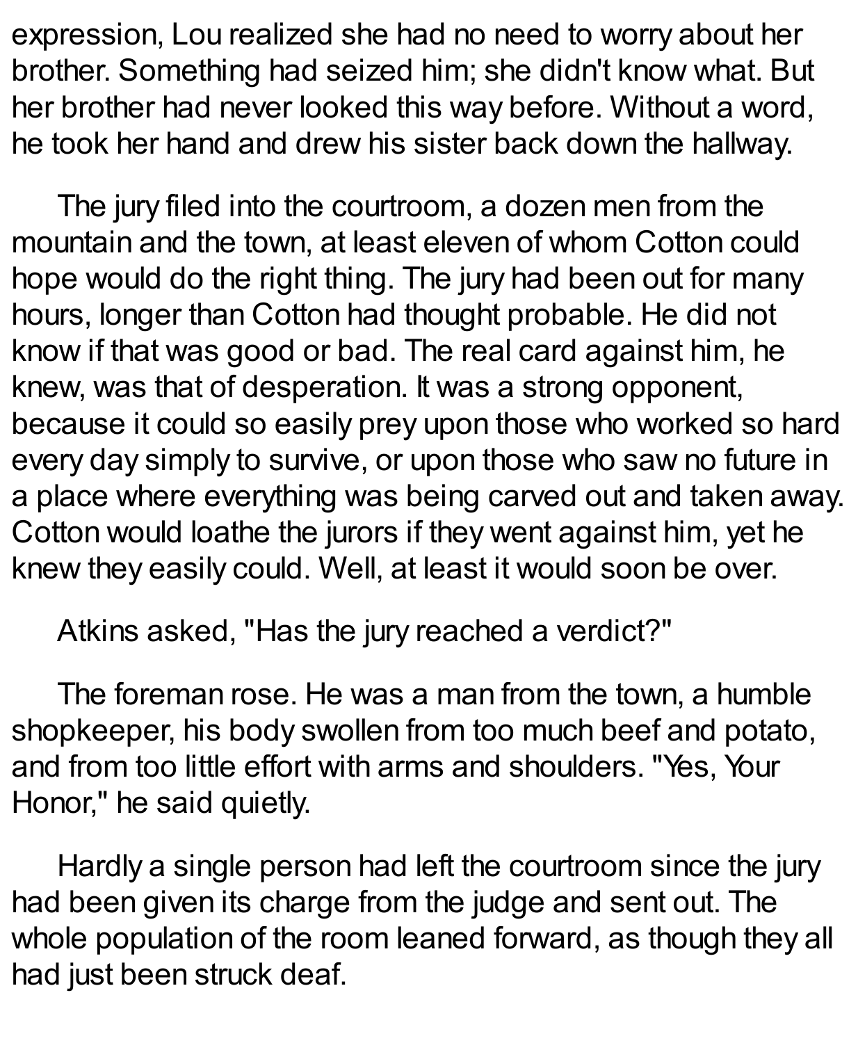expression, Lou realized she had no need to worry about her brother. Something had seized him; she didn't know what. But her brother had never looked this way before. Without a word, he took her hand and drew his sister back down the hallway.

The jury filed into the courtroom, a dozen men from the mountain and the town, at least eleven of whom Cotton could hope would do the right thing. The jury had been out for many hours, longer than Cotton had thought probable. He did not know if that was good or bad. The real card against him, he knew, was that of desperation. It was a strong opponent, because it could so easily prey upon those who worked so hard every day simply to survive, or upon those who saw no future in a place where everything was being carved out and taken away. Cotton would loathe the jurors if they went against him, yet he knew they easily could. Well, at least it would soon be over.

Atkins asked, "Has the jury reached a verdict?"

The foreman rose. He was a man from the town, a humble shopkeeper, his body swollen from too much beef and potato, and from too little effort with arms and shoulders. "Yes, Your Honor," he said quietly.

Hardly a single person had left the courtroom since the jury had been given its charge from the judge and sent out. The whole population of the room leaned forward, as though they all had just been struck deaf.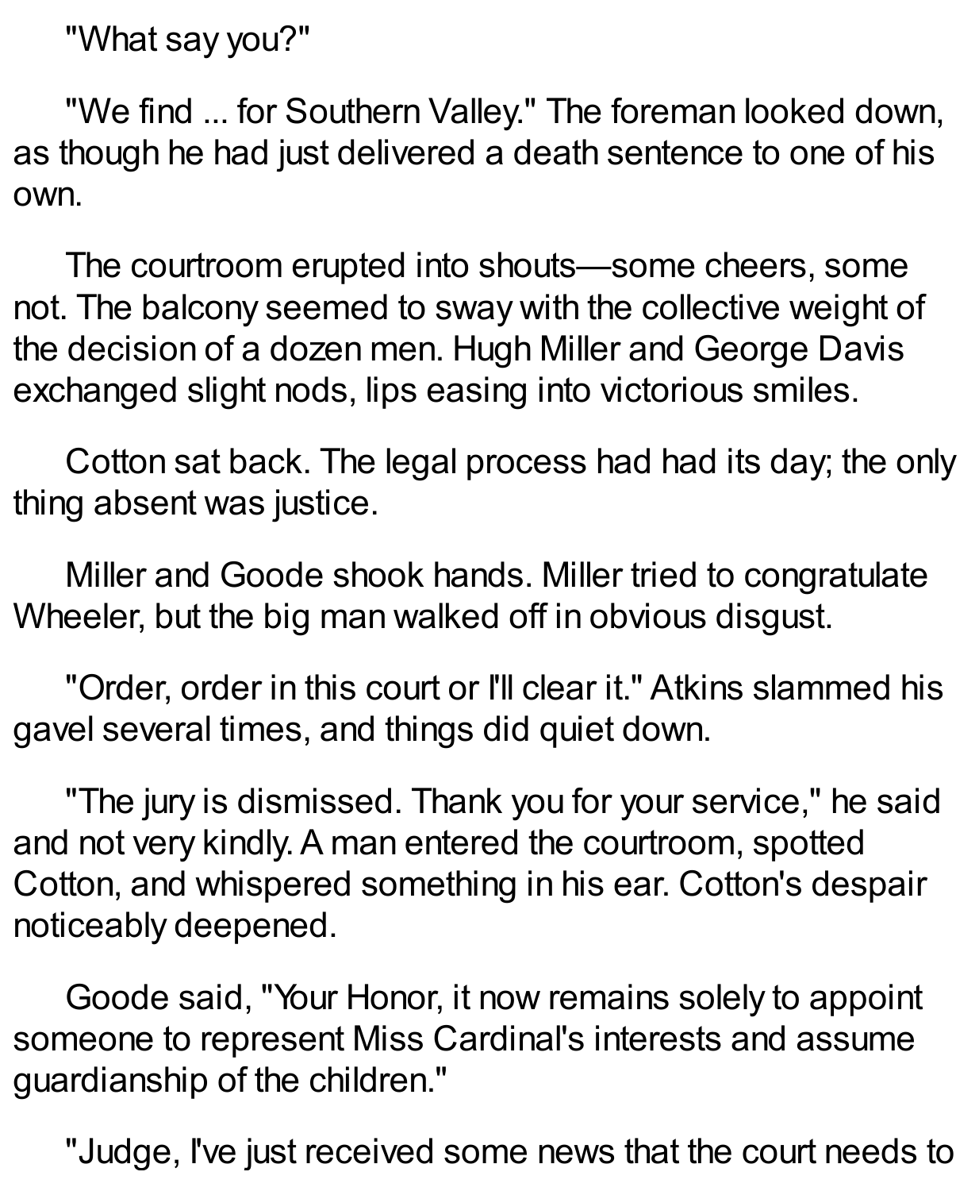"What say you?"

"We find ... for Southern Valley." The foreman looked down, as though he had just delivered a death sentence to one of his own.

The courtroom erupted into shouts—some cheers, some not. The balcony seemed to sway with the collective weight of the decision of a dozen men. Hugh Miller and George Davis exchanged slight nods, lips easing into victorious smiles.

Cotton sat back. The legal process had had its day; the only thing absent was justice.

Miller and Goode shook hands. Miller tried to congratulate Wheeler, but the big man walked off in obvious disgust.

"Order, order in this court or I'll clear it." Atkins slammed his gavel several times, and things did quiet down.

"The jury is dismissed. Thank you for your service," he said and not very kindly. A man entered the courtroom, spotted Cotton, and whispered something in his ear. Cotton's despair noticeably deepened.

Goode said, "Your Honor, it now remains solely to appoint someone to represent Miss Cardinal's interests and assume guardianship of the children."

"Judge, I've just received some news that the court needs to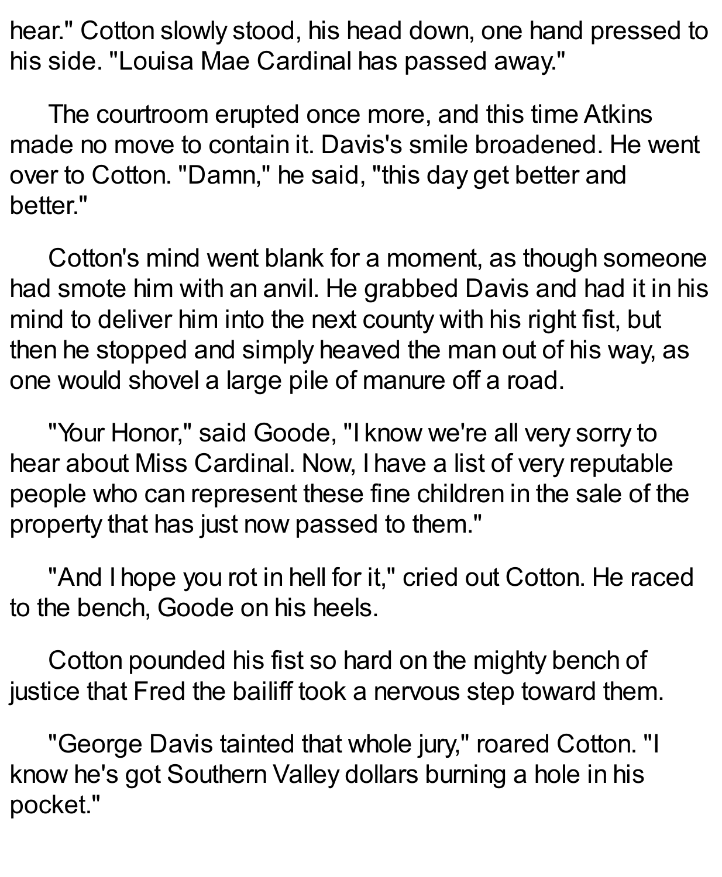hear." Cotton slowly stood, his head down, one hand pressed to his side. "Louisa Mae Cardinal has passed away."

The courtroom erupted once more, and this time Atkins made no move to contain it. Davis's smile broadened. He went over to Cotton. "Damn," he said, "this day get better and better."

Cotton's mind went blank for a moment, as though someone had smote him with an anvil. He grabbed Davis and had it in his mind to deliver him into the next county with his right fist, but then he stopped and simply heaved the man out of his way, as one would shovel a large pile of manure off a road.

"Your Honor," said Goode, "I know we're all very sorry to hear about Miss Cardinal. Now, I have a list of very reputable people who can represent these fine children in the sale of the property that has just now passed to them."

"And I hope you rot in hell for it," cried out Cotton. He raced to the bench, Goode on his heels.

Cotton pounded his fist so hard on the mighty bench of justice that Fred the bailiff took a nervous step toward them.

"George Davis tainted that whole jury," roared Cotton. "I know he's got Southern Valley dollars burning a hole in his pocket."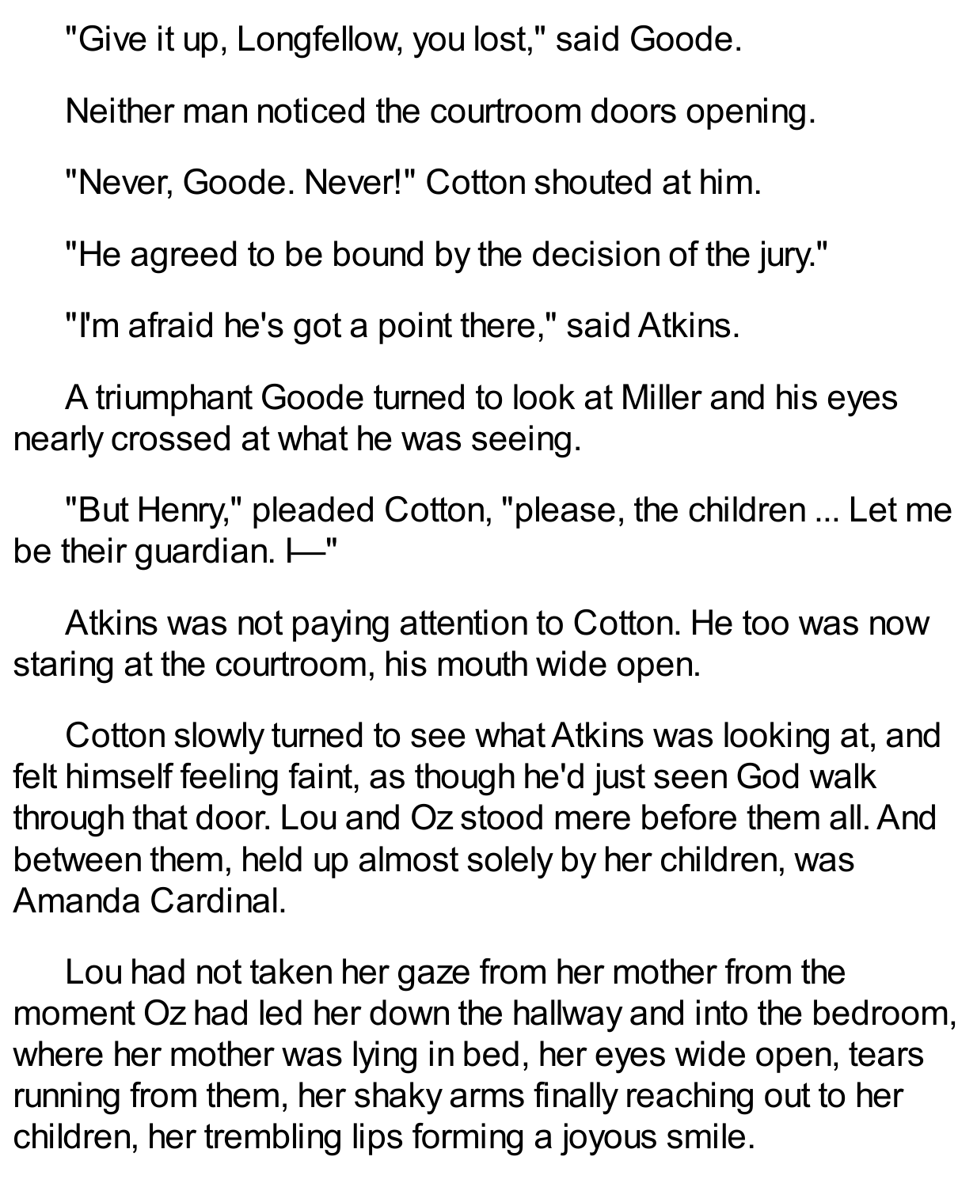"Give it up, Longfellow, you lost," said Goode.

Neither man noticed the courtroom doors opening.

"Never, Goode. Never!" Cotton shouted at him.

"He agreed to be bound by the decision of the jury."

"I'm afraid he's got a point there," said Atkins.

A triumphant Goode turned to look at Miller and his eyes nearly crossed at what he was seeing.

"But Henry," pleaded Cotton, "please, the children ... Let me be their guardian. I—"

Atkins was not paying attention to Cotton. He too was now staring at the courtroom, his mouth wide open.

Cotton slowly turned to see what Atkins was looking at, and felt himself feeling faint, as though he'd just seen God walk through that door. Lou and Oz stood mere before them all. And between them, held up almost solely by her children, was Amanda Cardinal.

Lou had not taken her gaze from her mother from the moment Oz had led her down the hallway and into the bedroom, where her mother was lying in bed, her eyes wide open, tears running from them, her shaky arms finally reaching out to her children, her trembling lips forming a joyous smile.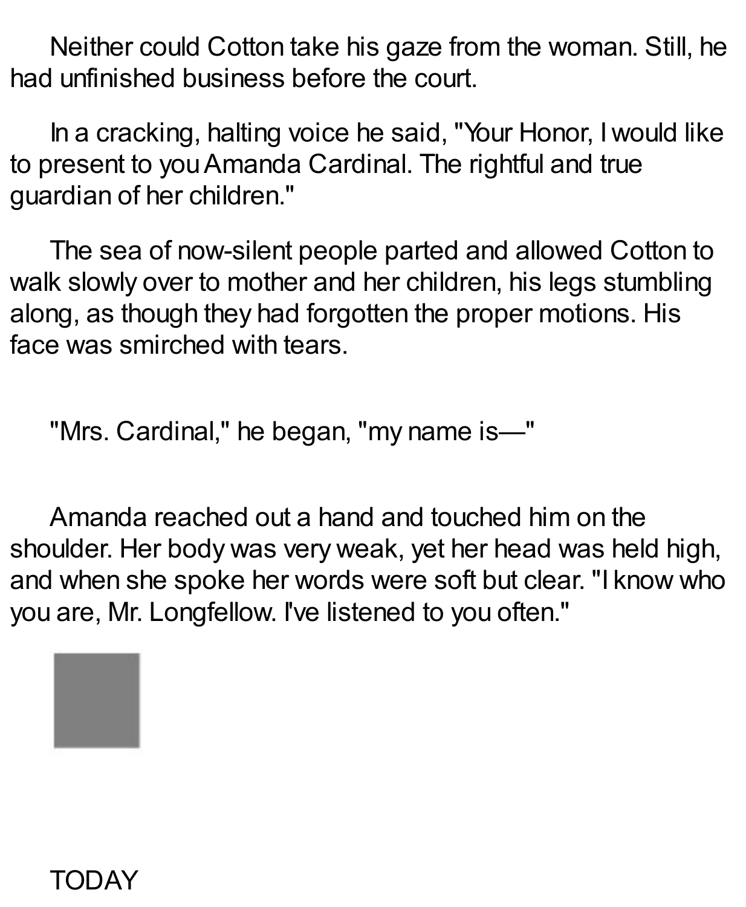Neither could Cotton take his gaze from the woman. Still, he had unfinished business before the court.

In a cracking, halting voice he said, "Your Honor, I would like to present to you Amanda Cardinal. The rightful and true guardian of her children."

The sea of now-silent people parted and allowed Cotton to walk slowly over to mother and her children, his legs stumbling along, as though they had forgotten the proper motions. His face was smirched with tears.

"Mrs. Cardinal," he began, "my name is—"

Amanda reached out a hand and touched him on the shoulder. Her body was very weak, yet her head was held high, and when she spoke her words were soft but clear. "I know who you are, Mr. Longfellow. I've listened to you often."

TODAY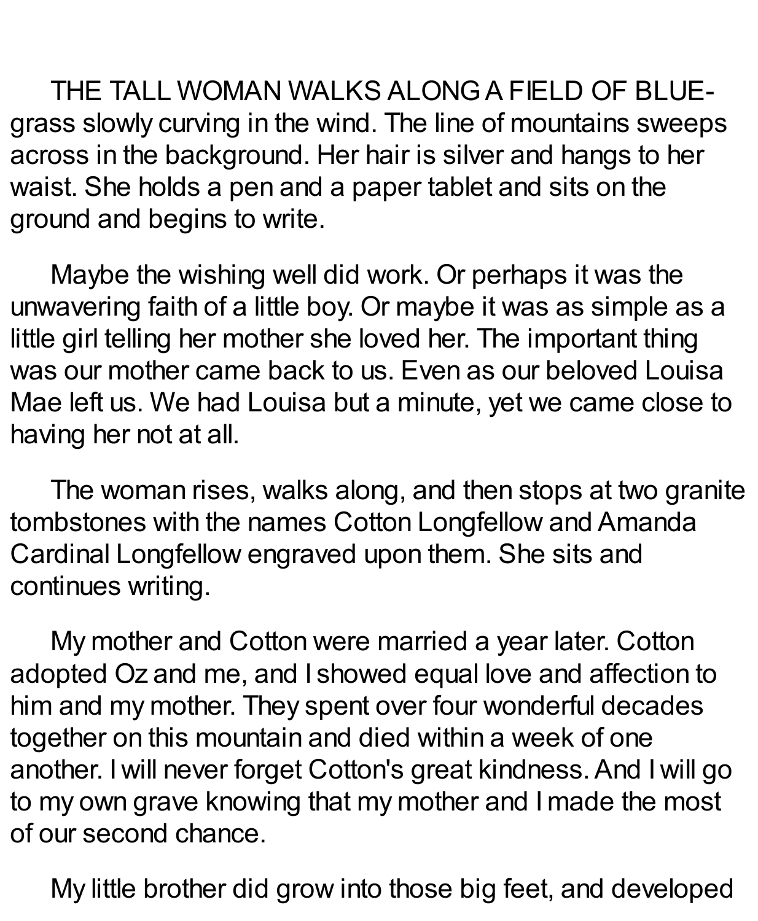THE TALL WOMAN WALKS ALONG A FIELD OF BLUE-grass slowly curving in the wind. The line of mountains sweeps across in the background. Her hair is silver and hangs to her waist. She holds a pen and a paper tablet and sits on the ground and begins to write.

Maybe the wishing well did work. Or perhaps it was the unwavering faith of a little boy. Or maybe it was as simple as a little girl telling her mother she loved her. The important thing was our mother came back to us. Even as our beloved Louisa Mae left us. We had Louisa but a minute, yet we came close to having her not at all.

The woman rises, walks along, and then stops at two granite tombstones with the names Cotton Longfellow and Amanda Cardinal Longfellow engraved upon them. She sits and continues writing.

My mother and Cotton were married a year later. Cotton adopted Oz and me, and I showed equal love and affection to him and my mother. They spent over four wonderful decades together on this mountain and died within a week of one another. I will never forget Cotton's great kindness. And I will go to my own grave knowing that my mother and I made the most of our second chance.

My little brother did grow into those big feet, and developed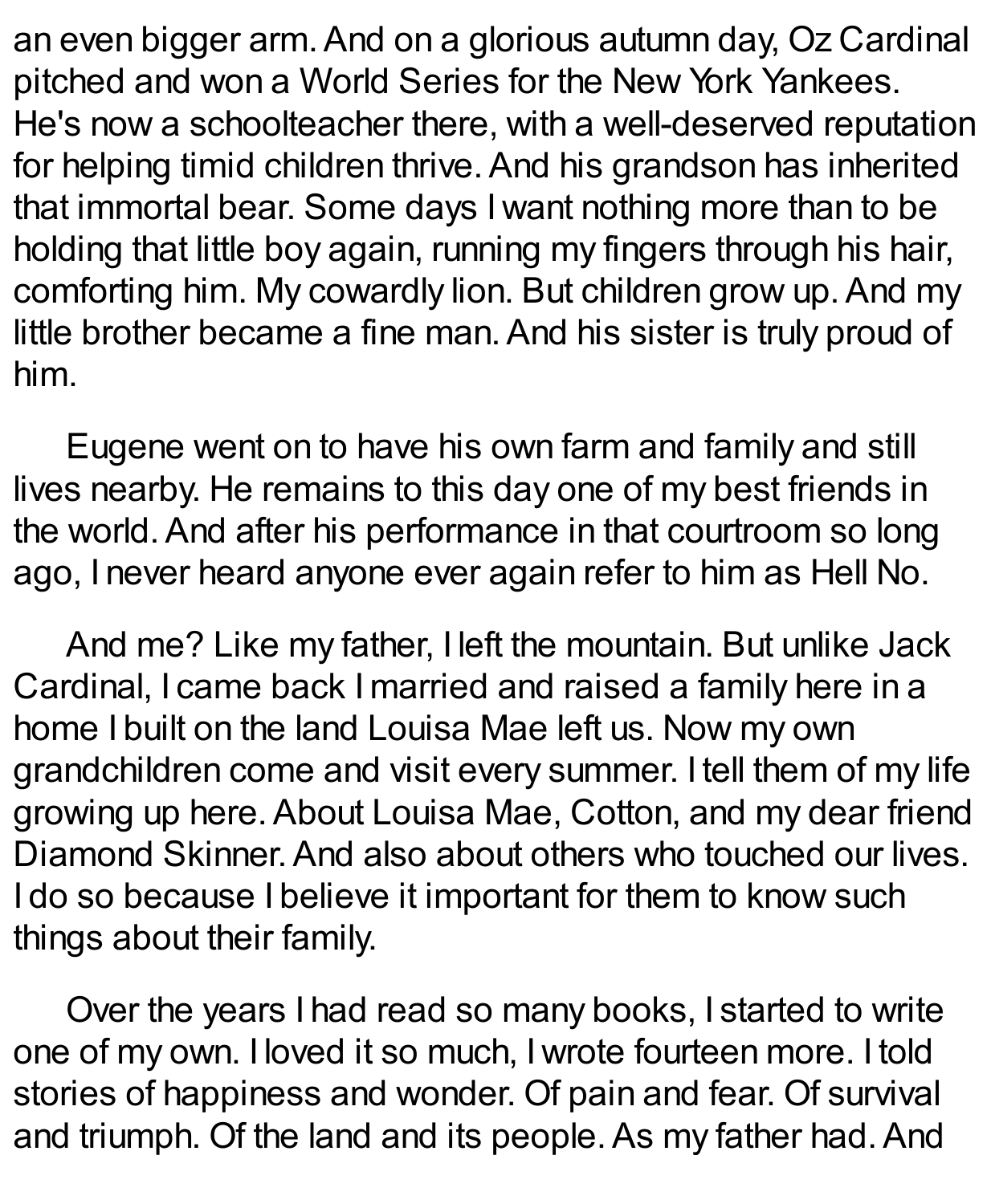an even bigger arm. And on a glorious autumn day, Oz Cardinal pitched and won a World Series for the New York Yankees. He's now a schoolteacher there, with a well-deserved reputation for helping timid children thrive. And his grandson has inherited that immortal bear. Some days I want nothing more than to be holding that little boy again, running my fingers through his hair, comforting him. My cowardly lion. But children grow up. And my little brother became a fine man. And his sister is truly proud of him.

Eugene went on to have his own farm and family and still lives nearby. He remains to this day one of my best friends in the world. And after his performance in that courtroom so long ago, I never heard anyone ever again refer to him as Hell No.

And me? Like my father, I left the mountain. But unlike Jack Cardinal, I came back I married and raised a family here in a home I built on the land Louisa Mae left us. Now my own grandchildren come and visit every summer. I tell them of my life growing up here. About Louisa Mae, Cotton, and my dear friend Diamond Skinner. And also about others who touched our lives. I do so because I believe it important for them to know such things about their family.

Over the years I had read so many books, I started to write one of my own. I loved it so much, I wrote fourteen more. I told stories of happiness and wonder. Of pain and fear. Of survival and triumph. Of the land and its people. As my father had. And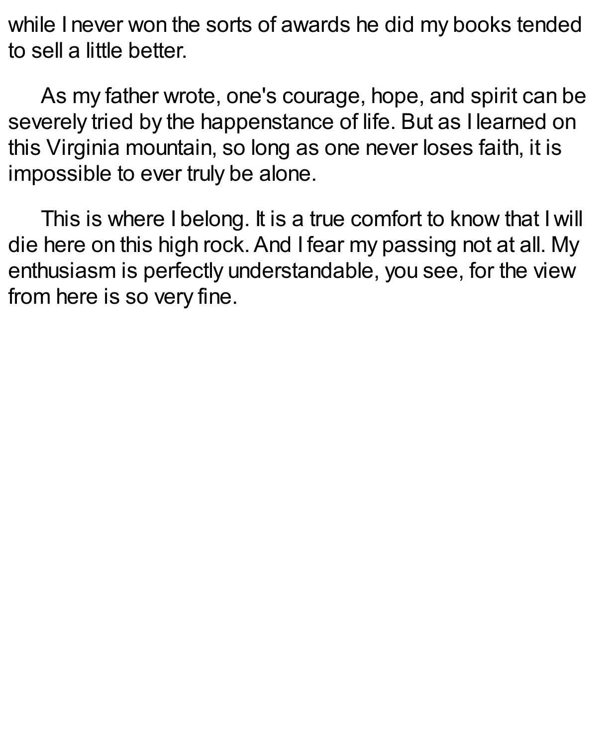while I never won the sorts of awards he did my books tended to sell a little better.

As my father wrote, one's courage, hope, and spirit can be severely tried by the happenstance of life. But as I learned on this Virginia mountain, so long as one never loses faith, it is impossible to ever truly be alone.

This is where I belong. It is a true comfort to know that I will die here on this high rock. And I fear my passing not at all. My enthusiasm is perfectly understandable, you see, for the view from here is so very fine.